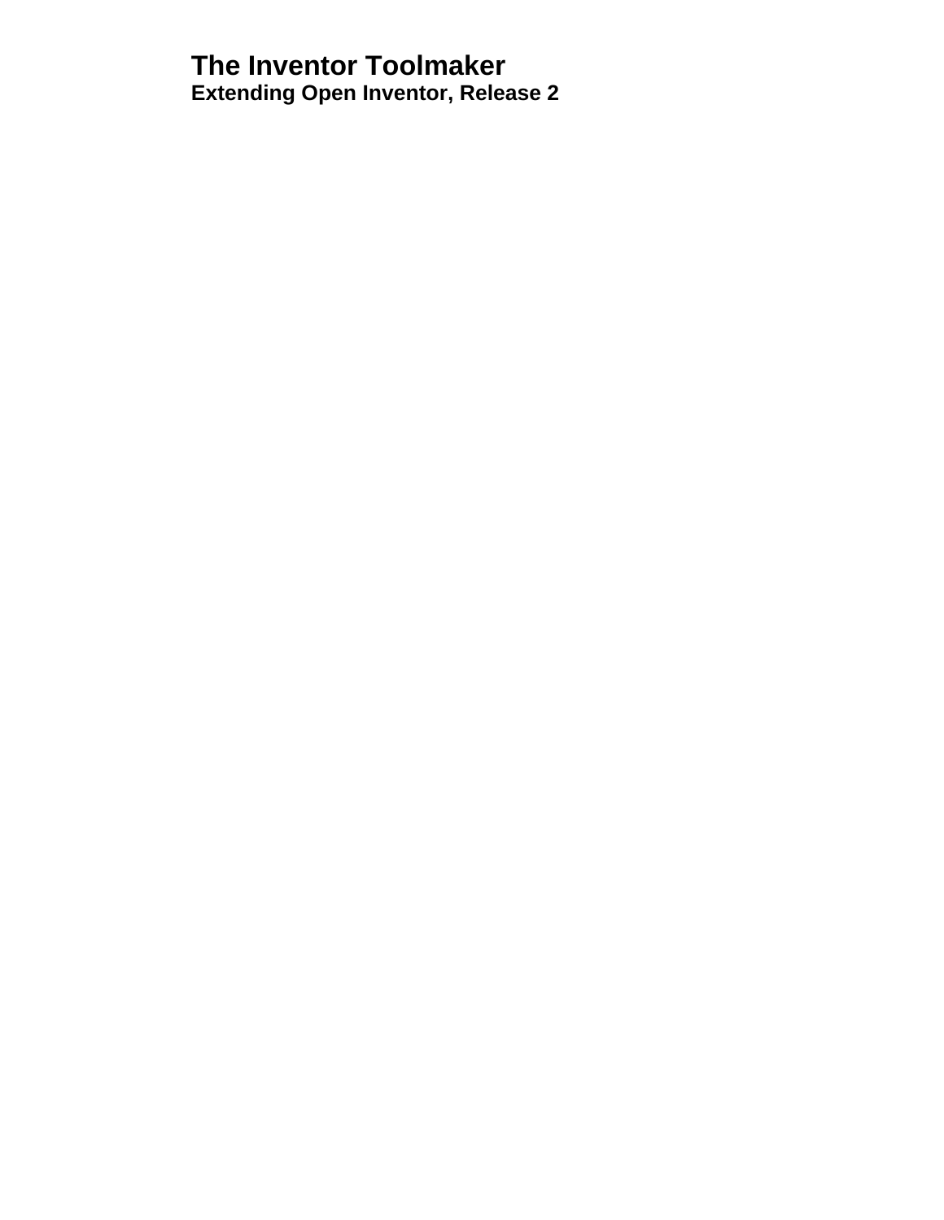# The Inventor Toolmaker

## Extending Open Inventor, Release 2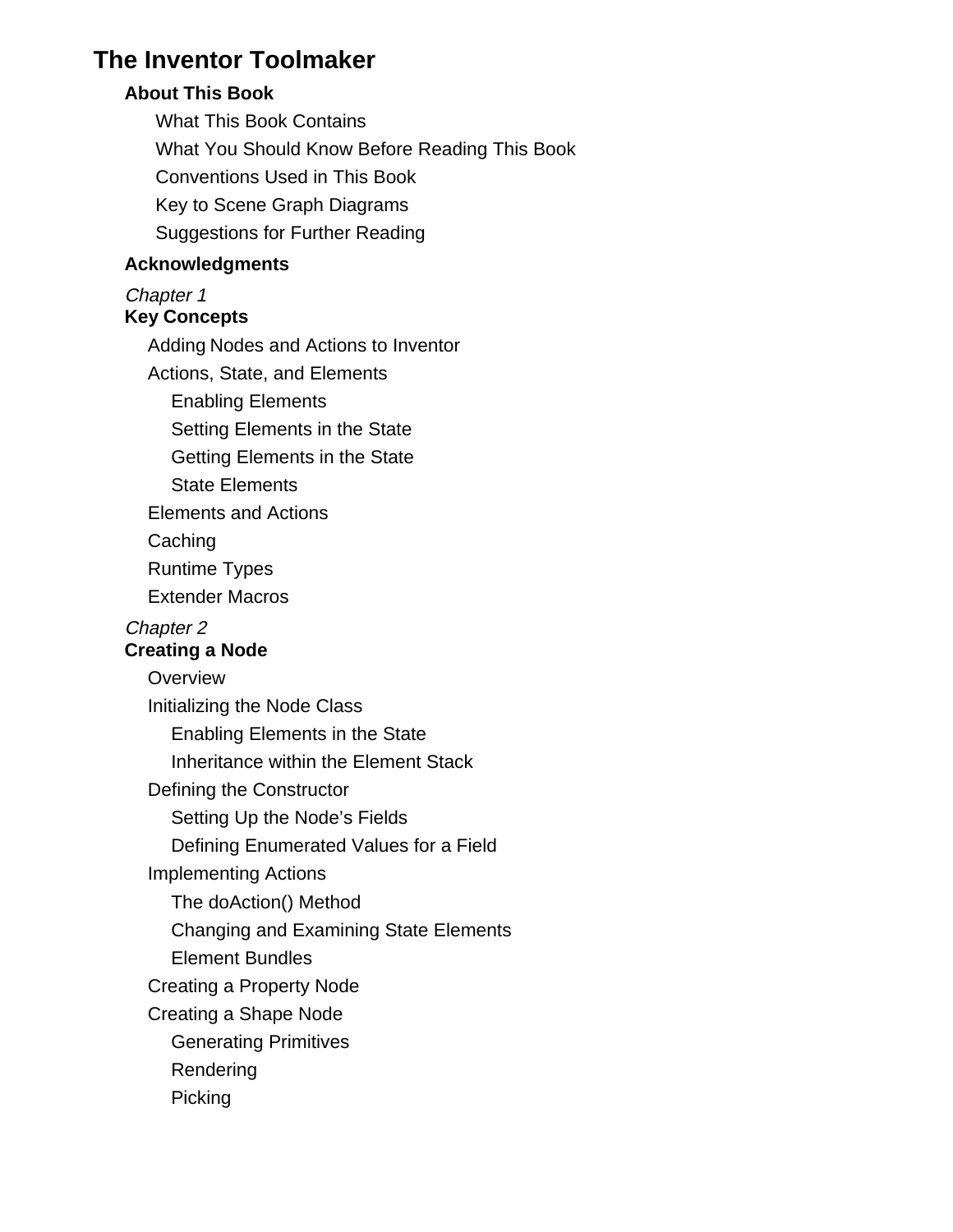# The Inventor Toolmaker

## About This Book

- What This Book Contains
- What You Should Know Before Reading This Book
- Conventions Used in This Book
- Key to Scene Graph Diagrams
- Suggestions for Further Reading

## Acknowledgments

*Chapter 1*
## Key Concepts

- Adding Nodes and Actions to Inventor
- Actions, State, and Elements
    - Enabling Elements
    - Setting Elements in the State
    - Getting Elements in the State
    - State Elements
- Elements and Actions
- Caching
- Runtime Types
- Extender Macros

*Chapter 2*
## Creating a Node

- Overview
- Initializing the Node Class
    - Enabling Elements in the State
    - Inheritance within the Element Stack
- Defining the Constructor
    - Setting Up the Node's Fields
    - Defining Enumerated Values for a Field
- Implementing Actions
    - The doAction() Method
    - Changing and Examining State Elements
    - Element Bundles
- Creating a Property Node
- Creating a Shape Node
    - Generating Primitives
    - Rendering
    - Picking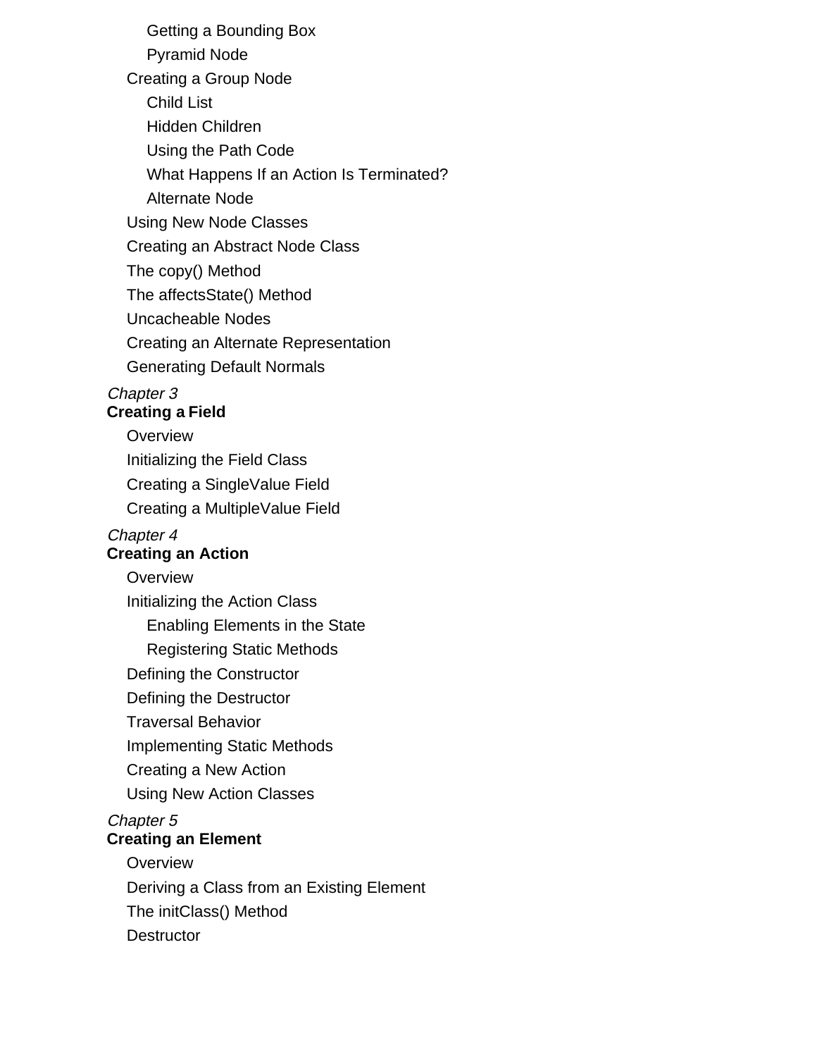- Getting a Bounding Box
- Pyramid Node

- Creating a Group Node
  - Child List
  - Hidden Children
  - Using the Path Code
  - What Happens If an Action Is Terminated?
  - Alternate Node
- Using New Node Classes
- Creating an Abstract Node Class
- The copy() Method
- The affectsState() Method
- Uncacheable Nodes
- Creating an Alternate Representation
- Generating Default Normals

*Chapter 3*
**Creating a Field**

- Overview
- Initializing the Field Class
- Creating a SingleValue Field
- Creating a MultipleValue Field

*Chapter 4*
**Creating an Action**

- Overview
- Initializing the Action Class
  - Enabling Elements in the State
  - Registering Static Methods
- Defining the Constructor
- Defining the Destructor
- Traversal Behavior
- Implementing Static Methods
- Creating a New Action
- Using New Action Classes

*Chapter 5*
**Creating an Element**

- Overview
- Deriving a Class from an Existing Element
- The initClass() Method
- Destructor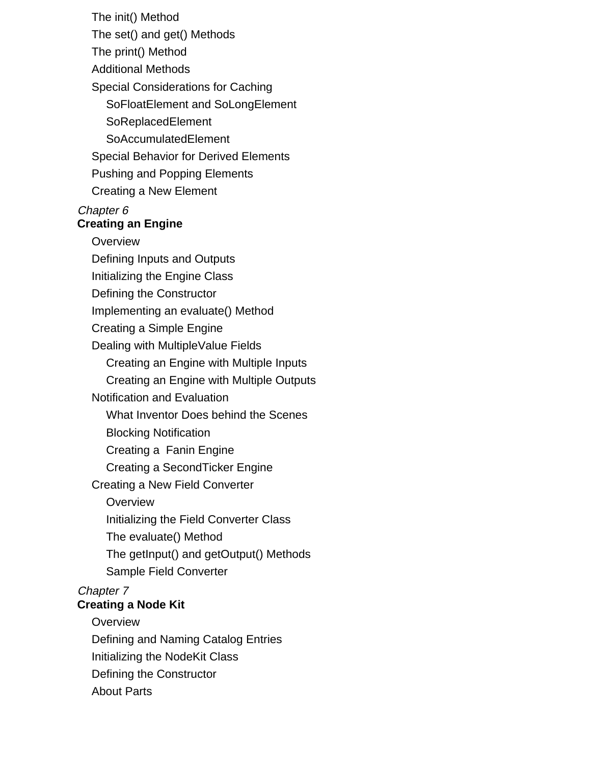- The init() Method
- The set() and get() Methods
- The print() Method
- Additional Methods
- Special Considerations for Caching
  - SoFloatElement and SoLongElement
  - SoReplacedElement
  - SoAccumulatedElement
- Special Behavior for Derived Elements
- Pushing and Popping Elements
- Creating a New Element

*Chapter 6*
**Creating an Engine**

- Overview
- Defining Inputs and Outputs
- Initializing the Engine Class
- Defining the Constructor
- Implementing an evaluate() Method
- Creating a Simple Engine
- Dealing with MultipleValue Fields
  - Creating an Engine with Multiple Inputs
  - Creating an Engine with Multiple Outputs
- Notification and Evaluation
  - What Inventor Does behind the Scenes
  - Blocking Notification
  - Creating a  Fanin Engine
  - Creating a SecondTicker Engine
- Creating a New Field Converter
  - Overview
  - Initializing the Field Converter Class
  - The evaluate() Method
  - The getInput() and getOutput() Methods
  - Sample Field Converter

*Chapter 7*
**Creating a Node Kit**

- Overview
- Defining and Naming Catalog Entries
- Initializing the NodeKit Class
- Defining the Constructor
- About Parts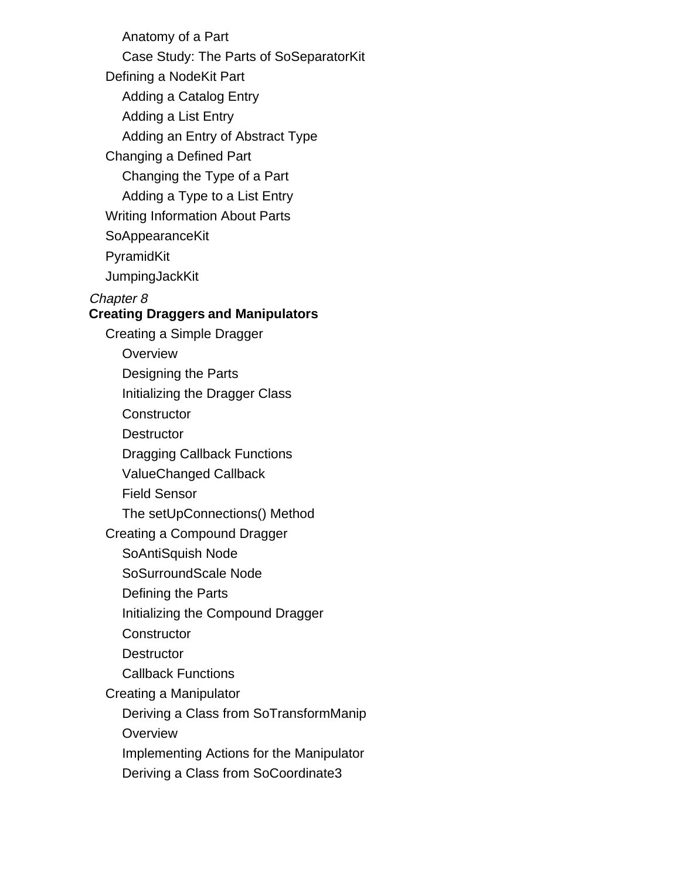- Anatomy of a Part
- Case Study: The Parts of SoSeparatorKit

- Defining a NodeKit Part
  - Adding a Catalog Entry
  - Adding a List Entry
  - Adding an Entry of Abstract Type
- Changing a Defined Part
  - Changing the Type of a Part
  - Adding a Type to a List Entry
- Writing Information About Parts
- SoAppearanceKit
- PyramidKit
- JumpingJackKit

*Chapter 8*
**Creating Draggers and Manipulators**

- Creating a Simple Dragger
  - Overview
  - Designing the Parts
  - Initializing the Dragger Class
  - Constructor
  - Destructor
  - Dragging Callback Functions
  - ValueChanged Callback
  - Field Sensor
  - The setUpConnections() Method
- Creating a Compound Dragger
  - SoAntiSquish Node
  - SoSurroundScale Node
  - Defining the Parts
  - Initializing the Compound Dragger
  - Constructor
  - Destructor
  - Callback Functions
- Creating a Manipulator
  - Deriving a Class from SoTransformManip
  - Overview
  - Implementing Actions for the Manipulator
  - Deriving a Class from SoCoordinate3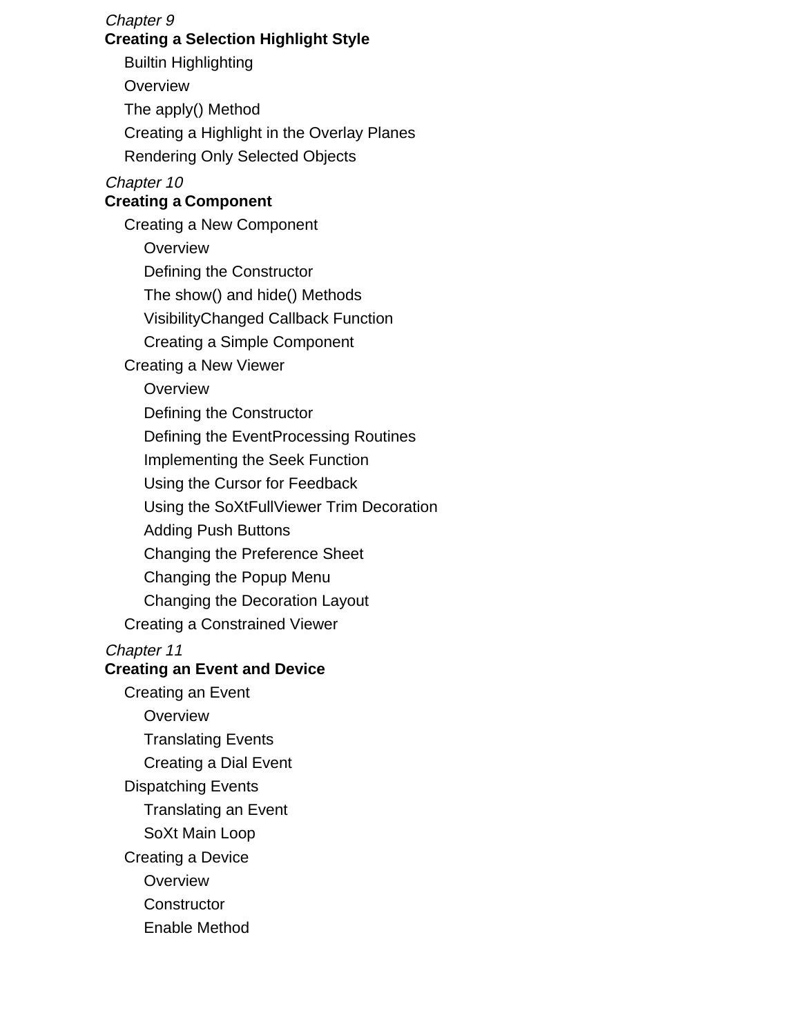*Chapter 9*
**Creating a Selection Highlight Style**

- Builtin Highlighting
- Overview
- The apply() Method
- Creating a Highlight in the Overlay Planes
- Rendering Only Selected Objects

*Chapter 10*
**Creating a Component**

- Creating a New Component
  - Overview
  - Defining the Constructor
  - The show() and hide() Methods
  - VisibilityChanged Callback Function
  - Creating a Simple Component
- Creating a New Viewer
  - Overview
  - Defining the Constructor
  - Defining the EventProcessing Routines
  - Implementing the Seek Function
  - Using the Cursor for Feedback
  - Using the SoXtFullViewer Trim Decoration
  - Adding Push Buttons
  - Changing the Preference Sheet
  - Changing the Popup Menu
  - Changing the Decoration Layout
- Creating a Constrained Viewer

*Chapter 11*
**Creating an Event and Device**

- Creating an Event
  - Overview
  - Translating Events
  - Creating a Dial Event
- Dispatching Events
  - Translating an Event
  - SoXt Main Loop
- Creating a Device
  - Overview
  - Constructor
  - Enable Method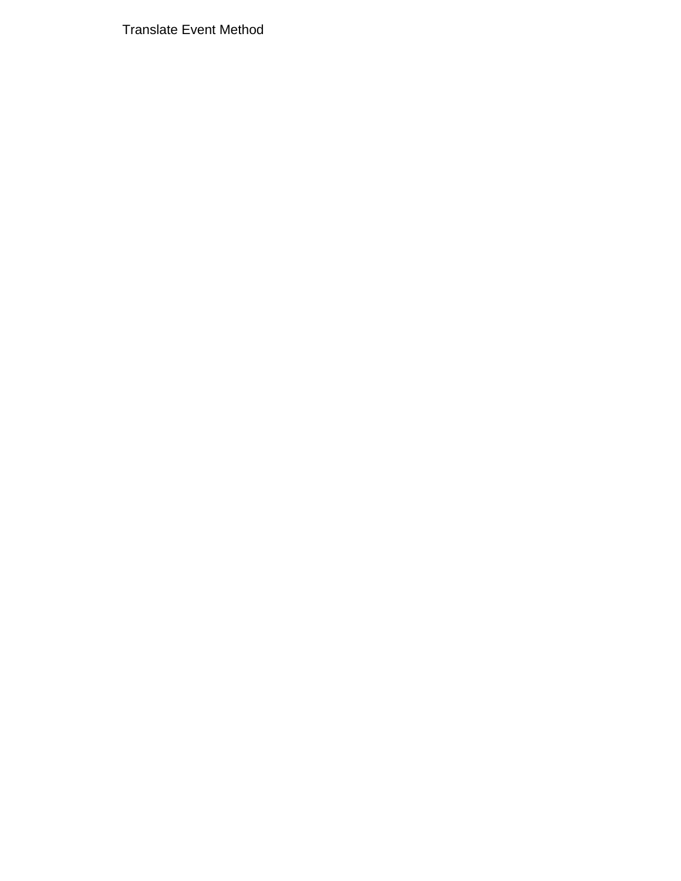Translate Event Method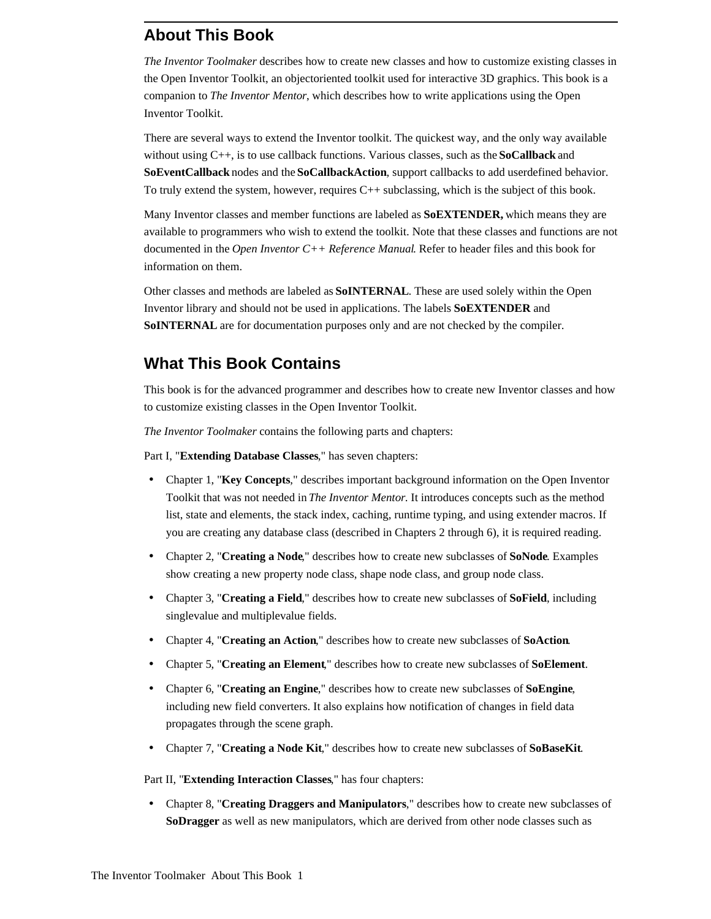## About This Book

*The Inventor Toolmaker* describes how to create new classes and how to customize existing classes in the Open Inventor Toolkit, an objectoriented toolkit used for interactive 3D graphics. This book is a companion to *The Inventor Mentor*, which describes how to write applications using the Open Inventor Toolkit.

There are several ways to extend the Inventor toolkit. The quickest way, and the only way available without using C++, is to use callback functions. Various classes, such as the **SoCallback** and **SoEventCallback** nodes and the **SoCallbackAction**, support callbacks to add userdefined behavior. To truly extend the system, however, requires C++ subclassing, which is the subject of this book.

Many Inventor classes and member functions are labeled as **SoEXTENDER,** which means they are available to programmers who wish to extend the toolkit. Note that these classes and functions are not documented in the *Open Inventor C++ Reference Manual*. Refer to header files and this book for information on them.

Other classes and methods are labeled as **SoINTERNAL**. These are used solely within the Open Inventor library and should not be used in applications. The labels **SoEXTENDER** and **SoINTERNAL** are for documentation purposes only and are not checked by the compiler.

## What This Book Contains

This book is for the advanced programmer and describes how to create new Inventor classes and how to customize existing classes in the Open Inventor Toolkit.

*The Inventor Toolmaker* contains the following parts and chapters:

Part I, "**Extending Database Classes**," has seven chapters:

- Chapter 1, "**Key Concepts**," describes important background information on the Open Inventor Toolkit that was not needed in *The Inventor Mentor.* It introduces concepts such as the method list, state and elements, the stack index, caching, runtime typing, and using extender macros. If you are creating any database class (described in Chapters 2 through 6), it is required reading.
- Chapter 2, "**Creating a Node**," describes how to create new subclasses of **SoNode**. Examples show creating a new property node class, shape node class, and group node class.
- Chapter 3, "**Creating a Field**," describes how to create new subclasses of **SoField**, including singlevalue and multiplevalue fields.
- Chapter 4, "**Creating an Action**," describes how to create new subclasses of **SoAction**.
- Chapter 5, "**Creating an Element**," describes how to create new subclasses of **SoElement**.
- Chapter 6, "**Creating an Engine**," describes how to create new subclasses of **SoEngine**, including new field converters. It also explains how notification of changes in field data propagates through the scene graph.
- Chapter 7, "**Creating a Node Kit**," describes how to create new subclasses of **SoBaseKit**.

Part II, "**Extending Interaction Classes**," has four chapters:

- Chapter 8, "**Creating Draggers and Manipulators**," describes how to create new subclasses of **SoDragger** as well as new manipulators, which are derived from other node classes such as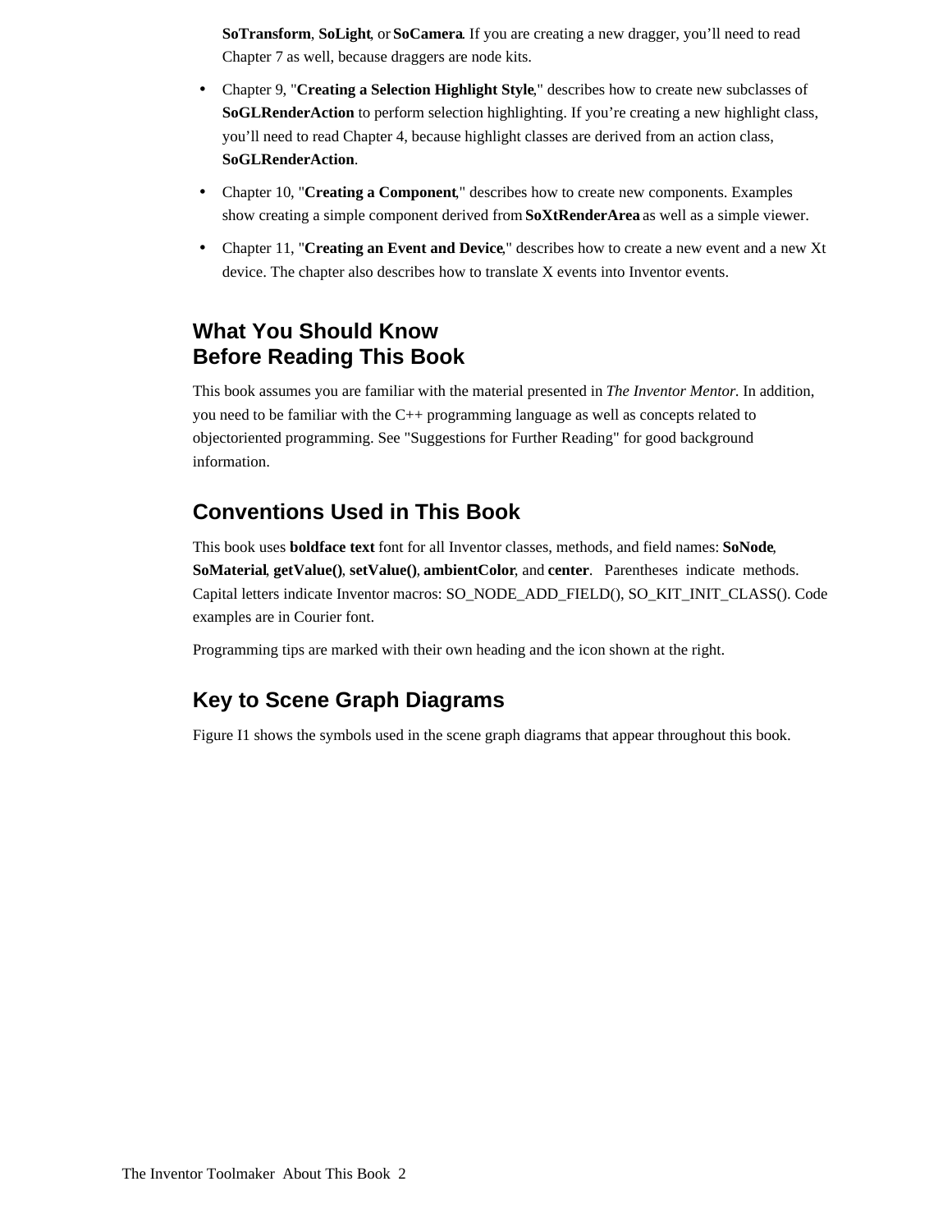**SoTransform**, **SoLight**, or **SoCamera**. If you are creating a new dragger, you'll need to read Chapter 7 as well, because draggers are node kits.

- Chapter 9, "**Creating a Selection Highlight Style**," describes how to create new subclasses of **SoGLRenderAction** to perform selection highlighting. If you're creating a new highlight class, you'll need to read Chapter 4, because highlight classes are derived from an action class, **SoGLRenderAction**.
- Chapter 10, "**Creating a Component**," describes how to create new components. Examples show creating a simple component derived from **SoXtRenderArea** as well as a simple viewer.
- Chapter 11, "**Creating an Event and Device**," describes how to create a new event and a new Xt device. The chapter also describes how to translate X events into Inventor events.

## What You Should Know Before Reading This Book

This book assumes you are familiar with the material presented in *The Inventor Mentor.* In addition, you need to be familiar with the C++ programming language as well as concepts related to objectoriented programming. See "Suggestions for Further Reading" for good background information.

## Conventions Used in This Book

This book uses **boldface text** font for all Inventor classes, methods, and field names: **SoNode**, **SoMaterial**, **getValue()**, **setValue()**, **ambientColor**, and **center**. Parentheses indicate methods. Capital letters indicate Inventor macros: SO_NODE_ADD_FIELD(), SO_KIT_INIT_CLASS(). Code examples are in Courier font.

Programming tips are marked with their own heading and the icon shown at the right.

## Key to Scene Graph Diagrams

Figure I1 shows the symbols used in the scene graph diagrams that appear throughout this book.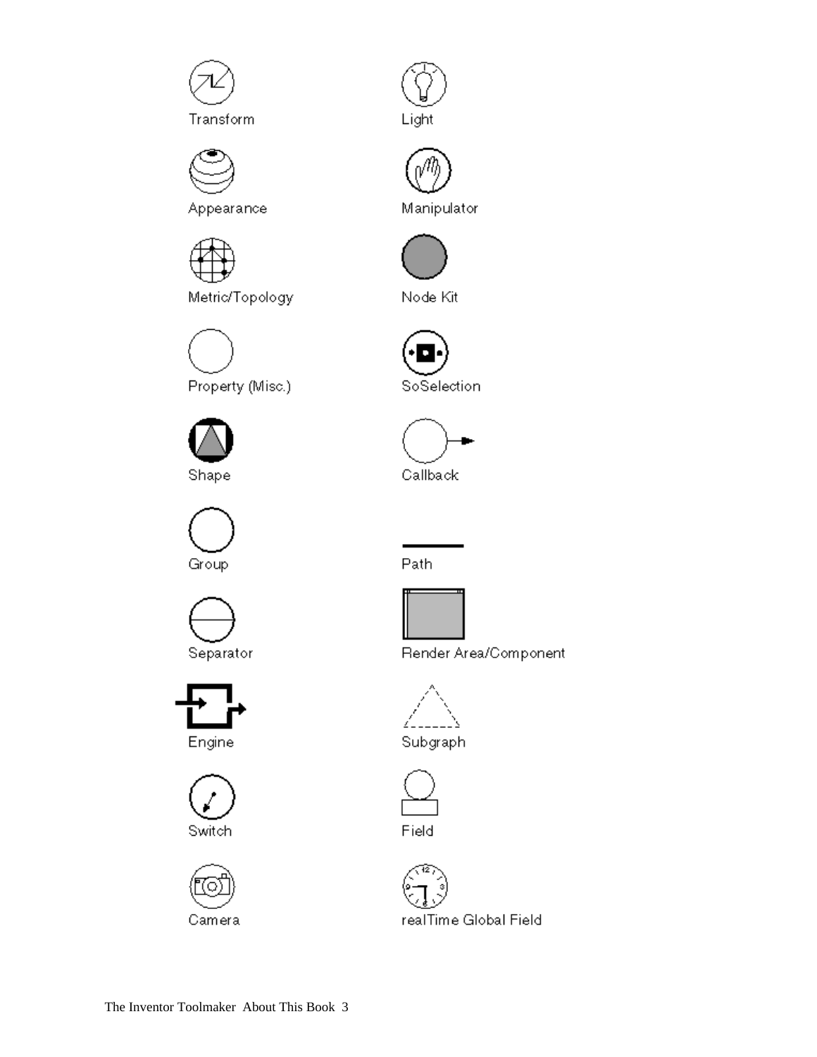Transform

Appearance

Metric/Topology

Property (Misc.)

Shape

Group

Separator

Engine

Switch

Camera

Light

Manipulator

Node Kit

SoSelection

Callback

Path

Render Area/Component

Subgraph

Field

realTime Global Field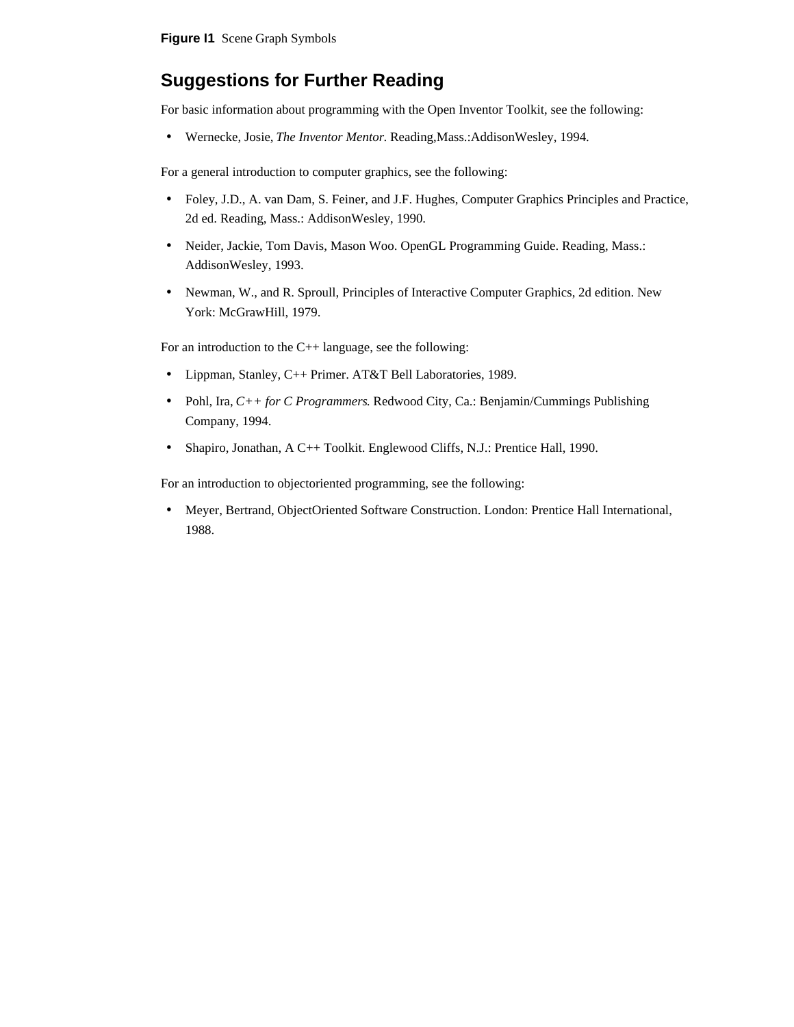**Figure I1** Scene Graph Symbols

## Suggestions for Further Reading

For basic information about programming with the Open Inventor Toolkit, see the following:

- Wernecke, Josie, *The Inventor Mentor.* Reading,Mass.:AddisonWesley, 1994.

For a general introduction to computer graphics, see the following:

- Foley, J.D., A. van Dam, S. Feiner, and J.F. Hughes, Computer Graphics Principles and Practice, 2d ed. Reading, Mass.: AddisonWesley, 1990.
- Neider, Jackie, Tom Davis, Mason Woo. OpenGL Programming Guide. Reading, Mass.: AddisonWesley, 1993.
- Newman, W., and R. Sproull, Principles of Interactive Computer Graphics, 2d edition. New York: McGrawHill, 1979.

For an introduction to the C++ language, see the following:

- Lippman, Stanley, C++ Primer. AT&T Bell Laboratories, 1989.
- Pohl, Ira, *C++ for C Programmers*. Redwood City, Ca.: Benjamin/Cummings Publishing Company, 1994.
- Shapiro, Jonathan, A C++ Toolkit. Englewood Cliffs, N.J.: Prentice Hall, 1990.

For an introduction to objectoriented programming, see the following:

- Meyer, Bertrand, ObjectOriented Software Construction. London: Prentice Hall International, 1988.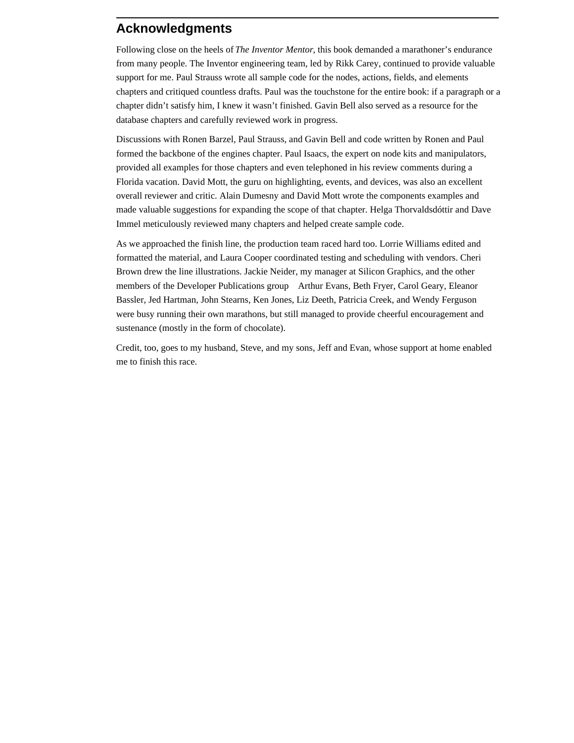## Acknowledgments

Following close on the heels of *The Inventor Mentor*, this book demanded a marathoner's endurance from many people. The Inventor engineering team, led by Rikk Carey, continued to provide valuable support for me. Paul Strauss wrote all sample code for the nodes, actions, fields, and elements chapters and critiqued countless drafts. Paul was the touchstone for the entire book: if a paragraph or a chapter didn't satisfy him, I knew it wasn't finished. Gavin Bell also served as a resource for the database chapters and carefully reviewed work in progress.

Discussions with Ronen Barzel, Paul Strauss, and Gavin Bell and code written by Ronen and Paul formed the backbone of the engines chapter. Paul Isaacs, the expert on node kits and manipulators, provided all examples for those chapters and even telephoned in his review comments during a Florida vacation. David Mott, the guru on highlighting, events, and devices, was also an excellent overall reviewer and critic. Alain Dumesny and David Mott wrote the components examples and made valuable suggestions for expanding the scope of that chapter. Helga Thorvaldsdóttir and Dave Immel meticulously reviewed many chapters and helped create sample code.

As we approached the finish line, the production team raced hard too. Lorrie Williams edited and formatted the material, and Laura Cooper coordinated testing and scheduling with vendors. Cheri Brown drew the line illustrations. Jackie Neider, my manager at Silicon Graphics, and the other members of the Developer Publications group Arthur Evans, Beth Fryer, Carol Geary, Eleanor Bassler, Jed Hartman, John Stearns, Ken Jones, Liz Deeth, Patricia Creek, and Wendy Ferguson were busy running their own marathons, but still managed to provide cheerful encouragement and sustenance (mostly in the form of chocolate).

Credit, too, goes to my husband, Steve, and my sons, Jeff and Evan, whose support at home enabled me to finish this race.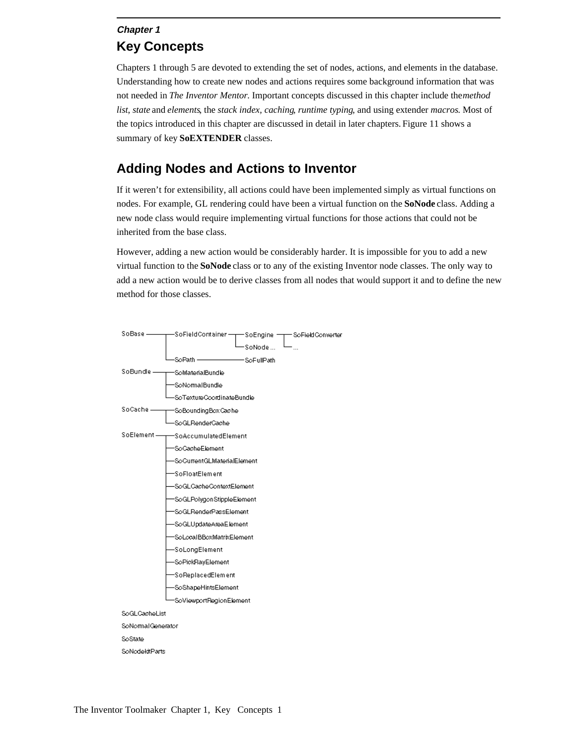*Chapter 1*

# Key Concepts

Chapters 1 through 5 are devoted to extending the set of nodes, actions, and elements in the database. Understanding how to create new nodes and actions requires some background information that was not needed in *The Inventor Mentor.* Important concepts discussed in this chapter include the *method list, state* and *elements*, the *stack index, caching*, *runtime typing*, and using extender *macros.* Most of the topics introduced in this chapter are discussed in detail in later chapters. Figure 11 shows a summary of key **SoEXTENDER** classes.

## Adding Nodes and Actions to Inventor

If it weren't for extensibility, all actions could have been implemented simply as virtual functions on nodes. For example, GL rendering could have been a virtual function on the **SoNode** class. Adding a new node class would require implementing virtual functions for those actions that could not be inherited from the base class.

However, adding a new action would be considerably harder. It is impossible for you to add a new virtual function to the **SoNode** class or to any of the existing Inventor node classes. The only way to add a new action would be to derive classes from all nodes that would support it and to define the new method for those classes.

```
SoBase ────────┬─SoFieldContainer ──┬─SoEngine ──┬─SoFieldConverter
               │                    └─SoNode ... └─...
               └─SoPath ────────────────SoFullPath
SoBundle ──────┬─SoMaterialBundle
               ├─SoNormalBundle
               └─SoTextureCoordinateBundle
SoCache ───────┬─SoBoundingBoxCache
               └─SoGLRenderCache
SoElement ─────┬─SoAccumulatedElement
               ├─SoCacheElement
               ├─SoCurrentGLMaterialElement
               ├─SoFloatElement
               ├─SoGLCacheContextElement
               ├─SoGLPolygonStippleElement
               ├─SoGLRenderPassElement
               ├─SoGLUpdateAreaElement
               ├─SoLocalBBoxMatrixElement
               ├─SoLongElement
               ├─SoPickRayElement
               ├─SoReplacedElement
               ├─SoShapeHintsElement
               └─SoViewportRegionElement
SoGLCacheList
SoNormalGenerator
SoState
SoNodekitParts
```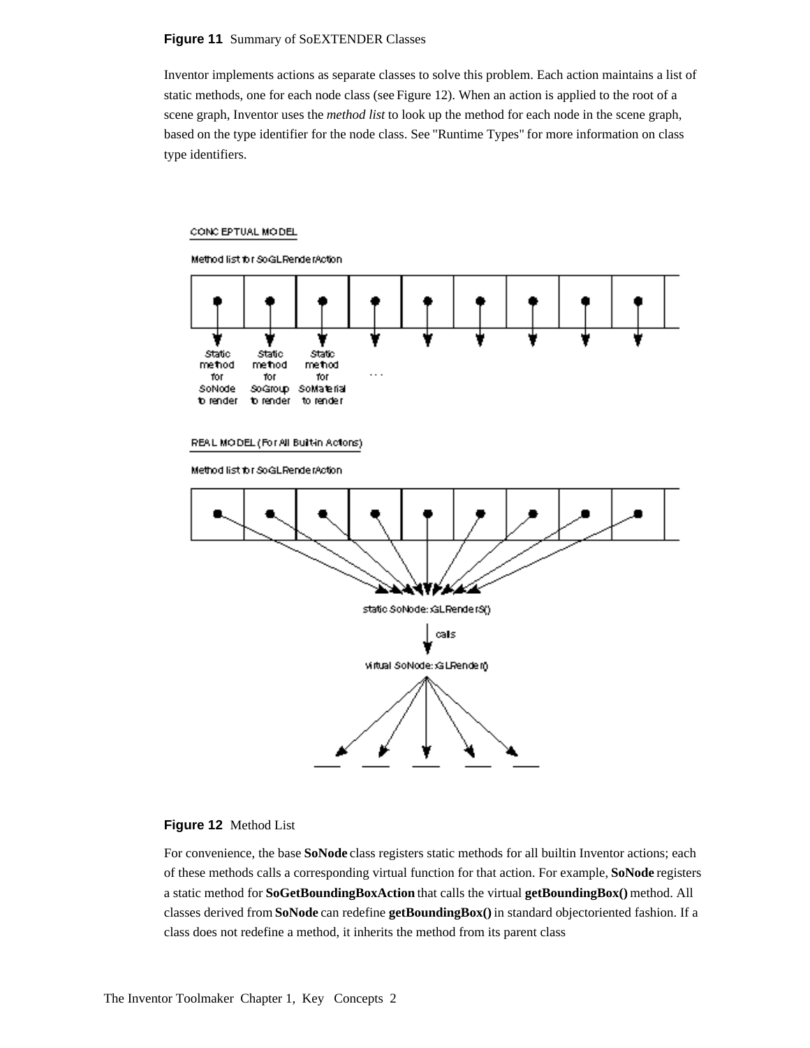**Figure 11** Summary of SoEXTENDER Classes

Inventor implements actions as separate classes to solve this problem. Each action maintains a list of static methods, one for each node class (see Figure 12). When an action is applied to the root of a scene graph, Inventor uses the *method list* to look up the method for each node in the scene graph, based on the type identifier for the node class. See "Runtime Types" for more information on class type identifiers.

**Figure 12** Method List

For convenience, the base **SoNode** class registers static methods for all builtin Inventor actions; each of these methods calls a corresponding virtual function for that action. For example, **SoNode** registers a static method for **SoGetBoundingBoxAction** that calls the virtual **getBoundingBox()** method. All classes derived from **SoNode** can redefine **getBoundingBox()** in standard objectoriented fashion. If a class does not redefine a method, it inherits the method from its parent class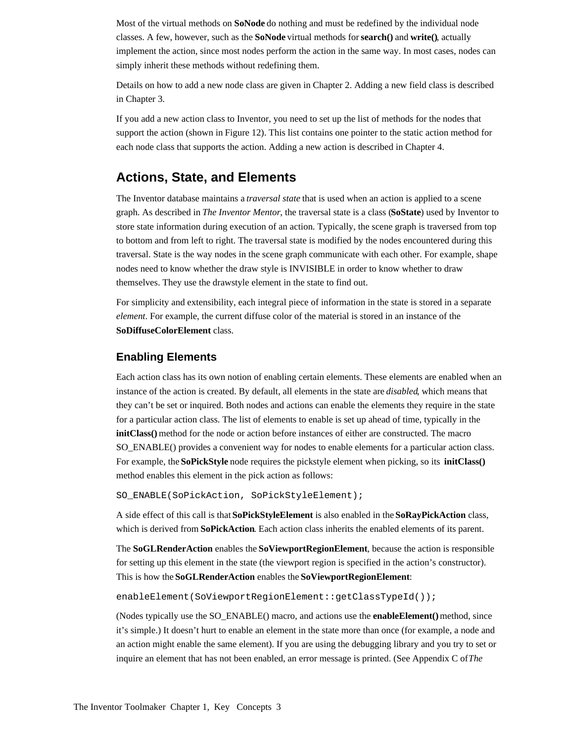Most of the virtual methods on **SoNode** do nothing and must be redefined by the individual node classes. A few, however, such as the **SoNode** virtual methods for **search()** and **write()**, actually implement the action, since most nodes perform the action in the same way. In most cases, nodes can simply inherit these methods without redefining them.

Details on how to add a new node class are given in Chapter 2. Adding a new field class is described in Chapter 3.

If you add a new action class to Inventor, you need to set up the list of methods for the nodes that support the action (shown in Figure 12). This list contains one pointer to the static action method for each node class that supports the action. Adding a new action is described in Chapter 4.

## Actions, State, and Elements

The Inventor database maintains a *traversal state* that is used when an action is applied to a scene graph. As described in *The Inventor Mentor*, the traversal state is a class (**SoState**) used by Inventor to store state information during execution of an action. Typically, the scene graph is traversed from top to bottom and from left to right. The traversal state is modified by the nodes encountered during this traversal. State is the way nodes in the scene graph communicate with each other. For example, shape nodes need to know whether the draw style is INVISIBLE in order to know whether to draw themselves. They use the drawstyle element in the state to find out.

For simplicity and extensibility, each integral piece of information in the state is stored in a separate *element*. For example, the current diffuse color of the material is stored in an instance of the **SoDiffuseColorElement** class.

### Enabling Elements

Each action class has its own notion of enabling certain elements. These elements are enabled when an instance of the action is created. By default, all elements in the state are *disabled*, which means that they can't be set or inquired. Both nodes and actions can enable the elements they require in the state for a particular action class. The list of elements to enable is set up ahead of time, typically in the **initClass()** method for the node or action before instances of either are constructed. The macro SO_ENABLE() provides a convenient way for nodes to enable elements for a particular action class. For example, the **SoPickStyle** node requires the pickstyle element when picking, so its **initClass()** method enables this element in the pick action as follows:

```
SO_ENABLE(SoPickAction, SoPickStyleElement);
```

A side effect of this call is that **SoPickStyleElement** is also enabled in the **SoRayPickAction** class, which is derived from **SoPickAction**. Each action class inherits the enabled elements of its parent.

The **SoGLRenderAction** enables the **SoViewportRegionElement**, because the action is responsible for setting up this element in the state (the viewport region is specified in the action's constructor). This is how the **SoGLRenderAction** enables the **SoViewportRegionElement**:

```
enableElement(SoViewportRegionElement::getClassTypeId());
```

(Nodes typically use the SO_ENABLE() macro, and actions use the **enableElement()** method, since it's simple.) It doesn't hurt to enable an element in the state more than once (for example, a node and an action might enable the same element). If you are using the debugging library and you try to set or inquire an element that has not been enabled, an error message is printed. (See Appendix C of *The*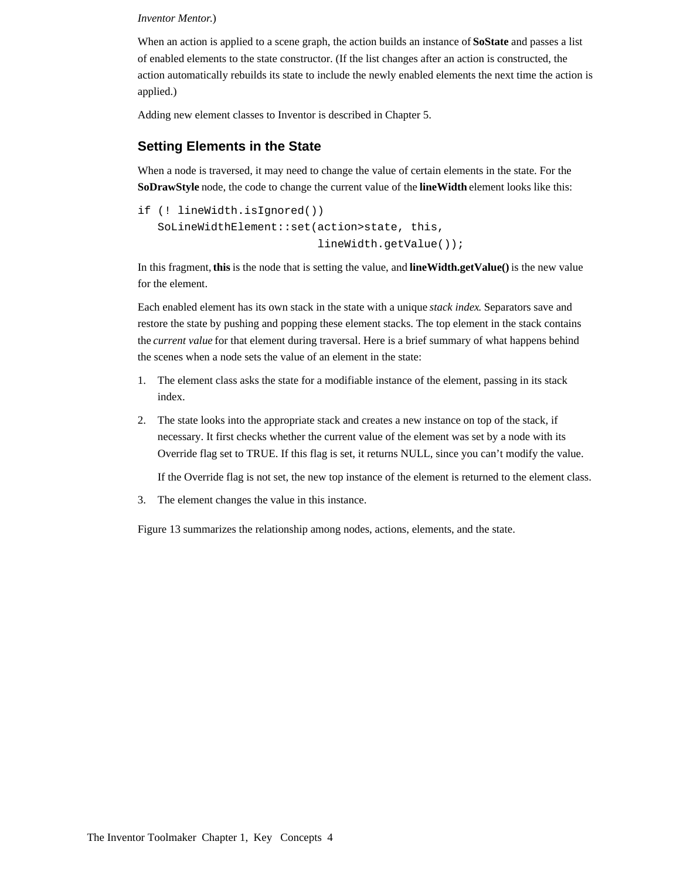*Inventor Mentor.*)

When an action is applied to a scene graph, the action builds an instance of **SoState** and passes a list of enabled elements to the state constructor. (If the list changes after an action is constructed, the action automatically rebuilds its state to include the newly enabled elements the next time the action is applied.)

Adding new element classes to Inventor is described in Chapter 5.

## Setting Elements in the State

When a node is traversed, it may need to change the value of certain elements in the state. For the **SoDrawStyle** node, the code to change the current value of the **lineWidth** element looks like this:

```
if (! lineWidth.isIgnored())
   SoLineWidthElement::set(action>state, this,
                           lineWidth.getValue());
```

In this fragment, **this** is the node that is setting the value, and **lineWidth.getValue()** is the new value for the element.

Each enabled element has its own stack in the state with a unique *stack index*. Separators save and restore the state by pushing and popping these element stacks. The top element in the stack contains the *current value* for that element during traversal. Here is a brief summary of what happens behind the scenes when a node sets the value of an element in the state:

1. The element class asks the state for a modifiable instance of the element, passing in its stack index.
2. The state looks into the appropriate stack and creates a new instance on top of the stack, if necessary. It first checks whether the current value of the element was set by a node with its Override flag set to TRUE. If this flag is set, it returns NULL, since you can't modify the value.

   If the Override flag is not set, the new top instance of the element is returned to the element class.
3. The element changes the value in this instance.

Figure 13 summarizes the relationship among nodes, actions, elements, and the state.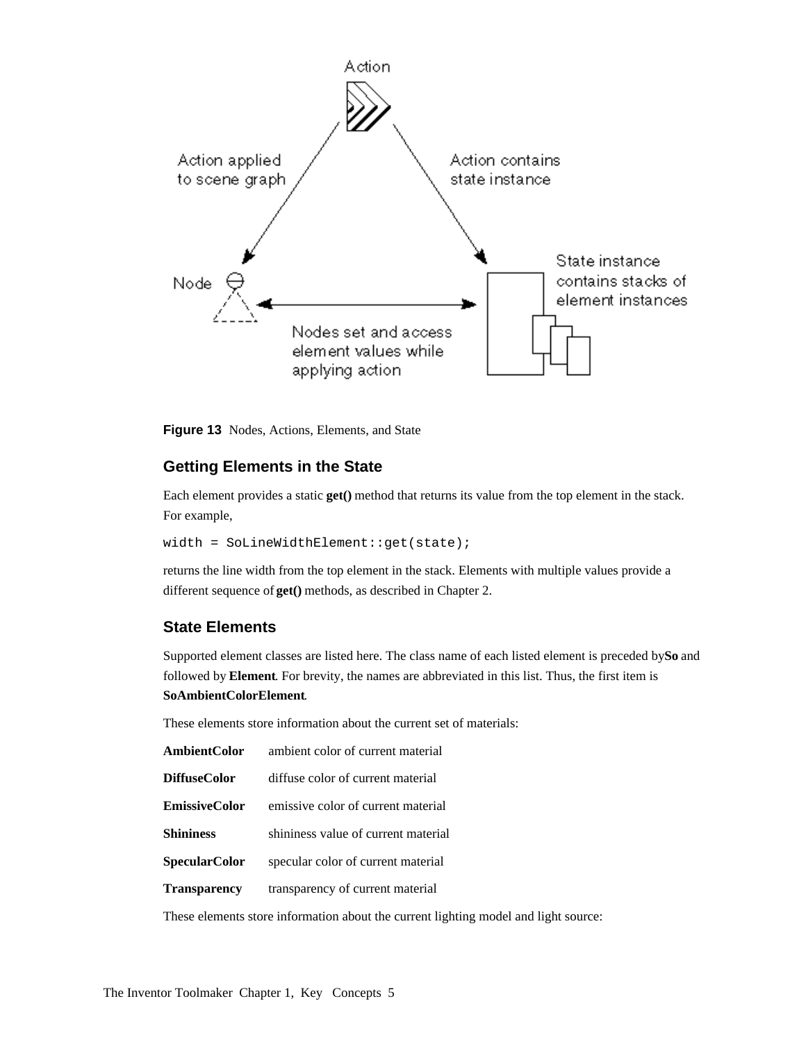**Figure 13** Nodes, Actions, Elements, and State

## Getting Elements in the State

Each element provides a static **get()** method that returns its value from the top element in the stack. For example,

```
width = SoLineWidthElement::get(state);
```

returns the line width from the top element in the stack. Elements with multiple values provide a different sequence of **get()** methods, as described in Chapter 2.

## State Elements

Supported element classes are listed here. The class name of each listed element is preceded by **So** and followed by **Element**. For brevity, the names are abbreviated in this list. Thus, the first item is **SoAmbientColorElement**.

These elements store information about the current set of materials:

| | |
|---|---|
| **AmbientColor** | ambient color of current material |
| **DiffuseColor** | diffuse color of current material |
| **EmissiveColor** | emissive color of current material |
| **Shininess** | shininess value of current material |
| **SpecularColor** | specular color of current material |
| **Transparency** | transparency of current material |

These elements store information about the current lighting model and light source: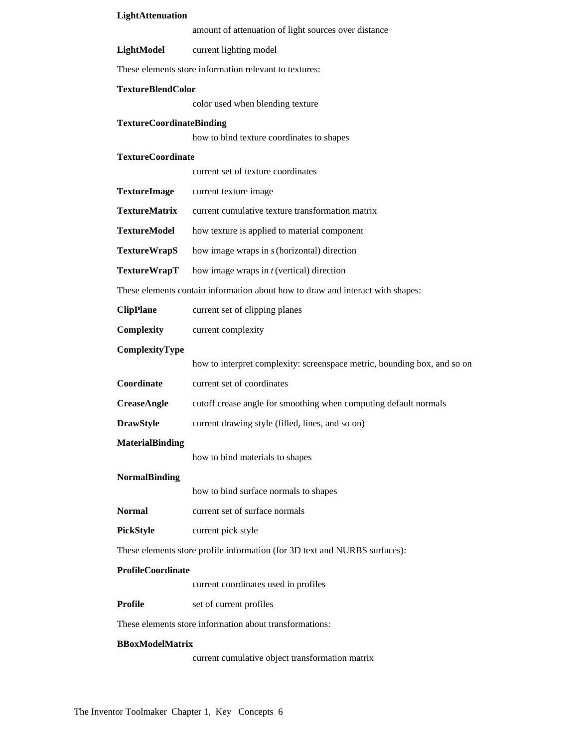**LightAttenuation**
amount of attenuation of light sources over distance

**LightModel** current lighting model

These elements store information relevant to textures:

**TextureBlendColor**
color used when blending texture

**TextureCoordinateBinding**
how to bind texture coordinates to shapes

**TextureCoordinate**
current set of texture coordinates

**TextureImage** current texture image

**TextureMatrix** current cumulative texture transformation matrix

**TextureModel** how texture is applied to material component

**TextureWrapS** how image wraps in *s* (horizontal) direction

**TextureWrapT** how image wraps in *t* (vertical) direction

These elements contain information about how to draw and interact with shapes:

**ClipPlane** current set of clipping planes

**Complexity** current complexity

**ComplexityType**
how to interpret complexity: screenspace metric, bounding box, and so on

**Coordinate** current set of coordinates

**CreaseAngle** cutoff crease angle for smoothing when computing default normals

**DrawStyle** current drawing style (filled, lines, and so on)

**MaterialBinding**
how to bind materials to shapes

**NormalBinding**
how to bind surface normals to shapes

**Normal** current set of surface normals

**PickStyle** current pick style

These elements store profile information (for 3D text and NURBS surfaces):

**ProfileCoordinate**
current coordinates used in profiles

**Profile** set of current profiles

These elements store information about transformations:

**BBoxModelMatrix**
current cumulative object transformation matrix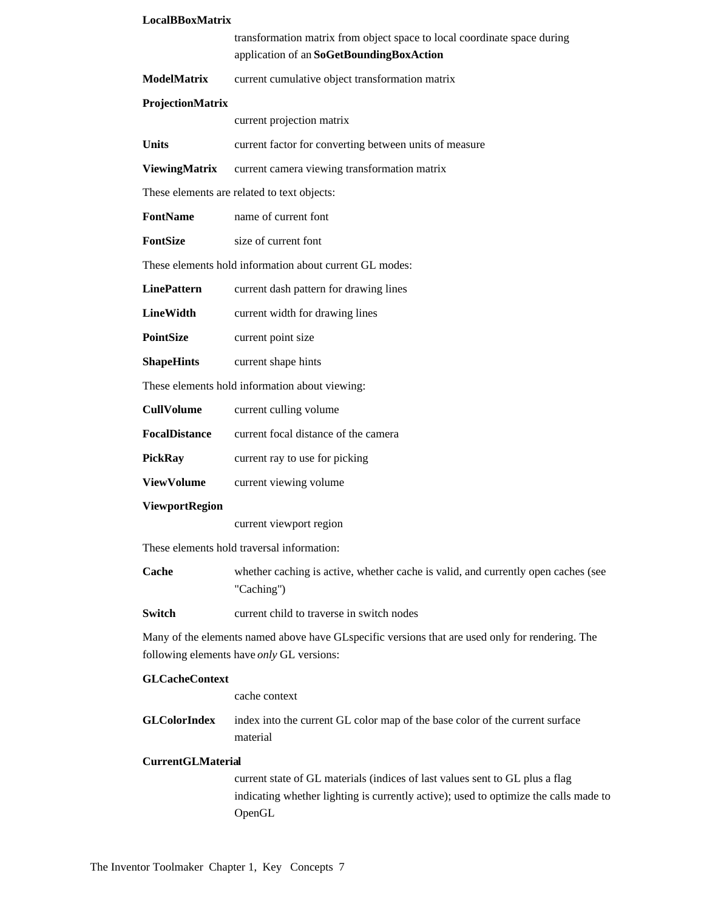**LocalBBoxMatrix**
: transformation matrix from object space to local coordinate space during application of an **SoGetBoundingBoxAction**

**ModelMatrix**
: current cumulative object transformation matrix

**ProjectionMatrix**
: current projection matrix

**Units**
: current factor for converting between units of measure

**ViewingMatrix**
: current camera viewing transformation matrix

These elements are related to text objects:

**FontName**
: name of current font

**FontSize**
: size of current font

These elements hold information about current GL modes:

**LinePattern**
: current dash pattern for drawing lines

**LineWidth**
: current width for drawing lines

**PointSize**
: current point size

**ShapeHints**
: current shape hints

These elements hold information about viewing:

**CullVolume**
: current culling volume

**FocalDistance**
: current focal distance of the camera

**PickRay**
: current ray to use for picking

**ViewVolume**
: current viewing volume

**ViewportRegion**
: current viewport region

These elements hold traversal information:

**Cache**
: whether caching is active, whether cache is valid, and currently open caches (see "Caching")

**Switch**
: current child to traverse in switch nodes

Many of the elements named above have GLspecific versions that are used only for rendering. The following elements have *only* GL versions:

**GLCacheContext**
: cache context

**GLColorIndex**
: index into the current GL color map of the base color of the current surface material

**CurrentGLMaterial**
: current state of GL materials (indices of last values sent to GL plus a flag indicating whether lighting is currently active); used to optimize the calls made to OpenGL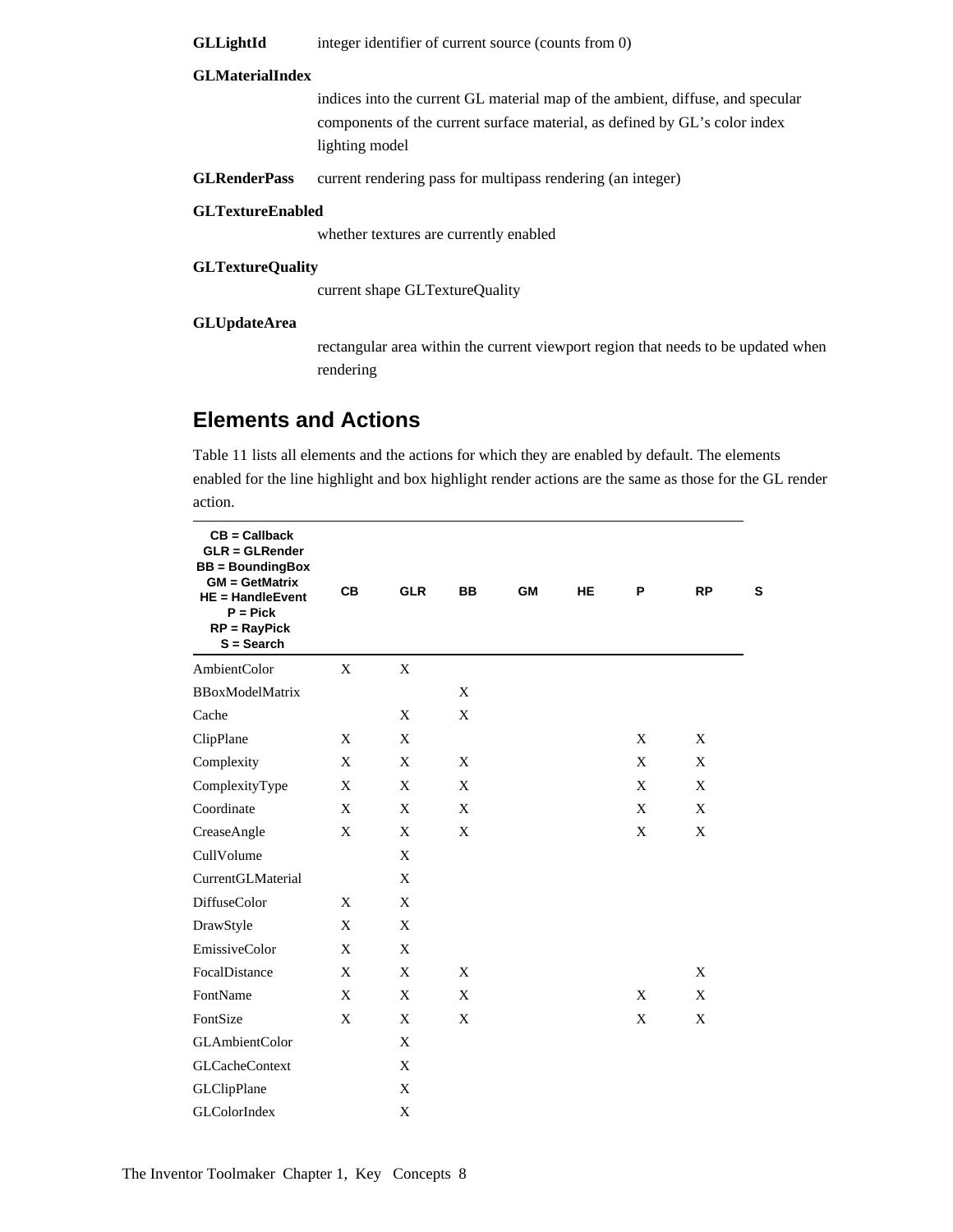**GLLightId** integer identifier of current source (counts from 0)

**GLMaterialIndex**

indices into the current GL material map of the ambient, diffuse, and specular components of the current surface material, as defined by GL's color index lighting model

**GLRenderPass** current rendering pass for multipass rendering (an integer)

**GLTextureEnabled**

whether textures are currently enabled

**GLTextureQuality**

current shape GLTextureQuality

**GLUpdateArea**

rectangular area within the current viewport region that needs to be updated when rendering

## Elements and Actions

Table 11 lists all elements and the actions for which they are enabled by default. The elements enabled for the line highlight and box highlight render actions are the same as those for the GL render action.

| CB = Callback<br>GLR = GLRender<br>BB = BoundingBox<br>GM = GetMatrix<br>HE = HandleEvent<br>P = Pick<br>RP = RayPick<br>S = Search | CB | GLR | BB | GM | HE | P | RP | S |
|---|---|---|---|---|---|---|---|---|
| AmbientColor | X | X | | | | | | |
| BBoxModelMatrix | | | X | | | | | |
| Cache | | X | X | | | | | |
| ClipPlane | X | X | | | | X | X | |
| Complexity | X | X | X | | | X | X | |
| ComplexityType | X | X | X | | | X | X | |
| Coordinate | X | X | X | | | X | X | |
| CreaseAngle | X | X | X | | | X | X | |
| CullVolume | | X | | | | | | |
| CurrentGLMaterial | | X | | | | | | |
| DiffuseColor | X | X | | | | | | |
| DrawStyle | X | X | | | | | | |
| EmissiveColor | X | X | | | | | | |
| FocalDistance | X | X | X | | | | X | |
| FontName | X | X | X | | | X | X | |
| FontSize | X | X | X | | | X | X | |
| GLAmbientColor | | X | | | | | | |
| GLCacheContext | | X | | | | | | |
| GLClipPlane | | X | | | | | | |
| GLColorIndex | | X | | | | | | |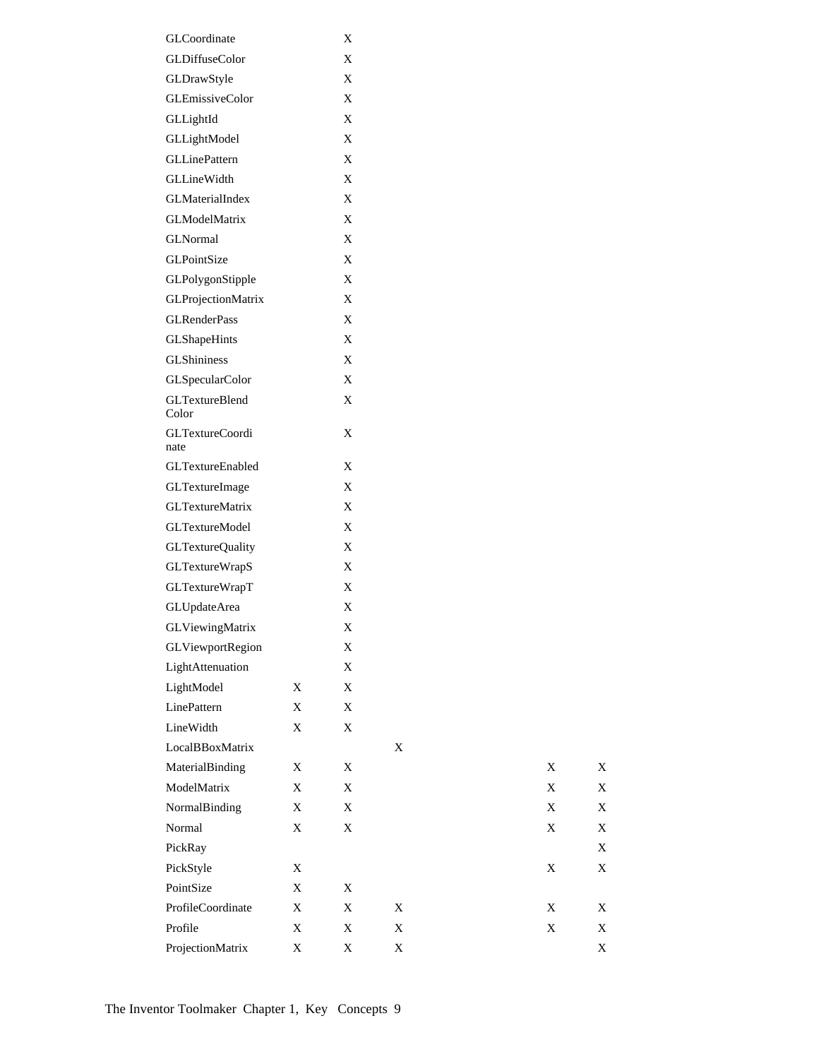| | | | | | | | |
|---|---|---|---|---|---|---|---|
| GLCoordinate | | X | | | | | |
| GLDiffuseColor | | X | | | | | |
| GLDrawStyle | | X | | | | | |
| GLEmissiveColor | | X | | | | | |
| GLLightId | | X | | | | | |
| GLLightModel | | X | | | | | |
| GLLinePattern | | X | | | | | |
| GLLineWidth | | X | | | | | |
| GLMaterialIndex | | X | | | | | |
| GLModelMatrix | | X | | | | | |
| GLNormal | | X | | | | | |
| GLPointSize | | X | | | | | |
| GLPolygonStipple | | X | | | | | |
| GLProjectionMatrix | | X | | | | | |
| GLRenderPass | | X | | | | | |
| GLShapeHints | | X | | | | | |
| GLShininess | | X | | | | | |
| GLSpecularColor | | X | | | | | |
| GLTextureBlend Color | | X | | | | | |
| GLTextureCoordi nate | | X | | | | | |
| GLTextureEnabled | | X | | | | | |
| GLTextureImage | | X | | | | | |
| GLTextureMatrix | | X | | | | | |
| GLTextureModel | | X | | | | | |
| GLTextureQuality | | X | | | | | |
| GLTextureWrapS | | X | | | | | |
| GLTextureWrapT | | X | | | | | |
| GLUpdateArea | | X | | | | | |
| GLViewingMatrix | | X | | | | | |
| GLViewportRegion | | X | | | | | |
| LightAttenuation | | X | | | | | |
| LightModel | X | X | | | | | |
| LinePattern | X | X | | | | | |
| LineWidth | X | X | | | | | |
| LocalBBoxMatrix | | | X | | | | |
| MaterialBinding | X | X | | | | X | X |
| ModelMatrix | X | X | | | | X | X |
| NormalBinding | X | X | | | | X | X |
| Normal | X | X | | | | X | X |
| PickRay | | | | | | | X |
| PickStyle | X | | | | | X | X |
| PointSize | X | X | | | | | |
| ProfileCoordinate | X | X | X | | | X | X |
| Profile | X | X | X | | | X | X |
| ProjectionMatrix | X | X | X | | | | X |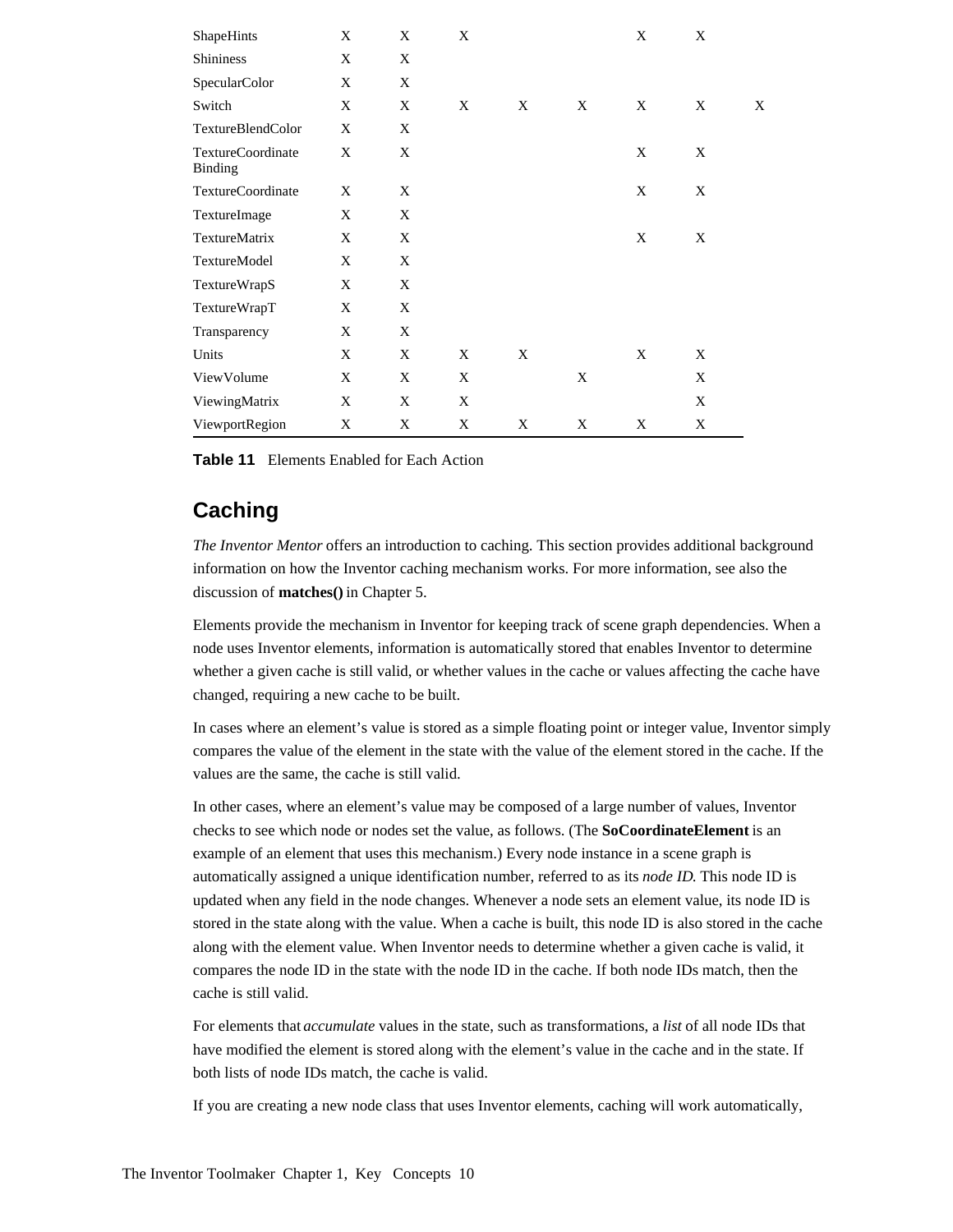| | | | | | | | | |
|---|---|---|---|---|---|---|---|---|
| ShapeHints | X | X | X | | | X | X | |
| Shininess | X | X | | | | | | |
| SpecularColor | X | X | | | | | | |
| Switch | X | X | X | X | X | X | X | X |
| TextureBlendColor | X | X | | | | | | |
| TextureCoordinate Binding | X | X | | | | X | X | |
| TextureCoordinate | X | X | | | | X | X | |
| TextureImage | X | X | | | | | | |
| TextureMatrix | X | X | | | | X | X | |
| TextureModel | X | X | | | | | | |
| TextureWrapS | X | X | | | | | | |
| TextureWrapT | X | X | | | | | | |
| Transparency | X | X | | | | | | |
| Units | X | X | X | X | | X | X | |
| ViewVolume | X | X | X | | X | | X | |
| ViewingMatrix | X | X | X | | | | X | |
| ViewportRegion | X | X | X | X | X | X | X | |

**Table 11** Elements Enabled for Each Action

## Caching

*The Inventor Mentor* offers an introduction to caching. This section provides additional background information on how the Inventor caching mechanism works. For more information, see also the discussion of **matches()** in Chapter 5.

Elements provide the mechanism in Inventor for keeping track of scene graph dependencies. When a node uses Inventor elements, information is automatically stored that enables Inventor to determine whether a given cache is still valid, or whether values in the cache or values affecting the cache have changed, requiring a new cache to be built.

In cases where an element's value is stored as a simple floating point or integer value, Inventor simply compares the value of the element in the state with the value of the element stored in the cache. If the values are the same, the cache is still valid.

In other cases, where an element's value may be composed of a large number of values, Inventor checks to see which node or nodes set the value, as follows. (The **SoCoordinateElement** is an example of an element that uses this mechanism.) Every node instance in a scene graph is automatically assigned a unique identification number, referred to as its *node ID*. This node ID is updated when any field in the node changes. Whenever a node sets an element value, its node ID is stored in the state along with the value. When a cache is built, this node ID is also stored in the cache along with the element value. When Inventor needs to determine whether a given cache is valid, it compares the node ID in the state with the node ID in the cache. If both node IDs match, then the cache is still valid.

For elements that *accumulate* values in the state, such as transformations, a *list* of all node IDs that have modified the element is stored along with the element's value in the cache and in the state. If both lists of node IDs match, the cache is valid.

If you are creating a new node class that uses Inventor elements, caching will work automatically,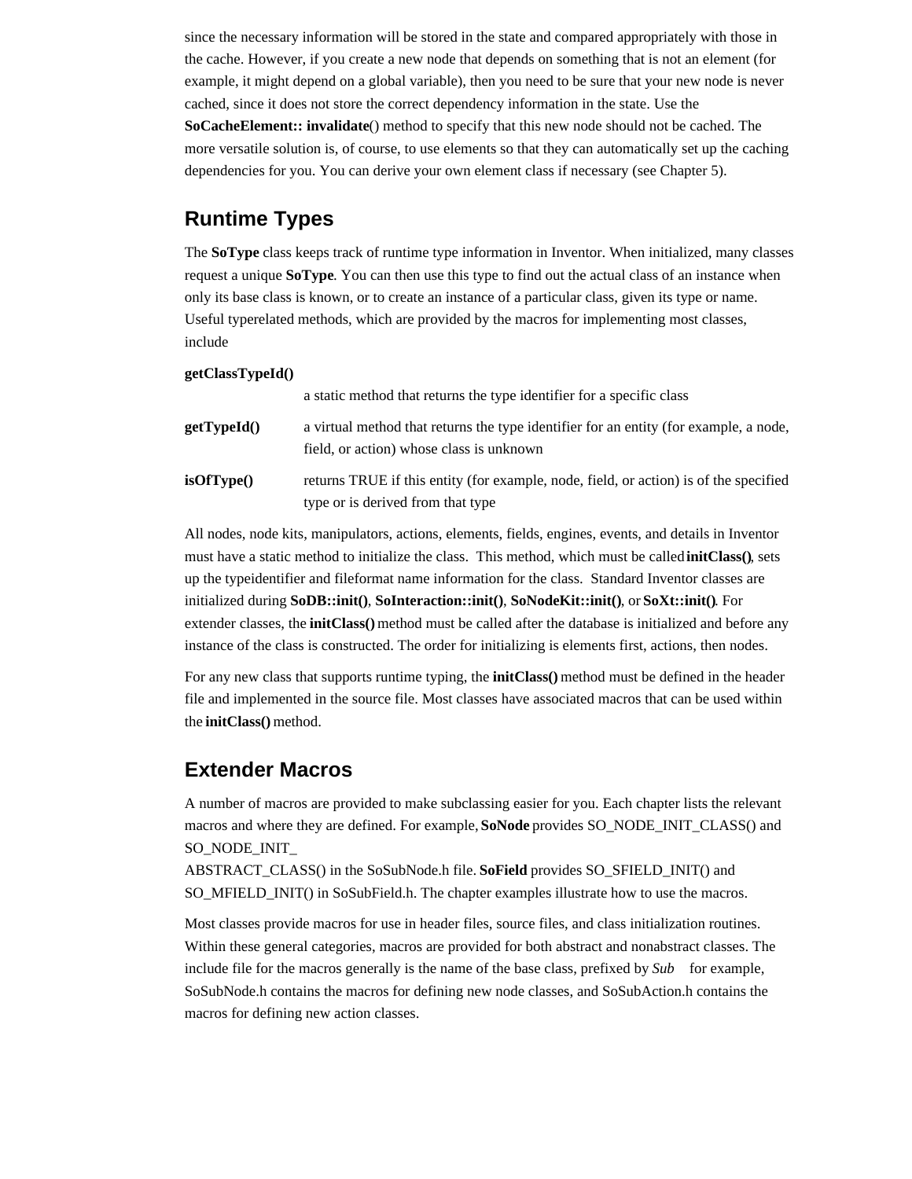since the necessary information will be stored in the state and compared appropriately with those in the cache. However, if you create a new node that depends on something that is not an element (for example, it might depend on a global variable), then you need to be sure that your new node is never cached, since it does not store the correct dependency information in the state. Use the **SoCacheElement:: invalidate**() method to specify that this new node should not be cached. The more versatile solution is, of course, to use elements so that they can automatically set up the caching dependencies for you. You can derive your own element class if necessary (see Chapter 5).

## Runtime Types

The **SoType** class keeps track of runtime type information in Inventor. When initialized, many classes request a unique **SoType**. You can then use this type to find out the actual class of an instance when only its base class is known, or to create an instance of a particular class, given its type or name. Useful typerelated methods, which are provided by the macros for implementing most classes, include

**getClassTypeId()**
: a static method that returns the type identifier for a specific class

**getTypeId()**
: a virtual method that returns the type identifier for an entity (for example, a node, field, or action) whose class is unknown

**isOfType()**
: returns TRUE if this entity (for example, node, field, or action) is of the specified type or is derived from that type

All nodes, node kits, manipulators, actions, elements, fields, engines, events, and details in Inventor must have a static method to initialize the class. This method, which must be called **initClass()**, sets up the typeidentifier and fileformat name information for the class. Standard Inventor classes are initialized during **SoDB::init()**, **SoInteraction::init()**, **SoNodeKit::init()**, or **SoXt::init()**. For extender classes, the **initClass()** method must be called after the database is initialized and before any instance of the class is constructed. The order for initializing is elements first, actions, then nodes.

For any new class that supports runtime typing, the **initClass()** method must be defined in the header file and implemented in the source file. Most classes have associated macros that can be used within the **initClass()** method.

## Extender Macros

A number of macros are provided to make subclassing easier for you. Each chapter lists the relevant macros and where they are defined. For example, **SoNode** provides SO_NODE_INIT_CLASS() and SO_NODE_INIT_
ABSTRACT_CLASS() in the SoSubNode.h file. **SoField** provides SO_SFIELD_INIT() and SO_MFIELD_INIT() in SoSubField.h. The chapter examples illustrate how to use the macros.

Most classes provide macros for use in header files, source files, and class initialization routines. Within these general categories, macros are provided for both abstract and nonabstract classes. The include file for the macros generally is the name of the base class, prefixed by *Sub* for example, SoSubNode.h contains the macros for defining new node classes, and SoSubAction.h contains the macros for defining new action classes.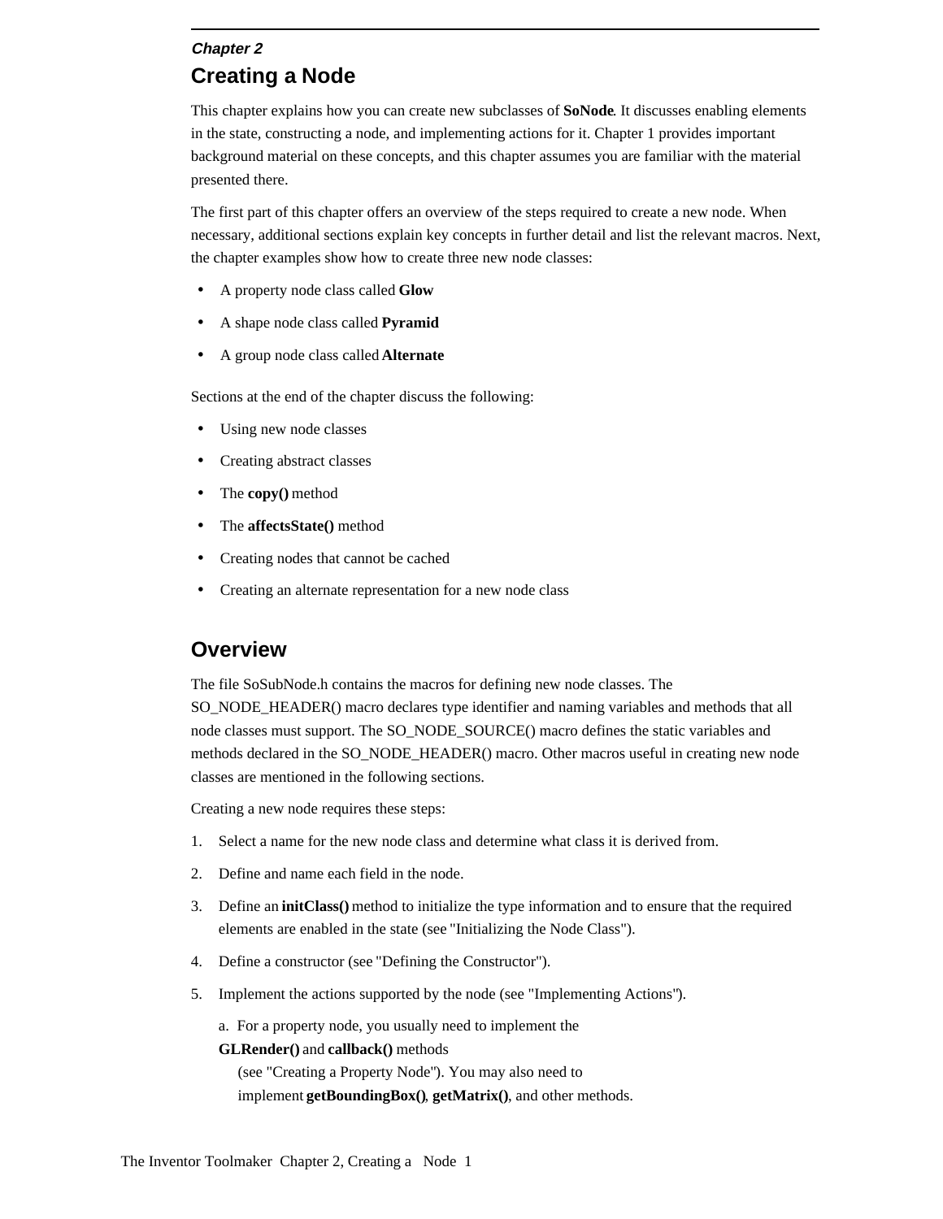*Chapter 2*

# Creating a Node

This chapter explains how you can create new subclasses of **SoNode**. It discusses enabling elements in the state, constructing a node, and implementing actions for it. Chapter 1 provides important background material on these concepts, and this chapter assumes you are familiar with the material presented there.

The first part of this chapter offers an overview of the steps required to create a new node. When necessary, additional sections explain key concepts in further detail and list the relevant macros. Next, the chapter examples show how to create three new node classes:

- A property node class called **Glow**
- A shape node class called **Pyramid**
- A group node class called **Alternate**

Sections at the end of the chapter discuss the following:

- Using new node classes
- Creating abstract classes
- The **copy()** method
- The **affectsState()** method
- Creating nodes that cannot be cached
- Creating an alternate representation for a new node class

## Overview

The file SoSubNode.h contains the macros for defining new node classes. The SO_NODE_HEADER() macro declares type identifier and naming variables and methods that all node classes must support. The SO_NODE_SOURCE() macro defines the static variables and methods declared in the SO_NODE_HEADER() macro. Other macros useful in creating new node classes are mentioned in the following sections.

Creating a new node requires these steps:

1. Select a name for the new node class and determine what class it is derived from.
2. Define and name each field in the node.
3. Define an **initClass()** method to initialize the type information and to ensure that the required elements are enabled in the state (see "Initializing the Node Class").
4. Define a constructor (see "Defining the Constructor").
5. Implement the actions supported by the node (see "Implementing Actions").

   a. For a property node, you usually need to implement the **GLRender()** and **callback()** methods (see "Creating a Property Node"). You may also need to implement **getBoundingBox()**, **getMatrix()**, and other methods.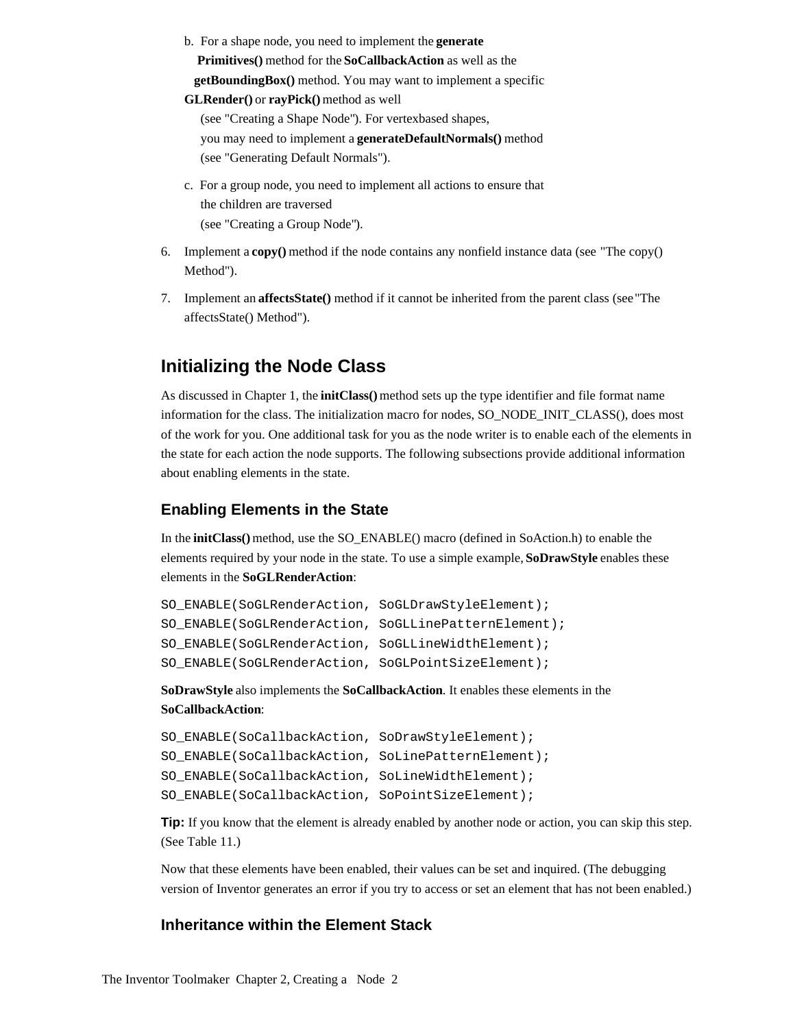b. For a shape node, you need to implement the **generatePrimitives()** method for the **SoCallbackAction** as well as the **getBoundingBox()** method. You may want to implement a specific **GLRender()** or **rayPick()** method as well (see "Creating a Shape Node"). For vertexbased shapes, you may need to implement a **generateDefaultNormals()** method (see "Generating Default Normals").

c. For a group node, you need to implement all actions to ensure that the children are traversed (see "Creating a Group Node").

6. Implement a **copy()** method if the node contains any nonfield instance data (see "The copy() Method").

7. Implement an **affectsState()** method if it cannot be inherited from the parent class (see "The affectsState() Method").

## Initializing the Node Class

As discussed in Chapter 1, the **initClass()** method sets up the type identifier and file format name information for the class. The initialization macro for nodes, SO_NODE_INIT_CLASS(), does most of the work for you. One additional task for you as the node writer is to enable each of the elements in the state for each action the node supports. The following subsections provide additional information about enabling elements in the state.

### Enabling Elements in the State

In the **initClass()** method, use the SO_ENABLE() macro (defined in SoAction.h) to enable the elements required by your node in the state. To use a simple example, **SoDrawStyle** enables these elements in the **SoGLRenderAction**:

```
SO_ENABLE(SoGLRenderAction, SoGLDrawStyleElement);
SO_ENABLE(SoGLRenderAction, SoGLLinePatternElement);
SO_ENABLE(SoGLRenderAction, SoGLLineWidthElement);
SO_ENABLE(SoGLRenderAction, SoGLPointSizeElement);
```

**SoDrawStyle** also implements the **SoCallbackAction**. It enables these elements in the **SoCallbackAction**:

```
SO_ENABLE(SoCallbackAction, SoDrawStyleElement);
SO_ENABLE(SoCallbackAction, SoLinePatternElement);
SO_ENABLE(SoCallbackAction, SoLineWidthElement);
SO_ENABLE(SoCallbackAction, SoPointSizeElement);
```

**Tip:** If you know that the element is already enabled by another node or action, you can skip this step. (See Table 11.)

Now that these elements have been enabled, their values can be set and inquired. (The debugging version of Inventor generates an error if you try to access or set an element that has not been enabled.)

### Inheritance within the Element Stack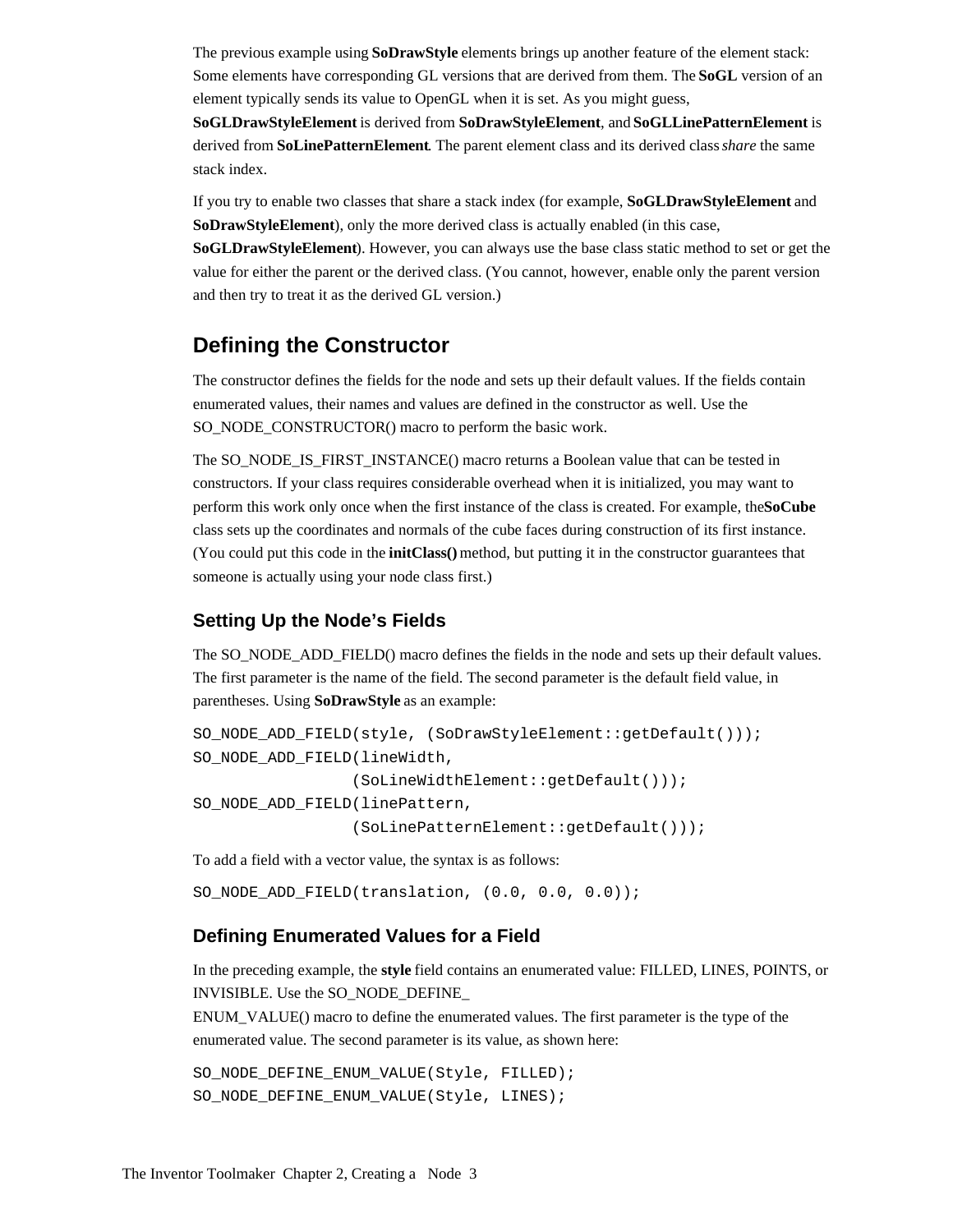The previous example using **SoDrawStyle** elements brings up another feature of the element stack: Some elements have corresponding GL versions that are derived from them. The **SoGL** version of an element typically sends its value to OpenGL when it is set. As you might guess, **SoGLDrawStyleElement** is derived from **SoDrawStyleElement**, and **SoGLLinePatternElement** is derived from **SoLinePatternElement**. The parent element class and its derived class *share* the same stack index.

If you try to enable two classes that share a stack index (for example, **SoGLDrawStyleElement** and **SoDrawStyleElement**), only the more derived class is actually enabled (in this case, **SoGLDrawStyleElement**). However, you can always use the base class static method to set or get the value for either the parent or the derived class. (You cannot, however, enable only the parent version and then try to treat it as the derived GL version.)

## Defining the Constructor

The constructor defines the fields for the node and sets up their default values. If the fields contain enumerated values, their names and values are defined in the constructor as well. Use the SO_NODE_CONSTRUCTOR() macro to perform the basic work.

The SO_NODE_IS_FIRST_INSTANCE() macro returns a Boolean value that can be tested in constructors. If your class requires considerable overhead when it is initialized, you may want to perform this work only once when the first instance of the class is created. For example, the **SoCube** class sets up the coordinates and normals of the cube faces during construction of its first instance. (You could put this code in the **initClass()** method, but putting it in the constructor guarantees that someone is actually using your node class first.)

### Setting Up the Node's Fields

The SO_NODE_ADD_FIELD() macro defines the fields in the node and sets up their default values. The first parameter is the name of the field. The second parameter is the default field value, in parentheses. Using **SoDrawStyle** as an example:

```
SO_NODE_ADD_FIELD(style, (SoDrawStyleElement::getDefault()));
SO_NODE_ADD_FIELD(lineWidth,
                 (SoLineWidthElement::getDefault()));
SO_NODE_ADD_FIELD(linePattern,
                 (SoLinePatternElement::getDefault()));
```

To add a field with a vector value, the syntax is as follows:

```
SO_NODE_ADD_FIELD(translation, (0.0, 0.0, 0.0));
```

### Defining Enumerated Values for a Field

In the preceding example, the **style** field contains an enumerated value: FILLED, LINES, POINTS, or INVISIBLE. Use the SO_NODE_DEFINE_
ENUM_VALUE() macro to define the enumerated values. The first parameter is the type of the enumerated value. The second parameter is its value, as shown here:

```
SO_NODE_DEFINE_ENUM_VALUE(Style, FILLED);
SO_NODE_DEFINE_ENUM_VALUE(Style, LINES);
```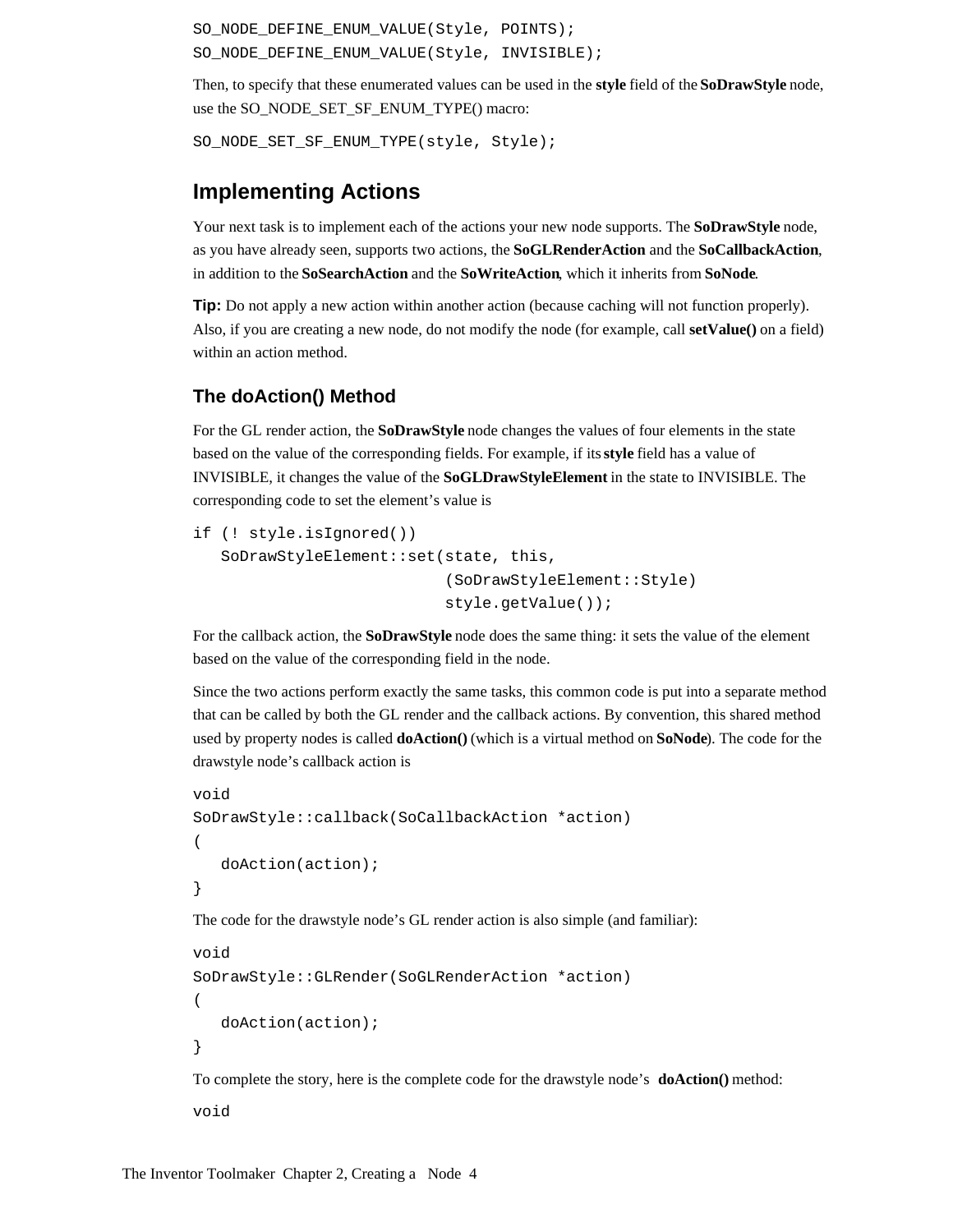```
SO_NODE_DEFINE_ENUM_VALUE(Style, POINTS);
SO_NODE_DEFINE_ENUM_VALUE(Style, INVISIBLE);
```

Then, to specify that these enumerated values can be used in the **style** field of the **SoDrawStyle** node, use the SO_NODE_SET_SF_ENUM_TYPE() macro:

```
SO_NODE_SET_SF_ENUM_TYPE(style, Style);
```

## Implementing Actions

Your next task is to implement each of the actions your new node supports. The **SoDrawStyle** node, as you have already seen, supports two actions, the **SoGLRenderAction** and the **SoCallbackAction**, in addition to the **SoSearchAction** and the **SoWriteAction**, which it inherits from **SoNode**.

**Tip:** Do not apply a new action within another action (because caching will not function properly). Also, if you are creating a new node, do not modify the node (for example, call **setValue()** on a field) within an action method.

### The doAction() Method

For the GL render action, the **SoDrawStyle** node changes the values of four elements in the state based on the value of the corresponding fields. For example, if its **style** field has a value of INVISIBLE, it changes the value of the **SoGLDrawStyleElement** in the state to INVISIBLE. The corresponding code to set the element's value is

```
if (! style.isIgnored())
   SoDrawStyleElement::set(state, this,
                           (SoDrawStyleElement::Style)
                           style.getValue());
```

For the callback action, the **SoDrawStyle** node does the same thing: it sets the value of the element based on the value of the corresponding field in the node.

Since the two actions perform exactly the same tasks, this common code is put into a separate method that can be called by both the GL render and the callback actions. By convention, this shared method used by property nodes is called **doAction()** (which is a virtual method on **SoNode**). The code for the drawstyle node's callback action is

```
void
SoDrawStyle::callback(SoCallbackAction *action)
(
   doAction(action);
}
```

The code for the drawstyle node's GL render action is also simple (and familiar):

```
void
SoDrawStyle::GLRender(SoGLRenderAction *action)
(
   doAction(action);
}
```

To complete the story, here is the complete code for the drawstyle node's **doAction()** method:

```
void
```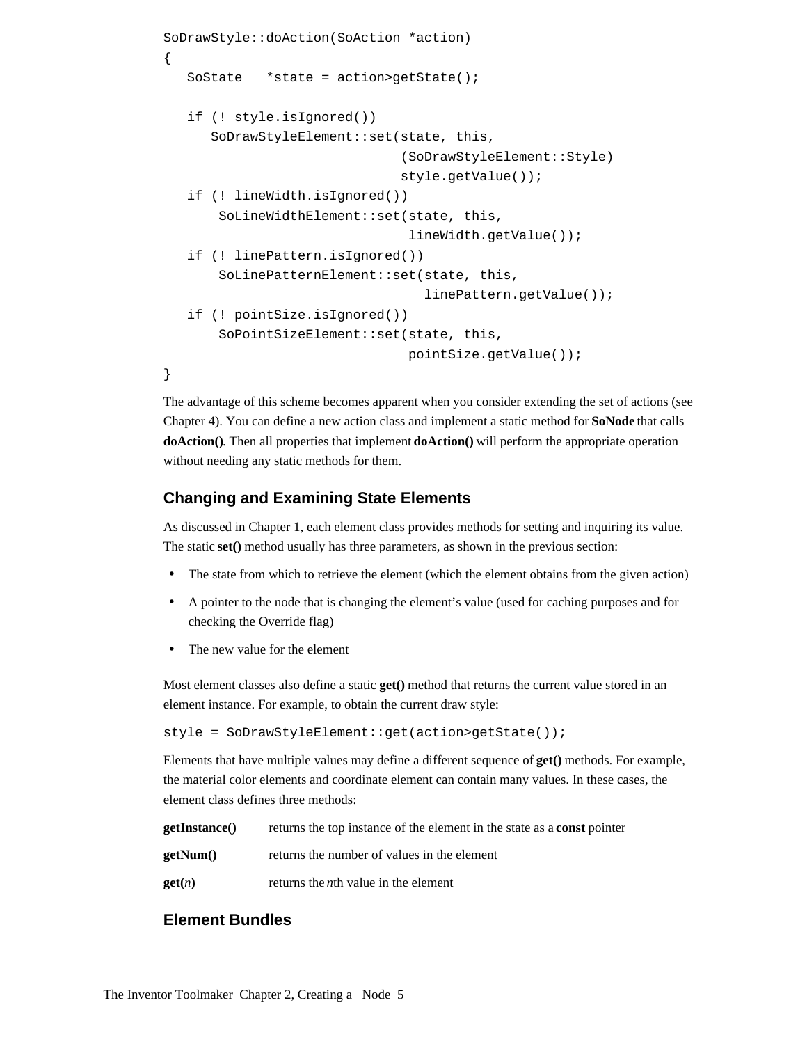```
SoDrawStyle::doAction(SoAction *action)
{
   SoState   *state = action>getState();

   if (! style.isIgnored())
      SoDrawStyleElement::set(state, this,
                              (SoDrawStyleElement::Style)
                              style.getValue());
   if (! lineWidth.isIgnored())
       SoLineWidthElement::set(state, this,
                               lineWidth.getValue());
   if (! linePattern.isIgnored())
       SoLinePatternElement::set(state, this,
                                 linePattern.getValue());
   if (! pointSize.isIgnored())
       SoPointSizeElement::set(state, this,
                               pointSize.getValue());
}
```

The advantage of this scheme becomes apparent when you consider extending the set of actions (see Chapter 4). You can define a new action class and implement a static method for **SoNode** that calls **doAction()**. Then all properties that implement **doAction()** will perform the appropriate operation without needing any static methods for them.

## Changing and Examining State Elements

As discussed in Chapter 1, each element class provides methods for setting and inquiring its value. The static **set()** method usually has three parameters, as shown in the previous section:

- The state from which to retrieve the element (which the element obtains from the given action)
- A pointer to the node that is changing the element's value (used for caching purposes and for checking the Override flag)
- The new value for the element

Most element classes also define a static **get()** method that returns the current value stored in an element instance. For example, to obtain the current draw style:

```
style = SoDrawStyleElement::get(action>getState());
```

Elements that have multiple values may define a different sequence of **get()** methods. For example, the material color elements and coordinate element can contain many values. In these cases, the element class defines three methods:

| | |
|---|---|
| **getInstance()** | returns the top instance of the element in the state as a **const** pointer |
| **getNum()** | returns the number of values in the element |
| **get(*n*)** | returns the *n*th value in the element |

## Element Bundles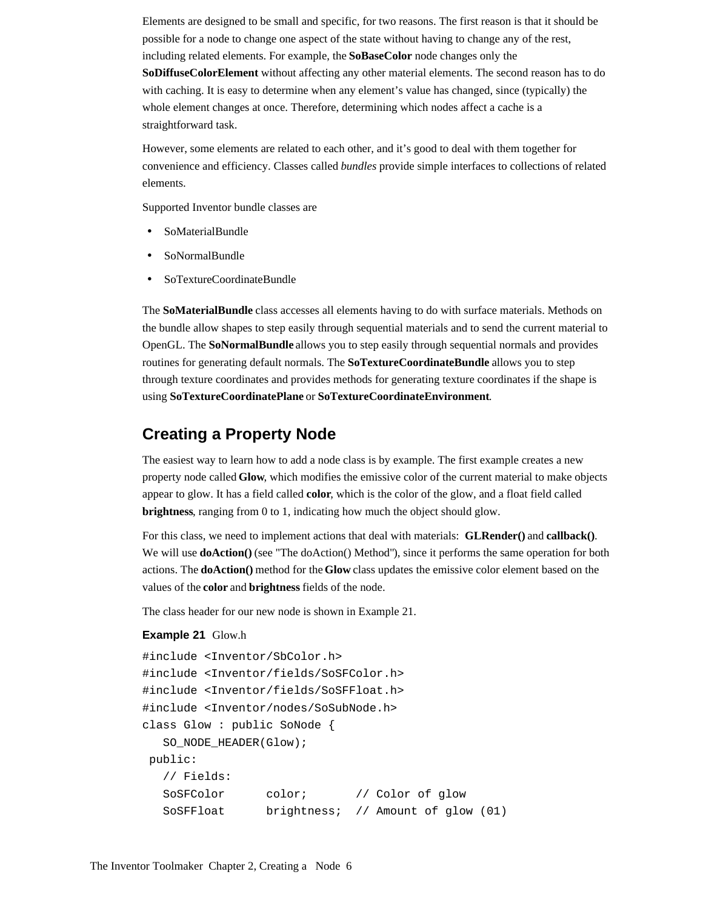Elements are designed to be small and specific, for two reasons. The first reason is that it should be possible for a node to change one aspect of the state without having to change any of the rest, including related elements. For example, the **SoBaseColor** node changes only the **SoDiffuseColorElement** without affecting any other material elements. The second reason has to do with caching. It is easy to determine when any element's value has changed, since (typically) the whole element changes at once. Therefore, determining which nodes affect a cache is a straightforward task.

However, some elements are related to each other, and it's good to deal with them together for convenience and efficiency. Classes called *bundles* provide simple interfaces to collections of related elements.

Supported Inventor bundle classes are

- SoMaterialBundle
- SoNormalBundle
- SoTextureCoordinateBundle

The **SoMaterialBundle** class accesses all elements having to do with surface materials. Methods on the bundle allow shapes to step easily through sequential materials and to send the current material to OpenGL. The **SoNormalBundle** allows you to step easily through sequential normals and provides routines for generating default normals. The **SoTextureCoordinateBundle** allows you to step through texture coordinates and provides methods for generating texture coordinates if the shape is using **SoTextureCoordinatePlane** or **SoTextureCoordinateEnvironment**.

## Creating a Property Node

The easiest way to learn how to add a node class is by example. The first example creates a new property node called **Glow**, which modifies the emissive color of the current material to make objects appear to glow. It has a field called **color**, which is the color of the glow, and a float field called **brightness**, ranging from 0 to 1, indicating how much the object should glow.

For this class, we need to implement actions that deal with materials: **GLRender()** and **callback()**. We will use **doAction()** (see "The doAction() Method"), since it performs the same operation for both actions. The **doAction()** method for the **Glow** class updates the emissive color element based on the values of the **color** and **brightness** fields of the node.

The class header for our new node is shown in Example 21.

**Example 21** Glow.h

```
#include <Inventor/SbColor.h>
#include <Inventor/fields/SoSFColor.h>
#include <Inventor/fields/SoSFFloat.h>
#include <Inventor/nodes/SoSubNode.h>
class Glow : public SoNode {
   SO_NODE_HEADER(Glow);
 public:
   // Fields:
   SoSFColor      color;       // Color of glow
   SoSFFloat      brightness;  // Amount of glow (01)
```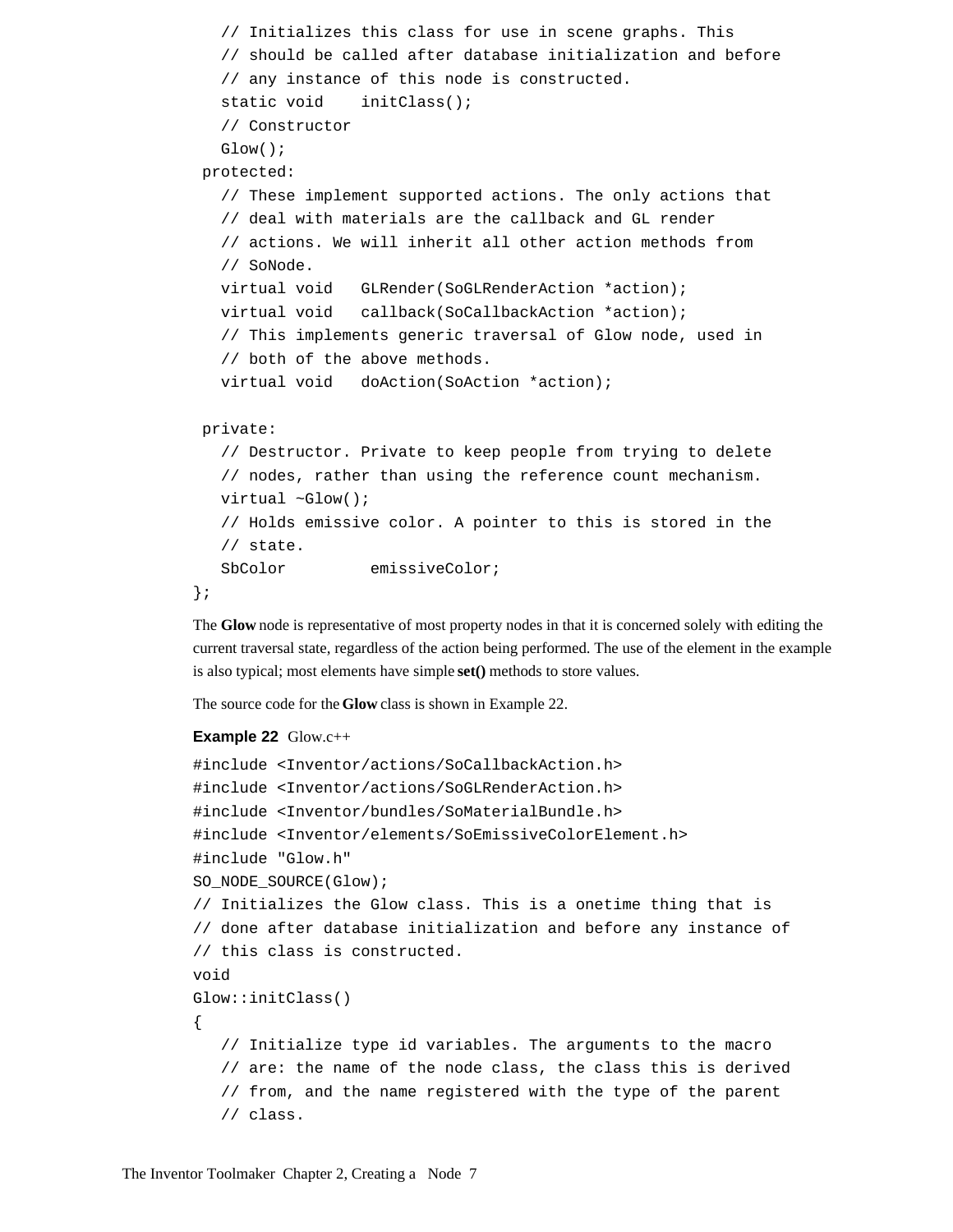```
   // Initializes this class for use in scene graphs. This
   // should be called after database initialization and before
   // any instance of this node is constructed.
   static void    initClass();
   // Constructor
   Glow();
 protected:
   // These implement supported actions. The only actions that
   // deal with materials are the callback and GL render
   // actions. We will inherit all other action methods from
   // SoNode.
   virtual void   GLRender(SoGLRenderAction *action);
   virtual void   callback(SoCallbackAction *action);
   // This implements generic traversal of Glow node, used in
   // both of the above methods.
   virtual void   doAction(SoAction *action);

 private:
   // Destructor. Private to keep people from trying to delete
   // nodes, rather than using the reference count mechanism.
   virtual ~Glow();
   // Holds emissive color. A pointer to this is stored in the
   // state.
   SbColor         emissiveColor;
};
```

The **Glow** node is representative of most property nodes in that it is concerned solely with editing the current traversal state, regardless of the action being performed. The use of the element in the example is also typical; most elements have simple **set()** methods to store values.

The source code for the **Glow** class is shown in Example 22.

**Example 22** Glow.c++

```
#include <Inventor/actions/SoCallbackAction.h>
#include <Inventor/actions/SoGLRenderAction.h>
#include <Inventor/bundles/SoMaterialBundle.h>
#include <Inventor/elements/SoEmissiveColorElement.h>
#include "Glow.h"
SO_NODE_SOURCE(Glow);
// Initializes the Glow class. This is a onetime thing that is
// done after database initialization and before any instance of
// this class is constructed.
void
Glow::initClass()
{
   // Initialize type id variables. The arguments to the macro
   // are: the name of the node class, the class this is derived
   // from, and the name registered with the type of the parent
   // class.
```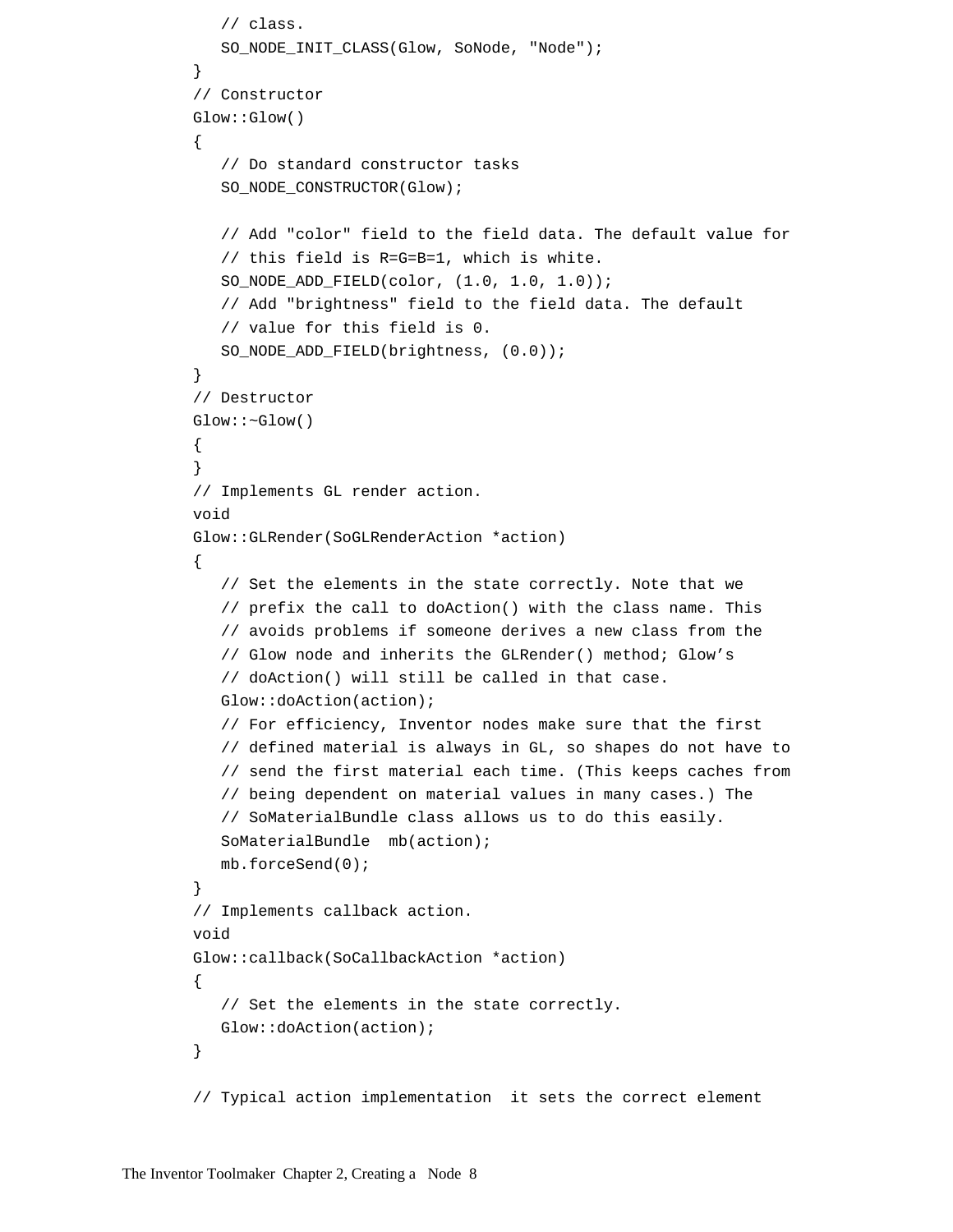```
   // class.
   SO_NODE_INIT_CLASS(Glow, SoNode, "Node");
}
// Constructor
Glow::Glow()
{
   // Do standard constructor tasks
   SO_NODE_CONSTRUCTOR(Glow);

   // Add "color" field to the field data. The default value for
   // this field is R=G=B=1, which is white.
   SO_NODE_ADD_FIELD(color, (1.0, 1.0, 1.0));
   // Add "brightness" field to the field data. The default
   // value for this field is 0.
   SO_NODE_ADD_FIELD(brightness, (0.0));
}
// Destructor
Glow::~Glow()
{
}
// Implements GL render action.
void
Glow::GLRender(SoGLRenderAction *action)
{
   // Set the elements in the state correctly. Note that we
   // prefix the call to doAction() with the class name. This
   // avoids problems if someone derives a new class from the
   // Glow node and inherits the GLRender() method; Glow’s
   // doAction() will still be called in that case.
   Glow::doAction(action);
   // For efficiency, Inventor nodes make sure that the first
   // defined material is always in GL, so shapes do not have to
   // send the first material each time. (This keeps caches from
   // being dependent on material values in many cases.) The
   // SoMaterialBundle class allows us to do this easily.
   SoMaterialBundle  mb(action);
   mb.forceSend(0);
}
// Implements callback action.
void
Glow::callback(SoCallbackAction *action)
{
   // Set the elements in the state correctly.
   Glow::doAction(action);
}

// Typical action implementation  it sets the correct element
```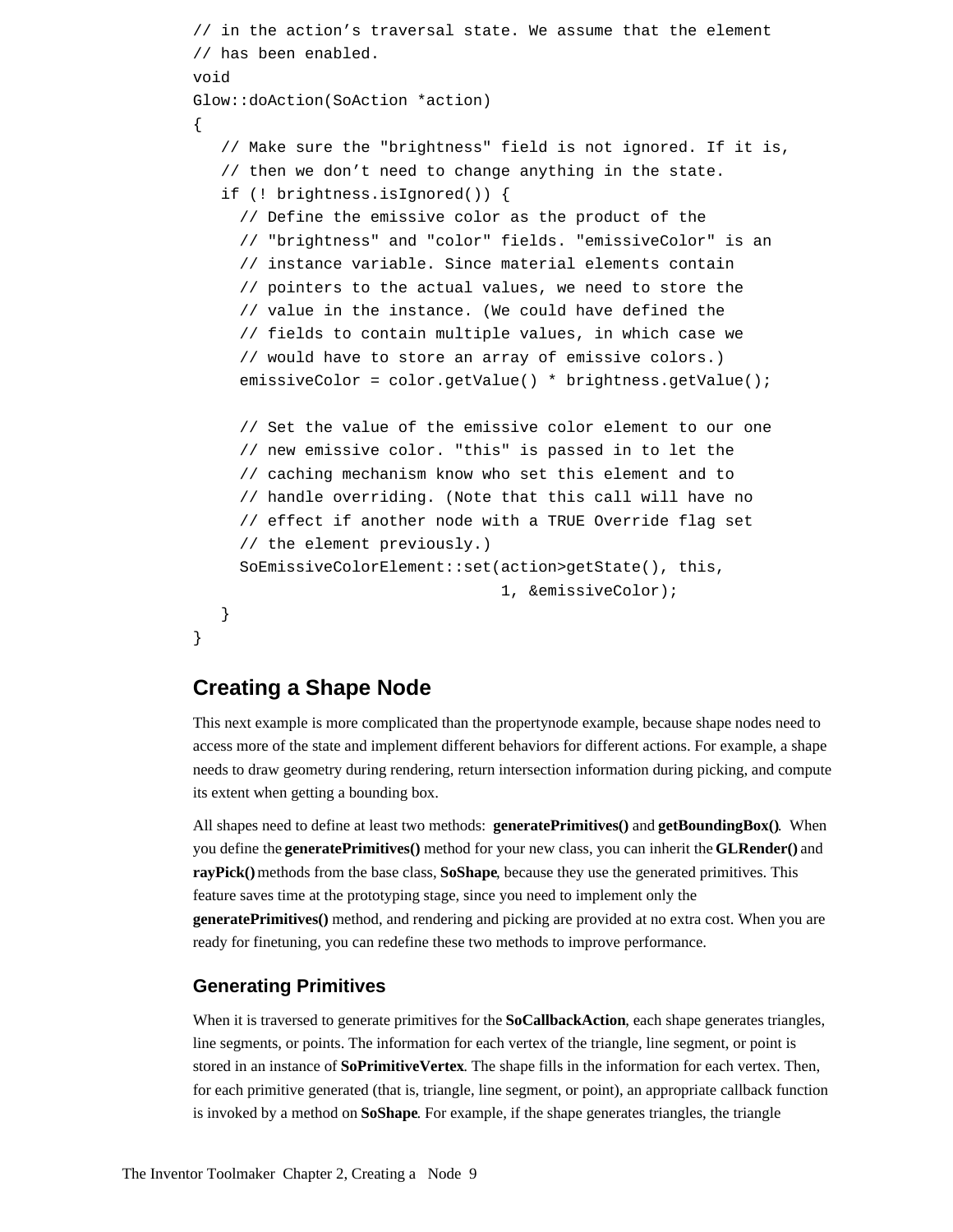```
// in the action’s traversal state. We assume that the element
// has been enabled.
void
Glow::doAction(SoAction *action)
{
   // Make sure the "brightness" field is not ignored. If it is,
   // then we don’t need to change anything in the state.
   if (! brightness.isIgnored()) {
     // Define the emissive color as the product of the
     // "brightness" and "color" fields. "emissiveColor" is an
     // instance variable. Since material elements contain
     // pointers to the actual values, we need to store the
     // value in the instance. (We could have defined the
     // fields to contain multiple values, in which case we
     // would have to store an array of emissive colors.)
     emissiveColor = color.getValue() * brightness.getValue();

     // Set the value of the emissive color element to our one
     // new emissive color. "this" is passed in to let the
     // caching mechanism know who set this element and to
     // handle overriding. (Note that this call will have no
     // effect if another node with a TRUE Override flag set
     // the element previously.)
     SoEmissiveColorElement::set(action>getState(), this,
                                 1, &emissiveColor);
   }
}
```

## Creating a Shape Node

This next example is more complicated than the propertynode example, because shape nodes need to access more of the state and implement different behaviors for different actions. For example, a shape needs to draw geometry during rendering, return intersection information during picking, and compute its extent when getting a bounding box.

All shapes need to define at least two methods: **generatePrimitives()** and **getBoundingBox()**. When you define the **generatePrimitives()** method for your new class, you can inherit the **GLRender()** and **rayPick()** methods from the base class, **SoShape**, because they use the generated primitives. This feature saves time at the prototyping stage, since you need to implement only the **generatePrimitives()** method, and rendering and picking are provided at no extra cost. When you are ready for finetuning, you can redefine these two methods to improve performance.

### Generating Primitives

When it is traversed to generate primitives for the **SoCallbackAction**, each shape generates triangles, line segments, or points. The information for each vertex of the triangle, line segment, or point is stored in an instance of **SoPrimitiveVertex**. The shape fills in the information for each vertex. Then, for each primitive generated (that is, triangle, line segment, or point), an appropriate callback function is invoked by a method on **SoShape**. For example, if the shape generates triangles, the triangle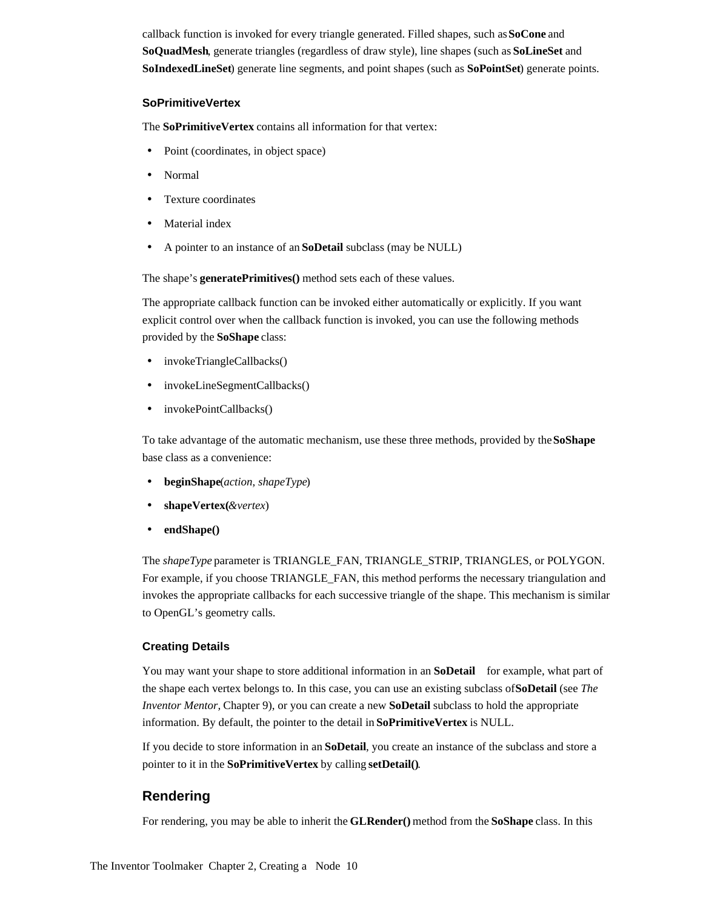callback function is invoked for every triangle generated. Filled shapes, such as **SoCone** and **SoQuadMesh**, generate triangles (regardless of draw style), line shapes (such as **SoLineSet** and **SoIndexedLineSet**) generate line segments, and point shapes (such as **SoPointSet**) generate points.

### SoPrimitiveVertex

The **SoPrimitiveVertex** contains all information for that vertex:

- Point (coordinates, in object space)
- Normal
- Texture coordinates
- Material index
- A pointer to an instance of an **SoDetail** subclass (may be NULL)

The shape's **generatePrimitives()** method sets each of these values.

The appropriate callback function can be invoked either automatically or explicitly. If you want explicit control over when the callback function is invoked, you can use the following methods provided by the **SoShape** class:

- invokeTriangleCallbacks()
- invokeLineSegmentCallbacks()
- invokePointCallbacks()

To take advantage of the automatic mechanism, use these three methods, provided by the **SoShape** base class as a convenience:

- **beginShape**(*action*, *shapeType*)
- **shapeVertex(***&vertex*)
- **endShape()**

The *shapeType* parameter is TRIANGLE_FAN, TRIANGLE_STRIP, TRIANGLES, or POLYGON. For example, if you choose TRIANGLE_FAN, this method performs the necessary triangulation and invokes the appropriate callbacks for each successive triangle of the shape. This mechanism is similar to OpenGL's geometry calls.

### Creating Details

You may want your shape to store additional information in an **SoDetail** for example, what part of the shape each vertex belongs to. In this case, you can use an existing subclass of **SoDetail** (see *The Inventor Mentor*, Chapter 9), or you can create a new **SoDetail** subclass to hold the appropriate information. By default, the pointer to the detail in **SoPrimitiveVertex** is NULL.

If you decide to store information in an **SoDetail**, you create an instance of the subclass and store a pointer to it in the **SoPrimitiveVertex** by calling **setDetail()**.

## Rendering

For rendering, you may be able to inherit the **GLRender()** method from the **SoShape** class. In this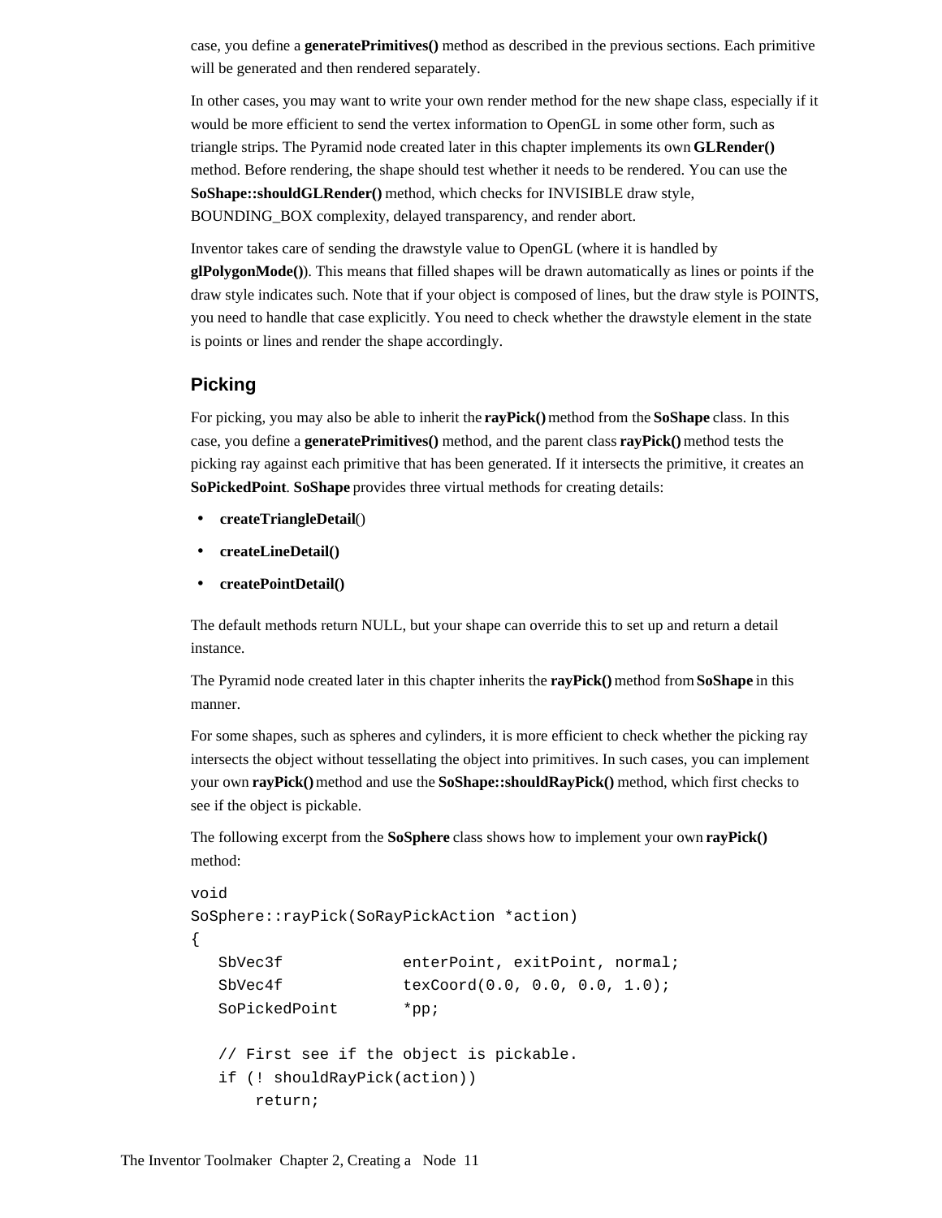case, you define a **generatePrimitives()** method as described in the previous sections. Each primitive will be generated and then rendered separately.

In other cases, you may want to write your own render method for the new shape class, especially if it would be more efficient to send the vertex information to OpenGL in some other form, such as triangle strips. The Pyramid node created later in this chapter implements its own **GLRender()** method. Before rendering, the shape should test whether it needs to be rendered. You can use the **SoShape::shouldGLRender()** method, which checks for INVISIBLE draw style, BOUNDING_BOX complexity, delayed transparency, and render abort.

Inventor takes care of sending the drawstyle value to OpenGL (where it is handled by **glPolygonMode()**). This means that filled shapes will be drawn automatically as lines or points if the draw style indicates such. Note that if your object is composed of lines, but the draw style is POINTS, you need to handle that case explicitly. You need to check whether the drawstyle element in the state is points or lines and render the shape accordingly.

## Picking

For picking, you may also be able to inherit the **rayPick()** method from the **SoShape** class. In this case, you define a **generatePrimitives()** method, and the parent class **rayPick()** method tests the picking ray against each primitive that has been generated. If it intersects the primitive, it creates an **SoPickedPoint**. **SoShape** provides three virtual methods for creating details:

- **createTriangleDetail**()
- **createLineDetail()**
- **createPointDetail()**

The default methods return NULL, but your shape can override this to set up and return a detail instance.

The Pyramid node created later in this chapter inherits the **rayPick()** method from **SoShape** in this manner.

For some shapes, such as spheres and cylinders, it is more efficient to check whether the picking ray intersects the object without tessellating the object into primitives. In such cases, you can implement your own **rayPick()** method and use the **SoShape::shouldRayPick()** method, which first checks to see if the object is pickable.

The following excerpt from the **SoSphere** class shows how to implement your own **rayPick()** method:

```
void
SoSphere::rayPick(SoRayPickAction *action)
{
   SbVec3f             enterPoint, exitPoint, normal;
   SbVec4f             texCoord(0.0, 0.0, 0.0, 1.0);
   SoPickedPoint       *pp;

   // First see if the object is pickable.
   if (! shouldRayPick(action))
       return;
```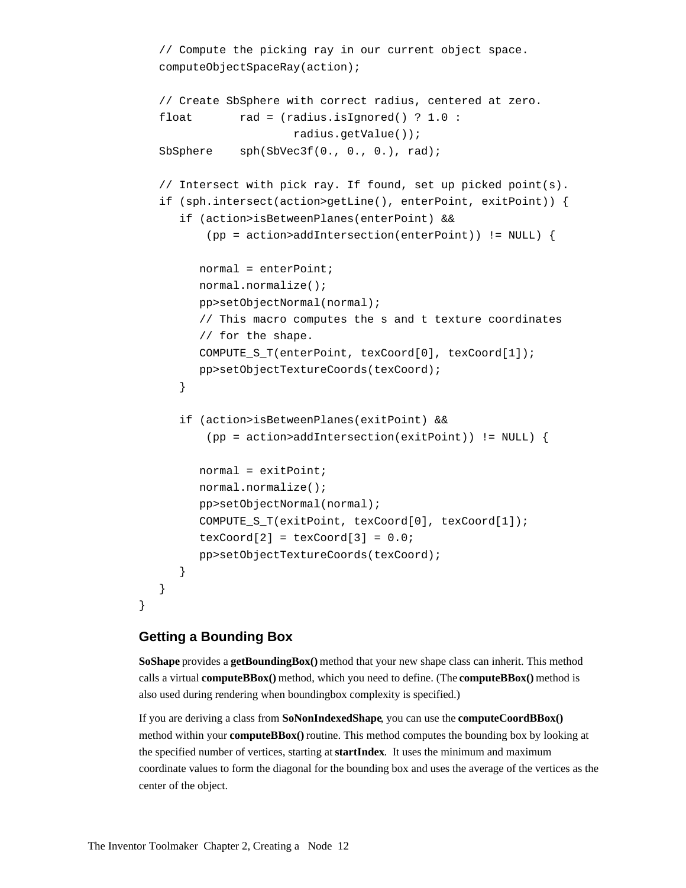```
   // Compute the picking ray in our current object space.
   computeObjectSpaceRay(action);

   // Create SbSphere with correct radius, centered at zero.
   float       rad = (radius.isIgnored() ? 1.0 :
                      radius.getValue());
   SbSphere    sph(SbVec3f(0., 0., 0.), rad);

   // Intersect with pick ray. If found, set up picked point(s).
   if (sph.intersect(action>getLine(), enterPoint, exitPoint)) {
      if (action>isBetweenPlanes(enterPoint) &&
          (pp = action>addIntersection(enterPoint)) != NULL) {

         normal = enterPoint;
         normal.normalize();
         pp>setObjectNormal(normal);
         // This macro computes the s and t texture coordinates
         // for the shape.
         COMPUTE_S_T(enterPoint, texCoord[0], texCoord[1]);
         pp>setObjectTextureCoords(texCoord);
      }

      if (action>isBetweenPlanes(exitPoint) &&
          (pp = action>addIntersection(exitPoint)) != NULL) {

         normal = exitPoint;
         normal.normalize();
         pp>setObjectNormal(normal);
         COMPUTE_S_T(exitPoint, texCoord[0], texCoord[1]);
         texCoord[2] = texCoord[3] = 0.0;
         pp>setObjectTextureCoords(texCoord);
      }
   }
}
```

### Getting a Bounding Box

**SoShape** provides a **getBoundingBox()** method that your new shape class can inherit. This method calls a virtual **computeBBox()** method, which you need to define. (The **computeBBox()** method is also used during rendering when boundingbox complexity is specified.)

If you are deriving a class from **SoNonIndexedShape**, you can use the **computeCoordBBox()** method within your **computeBBox()** routine. This method computes the bounding box by looking at the specified number of vertices, starting at **startIndex**. It uses the minimum and maximum coordinate values to form the diagonal for the bounding box and uses the average of the vertices as the center of the object.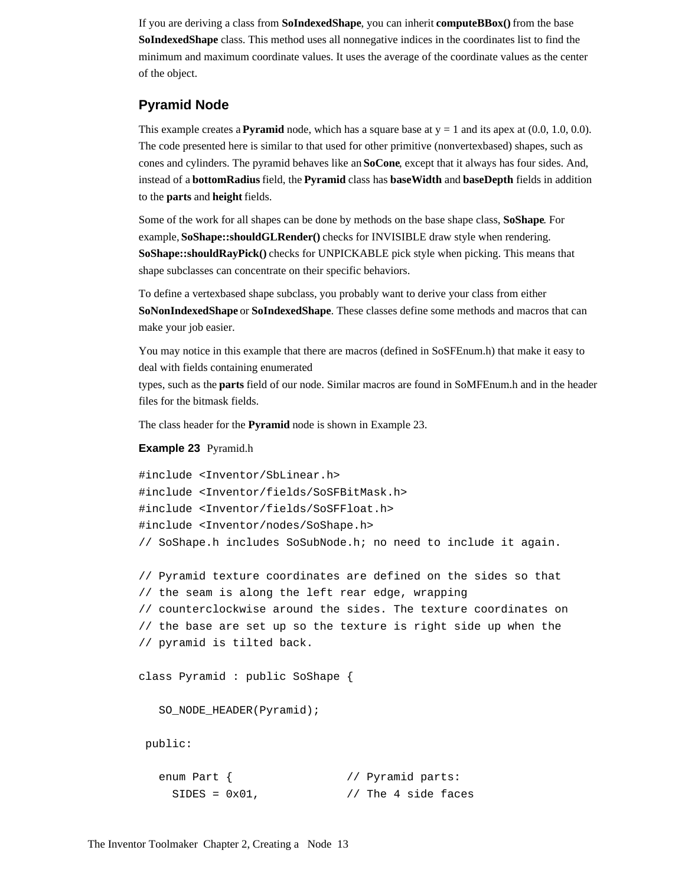If you are deriving a class from **SoIndexedShape**, you can inherit **computeBBox()** from the base **SoIndexedShape** class. This method uses all nonnegative indices in the coordinates list to find the minimum and maximum coordinate values. It uses the average of the coordinate values as the center of the object.

## Pyramid Node

This example creates a **Pyramid** node, which has a square base at y = 1 and its apex at (0.0, 1.0, 0.0). The code presented here is similar to that used for other primitive (nonvertexbased) shapes, such as cones and cylinders. The pyramid behaves like an **SoCone**, except that it always has four sides. And, instead of a **bottomRadius** field, the **Pyramid** class has **baseWidth** and **baseDepth** fields in addition to the **parts** and **height** fields.

Some of the work for all shapes can be done by methods on the base shape class, **SoShape**. For example, **SoShape::shouldGLRender()** checks for INVISIBLE draw style when rendering. **SoShape::shouldRayPick()** checks for UNPICKABLE pick style when picking. This means that shape subclasses can concentrate on their specific behaviors.

To define a vertexbased shape subclass, you probably want to derive your class from either **SoNonIndexedShape** or **SoIndexedShape**. These classes define some methods and macros that can make your job easier.

You may notice in this example that there are macros (defined in SoSFEnum.h) that make it easy to deal with fields containing enumerated types, such as the **parts** field of our node. Similar macros are found in SoMFEnum.h and in the header files for the bitmask fields.

The class header for the **Pyramid** node is shown in Example 23.

**Example 23** Pyramid.h

```
#include <Inventor/SbLinear.h>
#include <Inventor/fields/SoSFBitMask.h>
#include <Inventor/fields/SoSFFloat.h>
#include <Inventor/nodes/SoShape.h>
// SoShape.h includes SoSubNode.h; no need to include it again.

// Pyramid texture coordinates are defined on the sides so that
// the seam is along the left rear edge, wrapping
// counterclockwise around the sides. The texture coordinates on
// the base are set up so the texture is right side up when the
// pyramid is tilted back.

class Pyramid : public SoShape {

   SO_NODE_HEADER(Pyramid);

 public:

   enum Part {                 // Pyramid parts:
     SIDES = 0x01,             // The 4 side faces
```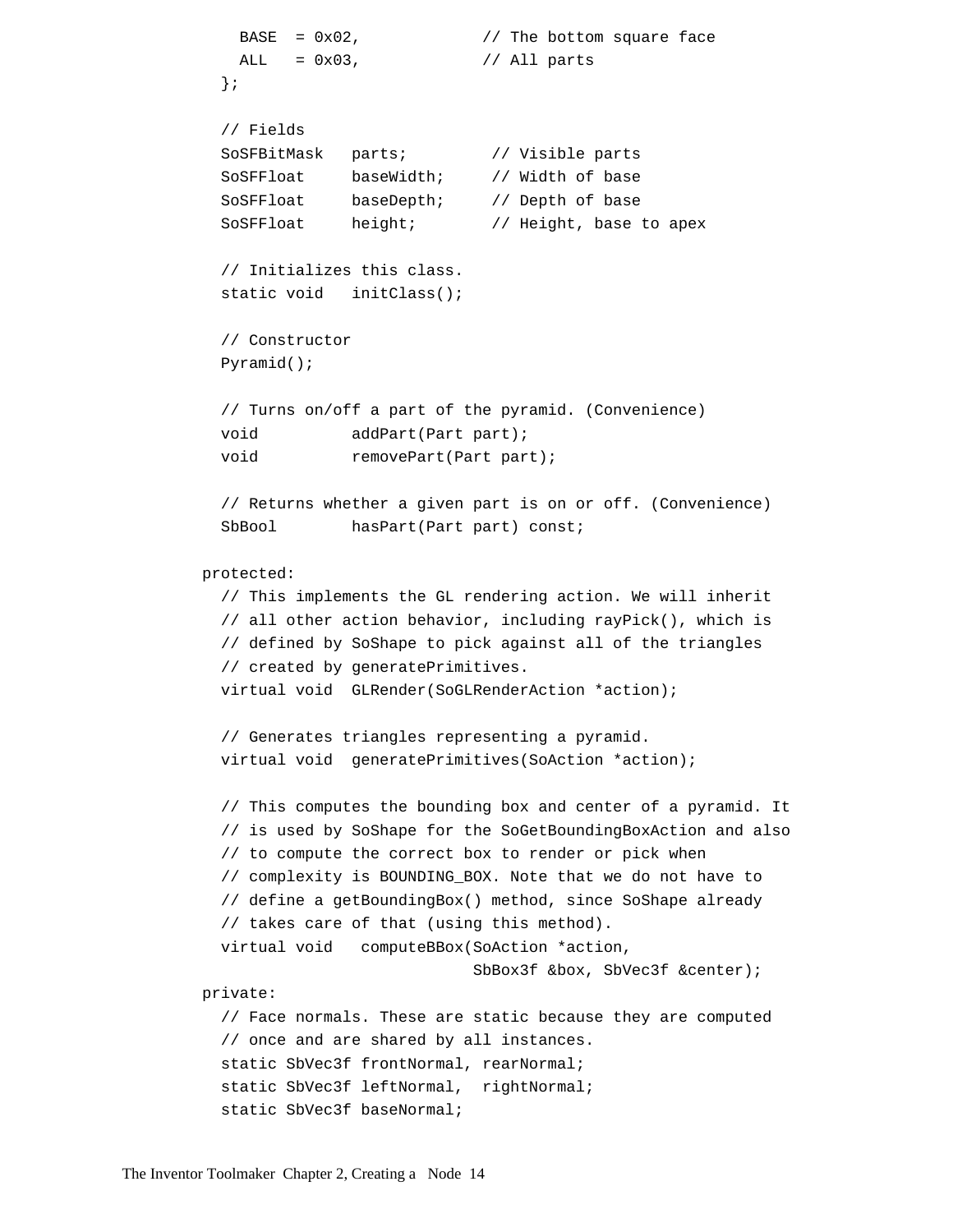```
    BASE  = 0x02,             // The bottom square face
    ALL   = 0x03,             // All parts
  };

  // Fields
  SoSFBitMask   parts;         // Visible parts
  SoSFFloat     baseWidth;     // Width of base
  SoSFFloat     baseDepth;     // Depth of base
  SoSFFloat     height;        // Height, base to apex

  // Initializes this class.
  static void   initClass();

  // Constructor
  Pyramid();

  // Turns on/off a part of the pyramid. (Convenience)
  void          addPart(Part part);
  void          removePart(Part part);

  // Returns whether a given part is on or off. (Convenience)
  SbBool        hasPart(Part part) const;

protected:
  // This implements the GL rendering action. We will inherit
  // all other action behavior, including rayPick(), which is
  // defined by SoShape to pick against all of the triangles
  // created by generatePrimitives.
  virtual void  GLRender(SoGLRenderAction *action);

  // Generates triangles representing a pyramid.
  virtual void  generatePrimitives(SoAction *action);

  // This computes the bounding box and center of a pyramid. It
  // is used by SoShape for the SoGetBoundingBoxAction and also
  // to compute the correct box to render or pick when
  // complexity is BOUNDING_BOX. Note that we do not have to
  // define a getBoundingBox() method, since SoShape already
  // takes care of that (using this method).
  virtual void   computeBBox(SoAction *action,
                            SbBox3f &box, SbVec3f &center);
private:
  // Face normals. These are static because they are computed
  // once and are shared by all instances.
  static SbVec3f frontNormal, rearNormal;
  static SbVec3f leftNormal,  rightNormal;
  static SbVec3f baseNormal;
```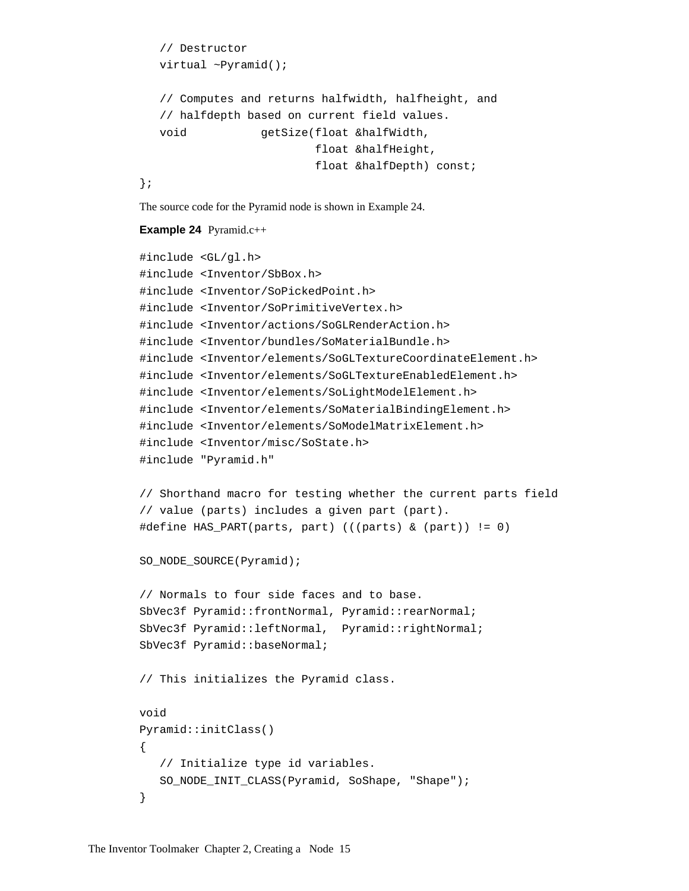```
   // Destructor
   virtual ~Pyramid();

   // Computes and returns halfwidth, halfheight, and
   // halfdepth based on current field values.
   void           getSize(float &halfWidth,
                          float &halfHeight,
                          float &halfDepth) const;
};
```

The source code for the Pyramid node is shown in Example 24.

**Example 24** Pyramid.c++

```
#include <GL/gl.h>
#include <Inventor/SbBox.h>
#include <Inventor/SoPickedPoint.h>
#include <Inventor/SoPrimitiveVertex.h>
#include <Inventor/actions/SoGLRenderAction.h>
#include <Inventor/bundles/SoMaterialBundle.h>
#include <Inventor/elements/SoGLTextureCoordinateElement.h>
#include <Inventor/elements/SoGLTextureEnabledElement.h>
#include <Inventor/elements/SoLightModelElement.h>
#include <Inventor/elements/SoMaterialBindingElement.h>
#include <Inventor/elements/SoModelMatrixElement.h>
#include <Inventor/misc/SoState.h>
#include "Pyramid.h"

// Shorthand macro for testing whether the current parts field
// value (parts) includes a given part (part).
#define HAS_PART(parts, part) (((parts) & (part)) != 0)

SO_NODE_SOURCE(Pyramid);

// Normals to four side faces and to base.
SbVec3f Pyramid::frontNormal, Pyramid::rearNormal;
SbVec3f Pyramid::leftNormal,  Pyramid::rightNormal;
SbVec3f Pyramid::baseNormal;

// This initializes the Pyramid class.

void
Pyramid::initClass()
{
   // Initialize type id variables.
   SO_NODE_INIT_CLASS(Pyramid, SoShape, "Shape");
}
```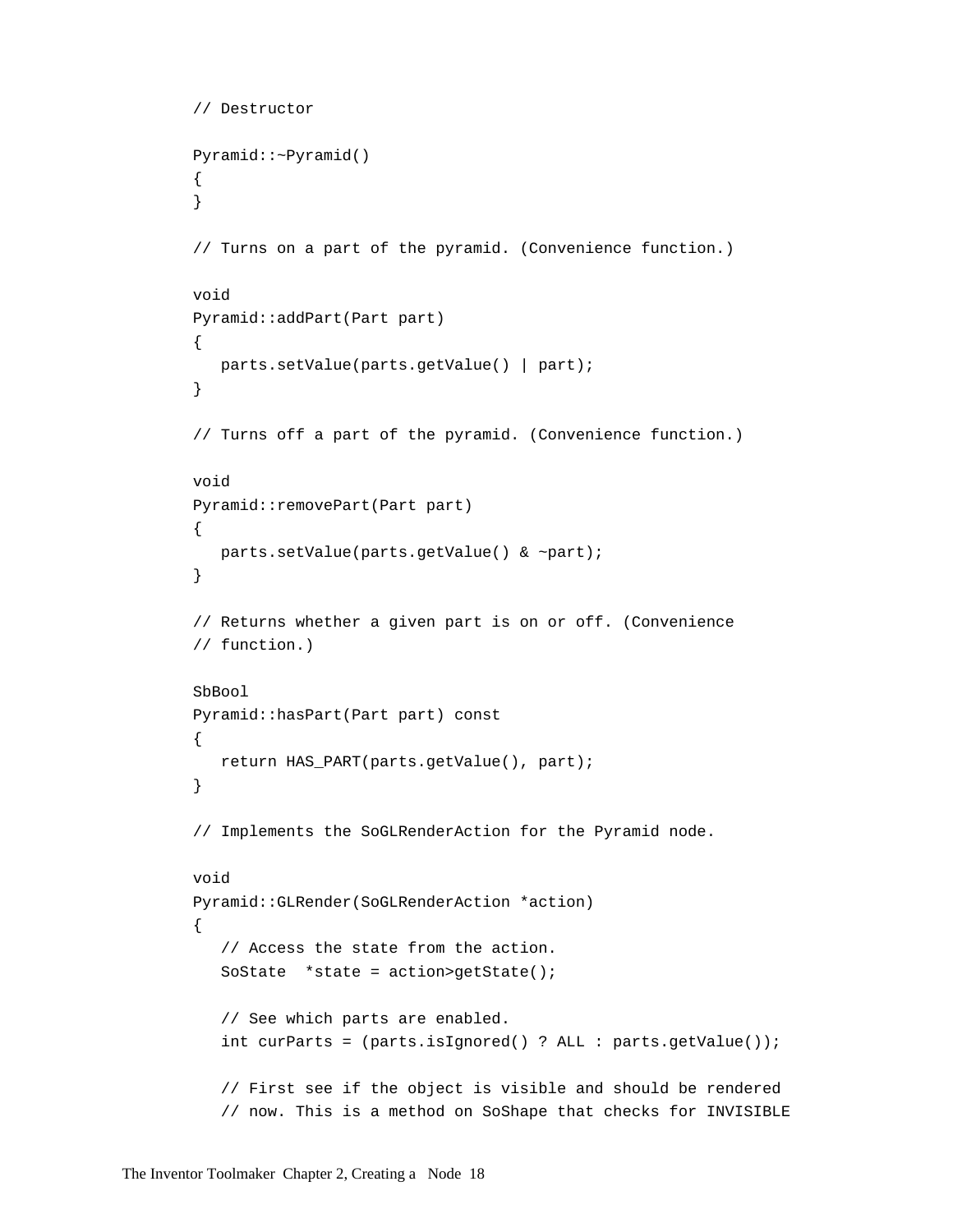```
// Destructor

Pyramid::~Pyramid()
{
}

// Turns on a part of the pyramid. (Convenience function.)

void
Pyramid::addPart(Part part)
{
   parts.setValue(parts.getValue() | part);
}

// Turns off a part of the pyramid. (Convenience function.)

void
Pyramid::removePart(Part part)
{
   parts.setValue(parts.getValue() & ~part);
}

// Returns whether a given part is on or off. (Convenience
// function.)

SbBool
Pyramid::hasPart(Part part) const
{
   return HAS_PART(parts.getValue(), part);
}

// Implements the SoGLRenderAction for the Pyramid node.

void
Pyramid::GLRender(SoGLRenderAction *action)
{
   // Access the state from the action.
   SoState  *state = action>getState();

   // See which parts are enabled.
   int curParts = (parts.isIgnored() ? ALL : parts.getValue());

   // First see if the object is visible and should be rendered
   // now. This is a method on SoShape that checks for INVISIBLE
```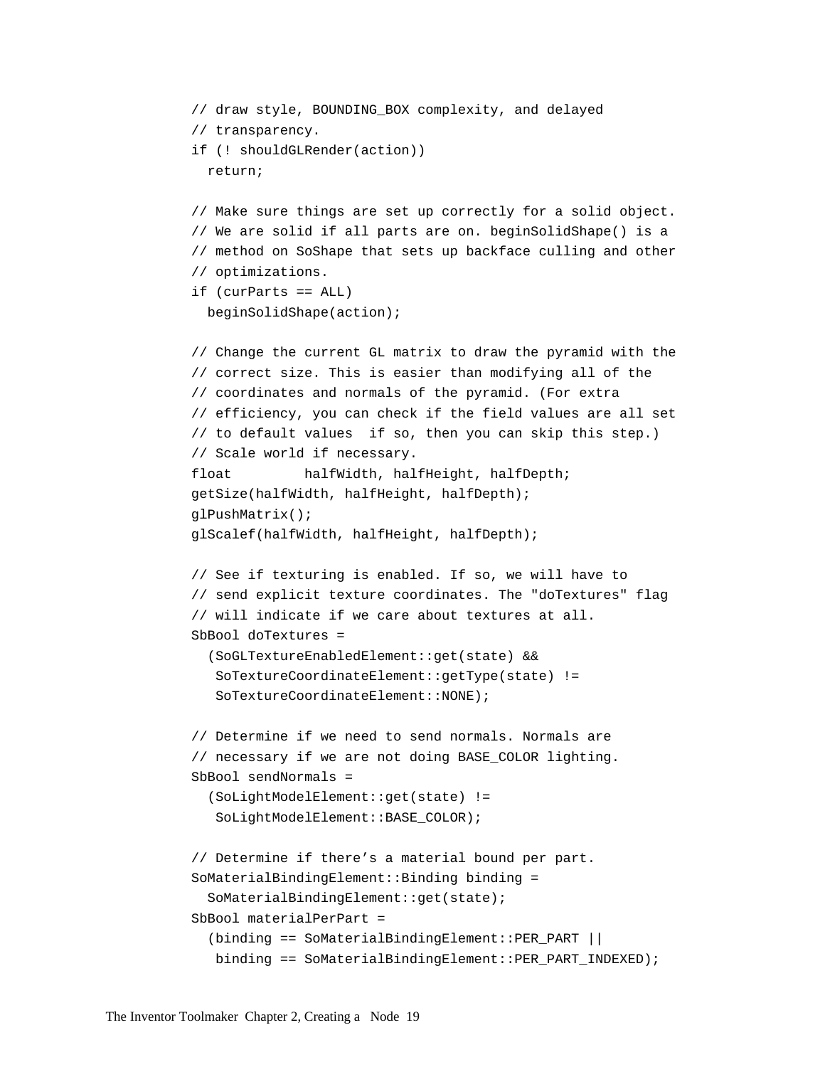```
// draw style, BOUNDING_BOX complexity, and delayed
// transparency.
if (! shouldGLRender(action))
  return;

// Make sure things are set up correctly for a solid object.
// We are solid if all parts are on. beginSolidShape() is a
// method on SoShape that sets up backface culling and other
// optimizations.
if (curParts == ALL)
  beginSolidShape(action);

// Change the current GL matrix to draw the pyramid with the
// correct size. This is easier than modifying all of the
// coordinates and normals of the pyramid. (For extra
// efficiency, you can check if the field values are all set
// to default values  if so, then you can skip this step.)
// Scale world if necessary.
float         halfWidth, halfHeight, halfDepth;
getSize(halfWidth, halfHeight, halfDepth);
glPushMatrix();
glScalef(halfWidth, halfHeight, halfDepth);

// See if texturing is enabled. If so, we will have to
// send explicit texture coordinates. The "doTextures" flag
// will indicate if we care about textures at all.
SbBool doTextures =
  (SoGLTextureEnabledElement::get(state) &&
   SoTextureCoordinateElement::getType(state) !=
   SoTextureCoordinateElement::NONE);

// Determine if we need to send normals. Normals are
// necessary if we are not doing BASE_COLOR lighting.
SbBool sendNormals =
  (SoLightModelElement::get(state) !=
   SoLightModelElement::BASE_COLOR);

// Determine if there's a material bound per part.
SoMaterialBindingElement::Binding binding =
  SoMaterialBindingElement::get(state);
SbBool materialPerPart =
  (binding == SoMaterialBindingElement::PER_PART ||
   binding == SoMaterialBindingElement::PER_PART_INDEXED);
```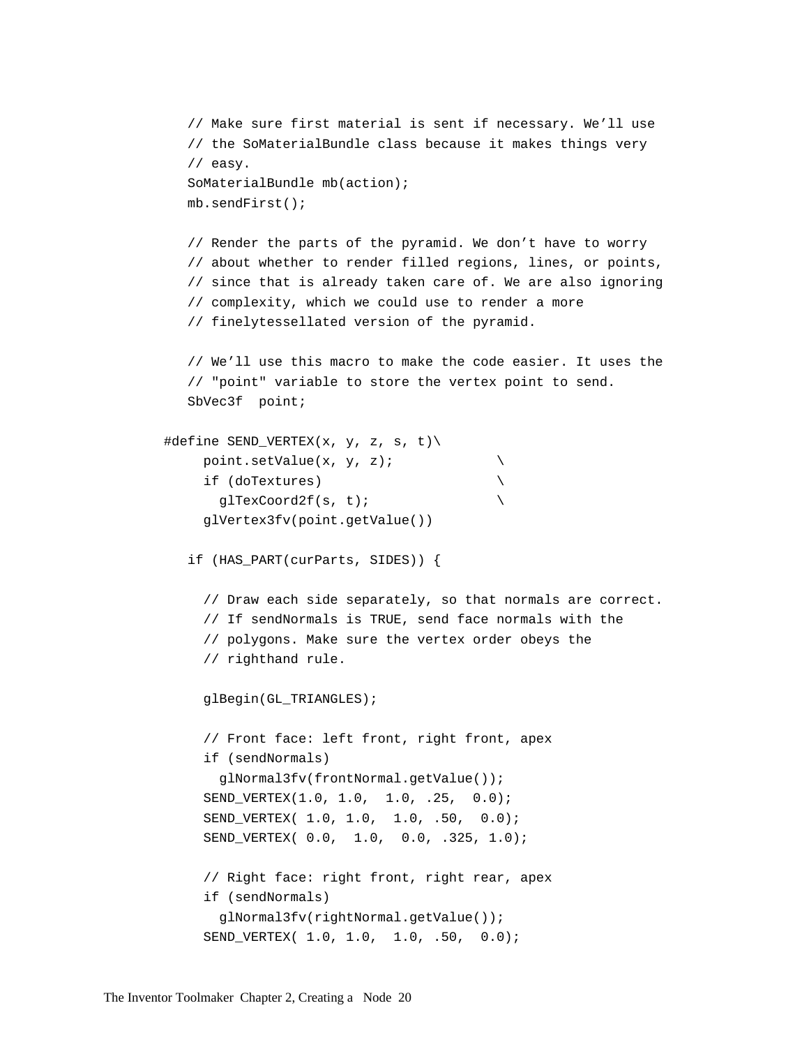```
   // Make sure first material is sent if necessary. We’ll use
   // the SoMaterialBundle class because it makes things very
   // easy.
   SoMaterialBundle mb(action);
   mb.sendFirst();

   // Render the parts of the pyramid. We don’t have to worry
   // about whether to render filled regions, lines, or points,
   // since that is already taken care of. We are also ignoring
   // complexity, which we could use to render a more
   // finelytessellated version of the pyramid.

   // We’ll use this macro to make the code easier. It uses the
   // "point" variable to store the vertex point to send.
   SbVec3f  point;

#define SEND_VERTEX(x, y, z, s, t)\
     point.setValue(x, y, z);             \
     if (doTextures)                      \
       glTexCoord2f(s, t);                \
     glVertex3fv(point.getValue())

   if (HAS_PART(curParts, SIDES)) {

     // Draw each side separately, so that normals are correct.
     // If sendNormals is TRUE, send face normals with the
     // polygons. Make sure the vertex order obeys the
     // righthand rule.

     glBegin(GL_TRIANGLES);

     // Front face: left front, right front, apex
     if (sendNormals)
       glNormal3fv(frontNormal.getValue());
     SEND_VERTEX(1.0, 1.0,  1.0, .25,  0.0);
     SEND_VERTEX( 1.0, 1.0,  1.0, .50,  0.0);
     SEND_VERTEX( 0.0,  1.0,  0.0, .325, 1.0);

     // Right face: right front, right rear, apex
     if (sendNormals)
       glNormal3fv(rightNormal.getValue());
     SEND_VERTEX( 1.0, 1.0,  1.0, .50,  0.0);
```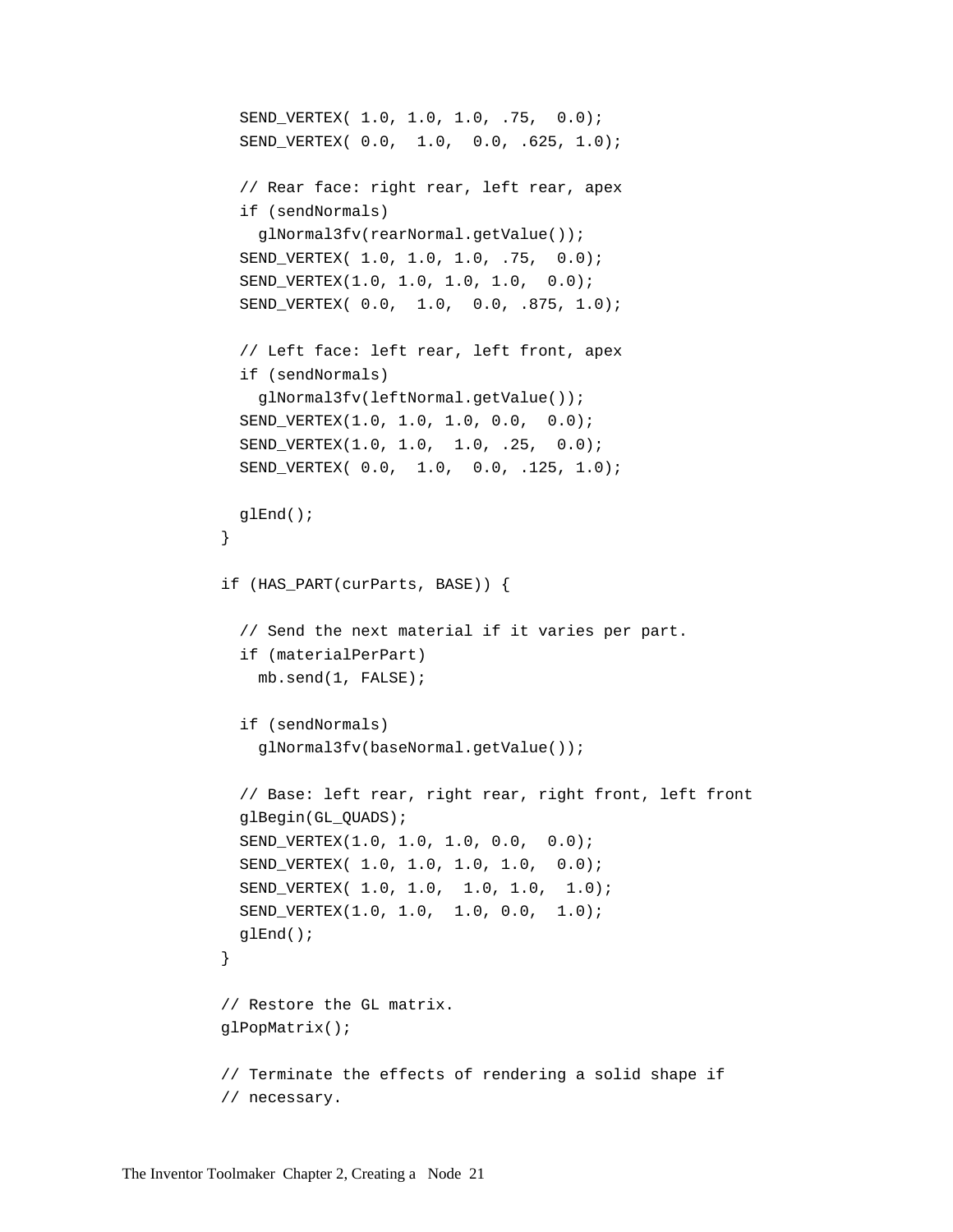```
  SEND_VERTEX( 1.0, 1.0, 1.0, .75,  0.0);
  SEND_VERTEX( 0.0,  1.0,  0.0, .625, 1.0);

  // Rear face: right rear, left rear, apex
  if (sendNormals)
    glNormal3fv(rearNormal.getValue());
  SEND_VERTEX( 1.0, 1.0, 1.0, .75,  0.0);
  SEND_VERTEX(1.0, 1.0, 1.0, 1.0,  0.0);
  SEND_VERTEX( 0.0,  1.0,  0.0, .875, 1.0);

  // Left face: left rear, left front, apex
  if (sendNormals)
    glNormal3fv(leftNormal.getValue());
  SEND_VERTEX(1.0, 1.0, 1.0, 0.0,  0.0);
  SEND_VERTEX(1.0, 1.0,  1.0, .25,  0.0);
  SEND_VERTEX( 0.0,  1.0,  0.0, .125, 1.0);

  glEnd();
}

if (HAS_PART(curParts, BASE)) {

  // Send the next material if it varies per part.
  if (materialPerPart)
    mb.send(1, FALSE);

  if (sendNormals)
    glNormal3fv(baseNormal.getValue());

  // Base: left rear, right rear, right front, left front
  glBegin(GL_QUADS);
  SEND_VERTEX(1.0, 1.0, 1.0, 0.0,  0.0);
  SEND_VERTEX( 1.0, 1.0, 1.0, 1.0,  0.0);
  SEND_VERTEX( 1.0, 1.0,  1.0, 1.0,  1.0);
  SEND_VERTEX(1.0, 1.0,  1.0, 0.0,  1.0);
  glEnd();
}

// Restore the GL matrix.
glPopMatrix();

// Terminate the effects of rendering a solid shape if
// necessary.
```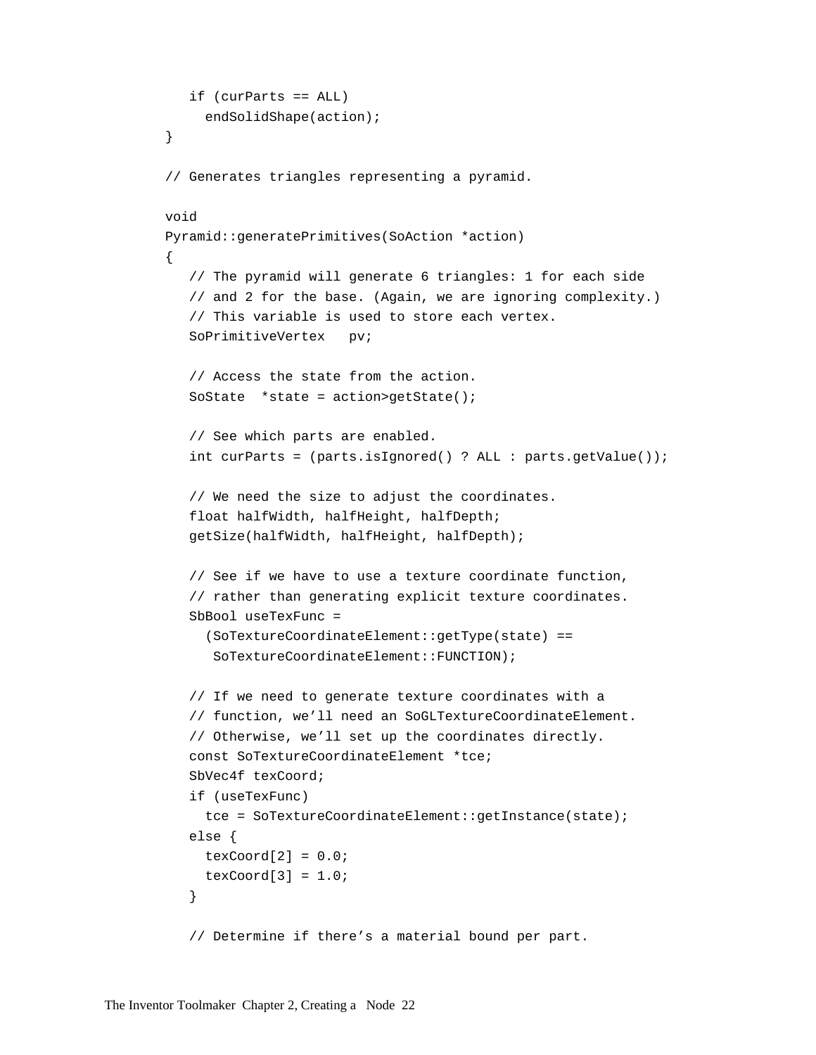```
   if (curParts == ALL)
     endSolidShape(action);
}

// Generates triangles representing a pyramid.

void
Pyramid::generatePrimitives(SoAction *action)
{
   // The pyramid will generate 6 triangles: 1 for each side
   // and 2 for the base. (Again, we are ignoring complexity.)
   // This variable is used to store each vertex.
   SoPrimitiveVertex   pv;

   // Access the state from the action.
   SoState  *state = action>getState();

   // See which parts are enabled.
   int curParts = (parts.isIgnored() ? ALL : parts.getValue());

   // We need the size to adjust the coordinates.
   float halfWidth, halfHeight, halfDepth;
   getSize(halfWidth, halfHeight, halfDepth);

   // See if we have to use a texture coordinate function,
   // rather than generating explicit texture coordinates.
   SbBool useTexFunc =
     (SoTextureCoordinateElement::getType(state) ==
      SoTextureCoordinateElement::FUNCTION);

   // If we need to generate texture coordinates with a
   // function, we'll need an SoGLTextureCoordinateElement.
   // Otherwise, we'll set up the coordinates directly.
   const SoTextureCoordinateElement *tce;
   SbVec4f texCoord;
   if (useTexFunc)
     tce = SoTextureCoordinateElement::getInstance(state);
   else {
     texCoord[2] = 0.0;
     texCoord[3] = 1.0;
   }

   // Determine if there's a material bound per part.
```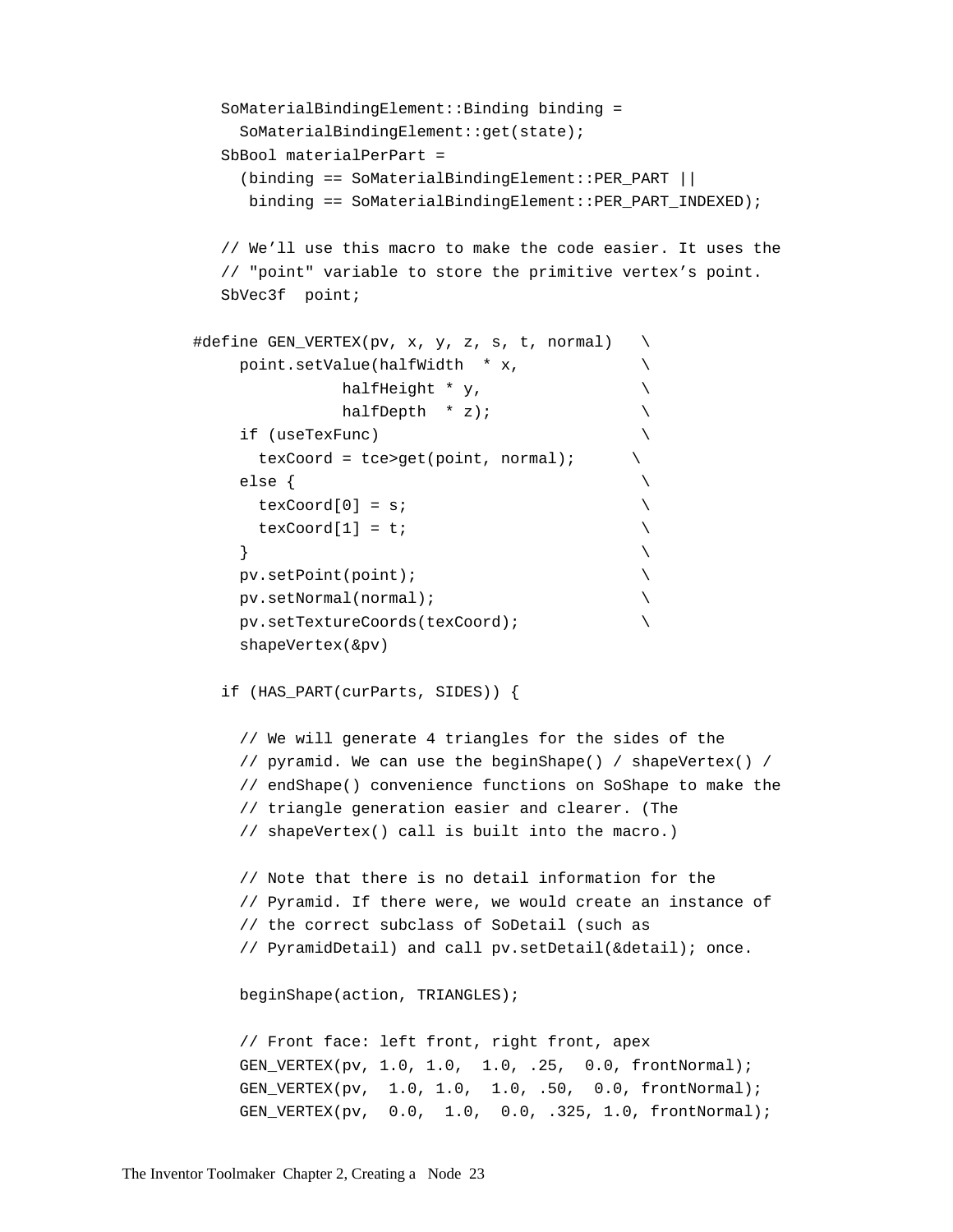```
    SoMaterialBindingElement::Binding binding =
      SoMaterialBindingElement::get(state);
    SbBool materialPerPart =
      (binding == SoMaterialBindingElement::PER_PART ||
       binding == SoMaterialBindingElement::PER_PART_INDEXED);

    // We'll use this macro to make the code easier. It uses the
    // "point" variable to store the primitive vertex's point.
    SbVec3f  point;

#define GEN_VERTEX(pv, x, y, z, s, t, normal)   \
      point.setValue(halfWidth  * x,            \
                 halfHeight * y,                \
                 halfDepth  * z);               \
      if (useTexFunc)                           \
        texCoord = tce>get(point, normal);      \
      else {                                    \
        texCoord[0] = s;                        \
        texCoord[1] = t;                        \
      }                                         \
      pv.setPoint(point);                       \
      pv.setNormal(normal);                     \
      pv.setTextureCoords(texCoord);            \
      shapeVertex(&pv)

    if (HAS_PART(curParts, SIDES)) {

      // We will generate 4 triangles for the sides of the
      // pyramid. We can use the beginShape() / shapeVertex() /
      // endShape() convenience functions on SoShape to make the
      // triangle generation easier and clearer. (The
      // shapeVertex() call is built into the macro.)

      // Note that there is no detail information for the
      // Pyramid. If there were, we would create an instance of
      // the correct subclass of SoDetail (such as
      // PyramidDetail) and call pv.setDetail(&detail); once.

      beginShape(action, TRIANGLES);

      // Front face: left front, right front, apex
      GEN_VERTEX(pv, 1.0, 1.0,  1.0, .25,  0.0, frontNormal);
      GEN_VERTEX(pv,  1.0, 1.0,  1.0, .50,  0.0, frontNormal);
      GEN_VERTEX(pv,  0.0,  1.0,  0.0, .325, 1.0, frontNormal);
```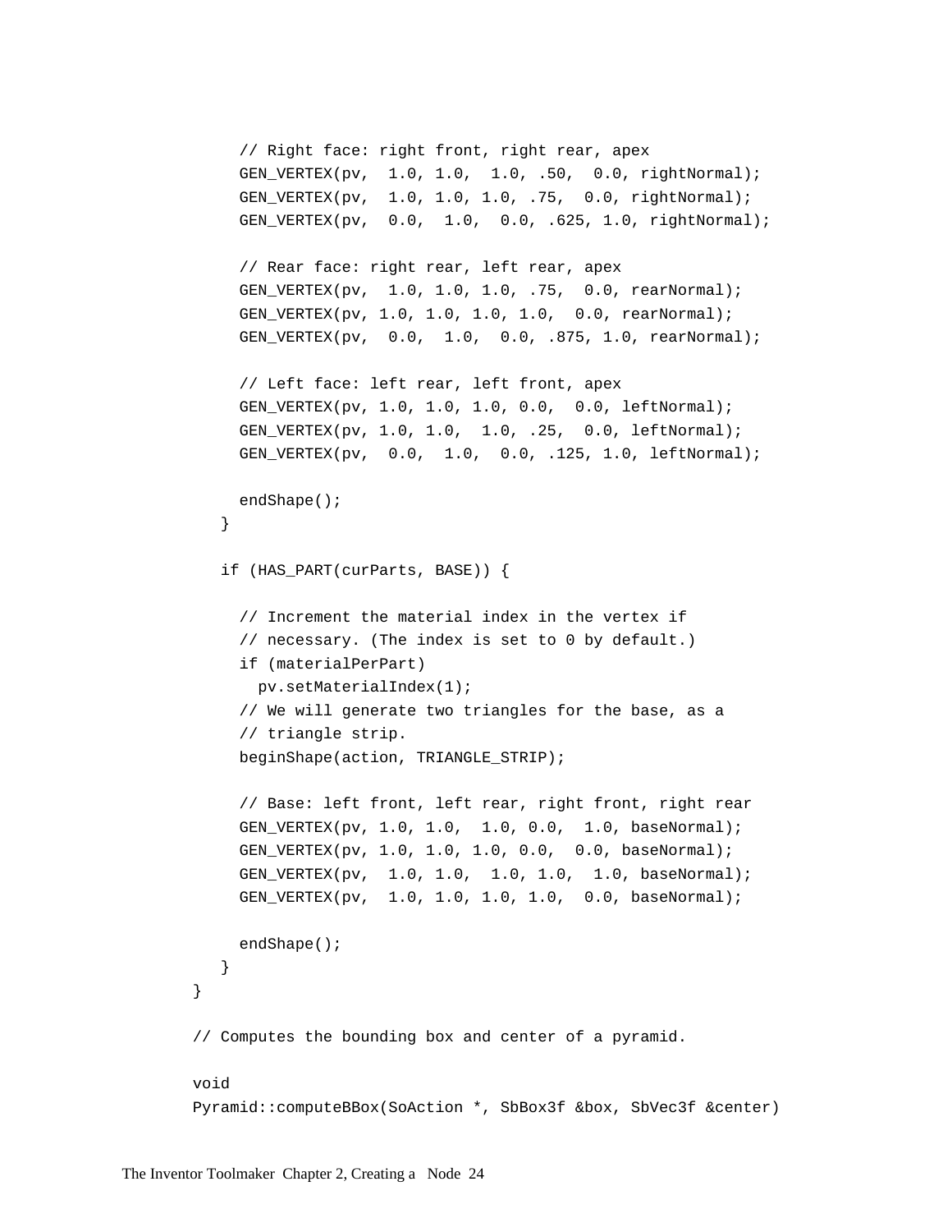```
      // Right face: right front, right rear, apex
      GEN_VERTEX(pv,  1.0, 1.0,  1.0, .50,  0.0, rightNormal);
      GEN_VERTEX(pv,  1.0, 1.0, 1.0, .75,  0.0, rightNormal);
      GEN_VERTEX(pv,  0.0,  1.0,  0.0, .625, 1.0, rightNormal);

      // Rear face: right rear, left rear, apex
      GEN_VERTEX(pv,  1.0, 1.0, 1.0, .75,  0.0, rearNormal);
      GEN_VERTEX(pv, 1.0, 1.0, 1.0, 1.0,  0.0, rearNormal);
      GEN_VERTEX(pv,  0.0,  1.0,  0.0, .875, 1.0, rearNormal);

      // Left face: left rear, left front, apex
      GEN_VERTEX(pv, 1.0, 1.0, 1.0, 0.0,  0.0, leftNormal);
      GEN_VERTEX(pv, 1.0, 1.0,  1.0, .25,  0.0, leftNormal);
      GEN_VERTEX(pv,  0.0,  1.0,  0.0, .125, 1.0, leftNormal);

      endShape();
   }

   if (HAS_PART(curParts, BASE)) {

      // Increment the material index in the vertex if
      // necessary. (The index is set to 0 by default.)
      if (materialPerPart)
        pv.setMaterialIndex(1);
      // We will generate two triangles for the base, as a
      // triangle strip.
      beginShape(action, TRIANGLE_STRIP);

      // Base: left front, left rear, right front, right rear
      GEN_VERTEX(pv, 1.0, 1.0,  1.0, 0.0,  1.0, baseNormal);
      GEN_VERTEX(pv, 1.0, 1.0, 1.0, 0.0,  0.0, baseNormal);
      GEN_VERTEX(pv,  1.0, 1.0,  1.0, 1.0,  1.0, baseNormal);
      GEN_VERTEX(pv,  1.0, 1.0, 1.0, 1.0,  0.0, baseNormal);

      endShape();
   }
}

// Computes the bounding box and center of a pyramid.

void
Pyramid::computeBBox(SoAction *, SbBox3f &box, SbVec3f &center)
```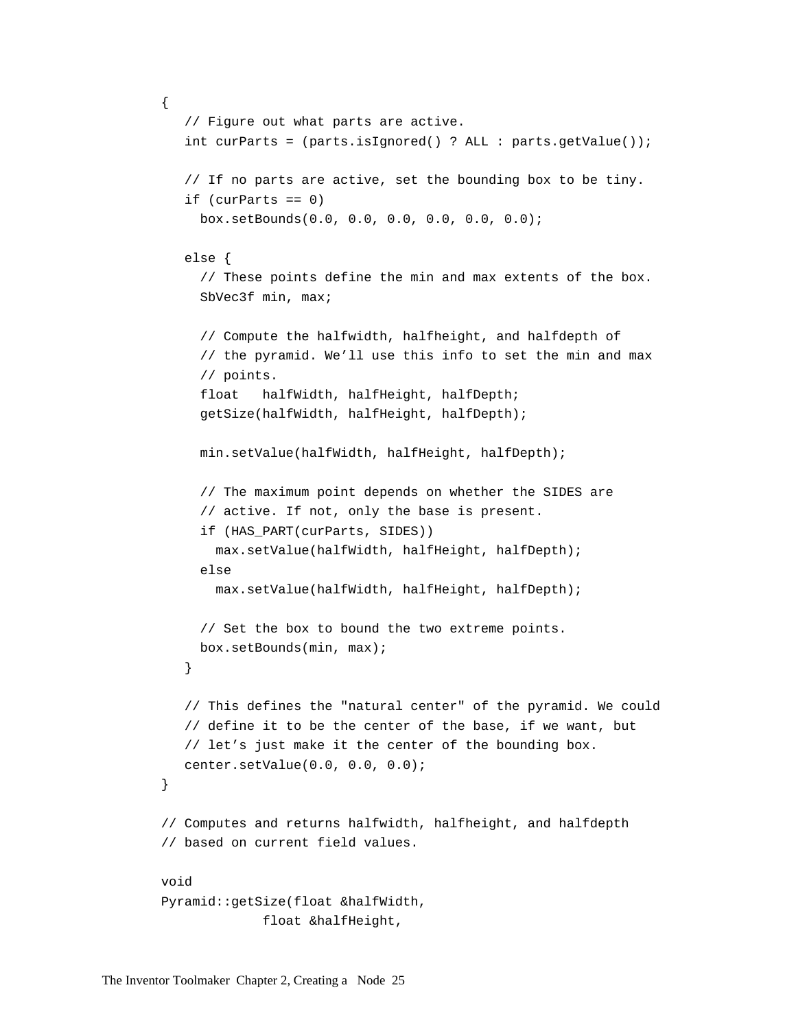```
{
   // Figure out what parts are active.
   int curParts = (parts.isIgnored() ? ALL : parts.getValue());

   // If no parts are active, set the bounding box to be tiny.
   if (curParts == 0)
     box.setBounds(0.0, 0.0, 0.0, 0.0, 0.0, 0.0);

   else {
     // These points define the min and max extents of the box.
     SbVec3f min, max;

     // Compute the halfwidth, halfheight, and halfdepth of
     // the pyramid. We'll use this info to set the min and max
     // points.
     float   halfWidth, halfHeight, halfDepth;
     getSize(halfWidth, halfHeight, halfDepth);

     min.setValue(halfWidth, halfHeight, halfDepth);

     // The maximum point depends on whether the SIDES are
     // active. If not, only the base is present.
     if (HAS_PART(curParts, SIDES))
       max.setValue(halfWidth, halfHeight, halfDepth);
     else
       max.setValue(halfWidth, halfHeight, halfDepth);

     // Set the box to bound the two extreme points.
     box.setBounds(min, max);
   }

   // This defines the "natural center" of the pyramid. We could
   // define it to be the center of the base, if we want, but
   // let's just make it the center of the bounding box.
   center.setValue(0.0, 0.0, 0.0);
}

// Computes and returns halfwidth, halfheight, and halfdepth
// based on current field values.

void
Pyramid::getSize(float &halfWidth,
             float &halfHeight,
```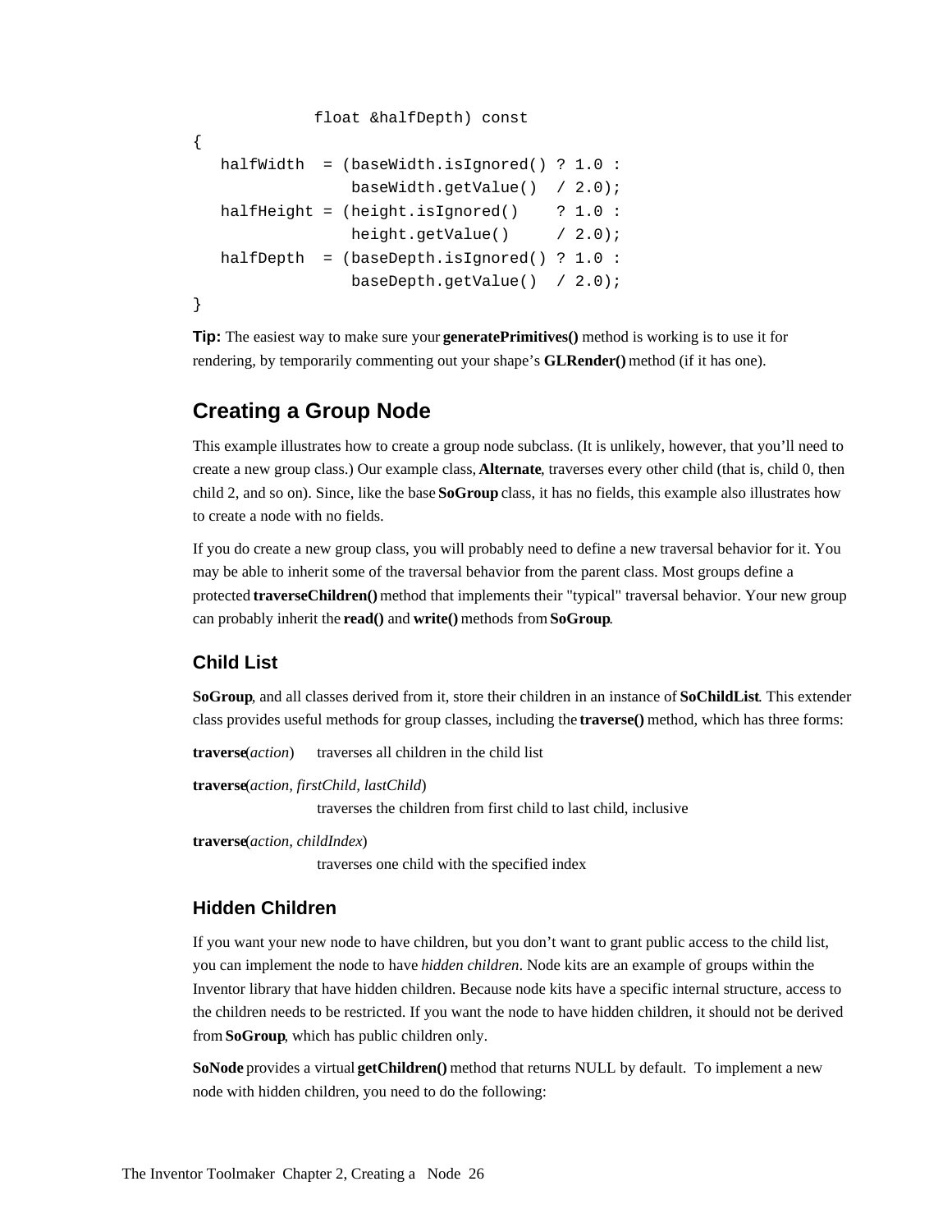```
              float &halfDepth) const
{
   halfWidth  = (baseWidth.isIgnored() ? 1.0 :
                 baseWidth.getValue()  / 2.0);
   halfHeight = (height.isIgnored()    ? 1.0 :
                 height.getValue()     / 2.0);
   halfDepth  = (baseDepth.isIgnored() ? 1.0 :
                 baseDepth.getValue()  / 2.0);
}
```

**Tip:** The easiest way to make sure your **generatePrimitives()** method is working is to use it for rendering, by temporarily commenting out your shape's **GLRender()** method (if it has one).

## Creating a Group Node

This example illustrates how to create a group node subclass. (It is unlikely, however, that you'll need to create a new group class.) Our example class, **Alternate**, traverses every other child (that is, child 0, then child 2, and so on). Since, like the base **SoGroup** class, it has no fields, this example also illustrates how to create a node with no fields.

If you do create a new group class, you will probably need to define a new traversal behavior for it. You may be able to inherit some of the traversal behavior from the parent class. Most groups define a protected **traverseChildren()** method that implements their "typical" traversal behavior. Your new group can probably inherit the **read()** and **write()** methods from **SoGroup**.

### Child List

**SoGroup**, and all classes derived from it, store their children in an instance of **SoChildList**. This extender class provides useful methods for group classes, including the **traverse()** method, which has three forms:

**traverse**(*action*)      traverses all children in the child list

**traverse**(*action, firstChild, lastChild*)
traverses the children from first child to last child, inclusive

**traverse**(*action, childIndex*)
traverses one child with the specified index

### Hidden Children

If you want your new node to have children, but you don't want to grant public access to the child list, you can implement the node to have *hidden children*. Node kits are an example of groups within the Inventor library that have hidden children. Because node kits have a specific internal structure, access to the children needs to be restricted. If you want the node to have hidden children, it should not be derived from **SoGroup**, which has public children only.

**SoNode** provides a virtual **getChildren()** method that returns NULL by default. To implement a new node with hidden children, you need to do the following: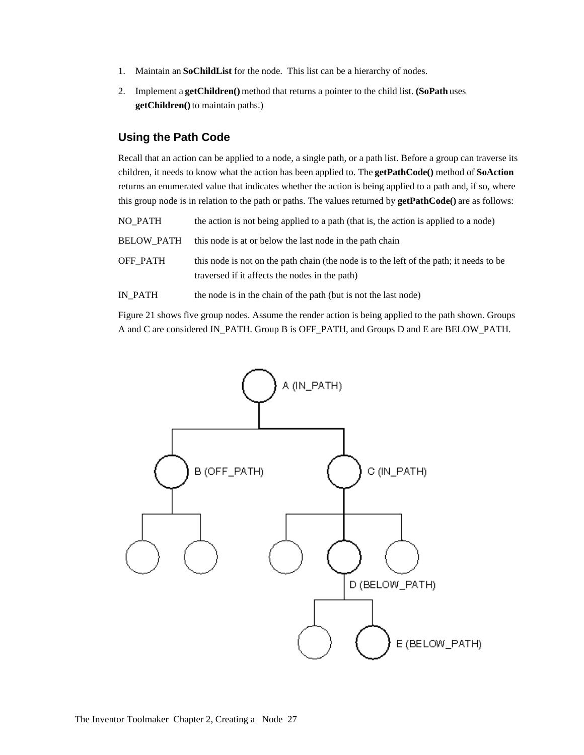1. Maintain an **SoChildList** for the node. This list can be a hierarchy of nodes.
2. Implement a **getChildren()** method that returns a pointer to the child list. **(SoPath** uses **getChildren()** to maintain paths.)

### Using the Path Code

Recall that an action can be applied to a node, a single path, or a path list. Before a group can traverse its children, it needs to know what the action has been applied to. The **getPathCode()** method of **SoAction** returns an enumerated value that indicates whether the action is being applied to a path and, if so, where this group node is in relation to the path or paths. The values returned by **getPathCode()** are as follows:

| | |
|---|---|
| NO_PATH | the action is not being applied to a path (that is, the action is applied to a node) |
| BELOW_PATH | this node is at or below the last node in the path chain |
| OFF_PATH | this node is not on the path chain (the node is to the left of the path; it needs to be traversed if it affects the nodes in the path) |
| IN_PATH | the node is in the chain of the path (but is not the last node) |

Figure 21 shows five group nodes. Assume the render action is being applied to the path shown. Groups A and C are considered IN_PATH. Group B is OFF_PATH, and Groups D and E are BELOW_PATH.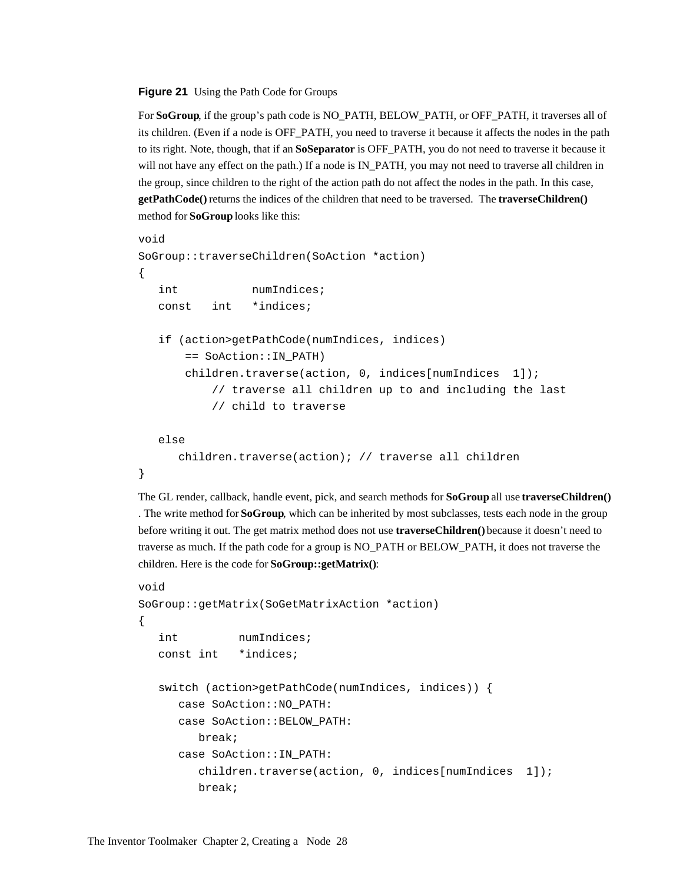**Figure 21** Using the Path Code for Groups

For **SoGroup**, if the group's path code is NO_PATH, BELOW_PATH, or OFF_PATH, it traverses all of its children. (Even if a node is OFF_PATH, you need to traverse it because it affects the nodes in the path to its right. Note, though, that if an **SoSeparator** is OFF_PATH, you do not need to traverse it because it will not have any effect on the path.) If a node is IN_PATH, you may not need to traverse all children in the group, since children to the right of the action path do not affect the nodes in the path. In this case, **getPathCode()** returns the indices of the children that need to be traversed. The **traverseChildren()** method for **SoGroup** looks like this:

```
void
SoGroup::traverseChildren(SoAction *action)
{
   int           numIndices;
   const   int   *indices;

   if (action>getPathCode(numIndices, indices)
       == SoAction::IN_PATH)
       children.traverse(action, 0, indices[numIndices  1]);
           // traverse all children up to and including the last
           // child to traverse

   else
      children.traverse(action); // traverse all children
}
```

The GL render, callback, handle event, pick, and search methods for **SoGroup** all use **traverseChildren()** . The write method for **SoGroup**, which can be inherited by most subclasses, tests each node in the group before writing it out. The get matrix method does not use **traverseChildren()** because it doesn't need to traverse as much. If the path code for a group is NO_PATH or BELOW_PATH, it does not traverse the children. Here is the code for **SoGroup::getMatrix()**:

```
void
SoGroup::getMatrix(SoGetMatrixAction *action)
{
   int         numIndices;
   const int   *indices;

   switch (action>getPathCode(numIndices, indices)) {
      case SoAction::NO_PATH:
      case SoAction::BELOW_PATH:
         break;
      case SoAction::IN_PATH:
         children.traverse(action, 0, indices[numIndices  1]);
         break;
```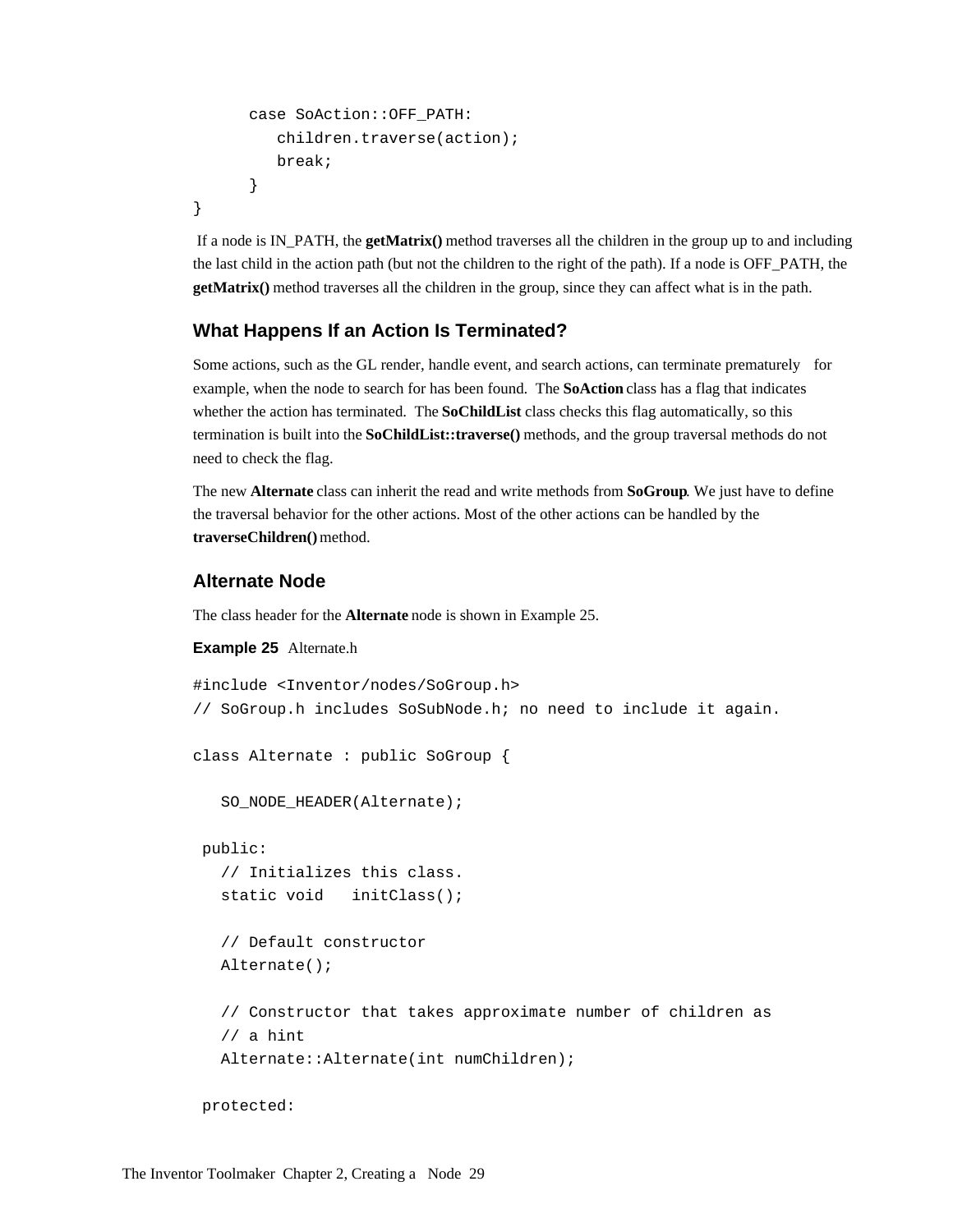```
      case SoAction::OFF_PATH:
         children.traverse(action);
         break;
      }
}
```

If a node is IN_PATH, the **getMatrix()** method traverses all the children in the group up to and including the last child in the action path (but not the children to the right of the path). If a node is OFF_PATH, the **getMatrix()** method traverses all the children in the group, since they can affect what is in the path.

### What Happens If an Action Is Terminated?

Some actions, such as the GL render, handle event, and search actions, can terminate prematurely for example, when the node to search for has been found. The **SoAction** class has a flag that indicates whether the action has terminated. The **SoChildList** class checks this flag automatically, so this termination is built into the **SoChildList::traverse()** methods, and the group traversal methods do not need to check the flag.

The new **Alternate** class can inherit the read and write methods from **SoGroup**. We just have to define the traversal behavior for the other actions. Most of the other actions can be handled by the **traverseChildren()** method.

### Alternate Node

The class header for the **Alternate** node is shown in Example 25.

**Example 25** Alternate.h

```
#include <Inventor/nodes/SoGroup.h>
// SoGroup.h includes SoSubNode.h; no need to include it again.

class Alternate : public SoGroup {

   SO_NODE_HEADER(Alternate);

 public:
   // Initializes this class.
   static void   initClass();

   // Default constructor
   Alternate();

   // Constructor that takes approximate number of children as
   // a hint
   Alternate::Alternate(int numChildren);

 protected:
```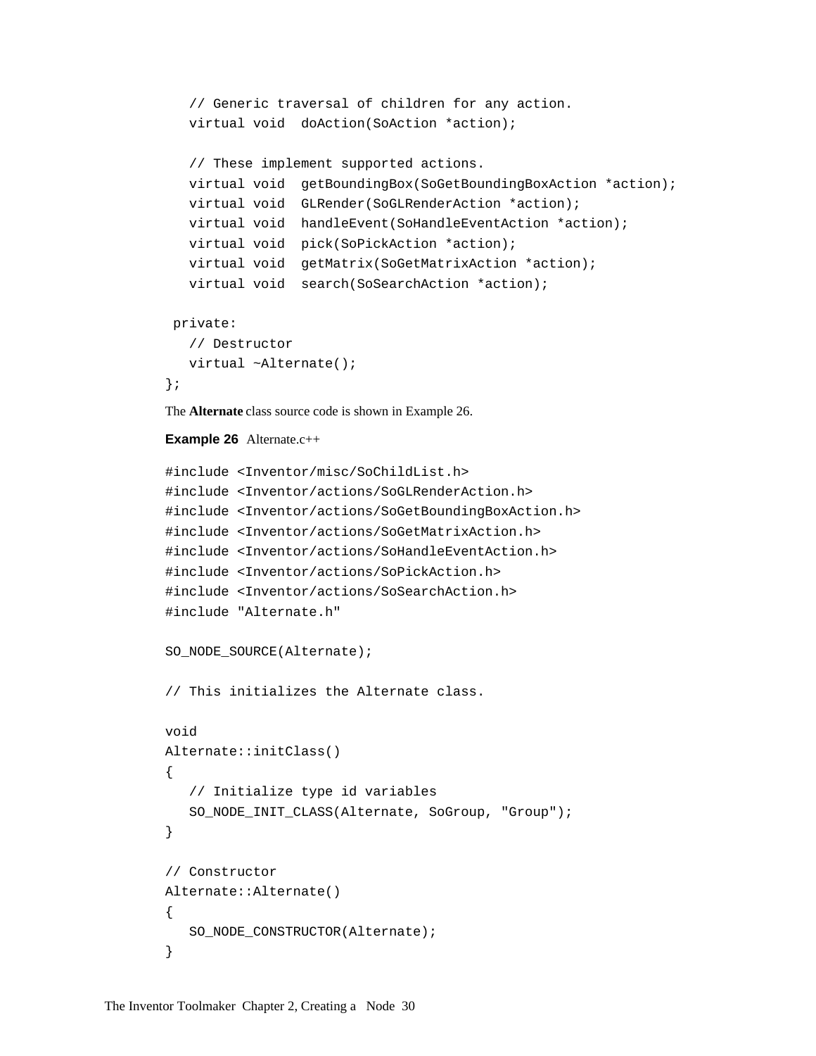```
   // Generic traversal of children for any action.
   virtual void  doAction(SoAction *action);

   // These implement supported actions.
   virtual void  getBoundingBox(SoGetBoundingBoxAction *action);
   virtual void  GLRender(SoGLRenderAction *action);
   virtual void  handleEvent(SoHandleEventAction *action);
   virtual void  pick(SoPickAction *action);
   virtual void  getMatrix(SoGetMatrixAction *action);
   virtual void  search(SoSearchAction *action);

 private:
   // Destructor
   virtual ~Alternate();
};
```

The **Alternate** class source code is shown in Example 26.

**Example 26** Alternate.c++

```
#include <Inventor/misc/SoChildList.h>
#include <Inventor/actions/SoGLRenderAction.h>
#include <Inventor/actions/SoGetBoundingBoxAction.h>
#include <Inventor/actions/SoGetMatrixAction.h>
#include <Inventor/actions/SoHandleEventAction.h>
#include <Inventor/actions/SoPickAction.h>
#include <Inventor/actions/SoSearchAction.h>
#include "Alternate.h"

SO_NODE_SOURCE(Alternate);

// This initializes the Alternate class.

void
Alternate::initClass()
{
   // Initialize type id variables
   SO_NODE_INIT_CLASS(Alternate, SoGroup, "Group");
}

// Constructor
Alternate::Alternate()
{
   SO_NODE_CONSTRUCTOR(Alternate);
}
```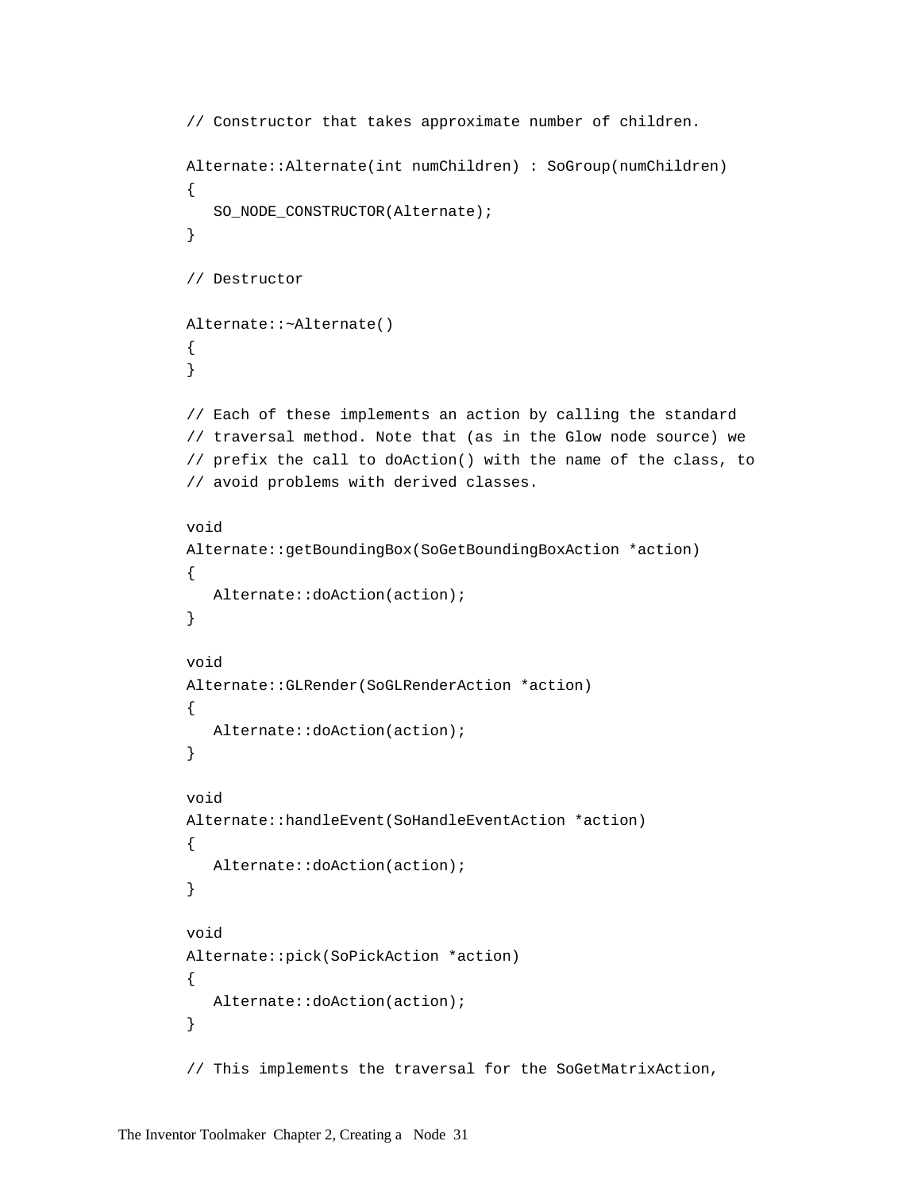```
// Constructor that takes approximate number of children.

Alternate::Alternate(int numChildren) : SoGroup(numChildren)
{
   SO_NODE_CONSTRUCTOR(Alternate);
}

// Destructor

Alternate::~Alternate()
{
}

// Each of these implements an action by calling the standard
// traversal method. Note that (as in the Glow node source) we
// prefix the call to doAction() with the name of the class, to
// avoid problems with derived classes.

void
Alternate::getBoundingBox(SoGetBoundingBoxAction *action)
{
   Alternate::doAction(action);
}

void
Alternate::GLRender(SoGLRenderAction *action)
{
   Alternate::doAction(action);
}

void
Alternate::handleEvent(SoHandleEventAction *action)
{
   Alternate::doAction(action);
}

void
Alternate::pick(SoPickAction *action)
{
   Alternate::doAction(action);
}

// This implements the traversal for the SoGetMatrixAction,
```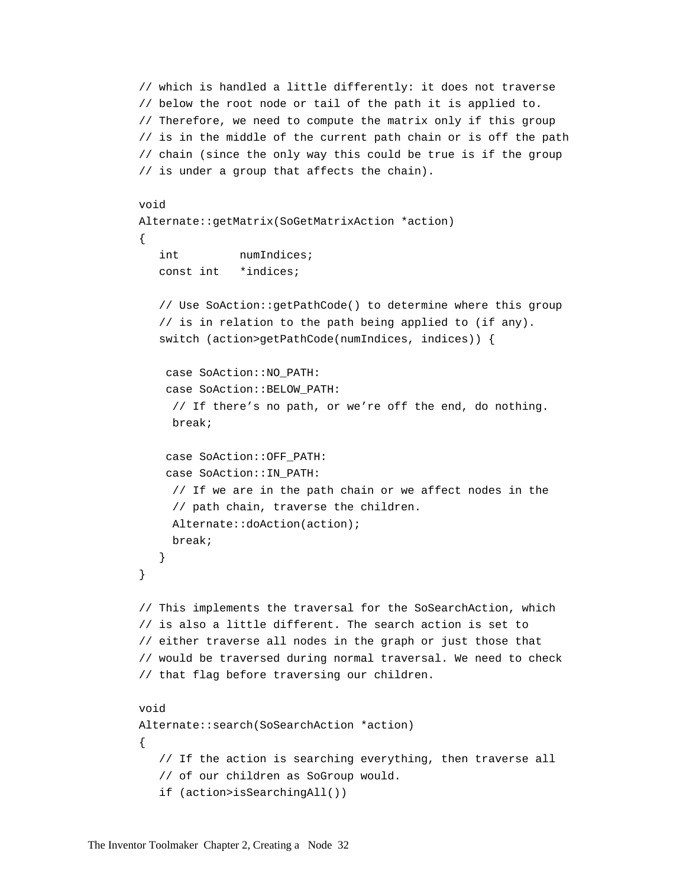```
// which is handled a little differently: it does not traverse
// below the root node or tail of the path it is applied to.
// Therefore, we need to compute the matrix only if this group
// is in the middle of the current path chain or is off the path
// chain (since the only way this could be true is if the group
// is under a group that affects the chain).

void
Alternate::getMatrix(SoGetMatrixAction *action)
{
   int         numIndices;
   const int   *indices;

   // Use SoAction::getPathCode() to determine where this group
   // is in relation to the path being applied to (if any).
   switch (action>getPathCode(numIndices, indices)) {

    case SoAction::NO_PATH:
    case SoAction::BELOW_PATH:
     // If there’s no path, or we’re off the end, do nothing.
     break;

    case SoAction::OFF_PATH:
    case SoAction::IN_PATH:
     // If we are in the path chain or we affect nodes in the
     // path chain, traverse the children.
     Alternate::doAction(action);
     break;
   }
}

// This implements the traversal for the SoSearchAction, which
// is also a little different. The search action is set to
// either traverse all nodes in the graph or just those that
// would be traversed during normal traversal. We need to check
// that flag before traversing our children.

void
Alternate::search(SoSearchAction *action)
{
   // If the action is searching everything, then traverse all
   // of our children as SoGroup would.
   if (action>isSearchingAll())
```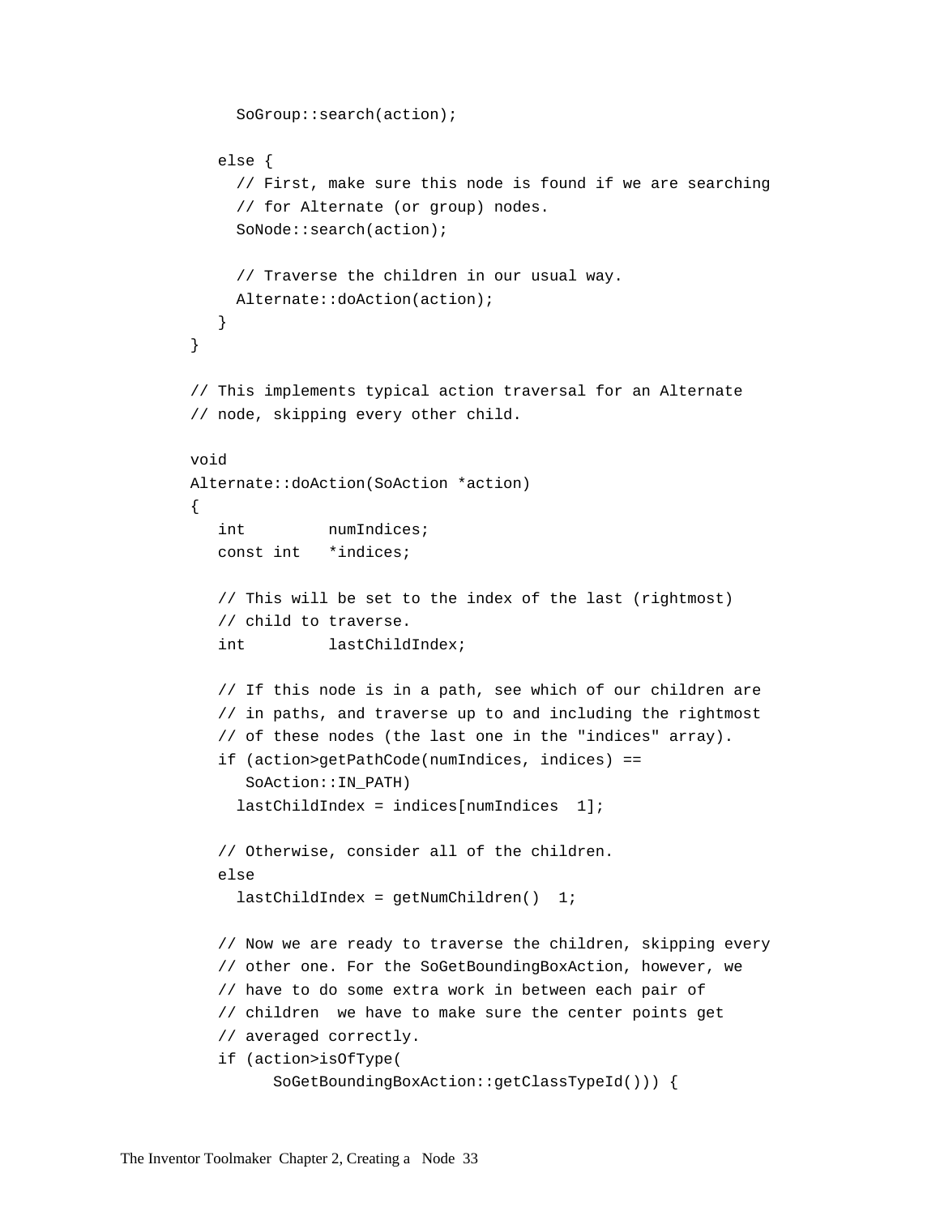```
      SoGroup::search(action);

   else {
      // First, make sure this node is found if we are searching
      // for Alternate (or group) nodes.
      SoNode::search(action);

      // Traverse the children in our usual way.
      Alternate::doAction(action);
   }
}

// This implements typical action traversal for an Alternate
// node, skipping every other child.

void
Alternate::doAction(SoAction *action)
{
   int         numIndices;
   const int   *indices;

   // This will be set to the index of the last (rightmost)
   // child to traverse.
   int         lastChildIndex;

   // If this node is in a path, see which of our children are
   // in paths, and traverse up to and including the rightmost
   // of these nodes (the last one in the "indices" array).
   if (action>getPathCode(numIndices, indices) ==
      SoAction::IN_PATH)
      lastChildIndex = indices[numIndices  1];

   // Otherwise, consider all of the children.
   else
      lastChildIndex = getNumChildren()  1;

   // Now we are ready to traverse the children, skipping every
   // other one. For the SoGetBoundingBoxAction, however, we
   // have to do some extra work in between each pair of
   // children  we have to make sure the center points get
   // averaged correctly.
   if (action>isOfType(
         SoGetBoundingBoxAction::getClassTypeId())) {
```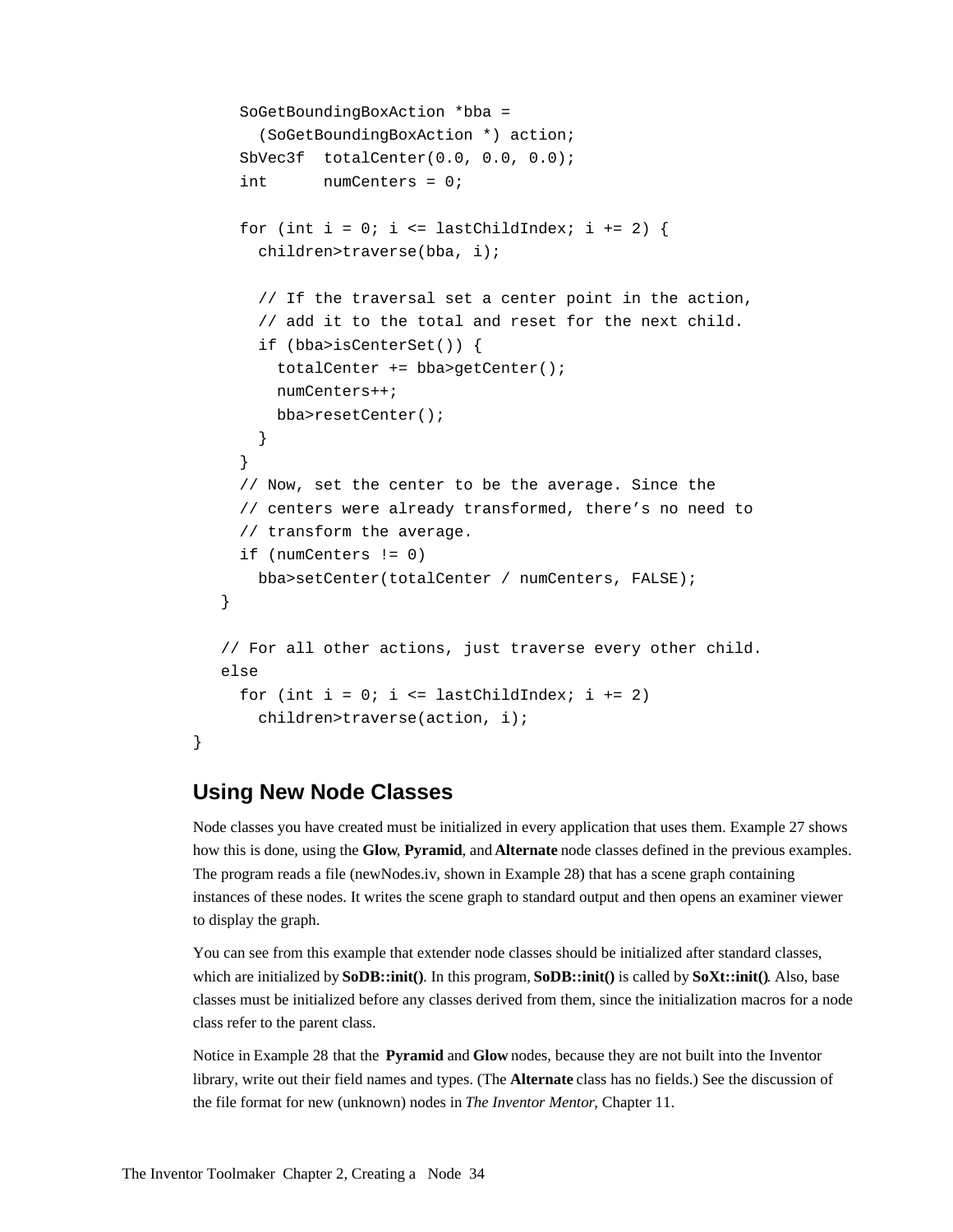```
      SoGetBoundingBoxAction *bba =
        (SoGetBoundingBoxAction *) action;
      SbVec3f  totalCenter(0.0, 0.0, 0.0);
      int      numCenters = 0;

      for (int i = 0; i <= lastChildIndex; i += 2) {
        children>traverse(bba, i);

        // If the traversal set a center point in the action,
        // add it to the total and reset for the next child.
        if (bba>isCenterSet()) {
          totalCenter += bba>getCenter();
          numCenters++;
          bba>resetCenter();
        }
      }
      // Now, set the center to be the average. Since the
      // centers were already transformed, there’s no need to
      // transform the average.
      if (numCenters != 0)
        bba>setCenter(totalCenter / numCenters, FALSE);
    }

    // For all other actions, just traverse every other child.
    else
      for (int i = 0; i <= lastChildIndex; i += 2)
        children>traverse(action, i);
}
```

## Using New Node Classes

Node classes you have created must be initialized in every application that uses them. Example 27 shows how this is done, using the **Glow**, **Pyramid**, and **Alternate** node classes defined in the previous examples. The program reads a file (newNodes.iv, shown in Example 28) that has a scene graph containing instances of these nodes. It writes the scene graph to standard output and then opens an examiner viewer to display the graph.

You can see from this example that extender node classes should be initialized after standard classes, which are initialized by **SoDB::init()**. In this program, **SoDB::init()** is called by **SoXt::init()**. Also, base classes must be initialized before any classes derived from them, since the initialization macros for a node class refer to the parent class.

Notice in Example 28 that the **Pyramid** and **Glow** nodes, because they are not built into the Inventor library, write out their field names and types. (The **Alternate** class has no fields.) See the discussion of the file format for new (unknown) nodes in *The Inventor Mentor*, Chapter 11.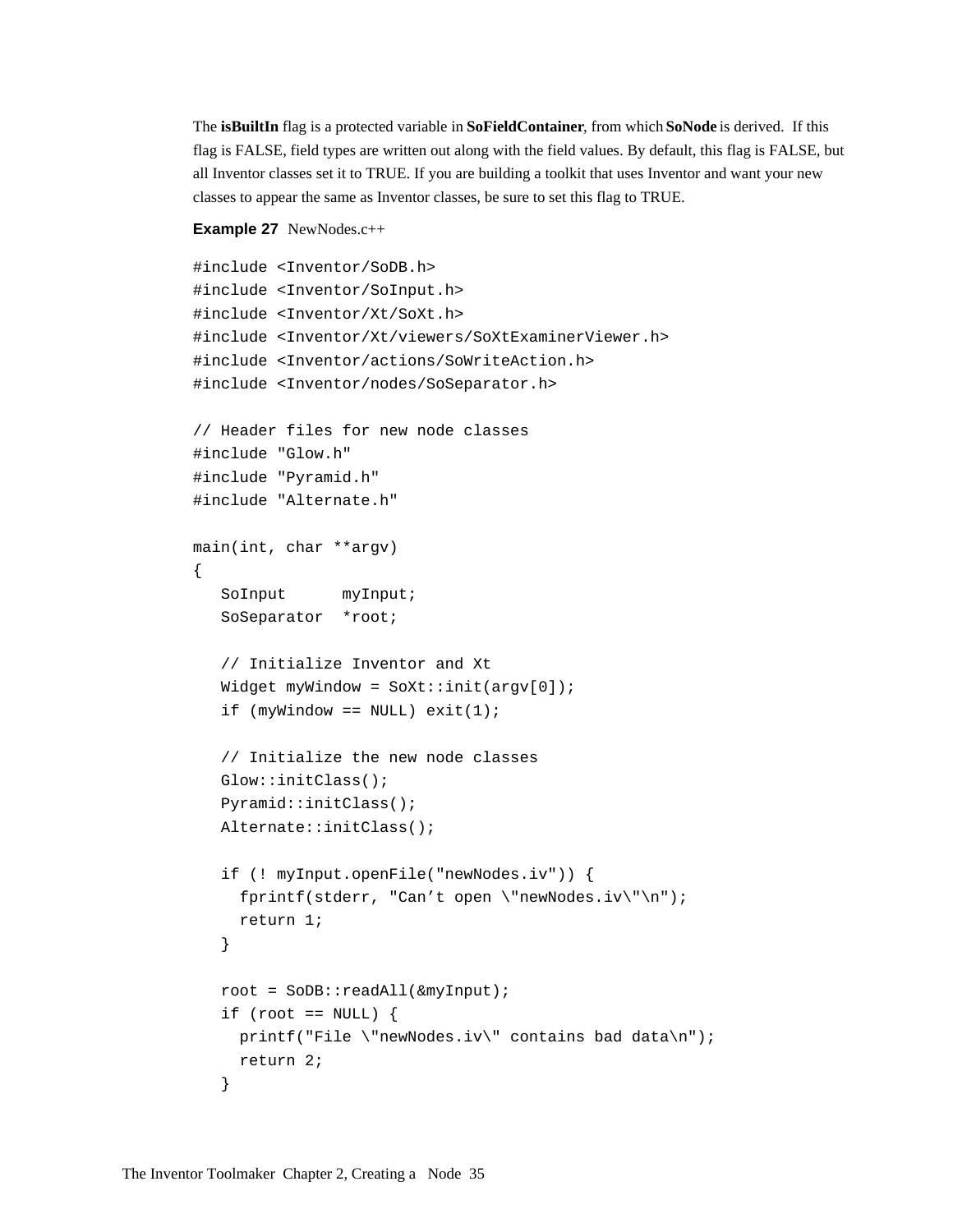The **isBuiltIn** flag is a protected variable in **SoFieldContainer**, from which **SoNode** is derived. If this flag is FALSE, field types are written out along with the field values. By default, this flag is FALSE, but all Inventor classes set it to TRUE. If you are building a toolkit that uses Inventor and want your new classes to appear the same as Inventor classes, be sure to set this flag to TRUE.

**Example 27** NewNodes.c++

```
#include <Inventor/SoDB.h>
#include <Inventor/SoInput.h>
#include <Inventor/Xt/SoXt.h>
#include <Inventor/Xt/viewers/SoXtExaminerViewer.h>
#include <Inventor/actions/SoWriteAction.h>
#include <Inventor/nodes/SoSeparator.h>

// Header files for new node classes
#include "Glow.h"
#include "Pyramid.h"
#include "Alternate.h"

main(int, char **argv)
{
   SoInput      myInput;
   SoSeparator  *root;

   // Initialize Inventor and Xt
   Widget myWindow = SoXt::init(argv[0]);
   if (myWindow == NULL) exit(1);

   // Initialize the new node classes
   Glow::initClass();
   Pyramid::initClass();
   Alternate::initClass();

   if (! myInput.openFile("newNodes.iv")) {
     fprintf(stderr, "Can’t open \"newNodes.iv\"\n");
     return 1;
   }

   root = SoDB::readAll(&myInput);
   if (root == NULL) {
     printf("File \"newNodes.iv\" contains bad data\n");
     return 2;
   }
```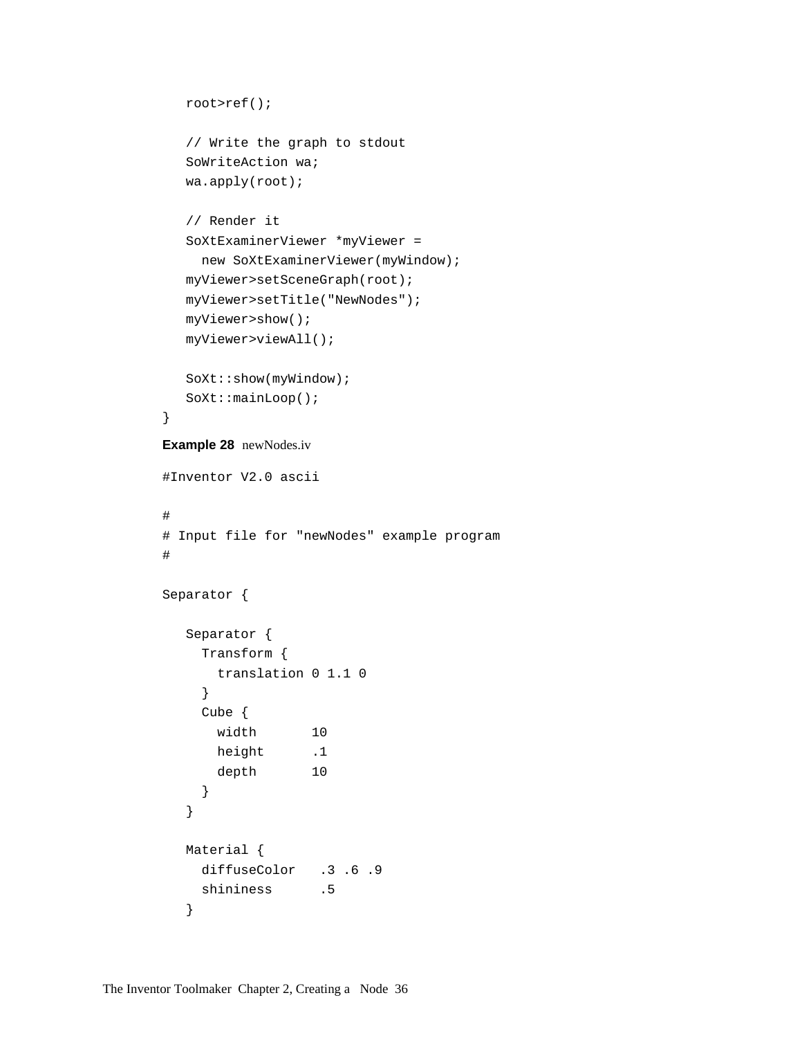```
   root>ref();

   // Write the graph to stdout
   SoWriteAction wa;
   wa.apply(root);

   // Render it
   SoXtExaminerViewer *myViewer =
     new SoXtExaminerViewer(myWindow);
   myViewer>setSceneGraph(root);
   myViewer>setTitle("NewNodes");
   myViewer>show();
   myViewer>viewAll();

   SoXt::show(myWindow);
   SoXt::mainLoop();
}
```

**Example 28** newNodes.iv

```
#Inventor V2.0 ascii

#
# Input file for "newNodes" example program
#

Separator {

   Separator {
     Transform {
       translation 0 1.1 0
     }
     Cube {
       width       10
       height      .1
       depth       10
     }
   }

   Material {
     diffuseColor   .3 .6 .9
     shininess      .5
   }
```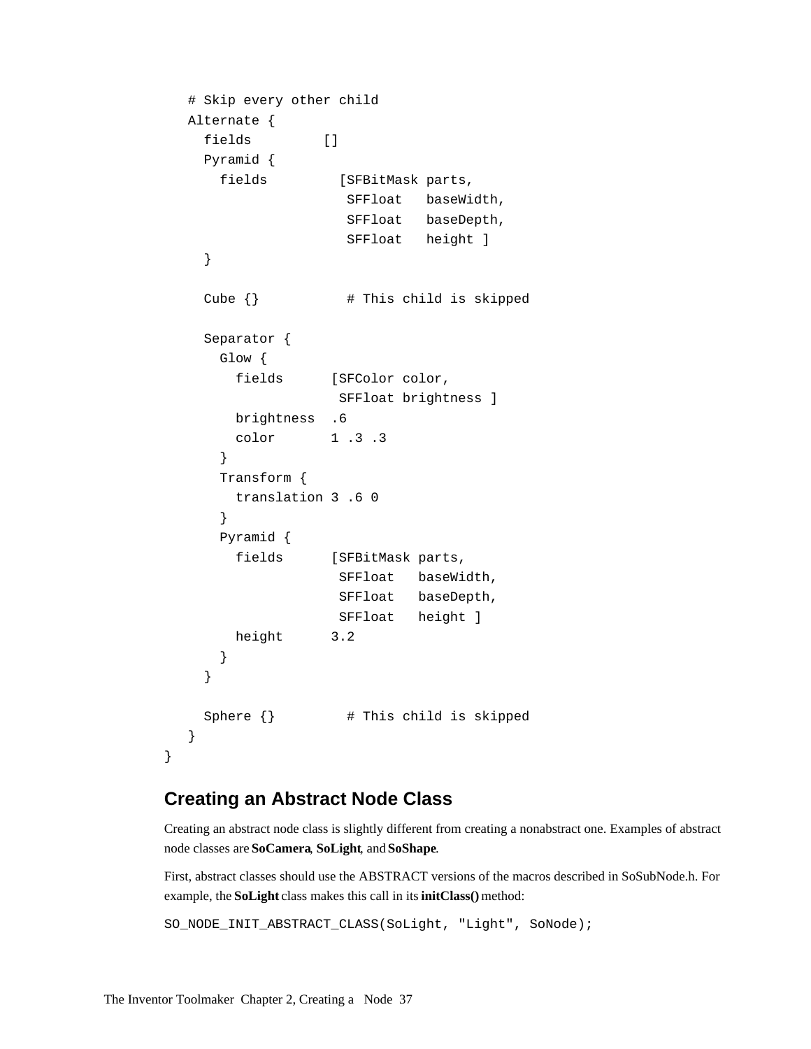```
   # Skip every other child
   Alternate {
     fields         []
     Pyramid {
       fields         [SFBitMask parts,
                       SFFloat   baseWidth,
                       SFFloat   baseDepth,
                       SFFloat   height ]
     }

     Cube {}           # This child is skipped

     Separator {
       Glow {
         fields      [SFColor color,
                      SFFloat brightness ]
         brightness  .6
         color       1 .3 .3
       }
       Transform {
         translation 3 .6 0
       }
       Pyramid {
         fields      [SFBitMask parts,
                      SFFloat   baseWidth,
                      SFFloat   baseDepth,
                      SFFloat   height ]
         height      3.2
       }
     }

     Sphere {}         # This child is skipped
   }
}
```

## Creating an Abstract Node Class

Creating an abstract node class is slightly different from creating a nonabstract one. Examples of abstract node classes are **SoCamera**, **SoLight**, and **SoShape**.

First, abstract classes should use the ABSTRACT versions of the macros described in SoSubNode.h. For example, the **SoLight** class makes this call in its **initClass()** method:

```
SO_NODE_INIT_ABSTRACT_CLASS(SoLight, "Light", SoNode);
```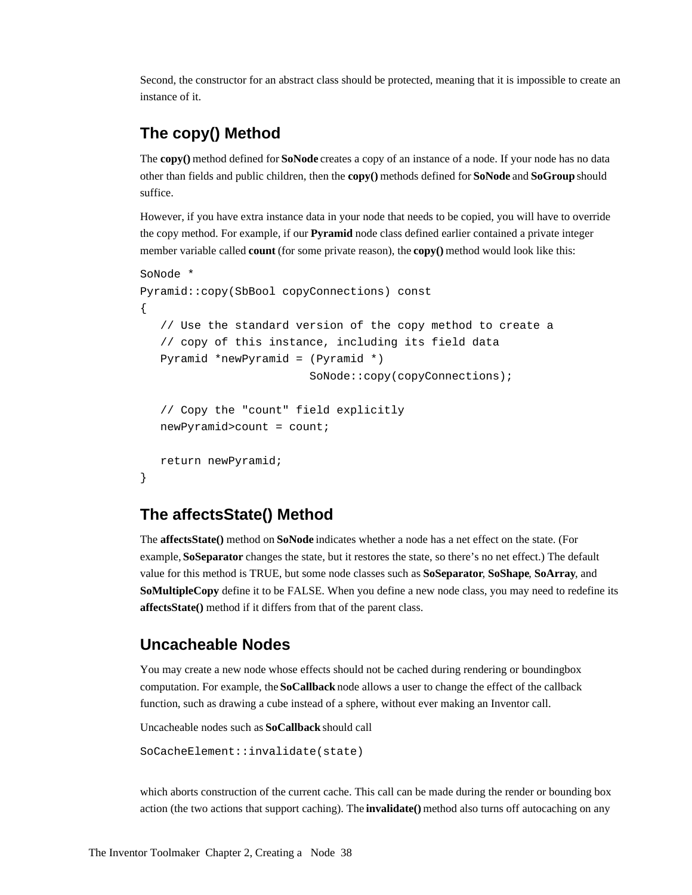Second, the constructor for an abstract class should be protected, meaning that it is impossible to create an instance of it.

## The copy() Method

The **copy()** method defined for **SoNode** creates a copy of an instance of a node. If your node has no data other than fields and public children, then the **copy()** methods defined for **SoNode** and **SoGroup** should suffice.

However, if you have extra instance data in your node that needs to be copied, you will have to override the copy method. For example, if our **Pyramid** node class defined earlier contained a private integer member variable called **count** (for some private reason), the **copy()** method would look like this:

```
SoNode *
Pyramid::copy(SbBool copyConnections) const
{
   // Use the standard version of the copy method to create a
   // copy of this instance, including its field data
   Pyramid *newPyramid = (Pyramid *)
                         SoNode::copy(copyConnections);

   // Copy the "count" field explicitly
   newPyramid>count = count;

   return newPyramid;
}
```

## The affectsState() Method

The **affectsState()** method on **SoNode** indicates whether a node has a net effect on the state. (For example, **SoSeparator** changes the state, but it restores the state, so there's no net effect.) The default value for this method is TRUE, but some node classes such as **SoSeparator**, **SoShape**, **SoArray**, and **SoMultipleCopy** define it to be FALSE. When you define a new node class, you may need to redefine its **affectsState()** method if it differs from that of the parent class.

## Uncacheable Nodes

You may create a new node whose effects should not be cached during rendering or boundingbox computation. For example, the **SoCallback** node allows a user to change the effect of the callback function, such as drawing a cube instead of a sphere, without ever making an Inventor call.

Uncacheable nodes such as **SoCallback** should call

```
SoCacheElement::invalidate(state)
```

which aborts construction of the current cache. This call can be made during the render or bounding box action (the two actions that support caching). The **invalidate()** method also turns off autocaching on any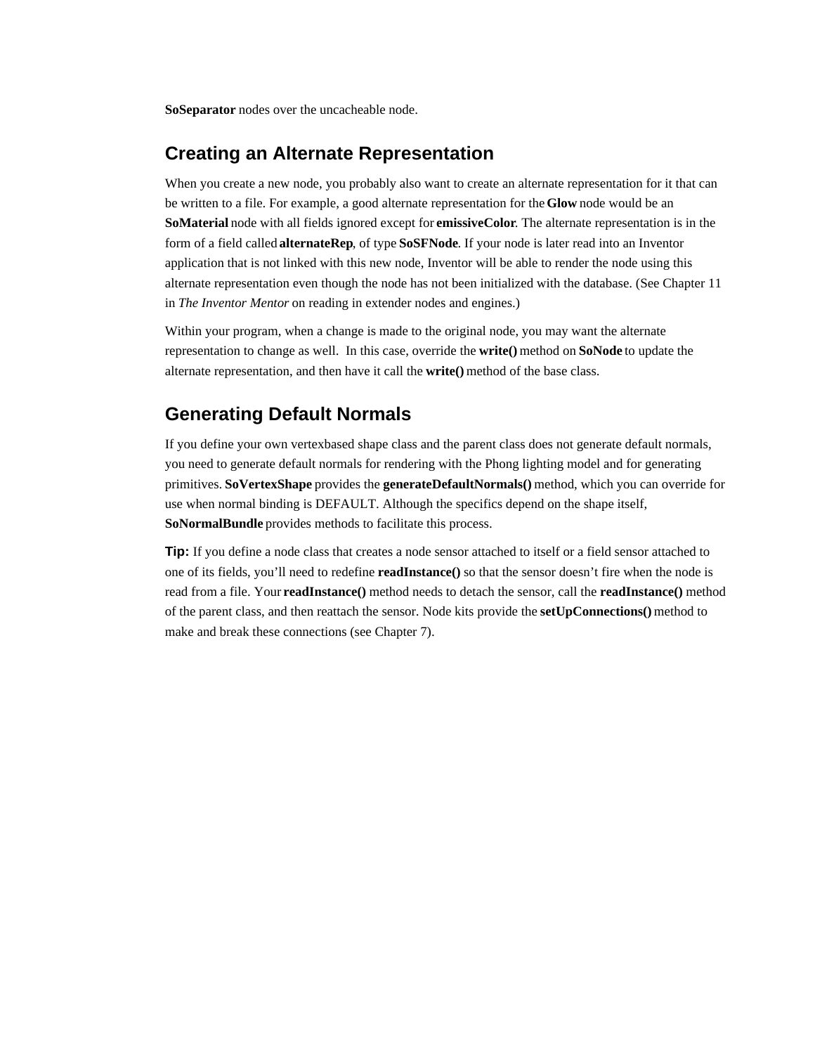**SoSeparator** nodes over the uncacheable node.

## Creating an Alternate Representation

When you create a new node, you probably also want to create an alternate representation for it that can be written to a file. For example, a good alternate representation for the **Glow** node would be an **SoMaterial** node with all fields ignored except for **emissiveColor**. The alternate representation is in the form of a field called **alternateRep**, of type **SoSFNode**. If your node is later read into an Inventor application that is not linked with this new node, Inventor will be able to render the node using this alternate representation even though the node has not been initialized with the database. (See Chapter 11 in *The Inventor Mentor* on reading in extender nodes and engines.)

Within your program, when a change is made to the original node, you may want the alternate representation to change as well. In this case, override the **write()** method on **SoNode** to update the alternate representation, and then have it call the **write()** method of the base class.

## Generating Default Normals

If you define your own vertexbased shape class and the parent class does not generate default normals, you need to generate default normals for rendering with the Phong lighting model and for generating primitives. **SoVertexShape** provides the **generateDefaultNormals()** method, which you can override for use when normal binding is DEFAULT. Although the specifics depend on the shape itself, **SoNormalBundle** provides methods to facilitate this process.

**Tip:** If you define a node class that creates a node sensor attached to itself or a field sensor attached to one of its fields, you'll need to redefine **readInstance()** so that the sensor doesn't fire when the node is read from a file. Your **readInstance()** method needs to detach the sensor, call the **readInstance()** method of the parent class, and then reattach the sensor. Node kits provide the **setUpConnections()** method to make and break these connections (see Chapter 7).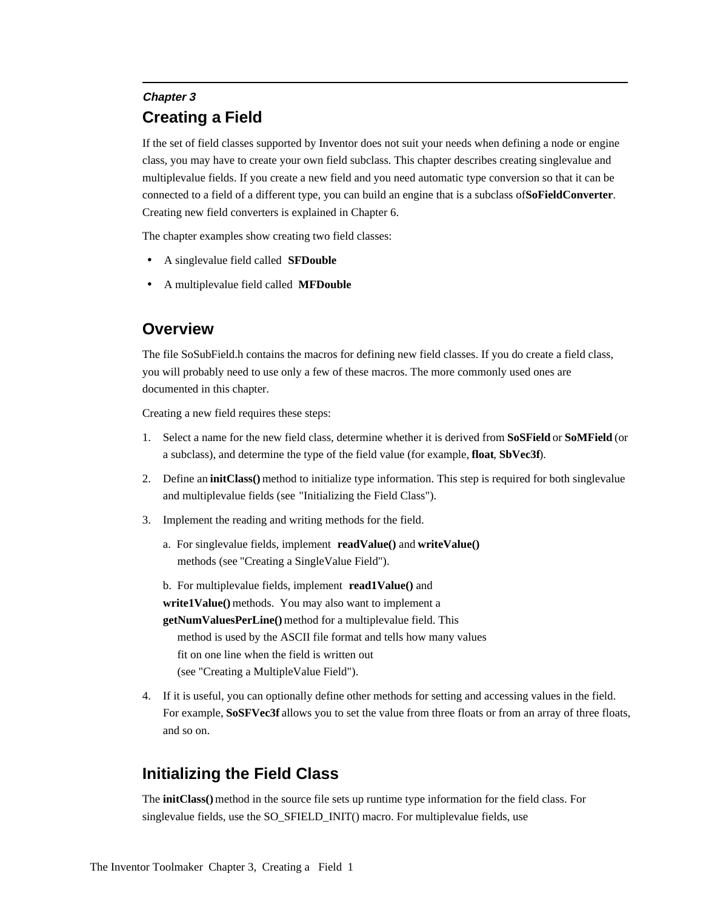*Chapter 3*

# Creating a Field

If the set of field classes supported by Inventor does not suit your needs when defining a node or engine class, you may have to create your own field subclass. This chapter describes creating singlevalue and multiplevalue fields. If you create a new field and you need automatic type conversion so that it can be connected to a field of a different type, you can build an engine that is a subclass of**SoFieldConverter**. Creating new field converters is explained in Chapter 6.

The chapter examples show creating two field classes:

- A singlevalue field called **SFDouble**
- A multiplevalue field called **MFDouble**

## Overview

The file SoSubField.h contains the macros for defining new field classes. If you do create a field class, you will probably need to use only a few of these macros. The more commonly used ones are documented in this chapter.

Creating a new field requires these steps:

1. Select a name for the new field class, determine whether it is derived from **SoSField** or **SoMField** (or a subclass), and determine the type of the field value (for example, **float**, **SbVec3f**).
2. Define an **initClass()** method to initialize type information. This step is required for both singlevalue and multiplevalue fields (see "Initializing the Field Class").
3. Implement the reading and writing methods for the field.

   a. For singlevalue fields, implement **readValue()** and **writeValue()** methods (see "Creating a SingleValue Field").

   b. For multiplevalue fields, implement **read1Value()** and **write1Value()** methods. You may also want to implement a **getNumValuesPerLine()** method for a multiplevalue field. This method is used by the ASCII file format and tells how many values fit on one line when the field is written out (see "Creating a MultipleValue Field").
4. If it is useful, you can optionally define other methods for setting and accessing values in the field. For example, **SoSFVec3f** allows you to set the value from three floats or from an array of three floats, and so on.

## Initializing the Field Class

The **initClass()** method in the source file sets up runtime type information for the field class. For singlevalue fields, use the SO_SFIELD_INIT() macro. For multiplevalue fields, use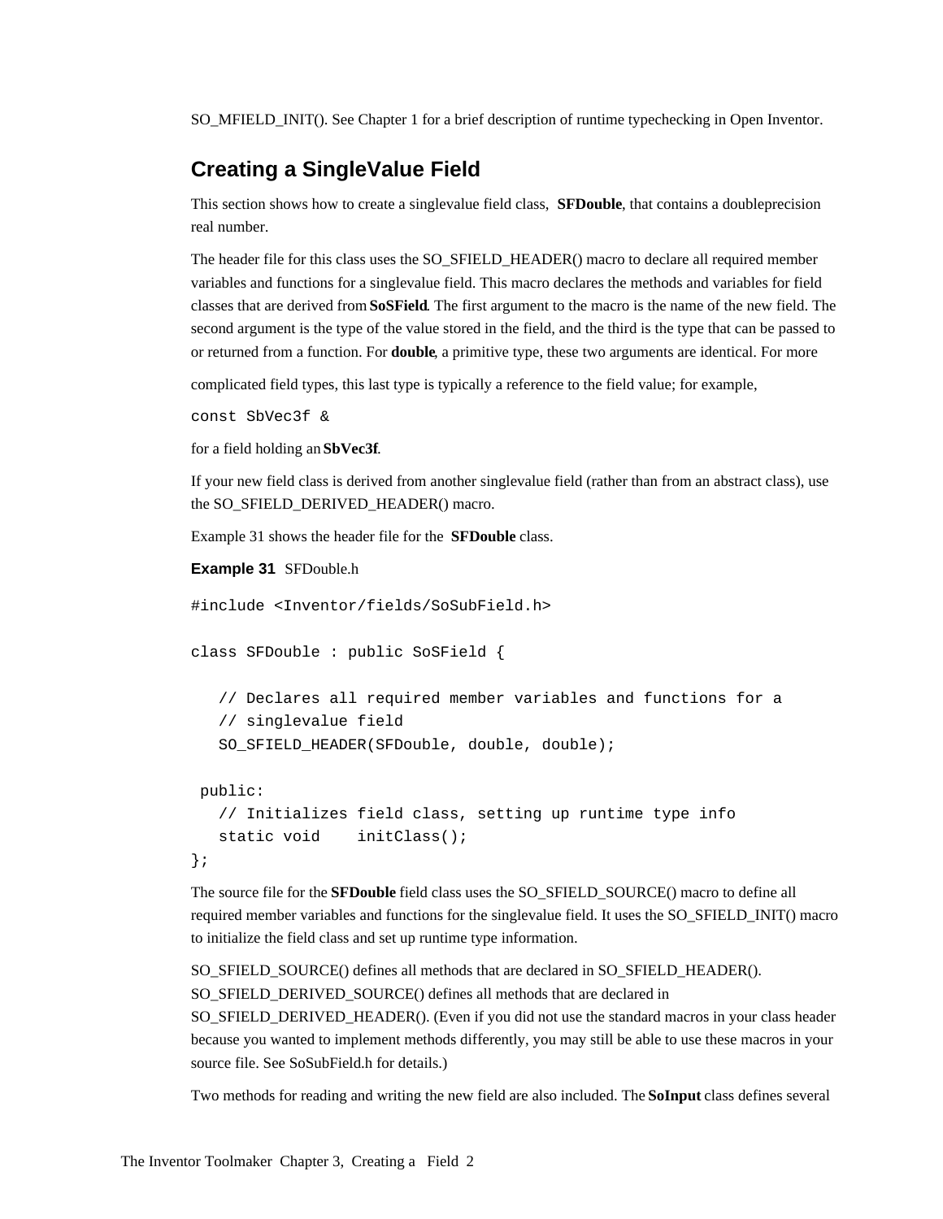SO_MFIELD_INIT(). See Chapter 1 for a brief description of runtime typechecking in Open Inventor.

## Creating a SingleValue Field

This section shows how to create a singlevalue field class, **SFDouble**, that contains a doubleprecision real number.

The header file for this class uses the SO_SFIELD_HEADER() macro to declare all required member variables and functions for a singlevalue field. This macro declares the methods and variables for field classes that are derived from **SoSField**. The first argument to the macro is the name of the new field. The second argument is the type of the value stored in the field, and the third is the type that can be passed to or returned from a function. For **double**, a primitive type, these two arguments are identical. For more complicated field types, this last type is typically a reference to the field value; for example,

```
const SbVec3f &
```

for a field holding an **SbVec3f**.

If your new field class is derived from another singlevalue field (rather than from an abstract class), use the SO_SFIELD_DERIVED_HEADER() macro.

Example 31 shows the header file for the **SFDouble** class.

**Example 31** SFDouble.h

```
#include <Inventor/fields/SoSubField.h>

class SFDouble : public SoSField {

   // Declares all required member variables and functions for a
   // singlevalue field
   SO_SFIELD_HEADER(SFDouble, double, double);

 public:
   // Initializes field class, setting up runtime type info
   static void    initClass();
};
```

The source file for the **SFDouble** field class uses the SO_SFIELD_SOURCE() macro to define all required member variables and functions for the singlevalue field. It uses the SO_SFIELD_INIT() macro to initialize the field class and set up runtime type information.

SO_SFIELD_SOURCE() defines all methods that are declared in SO_SFIELD_HEADER(). SO_SFIELD_DERIVED_SOURCE() defines all methods that are declared in SO_SFIELD_DERIVED_HEADER(). (Even if you did not use the standard macros in your class header because you wanted to implement methods differently, you may still be able to use these macros in your source file. See SoSubField.h for details.)

Two methods for reading and writing the new field are also included. The **SoInput** class defines several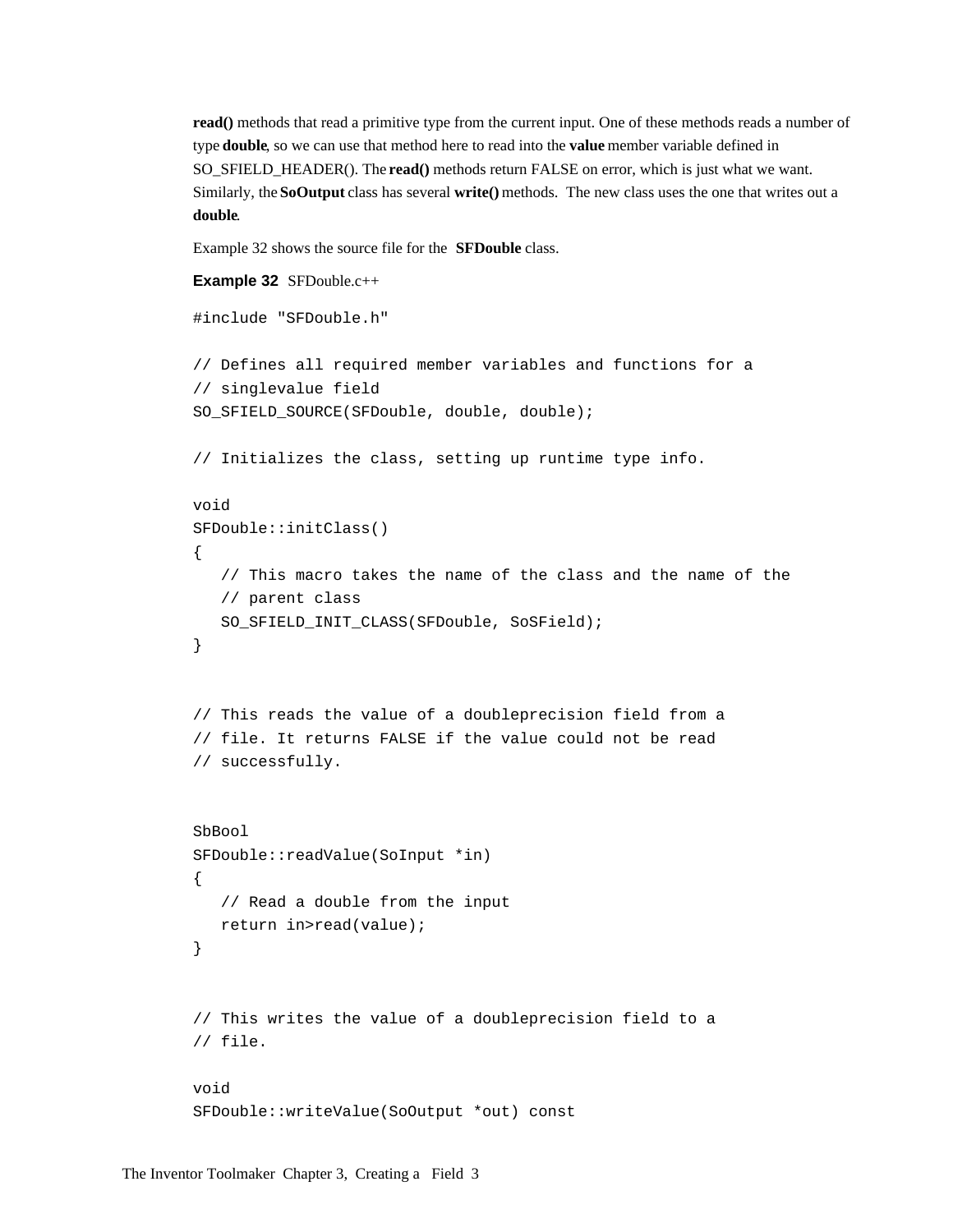**read()** methods that read a primitive type from the current input. One of these methods reads a number of type **double**, so we can use that method here to read into the **value** member variable defined in SO_SFIELD_HEADER(). The **read()** methods return FALSE on error, which is just what we want. Similarly, the **SoOutput** class has several **write()** methods. The new class uses the one that writes out a **double**.

Example 32 shows the source file for the **SFDouble** class.

**Example 32** SFDouble.c++

```
#include "SFDouble.h"

// Defines all required member variables and functions for a
// singlevalue field
SO_SFIELD_SOURCE(SFDouble, double, double);

// Initializes the class, setting up runtime type info.

void
SFDouble::initClass()
{
   // This macro takes the name of the class and the name of the
   // parent class
   SO_SFIELD_INIT_CLASS(SFDouble, SoSField);
}


// This reads the value of a doubleprecision field from a
// file. It returns FALSE if the value could not be read
// successfully.


SbBool
SFDouble::readValue(SoInput *in)
{
   // Read a double from the input
   return in>read(value);
}


// This writes the value of a doubleprecision field to a
// file.

void
SFDouble::writeValue(SoOutput *out) const
```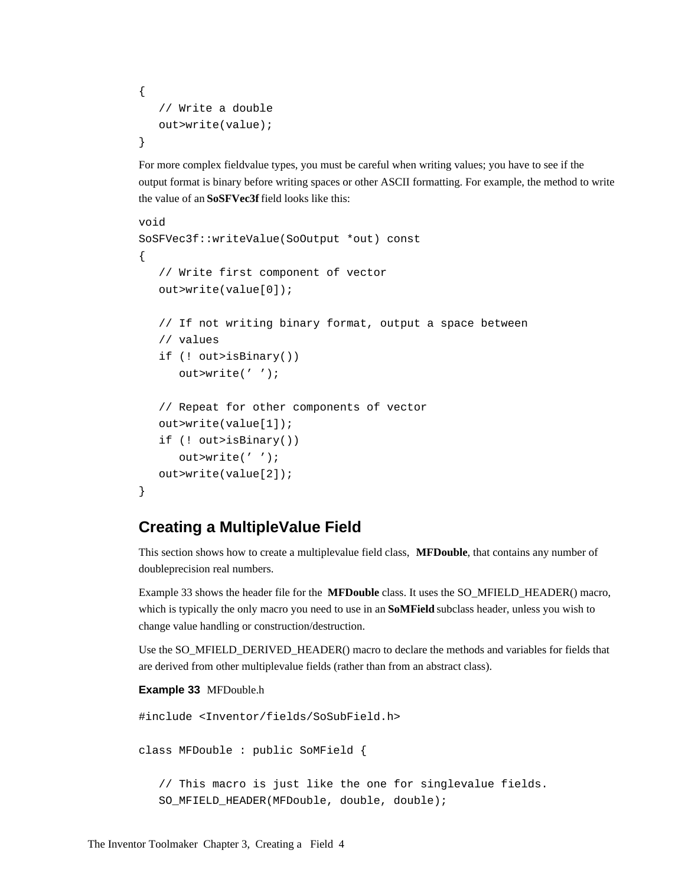```
{
   // Write a double
   out>write(value);
}
```

For more complex fieldvalue types, you must be careful when writing values; you have to see if the output format is binary before writing spaces or other ASCII formatting. For example, the method to write the value of an **SoSFVec3f** field looks like this:

```
void
SoSFVec3f::writeValue(SoOutput *out) const
{
   // Write first component of vector
   out>write(value[0]);

   // If not writing binary format, output a space between
   // values
   if (! out>isBinary())
      out>write(' ');

   // Repeat for other components of vector
   out>write(value[1]);
   if (! out>isBinary())
      out>write(' ');
   out>write(value[2]);
}
```

## Creating a MultipleValue Field

This section shows how to create a multiplevalue field class, **MFDouble**, that contains any number of doubleprecision real numbers.

Example 33 shows the header file for the **MFDouble** class. It uses the SO_MFIELD_HEADER() macro, which is typically the only macro you need to use in an **SoMField** subclass header, unless you wish to change value handling or construction/destruction.

Use the SO_MFIELD_DERIVED_HEADER() macro to declare the methods and variables for fields that are derived from other multiplevalue fields (rather than from an abstract class).

**Example 33** MFDouble.h

```
#include <Inventor/fields/SoSubField.h>

class MFDouble : public SoMField {

   // This macro is just like the one for singlevalue fields.
   SO_MFIELD_HEADER(MFDouble, double, double);
```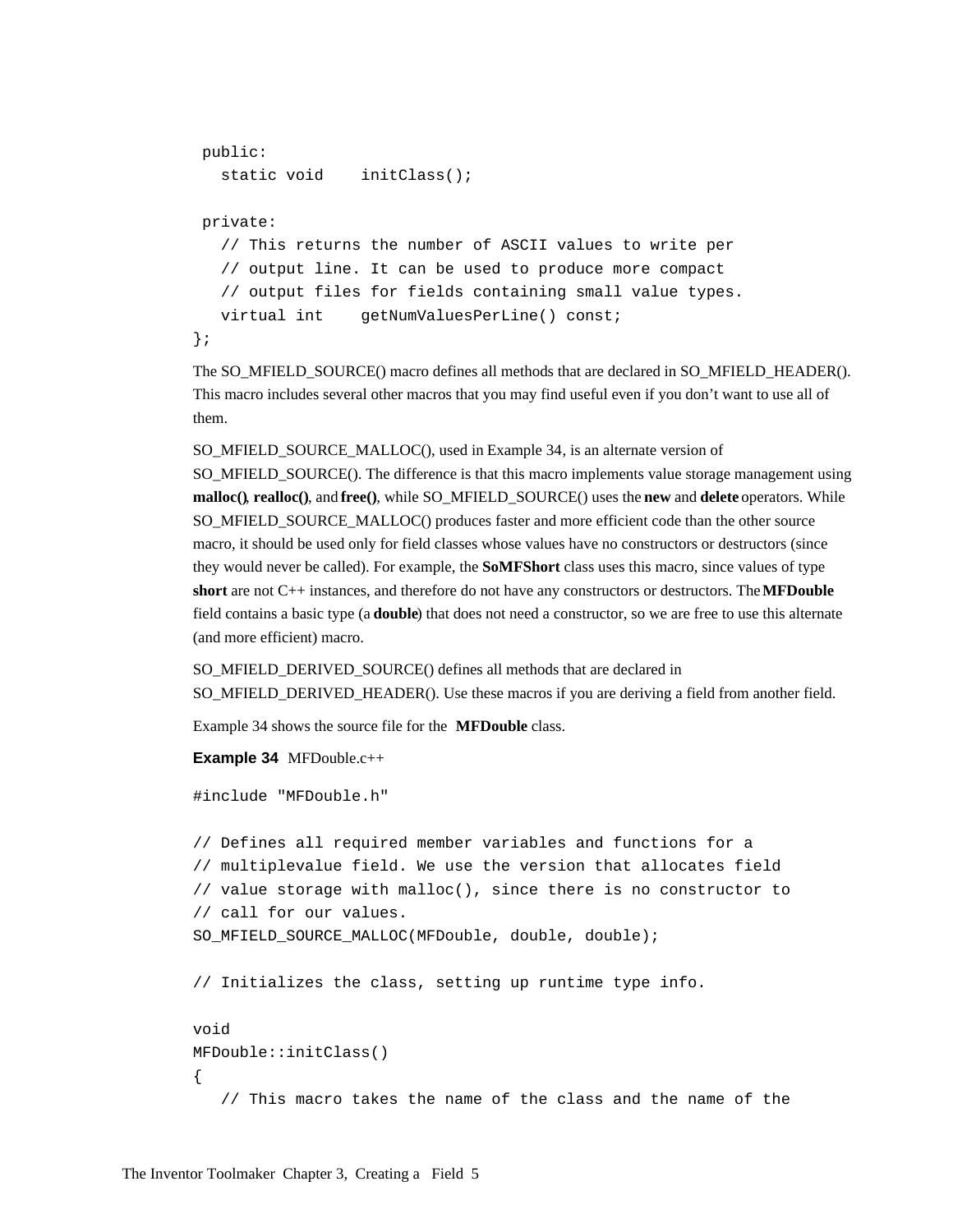```
 public:
   static void    initClass();

 private:
   // This returns the number of ASCII values to write per
   // output line. It can be used to produce more compact
   // output files for fields containing small value types.
   virtual int    getNumValuesPerLine() const;
};
```

The SO_MFIELD_SOURCE() macro defines all methods that are declared in SO_MFIELD_HEADER(). This macro includes several other macros that you may find useful even if you don't want to use all of them.

SO_MFIELD_SOURCE_MALLOC(), used in Example 34, is an alternate version of SO_MFIELD_SOURCE(). The difference is that this macro implements value storage management using **malloc()**, **realloc()**, and **free()**, while SO_MFIELD_SOURCE() uses the **new** and **delete** operators. While SO_MFIELD_SOURCE_MALLOC() produces faster and more efficient code than the other source macro, it should be used only for field classes whose values have no constructors or destructors (since they would never be called). For example, the **SoMFShort** class uses this macro, since values of type **short** are not C++ instances, and therefore do not have any constructors or destructors. The **MFDouble** field contains a basic type (a **double**) that does not need a constructor, so we are free to use this alternate (and more efficient) macro.

SO_MFIELD_DERIVED_SOURCE() defines all methods that are declared in SO_MFIELD_DERIVED_HEADER(). Use these macros if you are deriving a field from another field.

Example 34 shows the source file for the **MFDouble** class.

**Example 34** MFDouble.c++

```
#include "MFDouble.h"

// Defines all required member variables and functions for a
// multiplevalue field. We use the version that allocates field
// value storage with malloc(), since there is no constructor to
// call for our values.
SO_MFIELD_SOURCE_MALLOC(MFDouble, double, double);

// Initializes the class, setting up runtime type info.

void
MFDouble::initClass()
{
   // This macro takes the name of the class and the name of the
```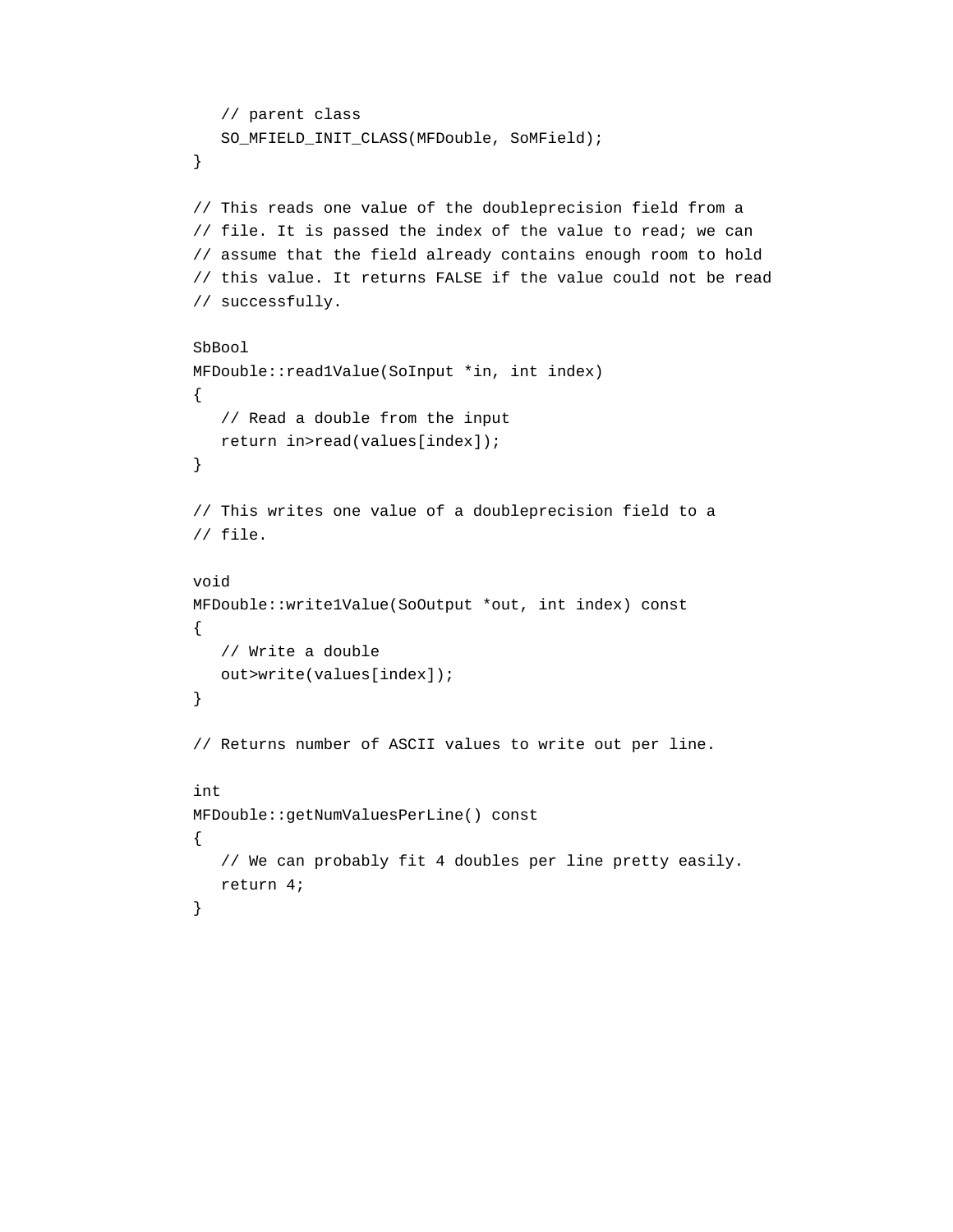```
   // parent class
   SO_MFIELD_INIT_CLASS(MFDouble, SoMField);
}

// This reads one value of the doubleprecision field from a
// file. It is passed the index of the value to read; we can
// assume that the field already contains enough room to hold
// this value. It returns FALSE if the value could not be read
// successfully.

SbBool
MFDouble::read1Value(SoInput *in, int index)
{
   // Read a double from the input
   return in>read(values[index]);
}

// This writes one value of a doubleprecision field to a
// file.

void
MFDouble::write1Value(SoOutput *out, int index) const
{
   // Write a double
   out>write(values[index]);
}

// Returns number of ASCII values to write out per line.

int
MFDouble::getNumValuesPerLine() const
{
   // We can probably fit 4 doubles per line pretty easily.
   return 4;
}
```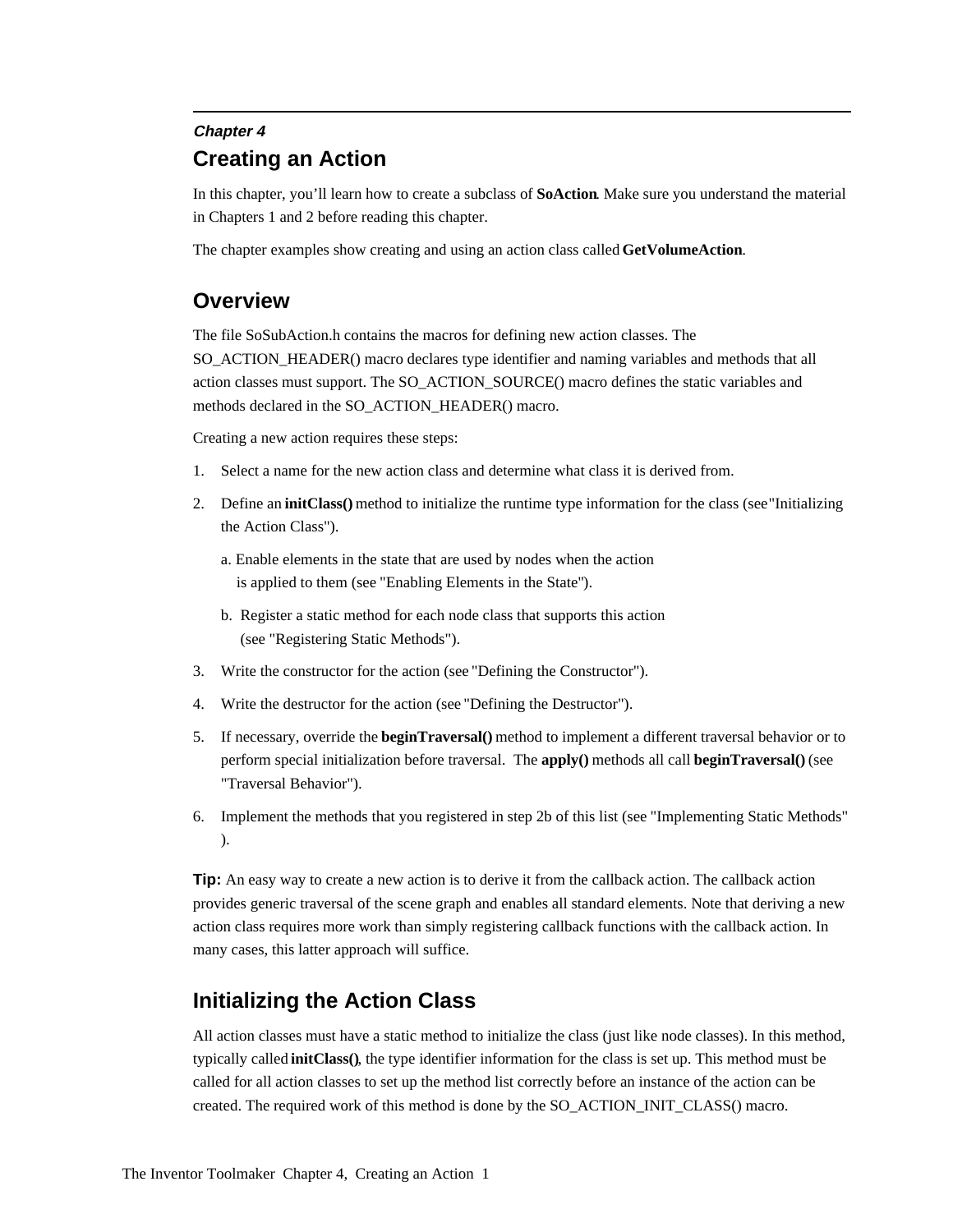*Chapter 4*

# Creating an Action

In this chapter, you'll learn how to create a subclass of **SoAction**. Make sure you understand the material in Chapters 1 and 2 before reading this chapter.

The chapter examples show creating and using an action class called **GetVolumeAction**.

## Overview

The file SoSubAction.h contains the macros for defining new action classes. The SO_ACTION_HEADER() macro declares type identifier and naming variables and methods that all action classes must support. The SO_ACTION_SOURCE() macro defines the static variables and methods declared in the SO_ACTION_HEADER() macro.

Creating a new action requires these steps:

1. Select a name for the new action class and determine what class it is derived from.
2. Define an **initClass()** method to initialize the runtime type information for the class (see "Initializing the Action Class").

   a. Enable elements in the state that are used by nodes when the action is applied to them (see "Enabling Elements in the State").

   b. Register a static method for each node class that supports this action (see "Registering Static Methods").
3. Write the constructor for the action (see "Defining the Constructor").
4. Write the destructor for the action (see "Defining the Destructor").
5. If necessary, override the **beginTraversal()** method to implement a different traversal behavior or to perform special initialization before traversal. The **apply()** methods all call **beginTraversal()** (see "Traversal Behavior").
6. Implement the methods that you registered in step 2b of this list (see "Implementing Static Methods").

**Tip:** An easy way to create a new action is to derive it from the callback action. The callback action provides generic traversal of the scene graph and enables all standard elements. Note that deriving a new action class requires more work than simply registering callback functions with the callback action. In many cases, this latter approach will suffice.

## Initializing the Action Class

All action classes must have a static method to initialize the class (just like node classes). In this method, typically called **initClass()**, the type identifier information for the class is set up. This method must be called for all action classes to set up the method list correctly before an instance of the action can be created. The required work of this method is done by the SO_ACTION_INIT_CLASS() macro.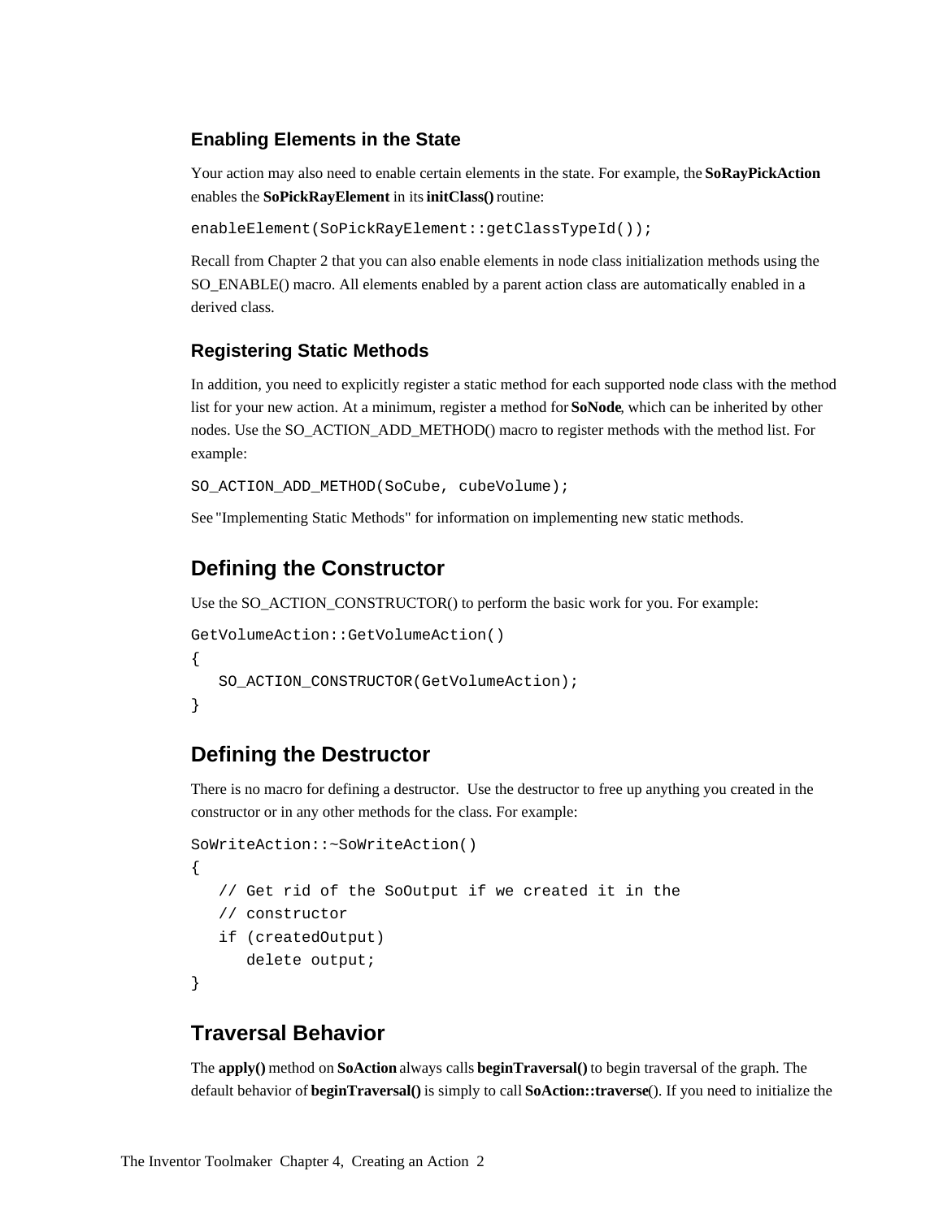### Enabling Elements in the State

Your action may also need to enable certain elements in the state. For example, the **SoRayPickAction** enables the **SoPickRayElement** in its **initClass()** routine:

```
enableElement(SoPickRayElement::getClassTypeId());
```

Recall from Chapter 2 that you can also enable elements in node class initialization methods using the SO_ENABLE() macro. All elements enabled by a parent action class are automatically enabled in a derived class.

### Registering Static Methods

In addition, you need to explicitly register a static method for each supported node class with the method list for your new action. At a minimum, register a method for **SoNode**, which can be inherited by other nodes. Use the SO_ACTION_ADD_METHOD() macro to register methods with the method list. For example:

```
SO_ACTION_ADD_METHOD(SoCube, cubeVolume);
```

See "Implementing Static Methods" for information on implementing new static methods.

## Defining the Constructor

Use the SO_ACTION_CONSTRUCTOR() to perform the basic work for you. For example:

```
GetVolumeAction::GetVolumeAction()
{
   SO_ACTION_CONSTRUCTOR(GetVolumeAction);
}
```

## Defining the Destructor

There is no macro for defining a destructor. Use the destructor to free up anything you created in the constructor or in any other methods for the class. For example:

```
SoWriteAction::~SoWriteAction()
{
   // Get rid of the SoOutput if we created it in the
   // constructor
   if (createdOutput)
      delete output;
}
```

## Traversal Behavior

The **apply()** method on **SoAction** always calls **beginTraversal()** to begin traversal of the graph. The default behavior of **beginTraversal()** is simply to call **SoAction::traverse**(). If you need to initialize the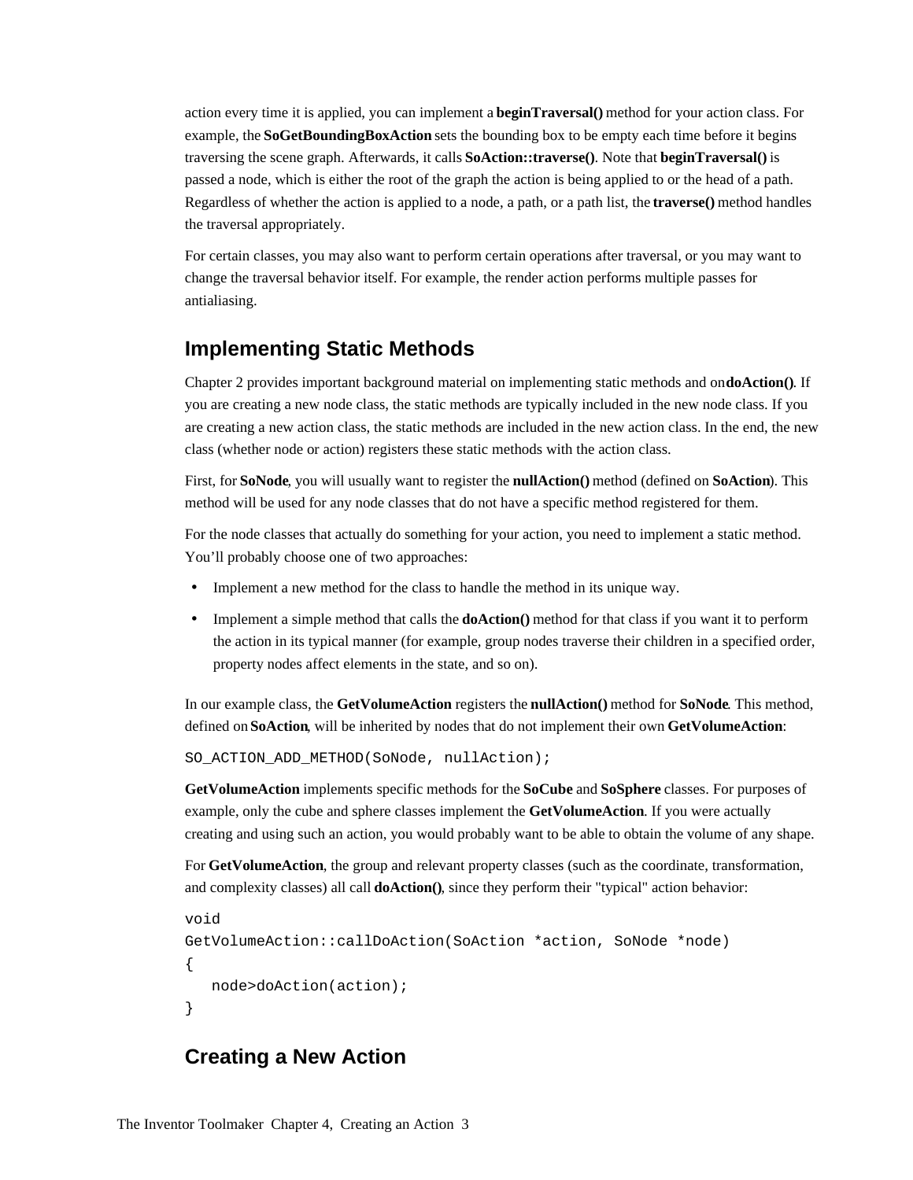action every time it is applied, you can implement a **beginTraversal()** method for your action class. For example, the **SoGetBoundingBoxAction** sets the bounding box to be empty each time before it begins traversing the scene graph. Afterwards, it calls **SoAction::traverse()**. Note that **beginTraversal()** is passed a node, which is either the root of the graph the action is being applied to or the head of a path. Regardless of whether the action is applied to a node, a path, or a path list, the **traverse()** method handles the traversal appropriately.

For certain classes, you may also want to perform certain operations after traversal, or you may want to change the traversal behavior itself. For example, the render action performs multiple passes for antialiasing.

## Implementing Static Methods

Chapter 2 provides important background material on implementing static methods and on **doAction()**. If you are creating a new node class, the static methods are typically included in the new node class. If you are creating a new action class, the static methods are included in the new action class. In the end, the new class (whether node or action) registers these static methods with the action class.

First, for **SoNode**, you will usually want to register the **nullAction()** method (defined on **SoAction**). This method will be used for any node classes that do not have a specific method registered for them.

For the node classes that actually do something for your action, you need to implement a static method. You'll probably choose one of two approaches:

- Implement a new method for the class to handle the method in its unique way.
- Implement a simple method that calls the **doAction()** method for that class if you want it to perform the action in its typical manner (for example, group nodes traverse their children in a specified order, property nodes affect elements in the state, and so on).

In our example class, the **GetVolumeAction** registers the **nullAction()** method for **SoNode**. This method, defined on **SoAction**, will be inherited by nodes that do not implement their own **GetVolumeAction**:

```
SO_ACTION_ADD_METHOD(SoNode, nullAction);
```

**GetVolumeAction** implements specific methods for the **SoCube** and **SoSphere** classes. For purposes of example, only the cube and sphere classes implement the **GetVolumeAction**. If you were actually creating and using such an action, you would probably want to be able to obtain the volume of any shape.

For **GetVolumeAction**, the group and relevant property classes (such as the coordinate, transformation, and complexity classes) all call **doAction()**, since they perform their "typical" action behavior:

```
void
GetVolumeAction::callDoAction(SoAction *action, SoNode *node)
{
   node>doAction(action);
}
```

## Creating a New Action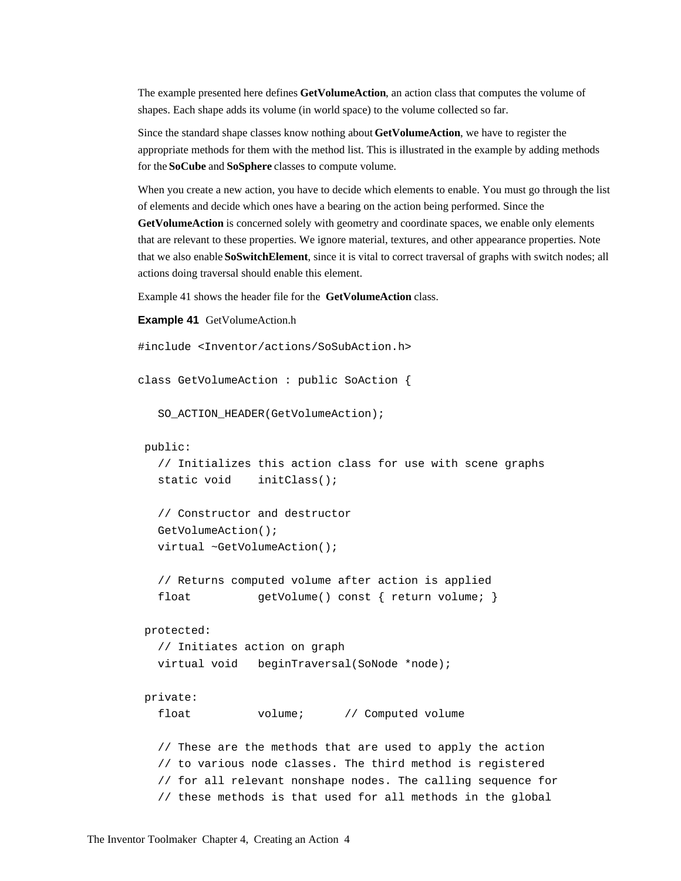The example presented here defines **GetVolumeAction**, an action class that computes the volume of shapes. Each shape adds its volume (in world space) to the volume collected so far.

Since the standard shape classes know nothing about **GetVolumeAction**, we have to register the appropriate methods for them with the method list. This is illustrated in the example by adding methods for the **SoCube** and **SoSphere** classes to compute volume.

When you create a new action, you have to decide which elements to enable. You must go through the list of elements and decide which ones have a bearing on the action being performed. Since the **GetVolumeAction** is concerned solely with geometry and coordinate spaces, we enable only elements that are relevant to these properties. We ignore material, textures, and other appearance properties. Note that we also enable **SoSwitchElement**, since it is vital to correct traversal of graphs with switch nodes; all actions doing traversal should enable this element.

Example 41 shows the header file for the **GetVolumeAction** class.

**Example 41** GetVolumeAction.h

```
#include <Inventor/actions/SoSubAction.h>

class GetVolumeAction : public SoAction {

   SO_ACTION_HEADER(GetVolumeAction);

 public:
   // Initializes this action class for use with scene graphs
   static void    initClass();

   // Constructor and destructor
   GetVolumeAction();
   virtual ~GetVolumeAction();

   // Returns computed volume after action is applied
   float          getVolume() const { return volume; }

 protected:
   // Initiates action on graph
   virtual void   beginTraversal(SoNode *node);

 private:
   float          volume;      // Computed volume

   // These are the methods that are used to apply the action
   // to various node classes. The third method is registered
   // for all relevant nonshape nodes. The calling sequence for
   // these methods is that used for all methods in the global
```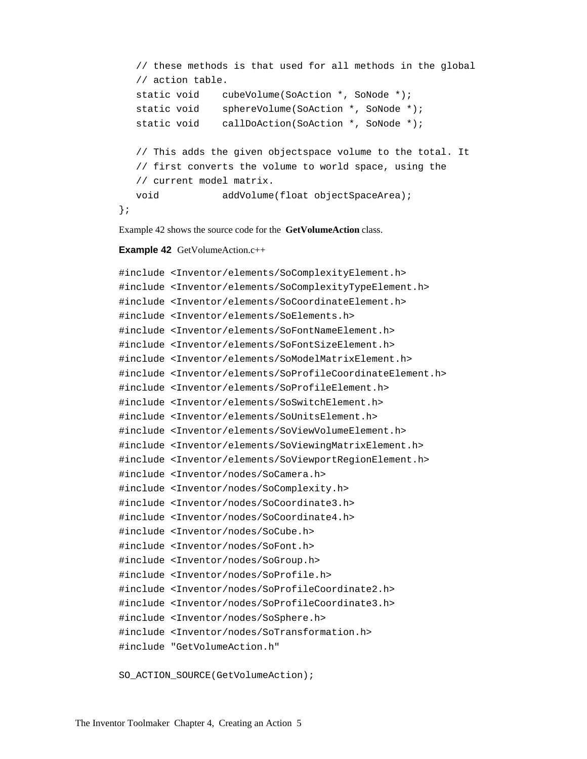```
   // these methods is that used for all methods in the global
   // action table.
   static void    cubeVolume(SoAction *, SoNode *);
   static void    sphereVolume(SoAction *, SoNode *);
   static void    callDoAction(SoAction *, SoNode *);

   // This adds the given objectspace volume to the total. It
   // first converts the volume to world space, using the
   // current model matrix.
   void           addVolume(float objectSpaceArea);
};
```

Example 42 shows the source code for the **GetVolumeAction** class.

**Example 42** GetVolumeAction.c++

```
#include <Inventor/elements/SoComplexityElement.h>
#include <Inventor/elements/SoComplexityTypeElement.h>
#include <Inventor/elements/SoCoordinateElement.h>
#include <Inventor/elements/SoElements.h>
#include <Inventor/elements/SoFontNameElement.h>
#include <Inventor/elements/SoFontSizeElement.h>
#include <Inventor/elements/SoModelMatrixElement.h>
#include <Inventor/elements/SoProfileCoordinateElement.h>
#include <Inventor/elements/SoProfileElement.h>
#include <Inventor/elements/SoSwitchElement.h>
#include <Inventor/elements/SoUnitsElement.h>
#include <Inventor/elements/SoViewVolumeElement.h>
#include <Inventor/elements/SoViewingMatrixElement.h>
#include <Inventor/elements/SoViewportRegionElement.h>
#include <Inventor/nodes/SoCamera.h>
#include <Inventor/nodes/SoComplexity.h>
#include <Inventor/nodes/SoCoordinate3.h>
#include <Inventor/nodes/SoCoordinate4.h>
#include <Inventor/nodes/SoCube.h>
#include <Inventor/nodes/SoFont.h>
#include <Inventor/nodes/SoGroup.h>
#include <Inventor/nodes/SoProfile.h>
#include <Inventor/nodes/SoProfileCoordinate2.h>
#include <Inventor/nodes/SoProfileCoordinate3.h>
#include <Inventor/nodes/SoSphere.h>
#include <Inventor/nodes/SoTransformation.h>
#include "GetVolumeAction.h"

SO_ACTION_SOURCE(GetVolumeAction);
```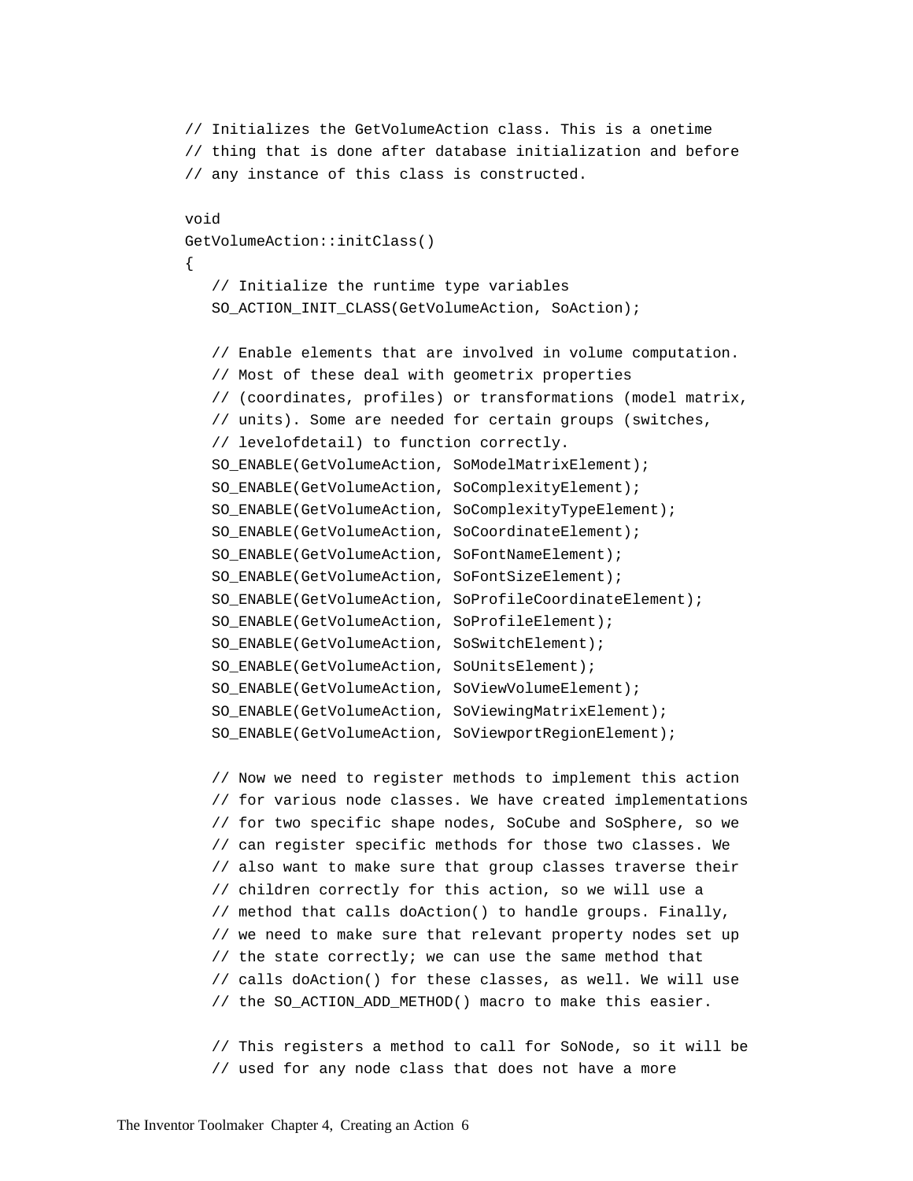```
// Initializes the GetVolumeAction class. This is a onetime
// thing that is done after database initialization and before
// any instance of this class is constructed.

void
GetVolumeAction::initClass()
{
   // Initialize the runtime type variables
   SO_ACTION_INIT_CLASS(GetVolumeAction, SoAction);

   // Enable elements that are involved in volume computation.
   // Most of these deal with geometrix properties
   // (coordinates, profiles) or transformations (model matrix,
   // units). Some are needed for certain groups (switches,
   // levelofdetail) to function correctly.
   SO_ENABLE(GetVolumeAction, SoModelMatrixElement);
   SO_ENABLE(GetVolumeAction, SoComplexityElement);
   SO_ENABLE(GetVolumeAction, SoComplexityTypeElement);
   SO_ENABLE(GetVolumeAction, SoCoordinateElement);
   SO_ENABLE(GetVolumeAction, SoFontNameElement);
   SO_ENABLE(GetVolumeAction, SoFontSizeElement);
   SO_ENABLE(GetVolumeAction, SoProfileCoordinateElement);
   SO_ENABLE(GetVolumeAction, SoProfileElement);
   SO_ENABLE(GetVolumeAction, SoSwitchElement);
   SO_ENABLE(GetVolumeAction, SoUnitsElement);
   SO_ENABLE(GetVolumeAction, SoViewVolumeElement);
   SO_ENABLE(GetVolumeAction, SoViewingMatrixElement);
   SO_ENABLE(GetVolumeAction, SoViewportRegionElement);

   // Now we need to register methods to implement this action
   // for various node classes. We have created implementations
   // for two specific shape nodes, SoCube and SoSphere, so we
   // can register specific methods for those two classes. We
   // also want to make sure that group classes traverse their
   // children correctly for this action, so we will use a
   // method that calls doAction() to handle groups. Finally,
   // we need to make sure that relevant property nodes set up
   // the state correctly; we can use the same method that
   // calls doAction() for these classes, as well. We will use
   // the SO_ACTION_ADD_METHOD() macro to make this easier.

   // This registers a method to call for SoNode, so it will be
   // used for any node class that does not have a more
```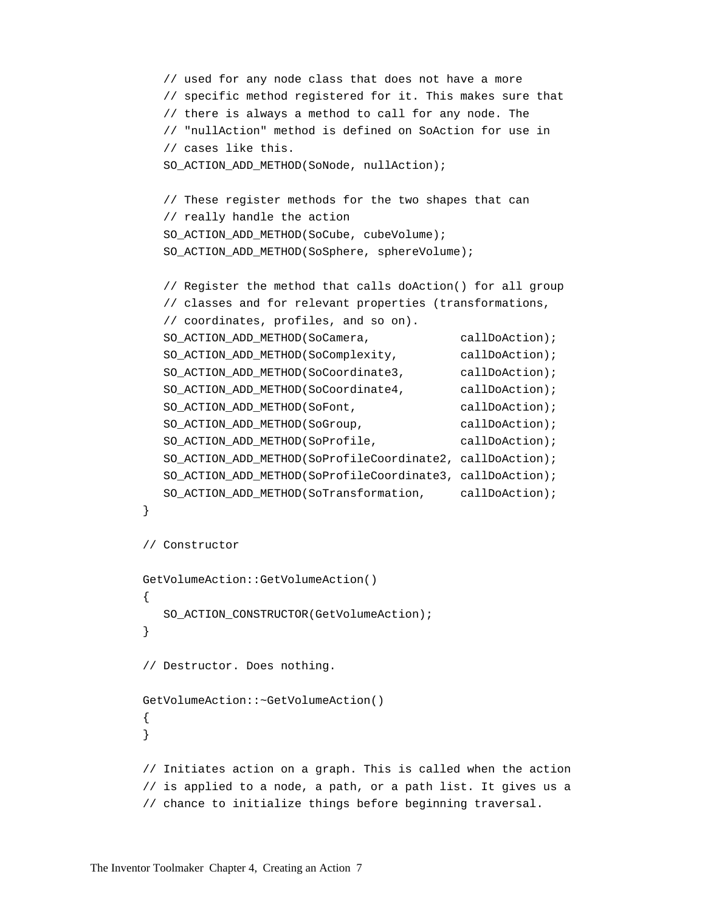```
   // used for any node class that does not have a more
   // specific method registered for it. This makes sure that
   // there is always a method to call for any node. The
   // "nullAction" method is defined on SoAction for use in
   // cases like this.
   SO_ACTION_ADD_METHOD(SoNode, nullAction);

   // These register methods for the two shapes that can
   // really handle the action
   SO_ACTION_ADD_METHOD(SoCube, cubeVolume);
   SO_ACTION_ADD_METHOD(SoSphere, sphereVolume);

   // Register the method that calls doAction() for all group
   // classes and for relevant properties (transformations,
   // coordinates, profiles, and so on).
   SO_ACTION_ADD_METHOD(SoCamera,             callDoAction);
   SO_ACTION_ADD_METHOD(SoComplexity,         callDoAction);
   SO_ACTION_ADD_METHOD(SoCoordinate3,        callDoAction);
   SO_ACTION_ADD_METHOD(SoCoordinate4,        callDoAction);
   SO_ACTION_ADD_METHOD(SoFont,               callDoAction);
   SO_ACTION_ADD_METHOD(SoGroup,              callDoAction);
   SO_ACTION_ADD_METHOD(SoProfile,            callDoAction);
   SO_ACTION_ADD_METHOD(SoProfileCoordinate2, callDoAction);
   SO_ACTION_ADD_METHOD(SoProfileCoordinate3, callDoAction);
   SO_ACTION_ADD_METHOD(SoTransformation,     callDoAction);
}

// Constructor

GetVolumeAction::GetVolumeAction()
{
   SO_ACTION_CONSTRUCTOR(GetVolumeAction);
}

// Destructor. Does nothing.

GetVolumeAction::~GetVolumeAction()
{
}

// Initiates action on a graph. This is called when the action
// is applied to a node, a path, or a path list. It gives us a
// chance to initialize things before beginning traversal.
```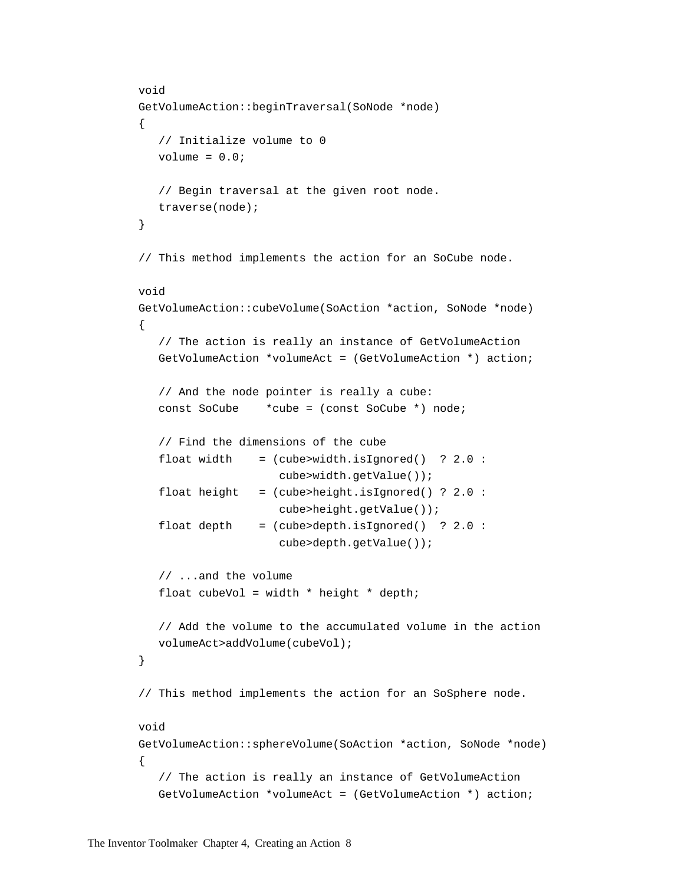```
void
GetVolumeAction::beginTraversal(SoNode *node)
{
   // Initialize volume to 0
   volume = 0.0;

   // Begin traversal at the given root node.
   traverse(node);
}

// This method implements the action for an SoCube node.

void
GetVolumeAction::cubeVolume(SoAction *action, SoNode *node)
{
   // The action is really an instance of GetVolumeAction
   GetVolumeAction *volumeAct = (GetVolumeAction *) action;

   // And the node pointer is really a cube:
   const SoCube    *cube = (const SoCube *) node;

   // Find the dimensions of the cube
   float width    = (cube>width.isIgnored()  ? 2.0 :
                     cube>width.getValue());
   float height   = (cube>height.isIgnored() ? 2.0 :
                     cube>height.getValue());
   float depth    = (cube>depth.isIgnored()  ? 2.0 :
                     cube>depth.getValue());

   // ...and the volume
   float cubeVol = width * height * depth;

   // Add the volume to the accumulated volume in the action
   volumeAct>addVolume(cubeVol);
}

// This method implements the action for an SoSphere node.

void
GetVolumeAction::sphereVolume(SoAction *action, SoNode *node)
{
   // The action is really an instance of GetVolumeAction
   GetVolumeAction *volumeAct = (GetVolumeAction *) action;
```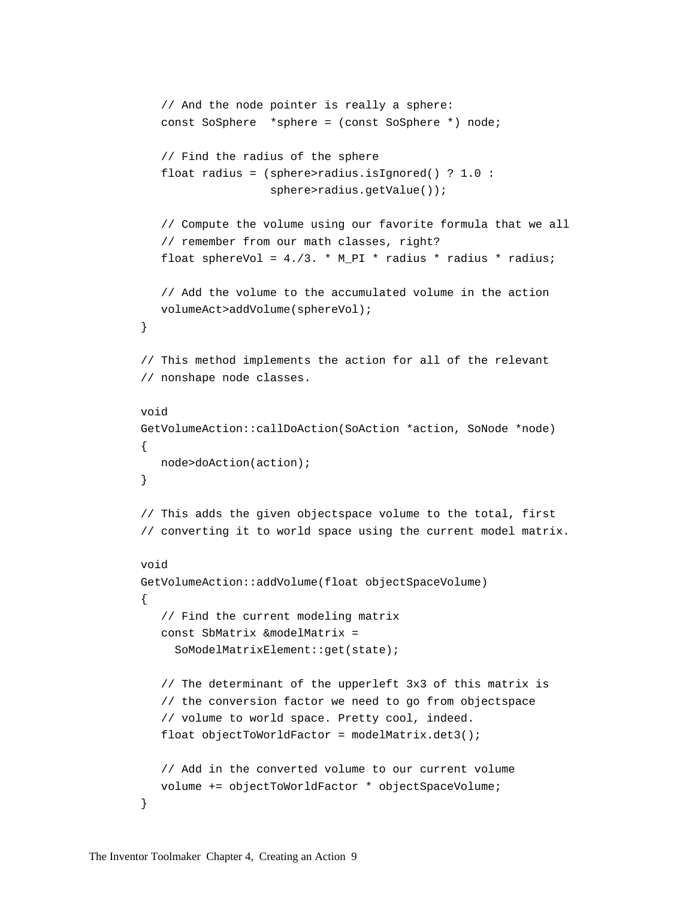```
   // And the node pointer is really a sphere:
   const SoSphere  *sphere = (const SoSphere *) node;

   // Find the radius of the sphere
   float radius = (sphere>radius.isIgnored() ? 1.0 :
                   sphere>radius.getValue());

   // Compute the volume using our favorite formula that we all
   // remember from our math classes, right?
   float sphereVol = 4./3. * M_PI * radius * radius * radius;

   // Add the volume to the accumulated volume in the action
   volumeAct>addVolume(sphereVol);
}

// This method implements the action for all of the relevant
// nonshape node classes.

void
GetVolumeAction::callDoAction(SoAction *action, SoNode *node)
{
   node>doAction(action);
}

// This adds the given objectspace volume to the total, first
// converting it to world space using the current model matrix.

void
GetVolumeAction::addVolume(float objectSpaceVolume)
{
   // Find the current modeling matrix
   const SbMatrix &modelMatrix =
     SoModelMatrixElement::get(state);

   // The determinant of the upperleft 3x3 of this matrix is
   // the conversion factor we need to go from objectspace
   // volume to world space. Pretty cool, indeed.
   float objectToWorldFactor = modelMatrix.det3();

   // Add in the converted volume to our current volume
   volume += objectToWorldFactor * objectSpaceVolume;
}
```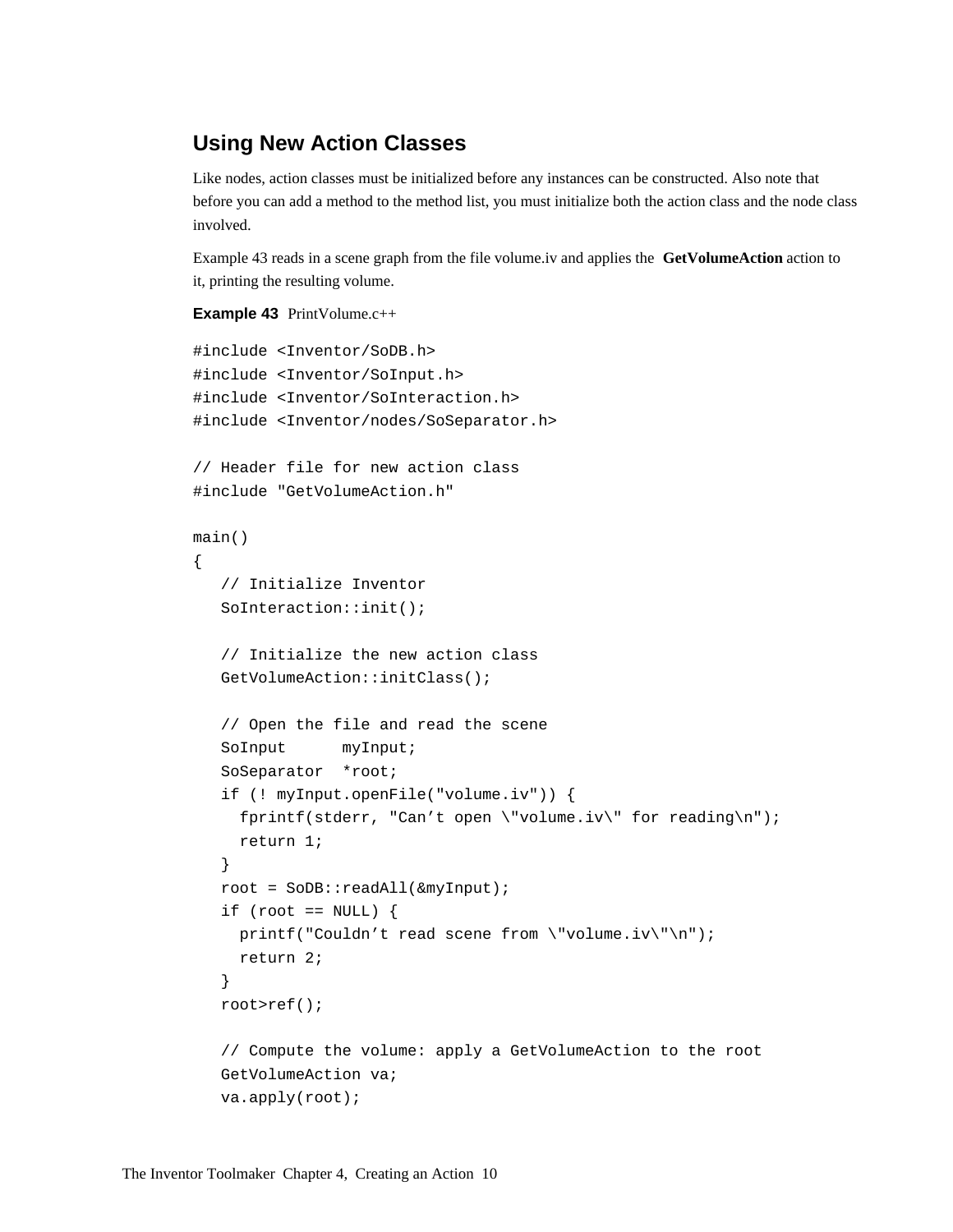## Using New Action Classes

Like nodes, action classes must be initialized before any instances can be constructed. Also note that before you can add a method to the method list, you must initialize both the action class and the node class involved.

Example 43 reads in a scene graph from the file volume.iv and applies the **GetVolumeAction** action to it, printing the resulting volume.

**Example 43** PrintVolume.c++

```
#include <Inventor/SoDB.h>
#include <Inventor/SoInput.h>
#include <Inventor/SoInteraction.h>
#include <Inventor/nodes/SoSeparator.h>

// Header file for new action class
#include "GetVolumeAction.h"

main()
{
   // Initialize Inventor
   SoInteraction::init();

   // Initialize the new action class
   GetVolumeAction::initClass();

   // Open the file and read the scene
   SoInput      myInput;
   SoSeparator  *root;
   if (! myInput.openFile("volume.iv")) {
     fprintf(stderr, "Can’t open \"volume.iv\" for reading\n");
     return 1;
   }
   root = SoDB::readAll(&myInput);
   if (root == NULL) {
     printf("Couldn’t read scene from \"volume.iv\"\n");
     return 2;
   }
   root>ref();

   // Compute the volume: apply a GetVolumeAction to the root
   GetVolumeAction va;
   va.apply(root);
```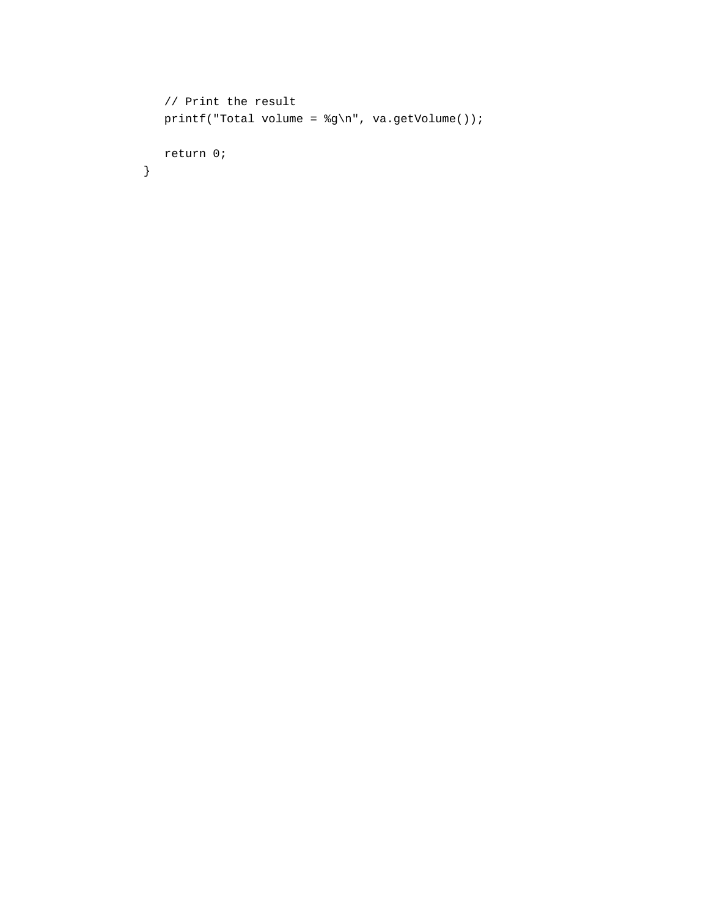```
   // Print the result
   printf("Total volume = %g\n", va.getVolume());

   return 0;
}
```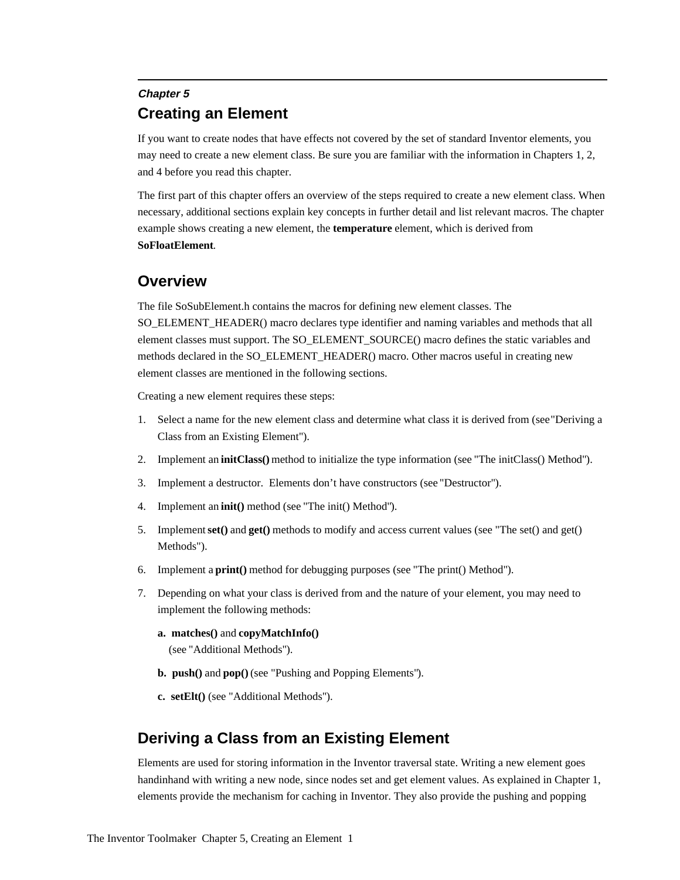*Chapter 5*

# Creating an Element

If you want to create nodes that have effects not covered by the set of standard Inventor elements, you may need to create a new element class. Be sure you are familiar with the information in Chapters 1, 2, and 4 before you read this chapter.

The first part of this chapter offers an overview of the steps required to create a new element class. When necessary, additional sections explain key concepts in further detail and list relevant macros. The chapter example shows creating a new element, the **temperature** element, which is derived from **SoFloatElement**.

## Overview

The file SoSubElement.h contains the macros for defining new element classes. The SO_ELEMENT_HEADER() macro declares type identifier and naming variables and methods that all element classes must support. The SO_ELEMENT_SOURCE() macro defines the static variables and methods declared in the SO_ELEMENT_HEADER() macro. Other macros useful in creating new element classes are mentioned in the following sections.

Creating a new element requires these steps:

1. Select a name for the new element class and determine what class it is derived from (see "Deriving a Class from an Existing Element").
2. Implement an **initClass()** method to initialize the type information (see "The initClass() Method").
3. Implement a destructor.  Elements don't have constructors (see "Destructor").
4. Implement an **init()** method (see "The init() Method").
5. Implement **set()** and **get()** methods to modify and access current values (see "The set() and get() Methods").
6. Implement a **print()** method for debugging purposes (see "The print() Method").
7. Depending on what your class is derived from and the nature of your element, you may need to implement the following methods:

   **a. matches()** and **copyMatchInfo()** (see "Additional Methods").

   **b. push()** and **pop()** (see "Pushing and Popping Elements").

   **c. setElt()** (see "Additional Methods").

## Deriving a Class from an Existing Element

Elements are used for storing information in the Inventor traversal state. Writing a new element goes handinhand with writing a new node, since nodes set and get element values. As explained in Chapter 1, elements provide the mechanism for caching in Inventor. They also provide the pushing and popping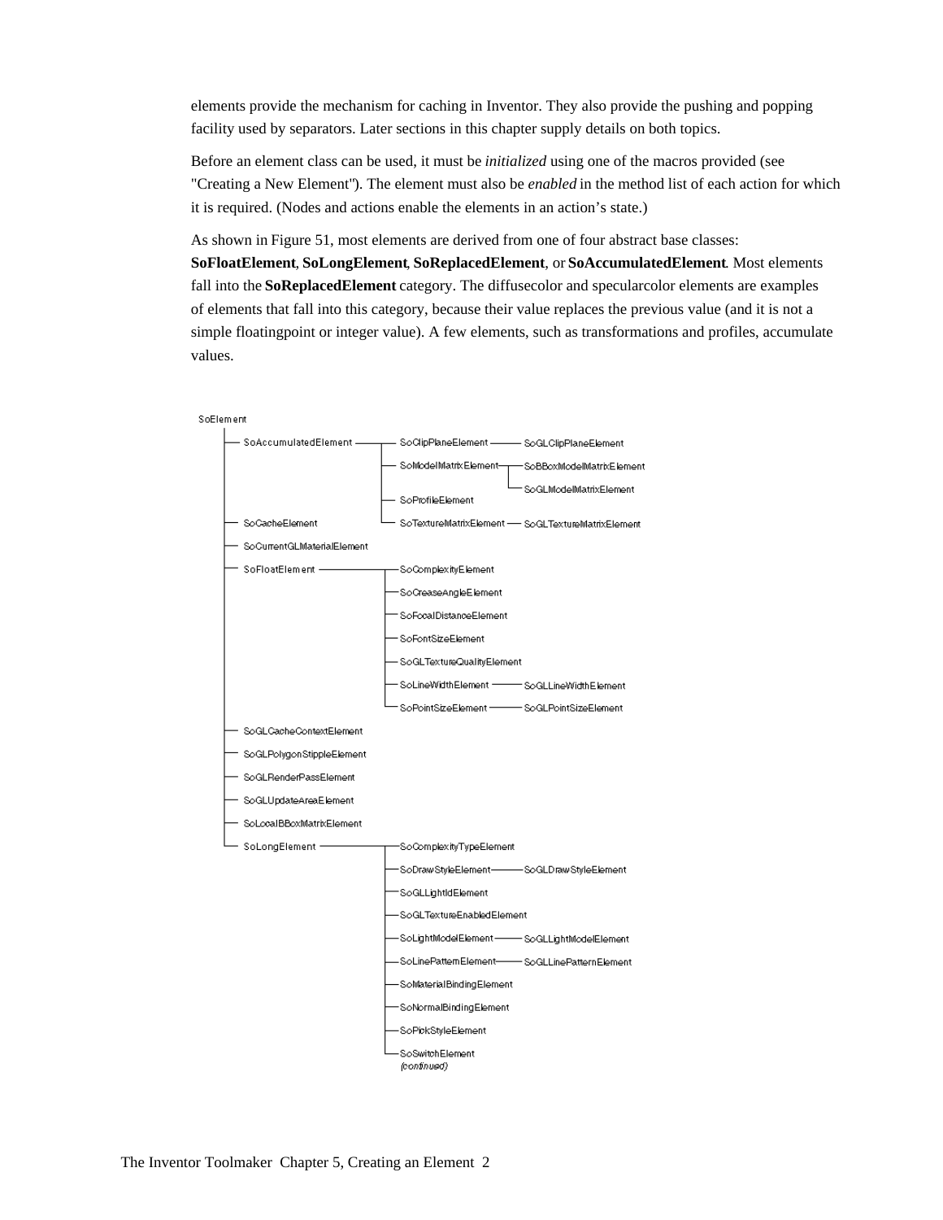elements provide the mechanism for caching in Inventor. They also provide the pushing and popping facility used by separators. Later sections in this chapter supply details on both topics.

Before an element class can be used, it must be *initialized* using one of the macros provided (see "Creating a New Element"). The element must also be *enabled* in the method list of each action for which it is required. (Nodes and actions enable the elements in an action's state.)

As shown in Figure 51, most elements are derived from one of four abstract base classes: **SoFloatElement**, **SoLongElement**, **SoReplacedElement**, or **SoAccumulatedElement**. Most elements fall into the **SoReplacedElement** category. The diffusecolor and specularcolor elements are examples of elements that fall into this category, because their value replaces the previous value (and it is not a simple floatingpoint or integer value). A few elements, such as transformations and profiles, accumulate values.

```
SoElement
  ├── SoAccumulatedElement ──┬── SoClipPlaneElement ──── SoGLClipPlaneElement
  │                          ├── SoModelMatrixElement ─┬── SoBBoxModelMatrixElement
  │                          │                         └── SoGLModelMatrixElement
  │                          ├── SoProfileElement
  │                          └── SoTextureMatrixElement ── SoGLTextureMatrixElement
  ├── SoCacheElement
  ├── SoCurrentGLMaterialElement
  ├── SoFloatElement ────────┬── SoComplexityElement
  │                          ├── SoCreaseAngleElement
  │                          ├── SoFocalDistanceElement
  │                          ├── SoFontSizeElement
  │                          ├── SoGLTextureQualityElement
  │                          ├── SoLineWidthElement ──── SoGLLineWidthElement
  │                          └── SoPointSizeElement ──── SoGLPointSizeElement
  ├── SoGLCacheContextElement
  ├── SoGLPolygonStippleElement
  ├── SoGLRenderPassElement
  ├── SoGLUpdateAreaElement
  ├── SoLocalBBoxMatrixElement
  └── SoLongElement ─────────┬── SoComplexityTypeElement
                             ├── SoDrawStyleElement ──── SoGLDrawStyleElement
                             ├── SoGLLightIdElement
                             ├── SoGLTextureEnabledElement
                             ├── SoLightModelElement ─── SoGLLightModelElement
                             ├── SoLinePatternElement ── SoGLLinePatternElement
                             ├── SoMaterialBindingElement
                             ├── SoNormalBindingElement
                             ├── SoPickStyleElement
                             └── SoSwitchElement
                                 (continued)
```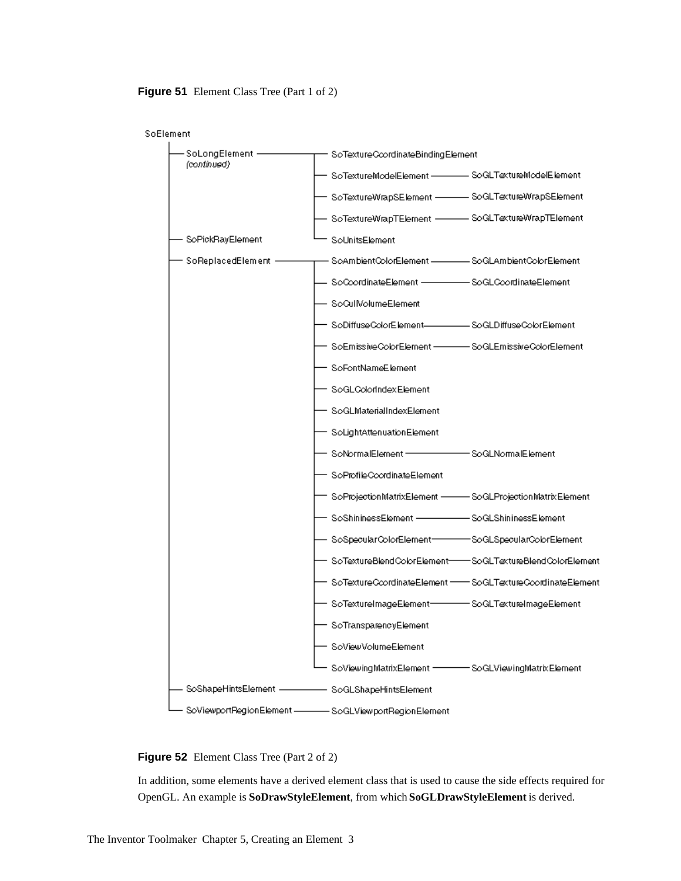**Figure 51** Element Class Tree (Part 1 of 2)

```
SoElement
 ├── SoLongElement (continued) ──┬── SoTextureCoordinateBindingElement
 │                               ├── SoTextureModelElement ──────── SoGLTextureModelElement
 │                               ├── SoTextureWrapSElement ──────── SoGLTextureWrapSElement
 │                               ├── SoTextureWrapTElement ──────── SoGLTextureWrapTElement
 ├── SoPickRayElement            └── SoUnitsElement
 ├── SoReplacedElement ──────────┬── SoAmbientColorElement ──────── SoGLAmbientColorElement
 │                               ├── SoCoordinateElement ────────── SoGLCoordinateElement
 │                               ├── SoCullVolumeElement
 │                               ├── SoDiffuseColorElement ──────── SoGLDiffuseColorElement
 │                               ├── SoEmissiveColorElement ─────── SoGLEmissiveColorElement
 │                               ├── SoFontNameElement
 │                               ├── SoGLColorIndexElement
 │                               ├── SoGLMaterialIndexElement
 │                               ├── SoLightAttenuationElement
 │                               ├── SoNormalElement ────────────── SoGLNormalElement
 │                               ├── SoProfileCoordinateElement
 │                               ├── SoProjectionMatrixElement ──── SoGLProjectionMatrixElement
 │                               ├── SoShininessElement ─────────── SoGLShininessElement
 │                               ├── SoSpecularColorElement ─────── SoGLSpecularColorElement
 │                               ├── SoTextureBlendColorElement ─── SoGLTextureBlendColorElement
 │                               ├── SoTextureCoordinateElement ─── SoGLTextureCoordinateElement
 │                               ├── SoTextureImageElement ──────── SoGLTextureImageElement
 │                               ├── SoTransparencyElement
 │                               ├── SoViewVolumeElement
 │                               └── SoViewingMatrixElement ─────── SoGLViewingMatrixElement
 ├── SoShapeHintsElement ────────── SoGLShapeHintsElement
 └── SoViewportRegionElement ────── SoGLViewportRegionElement
```

**Figure 52** Element Class Tree (Part 2 of 2)

In addition, some elements have a derived element class that is used to cause the side effects required for OpenGL. An example is **SoDrawStyleElement**, from which **SoGLDrawStyleElement** is derived.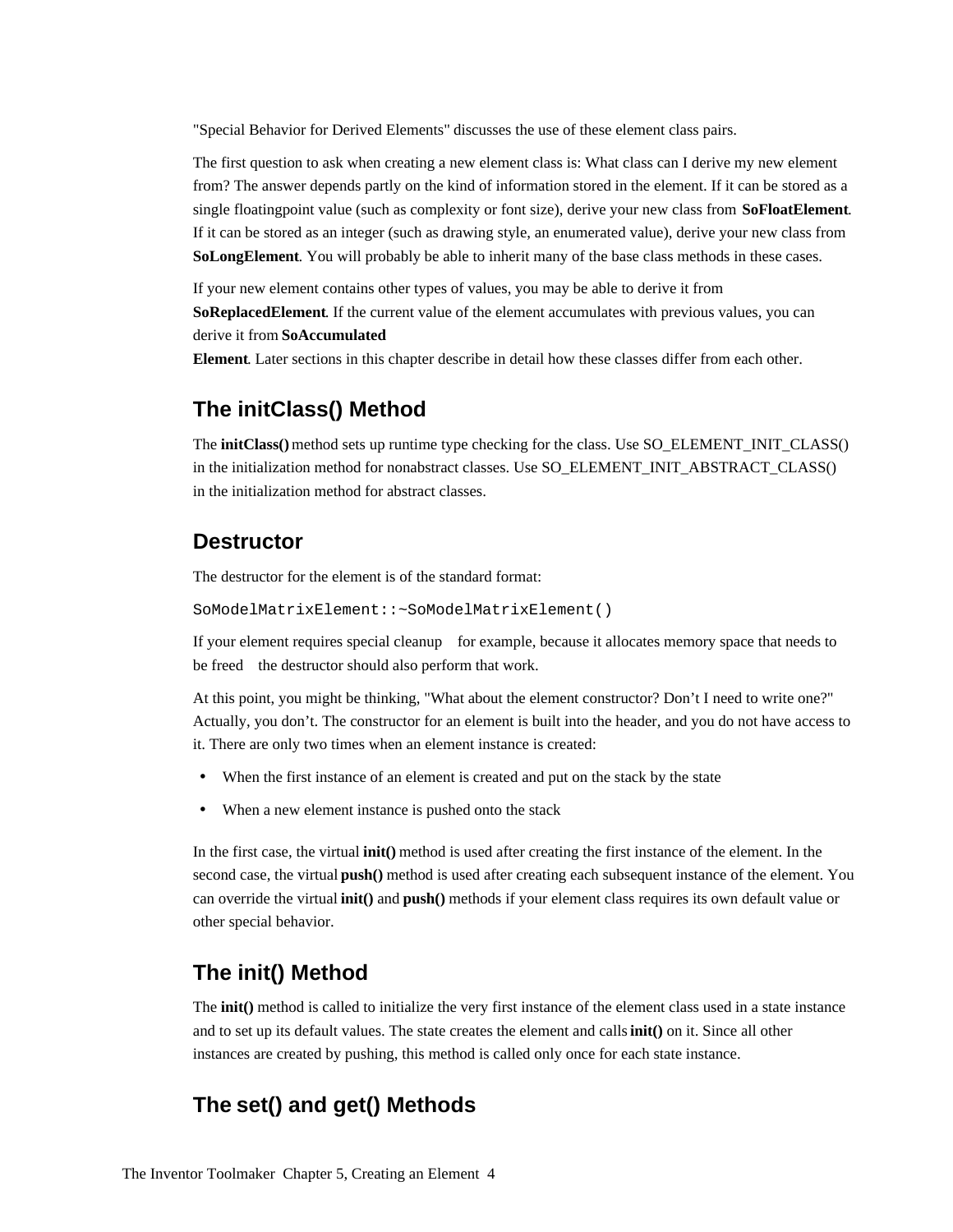"Special Behavior for Derived Elements" discusses the use of these element class pairs.

The first question to ask when creating a new element class is: What class can I derive my new element from? The answer depends partly on the kind of information stored in the element. If it can be stored as a single floatingpoint value (such as complexity or font size), derive your new class from **SoFloatElement**. If it can be stored as an integer (such as drawing style, an enumerated value), derive your new class from **SoLongElement**. You will probably be able to inherit many of the base class methods in these cases.

If your new element contains other types of values, you may be able to derive it from **SoReplacedElement**. If the current value of the element accumulates with previous values, you can derive it from **SoAccumulated Element**. Later sections in this chapter describe in detail how these classes differ from each other.

## The initClass() Method

The **initClass()** method sets up runtime type checking for the class. Use SO_ELEMENT_INIT_CLASS() in the initialization method for nonabstract classes. Use SO_ELEMENT_INIT_ABSTRACT_CLASS() in the initialization method for abstract classes.

## Destructor

The destructor for the element is of the standard format:

```
SoModelMatrixElement::~SoModelMatrixElement()
```

If your element requires special cleanup   for example, because it allocates memory space that needs to be freed   the destructor should also perform that work.

At this point, you might be thinking, "What about the element constructor? Don't I need to write one?" Actually, you don't. The constructor for an element is built into the header, and you do not have access to it. There are only two times when an element instance is created:

- When the first instance of an element is created and put on the stack by the state
- When a new element instance is pushed onto the stack

In the first case, the virtual **init()** method is used after creating the first instance of the element. In the second case, the virtual **push()** method is used after creating each subsequent instance of the element. You can override the virtual **init()** and **push()** methods if your element class requires its own default value or other special behavior.

## The init() Method

The **init()** method is called to initialize the very first instance of the element class used in a state instance and to set up its default values. The state creates the element and calls **init()** on it. Since all other instances are created by pushing, this method is called only once for each state instance.

## The set() and get() Methods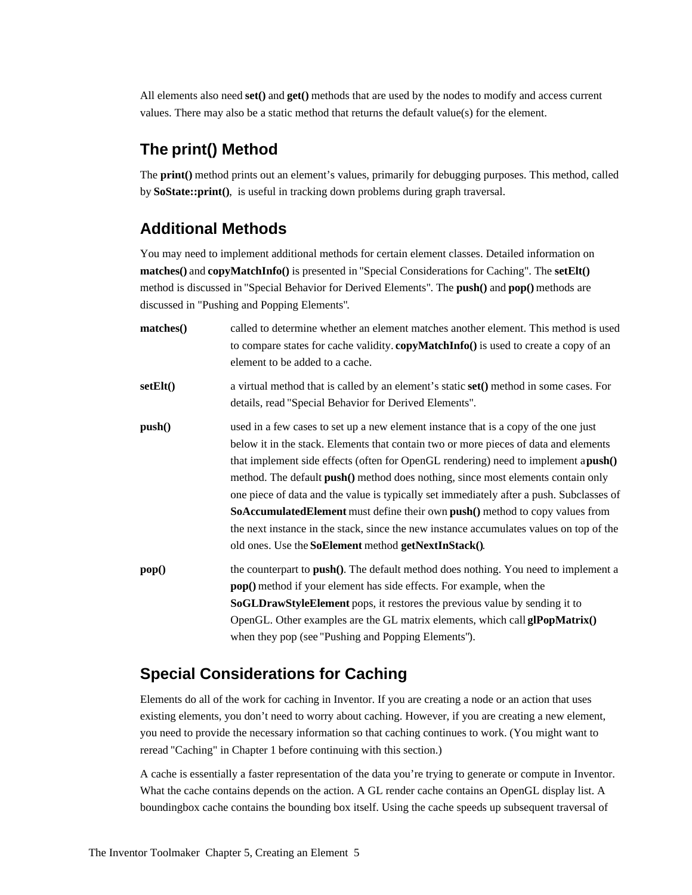All elements also need **set()** and **get()** methods that are used by the nodes to modify and access current values. There may also be a static method that returns the default value(s) for the element.

## The print() Method

The **print()** method prints out an element's values, primarily for debugging purposes. This method, called by **SoState::print()**, is useful in tracking down problems during graph traversal.

## Additional Methods

You may need to implement additional methods for certain element classes. Detailed information on **matches()** and **copyMatchInfo()** is presented in "Special Considerations for Caching". The **setElt()** method is discussed in "Special Behavior for Derived Elements". The **push()** and **pop()** methods are discussed in "Pushing and Popping Elements".

**matches()**
: called to determine whether an element matches another element. This method is used to compare states for cache validity. **copyMatchInfo()** is used to create a copy of an element to be added to a cache.

**setElt()**
: a virtual method that is called by an element's static **set()** method in some cases. For details, read "Special Behavior for Derived Elements".

**push()**
: used in a few cases to set up a new element instance that is a copy of the one just below it in the stack. Elements that contain two or more pieces of data and elements that implement side effects (often for OpenGL rendering) need to implement a **push()** method. The default **push()** method does nothing, since most elements contain only one piece of data and the value is typically set immediately after a push. Subclasses of **SoAccumulatedElement** must define their own **push()** method to copy values from the next instance in the stack, since the new instance accumulates values on top of the old ones. Use the **SoElement** method **getNextInStack()**.

**pop()**
: the counterpart to **push()**. The default method does nothing. You need to implement a **pop()** method if your element has side effects. For example, when the **SoGLDrawStyleElement** pops, it restores the previous value by sending it to OpenGL. Other examples are the GL matrix elements, which call **glPopMatrix()** when they pop (see "Pushing and Popping Elements").

## Special Considerations for Caching

Elements do all of the work for caching in Inventor. If you are creating a node or an action that uses existing elements, you don't need to worry about caching. However, if you are creating a new element, you need to provide the necessary information so that caching continues to work. (You might want to reread "Caching" in Chapter 1 before continuing with this section.)

A cache is essentially a faster representation of the data you're trying to generate or compute in Inventor. What the cache contains depends on the action. A GL render cache contains an OpenGL display list. A boundingbox cache contains the bounding box itself. Using the cache speeds up subsequent traversal of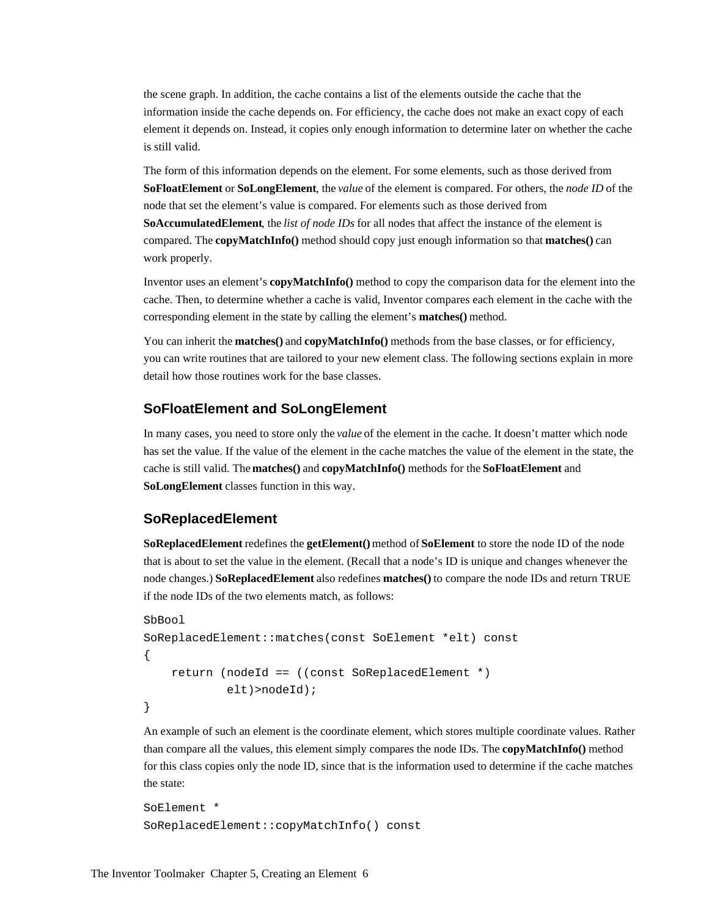the scene graph. In addition, the cache contains a list of the elements outside the cache that the information inside the cache depends on. For efficiency, the cache does not make an exact copy of each element it depends on. Instead, it copies only enough information to determine later on whether the cache is still valid.

The form of this information depends on the element. For some elements, such as those derived from **SoFloatElement** or **SoLongElement**, the *value* of the element is compared. For others, the *node ID* of the node that set the element's value is compared. For elements such as those derived from **SoAccumulatedElement**, the *list of node IDs* for all nodes that affect the instance of the element is compared. The **copyMatchInfo()** method should copy just enough information so that **matches()** can work properly.

Inventor uses an element's **copyMatchInfo()** method to copy the comparison data for the element into the cache. Then, to determine whether a cache is valid, Inventor compares each element in the cache with the corresponding element in the state by calling the element's **matches()** method.

You can inherit the **matches()** and **copyMatchInfo()** methods from the base classes, or for efficiency, you can write routines that are tailored to your new element class. The following sections explain in more detail how those routines work for the base classes.

## SoFloatElement and SoLongElement

In many cases, you need to store only the *value* of the element in the cache. It doesn't matter which node has set the value. If the value of the element in the cache matches the value of the element in the state, the cache is still valid. The **matches()** and **copyMatchInfo()** methods for the **SoFloatElement** and **SoLongElement** classes function in this way.

## SoReplacedElement

**SoReplacedElement** redefines the **getElement()** method of **SoElement** to store the node ID of the node that is about to set the value in the element. (Recall that a node's ID is unique and changes whenever the node changes.) **SoReplacedElement** also redefines **matches()** to compare the node IDs and return TRUE if the node IDs of the two elements match, as follows:

```
SbBool
SoReplacedElement::matches(const SoElement *elt) const
{
    return (nodeId == ((const SoReplacedElement *)
            elt)>nodeId);
}
```

An example of such an element is the coordinate element, which stores multiple coordinate values. Rather than compare all the values, this element simply compares the node IDs. The **copyMatchInfo()** method for this class copies only the node ID, since that is the information used to determine if the cache matches the state:

```
SoElement *
SoReplacedElement::copyMatchInfo() const
```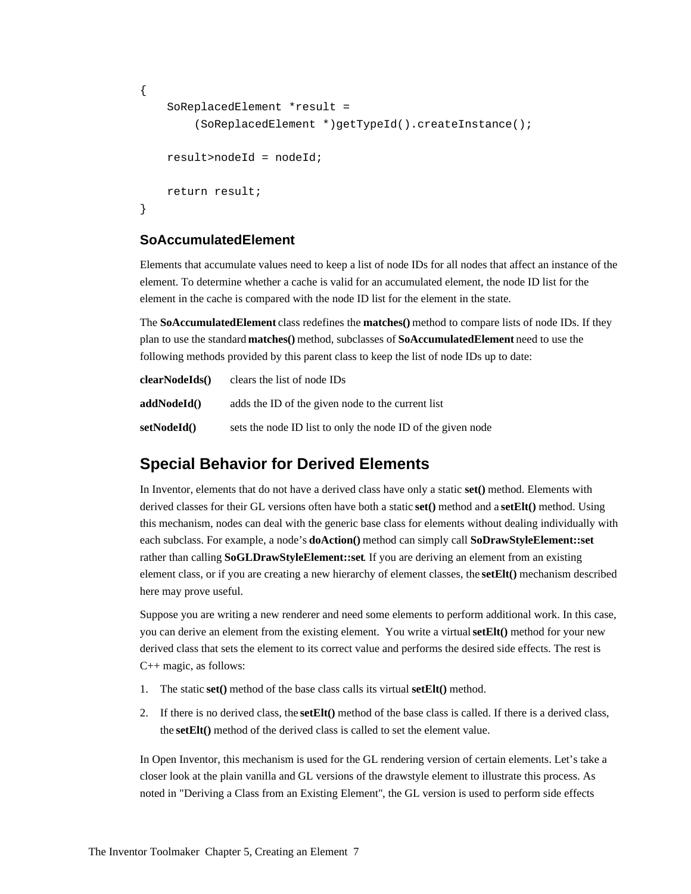```
{
    SoReplacedElement *result =
        (SoReplacedElement *)getTypeId().createInstance();

    result>nodeId = nodeId;

    return result;
}
```

### SoAccumulatedElement

Elements that accumulate values need to keep a list of node IDs for all nodes that affect an instance of the element. To determine whether a cache is valid for an accumulated element, the node ID list for the element in the cache is compared with the node ID list for the element in the state.

The **SoAccumulatedElement** class redefines the **matches()** method to compare lists of node IDs. If they plan to use the standard **matches()** method, subclasses of **SoAccumulatedElement** need to use the following methods provided by this parent class to keep the list of node IDs up to date:

| | |
|---|---|
| **clearNodeIds()** | clears the list of node IDs |
| **addNodeId()** | adds the ID of the given node to the current list |
| **setNodeId()** | sets the node ID list to only the node ID of the given node |

## Special Behavior for Derived Elements

In Inventor, elements that do not have a derived class have only a static **set()** method. Elements with derived classes for their GL versions often have both a static **set()** method and a **setElt()** method. Using this mechanism, nodes can deal with the generic base class for elements without dealing individually with each subclass. For example, a node's **doAction()** method can simply call **SoDrawStyleElement::set** rather than calling **SoGLDrawStyleElement::set**. If you are deriving an element from an existing element class, or if you are creating a new hierarchy of element classes, the **setElt()** mechanism described here may prove useful.

Suppose you are writing a new renderer and need some elements to perform additional work. In this case, you can derive an element from the existing element. You write a virtual **setElt()** method for your new derived class that sets the element to its correct value and performs the desired side effects. The rest is C++ magic, as follows:

1. The static **set()** method of the base class calls its virtual **setElt()** method.
2. If there is no derived class, the **setElt()** method of the base class is called. If there is a derived class, the **setElt()** method of the derived class is called to set the element value.

In Open Inventor, this mechanism is used for the GL rendering version of certain elements. Let's take a closer look at the plain vanilla and GL versions of the drawstyle element to illustrate this process. As noted in "Deriving a Class from an Existing Element", the GL version is used to perform side effects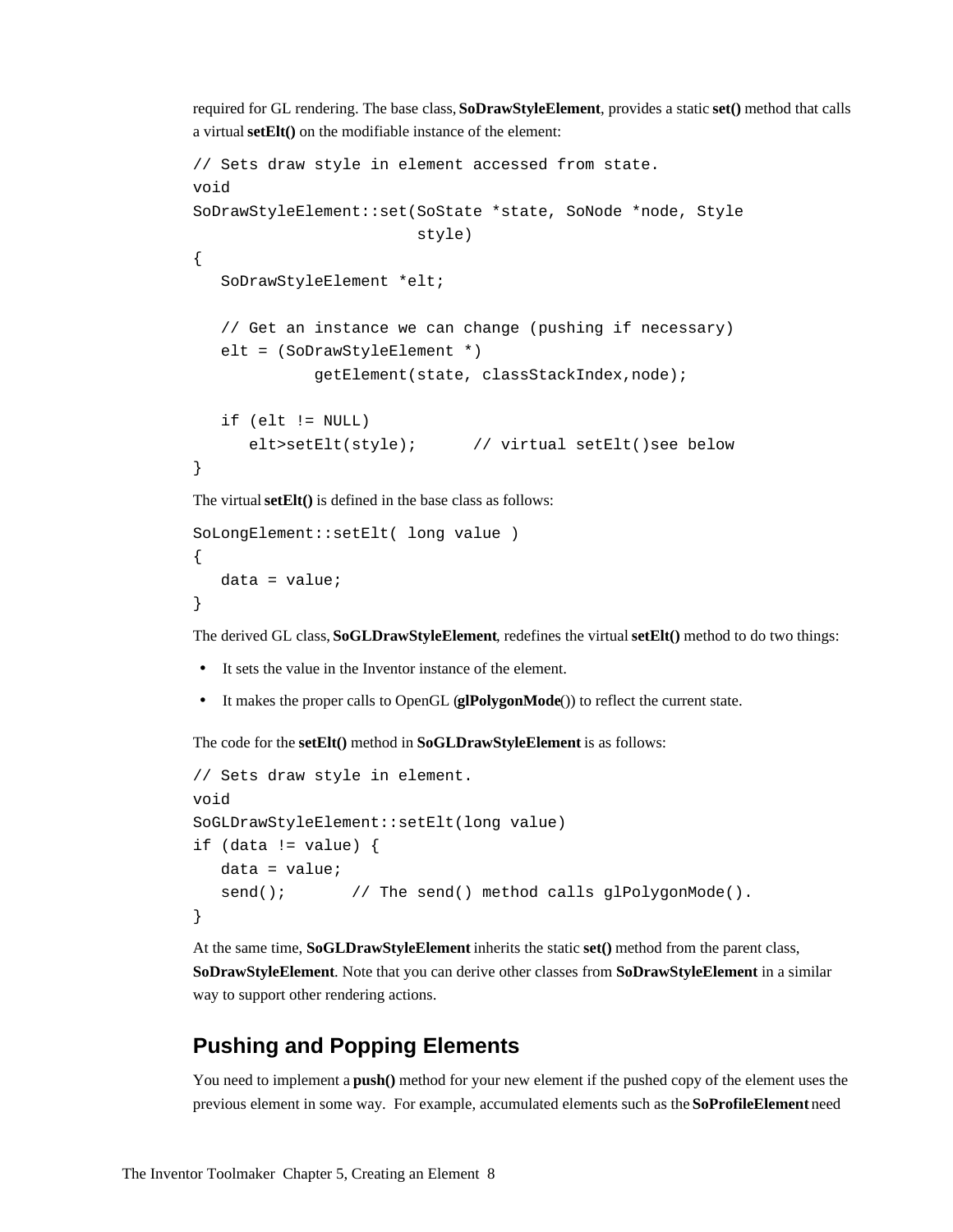required for GL rendering. The base class, **SoDrawStyleElement**, provides a static **set()** method that calls a virtual **setElt()** on the modifiable instance of the element:

```
// Sets draw style in element accessed from state.
void
SoDrawStyleElement::set(SoState *state, SoNode *node, Style
                        style)
{
   SoDrawStyleElement *elt;

   // Get an instance we can change (pushing if necessary)
   elt = (SoDrawStyleElement *)
             getElement(state, classStackIndex,node);

   if (elt != NULL)
      elt>setElt(style);      // virtual setElt()see below
}
```

The virtual **setElt()** is defined in the base class as follows:

```
SoLongElement::setElt( long value )
{
   data = value;
}
```

The derived GL class, **SoGLDrawStyleElement**, redefines the virtual **setElt()** method to do two things:

- It sets the value in the Inventor instance of the element.
- It makes the proper calls to OpenGL (**glPolygonMode**()) to reflect the current state.

The code for the **setElt()** method in **SoGLDrawStyleElement** is as follows:

```
// Sets draw style in element.
void
SoGLDrawStyleElement::setElt(long value)
if (data != value) {
   data = value;
   send();       // The send() method calls glPolygonMode().
}
```

At the same time, **SoGLDrawStyleElement** inherits the static **set()** method from the parent class, **SoDrawStyleElement**. Note that you can derive other classes from **SoDrawStyleElement** in a similar way to support other rendering actions.

## Pushing and Popping Elements

You need to implement a **push()** method for your new element if the pushed copy of the element uses the previous element in some way. For example, accumulated elements such as the **SoProfileElement** need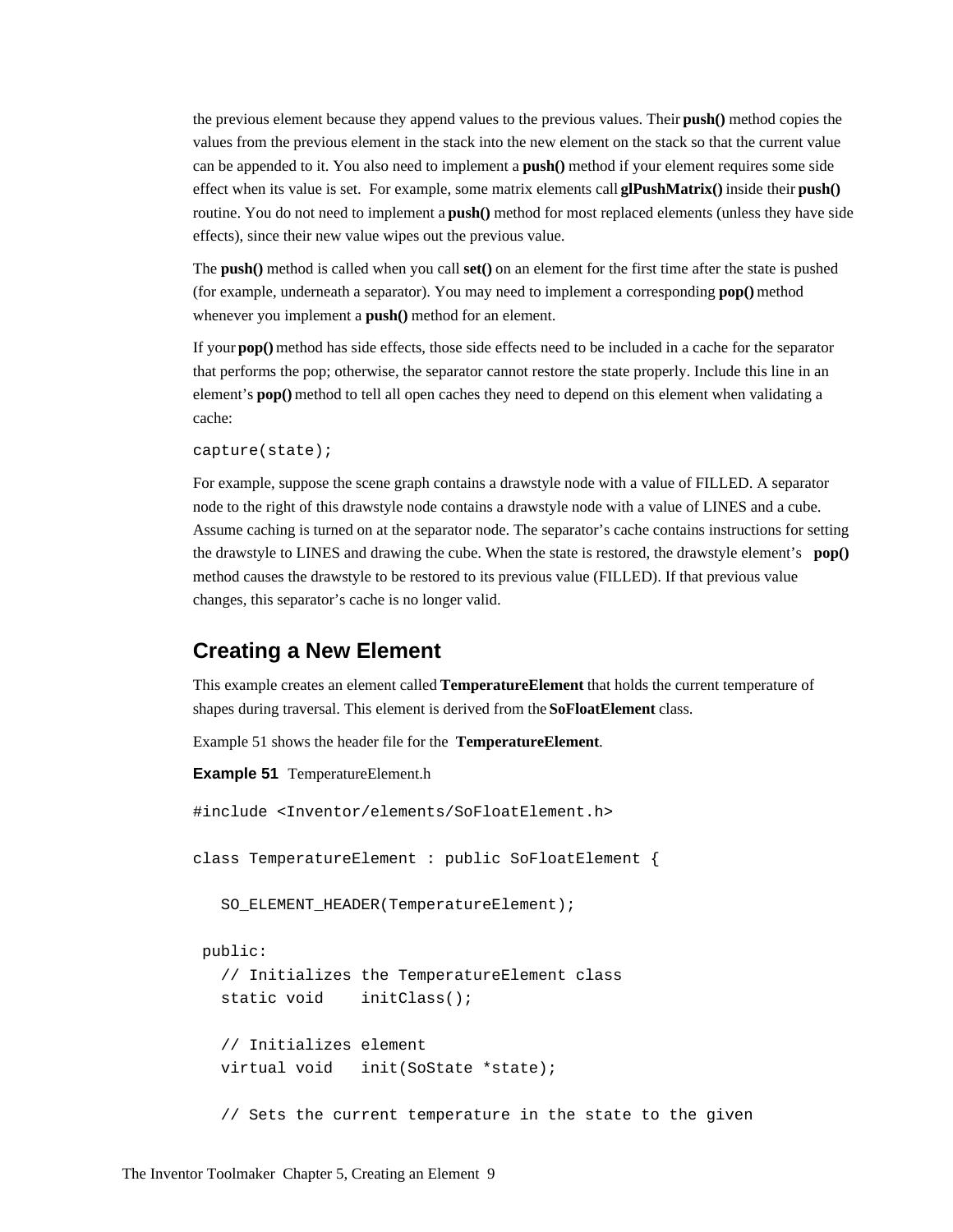the previous element because they append values to the previous values. Their **push()** method copies the values from the previous element in the stack into the new element on the stack so that the current value can be appended to it. You also need to implement a **push()** method if your element requires some side effect when its value is set. For example, some matrix elements call **glPushMatrix()** inside their **push()** routine. You do not need to implement a **push()** method for most replaced elements (unless they have side effects), since their new value wipes out the previous value.

The **push()** method is called when you call **set()** on an element for the first time after the state is pushed (for example, underneath a separator). You may need to implement a corresponding **pop()** method whenever you implement a **push()** method for an element.

If your **pop()** method has side effects, those side effects need to be included in a cache for the separator that performs the pop; otherwise, the separator cannot restore the state properly. Include this line in an element's **pop()** method to tell all open caches they need to depend on this element when validating a cache:

```
capture(state);
```

For example, suppose the scene graph contains a drawstyle node with a value of FILLED. A separator node to the right of this drawstyle node contains a drawstyle node with a value of LINES and a cube. Assume caching is turned on at the separator node. The separator's cache contains instructions for setting the drawstyle to LINES and drawing the cube. When the state is restored, the drawstyle element's **pop()** method causes the drawstyle to be restored to its previous value (FILLED). If that previous value changes, this separator's cache is no longer valid.

## Creating a New Element

This example creates an element called **TemperatureElement** that holds the current temperature of shapes during traversal. This element is derived from the **SoFloatElement** class.

Example 51 shows the header file for the **TemperatureElement**.

**Example 51** TemperatureElement.h

```
#include <Inventor/elements/SoFloatElement.h>

class TemperatureElement : public SoFloatElement {

   SO_ELEMENT_HEADER(TemperatureElement);

 public:
   // Initializes the TemperatureElement class
   static void    initClass();

   // Initializes element
   virtual void   init(SoState *state);

   // Sets the current temperature in the state to the given
```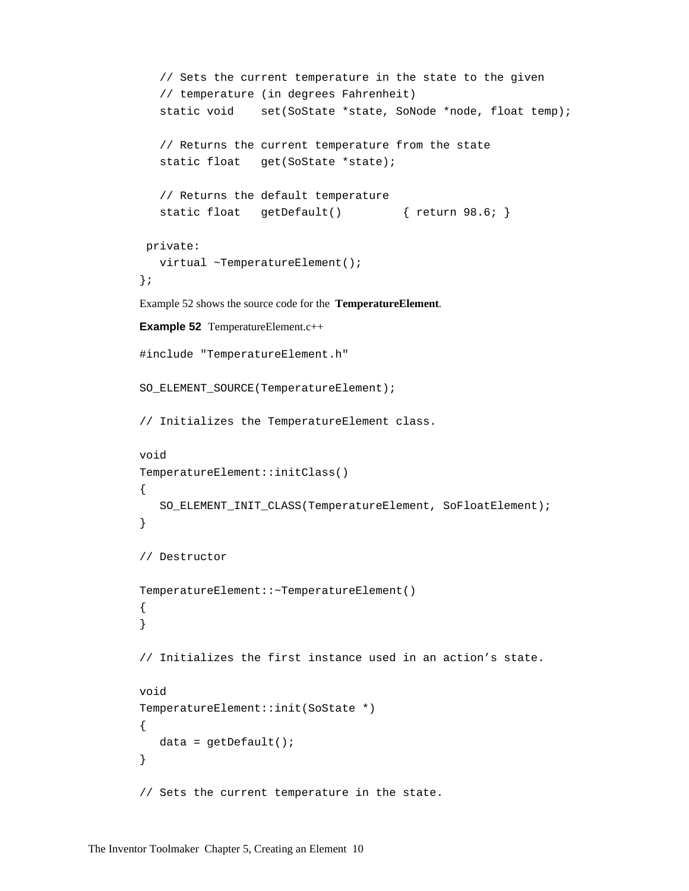```
   // Sets the current temperature in the state to the given
   // temperature (in degrees Fahrenheit)
   static void    set(SoState *state, SoNode *node, float temp);

   // Returns the current temperature from the state
   static float   get(SoState *state);

   // Returns the default temperature
   static float   getDefault()         { return 98.6; }

 private:
   virtual ~TemperatureElement();
};
```

Example 52 shows the source code for the **TemperatureElement**.

**Example 52** TemperatureElement.c++

```
#include "TemperatureElement.h"

SO_ELEMENT_SOURCE(TemperatureElement);

// Initializes the TemperatureElement class.

void
TemperatureElement::initClass()
{
   SO_ELEMENT_INIT_CLASS(TemperatureElement, SoFloatElement);
}

// Destructor

TemperatureElement::~TemperatureElement()
{
}

// Initializes the first instance used in an action’s state.

void
TemperatureElement::init(SoState *)
{
   data = getDefault();
}

// Sets the current temperature in the state.
```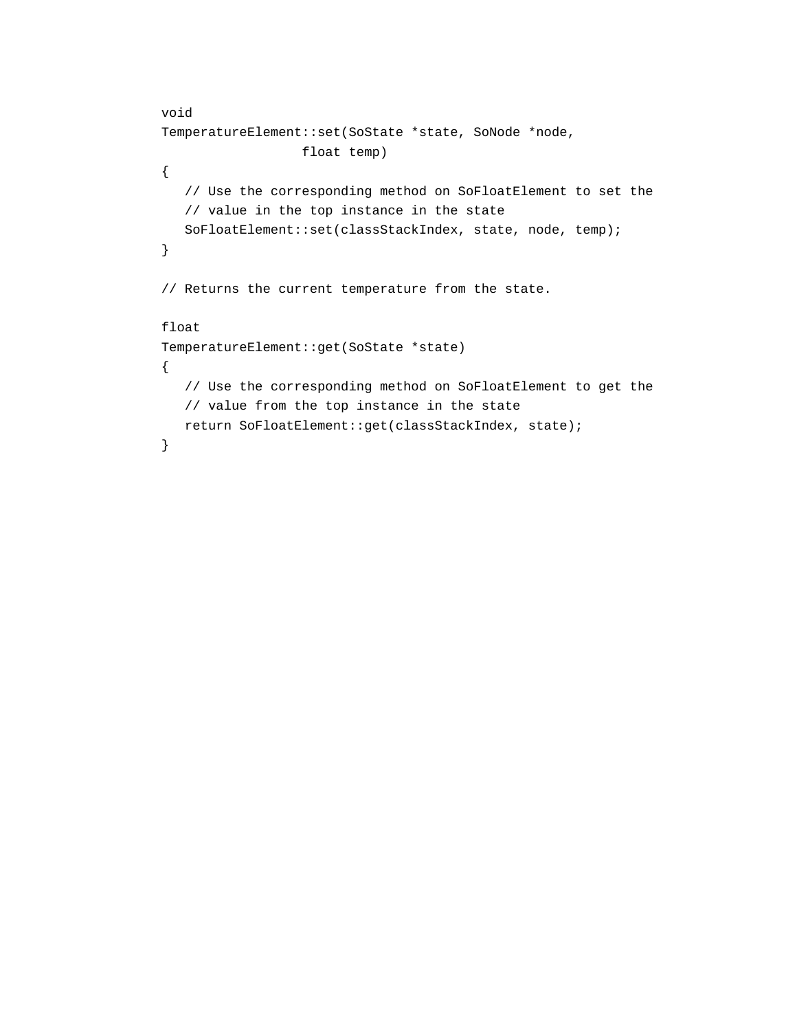```
void
TemperatureElement::set(SoState *state, SoNode *node,
                  float temp)
{
   // Use the corresponding method on SoFloatElement to set the
   // value in the top instance in the state
   SoFloatElement::set(classStackIndex, state, node, temp);
}

// Returns the current temperature from the state.

float
TemperatureElement::get(SoState *state)
{
   // Use the corresponding method on SoFloatElement to get the
   // value from the top instance in the state
   return SoFloatElement::get(classStackIndex, state);
}
```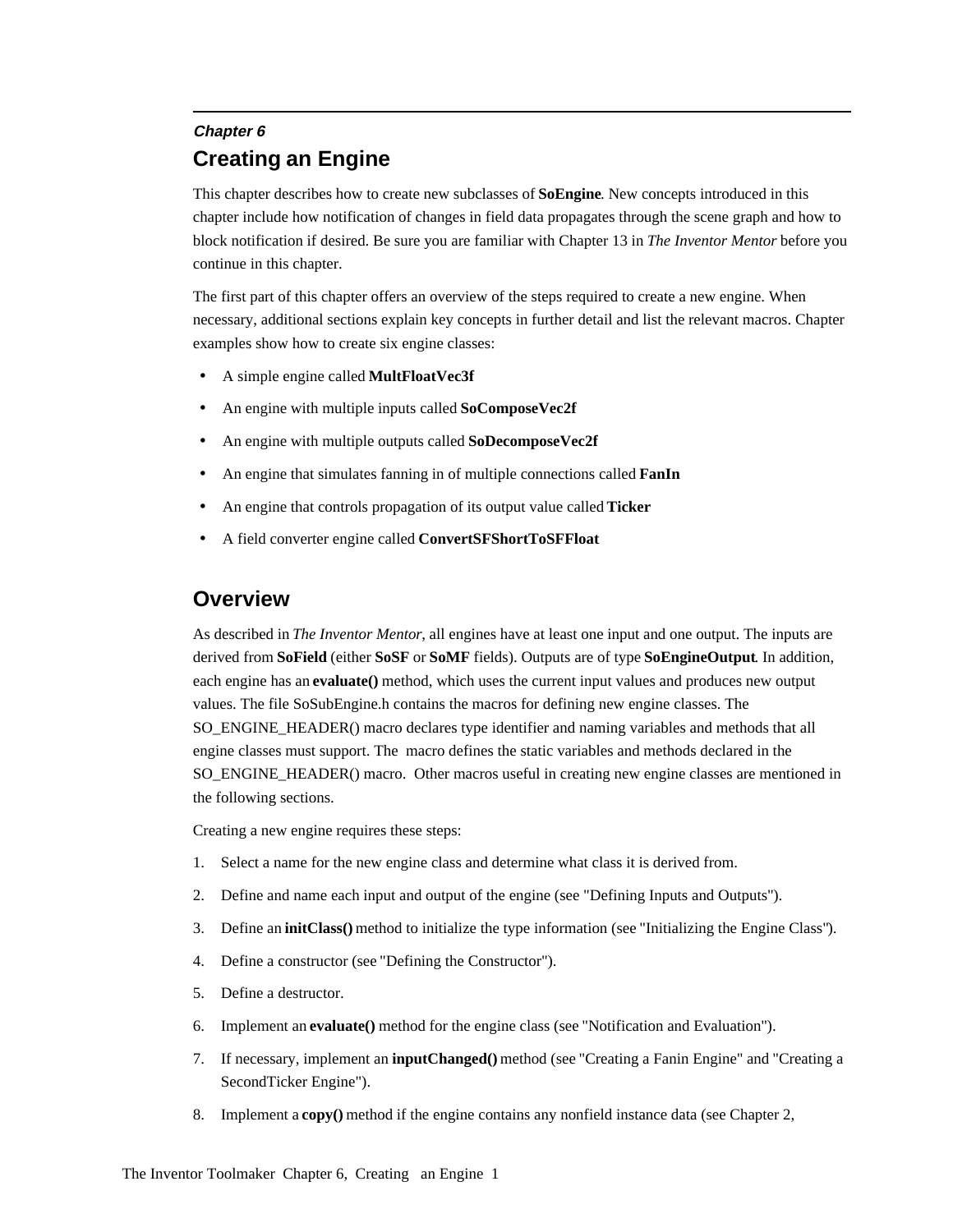*Chapter 6*

# Creating an Engine

This chapter describes how to create new subclasses of **SoEngine**. New concepts introduced in this chapter include how notification of changes in field data propagates through the scene graph and how to block notification if desired. Be sure you are familiar with Chapter 13 in *The Inventor Mentor* before you continue in this chapter.

The first part of this chapter offers an overview of the steps required to create a new engine. When necessary, additional sections explain key concepts in further detail and list the relevant macros. Chapter examples show how to create six engine classes:

- A simple engine called **MultFloatVec3f**
- An engine with multiple inputs called **SoComposeVec2f**
- An engine with multiple outputs called **SoDecomposeVec2f**
- An engine that simulates fanning in of multiple connections called **FanIn**
- An engine that controls propagation of its output value called **Ticker**
- A field converter engine called **ConvertSFShortToSFFloat**

## Overview

As described in *The Inventor Mentor*, all engines have at least one input and one output. The inputs are derived from **SoField** (either **SoSF** or **SoMF** fields). Outputs are of type **SoEngineOutput**. In addition, each engine has an **evaluate()** method, which uses the current input values and produces new output values. The file SoSubEngine.h contains the macros for defining new engine classes. The SO_ENGINE_HEADER() macro declares type identifier and naming variables and methods that all engine classes must support. The  macro defines the static variables and methods declared in the SO_ENGINE_HEADER() macro.  Other macros useful in creating new engine classes are mentioned in the following sections.

Creating a new engine requires these steps:

1. Select a name for the new engine class and determine what class it is derived from.
2. Define and name each input and output of the engine (see "Defining Inputs and Outputs").
3. Define an **initClass()** method to initialize the type information (see "Initializing the Engine Class").
4. Define a constructor (see "Defining the Constructor").
5. Define a destructor.
6. Implement an **evaluate()** method for the engine class (see "Notification and Evaluation").
7. If necessary, implement an **inputChanged()** method (see "Creating a Fanin Engine" and "Creating a SecondTicker Engine").
8. Implement a **copy()** method if the engine contains any nonfield instance data (see Chapter 2,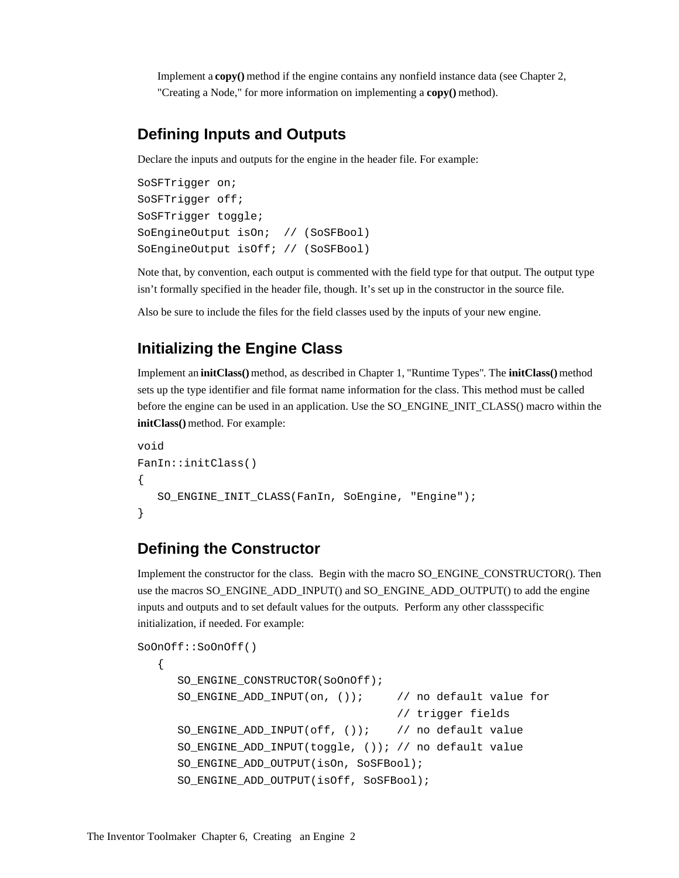Implement a **copy()** method if the engine contains any nonfield instance data (see Chapter 2, "Creating a Node," for more information on implementing a **copy()** method).

## Defining Inputs and Outputs

Declare the inputs and outputs for the engine in the header file. For example:

```
SoSFTrigger on;
SoSFTrigger off;
SoSFTrigger toggle;
SoEngineOutput isOn;  // (SoSFBool)
SoEngineOutput isOff; // (SoSFBool)
```

Note that, by convention, each output is commented with the field type for that output. The output type isn't formally specified in the header file, though. It's set up in the constructor in the source file.

Also be sure to include the files for the field classes used by the inputs of your new engine.

## Initializing the Engine Class

Implement an **initClass()** method, as described in Chapter 1, "Runtime Types". The **initClass()** method sets up the type identifier and file format name information for the class. This method must be called before the engine can be used in an application. Use the SO_ENGINE_INIT_CLASS() macro within the **initClass()** method. For example:

```
void
FanIn::initClass()
{
   SO_ENGINE_INIT_CLASS(FanIn, SoEngine, "Engine");
}
```

## Defining the Constructor

Implement the constructor for the class. Begin with the macro SO_ENGINE_CONSTRUCTOR(). Then use the macros SO_ENGINE_ADD_INPUT() and SO_ENGINE_ADD_OUTPUT() to add the engine inputs and outputs and to set default values for the outputs. Perform any other classspecific initialization, if needed. For example:

```
SoOnOff::SoOnOff()
   {
      SO_ENGINE_CONSTRUCTOR(SoOnOff);
      SO_ENGINE_ADD_INPUT(on, ());     // no default value for
                                       // trigger fields
      SO_ENGINE_ADD_INPUT(off, ());    // no default value
      SO_ENGINE_ADD_INPUT(toggle, ()); // no default value
      SO_ENGINE_ADD_OUTPUT(isOn, SoSFBool);
      SO_ENGINE_ADD_OUTPUT(isOff, SoSFBool);
```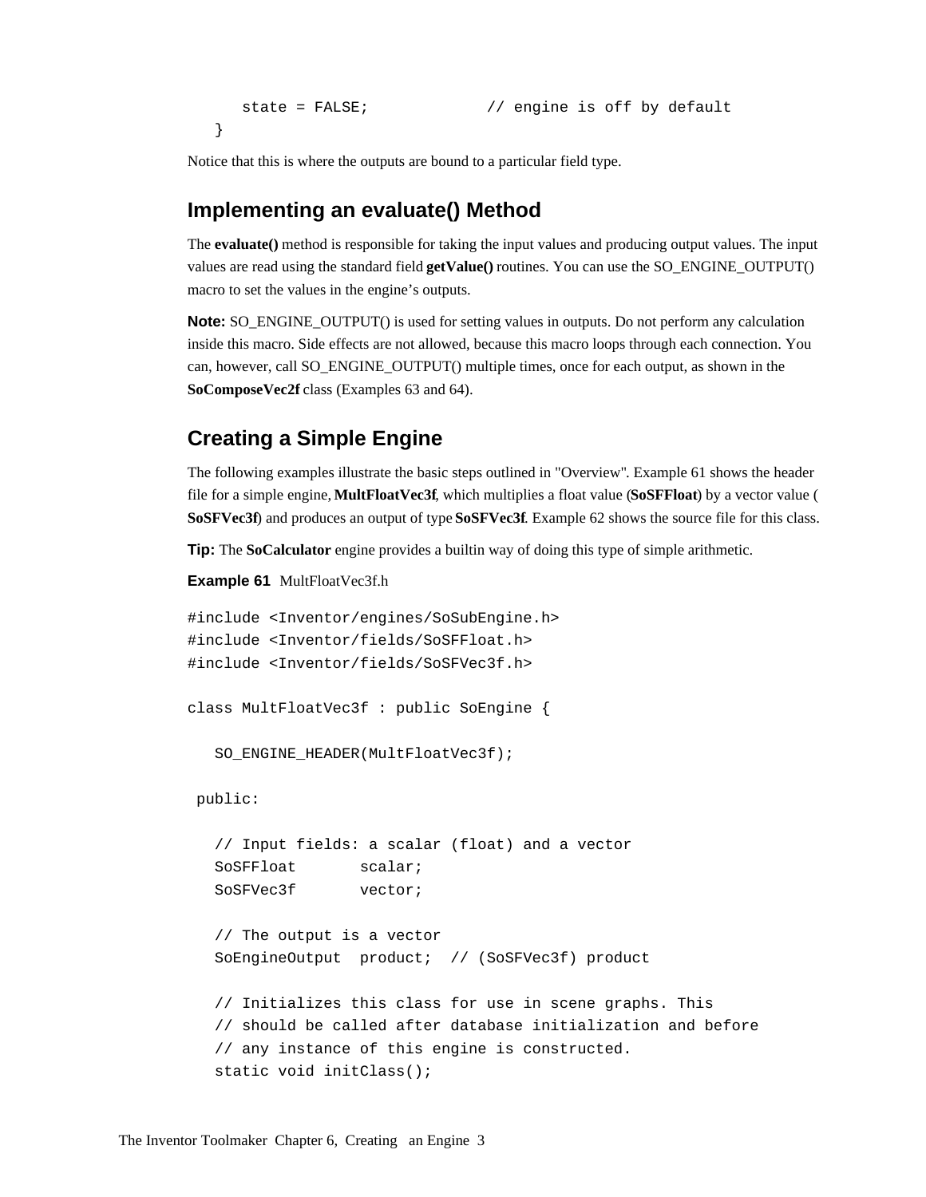```
      state = FALSE;            // engine is off by default
   }
```

Notice that this is where the outputs are bound to a particular field type.

## Implementing an evaluate() Method

The **evaluate()** method is responsible for taking the input values and producing output values. The input values are read using the standard field **getValue()** routines. You can use the SO_ENGINE_OUTPUT() macro to set the values in the engine's outputs.

**Note:** SO_ENGINE_OUTPUT() is used for setting values in outputs. Do not perform any calculation inside this macro. Side effects are not allowed, because this macro loops through each connection. You can, however, call SO_ENGINE_OUTPUT() multiple times, once for each output, as shown in the **SoComposeVec2f** class (Examples 63 and 64).

## Creating a Simple Engine

The following examples illustrate the basic steps outlined in "Overview". Example 61 shows the header file for a simple engine, **MultFloatVec3f**, which multiplies a float value (**SoSFFloat**) by a vector value (**SoSFVec3f**) and produces an output of type **SoSFVec3f**. Example 62 shows the source file for this class.

**Tip:** The **SoCalculator** engine provides a builtin way of doing this type of simple arithmetic.

**Example 61** MultFloatVec3f.h

```
#include <Inventor/engines/SoSubEngine.h>
#include <Inventor/fields/SoSFFloat.h>
#include <Inventor/fields/SoSFVec3f.h>

class MultFloatVec3f : public SoEngine {

   SO_ENGINE_HEADER(MultFloatVec3f);

 public:

   // Input fields: a scalar (float) and a vector
   SoSFFloat       scalar;
   SoSFVec3f       vector;

   // The output is a vector
   SoEngineOutput  product;  // (SoSFVec3f) product

   // Initializes this class for use in scene graphs. This
   // should be called after database initialization and before
   // any instance of this engine is constructed.
   static void initClass();
```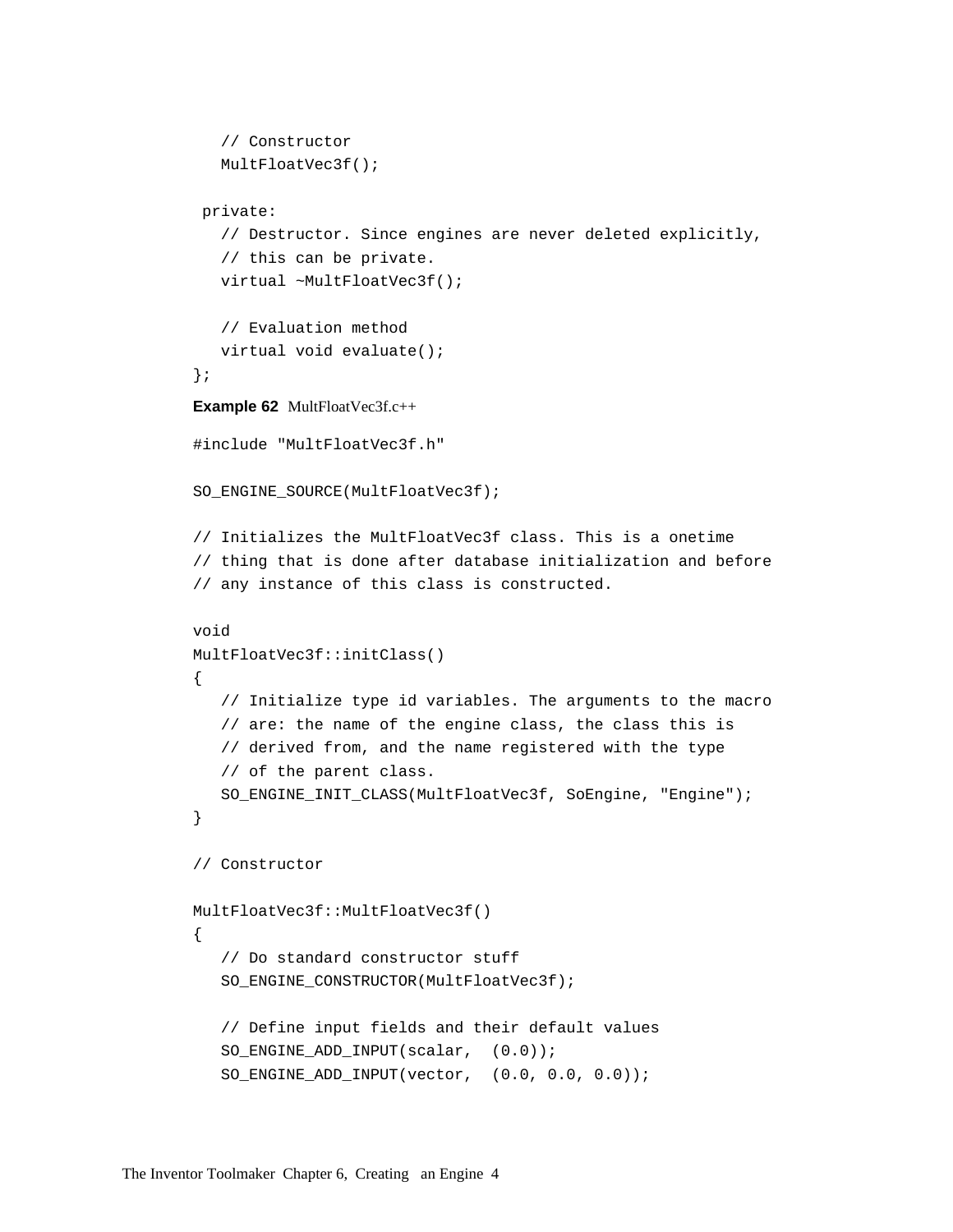```
   // Constructor
   MultFloatVec3f();

 private:
   // Destructor. Since engines are never deleted explicitly,
   // this can be private.
   virtual ~MultFloatVec3f();

   // Evaluation method
   virtual void evaluate();
};
```

**Example 62** MultFloatVec3f.c++

```
#include "MultFloatVec3f.h"

SO_ENGINE_SOURCE(MultFloatVec3f);

// Initializes the MultFloatVec3f class. This is a onetime
// thing that is done after database initialization and before
// any instance of this class is constructed.

void
MultFloatVec3f::initClass()
{
   // Initialize type id variables. The arguments to the macro
   // are: the name of the engine class, the class this is
   // derived from, and the name registered with the type
   // of the parent class.
   SO_ENGINE_INIT_CLASS(MultFloatVec3f, SoEngine, "Engine");
}

// Constructor

MultFloatVec3f::MultFloatVec3f()
{
   // Do standard constructor stuff
   SO_ENGINE_CONSTRUCTOR(MultFloatVec3f);

   // Define input fields and their default values
   SO_ENGINE_ADD_INPUT(scalar,  (0.0));
   SO_ENGINE_ADD_INPUT(vector,  (0.0, 0.0, 0.0));
```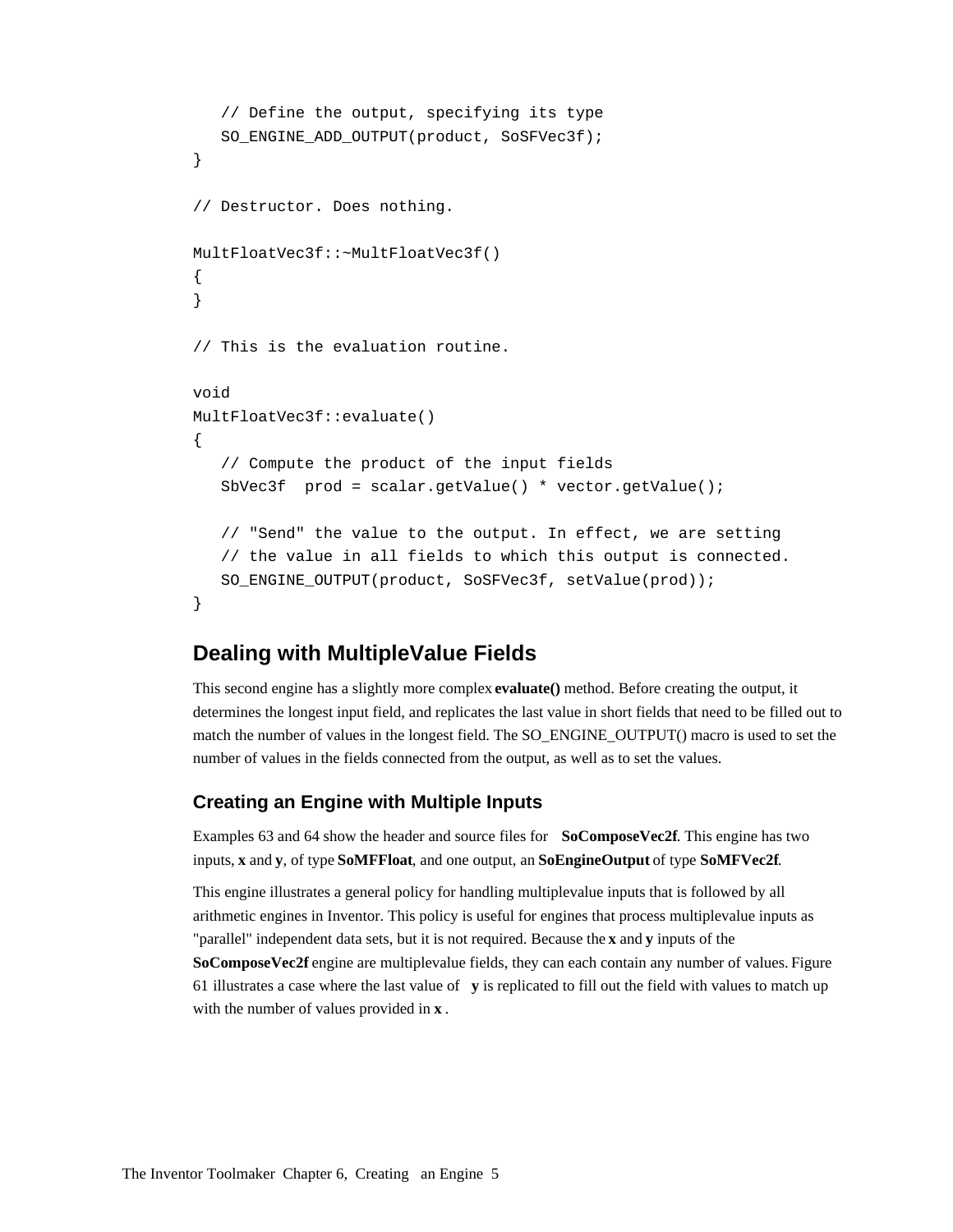```
   // Define the output, specifying its type
   SO_ENGINE_ADD_OUTPUT(product, SoSFVec3f);
}

// Destructor. Does nothing.

MultFloatVec3f::~MultFloatVec3f()
{
}

// This is the evaluation routine.

void
MultFloatVec3f::evaluate()
{
   // Compute the product of the input fields
   SbVec3f  prod = scalar.getValue() * vector.getValue();

   // "Send" the value to the output. In effect, we are setting
   // the value in all fields to which this output is connected.
   SO_ENGINE_OUTPUT(product, SoSFVec3f, setValue(prod));
}
```

## Dealing with MultipleValue Fields

This second engine has a slightly more complex **evaluate()** method. Before creating the output, it determines the longest input field, and replicates the last value in short fields that need to be filled out to match the number of values in the longest field. The SO_ENGINE_OUTPUT() macro is used to set the number of values in the fields connected from the output, as well as to set the values.

### Creating an Engine with Multiple Inputs

Examples 63 and 64 show the header and source files for **SoComposeVec2f**. This engine has two inputs, **x** and **y**, of type **SoMFFloat**, and one output, an **SoEngineOutput** of type **SoMFVec2f**.

This engine illustrates a general policy for handling multiplevalue inputs that is followed by all arithmetic engines in Inventor. This policy is useful for engines that process multiplevalue inputs as "parallel" independent data sets, but it is not required. Because the **x** and **y** inputs of the **SoComposeVec2f** engine are multiplevalue fields, they can each contain any number of values. Figure 61 illustrates a case where the last value of **y** is replicated to fill out the field with values to match up with the number of values provided in **x** .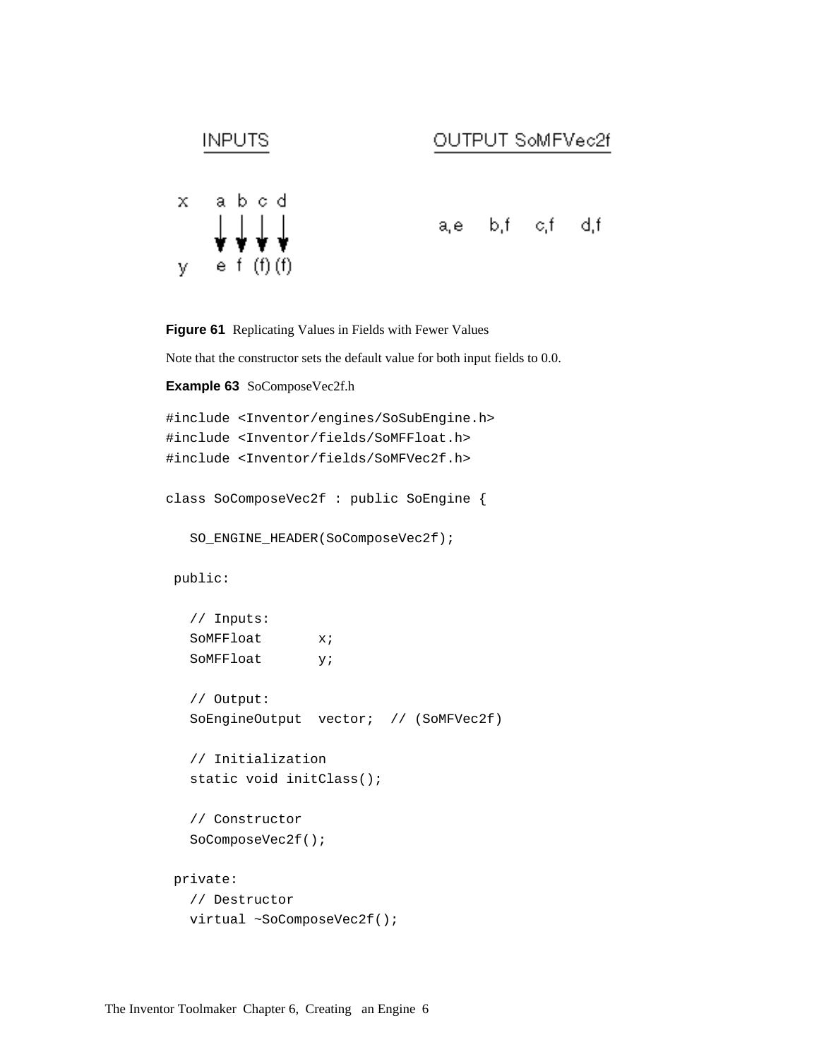INPUTS

OUTPUT SoMFVec2f

x a b c d

y e f (f) (f)

a,e b,f c,f d,f

**Figure 61** Replicating Values in Fields with Fewer Values

Note that the constructor sets the default value for both input fields to 0.0.

**Example 63** SoComposeVec2f.h

```
#include <Inventor/engines/SoSubEngine.h>
#include <Inventor/fields/SoMFFloat.h>
#include <Inventor/fields/SoMFVec2f.h>

class SoComposeVec2f : public SoEngine {

   SO_ENGINE_HEADER(SoComposeVec2f);

 public:

   // Inputs:
   SoMFFloat       x;
   SoMFFloat       y;

   // Output:
   SoEngineOutput  vector;  // (SoMFVec2f)

   // Initialization
   static void initClass();

   // Constructor
   SoComposeVec2f();

 private:
   // Destructor
   virtual ~SoComposeVec2f();
```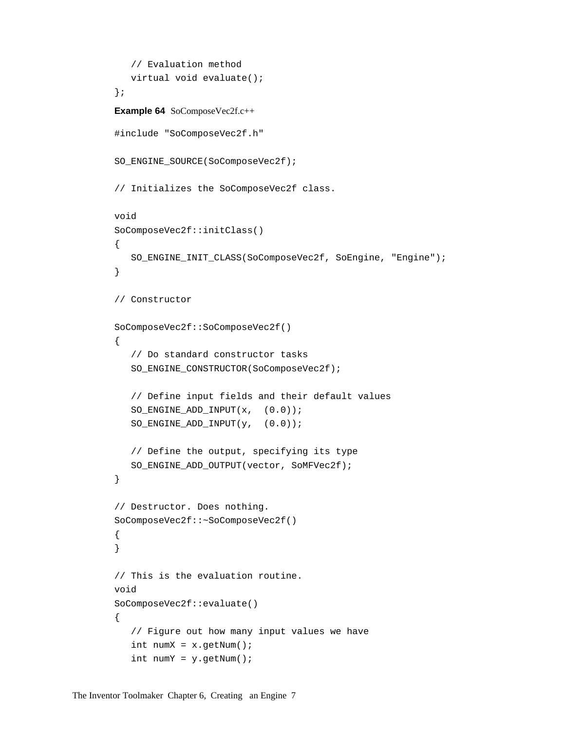```
   // Evaluation method
   virtual void evaluate();
};
```

**Example 64** SoComposeVec2f.c++

```
#include "SoComposeVec2f.h"

SO_ENGINE_SOURCE(SoComposeVec2f);

// Initializes the SoComposeVec2f class.

void
SoComposeVec2f::initClass()
{
   SO_ENGINE_INIT_CLASS(SoComposeVec2f, SoEngine, "Engine");
}

// Constructor

SoComposeVec2f::SoComposeVec2f()
{
   // Do standard constructor tasks
   SO_ENGINE_CONSTRUCTOR(SoComposeVec2f);

   // Define input fields and their default values
   SO_ENGINE_ADD_INPUT(x,  (0.0));
   SO_ENGINE_ADD_INPUT(y,  (0.0));

   // Define the output, specifying its type
   SO_ENGINE_ADD_OUTPUT(vector, SoMFVec2f);
}

// Destructor. Does nothing.
SoComposeVec2f::~SoComposeVec2f()
{
}

// This is the evaluation routine.
void
SoComposeVec2f::evaluate()
{
   // Figure out how many input values we have
   int numX = x.getNum();
   int numY = y.getNum();
```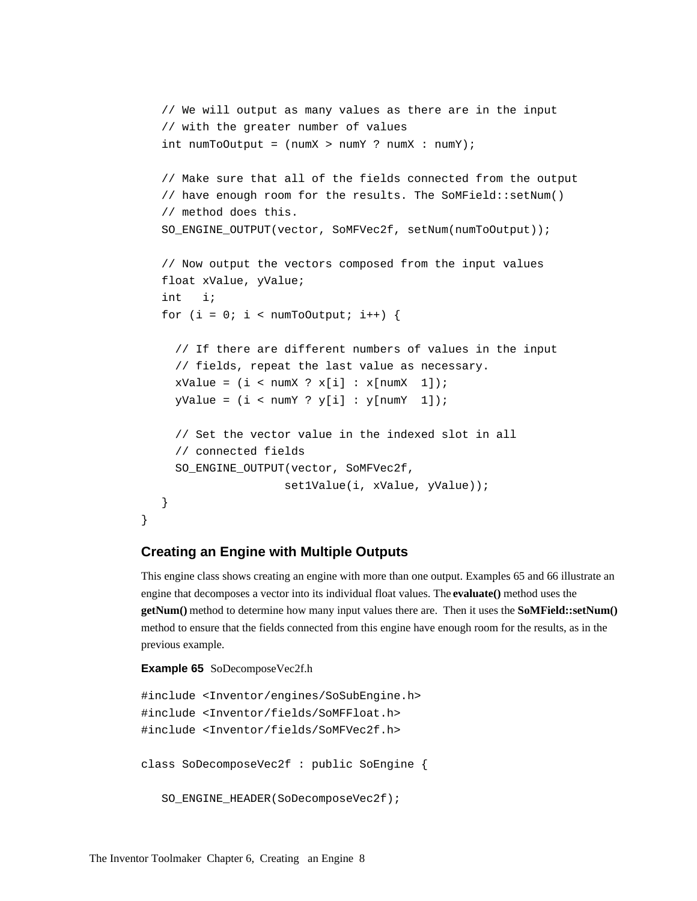```
   // We will output as many values as there are in the input
   // with the greater number of values
   int numToOutput = (numX > numY ? numX : numY);

   // Make sure that all of the fields connected from the output
   // have enough room for the results. The SoMField::setNum()
   // method does this.
   SO_ENGINE_OUTPUT(vector, SoMFVec2f, setNum(numToOutput));

   // Now output the vectors composed from the input values
   float xValue, yValue;
   int   i;
   for (i = 0; i < numToOutput; i++) {

     // If there are different numbers of values in the input
     // fields, repeat the last value as necessary.
     xValue = (i < numX ? x[i] : x[numX  1]);
     yValue = (i < numY ? y[i] : y[numY  1]);

     // Set the vector value in the indexed slot in all
     // connected fields
     SO_ENGINE_OUTPUT(vector, SoMFVec2f,
                     set1Value(i, xValue, yValue));
   }
}
```

### Creating an Engine with Multiple Outputs

This engine class shows creating an engine with more than one output. Examples 65 and 66 illustrate an engine that decomposes a vector into its individual float values. The **evaluate()** method uses the **getNum()** method to determine how many input values there are. Then it uses the **SoMField::setNum()** method to ensure that the fields connected from this engine have enough room for the results, as in the previous example.

**Example 65** SoDecomposeVec2f.h

```
#include <Inventor/engines/SoSubEngine.h>
#include <Inventor/fields/SoMFFloat.h>
#include <Inventor/fields/SoMFVec2f.h>

class SoDecomposeVec2f : public SoEngine {

   SO_ENGINE_HEADER(SoDecomposeVec2f);
```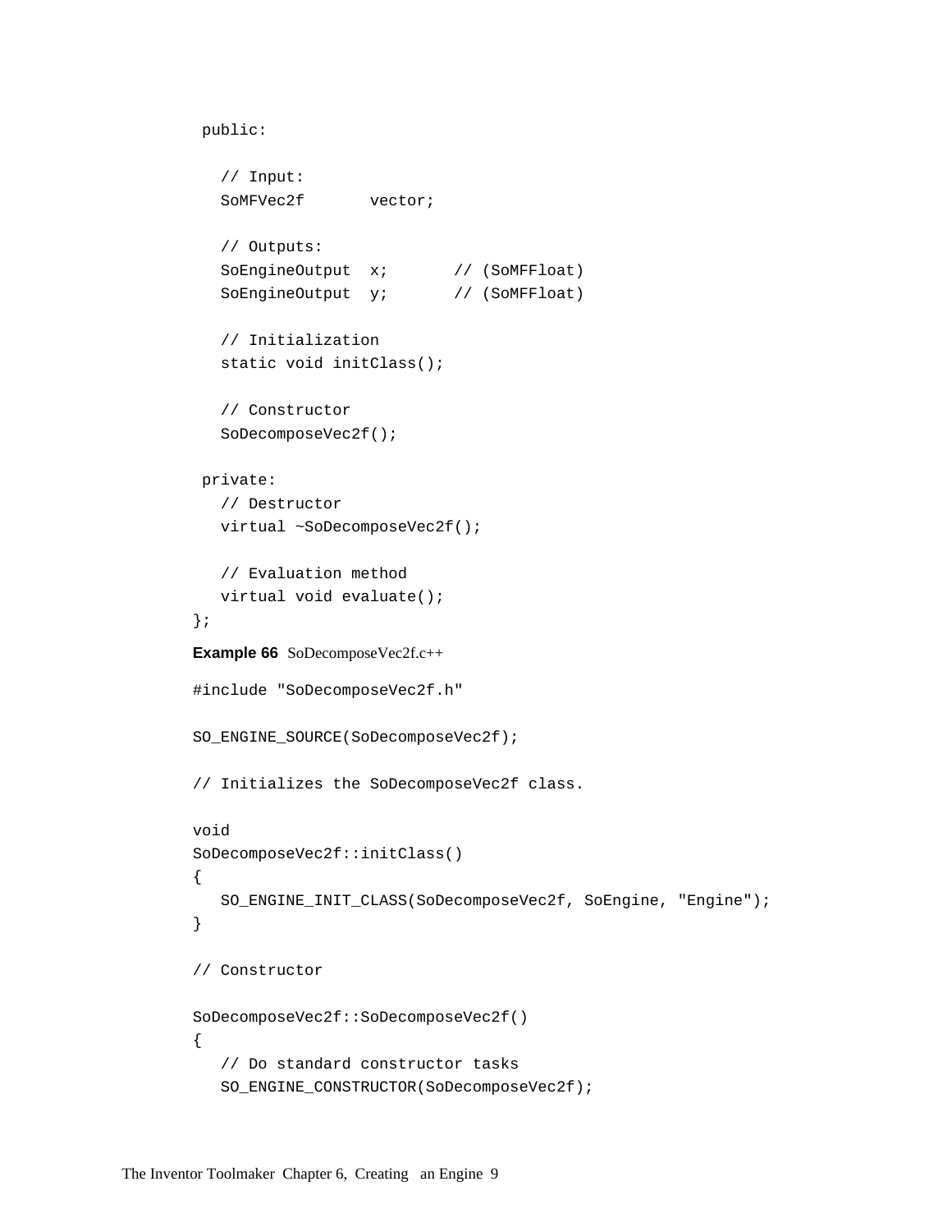```
 public:

   // Input:
   SoMFVec2f       vector;

   // Outputs:
   SoEngineOutput  x;       // (SoMFFloat)
   SoEngineOutput  y;       // (SoMFFloat)

   // Initialization
   static void initClass();

   // Constructor
   SoDecomposeVec2f();

 private:
   // Destructor
   virtual ~SoDecomposeVec2f();

   // Evaluation method
   virtual void evaluate();
};
```

**Example 66** SoDecomposeVec2f.c++

```
#include "SoDecomposeVec2f.h"

SO_ENGINE_SOURCE(SoDecomposeVec2f);

// Initializes the SoDecomposeVec2f class.

void
SoDecomposeVec2f::initClass()
{
   SO_ENGINE_INIT_CLASS(SoDecomposeVec2f, SoEngine, "Engine");
}

// Constructor

SoDecomposeVec2f::SoDecomposeVec2f()
{
   // Do standard constructor tasks
   SO_ENGINE_CONSTRUCTOR(SoDecomposeVec2f);
```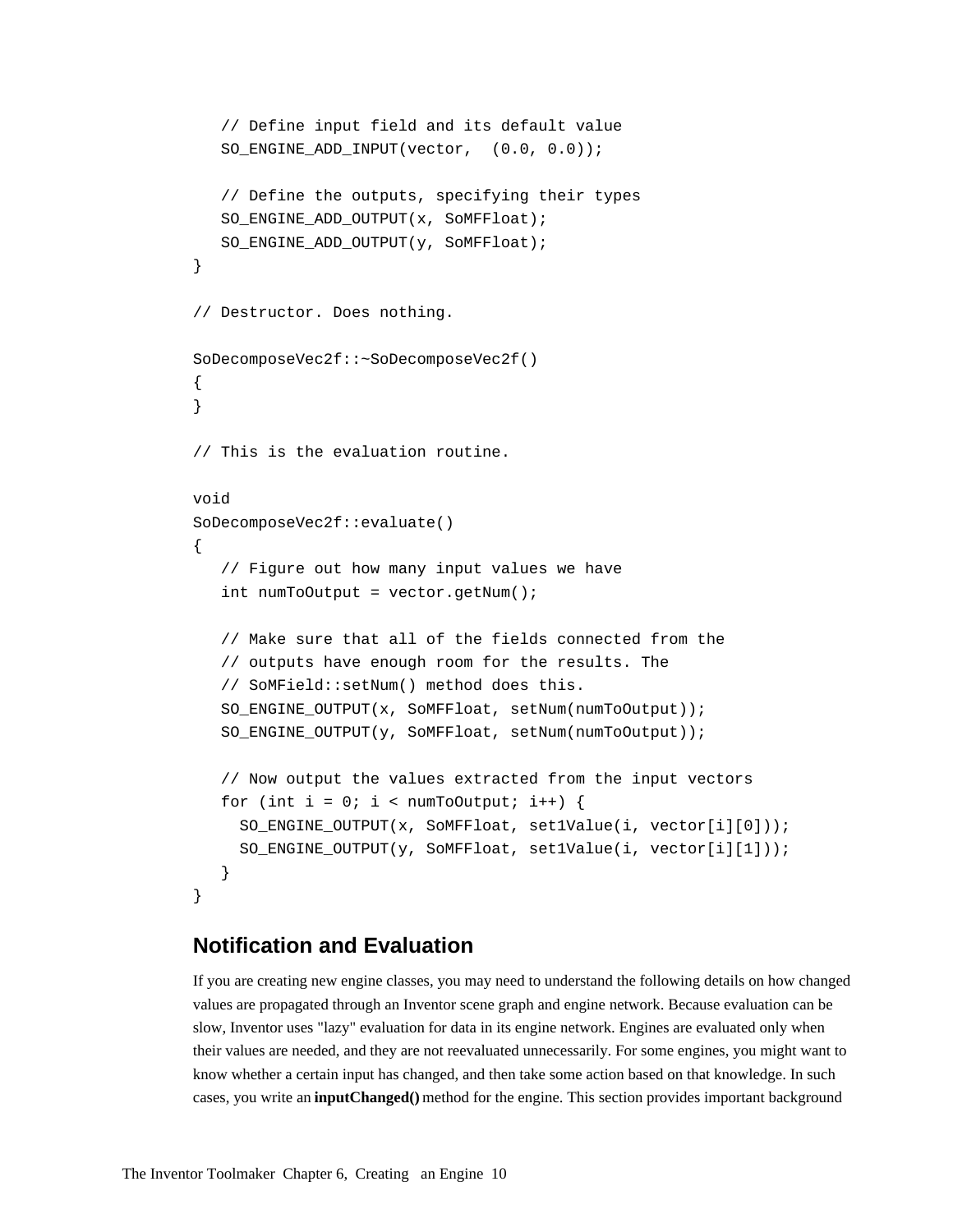```
   // Define input field and its default value
   SO_ENGINE_ADD_INPUT(vector,  (0.0, 0.0));

   // Define the outputs, specifying their types
   SO_ENGINE_ADD_OUTPUT(x, SoMFFloat);
   SO_ENGINE_ADD_OUTPUT(y, SoMFFloat);
}

// Destructor. Does nothing.

SoDecomposeVec2f::~SoDecomposeVec2f()
{
}

// This is the evaluation routine.

void
SoDecomposeVec2f::evaluate()
{
   // Figure out how many input values we have
   int numToOutput = vector.getNum();

   // Make sure that all of the fields connected from the
   // outputs have enough room for the results. The
   // SoMField::setNum() method does this.
   SO_ENGINE_OUTPUT(x, SoMFFloat, setNum(numToOutput));
   SO_ENGINE_OUTPUT(y, SoMFFloat, setNum(numToOutput));

   // Now output the values extracted from the input vectors
   for (int i = 0; i < numToOutput; i++) {
     SO_ENGINE_OUTPUT(x, SoMFFloat, set1Value(i, vector[i][0]));
     SO_ENGINE_OUTPUT(y, SoMFFloat, set1Value(i, vector[i][1]));
   }
}
```

## Notification and Evaluation

If you are creating new engine classes, you may need to understand the following details on how changed values are propagated through an Inventor scene graph and engine network. Because evaluation can be slow, Inventor uses "lazy" evaluation for data in its engine network. Engines are evaluated only when their values are needed, and they are not reevaluated unnecessarily. For some engines, you might want to know whether a certain input has changed, and then take some action based on that knowledge. In such cases, you write an **inputChanged()** method for the engine. This section provides important background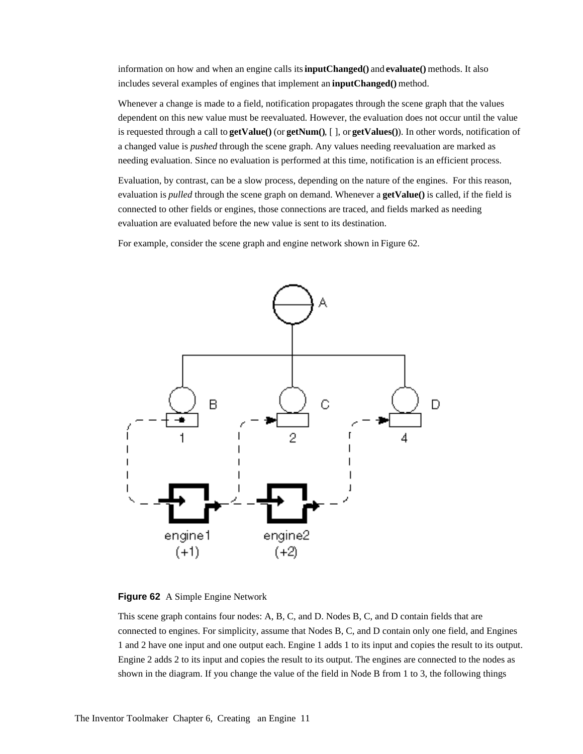information on how and when an engine calls its **inputChanged()** and **evaluate()** methods. It also includes several examples of engines that implement an **inputChanged()** method.

Whenever a change is made to a field, notification propagates through the scene graph that the values dependent on this new value must be reevaluated. However, the evaluation does not occur until the value is requested through a call to **getValue()** (or **getNum()**, [ ], or **getValues()**). In other words, notification of a changed value is *pushed* through the scene graph. Any values needing reevaluation are marked as needing evaluation. Since no evaluation is performed at this time, notification is an efficient process.

Evaluation, by contrast, can be a slow process, depending on the nature of the engines. For this reason, evaluation is *pulled* through the scene graph on demand. Whenever a **getValue()** is called, if the field is connected to other fields or engines, those connections are traced, and fields marked as needing evaluation are evaluated before the new value is sent to its destination.

For example, consider the scene graph and engine network shown in Figure 62.

**Figure 62** A Simple Engine Network

This scene graph contains four nodes: A, B, C, and D. Nodes B, C, and D contain fields that are connected to engines. For simplicity, assume that Nodes B, C, and D contain only one field, and Engines 1 and 2 have one input and one output each. Engine 1 adds 1 to its input and copies the result to its output. Engine 2 adds 2 to its input and copies the result to its output. The engines are connected to the nodes as shown in the diagram. If you change the value of the field in Node B from 1 to 3, the following things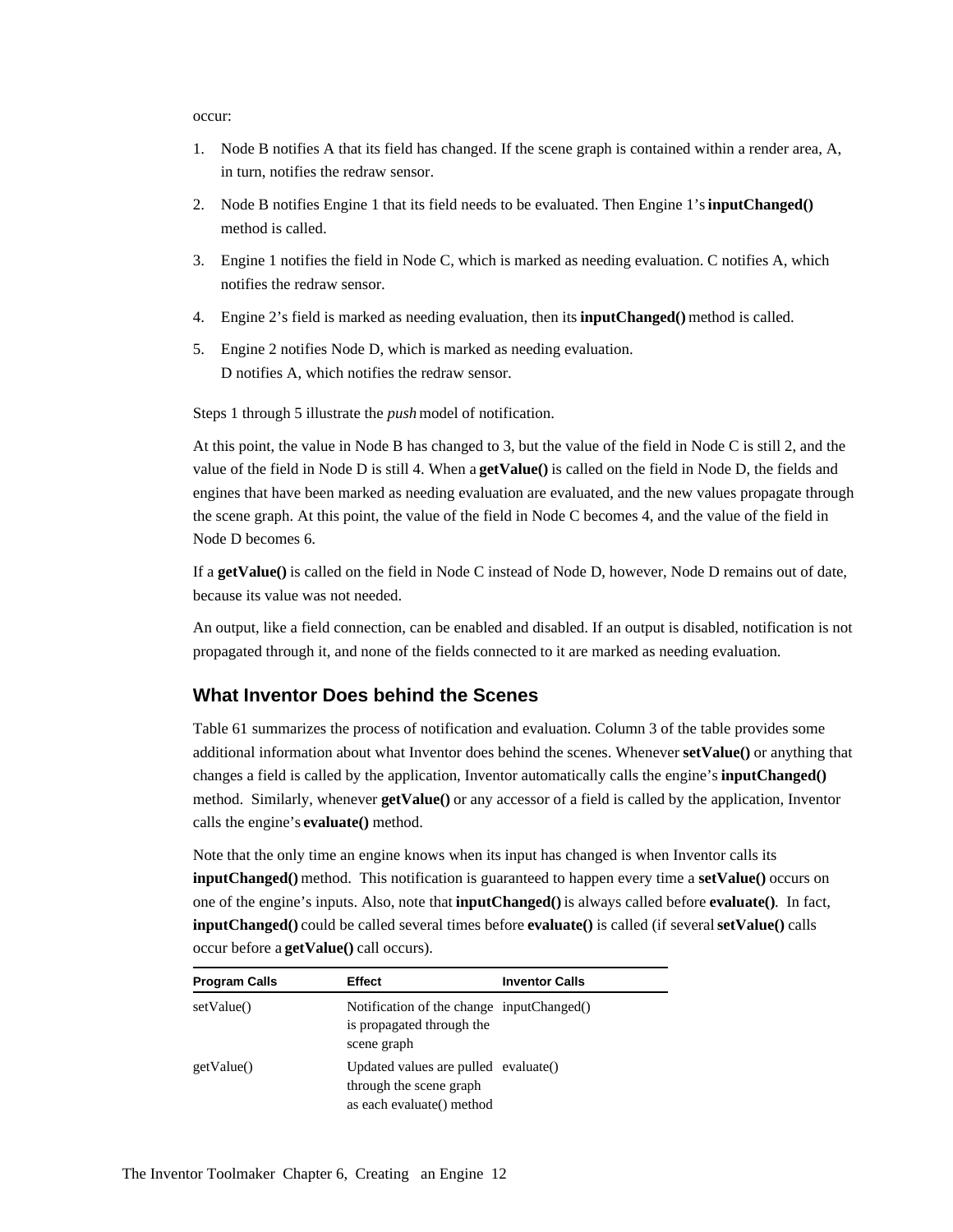occur:

1. Node B notifies A that its field has changed. If the scene graph is contained within a render area, A, in turn, notifies the redraw sensor.
2. Node B notifies Engine 1 that its field needs to be evaluated. Then Engine 1's **inputChanged()** method is called.
3. Engine 1 notifies the field in Node C, which is marked as needing evaluation. C notifies A, which notifies the redraw sensor.
4. Engine 2's field is marked as needing evaluation, then its **inputChanged()** method is called.
5. Engine 2 notifies Node D, which is marked as needing evaluation.
   D notifies A, which notifies the redraw sensor.

Steps 1 through 5 illustrate the *push* model of notification.

At this point, the value in Node B has changed to 3, but the value of the field in Node C is still 2, and the value of the field in Node D is still 4. When a **getValue()** is called on the field in Node D, the fields and engines that have been marked as needing evaluation are evaluated, and the new values propagate through the scene graph. At this point, the value of the field in Node C becomes 4, and the value of the field in Node D becomes 6.

If a **getValue()** is called on the field in Node C instead of Node D, however, Node D remains out of date, because its value was not needed.

An output, like a field connection, can be enabled and disabled. If an output is disabled, notification is not propagated through it, and none of the fields connected to it are marked as needing evaluation.

## What Inventor Does behind the Scenes

Table 61 summarizes the process of notification and evaluation. Column 3 of the table provides some additional information about what Inventor does behind the scenes. Whenever **setValue()** or anything that changes a field is called by the application, Inventor automatically calls the engine's **inputChanged()** method. Similarly, whenever **getValue()** or any accessor of a field is called by the application, Inventor calls the engine's **evaluate()** method.

Note that the only time an engine knows when its input has changed is when Inventor calls its **inputChanged()** method. This notification is guaranteed to happen every time a **setValue()** occurs on one of the engine's inputs. Also, note that **inputChanged()** is always called before **evaluate()**. In fact, **inputChanged()** could be called several times before **evaluate()** is called (if several **setValue()** calls occur before a **getValue()** call occurs).

| Program Calls | Effect | Inventor Calls |
|---|---|---|
| setValue() | Notification of the change is propagated through the scene graph | inputChanged() |
| getValue() | Updated values are pulled through the scene graph as each evaluate() method | evaluate() |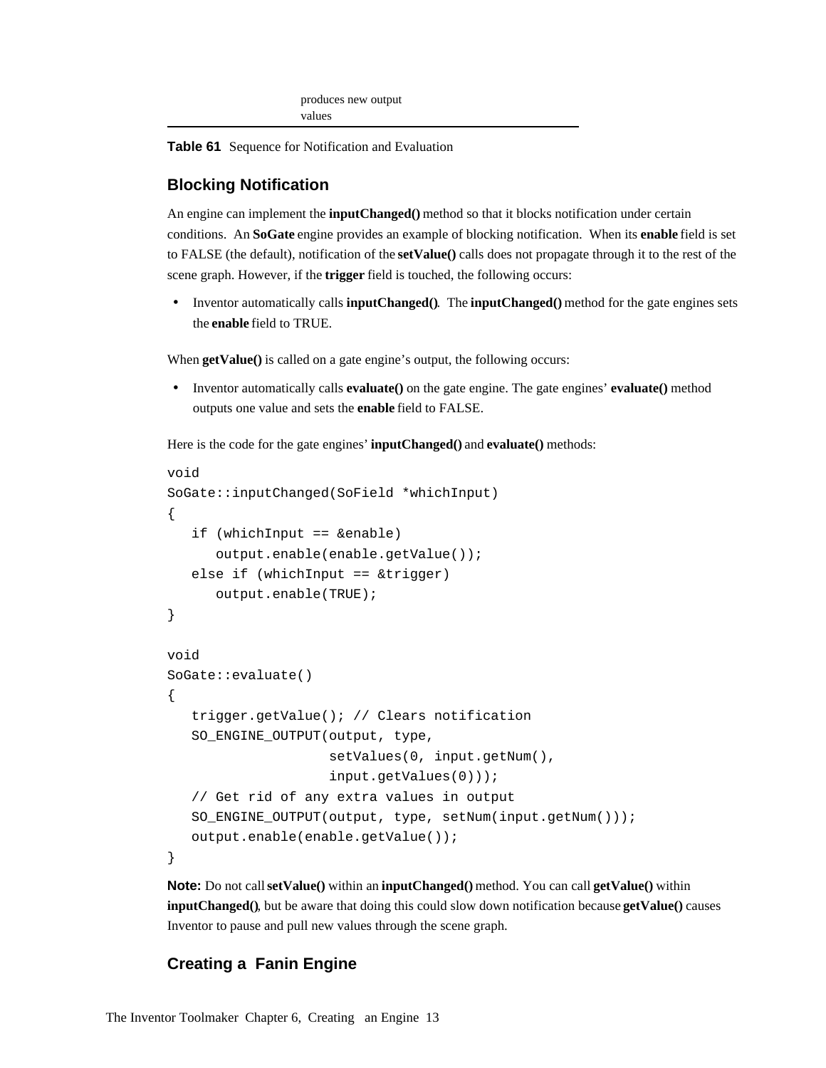| | produces new output values |
|---|---|

**Table 61** Sequence for Notification and Evaluation

### Blocking Notification

An engine can implement the **inputChanged()** method so that it blocks notification under certain conditions. An **SoGate** engine provides an example of blocking notification. When its **enable** field is set to FALSE (the default), notification of the **setValue()** calls does not propagate through it to the rest of the scene graph. However, if the **trigger** field is touched, the following occurs:

- Inventor automatically calls **inputChanged()**. The **inputChanged()** method for the gate engines sets the **enable** field to TRUE.

When **getValue()** is called on a gate engine's output, the following occurs:

- Inventor automatically calls **evaluate()** on the gate engine. The gate engines' **evaluate()** method outputs one value and sets the **enable** field to FALSE.

Here is the code for the gate engines' **inputChanged()** and **evaluate()** methods:

```
void
SoGate::inputChanged(SoField *whichInput)
{
   if (whichInput == &enable)
      output.enable(enable.getValue());
   else if (whichInput == &trigger)
      output.enable(TRUE);
}

void
SoGate::evaluate()
{
   trigger.getValue(); // Clears notification
   SO_ENGINE_OUTPUT(output, type,
                    setValues(0, input.getNum(),
                    input.getValues(0)));
   // Get rid of any extra values in output
   SO_ENGINE_OUTPUT(output, type, setNum(input.getNum()));
   output.enable(enable.getValue());
}
```

**Note:** Do not call **setValue()** within an **inputChanged()** method. You can call **getValue()** within **inputChanged()**, but be aware that doing this could slow down notification because **getValue()** causes Inventor to pause and pull new values through the scene graph.

### Creating a Fanin Engine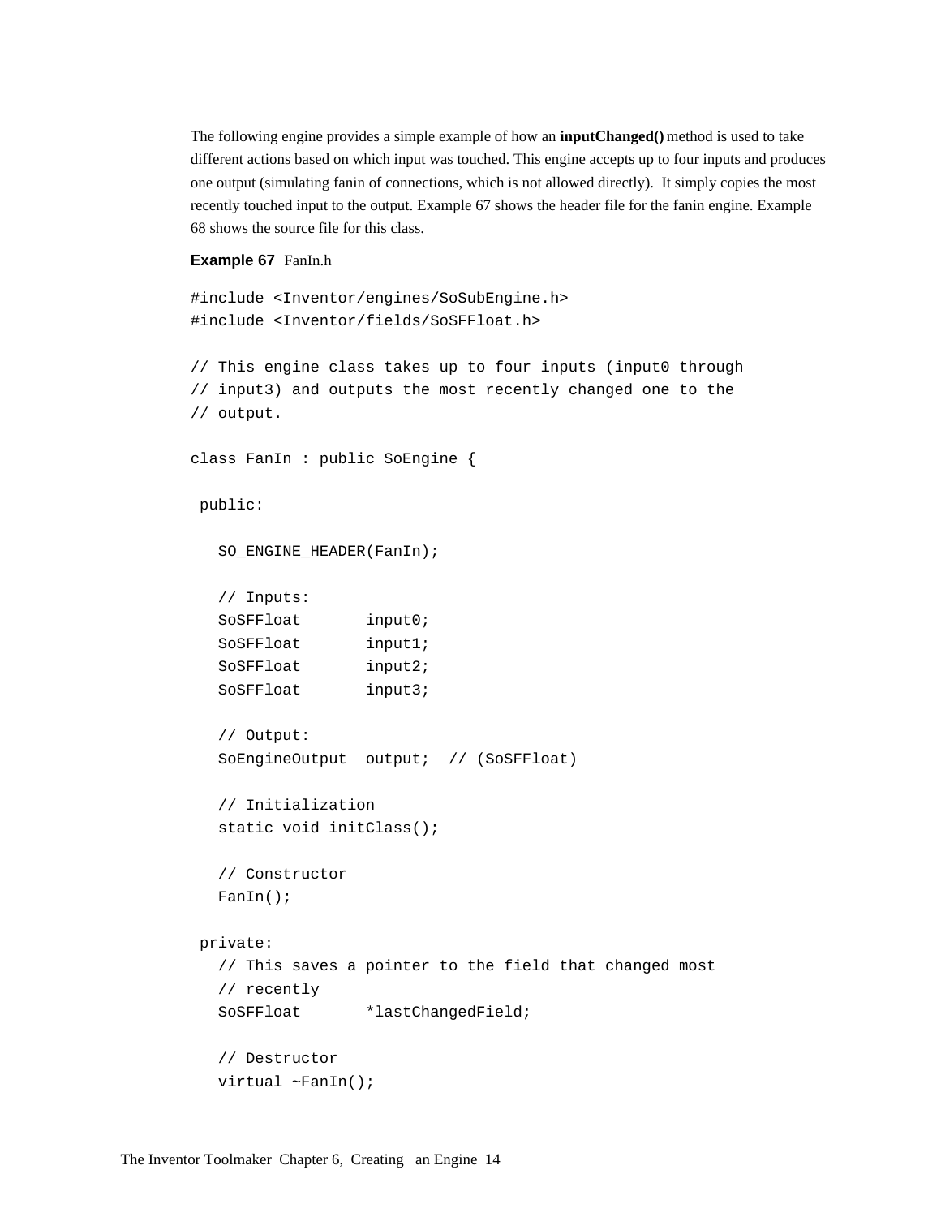The following engine provides a simple example of how an **inputChanged()** method is used to take different actions based on which input was touched. This engine accepts up to four inputs and produces one output (simulating fanin of connections, which is not allowed directly). It simply copies the most recently touched input to the output. Example 67 shows the header file for the fanin engine. Example 68 shows the source file for this class.

**Example 67** FanIn.h

```
#include <Inventor/engines/SoSubEngine.h>
#include <Inventor/fields/SoSFFloat.h>

// This engine class takes up to four inputs (input0 through
// input3) and outputs the most recently changed one to the
// output.

class FanIn : public SoEngine {

 public:

   SO_ENGINE_HEADER(FanIn);

   // Inputs:
   SoSFFloat       input0;
   SoSFFloat       input1;
   SoSFFloat       input2;
   SoSFFloat       input3;

   // Output:
   SoEngineOutput  output;  // (SoSFFloat)

   // Initialization
   static void initClass();

   // Constructor
   FanIn();

 private:
   // This saves a pointer to the field that changed most
   // recently
   SoSFFloat       *lastChangedField;

   // Destructor
   virtual ~FanIn();
```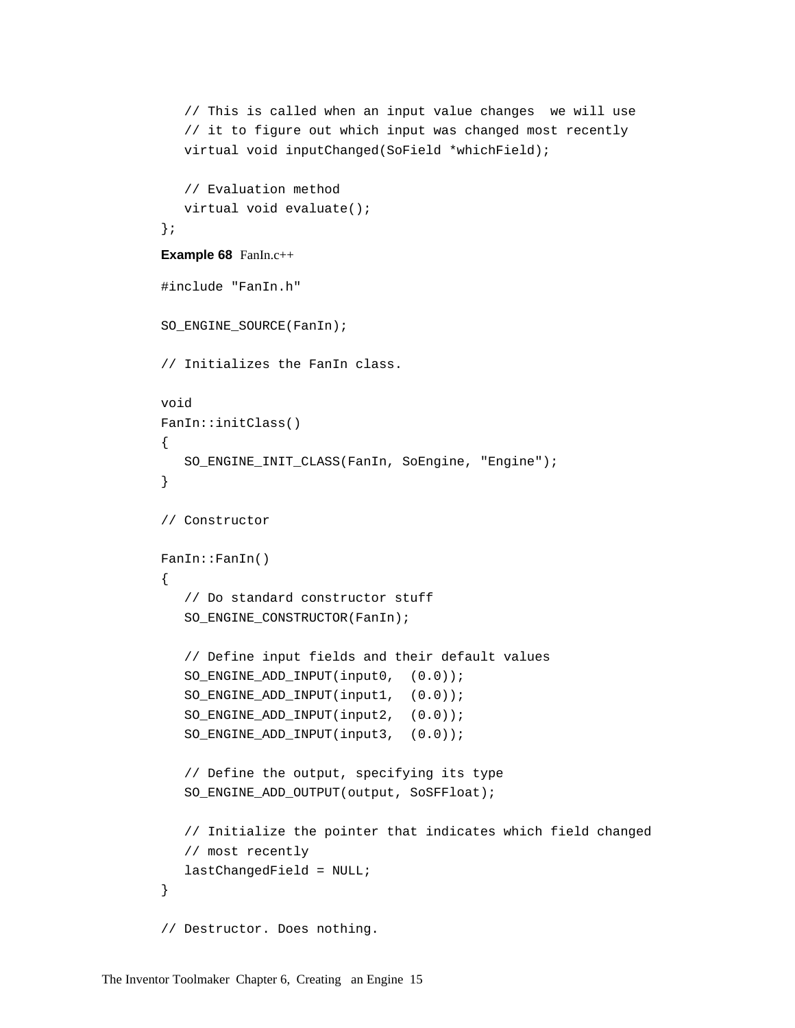```
   // This is called when an input value changes  we will use
   // it to figure out which input was changed most recently
   virtual void inputChanged(SoField *whichField);

   // Evaluation method
   virtual void evaluate();
};
```

**Example 68** FanIn.c++

```
#include "FanIn.h"

SO_ENGINE_SOURCE(FanIn);

// Initializes the FanIn class.

void
FanIn::initClass()
{
   SO_ENGINE_INIT_CLASS(FanIn, SoEngine, "Engine");
}

// Constructor

FanIn::FanIn()
{
   // Do standard constructor stuff
   SO_ENGINE_CONSTRUCTOR(FanIn);

   // Define input fields and their default values
   SO_ENGINE_ADD_INPUT(input0,  (0.0));
   SO_ENGINE_ADD_INPUT(input1,  (0.0));
   SO_ENGINE_ADD_INPUT(input2,  (0.0));
   SO_ENGINE_ADD_INPUT(input3,  (0.0));

   // Define the output, specifying its type
   SO_ENGINE_ADD_OUTPUT(output, SoSFFloat);

   // Initialize the pointer that indicates which field changed
   // most recently
   lastChangedField = NULL;
}

// Destructor. Does nothing.
```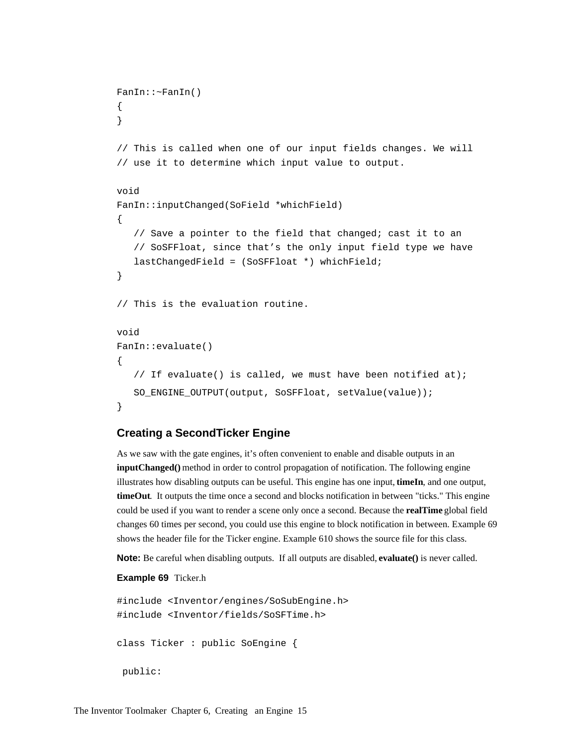```
FanIn::~FanIn()
{
}

// This is called when one of our input fields changes. We will
// use it to determine which input value to output.

void
FanIn::inputChanged(SoField *whichField)
{
   // Save a pointer to the field that changed; cast it to an
   // SoSFFloat, since that’s the only input field type we have
   lastChangedField = (SoSFFloat *) whichField;
}

// This is the evaluation routine.

void
FanIn::evaluate()
{
   // If evaluate() is called, we must have been notified at);
   SO_ENGINE_OUTPUT(output, SoSFFloat, setValue(value));
}
```

### Creating a SecondTicker Engine

As we saw with the gate engines, it’s often convenient to enable and disable outputs in an **inputChanged()** method in order to control propagation of notification. The following engine illustrates how disabling outputs can be useful. This engine has one input, **timeIn**, and one output, **timeOut**. It outputs the time once a second and blocks notification in between "ticks." This engine could be used if you want to render a scene only once a second. Because the **realTime** global field changes 60 times per second, you could use this engine to block notification in between. Example 69 shows the header file for the Ticker engine. Example 610 shows the source file for this class.

**Note:** Be careful when disabling outputs. If all outputs are disabled, **evaluate()** is never called.

**Example 69** Ticker.h

```
#include <Inventor/engines/SoSubEngine.h>
#include <Inventor/fields/SoSFTime.h>

class Ticker : public SoEngine {

 public:
```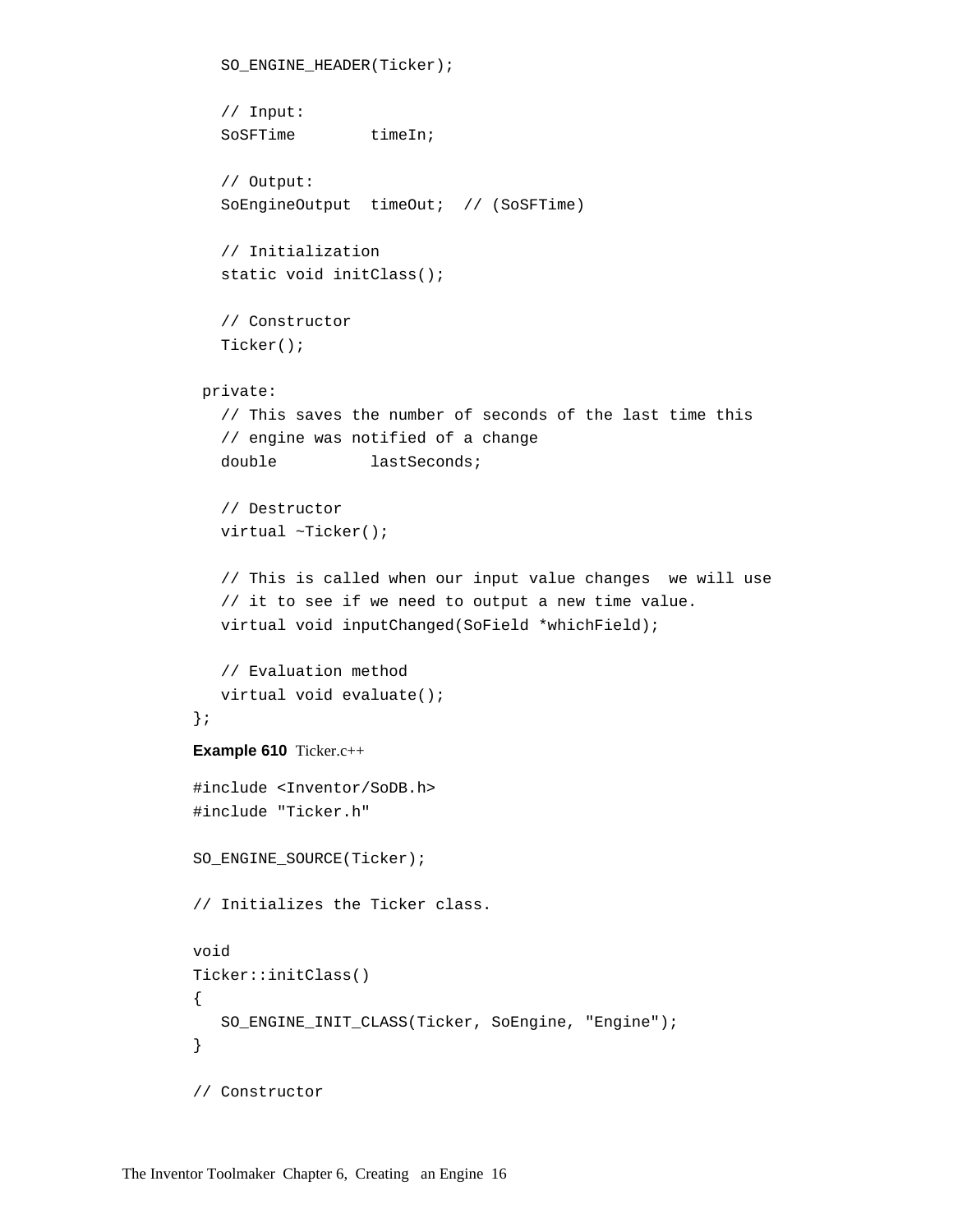```
   SO_ENGINE_HEADER(Ticker);

   // Input:
   SoSFTime        timeIn;

   // Output:
   SoEngineOutput  timeOut;  // (SoSFTime)

   // Initialization
   static void initClass();

   // Constructor
   Ticker();

 private:
   // This saves the number of seconds of the last time this
   // engine was notified of a change
   double          lastSeconds;

   // Destructor
   virtual ~Ticker();

   // This is called when our input value changes  we will use
   // it to see if we need to output a new time value.
   virtual void inputChanged(SoField *whichField);

   // Evaluation method
   virtual void evaluate();
};
```

**Example 610** Ticker.c++

```
#include <Inventor/SoDB.h>
#include "Ticker.h"

SO_ENGINE_SOURCE(Ticker);

// Initializes the Ticker class.

void
Ticker::initClass()
{
   SO_ENGINE_INIT_CLASS(Ticker, SoEngine, "Engine");
}

// Constructor
```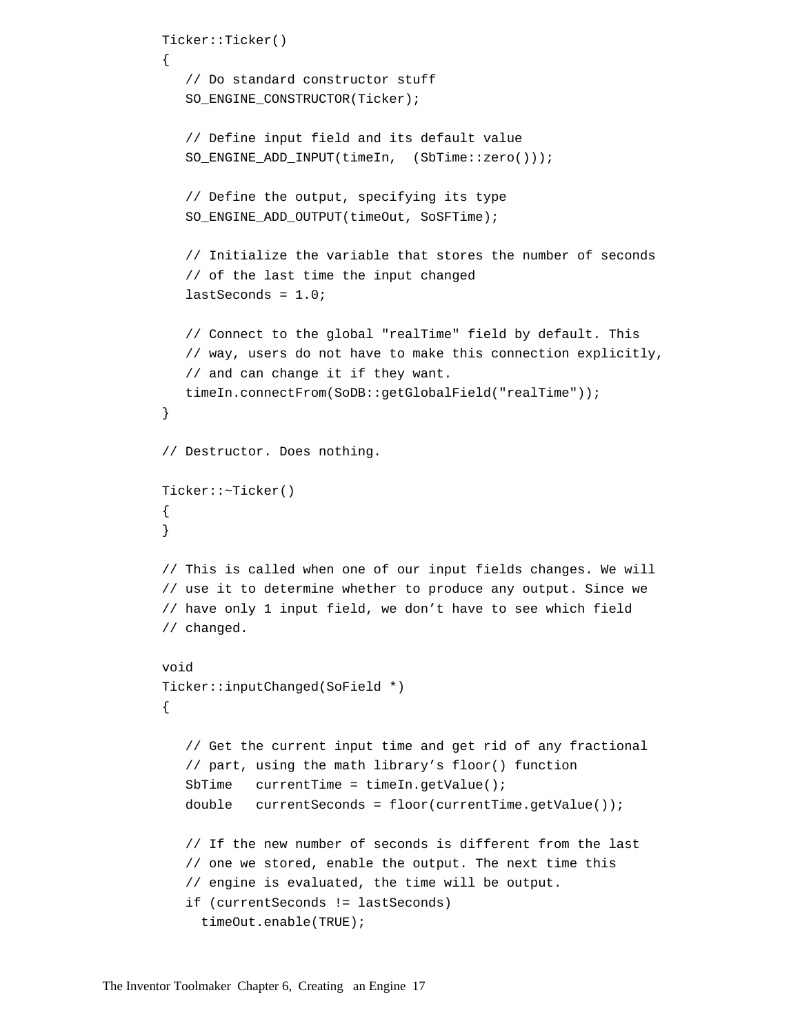```
Ticker::Ticker()
{
   // Do standard constructor stuff
   SO_ENGINE_CONSTRUCTOR(Ticker);

   // Define input field and its default value
   SO_ENGINE_ADD_INPUT(timeIn,  (SbTime::zero()));

   // Define the output, specifying its type
   SO_ENGINE_ADD_OUTPUT(timeOut, SoSFTime);

   // Initialize the variable that stores the number of seconds
   // of the last time the input changed
   lastSeconds = 1.0;

   // Connect to the global "realTime" field by default. This
   // way, users do not have to make this connection explicitly,
   // and can change it if they want.
   timeIn.connectFrom(SoDB::getGlobalField("realTime"));
}

// Destructor. Does nothing.

Ticker::~Ticker()
{
}

// This is called when one of our input fields changes. We will
// use it to determine whether to produce any output. Since we
// have only 1 input field, we don’t have to see which field
// changed.

void
Ticker::inputChanged(SoField *)
{

   // Get the current input time and get rid of any fractional
   // part, using the math library’s floor() function
   SbTime   currentTime = timeIn.getValue();
   double   currentSeconds = floor(currentTime.getValue());

   // If the new number of seconds is different from the last
   // one we stored, enable the output. The next time this
   // engine is evaluated, the time will be output.
   if (currentSeconds != lastSeconds)
     timeOut.enable(TRUE);
```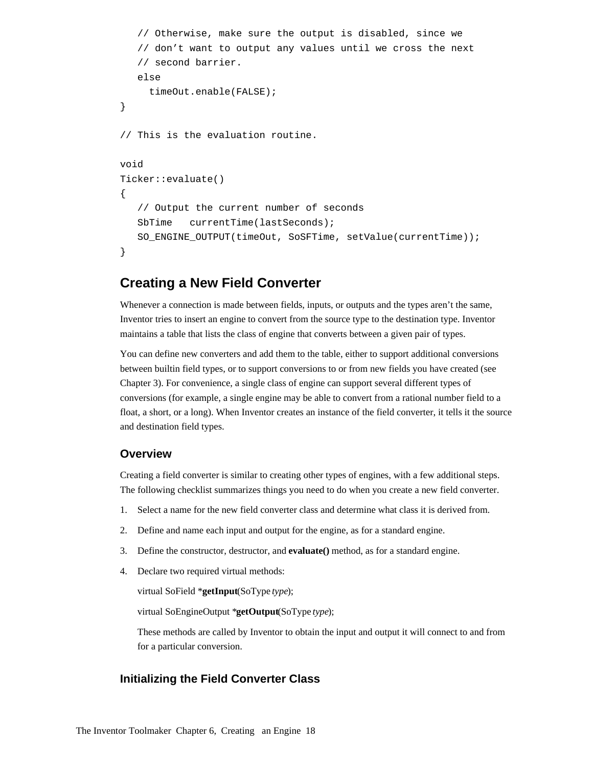```
   // Otherwise, make sure the output is disabled, since we
   // don't want to output any values until we cross the next
   // second barrier.
   else
     timeOut.enable(FALSE);
}

// This is the evaluation routine.

void
Ticker::evaluate()
{
   // Output the current number of seconds
   SbTime   currentTime(lastSeconds);
   SO_ENGINE_OUTPUT(timeOut, SoSFTime, setValue(currentTime));
}
```

## Creating a New Field Converter

Whenever a connection is made between fields, inputs, or outputs and the types aren't the same, Inventor tries to insert an engine to convert from the source type to the destination type. Inventor maintains a table that lists the class of engine that converts between a given pair of types.

You can define new converters and add them to the table, either to support additional conversions between builtin field types, or to support conversions to or from new fields you have created (see Chapter 3). For convenience, a single class of engine can support several different types of conversions (for example, a single engine may be able to convert from a rational number field to a float, a short, or a long). When Inventor creates an instance of the field converter, it tells it the source and destination field types.

### Overview

Creating a field converter is similar to creating other types of engines, with a few additional steps. The following checklist summarizes things you need to do when you create a new field converter.

1. Select a name for the new field converter class and determine what class it is derived from.
2. Define and name each input and output for the engine, as for a standard engine.
3. Define the constructor, destructor, and **evaluate()** method, as for a standard engine.
4. Declare two required virtual methods:

   virtual SoField ***getInput**(SoType *type*);

   virtual SoEngineOutput ***getOutput**(SoType *type*);

   These methods are called by Inventor to obtain the input and output it will connect to and from for a particular conversion.

### Initializing the Field Converter Class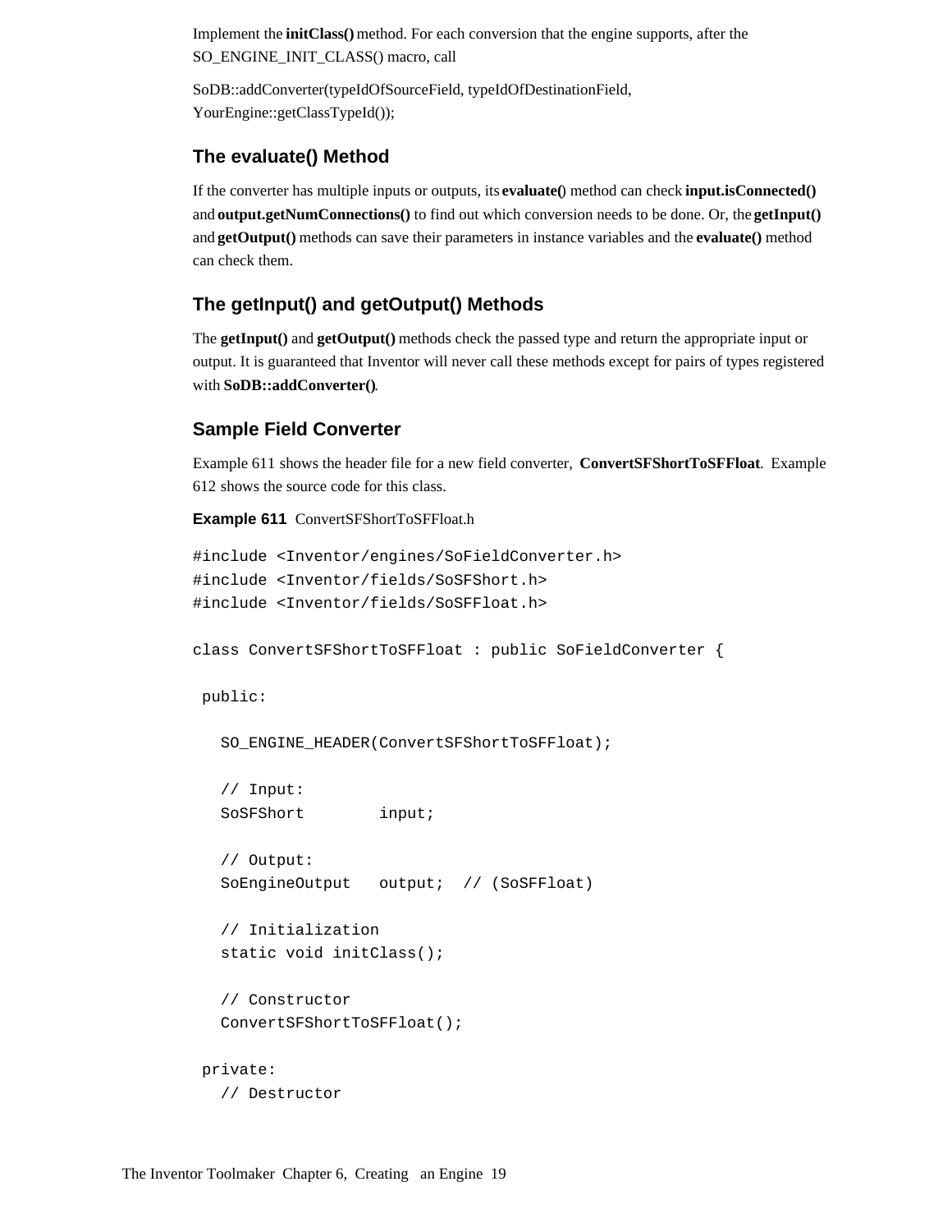Implement the **initClass()** method. For each conversion that the engine supports, after the SO_ENGINE_INIT_CLASS() macro, call

SoDB::addConverter(typeIdOfSourceField, typeIdOfDestinationField, YourEngine::getClassTypeId());

### The evaluate() Method

If the converter has multiple inputs or outputs, its **evaluate()** method can check **input.isConnected()** and **output.getNumConnections()** to find out which conversion needs to be done. Or, the **getInput()** and **getOutput()** methods can save their parameters in instance variables and the **evaluate()** method can check them.

### The getInput() and getOutput() Methods

The **getInput()** and **getOutput()** methods check the passed type and return the appropriate input or output. It is guaranteed that Inventor will never call these methods except for pairs of types registered with **SoDB::addConverter()**.

### Sample Field Converter

Example 611 shows the header file for a new field converter, **ConvertSFShortToSFFloat**. Example 612 shows the source code for this class.

**Example 611** ConvertSFShortToSFFloat.h

```
#include <Inventor/engines/SoFieldConverter.h>
#include <Inventor/fields/SoSFShort.h>
#include <Inventor/fields/SoSFFloat.h>

class ConvertSFShortToSFFloat : public SoFieldConverter {

 public:

   SO_ENGINE_HEADER(ConvertSFShortToSFFloat);

   // Input:
   SoSFShort        input;

   // Output:
   SoEngineOutput   output;  // (SoSFFloat)

   // Initialization
   static void initClass();

   // Constructor
   ConvertSFShortToSFFloat();

 private:
   // Destructor
```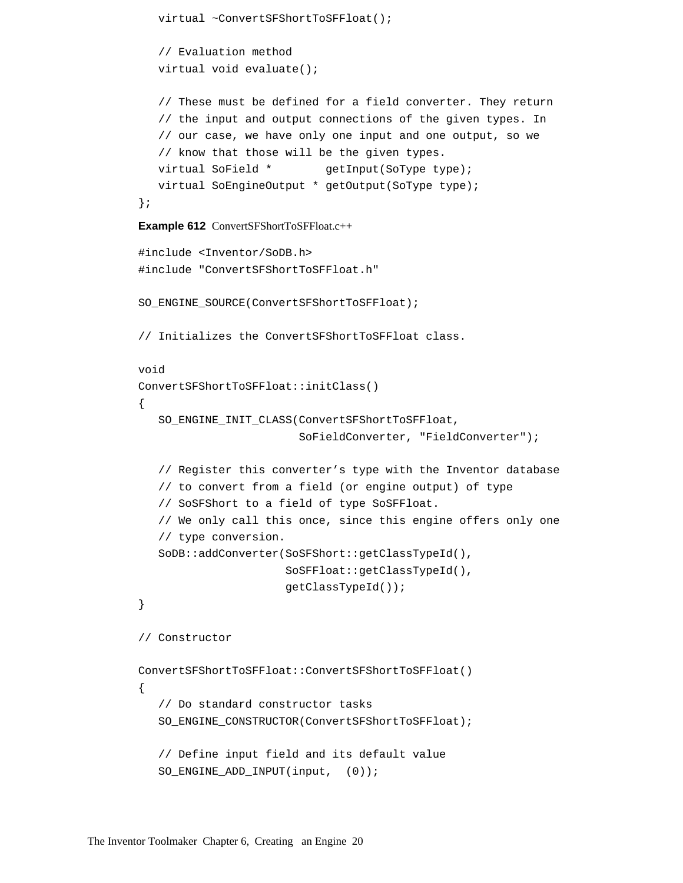```
   virtual ~ConvertSFShortToSFFloat();

   // Evaluation method
   virtual void evaluate();

   // These must be defined for a field converter. They return
   // the input and output connections of the given types. In
   // our case, we have only one input and one output, so we
   // know that those will be the given types.
   virtual SoField *        getInput(SoType type);
   virtual SoEngineOutput * getOutput(SoType type);
};
```

**Example 612** ConvertSFShortToSFFloat.c++

```
#include <Inventor/SoDB.h>
#include "ConvertSFShortToSFFloat.h"

SO_ENGINE_SOURCE(ConvertSFShortToSFFloat);

// Initializes the ConvertSFShortToSFFloat class.

void
ConvertSFShortToSFFloat::initClass()
{
   SO_ENGINE_INIT_CLASS(ConvertSFShortToSFFloat,
                        SoFieldConverter, "FieldConverter");

   // Register this converter's type with the Inventor database
   // to convert from a field (or engine output) of type
   // SoSFShort to a field of type SoSFFloat.
   // We only call this once, since this engine offers only one
   // type conversion.
   SoDB::addConverter(SoSFShort::getClassTypeId(),
                      SoSFFloat::getClassTypeId(),
                      getClassTypeId());
}

// Constructor

ConvertSFShortToSFFloat::ConvertSFShortToSFFloat()
{
   // Do standard constructor tasks
   SO_ENGINE_CONSTRUCTOR(ConvertSFShortToSFFloat);

   // Define input field and its default value
   SO_ENGINE_ADD_INPUT(input,  (0));
```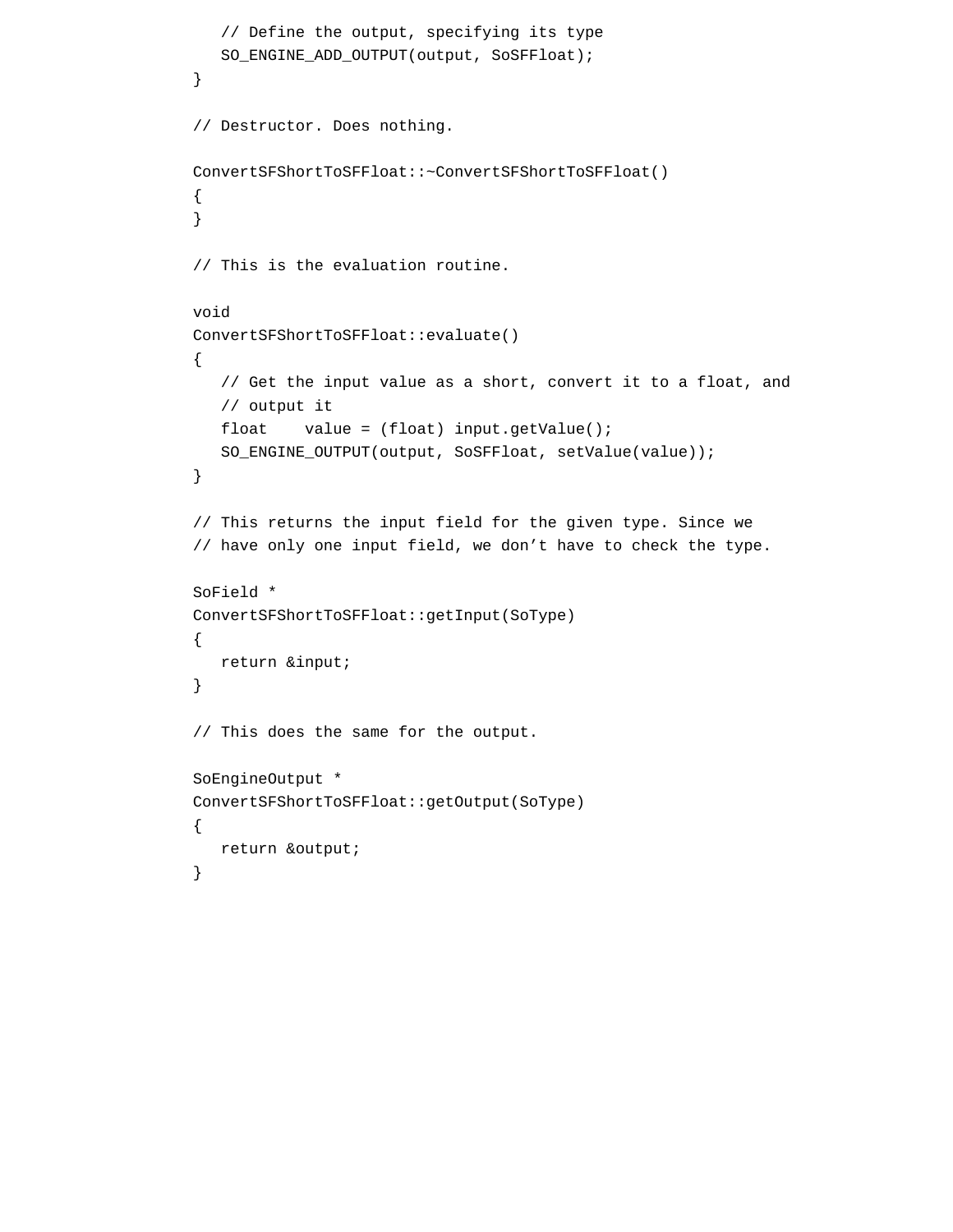```
   // Define the output, specifying its type
   SO_ENGINE_ADD_OUTPUT(output, SoSFFloat);
}

// Destructor. Does nothing.

ConvertSFShortToSFFloat::~ConvertSFShortToSFFloat()
{
}

// This is the evaluation routine.

void
ConvertSFShortToSFFloat::evaluate()
{
   // Get the input value as a short, convert it to a float, and
   // output it
   float    value = (float) input.getValue();
   SO_ENGINE_OUTPUT(output, SoSFFloat, setValue(value));
}

// This returns the input field for the given type. Since we
// have only one input field, we don’t have to check the type.

SoField *
ConvertSFShortToSFFloat::getInput(SoType)
{
   return &input;
}

// This does the same for the output.

SoEngineOutput *
ConvertSFShortToSFFloat::getOutput(SoType)
{
   return &output;
}
```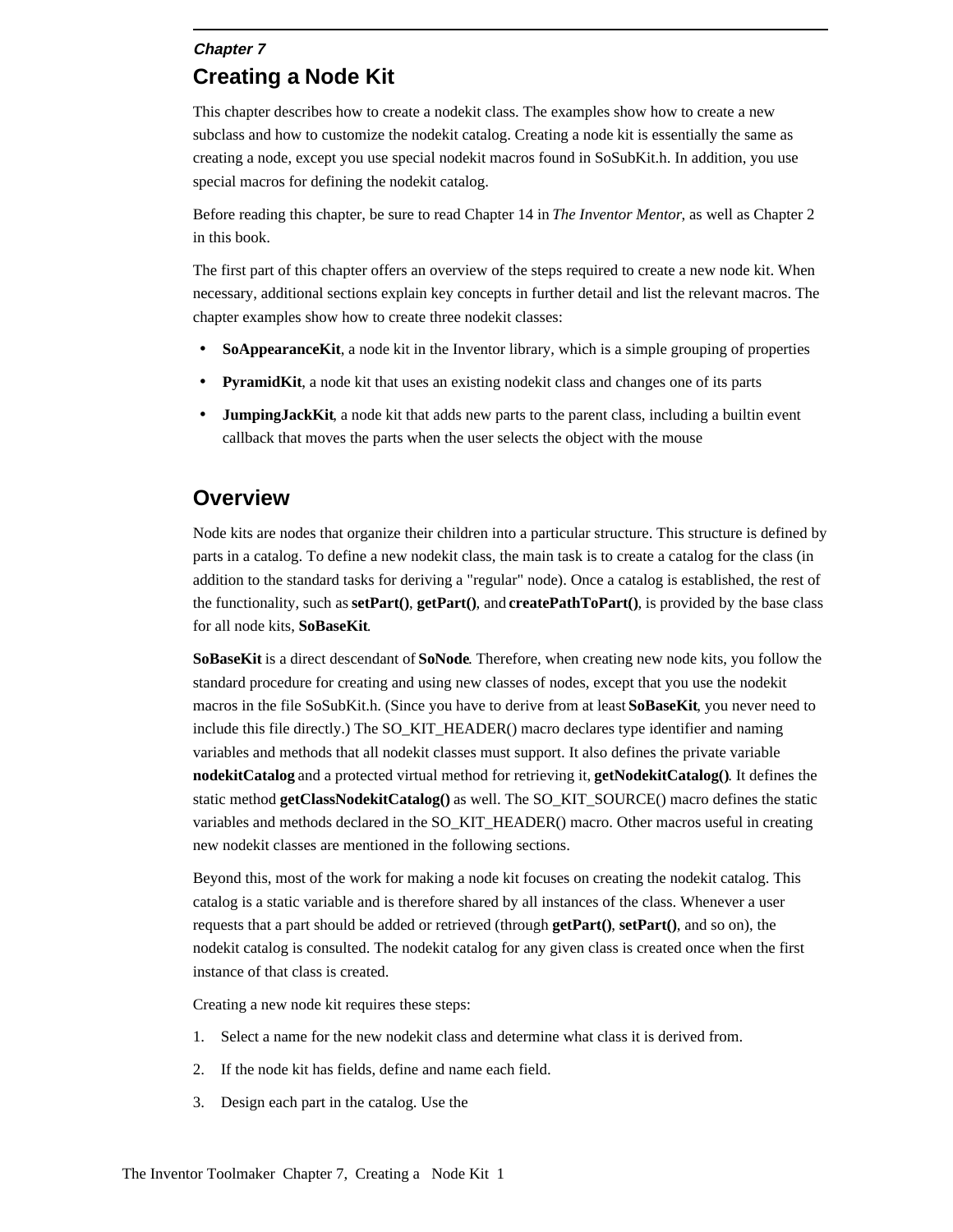*Chapter 7*

# Creating a Node Kit

This chapter describes how to create a nodekit class. The examples show how to create a new subclass and how to customize the nodekit catalog. Creating a node kit is essentially the same as creating a node, except you use special nodekit macros found in SoSubKit.h. In addition, you use special macros for defining the nodekit catalog.

Before reading this chapter, be sure to read Chapter 14 in *The Inventor Mentor*, as well as Chapter 2 in this book.

The first part of this chapter offers an overview of the steps required to create a new node kit. When necessary, additional sections explain key concepts in further detail and list the relevant macros. The chapter examples show how to create three nodekit classes:

- **SoAppearanceKit**, a node kit in the Inventor library, which is a simple grouping of properties
- **PyramidKit**, a node kit that uses an existing nodekit class and changes one of its parts
- **JumpingJackKit**, a node kit that adds new parts to the parent class, including a builtin event callback that moves the parts when the user selects the object with the mouse

## Overview

Node kits are nodes that organize their children into a particular structure. This structure is defined by parts in a catalog. To define a new nodekit class, the main task is to create a catalog for the class (in addition to the standard tasks for deriving a "regular" node). Once a catalog is established, the rest of the functionality, such as **setPart()**, **getPart()**, and **createPathToPart()**, is provided by the base class for all node kits, **SoBaseKit**.

**SoBaseKit** is a direct descendant of **SoNode**. Therefore, when creating new node kits, you follow the standard procedure for creating and using new classes of nodes, except that you use the nodekit macros in the file SoSubKit.h. (Since you have to derive from at least **SoBaseKit**, you never need to include this file directly.) The SO_KIT_HEADER() macro declares type identifier and naming variables and methods that all nodekit classes must support. It also defines the private variable **nodekitCatalog** and a protected virtual method for retrieving it, **getNodekitCatalog()**. It defines the static method **getClassNodekitCatalog()** as well. The SO_KIT_SOURCE() macro defines the static variables and methods declared in the SO_KIT_HEADER() macro. Other macros useful in creating new nodekit classes are mentioned in the following sections.

Beyond this, most of the work for making a node kit focuses on creating the nodekit catalog. This catalog is a static variable and is therefore shared by all instances of the class. Whenever a user requests that a part should be added or retrieved (through **getPart()**, **setPart()**, and so on), the nodekit catalog is consulted. The nodekit catalog for any given class is created once when the first instance of that class is created.

Creating a new node kit requires these steps:

1. Select a name for the new nodekit class and determine what class it is derived from.
2. If the node kit has fields, define and name each field.
3. Design each part in the catalog. Use the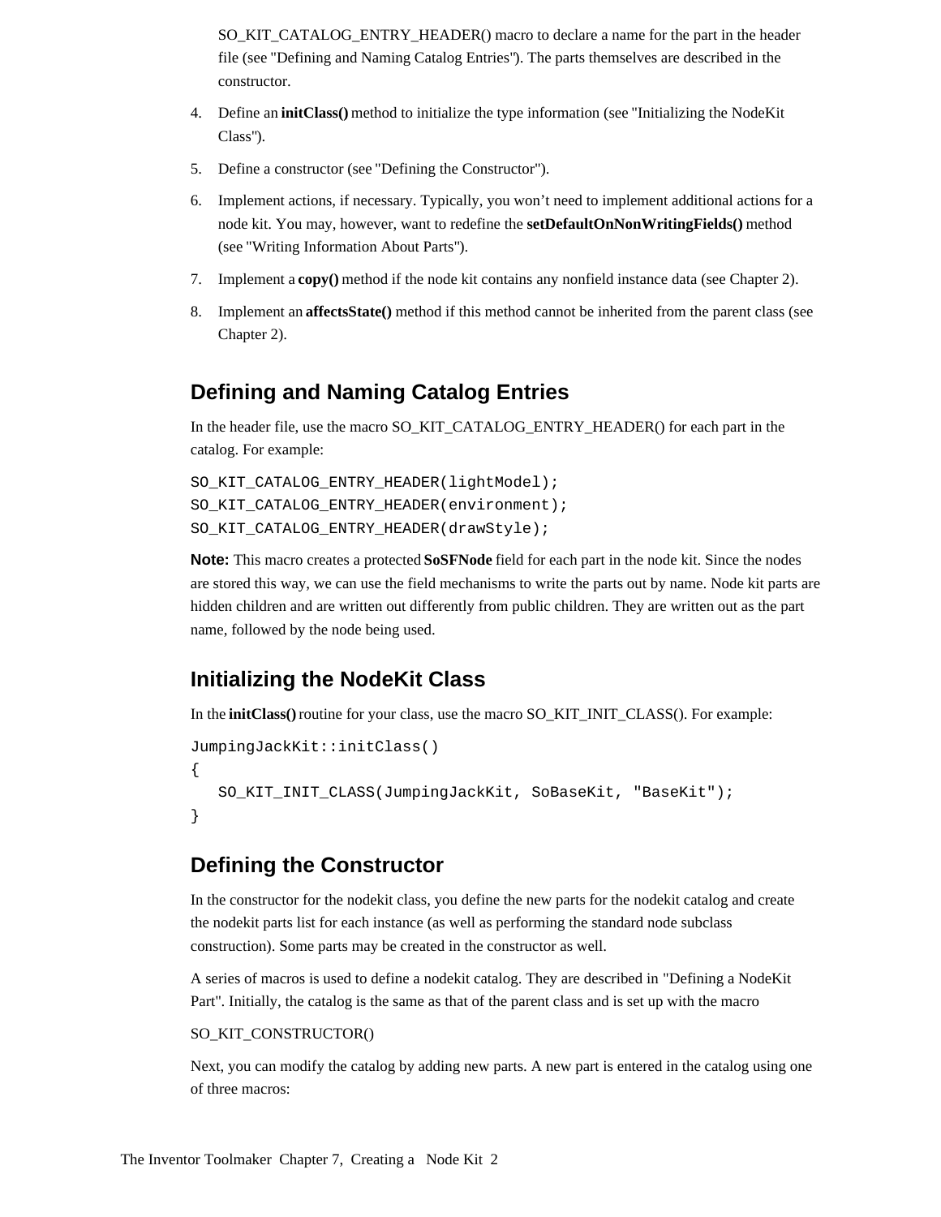SO_KIT_CATALOG_ENTRY_HEADER() macro to declare a name for the part in the header file (see "Defining and Naming Catalog Entries"). The parts themselves are described in the constructor.

4. Define an **initClass()** method to initialize the type information (see "Initializing the NodeKit Class").
5. Define a constructor (see "Defining the Constructor").
6. Implement actions, if necessary. Typically, you won't need to implement additional actions for a node kit. You may, however, want to redefine the **setDefaultOnNonWritingFields()** method (see "Writing Information About Parts").
7. Implement a **copy()** method if the node kit contains any nonfield instance data (see Chapter 2).
8. Implement an **affectsState()** method if this method cannot be inherited from the parent class (see Chapter 2).

## Defining and Naming Catalog Entries

In the header file, use the macro SO_KIT_CATALOG_ENTRY_HEADER() for each part in the catalog. For example:

```
SO_KIT_CATALOG_ENTRY_HEADER(lightModel);
SO_KIT_CATALOG_ENTRY_HEADER(environment);
SO_KIT_CATALOG_ENTRY_HEADER(drawStyle);
```

**Note:** This macro creates a protected **SoSFNode** field for each part in the node kit. Since the nodes are stored this way, we can use the field mechanisms to write the parts out by name. Node kit parts are hidden children and are written out differently from public children. They are written out as the part name, followed by the node being used.

## Initializing the NodeKit Class

In the **initClass()** routine for your class, use the macro SO_KIT_INIT_CLASS(). For example:

```
JumpingJackKit::initClass()
{
   SO_KIT_INIT_CLASS(JumpingJackKit, SoBaseKit, "BaseKit");
}
```

## Defining the Constructor

In the constructor for the nodekit class, you define the new parts for the nodekit catalog and create the nodekit parts list for each instance (as well as performing the standard node subclass construction). Some parts may be created in the constructor as well.

A series of macros is used to define a nodekit catalog. They are described in "Defining a NodeKit Part". Initially, the catalog is the same as that of the parent class and is set up with the macro

SO_KIT_CONSTRUCTOR()

Next, you can modify the catalog by adding new parts. A new part is entered in the catalog using one of three macros: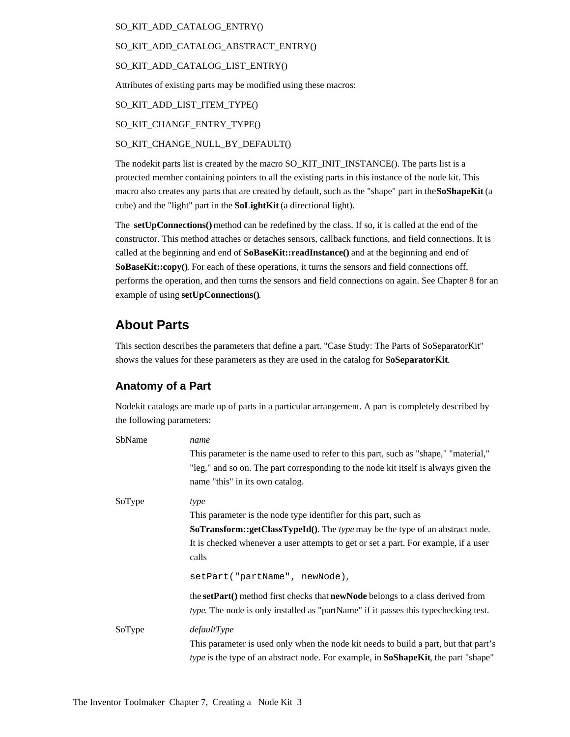SO_KIT_ADD_CATALOG_ENTRY()

SO_KIT_ADD_CATALOG_ABSTRACT_ENTRY()

SO_KIT_ADD_CATALOG_LIST_ENTRY()

Attributes of existing parts may be modified using these macros:

SO_KIT_ADD_LIST_ITEM_TYPE()

SO_KIT_CHANGE_ENTRY_TYPE()

SO_KIT_CHANGE_NULL_BY_DEFAULT()

The nodekit parts list is created by the macro SO_KIT_INIT_INSTANCE(). The parts list is a protected member containing pointers to all the existing parts in this instance of the node kit. This macro also creates any parts that are created by default, such as the "shape" part in the **SoShapeKit** (a cube) and the "light" part in the **SoLightKit** (a directional light).

The **setUpConnections()** method can be redefined by the class. If so, it is called at the end of the constructor. This method attaches or detaches sensors, callback functions, and field connections. It is called at the beginning and end of **SoBaseKit::readInstance()** and at the beginning and end of **SoBaseKit::copy()**. For each of these operations, it turns the sensors and field connections off, performs the operation, and then turns the sensors and field connections on again. See Chapter 8 for an example of using **setUpConnections()**.

## About Parts

This section describes the parameters that define a part. "Case Study: The Parts of SoSeparatorKit" shows the values for these parameters as they are used in the catalog for **SoSeparatorKit**.

### Anatomy of a Part

Nodekit catalogs are made up of parts in a particular arrangement. A part is completely described by the following parameters:

SbName *name*

This parameter is the name used to refer to this part, such as "shape," "material," "leg," and so on. The part corresponding to the node kit itself is always given the name "this" in its own catalog.

SoType *type*

This parameter is the node type identifier for this part, such as **SoTransform::getClassTypeId()**. The *type* may be the type of an abstract node. It is checked whenever a user attempts to get or set a part. For example, if a user calls

```
setPart("partName", newNode),
```

the **setPart()** method first checks that **newNode** belongs to a class derived from *type*. The node is only installed as "partName" if it passes this typechecking test.

SoType *defaultType*

This parameter is used only when the node kit needs to build a part, but that part's *type* is the type of an abstract node. For example, in **SoShapeKit**, the part "shape"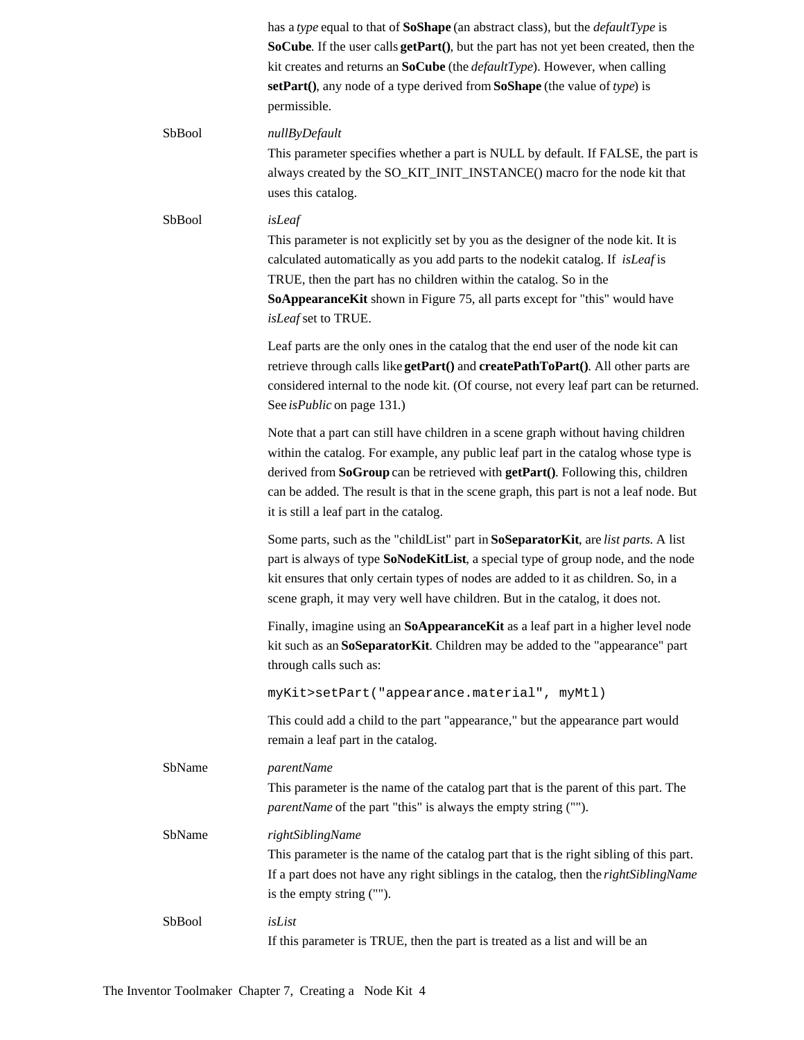has a *type* equal to that of **SoShape** (an abstract class), but the *defaultType* is **SoCube**. If the user calls **getPart()**, but the part has not yet been created, then the kit creates and returns an **SoCube** (the *defaultType*). However, when calling **setPart()**, any node of a type derived from **SoShape** (the value of *type*) is permissible.

SbBool *nullByDefault*
This parameter specifies whether a part is NULL by default. If FALSE, the part is always created by the SO_KIT_INIT_INSTANCE() macro for the node kit that uses this catalog.

SbBool *isLeaf*
This parameter is not explicitly set by you as the designer of the node kit. It is calculated automatically as you add parts to the nodekit catalog. If *isLeaf* is TRUE, then the part has no children within the catalog. So in the **SoAppearanceKit** shown in Figure 75, all parts except for "this" would have *isLeaf* set to TRUE.

Leaf parts are the only ones in the catalog that the end user of the node kit can retrieve through calls like **getPart()** and **createPathToPart()**. All other parts are considered internal to the node kit. (Of course, not every leaf part can be returned. See *isPublic* on page 131.)

Note that a part can still have children in a scene graph without having children within the catalog. For example, any public leaf part in the catalog whose type is derived from **SoGroup** can be retrieved with **getPart()**. Following this, children can be added. The result is that in the scene graph, this part is not a leaf node. But it is still a leaf part in the catalog.

Some parts, such as the "childList" part in **SoSeparatorKit**, are *list parts*. A list part is always of type **SoNodeKitList**, a special type of group node, and the node kit ensures that only certain types of nodes are added to it as children. So, in a scene graph, it may very well have children. But in the catalog, it does not.

Finally, imagine using an **SoAppearanceKit** as a leaf part in a higher level node kit such as an **SoSeparatorKit**. Children may be added to the "appearance" part through calls such as:

```
myKit>setPart("appearance.material", myMtl)
```

This could add a child to the part "appearance," but the appearance part would remain a leaf part in the catalog.

SbName *parentName*
This parameter is the name of the catalog part that is the parent of this part. The *parentName* of the part "this" is always the empty string ("").

SbName *rightSiblingName*
This parameter is the name of the catalog part that is the right sibling of this part. If a part does not have any right siblings in the catalog, then the *rightSiblingName* is the empty string ("").

SbBool *isList*
If this parameter is TRUE, then the part is treated as a list and will be an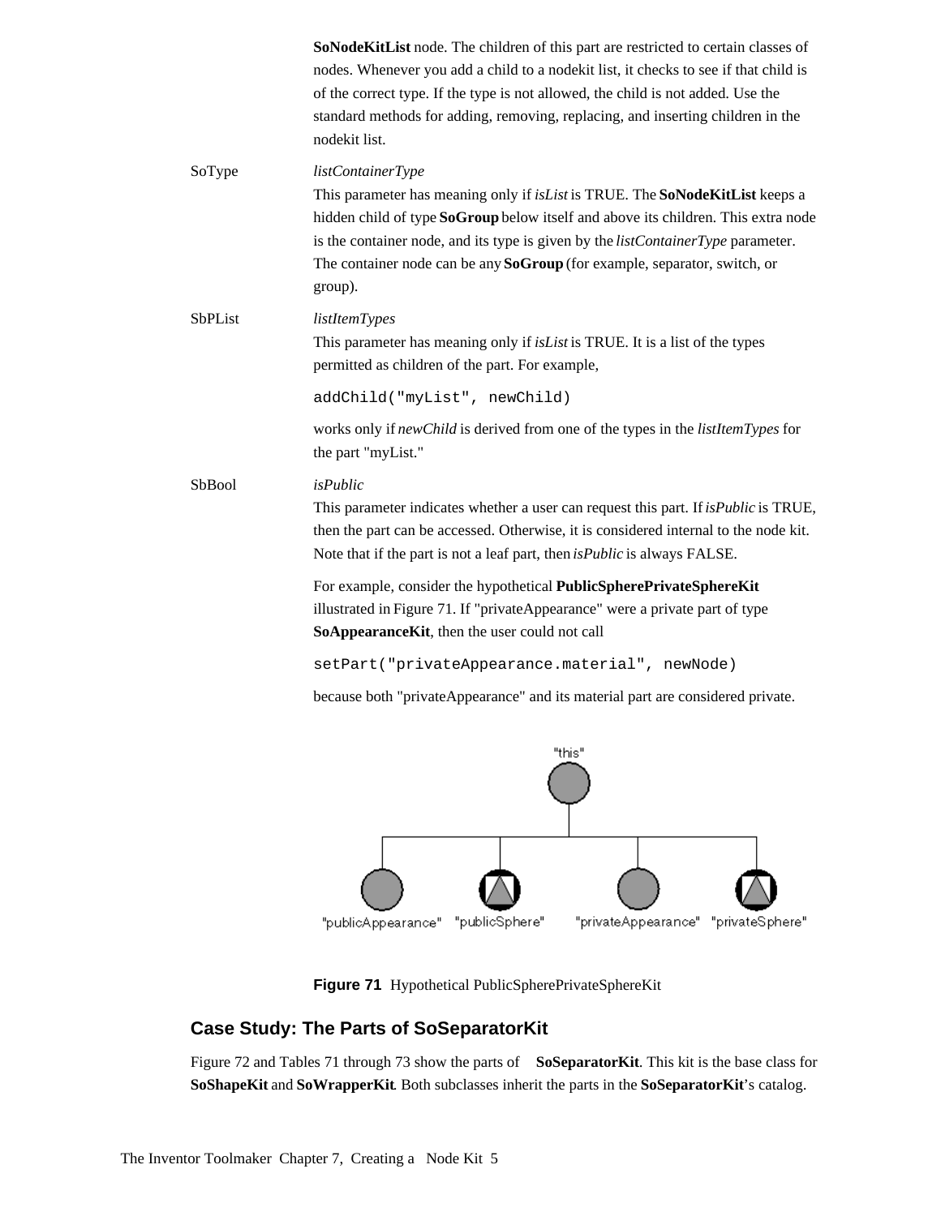**SoNodeKitList** node. The children of this part are restricted to certain classes of nodes. Whenever you add a child to a nodekit list, it checks to see if that child is of the correct type. If the type is not allowed, the child is not added. Use the standard methods for adding, removing, replacing, and inserting children in the nodekit list.

SoType *listContainerType*
This parameter has meaning only if *isList* is TRUE. The **SoNodeKitList** keeps a hidden child of type **SoGroup** below itself and above its children. This extra node is the container node, and its type is given by the *listContainerType* parameter. The container node can be any **SoGroup** (for example, separator, switch, or group).

SbPList *listItemTypes*
This parameter has meaning only if *isList* is TRUE. It is a list of the types permitted as children of the part. For example,

```
addChild("myList", newChild)
```

works only if *newChild* is derived from one of the types in the *listItemTypes* for the part "myList."

SbBool *isPublic*
This parameter indicates whether a user can request this part. If *isPublic* is TRUE, then the part can be accessed. Otherwise, it is considered internal to the node kit. Note that if the part is not a leaf part, then *isPublic* is always FALSE.

For example, consider the hypothetical **PublicSpherePrivateSphereKit** illustrated in Figure 71. If "privateAppearance" were a private part of type **SoAppearanceKit**, then the user could not call

```
setPart("privateAppearance.material", newNode)
```

because both "privateAppearance" and its material part are considered private.

"this"

"publicAppearance" "publicSphere" "privateAppearance" "privateSphere"

**Figure 71** Hypothetical PublicSpherePrivateSphereKit

## Case Study: The Parts of SoSeparatorKit

Figure 72 and Tables 71 through 73 show the parts of **SoSeparatorKit**. This kit is the base class for **SoShapeKit** and **SoWrapperKit**. Both subclasses inherit the parts in the **SoSeparatorKit**'s catalog.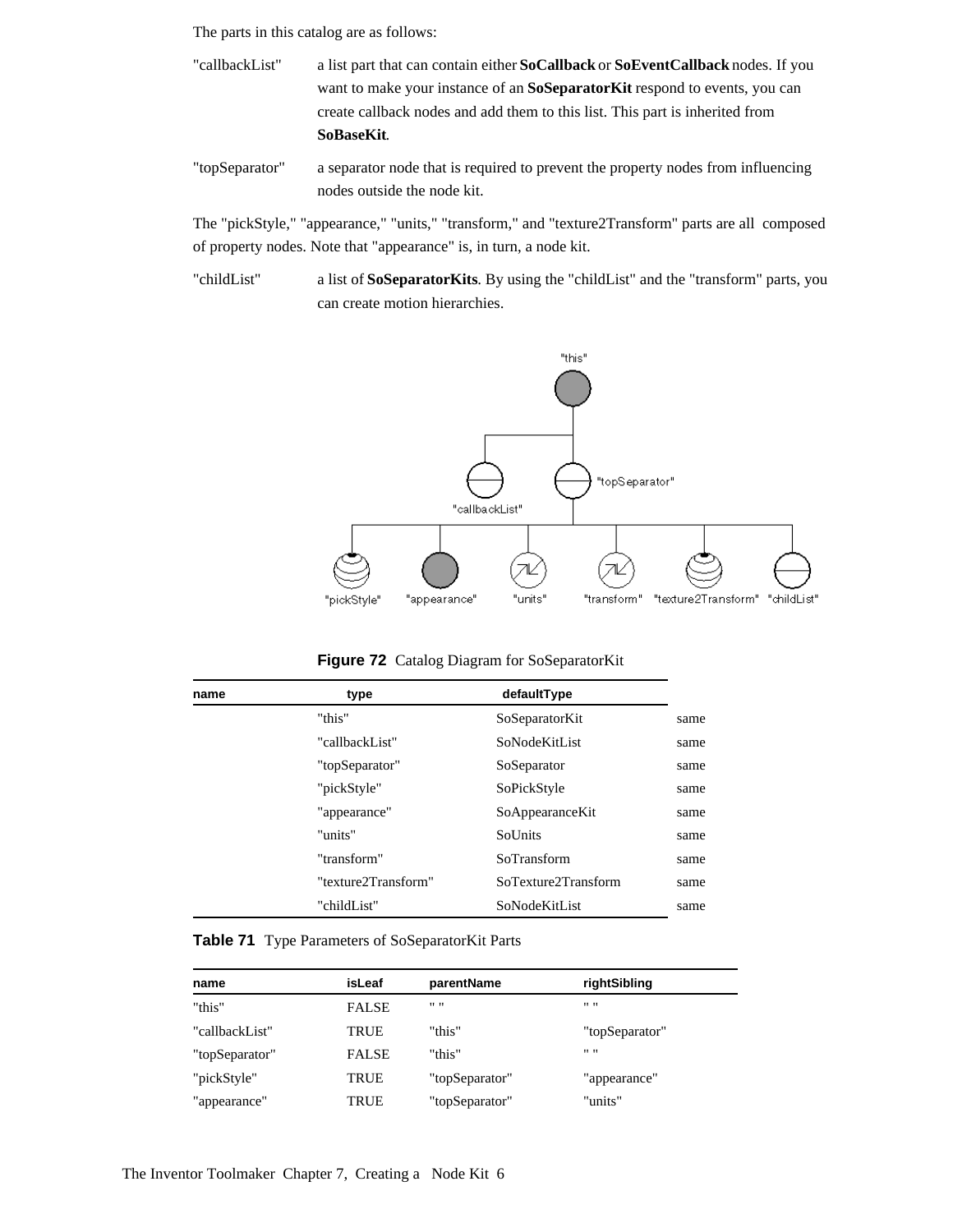The parts in this catalog are as follows:

"callbackList" a list part that can contain either **SoCallback** or **SoEventCallback** nodes. If you want to make your instance of an **SoSeparatorKit** respond to events, you can create callback nodes and add them to this list. This part is inherited from **SoBaseKit**.

"topSeparator" a separator node that is required to prevent the property nodes from influencing nodes outside the node kit.

The "pickStyle," "appearance," "units," "transform," and "texture2Transform" parts are all composed of property nodes. Note that "appearance" is, in turn, a node kit.

"childList" a list of **SoSeparatorKits**. By using the "childList" and the "transform" parts, you can create motion hierarchies.

**Figure 72** Catalog Diagram for SoSeparatorKit

| name | type | defaultType | |
|---|---|---|---|
| | "this" | SoSeparatorKit | same |
| | "callbackList" | SoNodeKitList | same |
| | "topSeparator" | SoSeparator | same |
| | "pickStyle" | SoPickStyle | same |
| | "appearance" | SoAppearanceKit | same |
| | "units" | SoUnits | same |
| | "transform" | SoTransform | same |
| | "texture2Transform" | SoTexture2Transform | same |
| | "childList" | SoNodeKitList | same |

**Table 71** Type Parameters of SoSeparatorKit Parts

| name | isLeaf | parentName | rightSibling |
|---|---|---|---|
| "this" | FALSE | " " | " " |
| "callbackList" | TRUE | "this" | "topSeparator" |
| "topSeparator" | FALSE | "this" | " " |
| "pickStyle" | TRUE | "topSeparator" | "appearance" |
| "appearance" | TRUE | "topSeparator" | "units" |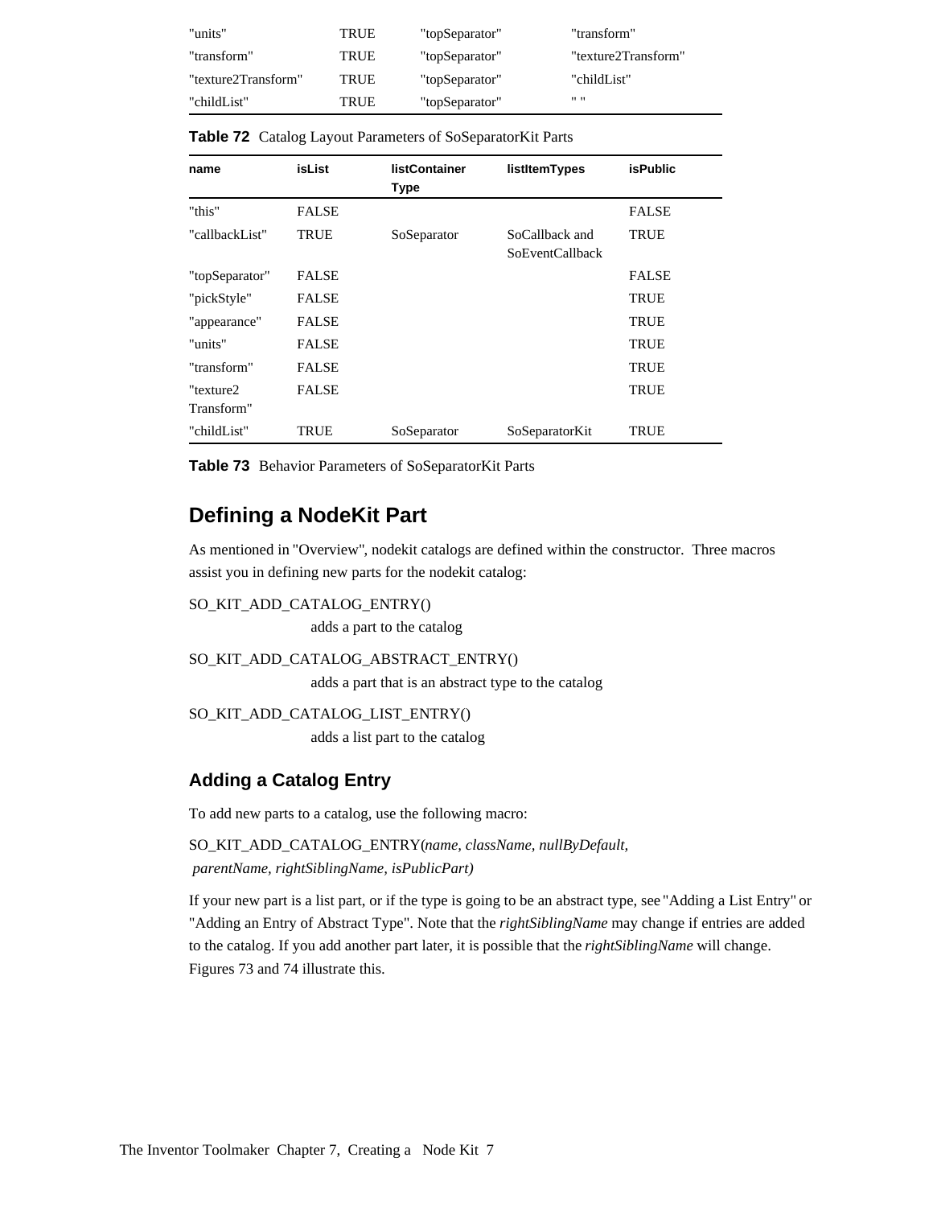| | | | |
|---|---|---|---|
| "units" | TRUE | "topSeparator" | "transform" |
| "transform" | TRUE | "topSeparator" | "texture2Transform" |
| "texture2Transform" | TRUE | "topSeparator" | "childList" |
| "childList" | TRUE | "topSeparator" | " " |

**Table 72** Catalog Layout Parameters of SoSeparatorKit Parts

| name | isList | listContainer Type | listItemTypes | isPublic |
|---|---|---|---|---|
| "this" | FALSE | | | FALSE |
| "callbackList" | TRUE | SoSeparator | SoCallback and SoEventCallback | TRUE |
| "topSeparator" | FALSE | | | FALSE |
| "pickStyle" | FALSE | | | TRUE |
| "appearance" | FALSE | | | TRUE |
| "units" | FALSE | | | TRUE |
| "transform" | FALSE | | | TRUE |
| "texture2 Transform" | FALSE | | | TRUE |
| "childList" | TRUE | SoSeparator | SoSeparatorKit | TRUE |

**Table 73** Behavior Parameters of SoSeparatorKit Parts

## Defining a NodeKit Part

As mentioned in "Overview", nodekit catalogs are defined within the constructor. Three macros assist you in defining new parts for the nodekit catalog:

SO_KIT_ADD_CATALOG_ENTRY()
: adds a part to the catalog

SO_KIT_ADD_CATALOG_ABSTRACT_ENTRY()
: adds a part that is an abstract type to the catalog

SO_KIT_ADD_CATALOG_LIST_ENTRY()
: adds a list part to the catalog

### Adding a Catalog Entry

To add new parts to a catalog, use the following macro:

SO_KIT_ADD_CATALOG_ENTRY(*name, className, nullByDefault, parentName, rightSiblingName, isPublicPart)*

If your new part is a list part, or if the type is going to be an abstract type, see "Adding a List Entry" or "Adding an Entry of Abstract Type". Note that the *rightSiblingName* may change if entries are added to the catalog. If you add another part later, it is possible that the *rightSiblingName* will change. Figures 73 and 74 illustrate this.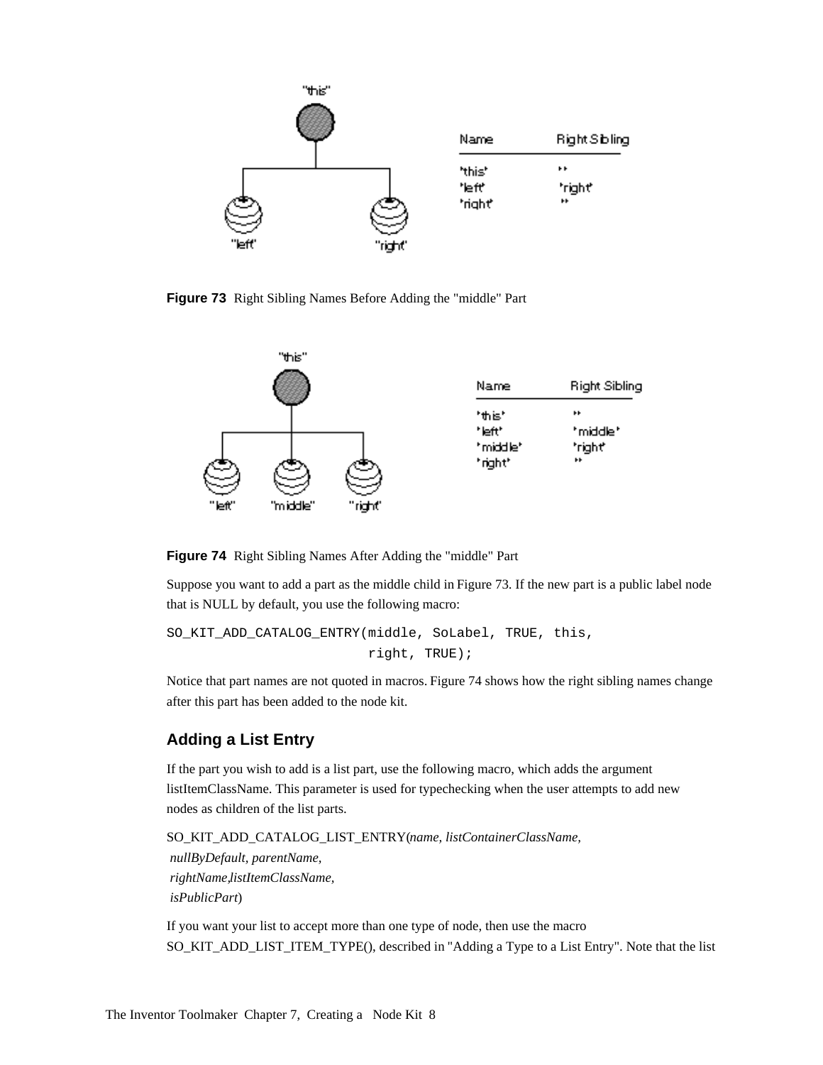| Name | Right Sibling |
|---|---|
| "this" | "" |
| "left" | "right" |
| "right" | "" |

**Figure 73** Right Sibling Names Before Adding the "middle" Part

| Name | Right Sibling |
|---|---|
| "this" | "" |
| "left" | "middle" |
| "middle" | "right" |
| "right" | "" |

**Figure 74** Right Sibling Names After Adding the "middle" Part

Suppose you want to add a part as the middle child in Figure 73. If the new part is a public label node that is NULL by default, you use the following macro:

```
SO_KIT_ADD_CATALOG_ENTRY(middle, SoLabel, TRUE, this,
                         right, TRUE);
```

Notice that part names are not quoted in macros. Figure 74 shows how the right sibling names change after this part has been added to the node kit.

## Adding a List Entry

If the part you wish to add is a list part, use the following macro, which adds the argument listItemClassName. This parameter is used for typechecking when the user attempts to add new nodes as children of the list parts.

SO_KIT_ADD_CATALOG_LIST_ENTRY(*name, listContainerClassName,*
*nullByDefault, parentName,*
*rightName,listItemClassName,*
*isPublicPart*)

If you want your list to accept more than one type of node, then use the macro SO_KIT_ADD_LIST_ITEM_TYPE(), described in "Adding a Type to a List Entry". Note that the list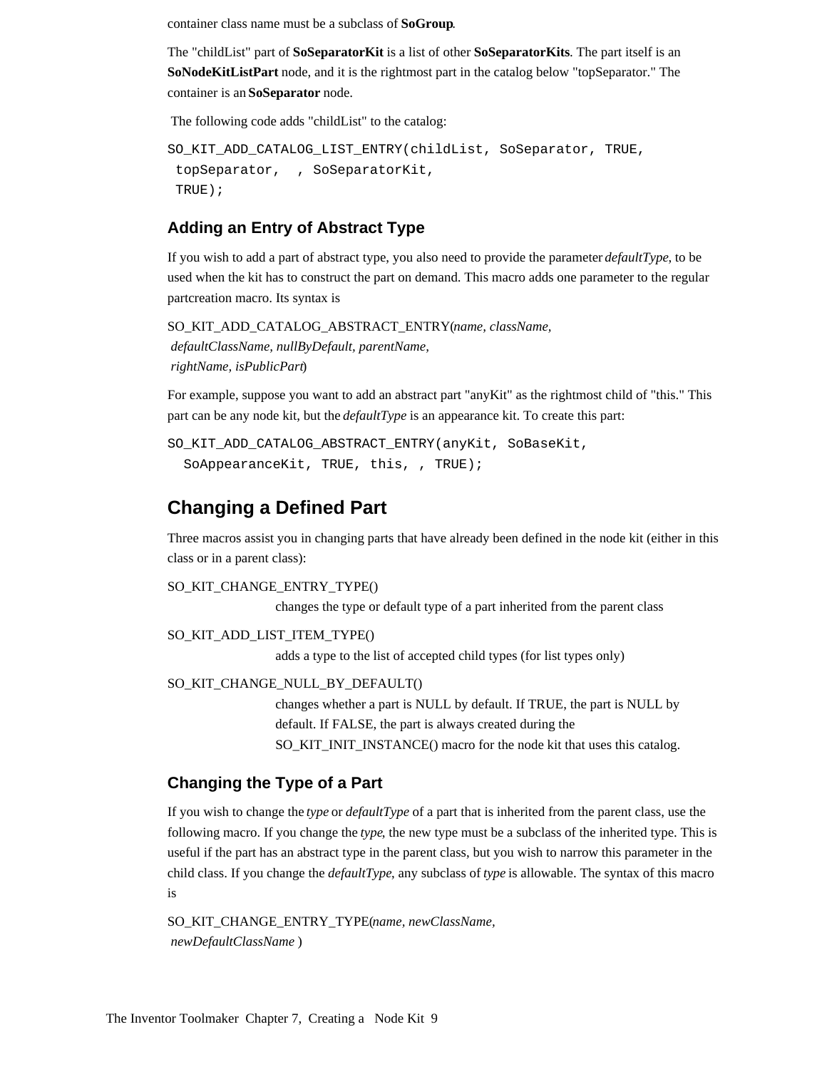container class name must be a subclass of **SoGroup**.

The "childList" part of **SoSeparatorKit** is a list of other **SoSeparatorKits**. The part itself is an **SoNodeKitListPart** node, and it is the rightmost part in the catalog below "topSeparator." The container is an **SoSeparator** node.

The following code adds "childList" to the catalog:

```
SO_KIT_ADD_CATALOG_LIST_ENTRY(childList, SoSeparator, TRUE,
 topSeparator,  , SoSeparatorKit,
 TRUE);
```

### Adding an Entry of Abstract Type

If you wish to add a part of abstract type, you also need to provide the parameter *defaultType*, to be used when the kit has to construct the part on demand. This macro adds one parameter to the regular partcreation macro. Its syntax is

SO_KIT_ADD_CATALOG_ABSTRACT_ENTRY(*name, className, defaultClassName, nullByDefault, parentName, rightName, isPublicPart*)

For example, suppose you want to add an abstract part "anyKit" as the rightmost child of "this." This part can be any node kit, but the *defaultType* is an appearance kit. To create this part:

```
SO_KIT_ADD_CATALOG_ABSTRACT_ENTRY(anyKit, SoBaseKit,
  SoAppearanceKit, TRUE, this, , TRUE);
```

## Changing a Defined Part

Three macros assist you in changing parts that have already been defined in the node kit (either in this class or in a parent class):

SO_KIT_CHANGE_ENTRY_TYPE()
: changes the type or default type of a part inherited from the parent class

SO_KIT_ADD_LIST_ITEM_TYPE()
: adds a type to the list of accepted child types (for list types only)

SO_KIT_CHANGE_NULL_BY_DEFAULT()
: changes whether a part is NULL by default. If TRUE, the part is NULL by default. If FALSE, the part is always created during the SO_KIT_INIT_INSTANCE() macro for the node kit that uses this catalog.

### Changing the Type of a Part

If you wish to change the *type* or *defaultType* of a part that is inherited from the parent class, use the following macro. If you change the *type*, the new type must be a subclass of the inherited type. This is useful if the part has an abstract type in the parent class, but you wish to narrow this parameter in the child class. If you change the *defaultType*, any subclass of *type* is allowable. The syntax of this macro is

SO_KIT_CHANGE_ENTRY_TYPE(*name, newClassName, newDefaultClassName* )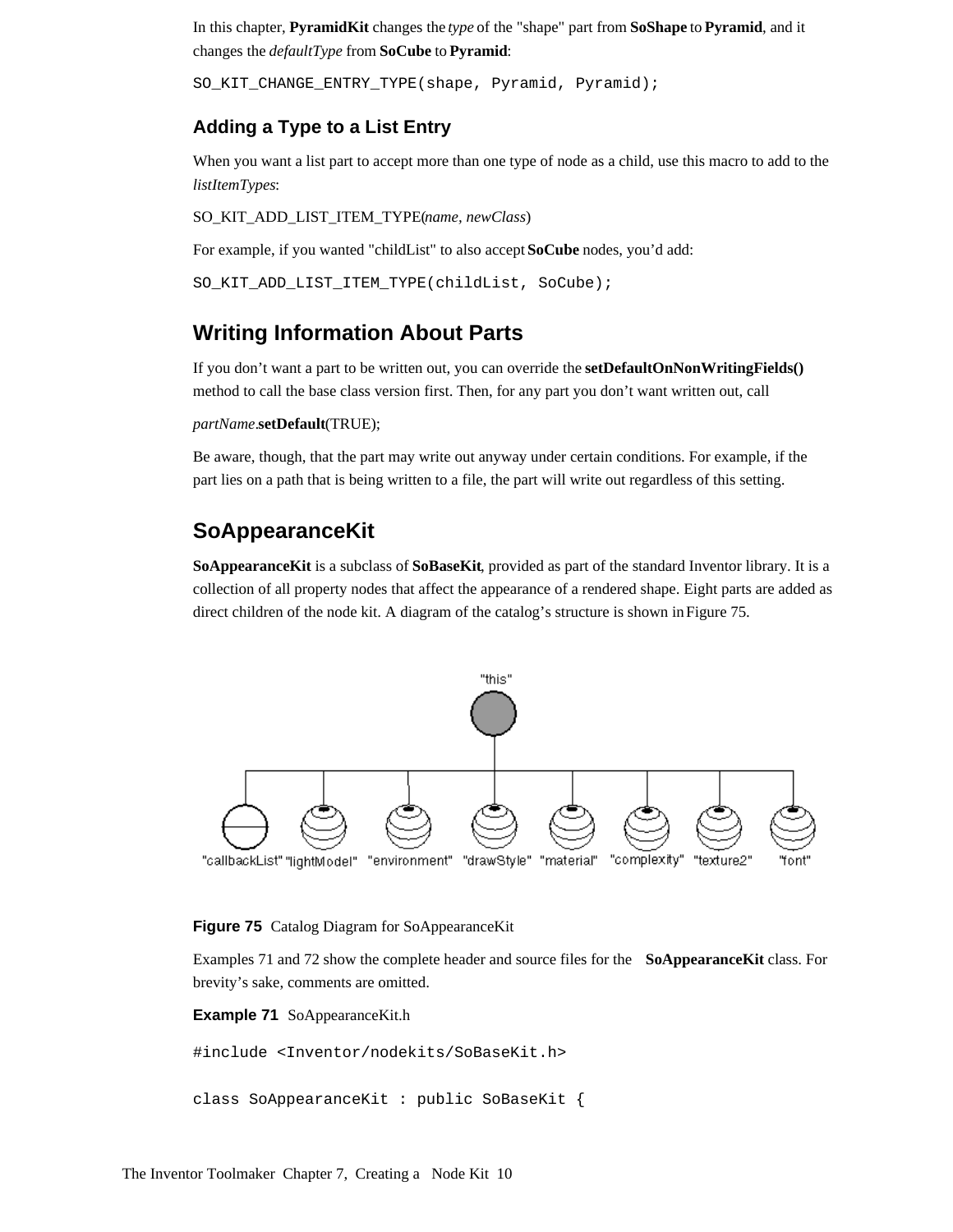In this chapter, **PyramidKit** changes the *type* of the "shape" part from **SoShape** to **Pyramid**, and it changes the *defaultType* from **SoCube** to **Pyramid**:

```
SO_KIT_CHANGE_ENTRY_TYPE(shape, Pyramid, Pyramid);
```

### Adding a Type to a List Entry

When you want a list part to accept more than one type of node as a child, use this macro to add to the *listItemTypes*:

SO_KIT_ADD_LIST_ITEM_TYPE(*name, newClass*)

For example, if you wanted "childList" to also accept **SoCube** nodes, you'd add:

```
SO_KIT_ADD_LIST_ITEM_TYPE(childList, SoCube);
```

## Writing Information About Parts

If you don't want a part to be written out, you can override the **setDefaultOnNonWritingFields()** method to call the base class version first. Then, for any part you don't want written out, call

*partName*.**setDefault**(TRUE);

Be aware, though, that the part may write out anyway under certain conditions. For example, if the part lies on a path that is being written to a file, the part will write out regardless of this setting.

## SoAppearanceKit

**SoAppearanceKit** is a subclass of **SoBaseKit**, provided as part of the standard Inventor library. It is a collection of all property nodes that affect the appearance of a rendered shape. Eight parts are added as direct children of the node kit. A diagram of the catalog's structure is shown in Figure 75.

**Figure 75** Catalog Diagram for SoAppearanceKit

Examples 71 and 72 show the complete header and source files for the **SoAppearanceKit** class. For brevity's sake, comments are omitted.

**Example 71** SoAppearanceKit.h

```
#include <Inventor/nodekits/SoBaseKit.h>

class SoAppearanceKit : public SoBaseKit {
```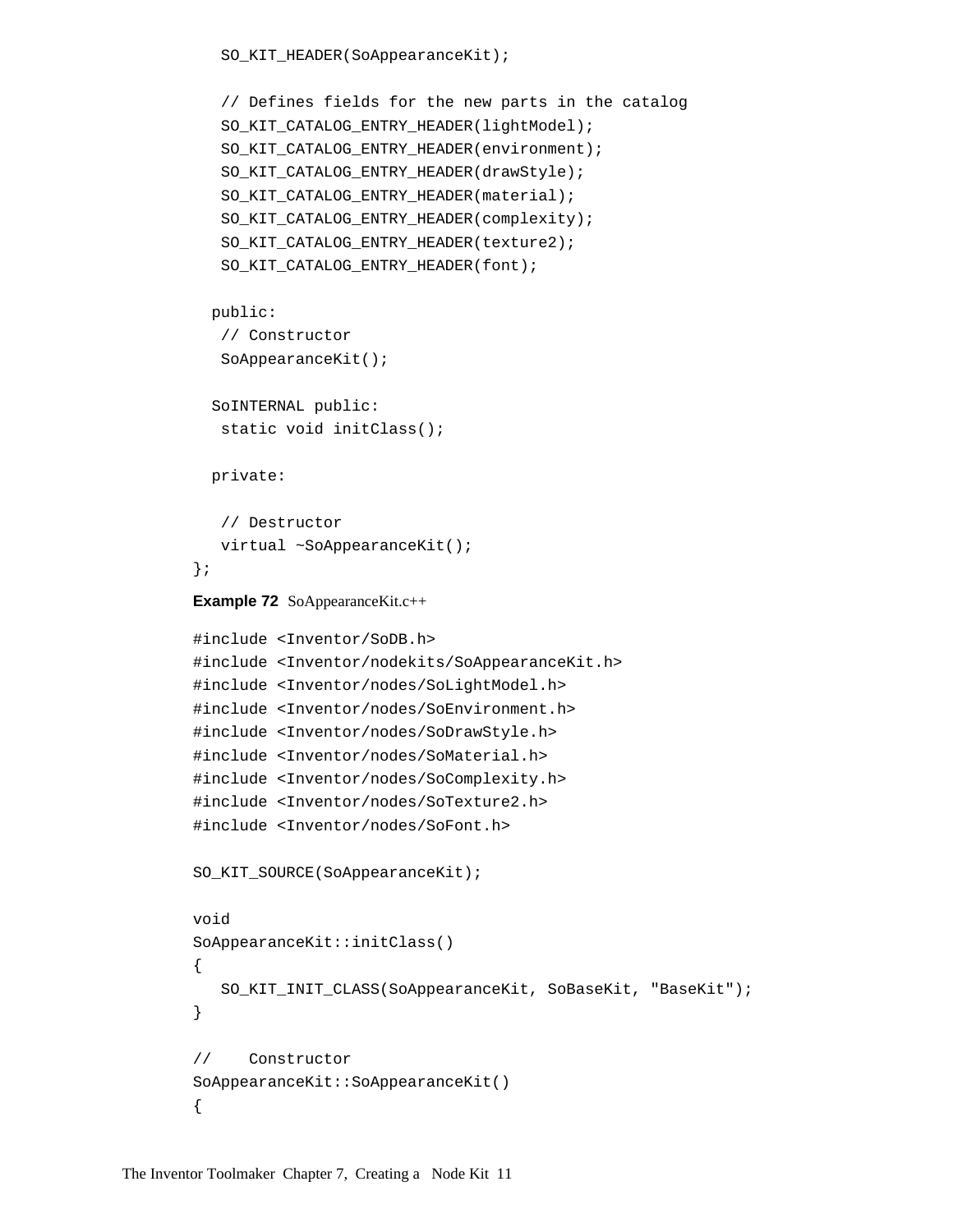```
   SO_KIT_HEADER(SoAppearanceKit);

   // Defines fields for the new parts in the catalog
   SO_KIT_CATALOG_ENTRY_HEADER(lightModel);
   SO_KIT_CATALOG_ENTRY_HEADER(environment);
   SO_KIT_CATALOG_ENTRY_HEADER(drawStyle);
   SO_KIT_CATALOG_ENTRY_HEADER(material);
   SO_KIT_CATALOG_ENTRY_HEADER(complexity);
   SO_KIT_CATALOG_ENTRY_HEADER(texture2);
   SO_KIT_CATALOG_ENTRY_HEADER(font);

  public:
   // Constructor
   SoAppearanceKit();

  SoINTERNAL public:
   static void initClass();

  private:

   // Destructor
   virtual ~SoAppearanceKit();
};
```

**Example 72** SoAppearanceKit.c++

```
#include <Inventor/SoDB.h>
#include <Inventor/nodekits/SoAppearanceKit.h>
#include <Inventor/nodes/SoLightModel.h>
#include <Inventor/nodes/SoEnvironment.h>
#include <Inventor/nodes/SoDrawStyle.h>
#include <Inventor/nodes/SoMaterial.h>
#include <Inventor/nodes/SoComplexity.h>
#include <Inventor/nodes/SoTexture2.h>
#include <Inventor/nodes/SoFont.h>

SO_KIT_SOURCE(SoAppearanceKit);

void
SoAppearanceKit::initClass()
{
   SO_KIT_INIT_CLASS(SoAppearanceKit, SoBaseKit, "BaseKit");
}

//    Constructor
SoAppearanceKit::SoAppearanceKit()
{
```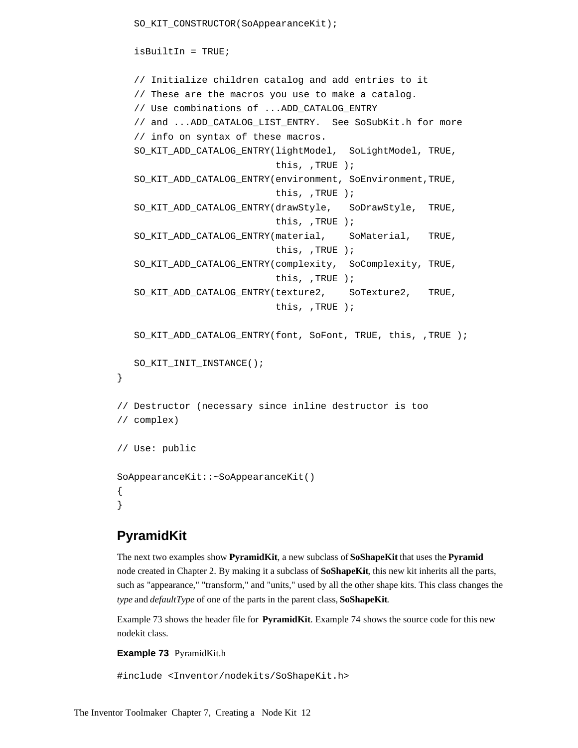```
   SO_KIT_CONSTRUCTOR(SoAppearanceKit);

   isBuiltIn = TRUE;

   // Initialize children catalog and add entries to it
   // These are the macros you use to make a catalog.
   // Use combinations of ...ADD_CATALOG_ENTRY
   // and ...ADD_CATALOG_LIST_ENTRY.  See SoSubKit.h for more
   // info on syntax of these macros.
   SO_KIT_ADD_CATALOG_ENTRY(lightModel,  SoLightModel, TRUE,
                            this, ,TRUE );
   SO_KIT_ADD_CATALOG_ENTRY(environment, SoEnvironment,TRUE,
                            this, ,TRUE );
   SO_KIT_ADD_CATALOG_ENTRY(drawStyle,   SoDrawStyle,  TRUE,
                            this, ,TRUE );
   SO_KIT_ADD_CATALOG_ENTRY(material,    SoMaterial,   TRUE,
                            this, ,TRUE );
   SO_KIT_ADD_CATALOG_ENTRY(complexity,  SoComplexity, TRUE,
                            this, ,TRUE );
   SO_KIT_ADD_CATALOG_ENTRY(texture2,    SoTexture2,   TRUE,
                            this, ,TRUE );

   SO_KIT_ADD_CATALOG_ENTRY(font, SoFont, TRUE, this, ,TRUE );

   SO_KIT_INIT_INSTANCE();
}

// Destructor (necessary since inline destructor is too
// complex)

// Use: public

SoAppearanceKit::~SoAppearanceKit()
{
}
```

## PyramidKit

The next two examples show **PyramidKit**, a new subclass of **SoShapeKit** that uses the **Pyramid** node created in Chapter 2. By making it a subclass of **SoShapeKit**, this new kit inherits all the parts, such as "appearance," "transform," and "units," used by all the other shape kits. This class changes the *type* and *defaultType* of one of the parts in the parent class, **SoShapeKit**.

Example 73 shows the header file for **PyramidKit**. Example 74 shows the source code for this new nodekit class.

**Example 73** PyramidKit.h

```
#include <Inventor/nodekits/SoShapeKit.h>
```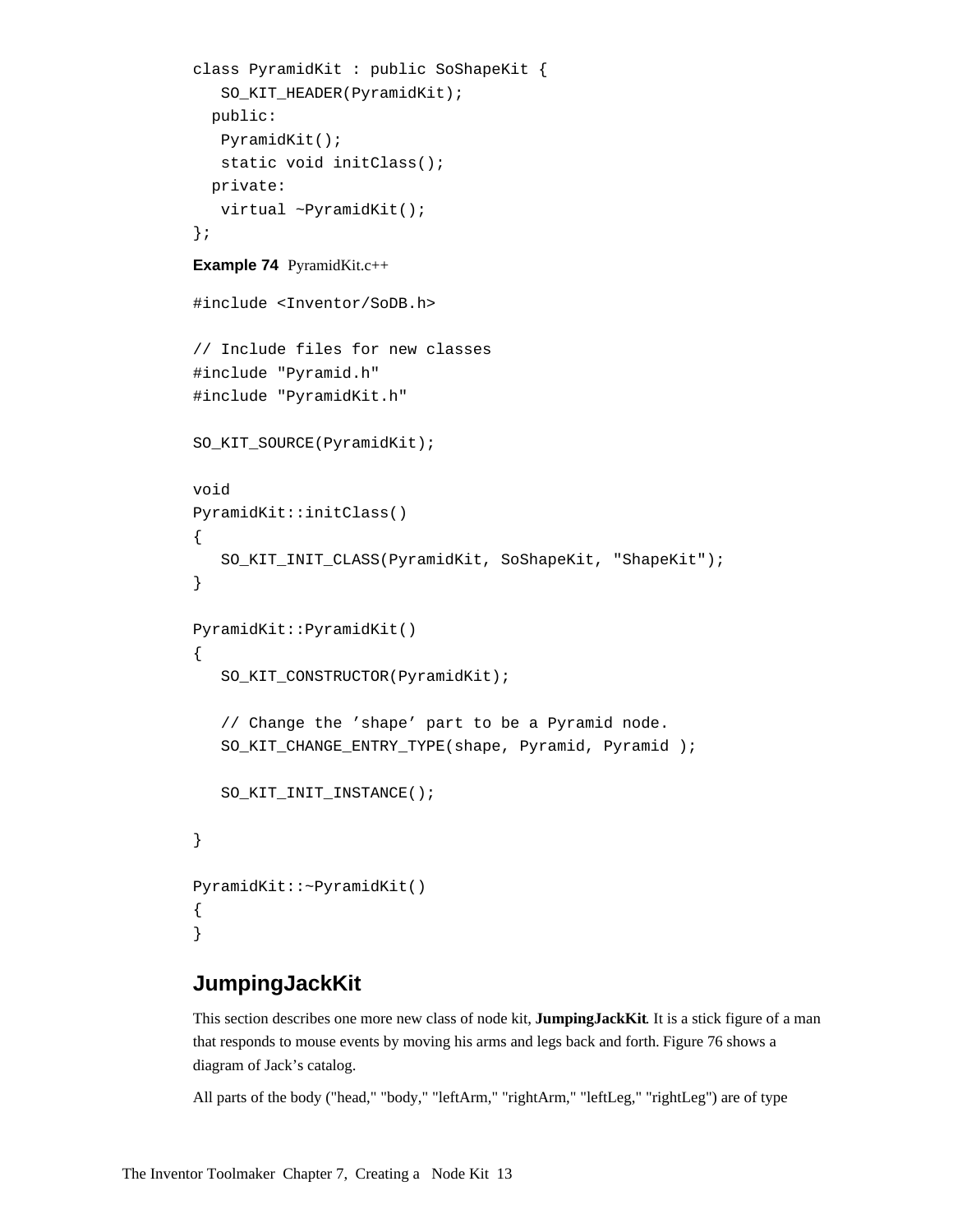```
class PyramidKit : public SoShapeKit {
   SO_KIT_HEADER(PyramidKit);
  public:
   PyramidKit();
   static void initClass();
  private:
   virtual ~PyramidKit();
};
```

**Example 74** PyramidKit.c++

```
#include <Inventor/SoDB.h>

// Include files for new classes
#include "Pyramid.h"
#include "PyramidKit.h"

SO_KIT_SOURCE(PyramidKit);

void
PyramidKit::initClass()
{
   SO_KIT_INIT_CLASS(PyramidKit, SoShapeKit, "ShapeKit");
}

PyramidKit::PyramidKit()
{
   SO_KIT_CONSTRUCTOR(PyramidKit);

   // Change the 'shape' part to be a Pyramid node.
   SO_KIT_CHANGE_ENTRY_TYPE(shape, Pyramid, Pyramid );

   SO_KIT_INIT_INSTANCE();

}

PyramidKit::~PyramidKit()
{
}
```

## JumpingJackKit

This section describes one more new class of node kit, **JumpingJackKit**. It is a stick figure of a man that responds to mouse events by moving his arms and legs back and forth. Figure 76 shows a diagram of Jack's catalog.

All parts of the body ("head," "body," "leftArm," "rightArm," "leftLeg," "rightLeg") are of type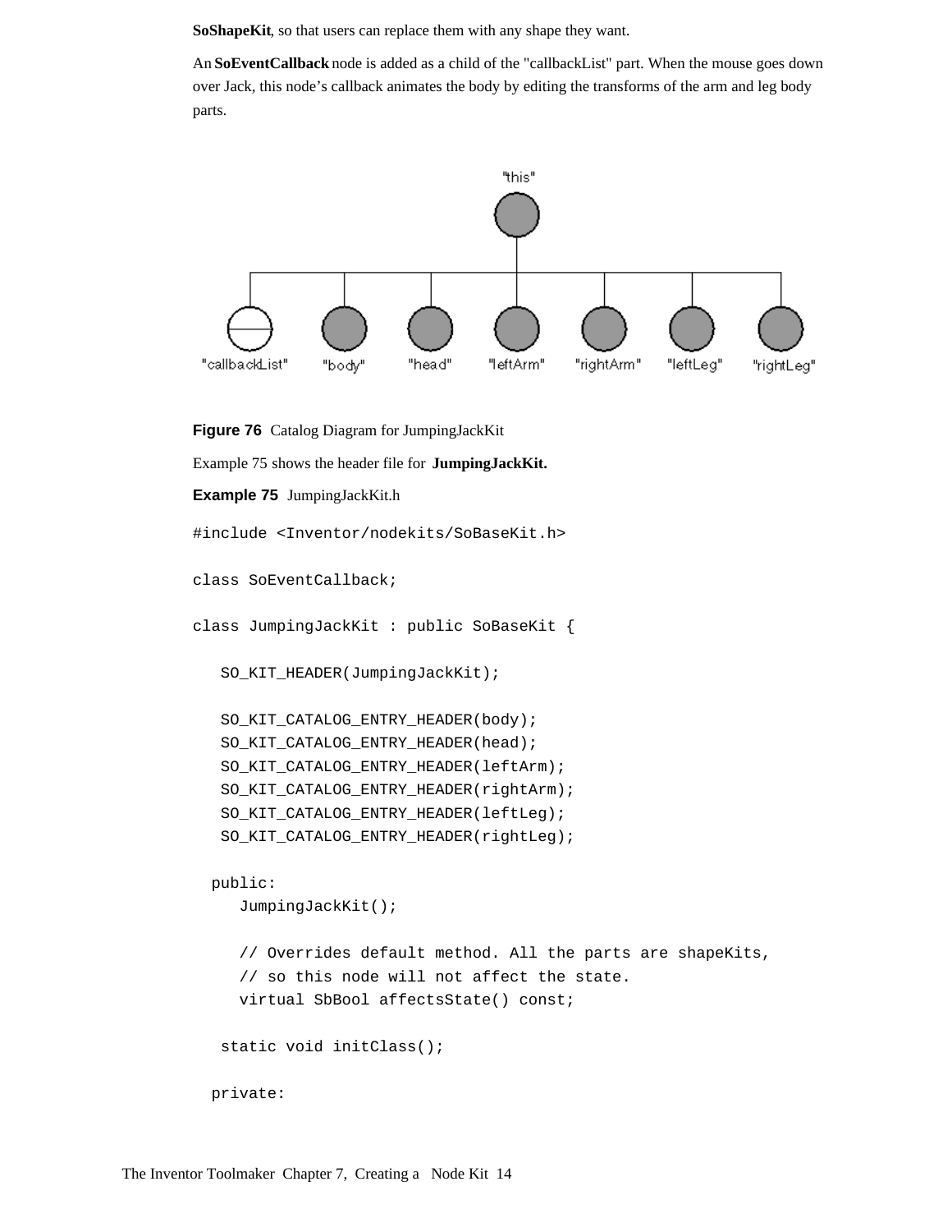**SoShapeKit**, so that users can replace them with any shape they want.

An **SoEventCallback** node is added as a child of the "callbackList" part. When the mouse goes down over Jack, this node's callback animates the body by editing the transforms of the arm and leg body parts.

"this"

"callbackList" "body" "head" "leftArm" "rightArm" "leftLeg" "rightLeg"

**Figure 76** Catalog Diagram for JumpingJackKit

Example 75 shows the header file for **JumpingJackKit.**

**Example 75** JumpingJackKit.h

```
#include <Inventor/nodekits/SoBaseKit.h>

class SoEventCallback;

class JumpingJackKit : public SoBaseKit {

   SO_KIT_HEADER(JumpingJackKit);

   SO_KIT_CATALOG_ENTRY_HEADER(body);
   SO_KIT_CATALOG_ENTRY_HEADER(head);
   SO_KIT_CATALOG_ENTRY_HEADER(leftArm);
   SO_KIT_CATALOG_ENTRY_HEADER(rightArm);
   SO_KIT_CATALOG_ENTRY_HEADER(leftLeg);
   SO_KIT_CATALOG_ENTRY_HEADER(rightLeg);

  public:
     JumpingJackKit();

     // Overrides default method. All the parts are shapeKits,
     // so this node will not affect the state.
     virtual SbBool affectsState() const;

   static void initClass();

  private:
```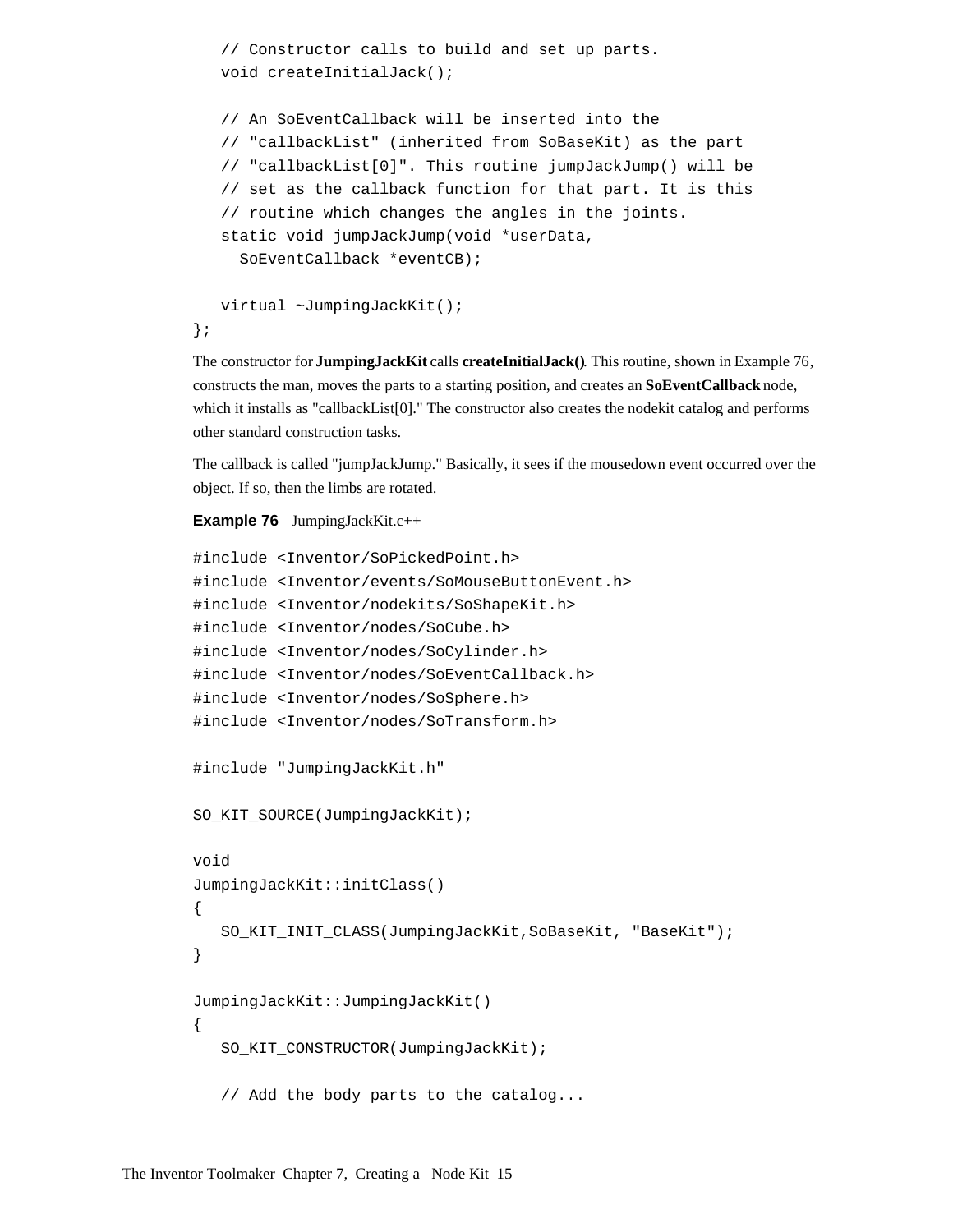```
   // Constructor calls to build and set up parts.
   void createInitialJack();

   // An SoEventCallback will be inserted into the
   // "callbackList" (inherited from SoBaseKit) as the part
   // "callbackList[0]". This routine jumpJackJump() will be
   // set as the callback function for that part. It is this
   // routine which changes the angles in the joints.
   static void jumpJackJump(void *userData,
     SoEventCallback *eventCB);

   virtual ~JumpingJackKit();
};
```

The constructor for **JumpingJackKit** calls **createInitialJack()**. This routine, shown in Example 76, constructs the man, moves the parts to a starting position, and creates an **SoEventCallback** node, which it installs as "callbackList[0]." The constructor also creates the nodekit catalog and performs other standard construction tasks.

The callback is called "jumpJackJump." Basically, it sees if the mousedown event occurred over the object. If so, then the limbs are rotated.

**Example 76** JumpingJackKit.c++

```
#include <Inventor/SoPickedPoint.h>
#include <Inventor/events/SoMouseButtonEvent.h>
#include <Inventor/nodekits/SoShapeKit.h>
#include <Inventor/nodes/SoCube.h>
#include <Inventor/nodes/SoCylinder.h>
#include <Inventor/nodes/SoEventCallback.h>
#include <Inventor/nodes/SoSphere.h>
#include <Inventor/nodes/SoTransform.h>

#include "JumpingJackKit.h"

SO_KIT_SOURCE(JumpingJackKit);

void
JumpingJackKit::initClass()
{
   SO_KIT_INIT_CLASS(JumpingJackKit,SoBaseKit, "BaseKit");
}

JumpingJackKit::JumpingJackKit()
{
   SO_KIT_CONSTRUCTOR(JumpingJackKit);

   // Add the body parts to the catalog...
```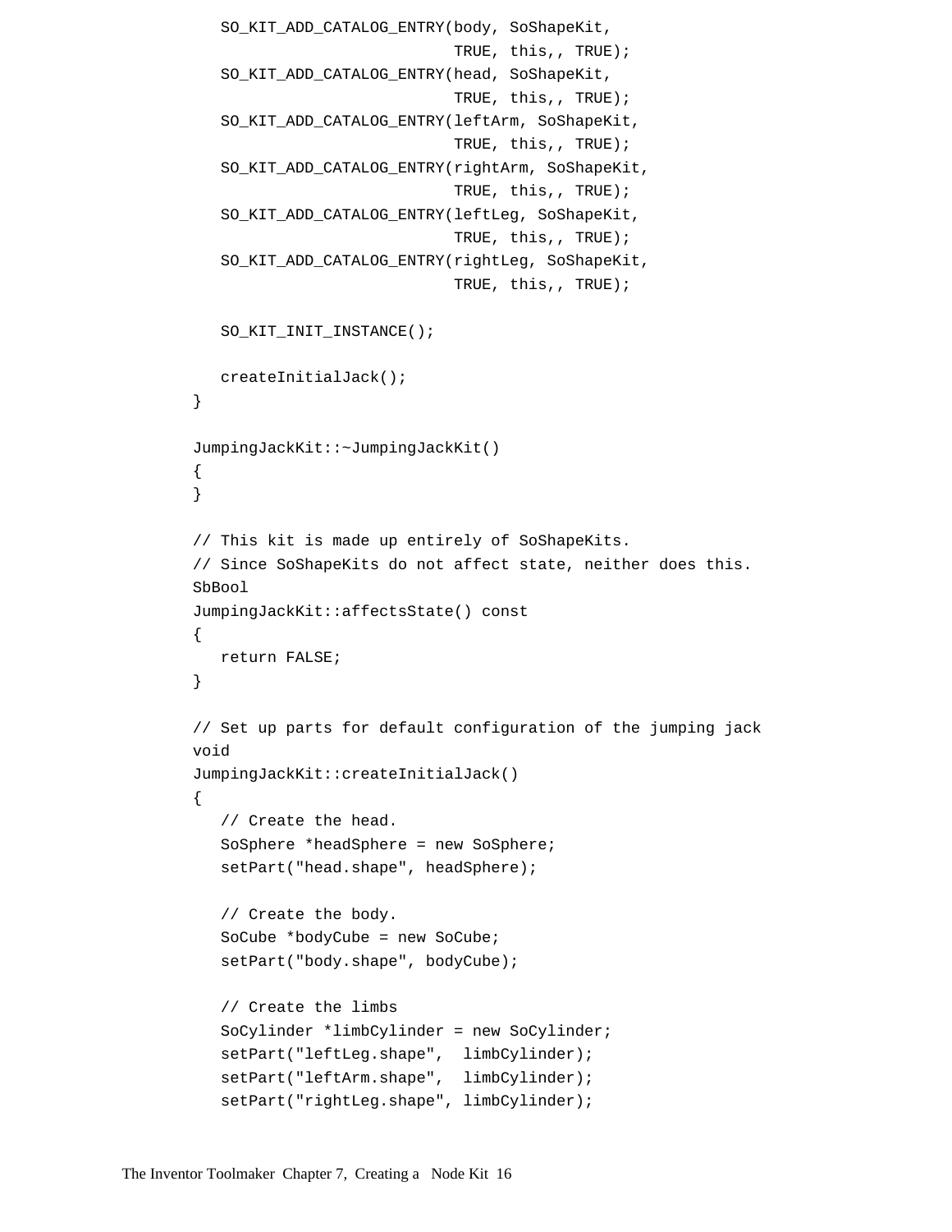```
   SO_KIT_ADD_CATALOG_ENTRY(body, SoShapeKit,
                            TRUE, this,, TRUE);
   SO_KIT_ADD_CATALOG_ENTRY(head, SoShapeKit,
                            TRUE, this,, TRUE);
   SO_KIT_ADD_CATALOG_ENTRY(leftArm, SoShapeKit,
                            TRUE, this,, TRUE);
   SO_KIT_ADD_CATALOG_ENTRY(rightArm, SoShapeKit,
                            TRUE, this,, TRUE);
   SO_KIT_ADD_CATALOG_ENTRY(leftLeg, SoShapeKit,
                            TRUE, this,, TRUE);
   SO_KIT_ADD_CATALOG_ENTRY(rightLeg, SoShapeKit,
                            TRUE, this,, TRUE);

   SO_KIT_INIT_INSTANCE();

   createInitialJack();
}

JumpingJackKit::~JumpingJackKit()
{
}

// This kit is made up entirely of SoShapeKits.
// Since SoShapeKits do not affect state, neither does this.
SbBool
JumpingJackKit::affectsState() const
{
   return FALSE;
}

// Set up parts for default configuration of the jumping jack
void
JumpingJackKit::createInitialJack()
{
   // Create the head.
   SoSphere *headSphere = new SoSphere;
   setPart("head.shape", headSphere);

   // Create the body.
   SoCube *bodyCube = new SoCube;
   setPart("body.shape", bodyCube);

   // Create the limbs
   SoCylinder *limbCylinder = new SoCylinder;
   setPart("leftLeg.shape",  limbCylinder);
   setPart("leftArm.shape",  limbCylinder);
   setPart("rightLeg.shape", limbCylinder);
```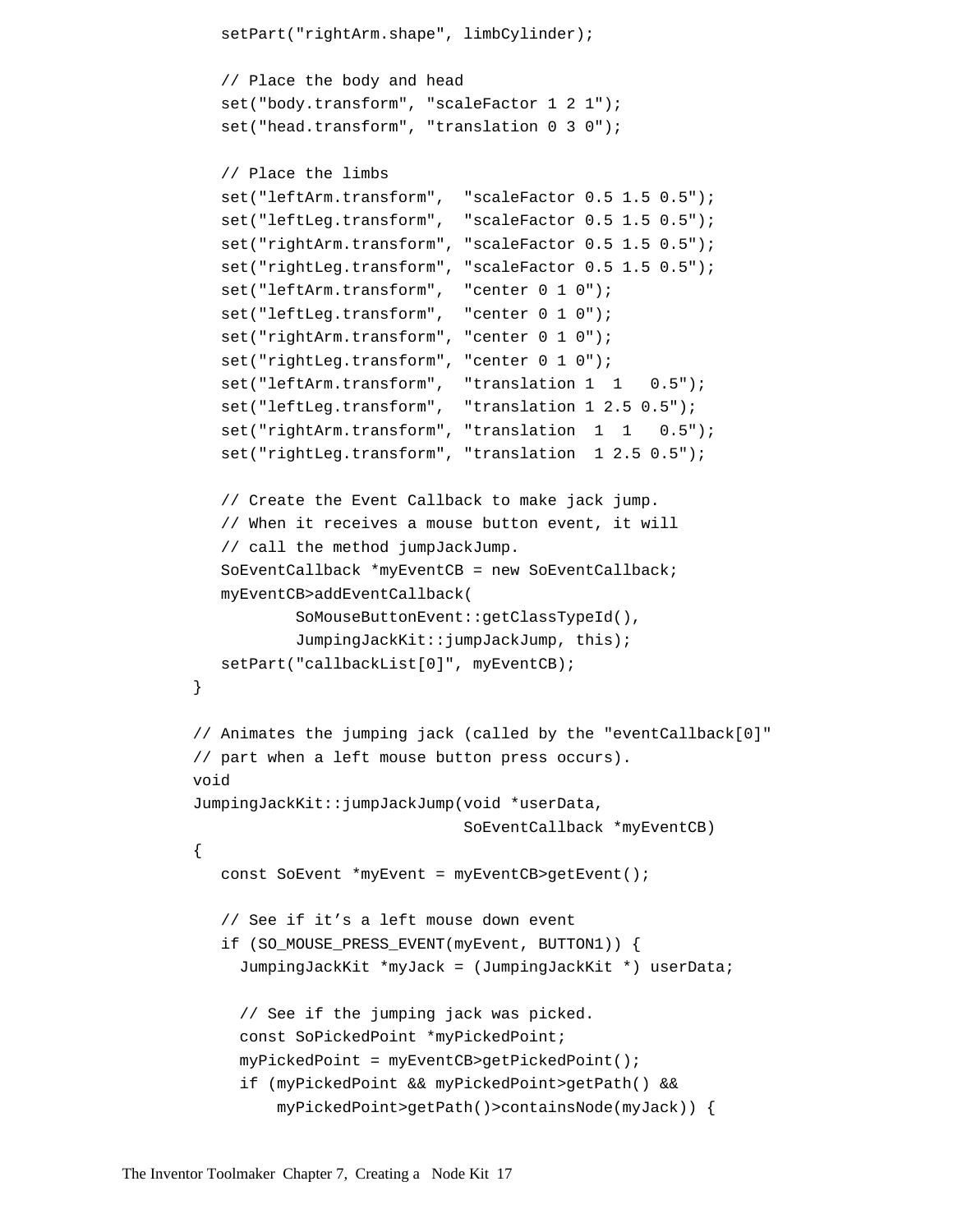```
   setPart("rightArm.shape", limbCylinder);

   // Place the body and head
   set("body.transform", "scaleFactor 1 2 1");
   set("head.transform", "translation 0 3 0");

   // Place the limbs
   set("leftArm.transform",  "scaleFactor 0.5 1.5 0.5");
   set("leftLeg.transform",  "scaleFactor 0.5 1.5 0.5");
   set("rightArm.transform", "scaleFactor 0.5 1.5 0.5");
   set("rightLeg.transform", "scaleFactor 0.5 1.5 0.5");
   set("leftArm.transform",  "center 0 1 0");
   set("leftLeg.transform",  "center 0 1 0");
   set("rightArm.transform", "center 0 1 0");
   set("rightLeg.transform", "center 0 1 0");
   set("leftArm.transform",  "translation 1  1   0.5");
   set("leftLeg.transform",  "translation 1 2.5 0.5");
   set("rightArm.transform", "translation  1  1   0.5");
   set("rightLeg.transform", "translation  1 2.5 0.5");

   // Create the Event Callback to make jack jump.
   // When it receives a mouse button event, it will
   // call the method jumpJackJump.
   SoEventCallback *myEventCB = new SoEventCallback;
   myEventCB>addEventCallback(
           SoMouseButtonEvent::getClassTypeId(),
           JumpingJackKit::jumpJackJump, this);
   setPart("callbackList[0]", myEventCB);
}

// Animates the jumping jack (called by the "eventCallback[0]"
// part when a left mouse button press occurs).
void
JumpingJackKit::jumpJackJump(void *userData,
                             SoEventCallback *myEventCB)
{
   const SoEvent *myEvent = myEventCB>getEvent();

   // See if it's a left mouse down event
   if (SO_MOUSE_PRESS_EVENT(myEvent, BUTTON1)) {
     JumpingJackKit *myJack = (JumpingJackKit *) userData;

     // See if the jumping jack was picked.
     const SoPickedPoint *myPickedPoint;
     myPickedPoint = myEventCB>getPickedPoint();
     if (myPickedPoint && myPickedPoint>getPath() &&
         myPickedPoint>getPath()>containsNode(myJack)) {
```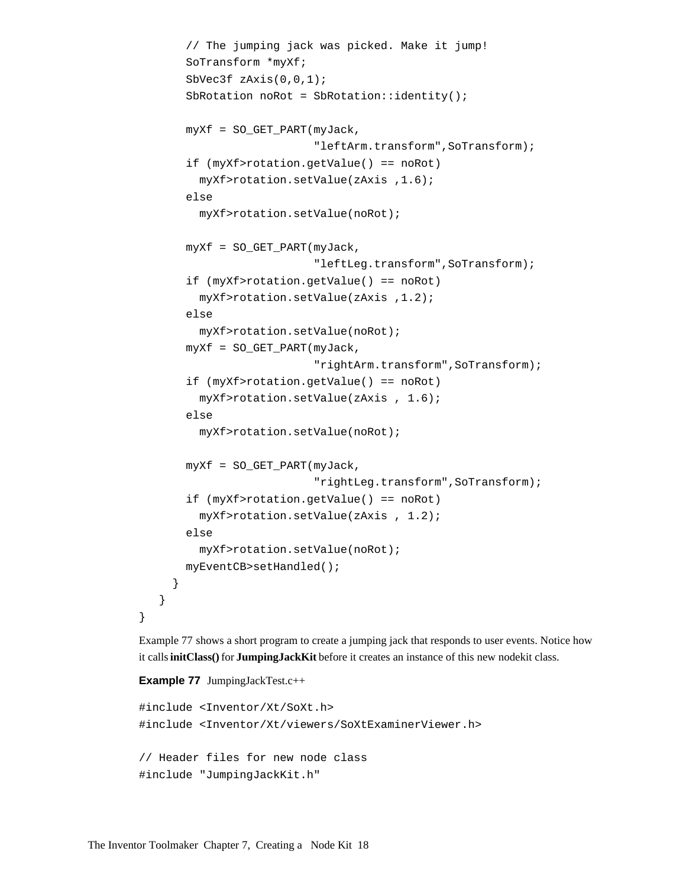```
        // The jumping jack was picked. Make it jump!
        SoTransform *myXf;
        SbVec3f zAxis(0,0,1);
        SbRotation noRot = SbRotation::identity();

        myXf = SO_GET_PART(myJack,
                           "leftArm.transform",SoTransform);
        if (myXf>rotation.getValue() == noRot)
          myXf>rotation.setValue(zAxis ,1.6);
        else
          myXf>rotation.setValue(noRot);

        myXf = SO_GET_PART(myJack,
                           "leftLeg.transform",SoTransform);
        if (myXf>rotation.getValue() == noRot)
          myXf>rotation.setValue(zAxis ,1.2);
        else
          myXf>rotation.setValue(noRot);
        myXf = SO_GET_PART(myJack,
                           "rightArm.transform",SoTransform);
        if (myXf>rotation.getValue() == noRot)
          myXf>rotation.setValue(zAxis , 1.6);
        else
          myXf>rotation.setValue(noRot);

        myXf = SO_GET_PART(myJack,
                           "rightLeg.transform",SoTransform);
        if (myXf>rotation.getValue() == noRot)
          myXf>rotation.setValue(zAxis , 1.2);
        else
          myXf>rotation.setValue(noRot);
        myEventCB>setHandled();
      }
    }
}
```

Example 77 shows a short program to create a jumping jack that responds to user events. Notice how it calls **initClass()** for **JumpingJackKit** before it creates an instance of this new nodekit class.

**Example 77** JumpingJackTest.c++

```
#include <Inventor/Xt/SoXt.h>
#include <Inventor/Xt/viewers/SoXtExaminerViewer.h>

// Header files for new node class
#include "JumpingJackKit.h"
```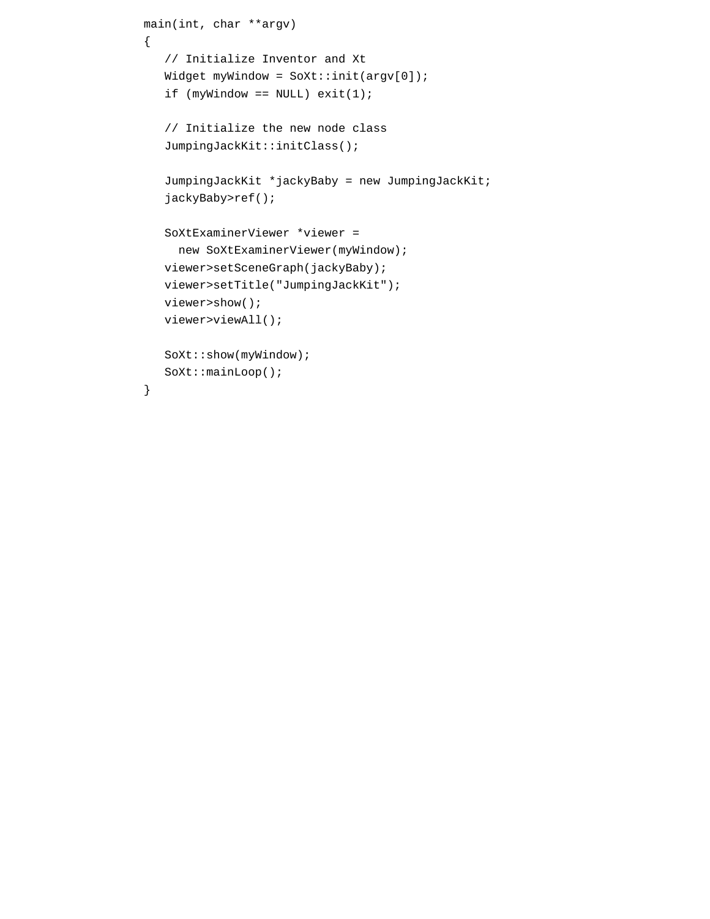```
main(int, char **argv)
{
   // Initialize Inventor and Xt
   Widget myWindow = SoXt::init(argv[0]);
   if (myWindow == NULL) exit(1);

   // Initialize the new node class
   JumpingJackKit::initClass();

   JumpingJackKit *jackyBaby = new JumpingJackKit;
   jackyBaby>ref();

   SoXtExaminerViewer *viewer =
     new SoXtExaminerViewer(myWindow);
   viewer>setSceneGraph(jackyBaby);
   viewer>setTitle("JumpingJackKit");
   viewer>show();
   viewer>viewAll();

   SoXt::show(myWindow);
   SoXt::mainLoop();
}
```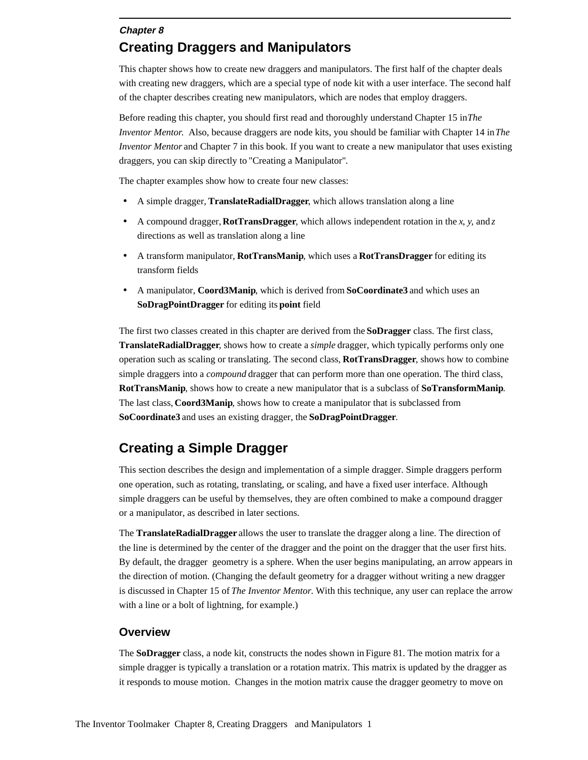*Chapter 8*

# Creating Draggers and Manipulators

This chapter shows how to create new draggers and manipulators. The first half of the chapter deals with creating new draggers, which are a special type of node kit with a user interface. The second half of the chapter describes creating new manipulators, which are nodes that employ draggers.

Before reading this chapter, you should first read and thoroughly understand Chapter 15 in *The Inventor Mentor.* Also, because draggers are node kits, you should be familiar with Chapter 14 in *The Inventor Mentor* and Chapter 7 in this book. If you want to create a new manipulator that uses existing draggers, you can skip directly to "Creating a Manipulator".

The chapter examples show how to create four new classes:

- A simple dragger, **TranslateRadialDragger**, which allows translation along a line
- A compound dragger, **RotTransDragger**, which allows independent rotation in the *x*, *y*, and *z* directions as well as translation along a line
- A transform manipulator, **RotTransManip**, which uses a **RotTransDragger** for editing its transform fields
- A manipulator, **Coord3Manip**, which is derived from **SoCoordinate3** and which uses an **SoDragPointDragger** for editing its **point** field

The first two classes created in this chapter are derived from the **SoDragger** class. The first class, **TranslateRadialDragger**, shows how to create a *simple* dragger, which typically performs only one operation such as scaling or translating. The second class, **RotTransDragger**, shows how to combine simple draggers into a *compound* dragger that can perform more than one operation. The third class, **RotTransManip**, shows how to create a new manipulator that is a subclass of **SoTransformManip**. The last class, **Coord3Manip**, shows how to create a manipulator that is subclassed from **SoCoordinate3** and uses an existing dragger, the **SoDragPointDragger**.

## Creating a Simple Dragger

This section describes the design and implementation of a simple dragger. Simple draggers perform one operation, such as rotating, translating, or scaling, and have a fixed user interface. Although simple draggers can be useful by themselves, they are often combined to make a compound dragger or a manipulator, as described in later sections.

The **TranslateRadialDragger** allows the user to translate the dragger along a line. The direction of the line is determined by the center of the dragger and the point on the dragger that the user first hits. By default, the dragger geometry is a sphere. When the user begins manipulating, an arrow appears in the direction of motion. (Changing the default geometry for a dragger without writing a new dragger is discussed in Chapter 15 of *The Inventor Mentor.* With this technique, any user can replace the arrow with a line or a bolt of lightning, for example.)

### Overview

The **SoDragger** class, a node kit, constructs the nodes shown in Figure 81. The motion matrix for a simple dragger is typically a translation or a rotation matrix. This matrix is updated by the dragger as it responds to mouse motion. Changes in the motion matrix cause the dragger geometry to move on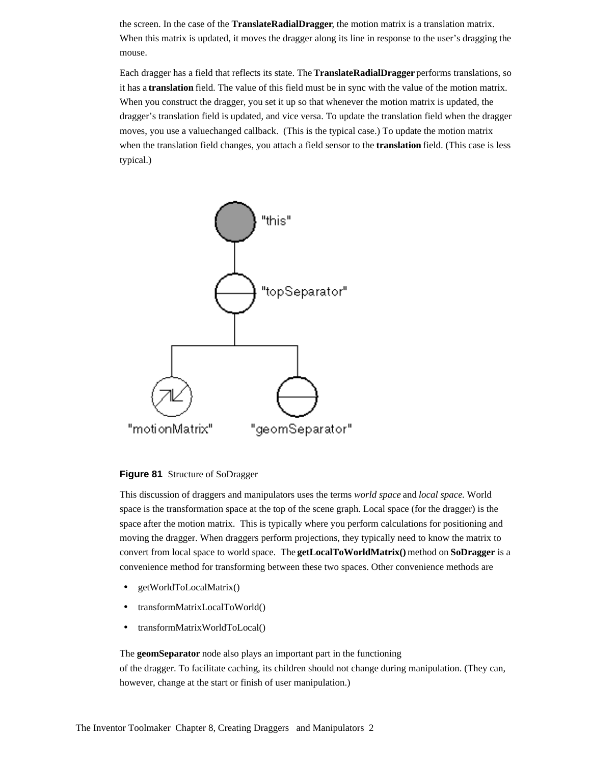the screen. In the case of the **TranslateRadialDragger**, the motion matrix is a translation matrix. When this matrix is updated, it moves the dragger along its line in response to the user's dragging the mouse.

Each dragger has a field that reflects its state. The **TranslateRadialDragger** performs translations, so it has a **translation** field. The value of this field must be in sync with the value of the motion matrix. When you construct the dragger, you set it up so that whenever the motion matrix is updated, the dragger's translation field is updated, and vice versa. To update the translation field when the dragger moves, you use a valuechanged callback. (This is the typical case.) To update the motion matrix when the translation field changes, you attach a field sensor to the **translation** field. (This case is less typical.)

"this"

"topSeparator"

"motionMatrix"

"geomSeparator"

**Figure 81** Structure of SoDragger

This discussion of draggers and manipulators uses the terms *world space* and *local space.* World space is the transformation space at the top of the scene graph. Local space (for the dragger) is the space after the motion matrix. This is typically where you perform calculations for positioning and moving the dragger. When draggers perform projections, they typically need to know the matrix to convert from local space to world space. The **getLocalToWorldMatrix()** method on **SoDragger** is a convenience method for transforming between these two spaces. Other convenience methods are

- getWorldToLocalMatrix()
- transformMatrixLocalToWorld()
- transformMatrixWorldToLocal()

The **geomSeparator** node also plays an important part in the functioning of the dragger. To facilitate caching, its children should not change during manipulation. (They can, however, change at the start or finish of user manipulation.)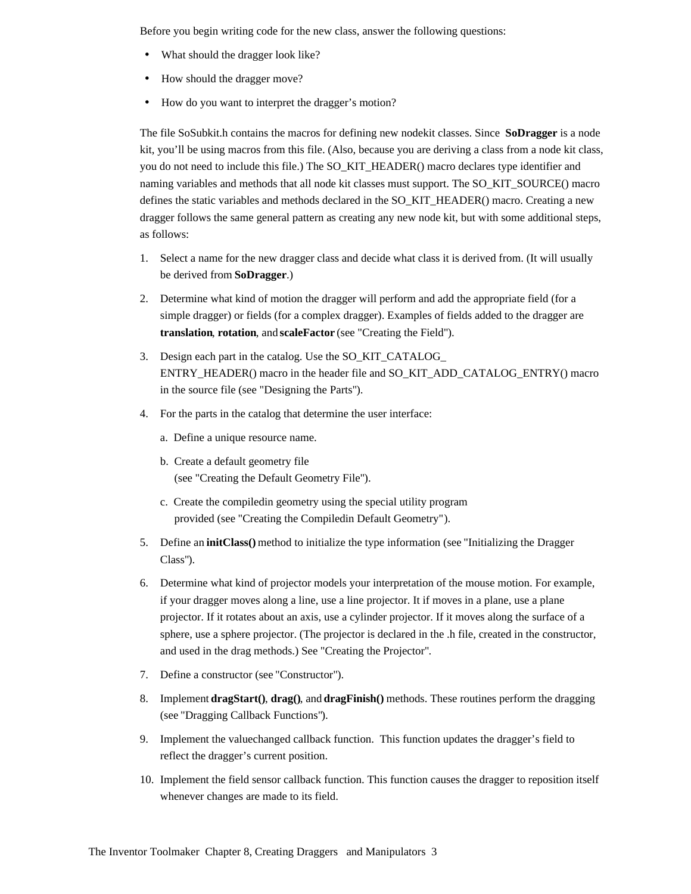Before you begin writing code for the new class, answer the following questions:

- What should the dragger look like?
- How should the dragger move?
- How do you want to interpret the dragger's motion?

The file SoSubkit.h contains the macros for defining new nodekit classes. Since **SoDragger** is a node kit, you'll be using macros from this file. (Also, because you are deriving a class from a node kit class, you do not need to include this file.) The SO_KIT_HEADER() macro declares type identifier and naming variables and methods that all node kit classes must support. The SO_KIT_SOURCE() macro defines the static variables and methods declared in the SO_KIT_HEADER() macro. Creating a new dragger follows the same general pattern as creating any new node kit, but with some additional steps, as follows:

1. Select a name for the new dragger class and decide what class it is derived from. (It will usually be derived from **SoDragger**.)
2. Determine what kind of motion the dragger will perform and add the appropriate field (for a simple dragger) or fields (for a complex dragger). Examples of fields added to the dragger are **translation**, **rotation**, and **scaleFactor** (see "Creating the Field").
3. Design each part in the catalog. Use the SO_KIT_CATALOG_ENTRY_HEADER() macro in the header file and SO_KIT_ADD_CATALOG_ENTRY() macro in the source file (see "Designing the Parts").
4. For the parts in the catalog that determine the user interface:

   a. Define a unique resource name.

   b. Create a default geometry file (see "Creating the Default Geometry File").

   c. Create the compiledin geometry using the special utility program provided (see "Creating the Compiledin Default Geometry").
5. Define an **initClass()** method to initialize the type information (see "Initializing the Dragger Class").
6. Determine what kind of projector models your interpretation of the mouse motion. For example, if your dragger moves along a line, use a line projector. It if moves in a plane, use a plane projector. If it rotates about an axis, use a cylinder projector. If it moves along the surface of a sphere, use a sphere projector. (The projector is declared in the .h file, created in the constructor, and used in the drag methods.) See "Creating the Projector".
7. Define a constructor (see "Constructor").
8. Implement **dragStart()**, **drag()**, and **dragFinish()** methods. These routines perform the dragging (see "Dragging Callback Functions").
9. Implement the valuechanged callback function. This function updates the dragger's field to reflect the dragger's current position.
10. Implement the field sensor callback function. This function causes the dragger to reposition itself whenever changes are made to its field.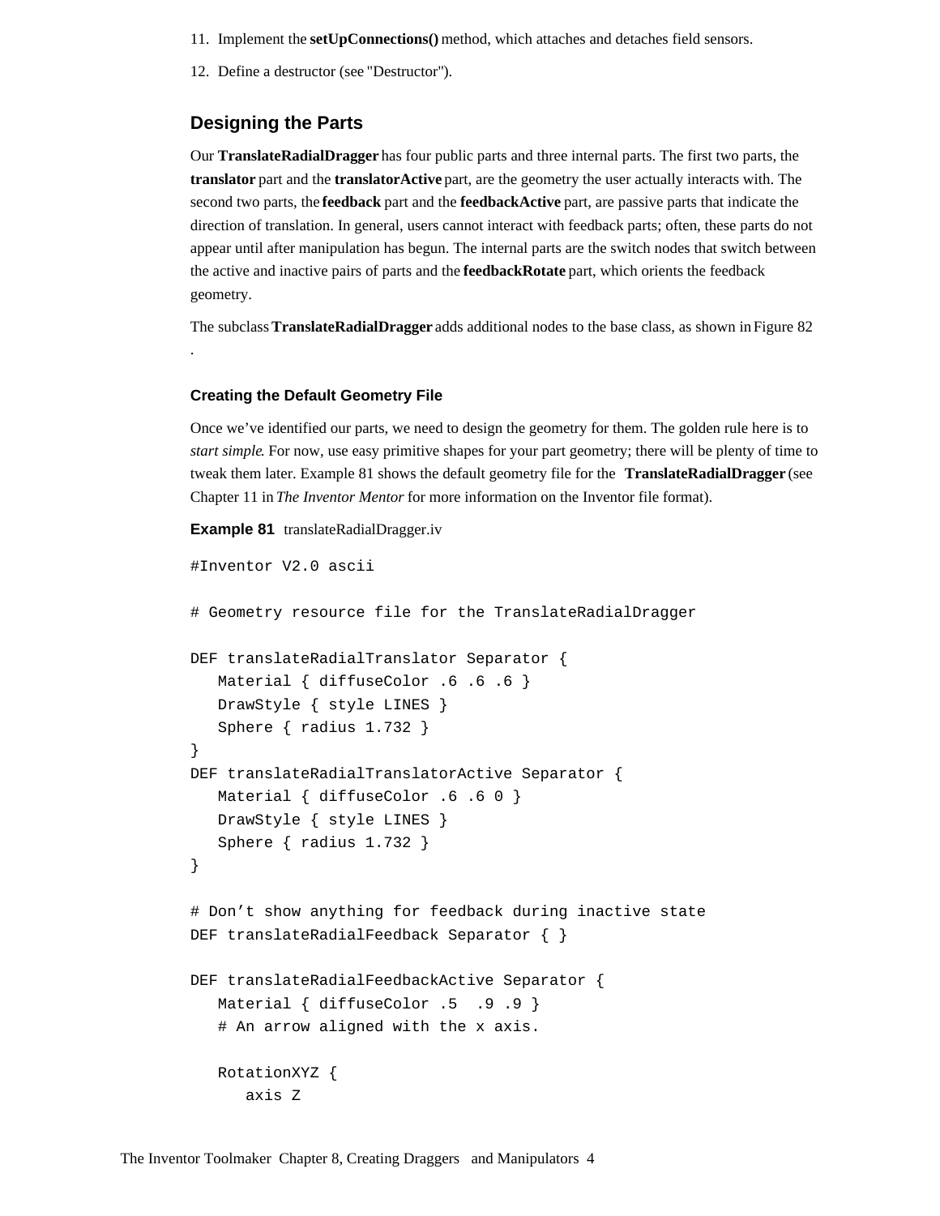11. Implement the **setUpConnections()** method, which attaches and detaches field sensors.
12. Define a destructor (see "Destructor").

## Designing the Parts

Our **TranslateRadialDragger** has four public parts and three internal parts. The first two parts, the **translator** part and the **translatorActive** part, are the geometry the user actually interacts with. The second two parts, the **feedback** part and the **feedbackActive** part, are passive parts that indicate the direction of translation. In general, users cannot interact with feedback parts; often, these parts do not appear until after manipulation has begun. The internal parts are the switch nodes that switch between the active and inactive pairs of parts and the **feedbackRotate** part, which orients the feedback geometry.

The subclass **TranslateRadialDragger** adds additional nodes to the base class, as shown in Figure 82 .

### Creating the Default Geometry File

Once we've identified our parts, we need to design the geometry for them. The golden rule here is to *start simple*. For now, use easy primitive shapes for your part geometry; there will be plenty of time to tweak them later. Example 81 shows the default geometry file for the **TranslateRadialDragger** (see Chapter 11 in *The Inventor Mentor* for more information on the Inventor file format).

**Example 81** translateRadialDragger.iv

```
#Inventor V2.0 ascii

# Geometry resource file for the TranslateRadialDragger

DEF translateRadialTranslator Separator {
   Material { diffuseColor .6 .6 .6 }
   DrawStyle { style LINES }
   Sphere { radius 1.732 }
}
DEF translateRadialTranslatorActive Separator {
   Material { diffuseColor .6 .6 0 }
   DrawStyle { style LINES }
   Sphere { radius 1.732 }
}

# Don't show anything for feedback during inactive state
DEF translateRadialFeedback Separator { }

DEF translateRadialFeedbackActive Separator {
   Material { diffuseColor .5  .9 .9 }
   # An arrow aligned with the x axis.

   RotationXYZ {
      axis Z
```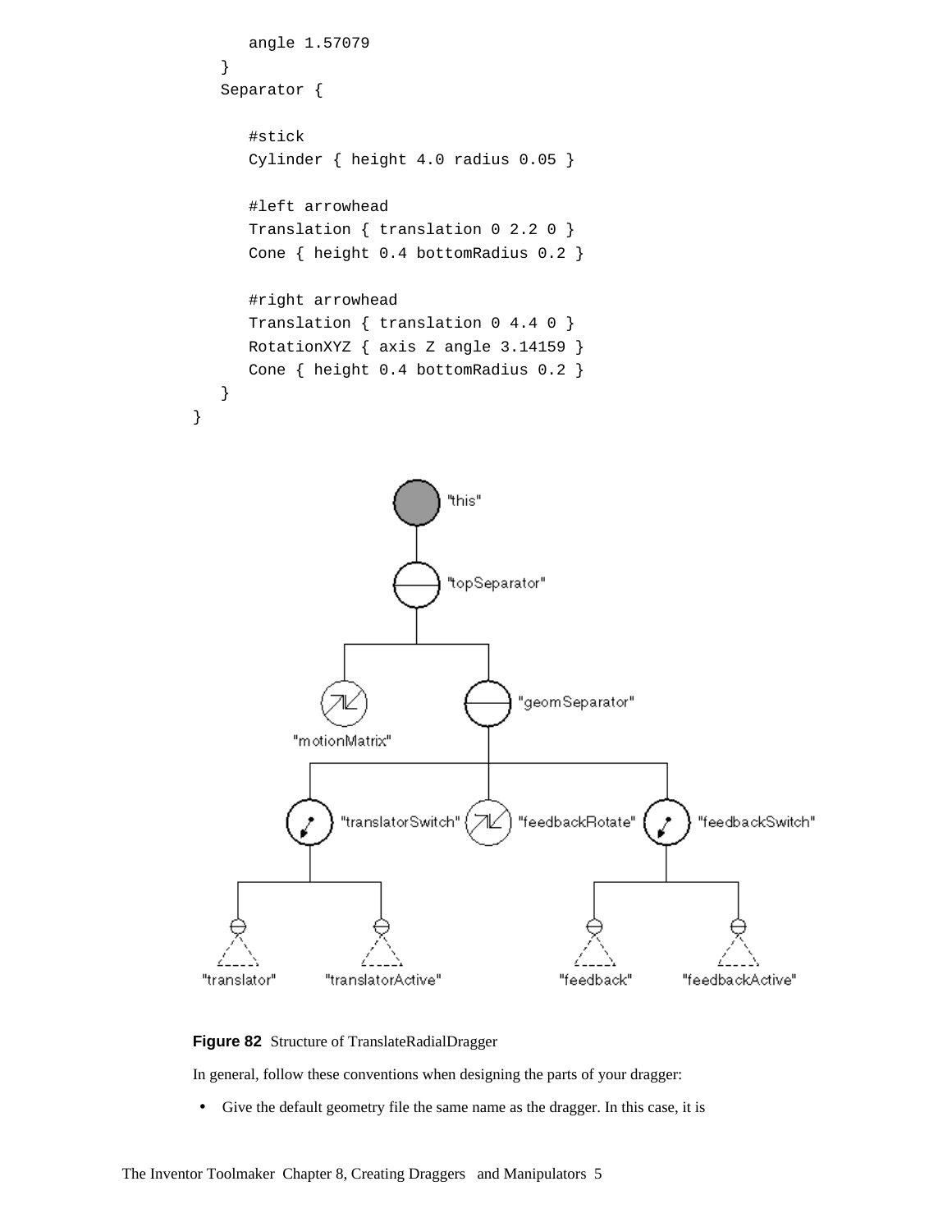```
         angle 1.57079
      }
      Separator {

         #stick
         Cylinder { height 4.0 radius 0.05 }

         #left arrowhead
         Translation { translation 0 2.2 0 }
         Cone { height 0.4 bottomRadius 0.2 }

         #right arrowhead
         Translation { translation 0 4.4 0 }
         RotationXYZ { axis Z angle 3.14159 }
         Cone { height 0.4 bottomRadius 0.2 }
      }
   }
```

**Figure 82** Structure of TranslateRadialDragger

In general, follow these conventions when designing the parts of your dragger:

- Give the default geometry file the same name as the dragger. In this case, it is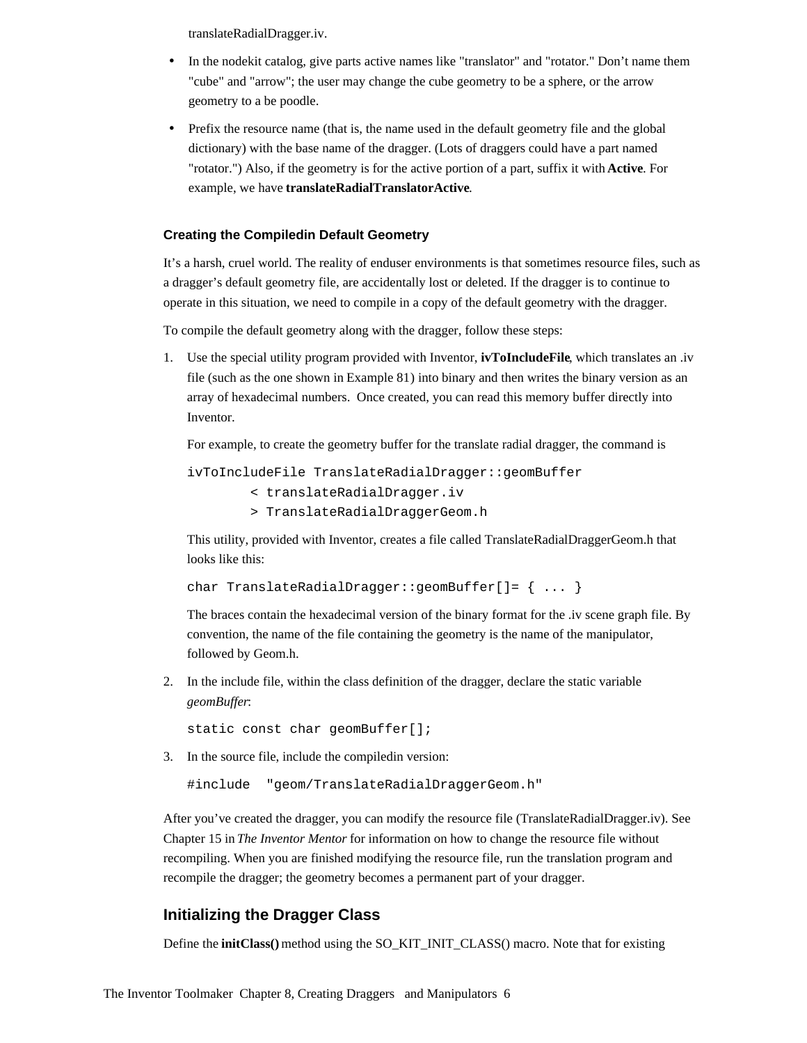translateRadialDragger.iv.

- In the nodekit catalog, give parts active names like "translator" and "rotator." Don't name them "cube" and "arrow"; the user may change the cube geometry to be a sphere, or the arrow geometry to a be poodle.
- Prefix the resource name (that is, the name used in the default geometry file and the global dictionary) with the base name of the dragger. (Lots of draggers could have a part named "rotator.") Also, if the geometry is for the active portion of a part, suffix it with **Active**. For example, we have **translateRadialTranslatorActive**.

### Creating the Compiledin Default Geometry

It's a harsh, cruel world. The reality of enduser environments is that sometimes resource files, such as a dragger's default geometry file, are accidentally lost or deleted. If the dragger is to continue to operate in this situation, we need to compile in a copy of the default geometry with the dragger.

To compile the default geometry along with the dragger, follow these steps:

1. Use the special utility program provided with Inventor, **ivToIncludeFile**, which translates an .iv file (such as the one shown in Example 81) into binary and then writes the binary version as an array of hexadecimal numbers.  Once created, you can read this memory buffer directly into Inventor.

   For example, to create the geometry buffer for the translate radial dragger, the command is

   ```
   ivToIncludeFile TranslateRadialDragger::geomBuffer
           < translateRadialDragger.iv
           > TranslateRadialDraggerGeom.h
   ```

   This utility, provided with Inventor, creates a file called TranslateRadialDraggerGeom.h that looks like this:

   ```
   char TranslateRadialDragger::geomBuffer[]= { ... }
   ```

   The braces contain the hexadecimal version of the binary format for the .iv scene graph file. By convention, the name of the file containing the geometry is the name of the manipulator, followed by Geom.h.

2. In the include file, within the class definition of the dragger, declare the static variable *geomBuffer*:

   ```
   static const char geomBuffer[];
   ```

3. In the source file, include the compiledin version:

   ```
   #include  "geom/TranslateRadialDraggerGeom.h"
   ```

After you've created the dragger, you can modify the resource file (TranslateRadialDragger.iv). See Chapter 15 in *The Inventor Mentor* for information on how to change the resource file without recompiling. When you are finished modifying the resource file, run the translation program and recompile the dragger; the geometry becomes a permanent part of your dragger.

## Initializing the Dragger Class

Define the **initClass()** method using the SO_KIT_INIT_CLASS() macro. Note that for existing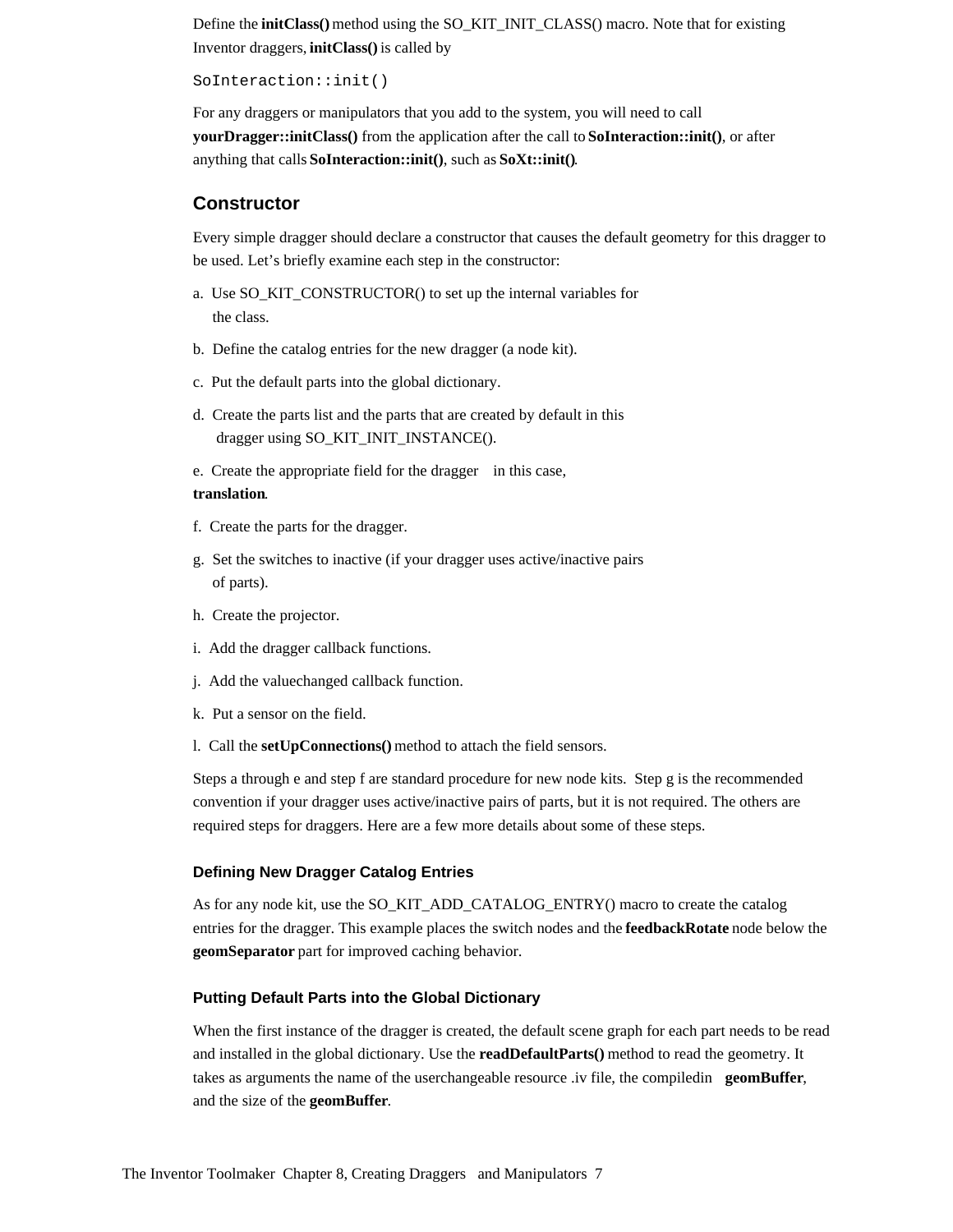Define the **initClass()** method using the SO_KIT_INIT_CLASS() macro. Note that for existing Inventor draggers, **initClass()** is called by

```
SoInteraction::init()
```

For any draggers or manipulators that you add to the system, you will need to call **yourDragger::initClass()** from the application after the call to **SoInteraction::init()**, or after anything that calls **SoInteraction::init()**, such as **SoXt::init()**.

## Constructor

Every simple dragger should declare a constructor that causes the default geometry for this dragger to be used. Let's briefly examine each step in the constructor:

a. Use SO_KIT_CONSTRUCTOR() to set up the internal variables for the class.

b. Define the catalog entries for the new dragger (a node kit).

c. Put the default parts into the global dictionary.

d. Create the parts list and the parts that are created by default in this dragger using SO_KIT_INIT_INSTANCE().

e. Create the appropriate field for the dragger in this case, **translation**.

f. Create the parts for the dragger.

g. Set the switches to inactive (if your dragger uses active/inactive pairs of parts).

h. Create the projector.

i. Add the dragger callback functions.

j. Add the valuechanged callback function.

k. Put a sensor on the field.

l. Call the **setUpConnections()** method to attach the field sensors.

Steps a through e and step f are standard procedure for new node kits. Step g is the recommended convention if your dragger uses active/inactive pairs of parts, but it is not required. The others are required steps for draggers. Here are a few more details about some of these steps.

### Defining New Dragger Catalog Entries

As for any node kit, use the SO_KIT_ADD_CATALOG_ENTRY() macro to create the catalog entries for the dragger. This example places the switch nodes and the **feedbackRotate** node below the **geomSeparator** part for improved caching behavior.

### Putting Default Parts into the Global Dictionary

When the first instance of the dragger is created, the default scene graph for each part needs to be read and installed in the global dictionary. Use the **readDefaultParts()** method to read the geometry. It takes as arguments the name of the userchangeable resource .iv file, the compiledin **geomBuffer**, and the size of the **geomBuffer**.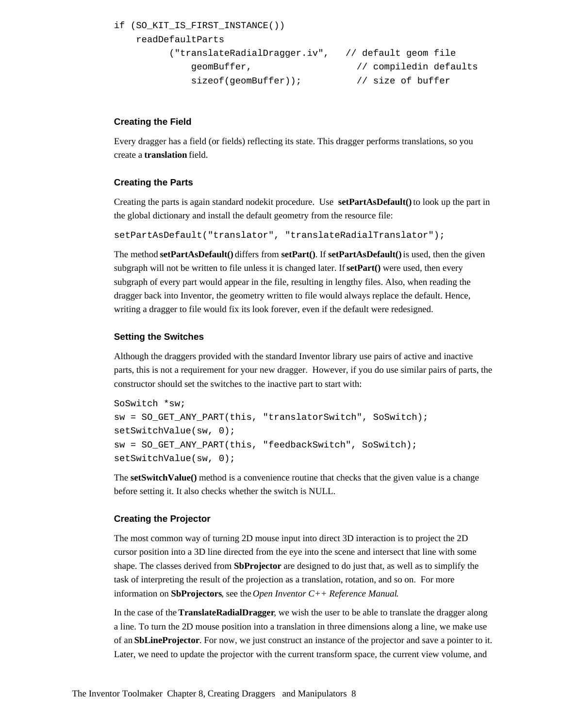```
if (SO_KIT_IS_FIRST_INSTANCE())
    readDefaultParts
          ("translateRadialDragger.iv",   // default geom file
              geomBuffer,                   // compiledin defaults
              sizeof(geomBuffer));          // size of buffer
```

### Creating the Field

Every dragger has a field (or fields) reflecting its state. This dragger performs translations, so you create a **translation** field.

### Creating the Parts

Creating the parts is again standard nodekit procedure. Use **setPartAsDefault()** to look up the part in the global dictionary and install the default geometry from the resource file:

```
setPartAsDefault("translator", "translateRadialTranslator");
```

The method **setPartAsDefault()** differs from **setPart()**. If **setPartAsDefault()** is used, then the given subgraph will not be written to file unless it is changed later. If **setPart()** were used, then every subgraph of every part would appear in the file, resulting in lengthy files. Also, when reading the dragger back into Inventor, the geometry written to file would always replace the default. Hence, writing a dragger to file would fix its look forever, even if the default were redesigned.

### Setting the Switches

Although the draggers provided with the standard Inventor library use pairs of active and inactive parts, this is not a requirement for your new dragger. However, if you do use similar pairs of parts, the constructor should set the switches to the inactive part to start with:

```
SoSwitch *sw;
sw = SO_GET_ANY_PART(this, "translatorSwitch", SoSwitch);
setSwitchValue(sw, 0);
sw = SO_GET_ANY_PART(this, "feedbackSwitch", SoSwitch);
setSwitchValue(sw, 0);
```

The **setSwitchValue()** method is a convenience routine that checks that the given value is a change before setting it. It also checks whether the switch is NULL.

### Creating the Projector

The most common way of turning 2D mouse input into direct 3D interaction is to project the 2D cursor position into a 3D line directed from the eye into the scene and intersect that line with some shape. The classes derived from **SbProjector** are designed to do just that, as well as to simplify the task of interpreting the result of the projection as a translation, rotation, and so on. For more information on **SbProjectors**, see the *Open Inventor C++ Reference Manual*.

In the case of the **TranslateRadialDragger**, we wish the user to be able to translate the dragger along a line. To turn the 2D mouse position into a translation in three dimensions along a line, we make use of an **SbLineProjector**. For now, we just construct an instance of the projector and save a pointer to it. Later, we need to update the projector with the current transform space, the current view volume, and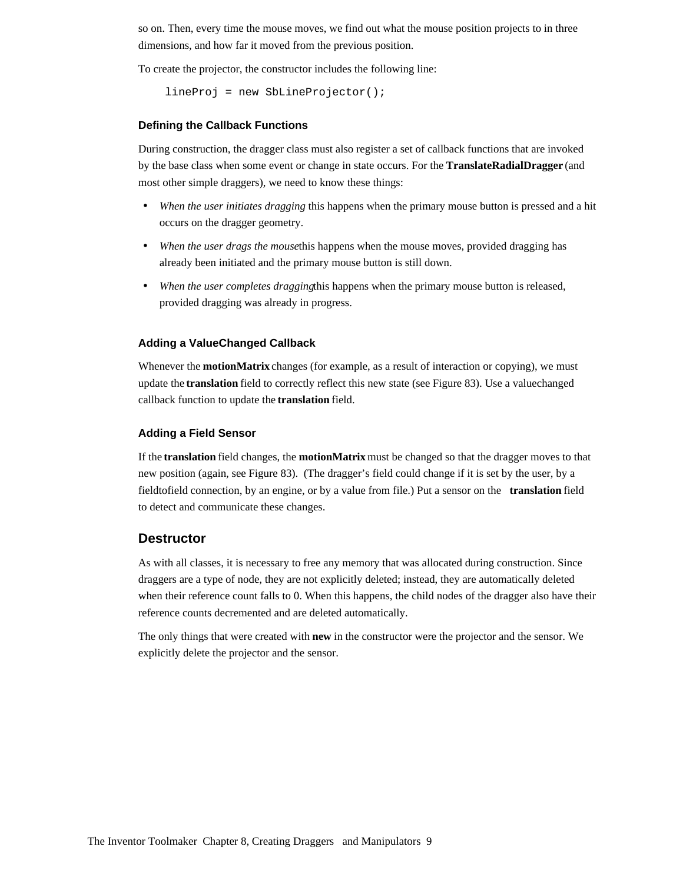so on. Then, every time the mouse moves, we find out what the mouse position projects to in three dimensions, and how far it moved from the previous position.

To create the projector, the constructor includes the following line:

```
lineProj = new SbLineProjector();
```

#### Defining the Callback Functions

During construction, the dragger class must also register a set of callback functions that are invoked by the base class when some event or change in state occurs. For the **TranslateRadialDragger** (and most other simple draggers), we need to know these things:

- *When the user initiates dragging* this happens when the primary mouse button is pressed and a hit occurs on the dragger geometry.
- *When the user drags the mouse*this happens when the mouse moves, provided dragging has already been initiated and the primary mouse button is still down.
- *When the user completes dragging*this happens when the primary mouse button is released, provided dragging was already in progress.

#### Adding a ValueChanged Callback

Whenever the **motionMatrix** changes (for example, as a result of interaction or copying), we must update the **translation** field to correctly reflect this new state (see Figure 83). Use a valuechanged callback function to update the **translation** field.

#### Adding a Field Sensor

If the **translation** field changes, the **motionMatrix** must be changed so that the dragger moves to that new position (again, see Figure 83). (The dragger's field could change if it is set by the user, by a fieldtofield connection, by an engine, or by a value from file.) Put a sensor on the **translation** field to detect and communicate these changes.

### Destructor

As with all classes, it is necessary to free any memory that was allocated during construction. Since draggers are a type of node, they are not explicitly deleted; instead, they are automatically deleted when their reference count falls to 0. When this happens, the child nodes of the dragger also have their reference counts decremented and are deleted automatically.

The only things that were created with **new** in the constructor were the projector and the sensor. We explicitly delete the projector and the sensor.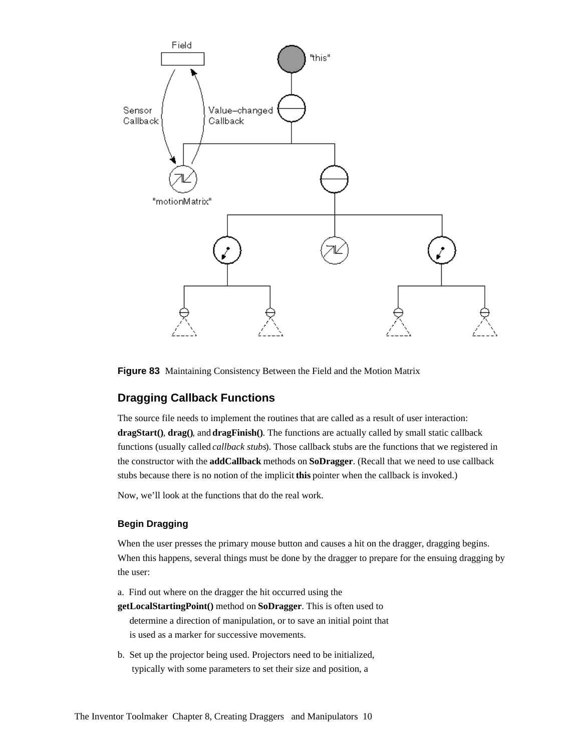**Figure 83** Maintaining Consistency Between the Field and the Motion Matrix

## Dragging Callback Functions

The source file needs to implement the routines that are called as a result of user interaction: **dragStart()**, **drag()**, and **dragFinish()**. The functions are actually called by small static callback functions (usually called *callback stubs*). Those callback stubs are the functions that we registered in the constructor with the **addCallback** methods on **SoDragger**. (Recall that we need to use callback stubs because there is no notion of the implicit **this** pointer when the callback is invoked.)

Now, we'll look at the functions that do the real work.

### Begin Dragging

When the user presses the primary mouse button and causes a hit on the dragger, dragging begins. When this happens, several things must be done by the dragger to prepare for the ensuing dragging by the user:

a. Find out where on the dragger the hit occurred using the **getLocalStartingPoint()** method on **SoDragger**. This is often used to determine a direction of manipulation, or to save an initial point that is used as a marker for successive movements.

b. Set up the projector being used. Projectors need to be initialized, typically with some parameters to set their size and position, a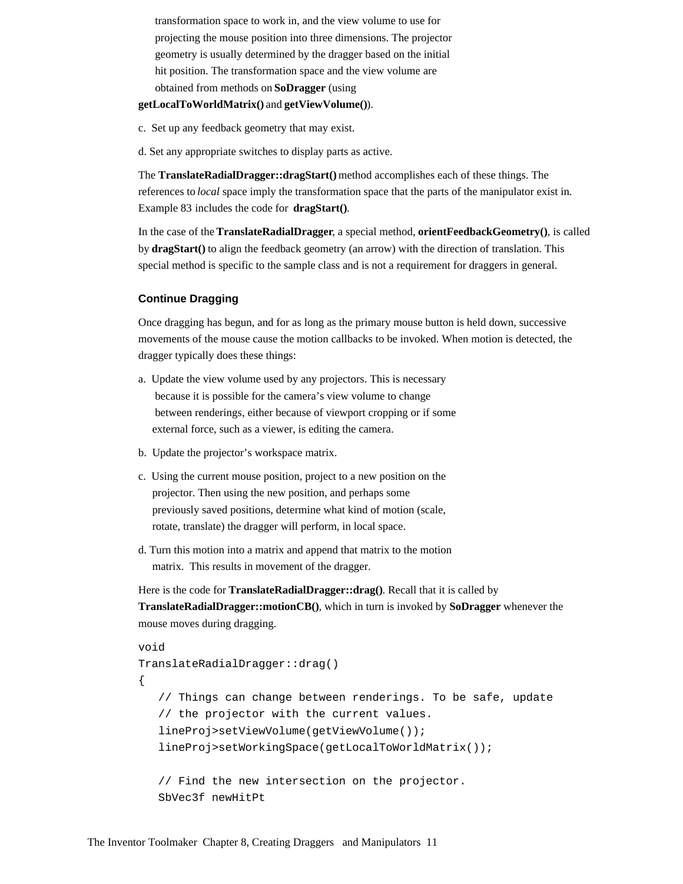transformation space to work in, and the view volume to use for projecting the mouse position into three dimensions. The projector geometry is usually determined by the dragger based on the initial hit position. The transformation space and the view volume are obtained from methods on **SoDragger** (using **getLocalToWorldMatrix()** and **getViewVolume()**).

c. Set up any feedback geometry that may exist.

d. Set any appropriate switches to display parts as active.

The **TranslateRadialDragger::dragStart()** method accomplishes each of these things. The references to *local* space imply the transformation space that the parts of the manipulator exist in. Example 83 includes the code for **dragStart()**.

In the case of the **TranslateRadialDragger**, a special method, **orientFeedbackGeometry()**, is called by **dragStart()** to align the feedback geometry (an arrow) with the direction of translation. This special method is specific to the sample class and is not a requirement for draggers in general.

#### Continue Dragging

Once dragging has begun, and for as long as the primary mouse button is held down, successive movements of the mouse cause the motion callbacks to be invoked. When motion is detected, the dragger typically does these things:

a. Update the view volume used by any projectors. This is necessary because it is possible for the camera's view volume to change between renderings, either because of viewport cropping or if some external force, such as a viewer, is editing the camera.

b. Update the projector's workspace matrix.

c. Using the current mouse position, project to a new position on the projector. Then using the new position, and perhaps some previously saved positions, determine what kind of motion (scale, rotate, translate) the dragger will perform, in local space.

d. Turn this motion into a matrix and append that matrix to the motion matrix. This results in movement of the dragger.

Here is the code for **TranslateRadialDragger::drag()**. Recall that it is called by **TranslateRadialDragger::motionCB()**, which in turn is invoked by **SoDragger** whenever the mouse moves during dragging.

```
void
TranslateRadialDragger::drag()
{
   // Things can change between renderings. To be safe, update
   // the projector with the current values.
   lineProj>setViewVolume(getViewVolume());
   lineProj>setWorkingSpace(getLocalToWorldMatrix());

   // Find the new intersection on the projector.
   SbVec3f newHitPt
```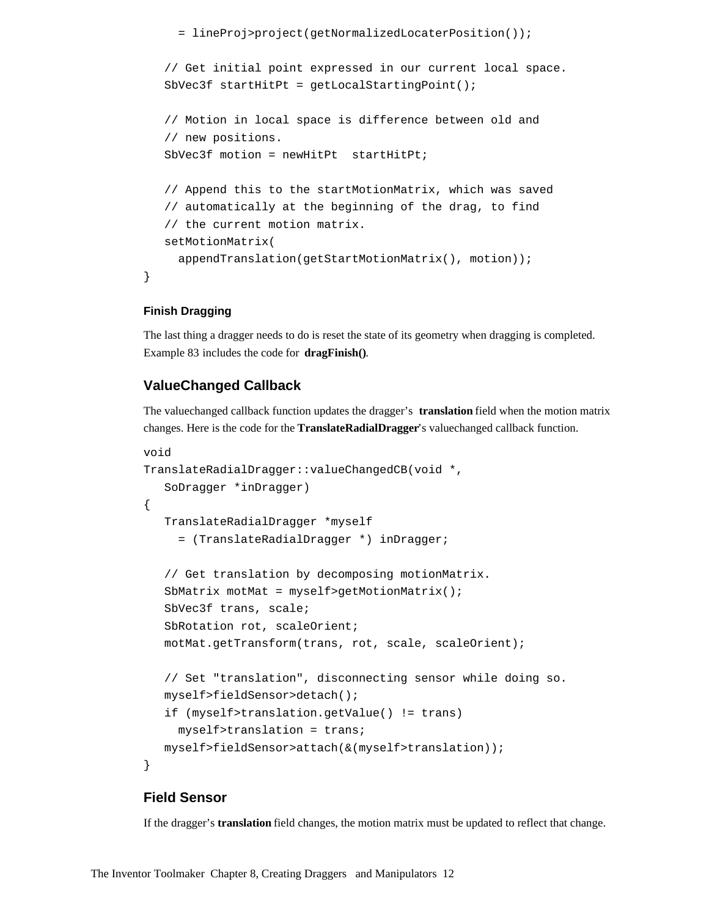```
      = lineProj>project(getNormalizedLocaterPosition());

   // Get initial point expressed in our current local space.
   SbVec3f startHitPt = getLocalStartingPoint();

   // Motion in local space is difference between old and
   // new positions.
   SbVec3f motion = newHitPt  startHitPt;

   // Append this to the startMotionMatrix, which was saved
   // automatically at the beginning of the drag, to find
   // the current motion matrix.
   setMotionMatrix(
      appendTranslation(getStartMotionMatrix(), motion));
}
```

#### Finish Dragging

The last thing a dragger needs to do is reset the state of its geometry when dragging is completed. Example 83 includes the code for **dragFinish()**.

### ValueChanged Callback

The valuechanged callback function updates the dragger's **translation** field when the motion matrix changes. Here is the code for the **TranslateRadialDragger**'s valuechanged callback function.

```
void
TranslateRadialDragger::valueChangedCB(void *,
   SoDragger *inDragger)
{
   TranslateRadialDragger *myself
      = (TranslateRadialDragger *) inDragger;

   // Get translation by decomposing motionMatrix.
   SbMatrix motMat = myself>getMotionMatrix();
   SbVec3f trans, scale;
   SbRotation rot, scaleOrient;
   motMat.getTransform(trans, rot, scale, scaleOrient);

   // Set "translation", disconnecting sensor while doing so.
   myself>fieldSensor>detach();
   if (myself>translation.getValue() != trans)
      myself>translation = trans;
   myself>fieldSensor>attach(&(myself>translation));
}
```

### Field Sensor

If the dragger's **translation** field changes, the motion matrix must be updated to reflect that change.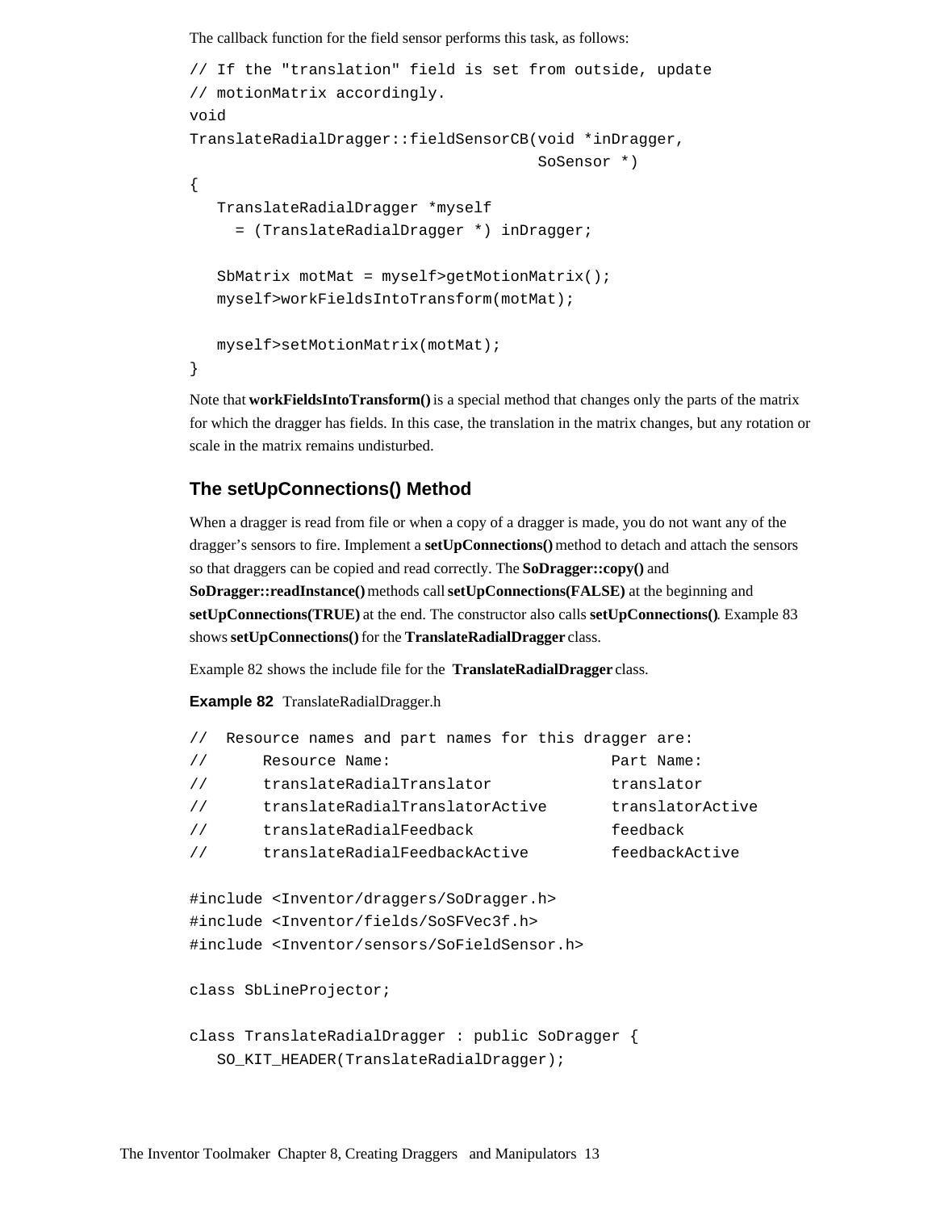The callback function for the field sensor performs this task, as follows:

```
// If the "translation" field is set from outside, update
// motionMatrix accordingly.
void
TranslateRadialDragger::fieldSensorCB(void *inDragger,
                                      SoSensor *)
{
   TranslateRadialDragger *myself
     = (TranslateRadialDragger *) inDragger;

   SbMatrix motMat = myself>getMotionMatrix();
   myself>workFieldsIntoTransform(motMat);

   myself>setMotionMatrix(motMat);
}
```

Note that **workFieldsIntoTransform()** is a special method that changes only the parts of the matrix for which the dragger has fields. In this case, the translation in the matrix changes, but any rotation or scale in the matrix remains undisturbed.

### The setUpConnections() Method

When a dragger is read from file or when a copy of a dragger is made, you do not want any of the dragger's sensors to fire. Implement a **setUpConnections()** method to detach and attach the sensors so that draggers can be copied and read correctly. The **SoDragger::copy()** and **SoDragger::readInstance()** methods call **setUpConnections(FALSE)** at the beginning and **setUpConnections(TRUE)** at the end. The constructor also calls **setUpConnections()**. Example 83 shows **setUpConnections()** for the **TranslateRadialDragger** class.

Example 82 shows the include file for the **TranslateRadialDragger** class.

**Example 82** TranslateRadialDragger.h

```
//  Resource names and part names for this dragger are:
//      Resource Name:                      Part Name:
//      translateRadialTranslator           translator
//      translateRadialTranslatorActive     translatorActive
//      translateRadialFeedback             feedback
//      translateRadialFeedbackActive       feedbackActive

#include <Inventor/draggers/SoDragger.h>
#include <Inventor/fields/SoSFVec3f.h>
#include <Inventor/sensors/SoFieldSensor.h>

class SbLineProjector;

class TranslateRadialDragger : public SoDragger {
   SO_KIT_HEADER(TranslateRadialDragger);
```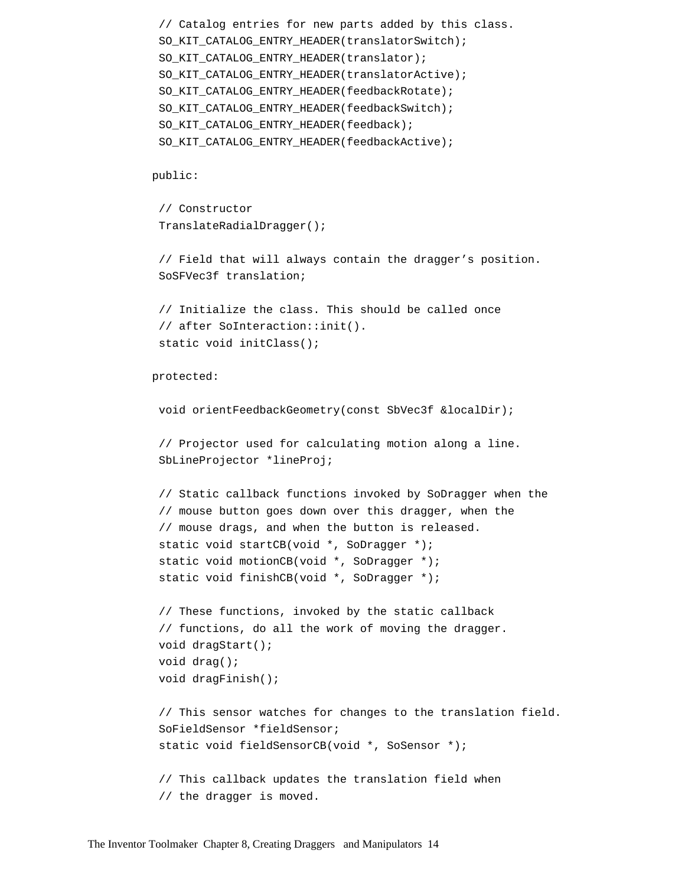```
    // Catalog entries for new parts added by this class.
    SO_KIT_CATALOG_ENTRY_HEADER(translatorSwitch);
    SO_KIT_CATALOG_ENTRY_HEADER(translator);
    SO_KIT_CATALOG_ENTRY_HEADER(translatorActive);
    SO_KIT_CATALOG_ENTRY_HEADER(feedbackRotate);
    SO_KIT_CATALOG_ENTRY_HEADER(feedbackSwitch);
    SO_KIT_CATALOG_ENTRY_HEADER(feedback);
    SO_KIT_CATALOG_ENTRY_HEADER(feedbackActive);

   public:

    // Constructor
    TranslateRadialDragger();

    // Field that will always contain the dragger’s position.
    SoSFVec3f translation;

    // Initialize the class. This should be called once
    // after SoInteraction::init().
    static void initClass();

   protected:

    void orientFeedbackGeometry(const SbVec3f &localDir);

    // Projector used for calculating motion along a line.
    SbLineProjector *lineProj;

    // Static callback functions invoked by SoDragger when the
    // mouse button goes down over this dragger, when the
    // mouse drags, and when the button is released.
    static void startCB(void *, SoDragger *);
    static void motionCB(void *, SoDragger *);
    static void finishCB(void *, SoDragger *);

    // These functions, invoked by the static callback
    // functions, do all the work of moving the dragger.
    void dragStart();
    void drag();
    void dragFinish();

    // This sensor watches for changes to the translation field.
    SoFieldSensor *fieldSensor;
    static void fieldSensorCB(void *, SoSensor *);

    // This callback updates the translation field when
    // the dragger is moved.
```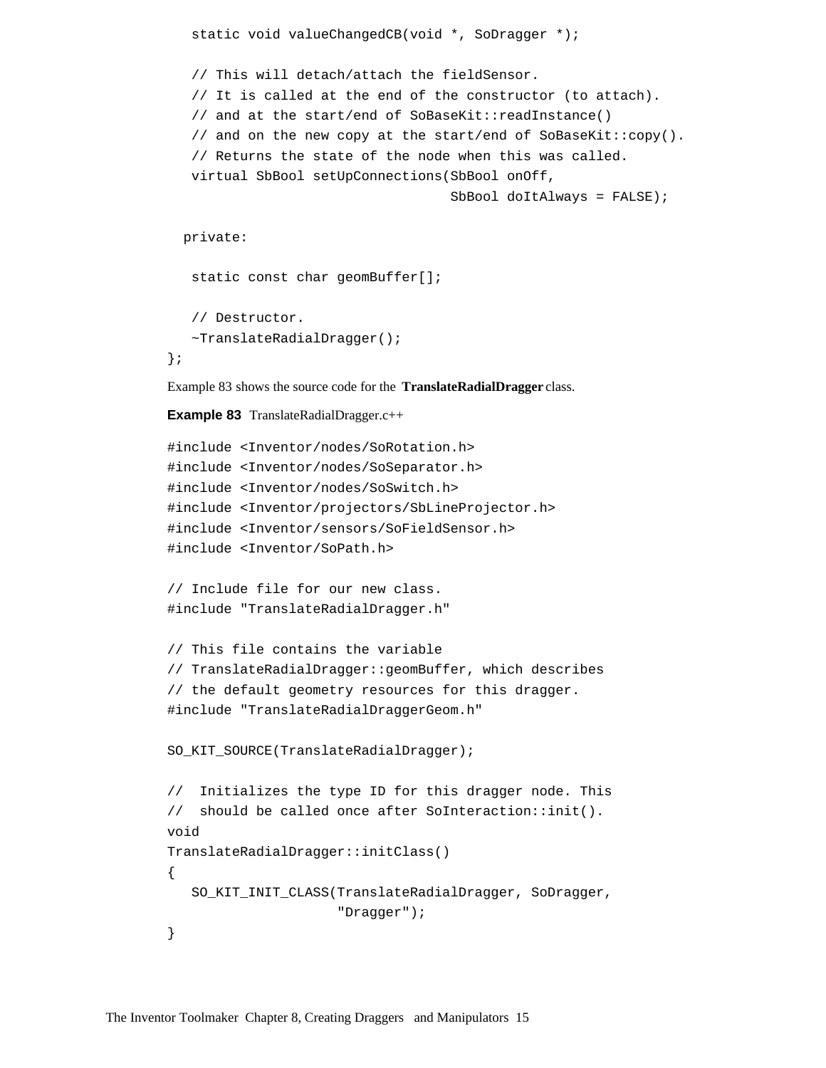```
   static void valueChangedCB(void *, SoDragger *);

   // This will detach/attach the fieldSensor.
   // It is called at the end of the constructor (to attach).
   // and at the start/end of SoBaseKit::readInstance()
   // and on the new copy at the start/end of SoBaseKit::copy().
   // Returns the state of the node when this was called.
   virtual SbBool setUpConnections(SbBool onOff,
                                   SbBool doItAlways = FALSE);

  private:

   static const char geomBuffer[];

   // Destructor.
   ~TranslateRadialDragger();
};
```

Example 83 shows the source code for the **TranslateRadialDragger** class.

**Example 83** TranslateRadialDragger.c++

```
#include <Inventor/nodes/SoRotation.h>
#include <Inventor/nodes/SoSeparator.h>
#include <Inventor/nodes/SoSwitch.h>
#include <Inventor/projectors/SbLineProjector.h>
#include <Inventor/sensors/SoFieldSensor.h>
#include <Inventor/SoPath.h>

// Include file for our new class.
#include "TranslateRadialDragger.h"

// This file contains the variable
// TranslateRadialDragger::geomBuffer, which describes
// the default geometry resources for this dragger.
#include "TranslateRadialDraggerGeom.h"

SO_KIT_SOURCE(TranslateRadialDragger);

//  Initializes the type ID for this dragger node. This
//  should be called once after SoInteraction::init().
void
TranslateRadialDragger::initClass()
{
   SO_KIT_INIT_CLASS(TranslateRadialDragger, SoDragger,
                     "Dragger");
}
```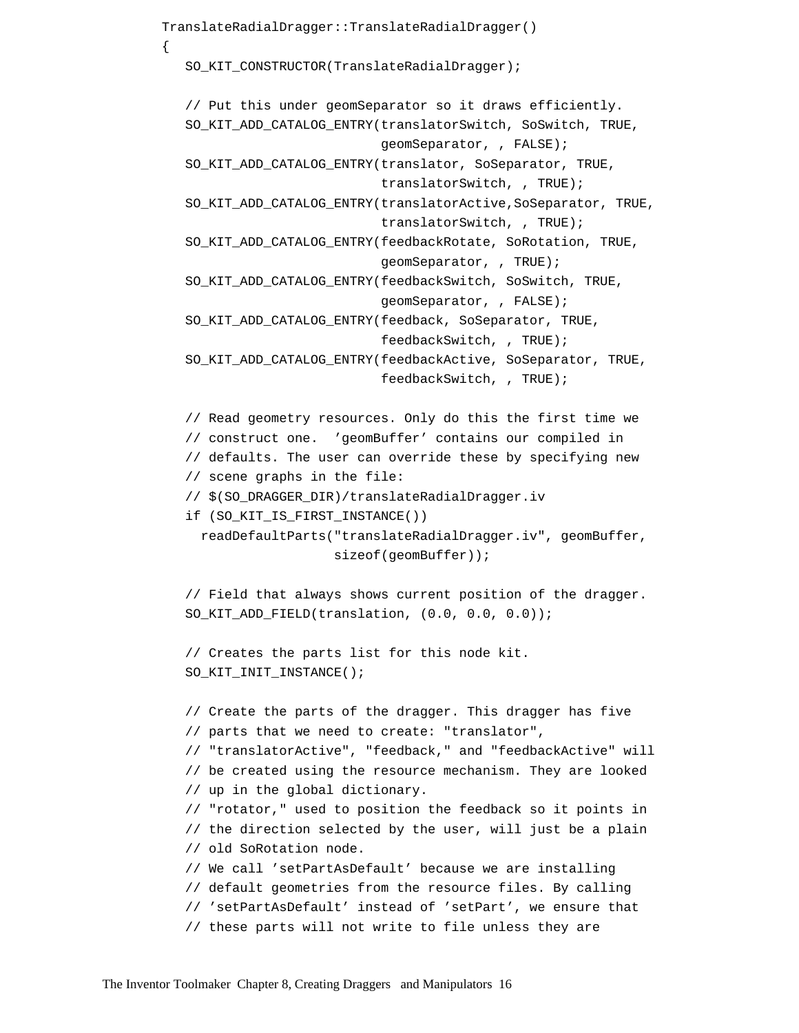```
TranslateRadialDragger::TranslateRadialDragger()
{
   SO_KIT_CONSTRUCTOR(TranslateRadialDragger);

   // Put this under geomSeparator so it draws efficiently.
   SO_KIT_ADD_CATALOG_ENTRY(translatorSwitch, SoSwitch, TRUE,
                            geomSeparator, , FALSE);
   SO_KIT_ADD_CATALOG_ENTRY(translator, SoSeparator, TRUE,
                            translatorSwitch, , TRUE);
   SO_KIT_ADD_CATALOG_ENTRY(translatorActive,SoSeparator, TRUE,
                            translatorSwitch, , TRUE);
   SO_KIT_ADD_CATALOG_ENTRY(feedbackRotate, SoRotation, TRUE,
                            geomSeparator, , TRUE);
   SO_KIT_ADD_CATALOG_ENTRY(feedbackSwitch, SoSwitch, TRUE,
                            geomSeparator, , FALSE);
   SO_KIT_ADD_CATALOG_ENTRY(feedback, SoSeparator, TRUE,
                            feedbackSwitch, , TRUE);
   SO_KIT_ADD_CATALOG_ENTRY(feedbackActive, SoSeparator, TRUE,
                            feedbackSwitch, , TRUE);

   // Read geometry resources. Only do this the first time we
   // construct one.  'geomBuffer' contains our compiled in
   // defaults. The user can override these by specifying new
   // scene graphs in the file:
   // $(SO_DRAGGER_DIR)/translateRadialDragger.iv
   if (SO_KIT_IS_FIRST_INSTANCE())
     readDefaultParts("translateRadialDragger.iv", geomBuffer,
                      sizeof(geomBuffer));

   // Field that always shows current position of the dragger.
   SO_KIT_ADD_FIELD(translation, (0.0, 0.0, 0.0));

   // Creates the parts list for this node kit.
   SO_KIT_INIT_INSTANCE();

   // Create the parts of the dragger. This dragger has five
   // parts that we need to create: "translator",
   // "translatorActive", "feedback," and "feedbackActive" will
   // be created using the resource mechanism. They are looked
   // up in the global dictionary.
   // "rotator," used to position the feedback so it points in
   // the direction selected by the user, will just be a plain
   // old SoRotation node.
   // We call 'setPartAsDefault' because we are installing
   // default geometries from the resource files. By calling
   // 'setPartAsDefault' instead of 'setPart', we ensure that
   // these parts will not write to file unless they are
```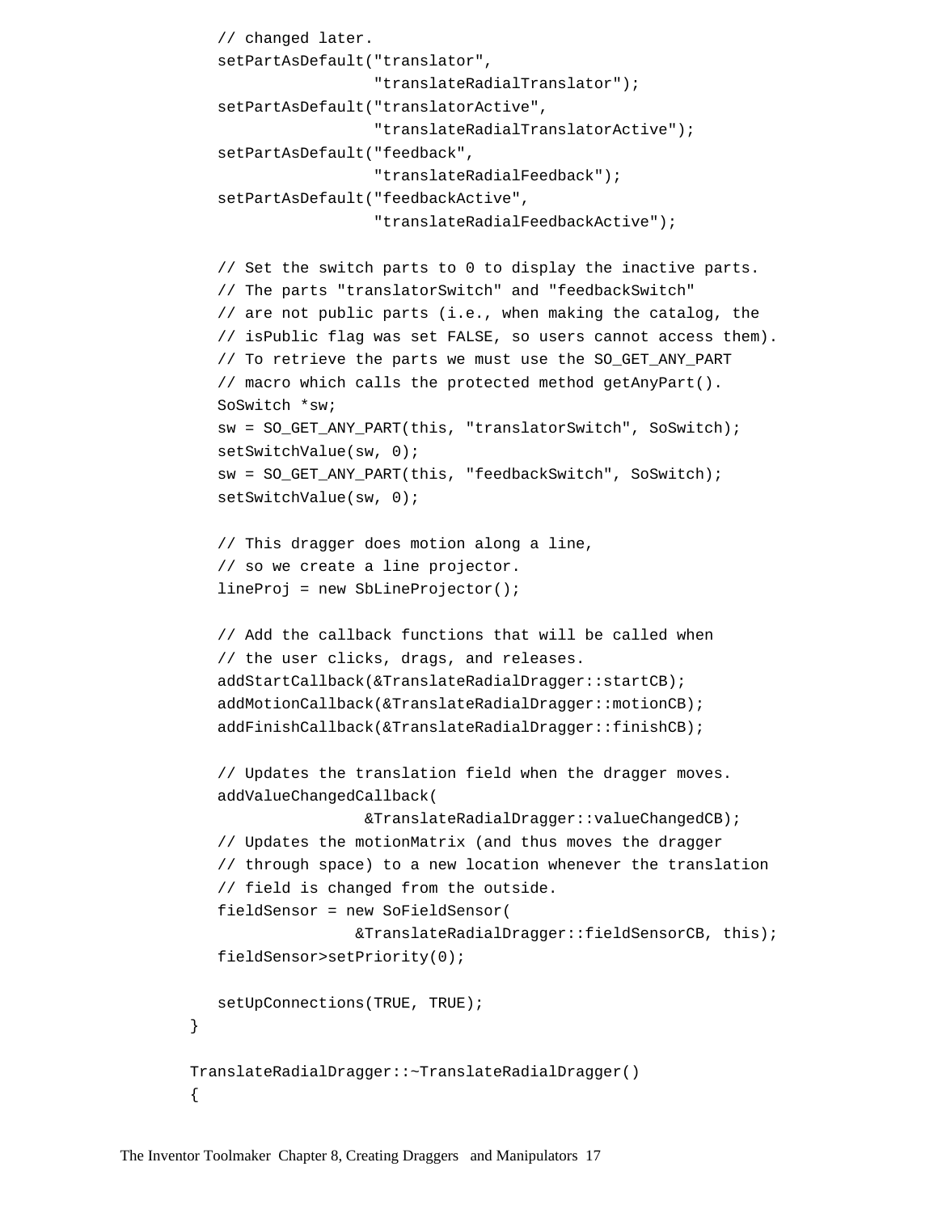```
   // changed later.
   setPartAsDefault("translator",
                    "translateRadialTranslator");
   setPartAsDefault("translatorActive",
                    "translateRadialTranslatorActive");
   setPartAsDefault("feedback",
                    "translateRadialFeedback");
   setPartAsDefault("feedbackActive",
                    "translateRadialFeedbackActive");

   // Set the switch parts to 0 to display the inactive parts.
   // The parts "translatorSwitch" and "feedbackSwitch"
   // are not public parts (i.e., when making the catalog, the
   // isPublic flag was set FALSE, so users cannot access them).
   // To retrieve the parts we must use the SO_GET_ANY_PART
   // macro which calls the protected method getAnyPart().
   SoSwitch *sw;
   sw = SO_GET_ANY_PART(this, "translatorSwitch", SoSwitch);
   setSwitchValue(sw, 0);
   sw = SO_GET_ANY_PART(this, "feedbackSwitch", SoSwitch);
   setSwitchValue(sw, 0);

   // This dragger does motion along a line,
   // so we create a line projector.
   lineProj = new SbLineProjector();

   // Add the callback functions that will be called when
   // the user clicks, drags, and releases.
   addStartCallback(&TranslateRadialDragger::startCB);
   addMotionCallback(&TranslateRadialDragger::motionCB);
   addFinishCallback(&TranslateRadialDragger::finishCB);

   // Updates the translation field when the dragger moves.
   addValueChangedCallback(
                   &TranslateRadialDragger::valueChangedCB);
   // Updates the motionMatrix (and thus moves the dragger
   // through space) to a new location whenever the translation
   // field is changed from the outside.
   fieldSensor = new SoFieldSensor(
                  &TranslateRadialDragger::fieldSensorCB, this);
   fieldSensor>setPriority(0);

   setUpConnections(TRUE, TRUE);
}

TranslateRadialDragger::~TranslateRadialDragger()
{
```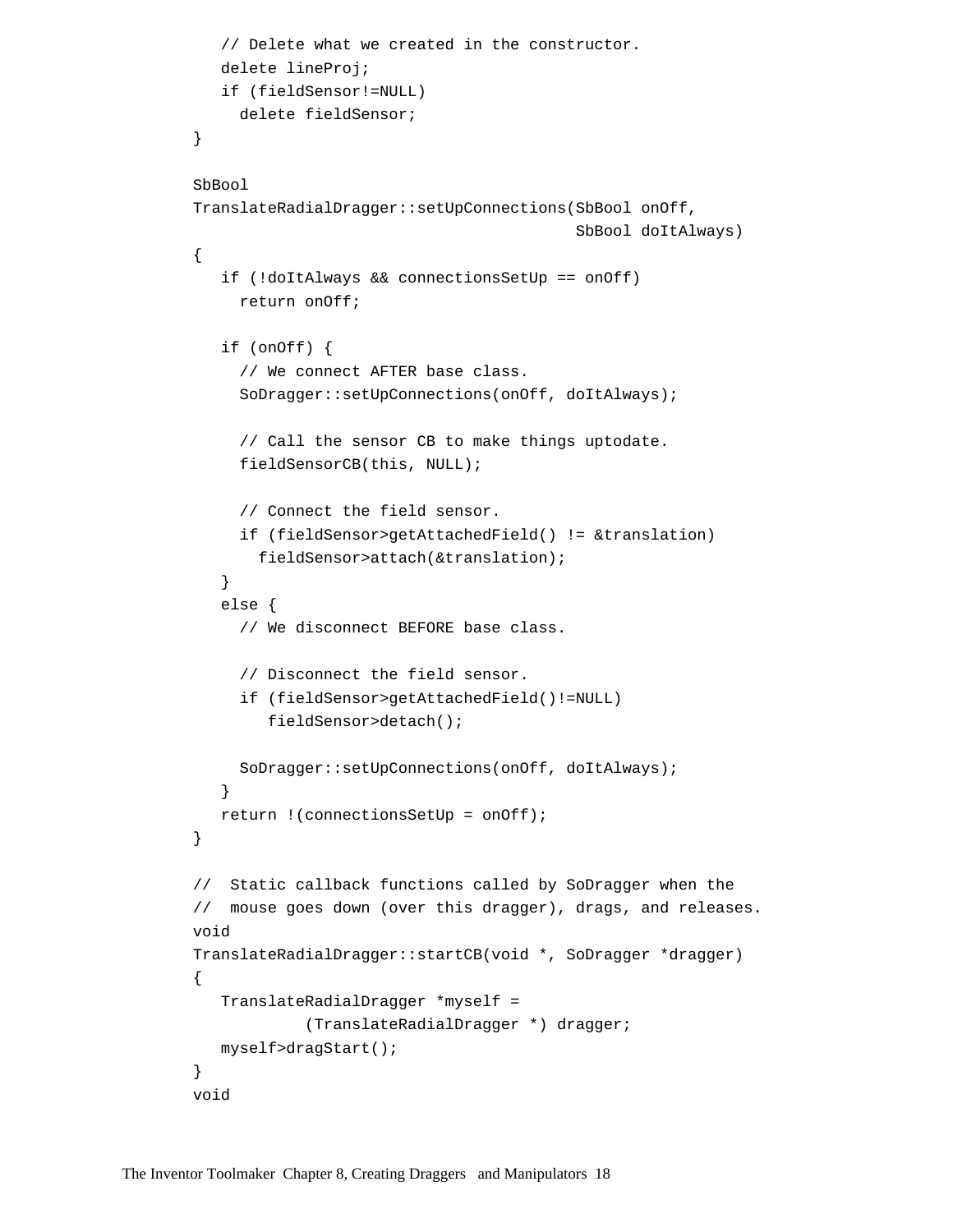```
   // Delete what we created in the constructor.
   delete lineProj;
   if (fieldSensor!=NULL)
     delete fieldSensor;
}

SbBool
TranslateRadialDragger::setUpConnections(SbBool onOff,
                                         SbBool doItAlways)
{
   if (!doItAlways && connectionsSetUp == onOff)
     return onOff;

   if (onOff) {
     // We connect AFTER base class.
     SoDragger::setUpConnections(onOff, doItAlways);

     // Call the sensor CB to make things uptodate.
     fieldSensorCB(this, NULL);

     // Connect the field sensor.
     if (fieldSensor>getAttachedField() != &translation)
       fieldSensor>attach(&translation);
   }
   else {
     // We disconnect BEFORE base class.

     // Disconnect the field sensor.
     if (fieldSensor>getAttachedField()!=NULL)
        fieldSensor>detach();

     SoDragger::setUpConnections(onOff, doItAlways);
   }
   return !(connectionsSetUp = onOff);
}

//  Static callback functions called by SoDragger when the
//  mouse goes down (over this dragger), drags, and releases.
void
TranslateRadialDragger::startCB(void *, SoDragger *dragger)
{
   TranslateRadialDragger *myself =
            (TranslateRadialDragger *) dragger;
   myself>dragStart();
}
void
```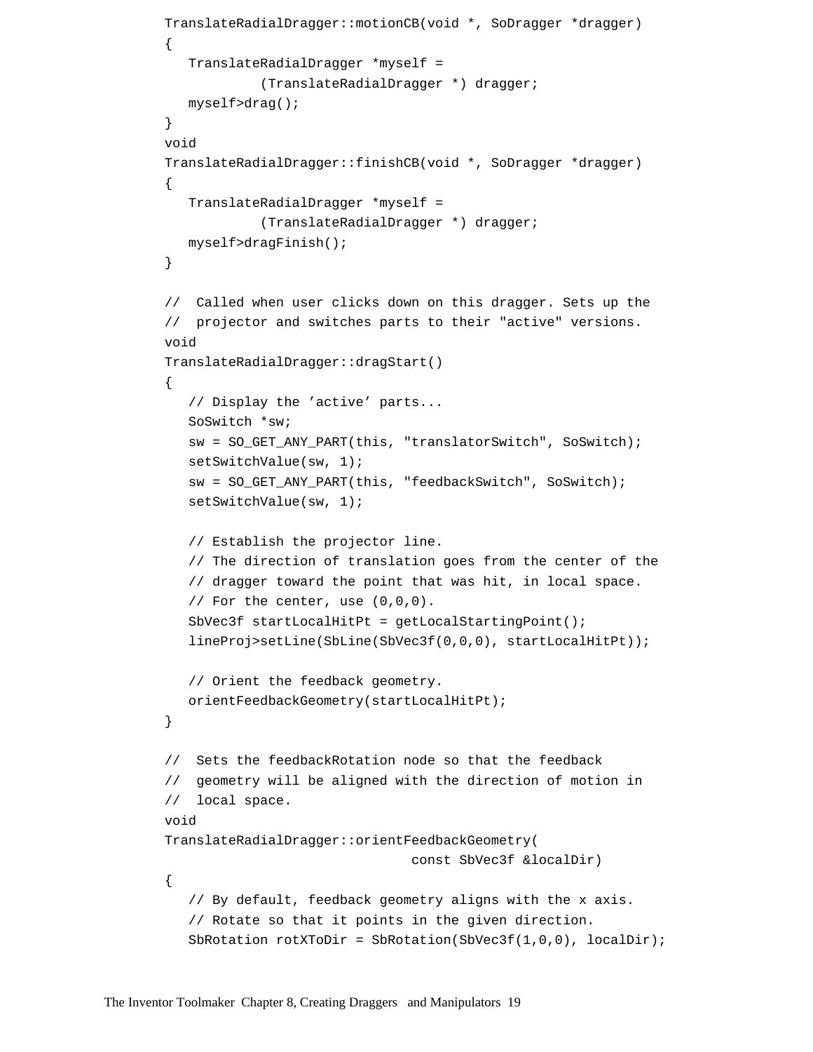```
TranslateRadialDragger::motionCB(void *, SoDragger *dragger)
{
   TranslateRadialDragger *myself =
            (TranslateRadialDragger *) dragger;
   myself>drag();
}
void
TranslateRadialDragger::finishCB(void *, SoDragger *dragger)
{
   TranslateRadialDragger *myself =
            (TranslateRadialDragger *) dragger;
   myself>dragFinish();
}

//  Called when user clicks down on this dragger. Sets up the
//  projector and switches parts to their "active" versions.
void
TranslateRadialDragger::dragStart()
{
   // Display the 'active' parts...
   SoSwitch *sw;
   sw = SO_GET_ANY_PART(this, "translatorSwitch", SoSwitch);
   setSwitchValue(sw, 1);
   sw = SO_GET_ANY_PART(this, "feedbackSwitch", SoSwitch);
   setSwitchValue(sw, 1);

   // Establish the projector line.
   // The direction of translation goes from the center of the
   // dragger toward the point that was hit, in local space.
   // For the center, use (0,0,0).
   SbVec3f startLocalHitPt = getLocalStartingPoint();
   lineProj>setLine(SbLine(SbVec3f(0,0,0), startLocalHitPt));

   // Orient the feedback geometry.
   orientFeedbackGeometry(startLocalHitPt);
}

//  Sets the feedbackRotation node so that the feedback
//  geometry will be aligned with the direction of motion in
//  local space.
void
TranslateRadialDragger::orientFeedbackGeometry(
                              const SbVec3f &localDir)
{
   // By default, feedback geometry aligns with the x axis.
   // Rotate so that it points in the given direction.
   SbRotation rotXToDir = SbRotation(SbVec3f(1,0,0), localDir);
```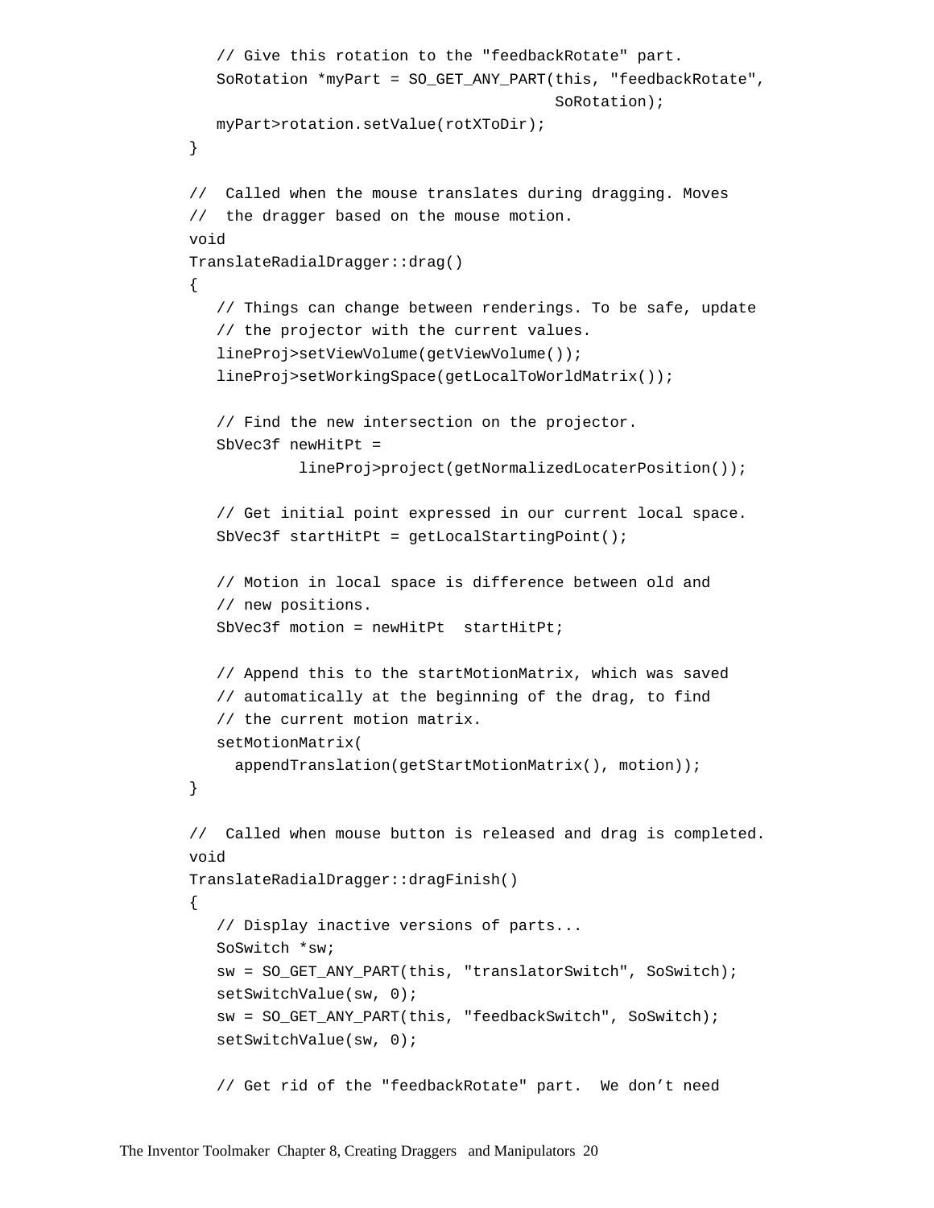```
   // Give this rotation to the "feedbackRotate" part.
   SoRotation *myPart = SO_GET_ANY_PART(this, "feedbackRotate",
                                          SoRotation);
   myPart>rotation.setValue(rotXToDir);
}

//  Called when the mouse translates during dragging. Moves
//  the dragger based on the mouse motion.
void
TranslateRadialDragger::drag()
{
   // Things can change between renderings. To be safe, update
   // the projector with the current values.
   lineProj>setViewVolume(getViewVolume());
   lineProj>setWorkingSpace(getLocalToWorldMatrix());

   // Find the new intersection on the projector.
   SbVec3f newHitPt =
            lineProj>project(getNormalizedLocaterPosition());

   // Get initial point expressed in our current local space.
   SbVec3f startHitPt = getLocalStartingPoint();

   // Motion in local space is difference between old and
   // new positions.
   SbVec3f motion = newHitPt  startHitPt;

   // Append this to the startMotionMatrix, which was saved
   // automatically at the beginning of the drag, to find
   // the current motion matrix.
   setMotionMatrix(
     appendTranslation(getStartMotionMatrix(), motion));
}

//  Called when mouse button is released and drag is completed.
void
TranslateRadialDragger::dragFinish()
{
   // Display inactive versions of parts...
   SoSwitch *sw;
   sw = SO_GET_ANY_PART(this, "translatorSwitch", SoSwitch);
   setSwitchValue(sw, 0);
   sw = SO_GET_ANY_PART(this, "feedbackSwitch", SoSwitch);
   setSwitchValue(sw, 0);

   // Get rid of the "feedbackRotate" part.  We don't need
```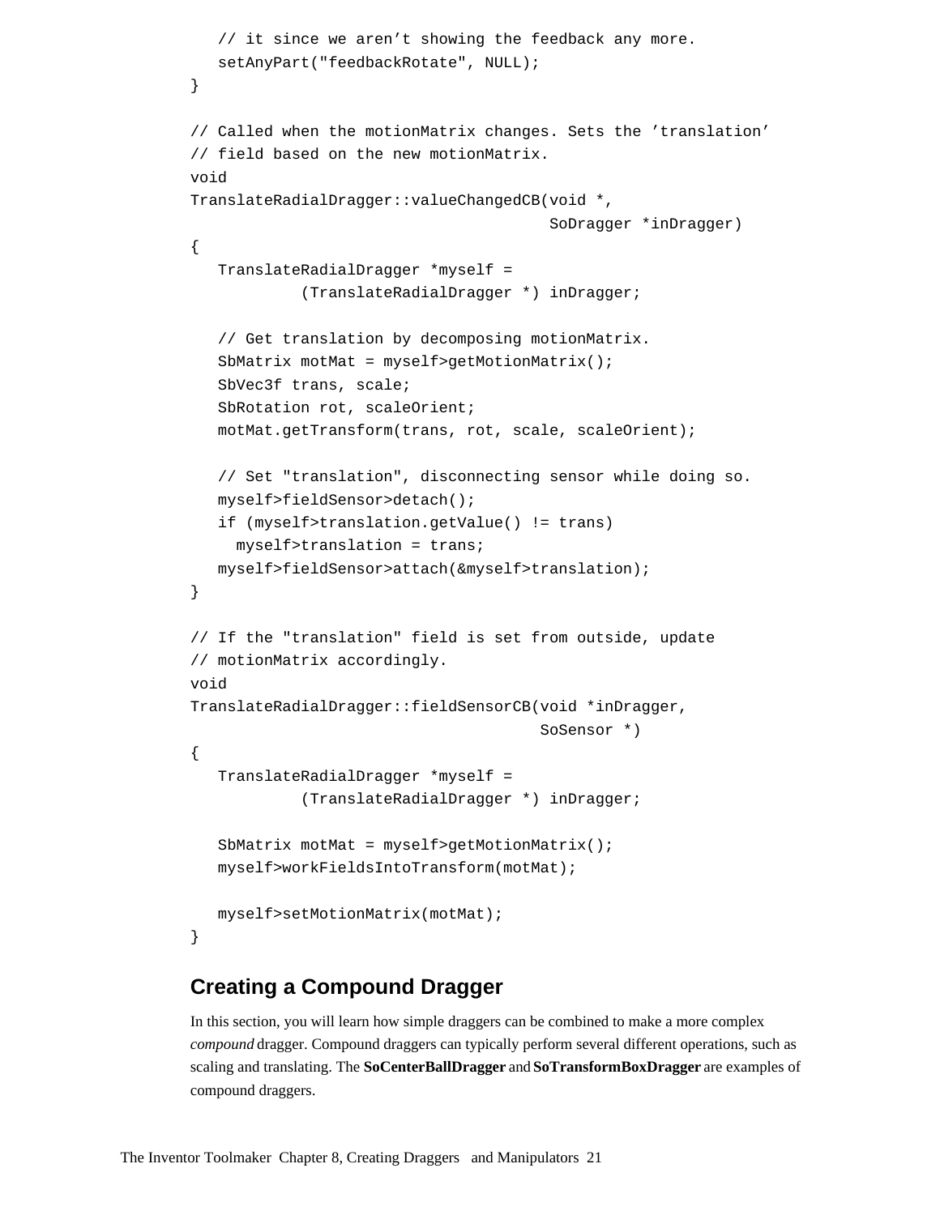```
   // it since we aren’t showing the feedback any more.
   setAnyPart("feedbackRotate", NULL);
}

// Called when the motionMatrix changes. Sets the ’translation’
// field based on the new motionMatrix.
void
TranslateRadialDragger::valueChangedCB(void *,
                                       SoDragger *inDragger)
{
   TranslateRadialDragger *myself =
            (TranslateRadialDragger *) inDragger;

   // Get translation by decomposing motionMatrix.
   SbMatrix motMat = myself>getMotionMatrix();
   SbVec3f trans, scale;
   SbRotation rot, scaleOrient;
   motMat.getTransform(trans, rot, scale, scaleOrient);

   // Set "translation", disconnecting sensor while doing so.
   myself>fieldSensor>detach();
   if (myself>translation.getValue() != trans)
     myself>translation = trans;
   myself>fieldSensor>attach(&myself>translation);
}

// If the "translation" field is set from outside, update
// motionMatrix accordingly.
void
TranslateRadialDragger::fieldSensorCB(void *inDragger,
                                      SoSensor *)
{
   TranslateRadialDragger *myself =
            (TranslateRadialDragger *) inDragger;

   SbMatrix motMat = myself>getMotionMatrix();
   myself>workFieldsIntoTransform(motMat);

   myself>setMotionMatrix(motMat);
}
```

## Creating a Compound Dragger

In this section, you will learn how simple draggers can be combined to make a more complex *compound* dragger. Compound draggers can typically perform several different operations, such as scaling and translating. The **SoCenterBallDragger** and **SoTransformBoxDragger** are examples of compound draggers.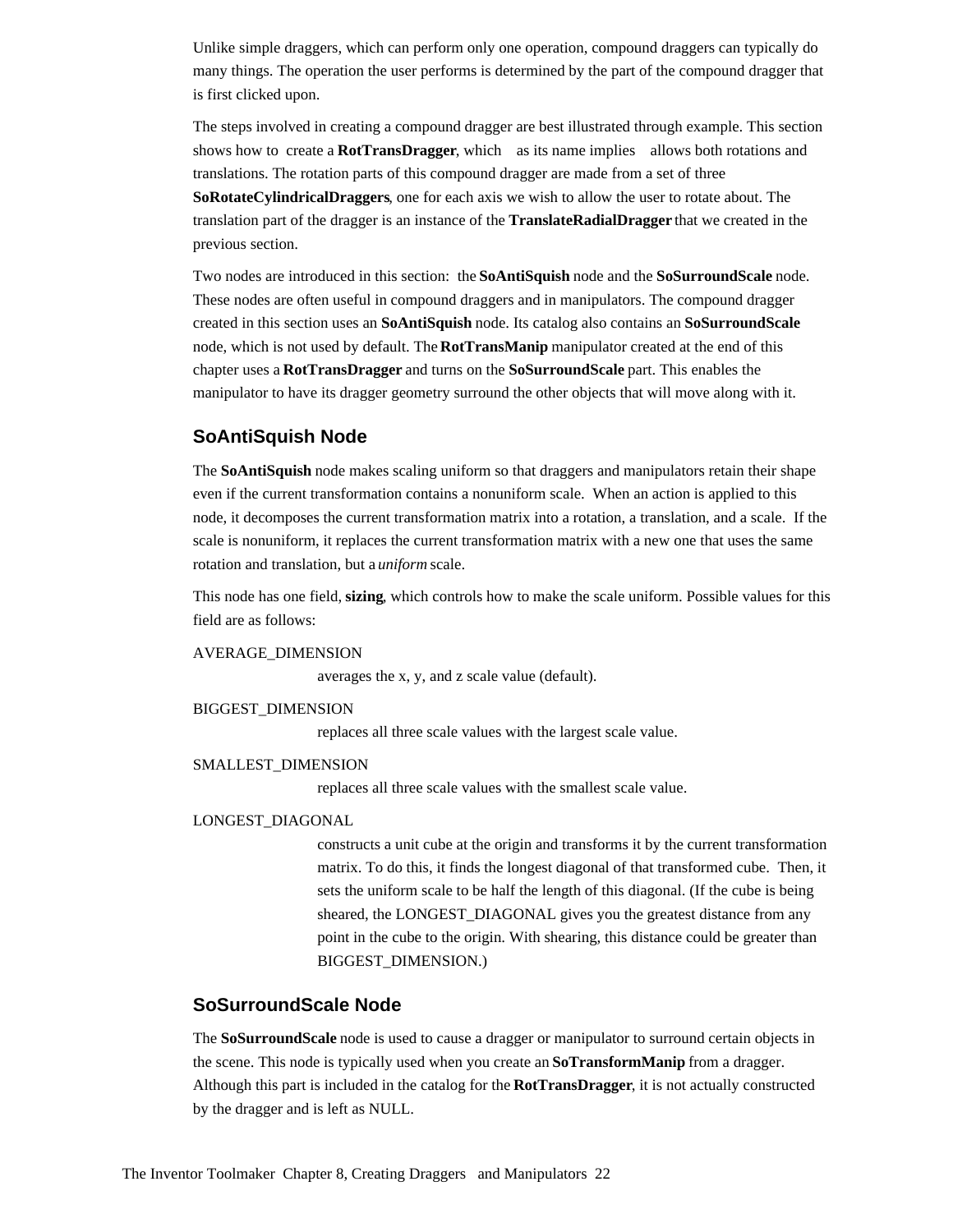Unlike simple draggers, which can perform only one operation, compound draggers can typically do many things. The operation the user performs is determined by the part of the compound dragger that is first clicked upon.

The steps involved in creating a compound dragger are best illustrated through example. This section shows how to create a **RotTransDragger**, which as its name implies allows both rotations and translations. The rotation parts of this compound dragger are made from a set of three **SoRotateCylindricalDraggers**, one for each axis we wish to allow the user to rotate about. The translation part of the dragger is an instance of the **TranslateRadialDragger** that we created in the previous section.

Two nodes are introduced in this section: the **SoAntiSquish** node and the **SoSurroundScale** node. These nodes are often useful in compound draggers and in manipulators. The compound dragger created in this section uses an **SoAntiSquish** node. Its catalog also contains an **SoSurroundScale** node, which is not used by default. The **RotTransManip** manipulator created at the end of this chapter uses a **RotTransDragger** and turns on the **SoSurroundScale** part. This enables the manipulator to have its dragger geometry surround the other objects that will move along with it.

## SoAntiSquish Node

The **SoAntiSquish** node makes scaling uniform so that draggers and manipulators retain their shape even if the current transformation contains a nonuniform scale. When an action is applied to this node, it decomposes the current transformation matrix into a rotation, a translation, and a scale. If the scale is nonuniform, it replaces the current transformation matrix with a new one that uses the same rotation and translation, but a *uniform* scale.

This node has one field, **sizing**, which controls how to make the scale uniform. Possible values for this field are as follows:

AVERAGE_DIMENSION
: averages the x, y, and z scale value (default).

BIGGEST_DIMENSION
: replaces all three scale values with the largest scale value.

SMALLEST_DIMENSION
: replaces all three scale values with the smallest scale value.

LONGEST_DIAGONAL
: constructs a unit cube at the origin and transforms it by the current transformation matrix. To do this, it finds the longest diagonal of that transformed cube. Then, it sets the uniform scale to be half the length of this diagonal. (If the cube is being sheared, the LONGEST_DIAGONAL gives you the greatest distance from any point in the cube to the origin. With shearing, this distance could be greater than BIGGEST_DIMENSION.)

## SoSurroundScale Node

The **SoSurroundScale** node is used to cause a dragger or manipulator to surround certain objects in the scene. This node is typically used when you create an **SoTransformManip** from a dragger. Although this part is included in the catalog for the **RotTransDragger**, it is not actually constructed by the dragger and is left as NULL.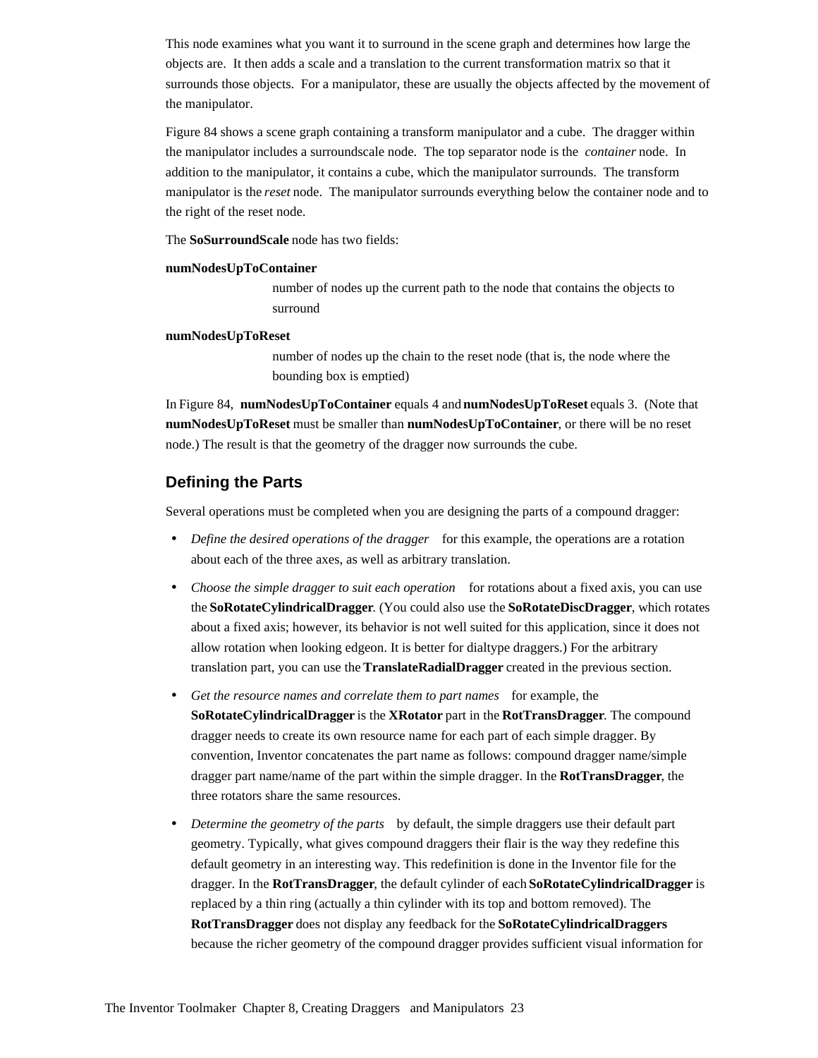This node examines what you want it to surround in the scene graph and determines how large the objects are. It then adds a scale and a translation to the current transformation matrix so that it surrounds those objects. For a manipulator, these are usually the objects affected by the movement of the manipulator.

Figure 84 shows a scene graph containing a transform manipulator and a cube. The dragger within the manipulator includes a surroundscale node. The top separator node is the *container* node. In addition to the manipulator, it contains a cube, which the manipulator surrounds. The transform manipulator is the *reset* node. The manipulator surrounds everything below the container node and to the right of the reset node.

The **SoSurroundScale** node has two fields:

**numNodesUpToContainer**
: number of nodes up the current path to the node that contains the objects to surround

**numNodesUpToReset**
: number of nodes up the chain to the reset node (that is, the node where the bounding box is emptied)

In Figure 84, **numNodesUpToContainer** equals 4 and **numNodesUpToReset** equals 3. (Note that **numNodesUpToReset** must be smaller than **numNodesUpToContainer**, or there will be no reset node.) The result is that the geometry of the dragger now surrounds the cube.

## Defining the Parts

Several operations must be completed when you are designing the parts of a compound dragger:

- *Define the desired operations of the dragger* for this example, the operations are a rotation about each of the three axes, as well as arbitrary translation.
- *Choose the simple dragger to suit each operation* for rotations about a fixed axis, you can use the **SoRotateCylindricalDragger**. (You could also use the **SoRotateDiscDragger**, which rotates about a fixed axis; however, its behavior is not well suited for this application, since it does not allow rotation when looking edgeon. It is better for dialtype draggers.) For the arbitrary translation part, you can use the **TranslateRadialDragger** created in the previous section.
- *Get the resource names and correlate them to part names* for example, the **SoRotateCylindricalDragger** is the **XRotator** part in the **RotTransDragger**. The compound dragger needs to create its own resource name for each part of each simple dragger. By convention, Inventor concatenates the part name as follows: compound dragger name/simple dragger part name/name of the part within the simple dragger. In the **RotTransDragger**, the three rotators share the same resources.
- *Determine the geometry of the parts* by default, the simple draggers use their default part geometry. Typically, what gives compound draggers their flair is the way they redefine this default geometry in an interesting way. This redefinition is done in the Inventor file for the dragger. In the **RotTransDragger**, the default cylinder of each **SoRotateCylindricalDragger** is replaced by a thin ring (actually a thin cylinder with its top and bottom removed). The **RotTransDragger** does not display any feedback for the **SoRotateCylindricalDraggers** because the richer geometry of the compound dragger provides sufficient visual information for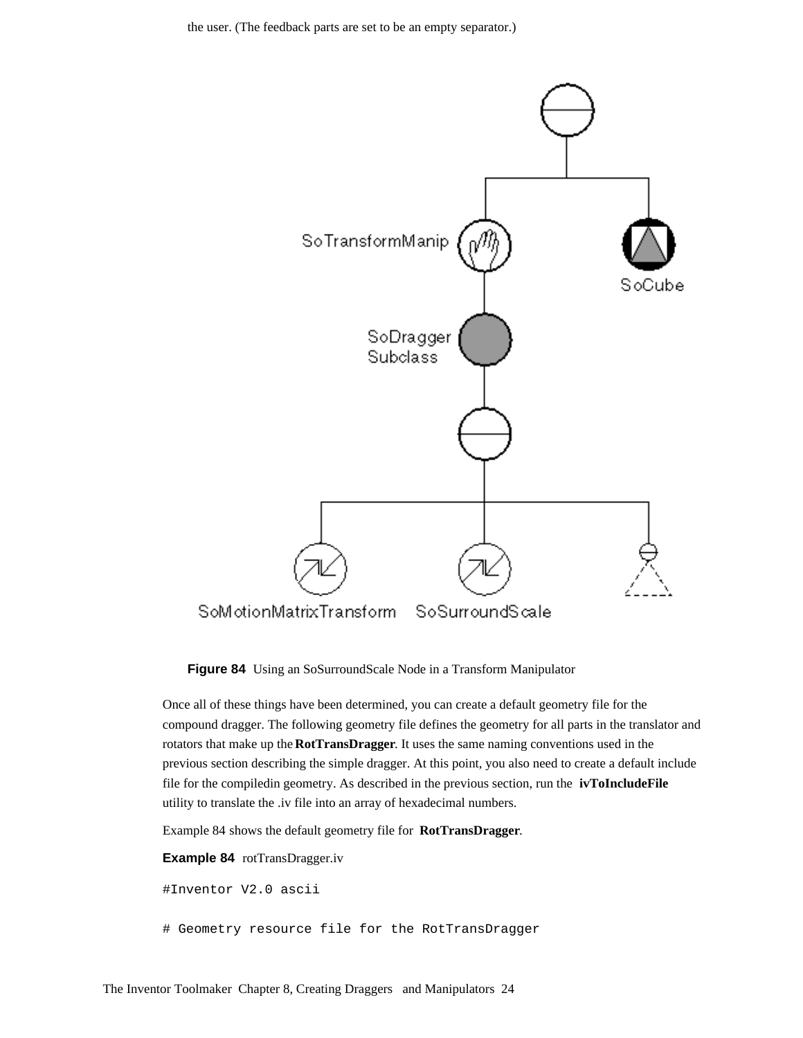the user. (The feedback parts are set to be an empty separator.)

**Figure 84** Using an SoSurroundScale Node in a Transform Manipulator

Once all of these things have been determined, you can create a default geometry file for the compound dragger. The following geometry file defines the geometry for all parts in the translator and rotators that make up the **RotTransDragger**. It uses the same naming conventions used in the previous section describing the simple dragger. At this point, you also need to create a default include file for the compiledin geometry. As described in the previous section, run the **ivToIncludeFile** utility to translate the .iv file into an array of hexadecimal numbers.

Example 84 shows the default geometry file for **RotTransDragger**.

**Example 84** rotTransDragger.iv

```
#Inventor V2.0 ascii

# Geometry resource file for the RotTransDragger
```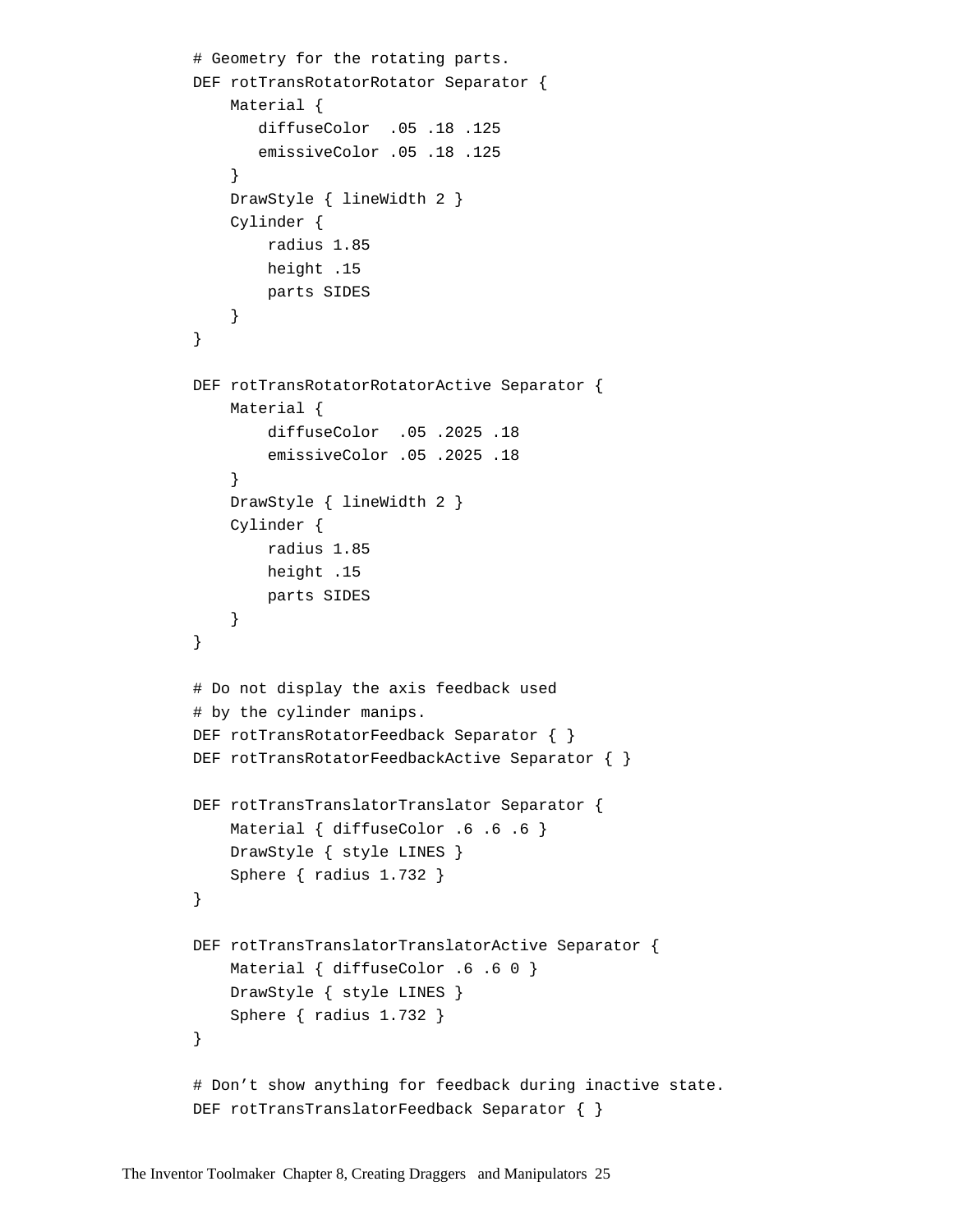```
# Geometry for the rotating parts.
DEF rotTransRotatorRotator Separator {
    Material {
       diffuseColor  .05 .18 .125
       emissiveColor .05 .18 .125
    }
    DrawStyle { lineWidth 2 }
    Cylinder {
        radius 1.85
        height .15
        parts SIDES
    }
}

DEF rotTransRotatorRotatorActive Separator {
    Material {
        diffuseColor  .05 .2025 .18
        emissiveColor .05 .2025 .18
    }
    DrawStyle { lineWidth 2 }
    Cylinder {
        radius 1.85
        height .15
        parts SIDES
    }
}

# Do not display the axis feedback used
# by the cylinder manips.
DEF rotTransRotatorFeedback Separator { }
DEF rotTransRotatorFeedbackActive Separator { }

DEF rotTransTranslatorTranslator Separator {
    Material { diffuseColor .6 .6 .6 }
    DrawStyle { style LINES }
    Sphere { radius 1.732 }
}

DEF rotTransTranslatorTranslatorActive Separator {
    Material { diffuseColor .6 .6 0 }
    DrawStyle { style LINES }
    Sphere { radius 1.732 }
}

# Don’t show anything for feedback during inactive state.
DEF rotTransTranslatorFeedback Separator { }
```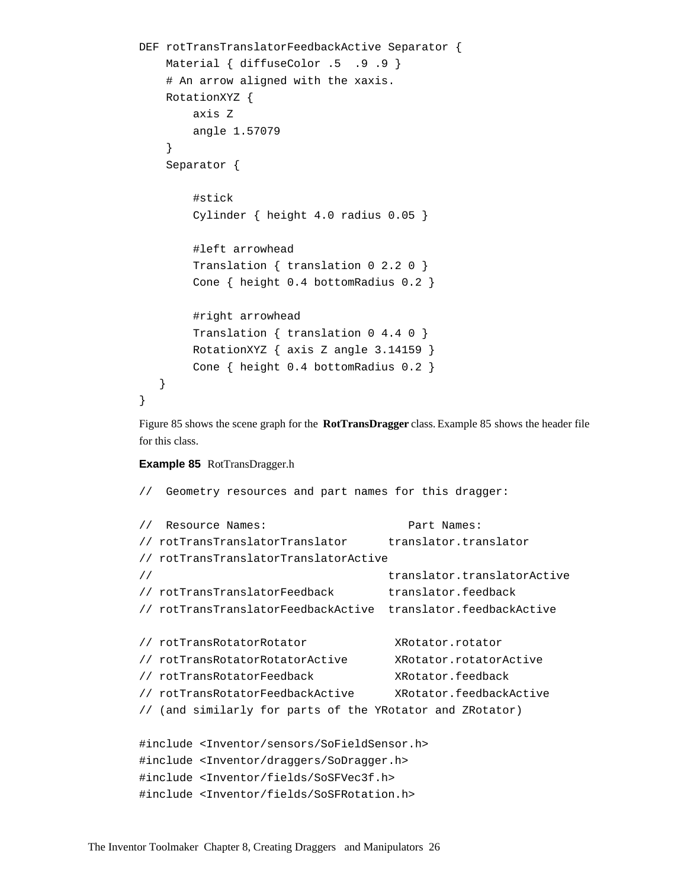```
DEF rotTransTranslatorFeedbackActive Separator {
    Material { diffuseColor .5  .9 .9 }
    # An arrow aligned with the xaxis.
    RotationXYZ {
        axis Z
        angle 1.57079
    }
    Separator {

        #stick
        Cylinder { height 4.0 radius 0.05 }

        #left arrowhead
        Translation { translation 0 2.2 0 }
        Cone { height 0.4 bottomRadius 0.2 }

        #right arrowhead
        Translation { translation 0 4.4 0 }
        RotationXYZ { axis Z angle 3.14159 }
        Cone { height 0.4 bottomRadius 0.2 }
   }
}
```

Figure 85 shows the scene graph for the **RotTransDragger** class. Example 85 shows the header file for this class.

**Example 85** RotTransDragger.h

```
//  Geometry resources and part names for this dragger:

//  Resource Names:                     Part Names:
// rotTransTranslatorTranslator      translator.translator
// rotTransTranslatorTranslatorActive
//                                   translator.translatorActive
// rotTransTranslatorFeedback        translator.feedback
// rotTransTranslatorFeedbackActive  translator.feedbackActive

// rotTransRotatorRotator             XRotator.rotator
// rotTransRotatorRotatorActive       XRotator.rotatorActive
// rotTransRotatorFeedback            XRotator.feedback
// rotTransRotatorFeedbackActive      XRotator.feedbackActive
// (and similarly for parts of the YRotator and ZRotator)

#include <Inventor/sensors/SoFieldSensor.h>
#include <Inventor/draggers/SoDragger.h>
#include <Inventor/fields/SoSFVec3f.h>
#include <Inventor/fields/SoSFRotation.h>
```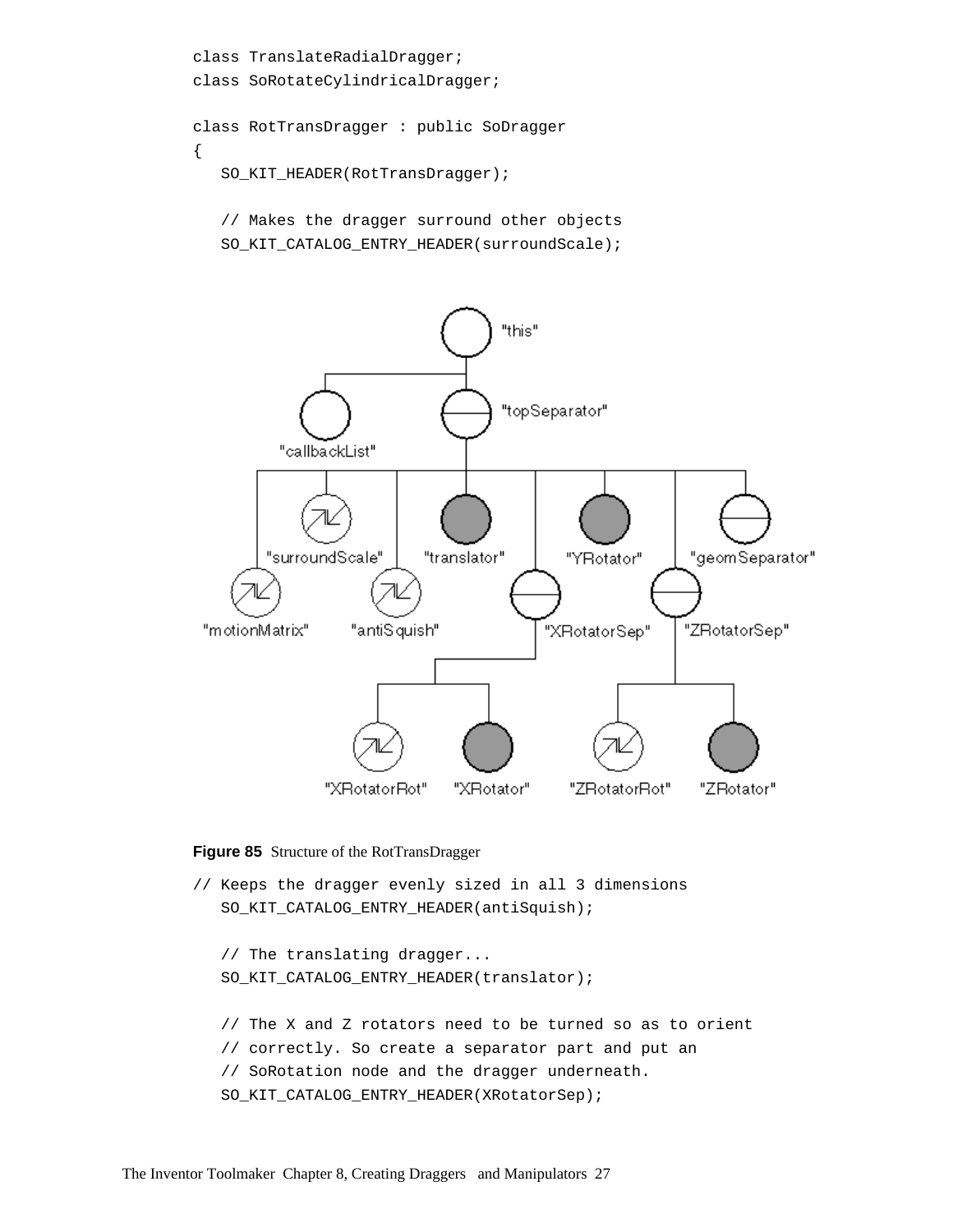```
class TranslateRadialDragger;
class SoRotateCylindricalDragger;

class RotTransDragger : public SoDragger
{
   SO_KIT_HEADER(RotTransDragger);

   // Makes the dragger surround other objects
   SO_KIT_CATALOG_ENTRY_HEADER(surroundScale);
```

**Figure 85** Structure of the RotTransDragger

```
// Keeps the dragger evenly sized in all 3 dimensions
   SO_KIT_CATALOG_ENTRY_HEADER(antiSquish);

   // The translating dragger...
   SO_KIT_CATALOG_ENTRY_HEADER(translator);

   // The X and Z rotators need to be turned so as to orient
   // correctly. So create a separator part and put an
   // SoRotation node and the dragger underneath.
   SO_KIT_CATALOG_ENTRY_HEADER(XRotatorSep);
```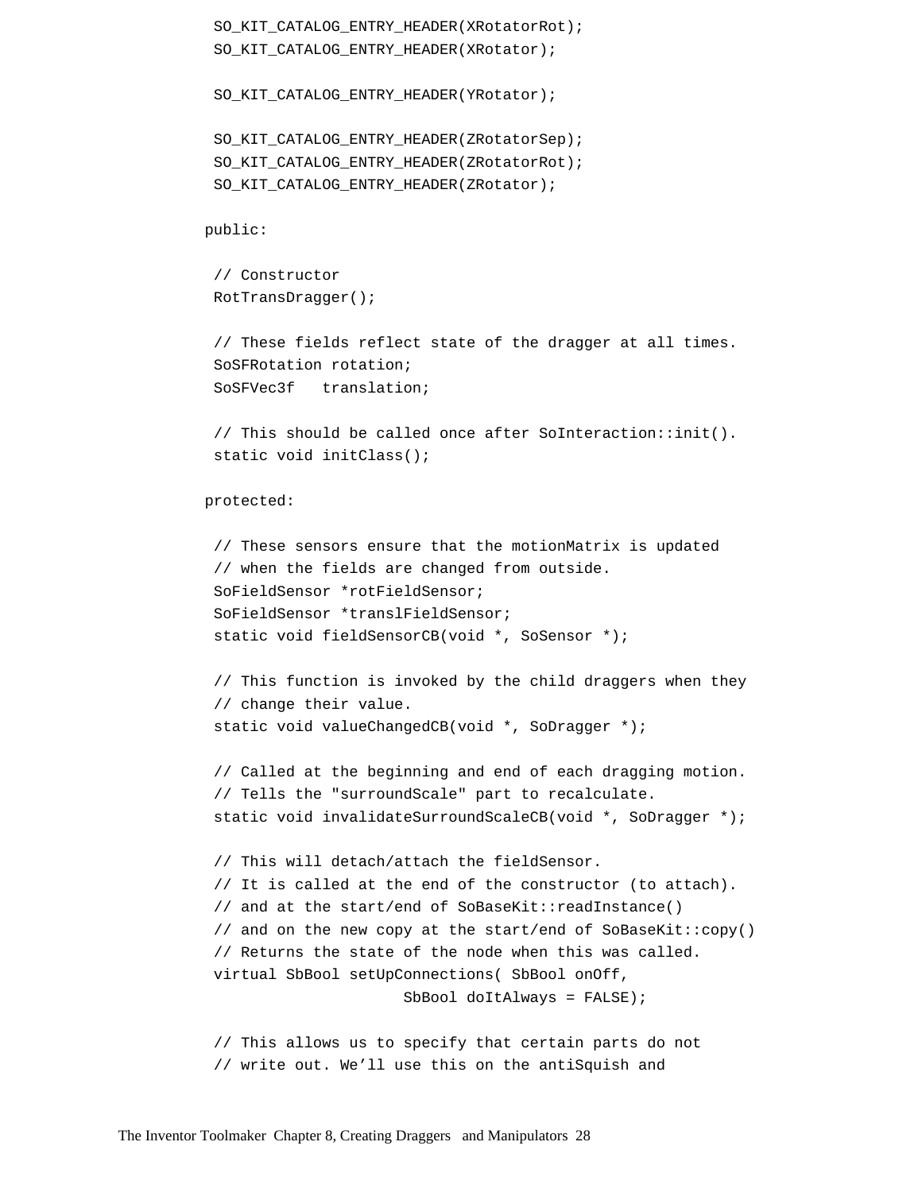```
   SO_KIT_CATALOG_ENTRY_HEADER(XRotatorRot);
   SO_KIT_CATALOG_ENTRY_HEADER(XRotator);

   SO_KIT_CATALOG_ENTRY_HEADER(YRotator);

   SO_KIT_CATALOG_ENTRY_HEADER(ZRotatorSep);
   SO_KIT_CATALOG_ENTRY_HEADER(ZRotatorRot);
   SO_KIT_CATALOG_ENTRY_HEADER(ZRotator);

  public:

   // Constructor
   RotTransDragger();

   // These fields reflect state of the dragger at all times.
   SoSFRotation rotation;
   SoSFVec3f   translation;

   // This should be called once after SoInteraction::init().
   static void initClass();

  protected:

   // These sensors ensure that the motionMatrix is updated
   // when the fields are changed from outside.
   SoFieldSensor *rotFieldSensor;
   SoFieldSensor *translFieldSensor;
   static void fieldSensorCB(void *, SoSensor *);

   // This function is invoked by the child draggers when they
   // change their value.
   static void valueChangedCB(void *, SoDragger *);

   // Called at the beginning and end of each dragging motion.
   // Tells the "surroundScale" part to recalculate.
   static void invalidateSurroundScaleCB(void *, SoDragger *);

   // This will detach/attach the fieldSensor.
   // It is called at the end of the constructor (to attach).
   // and at the start/end of SoBaseKit::readInstance()
   // and on the new copy at the start/end of SoBaseKit::copy()
   // Returns the state of the node when this was called.
   virtual SbBool setUpConnections( SbBool onOff,
                     SbBool doItAlways = FALSE);

   // This allows us to specify that certain parts do not
   // write out. We'll use this on the antiSquish and
```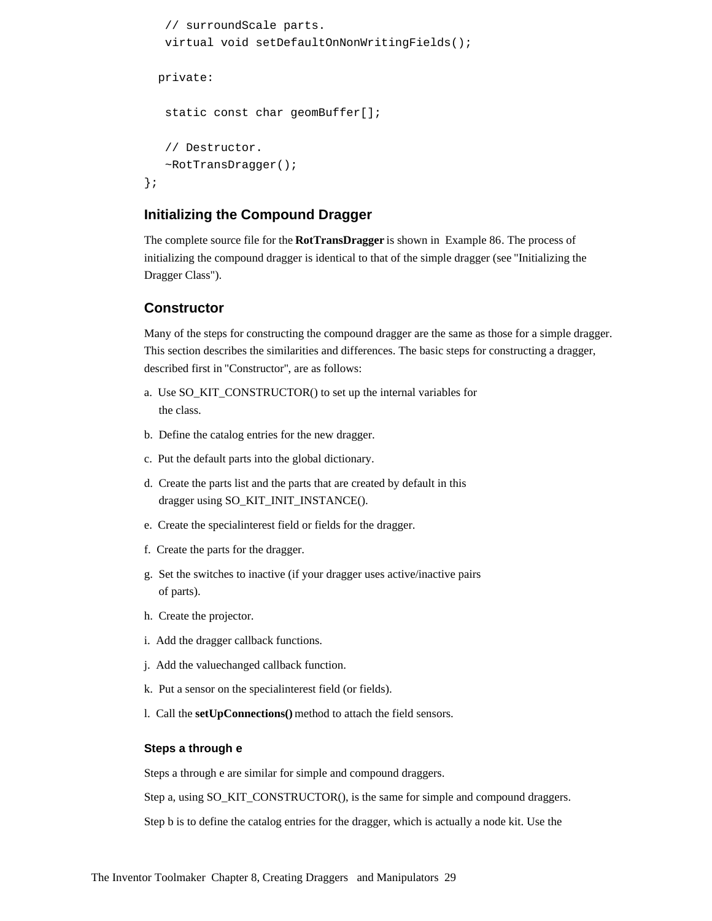```
   // surroundScale parts.
   virtual void setDefaultOnNonWritingFields();

  private:

   static const char geomBuffer[];

   // Destructor.
   ~RotTransDragger();
};
```

## Initializing the Compound Dragger

The complete source file for the **RotTransDragger** is shown in Example 86. The process of initializing the compound dragger is identical to that of the simple dragger (see "Initializing the Dragger Class").

## Constructor

Many of the steps for constructing the compound dragger are the same as those for a simple dragger. This section describes the similarities and differences. The basic steps for constructing a dragger, described first in "Constructor", are as follows:

a. Use SO_KIT_CONSTRUCTOR() to set up the internal variables for the class.

b. Define the catalog entries for the new dragger.

c. Put the default parts into the global dictionary.

d. Create the parts list and the parts that are created by default in this dragger using SO_KIT_INIT_INSTANCE().

e. Create the specialinterest field or fields for the dragger.

f. Create the parts for the dragger.

g. Set the switches to inactive (if your dragger uses active/inactive pairs of parts).

h. Create the projector.

i. Add the dragger callback functions.

j. Add the valuechanged callback function.

k. Put a sensor on the specialinterest field (or fields).

l. Call the **setUpConnections()** method to attach the field sensors.

### Steps a through e

Steps a through e are similar for simple and compound draggers.

Step a, using SO_KIT_CONSTRUCTOR(), is the same for simple and compound draggers.

Step b is to define the catalog entries for the dragger, which is actually a node kit. Use the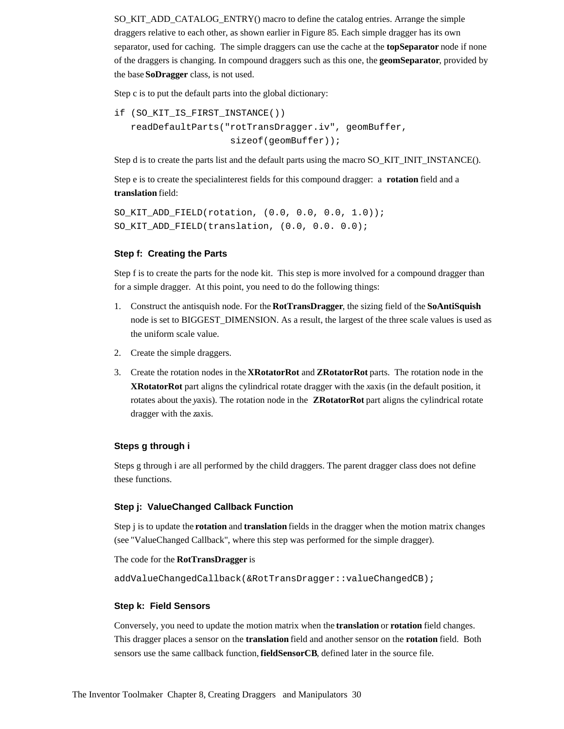SO_KIT_ADD_CATALOG_ENTRY() macro to define the catalog entries. Arrange the simple draggers relative to each other, as shown earlier in Figure 85. Each simple dragger has its own separator, used for caching. The simple draggers can use the cache at the **topSeparator** node if none of the draggers is changing. In compound draggers such as this one, the **geomSeparator**, provided by the base **SoDragger** class, is not used.

Step c is to put the default parts into the global dictionary:

```
if (SO_KIT_IS_FIRST_INSTANCE())
   readDefaultParts("rotTransDragger.iv", geomBuffer,
                    sizeof(geomBuffer));
```

Step d is to create the parts list and the default parts using the macro SO_KIT_INIT_INSTANCE().

Step e is to create the specialinterest fields for this compound dragger: a **rotation** field and a **translation** field:

```
SO_KIT_ADD_FIELD(rotation, (0.0, 0.0, 0.0, 1.0));
SO_KIT_ADD_FIELD(translation, (0.0, 0.0. 0.0);
```

### Step f: Creating the Parts

Step f is to create the parts for the node kit. This step is more involved for a compound dragger than for a simple dragger. At this point, you need to do the following things:

1. Construct the antisquish node. For the **RotTransDragger**, the sizing field of the **SoAntiSquish** node is set to BIGGEST_DIMENSION. As a result, the largest of the three scale values is used as the uniform scale value.
2. Create the simple draggers.
3. Create the rotation nodes in the **XRotatorRot** and **ZRotatorRot** parts. The rotation node in the **XRotatorRot** part aligns the cylindrical rotate dragger with the *x*axis (in the default position, it rotates about the *y*axis). The rotation node in the **ZRotatorRot** part aligns the cylindrical rotate dragger with the *z*axis.

### Steps g through i

Steps g through i are all performed by the child draggers. The parent dragger class does not define these functions.

### Step j: ValueChanged Callback Function

Step j is to update the **rotation** and **translation** fields in the dragger when the motion matrix changes (see "ValueChanged Callback", where this step was performed for the simple dragger).

The code for the **RotTransDragger** is

```
addValueChangedCallback(&RotTransDragger::valueChangedCB);
```

### Step k: Field Sensors

Conversely, you need to update the motion matrix when the **translation** or **rotation** field changes. This dragger places a sensor on the **translation** field and another sensor on the **rotation** field. Both sensors use the same callback function, **fieldSensorCB**, defined later in the source file.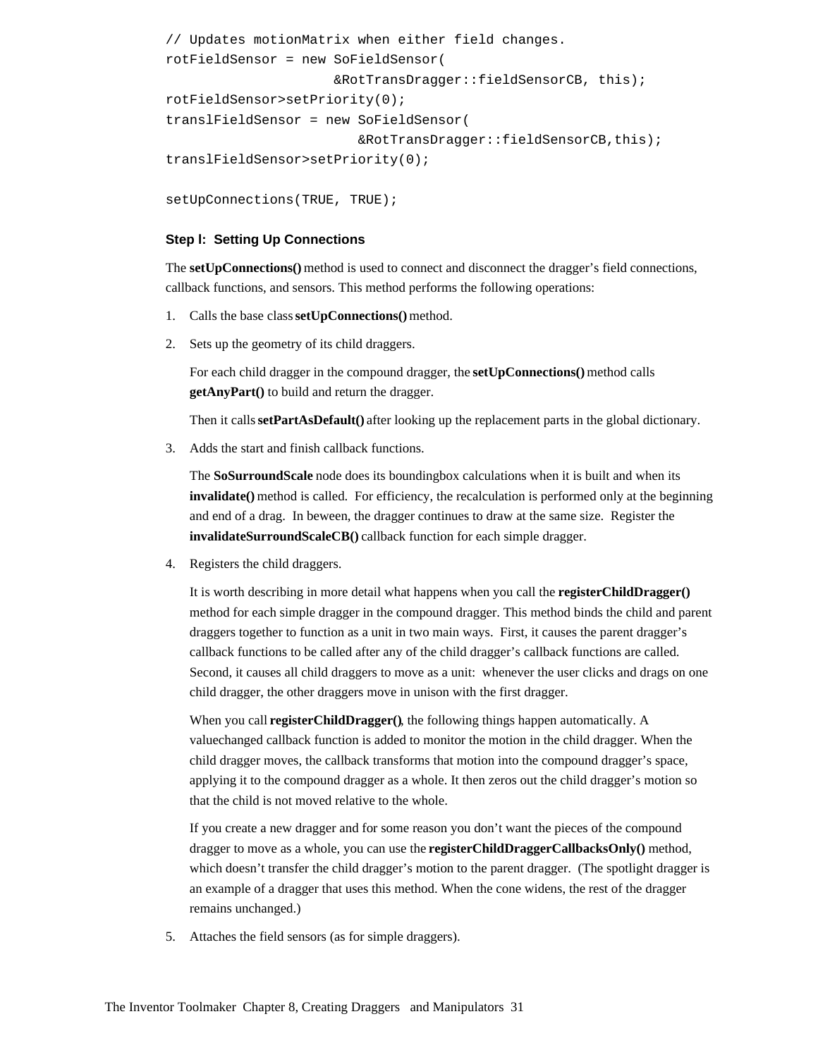```
// Updates motionMatrix when either field changes.
rotFieldSensor = new SoFieldSensor(
                    &RotTransDragger::fieldSensorCB, this);
rotFieldSensor>setPriority(0);
translFieldSensor = new SoFieldSensor(
                       &RotTransDragger::fieldSensorCB,this);
translFieldSensor>setPriority(0);

setUpConnections(TRUE, TRUE);
```

### Step l: Setting Up Connections

The **setUpConnections()** method is used to connect and disconnect the dragger's field connections, callback functions, and sensors. This method performs the following operations:

1. Calls the base class **setUpConnections()** method.
2. Sets up the geometry of its child draggers.

   For each child dragger in the compound dragger, the **setUpConnections()** method calls **getAnyPart()** to build and return the dragger.

   Then it calls **setPartAsDefault()** after looking up the replacement parts in the global dictionary.
3. Adds the start and finish callback functions.

   The **SoSurroundScale** node does its boundingbox calculations when it is built and when its **invalidate()** method is called. For efficiency, the recalculation is performed only at the beginning and end of a drag. In beween, the dragger continues to draw at the same size. Register the **invalidateSurroundScaleCB()** callback function for each simple dragger.
4. Registers the child draggers.

   It is worth describing in more detail what happens when you call the **registerChildDragger()** method for each simple dragger in the compound dragger. This method binds the child and parent draggers together to function as a unit in two main ways. First, it causes the parent dragger's callback functions to be called after any of the child dragger's callback functions are called. Second, it causes all child draggers to move as a unit: whenever the user clicks and drags on one child dragger, the other draggers move in unison with the first dragger.

   When you call **registerChildDragger()**, the following things happen automatically. A valuechanged callback function is added to monitor the motion in the child dragger. When the child dragger moves, the callback transforms that motion into the compound dragger's space, applying it to the compound dragger as a whole. It then zeros out the child dragger's motion so that the child is not moved relative to the whole.

   If you create a new dragger and for some reason you don't want the pieces of the compound dragger to move as a whole, you can use the **registerChildDraggerCallbacksOnly()** method, which doesn't transfer the child dragger's motion to the parent dragger. (The spotlight dragger is an example of a dragger that uses this method. When the cone widens, the rest of the dragger remains unchanged.)
5. Attaches the field sensors (as for simple draggers).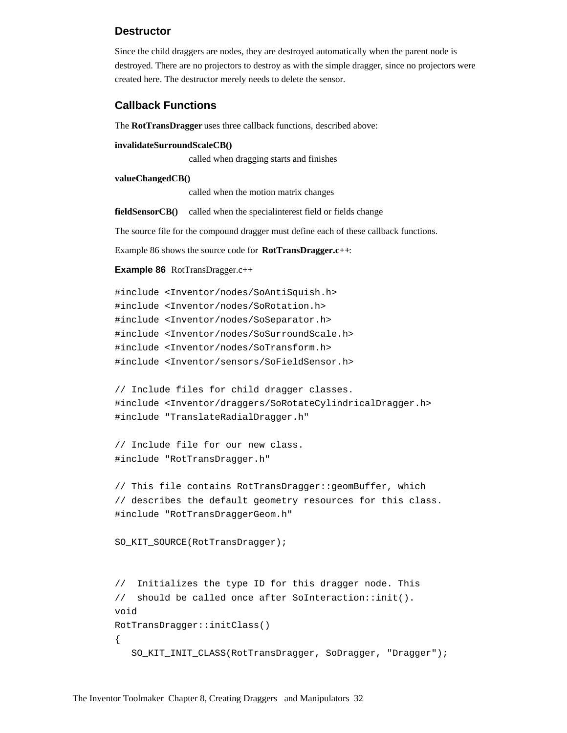### Destructor

Since the child draggers are nodes, they are destroyed automatically when the parent node is destroyed. There are no projectors to destroy as with the simple dragger, since no projectors were created here. The destructor merely needs to delete the sensor.

### Callback Functions

The **RotTransDragger** uses three callback functions, described above:

**invalidateSurroundScaleCB()**
: called when dragging starts and finishes

**valueChangedCB()**
: called when the motion matrix changes

**fieldSensorCB()**
: called when the specialinterest field or fields change

The source file for the compound dragger must define each of these callback functions.

Example 86 shows the source code for **RotTransDragger.c++**:

**Example 86** RotTransDragger.c++

```
#include <Inventor/nodes/SoAntiSquish.h>
#include <Inventor/nodes/SoRotation.h>
#include <Inventor/nodes/SoSeparator.h>
#include <Inventor/nodes/SoSurroundScale.h>
#include <Inventor/nodes/SoTransform.h>
#include <Inventor/sensors/SoFieldSensor.h>

// Include files for child dragger classes.
#include <Inventor/draggers/SoRotateCylindricalDragger.h>
#include "TranslateRadialDragger.h"

// Include file for our new class.
#include "RotTransDragger.h"

// This file contains RotTransDragger::geomBuffer, which
// describes the default geometry resources for this class.
#include "RotTransDraggerGeom.h"

SO_KIT_SOURCE(RotTransDragger);


//  Initializes the type ID for this dragger node. This
//  should be called once after SoInteraction::init().
void
RotTransDragger::initClass()
{
   SO_KIT_INIT_CLASS(RotTransDragger, SoDragger, "Dragger");
```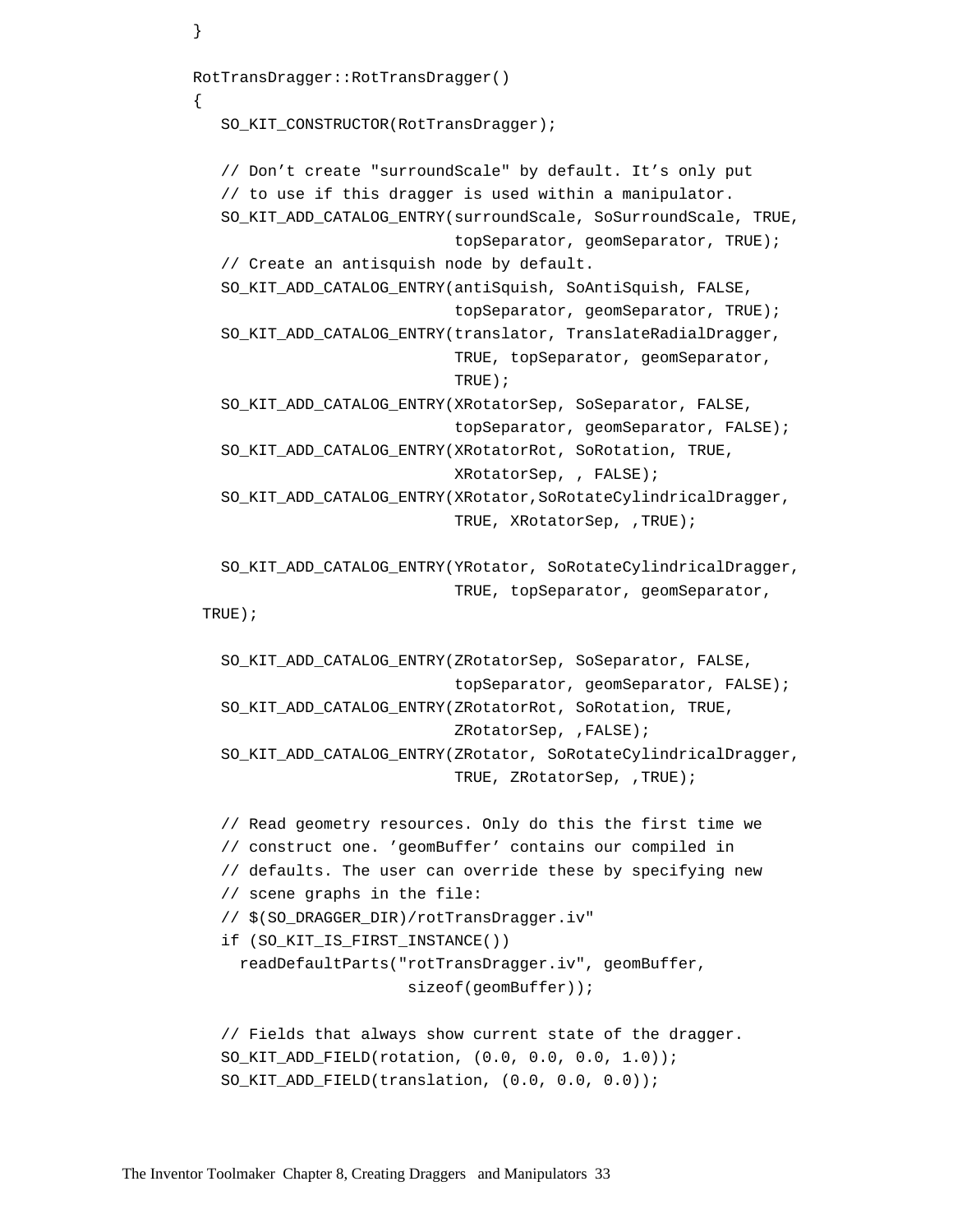```
}

RotTransDragger::RotTransDragger()
{
   SO_KIT_CONSTRUCTOR(RotTransDragger);

   // Don’t create "surroundScale" by default. It’s only put
   // to use if this dragger is used within a manipulator.
   SO_KIT_ADD_CATALOG_ENTRY(surroundScale, SoSurroundScale, TRUE,
                            topSeparator, geomSeparator, TRUE);
   // Create an antisquish node by default.
   SO_KIT_ADD_CATALOG_ENTRY(antiSquish, SoAntiSquish, FALSE,
                            topSeparator, geomSeparator, TRUE);
   SO_KIT_ADD_CATALOG_ENTRY(translator, TranslateRadialDragger,
                            TRUE, topSeparator, geomSeparator,
                            TRUE);
   SO_KIT_ADD_CATALOG_ENTRY(XRotatorSep, SoSeparator, FALSE,
                            topSeparator, geomSeparator, FALSE);
   SO_KIT_ADD_CATALOG_ENTRY(XRotatorRot, SoRotation, TRUE,
                            XRotatorSep, , FALSE);
   SO_KIT_ADD_CATALOG_ENTRY(XRotator,SoRotateCylindricalDragger,
                            TRUE, XRotatorSep, ,TRUE);

   SO_KIT_ADD_CATALOG_ENTRY(YRotator, SoRotateCylindricalDragger,
                            TRUE, topSeparator, geomSeparator,
 TRUE);

   SO_KIT_ADD_CATALOG_ENTRY(ZRotatorSep, SoSeparator, FALSE,
                            topSeparator, geomSeparator, FALSE);
   SO_KIT_ADD_CATALOG_ENTRY(ZRotatorRot, SoRotation, TRUE,
                            ZRotatorSep, ,FALSE);
   SO_KIT_ADD_CATALOG_ENTRY(ZRotator, SoRotateCylindricalDragger,
                            TRUE, ZRotatorSep, ,TRUE);

   // Read geometry resources. Only do this the first time we
   // construct one. ’geomBuffer’ contains our compiled in
   // defaults. The user can override these by specifying new
   // scene graphs in the file:
   // $(SO_DRAGGER_DIR)/rotTransDragger.iv"
   if (SO_KIT_IS_FIRST_INSTANCE())
     readDefaultParts("rotTransDragger.iv", geomBuffer,
                      sizeof(geomBuffer));

   // Fields that always show current state of the dragger.
   SO_KIT_ADD_FIELD(rotation, (0.0, 0.0, 0.0, 1.0));
   SO_KIT_ADD_FIELD(translation, (0.0, 0.0, 0.0));
```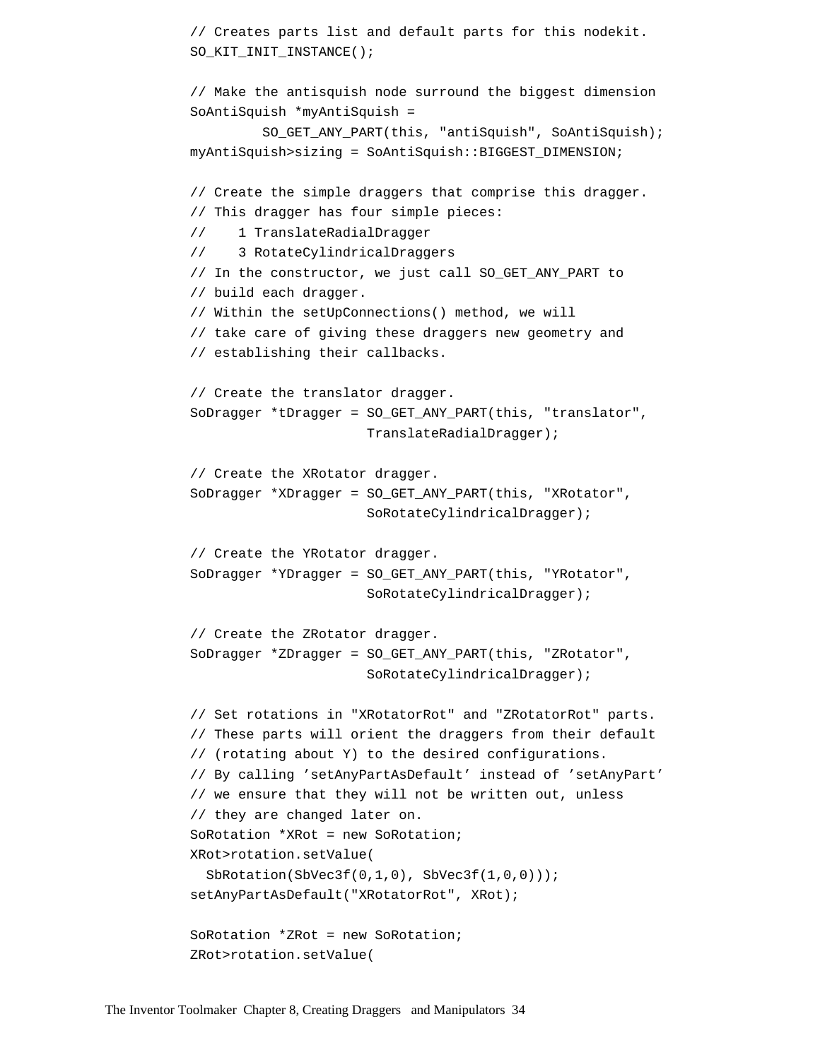```
// Creates parts list and default parts for this nodekit.
SO_KIT_INIT_INSTANCE();

// Make the antisquish node surround the biggest dimension
SoAntiSquish *myAntiSquish = 
        SO_GET_ANY_PART(this, "antiSquish", SoAntiSquish);
myAntiSquish>sizing = SoAntiSquish::BIGGEST_DIMENSION;

// Create the simple draggers that comprise this dragger.
// This dragger has four simple pieces:
//    1 TranslateRadialDragger
//    3 RotateCylindricalDraggers
// In the constructor, we just call SO_GET_ANY_PART to
// build each dragger.
// Within the setUpConnections() method, we will
// take care of giving these draggers new geometry and
// establishing their callbacks.

// Create the translator dragger.
SoDragger *tDragger = SO_GET_ANY_PART(this, "translator",
                      TranslateRadialDragger);

// Create the XRotator dragger.
SoDragger *XDragger = SO_GET_ANY_PART(this, "XRotator",
                      SoRotateCylindricalDragger);

// Create the YRotator dragger.
SoDragger *YDragger = SO_GET_ANY_PART(this, "YRotator",
                      SoRotateCylindricalDragger);

// Create the ZRotator dragger.
SoDragger *ZDragger = SO_GET_ANY_PART(this, "ZRotator",
                      SoRotateCylindricalDragger);

// Set rotations in "XRotatorRot" and "ZRotatorRot" parts.
// These parts will orient the draggers from their default
// (rotating about Y) to the desired configurations.
// By calling ’setAnyPartAsDefault’ instead of ’setAnyPart’
// we ensure that they will not be written out, unless
// they are changed later on.
SoRotation *XRot = new SoRotation;
XRot>rotation.setValue(
  SbRotation(SbVec3f(0,1,0), SbVec3f(1,0,0)));
setAnyPartAsDefault("XRotatorRot", XRot);

SoRotation *ZRot = new SoRotation;
ZRot>rotation.setValue(
```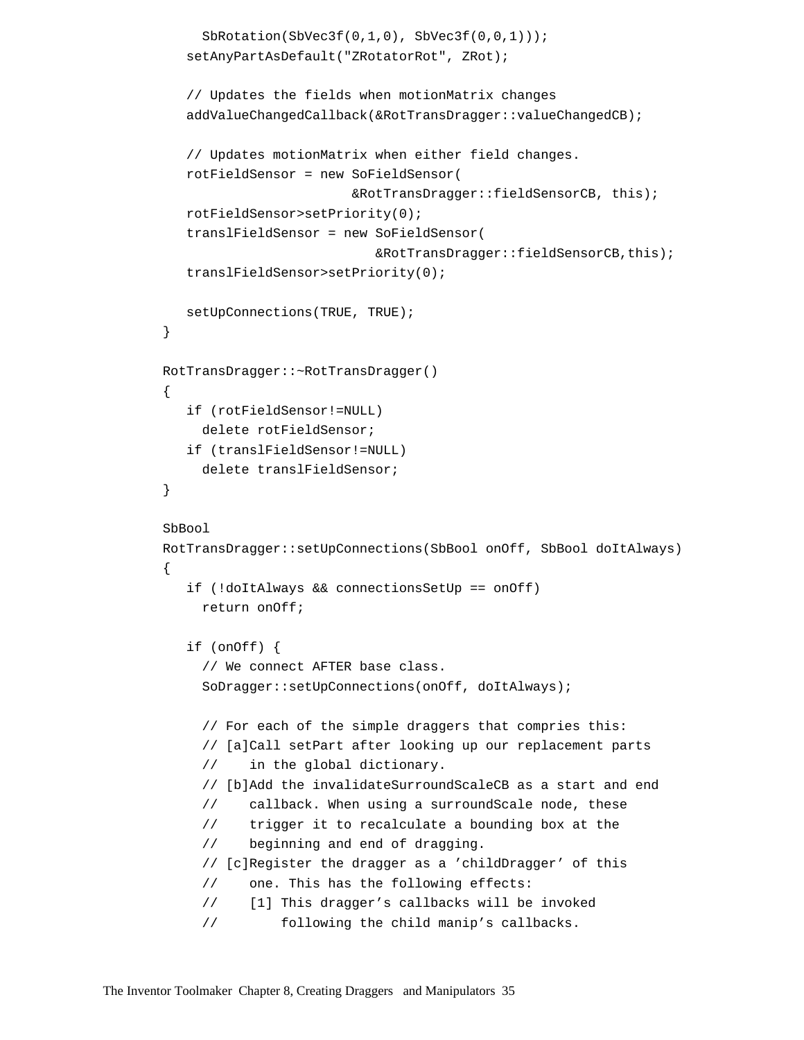```
      SbRotation(SbVec3f(0,1,0), SbVec3f(0,0,1)));
   setAnyPartAsDefault("ZRotatorRot", ZRot);

   // Updates the fields when motionMatrix changes
   addValueChangedCallback(&RotTransDragger::valueChangedCB);

   // Updates motionMatrix when either field changes.
   rotFieldSensor = new SoFieldSensor(
                     &RotTransDragger::fieldSensorCB, this);
   rotFieldSensor>setPriority(0);
   translFieldSensor = new SoFieldSensor(
                         &RotTransDragger::fieldSensorCB,this);
   translFieldSensor>setPriority(0);

   setUpConnections(TRUE, TRUE);
}

RotTransDragger::~RotTransDragger()
{
   if (rotFieldSensor!=NULL)
     delete rotFieldSensor;
   if (translFieldSensor!=NULL)
     delete translFieldSensor;
}

SbBool
RotTransDragger::setUpConnections(SbBool onOff, SbBool doItAlways)
{
   if (!doItAlways && connectionsSetUp == onOff)
     return onOff;

   if (onOff) {
     // We connect AFTER base class.
     SoDragger::setUpConnections(onOff, doItAlways);

     // For each of the simple draggers that compries this:
     // [a]Call setPart after looking up our replacement parts
     //    in the global dictionary.
     // [b]Add the invalidateSurroundScaleCB as a start and end
     //    callback. When using a surroundScale node, these
     //    trigger it to recalculate a bounding box at the
     //    beginning and end of dragging.
     // [c]Register the dragger as a 'childDragger' of this
     //    one. This has the following effects:
     //    [1] This dragger's callbacks will be invoked
     //        following the child manip's callbacks.
```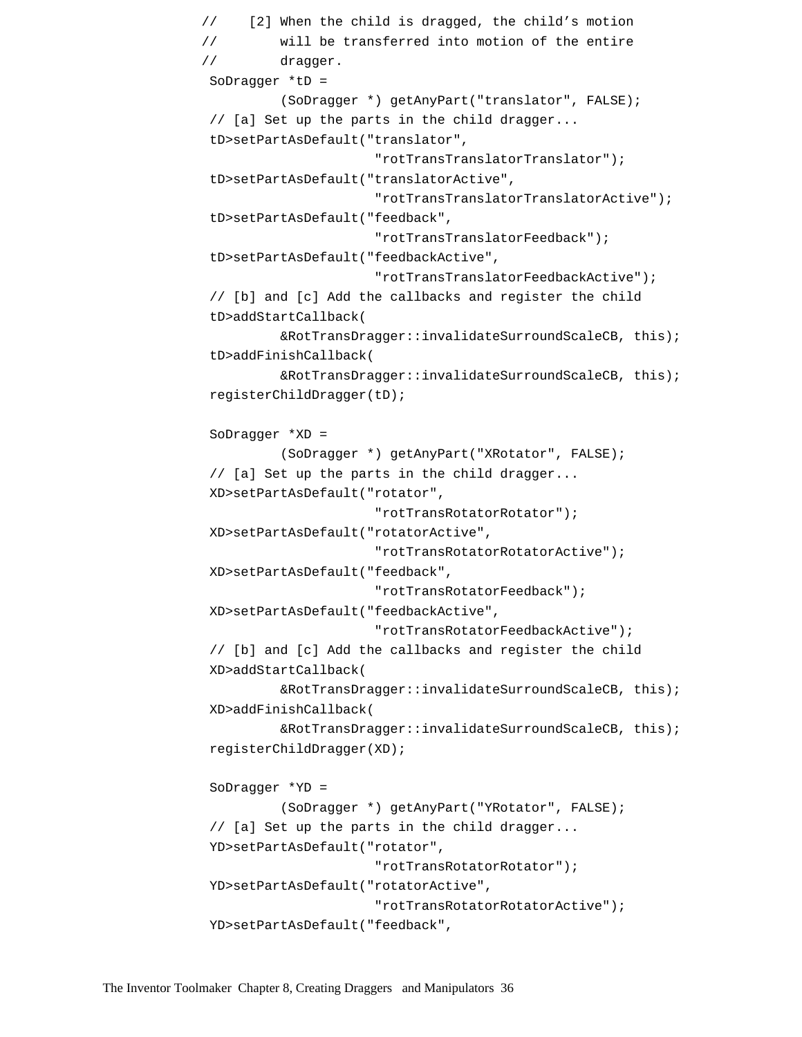```
   //    [2] When the child is dragged, the child's motion
   //        will be transferred into motion of the entire
   //        dragger.
    SoDragger *tD =
            (SoDragger *) getAnyPart("translator", FALSE);
    // [a] Set up the parts in the child dragger...
    tD>setPartAsDefault("translator",
                        "rotTransTranslatorTranslator");
    tD>setPartAsDefault("translatorActive",
                        "rotTransTranslatorTranslatorActive");
    tD>setPartAsDefault("feedback",
                        "rotTransTranslatorFeedback");
    tD>setPartAsDefault("feedbackActive",
                        "rotTransTranslatorFeedbackActive");
    // [b] and [c] Add the callbacks and register the child
    tD>addStartCallback(
            &RotTransDragger::invalidateSurroundScaleCB, this);
    tD>addFinishCallback(
            &RotTransDragger::invalidateSurroundScaleCB, this);
    registerChildDragger(tD);

    SoDragger *XD =
            (SoDragger *) getAnyPart("XRotator", FALSE);
    // [a] Set up the parts in the child dragger...
    XD>setPartAsDefault("rotator",
                        "rotTransRotatorRotator");
    XD>setPartAsDefault("rotatorActive",
                        "rotTransRotatorRotatorActive");
    XD>setPartAsDefault("feedback",
                        "rotTransRotatorFeedback");
    XD>setPartAsDefault("feedbackActive",
                        "rotTransRotatorFeedbackActive");
    // [b] and [c] Add the callbacks and register the child
    XD>addStartCallback(
            &RotTransDragger::invalidateSurroundScaleCB, this);
    XD>addFinishCallback(
            &RotTransDragger::invalidateSurroundScaleCB, this);
    registerChildDragger(XD);

    SoDragger *YD =
            (SoDragger *) getAnyPart("YRotator", FALSE);
    // [a] Set up the parts in the child dragger...
    YD>setPartAsDefault("rotator",
                        "rotTransRotatorRotator");
    YD>setPartAsDefault("rotatorActive",
                        "rotTransRotatorRotatorActive");
    YD>setPartAsDefault("feedback",
```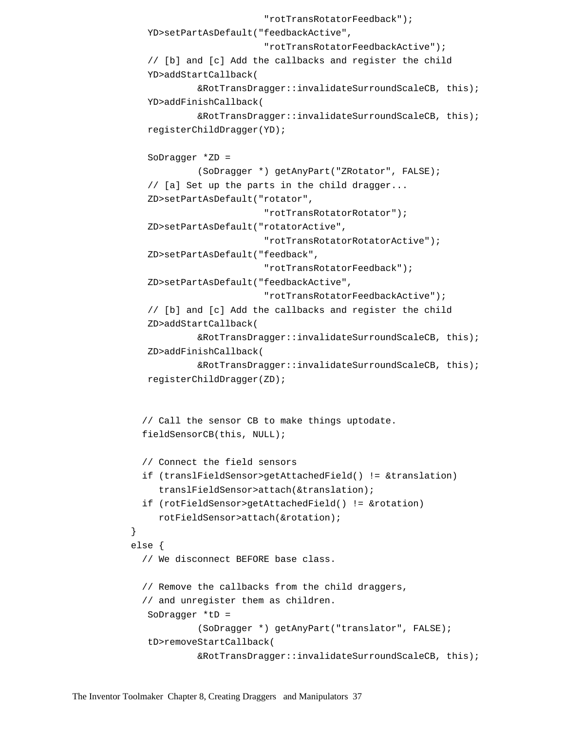```
                        "rotTransRotatorFeedback");
         YD>setPartAsDefault("feedbackActive",
                        "rotTransRotatorFeedbackActive");
         // [b] and [c] Add the callbacks and register the child
         YD>addStartCallback(
                  &RotTransDragger::invalidateSurroundScaleCB, this);
         YD>addFinishCallback(
                  &RotTransDragger::invalidateSurroundScaleCB, this);
         registerChildDragger(YD);

         SoDragger *ZD =
                  (SoDragger *) getAnyPart("ZRotator", FALSE);
         // [a] Set up the parts in the child dragger...
         ZD>setPartAsDefault("rotator",
                        "rotTransRotatorRotator");
         ZD>setPartAsDefault("rotatorActive",
                        "rotTransRotatorRotatorActive");
         ZD>setPartAsDefault("feedback",
                        "rotTransRotatorFeedback");
         ZD>setPartAsDefault("feedbackActive",
                        "rotTransRotatorFeedbackActive");
         // [b] and [c] Add the callbacks and register the child
         ZD>addStartCallback(
                  &RotTransDragger::invalidateSurroundScaleCB, this);
         ZD>addFinishCallback(
                  &RotTransDragger::invalidateSurroundScaleCB, this);
         registerChildDragger(ZD);


        // Call the sensor CB to make things uptodate.
        fieldSensorCB(this, NULL);

        // Connect the field sensors
        if (translFieldSensor>getAttachedField() != &translation)
           translFieldSensor>attach(&translation);
        if (rotFieldSensor>getAttachedField() != &rotation)
           rotFieldSensor>attach(&rotation);
      }
      else {
        // We disconnect BEFORE base class.

        // Remove the callbacks from the child draggers,
        // and unregister them as children.
         SoDragger *tD =
                  (SoDragger *) getAnyPart("translator", FALSE);
         tD>removeStartCallback(
                  &RotTransDragger::invalidateSurroundScaleCB, this);
```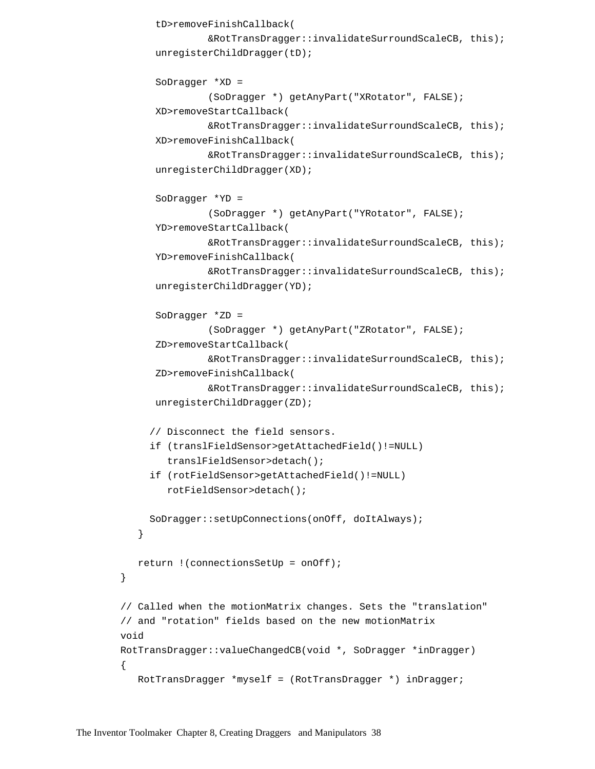```
        tD>removeFinishCallback(
                &RotTransDragger::invalidateSurroundScaleCB, this);
        unregisterChildDragger(tD);

        SoDragger *XD =
                (SoDragger *) getAnyPart("XRotator", FALSE);
        XD>removeStartCallback(
                &RotTransDragger::invalidateSurroundScaleCB, this);
        XD>removeFinishCallback(
                &RotTransDragger::invalidateSurroundScaleCB, this);
        unregisterChildDragger(XD);

        SoDragger *YD =
                (SoDragger *) getAnyPart("YRotator", FALSE);
        YD>removeStartCallback(
                &RotTransDragger::invalidateSurroundScaleCB, this);
        YD>removeFinishCallback(
                &RotTransDragger::invalidateSurroundScaleCB, this);
        unregisterChildDragger(YD);

        SoDragger *ZD =
                (SoDragger *) getAnyPart("ZRotator", FALSE);
        ZD>removeStartCallback(
                &RotTransDragger::invalidateSurroundScaleCB, this);
        ZD>removeFinishCallback(
                &RotTransDragger::invalidateSurroundScaleCB, this);
        unregisterChildDragger(ZD);

      // Disconnect the field sensors.
      if (translFieldSensor>getAttachedField()!=NULL)
         translFieldSensor>detach();
      if (rotFieldSensor>getAttachedField()!=NULL)
         rotFieldSensor>detach();

      SoDragger::setUpConnections(onOff, doItAlways);
   }

   return !(connectionsSetUp = onOff);
}

// Called when the motionMatrix changes. Sets the "translation"
// and "rotation" fields based on the new motionMatrix
void
RotTransDragger::valueChangedCB(void *, SoDragger *inDragger)
{
   RotTransDragger *myself = (RotTransDragger *) inDragger;
```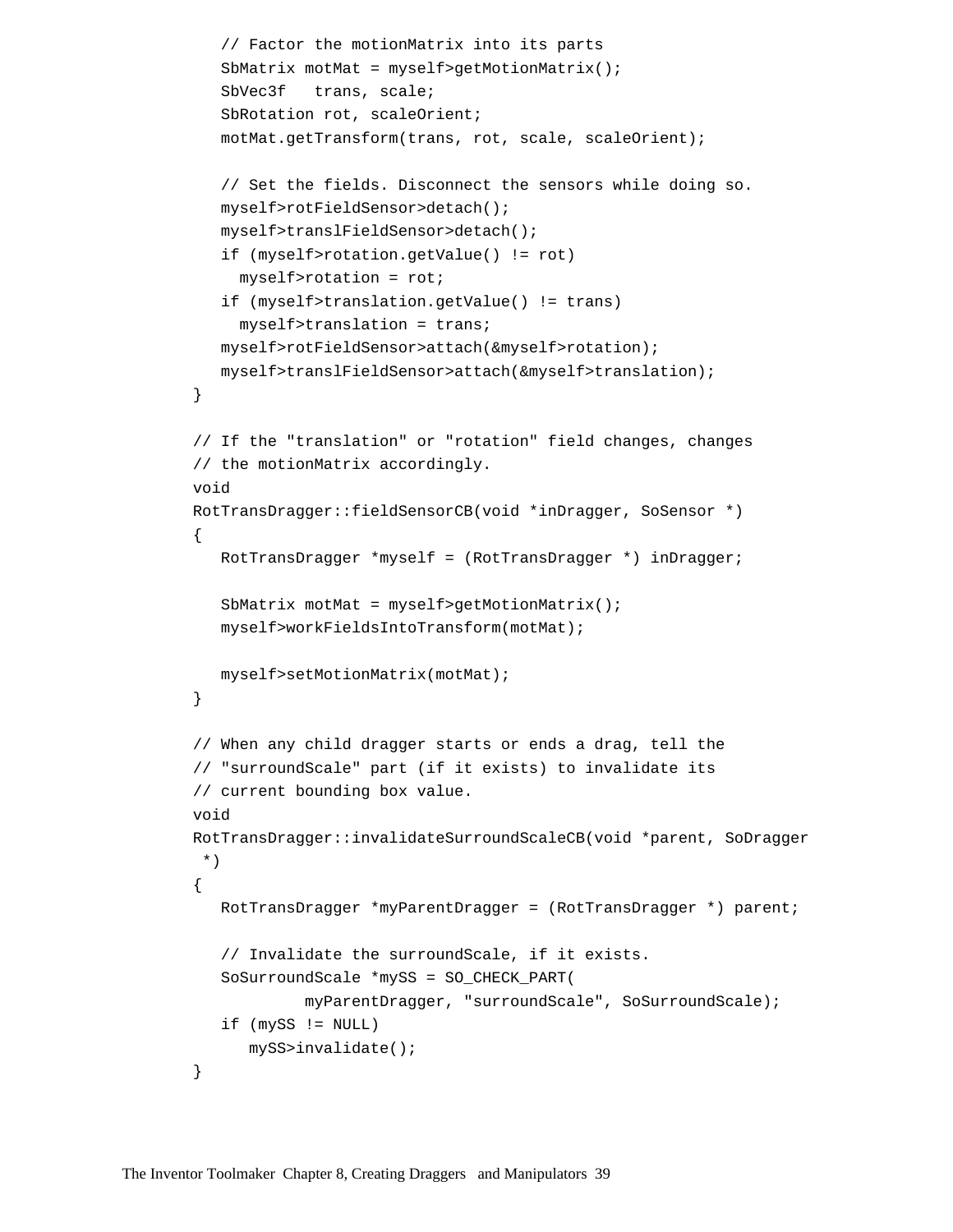```
   // Factor the motionMatrix into its parts
   SbMatrix motMat = myself>getMotionMatrix();
   SbVec3f   trans, scale;
   SbRotation rot, scaleOrient;
   motMat.getTransform(trans, rot, scale, scaleOrient);

   // Set the fields. Disconnect the sensors while doing so.
   myself>rotFieldSensor>detach();
   myself>translFieldSensor>detach();
   if (myself>rotation.getValue() != rot)
     myself>rotation = rot;
   if (myself>translation.getValue() != trans)
     myself>translation = trans;
   myself>rotFieldSensor>attach(&myself>rotation);
   myself>translFieldSensor>attach(&myself>translation);
}

// If the "translation" or "rotation" field changes, changes
// the motionMatrix accordingly.
void
RotTransDragger::fieldSensorCB(void *inDragger, SoSensor *)
{
   RotTransDragger *myself = (RotTransDragger *) inDragger;

   SbMatrix motMat = myself>getMotionMatrix();
   myself>workFieldsIntoTransform(motMat);

   myself>setMotionMatrix(motMat);
}

// When any child dragger starts or ends a drag, tell the
// "surroundScale" part (if it exists) to invalidate its
// current bounding box value.
void
RotTransDragger::invalidateSurroundScaleCB(void *parent, SoDragger
 *)
{
   RotTransDragger *myParentDragger = (RotTransDragger *) parent;

   // Invalidate the surroundScale, if it exists.
   SoSurroundScale *mySS = SO_CHECK_PART(
            myParentDragger, "surroundScale", SoSurroundScale);
   if (mySS != NULL)
      mySS>invalidate();
}
```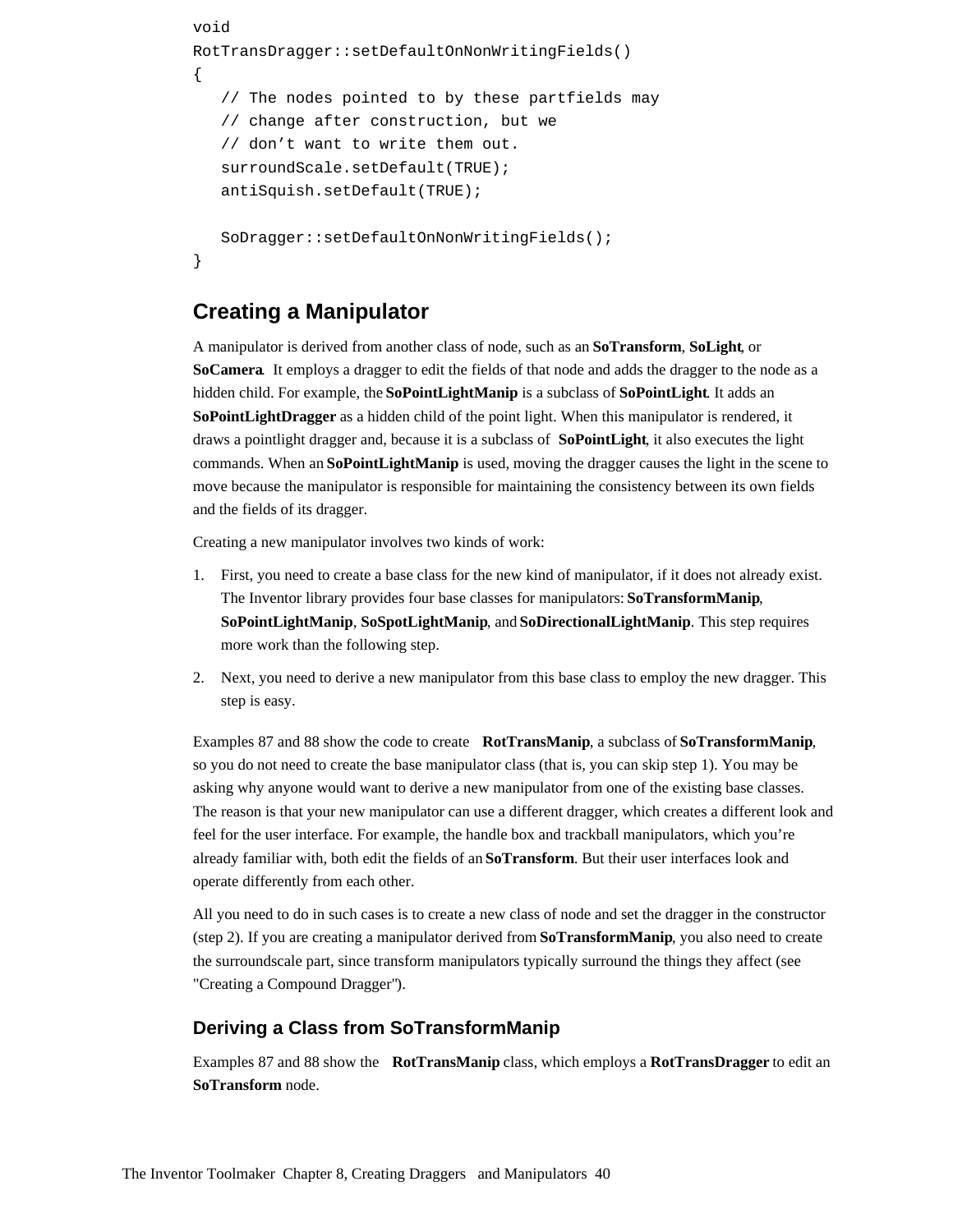```
void
RotTransDragger::setDefaultOnNonWritingFields()
{
   // The nodes pointed to by these partfields may
   // change after construction, but we
   // don't want to write them out.
   surroundScale.setDefault(TRUE);
   antiSquish.setDefault(TRUE);

   SoDragger::setDefaultOnNonWritingFields();
}
```

## Creating a Manipulator

A manipulator is derived from another class of node, such as an **SoTransform**, **SoLight**, or **SoCamera**. It employs a dragger to edit the fields of that node and adds the dragger to the node as a hidden child. For example, the **SoPointLightManip** is a subclass of **SoPointLight**. It adds an **SoPointLightDragger** as a hidden child of the point light. When this manipulator is rendered, it draws a pointlight dragger and, because it is a subclass of **SoPointLight**, it also executes the light commands. When an **SoPointLightManip** is used, moving the dragger causes the light in the scene to move because the manipulator is responsible for maintaining the consistency between its own fields and the fields of its dragger.

Creating a new manipulator involves two kinds of work:

1. First, you need to create a base class for the new kind of manipulator, if it does not already exist. The Inventor library provides four base classes for manipulators: **SoTransformManip**, **SoPointLightManip**, **SoSpotLightManip**, and **SoDirectionalLightManip**. This step requires more work than the following step.
2. Next, you need to derive a new manipulator from this base class to employ the new dragger. This step is easy.

Examples 87 and 88 show the code to create **RotTransManip**, a subclass of **SoTransformManip**, so you do not need to create the base manipulator class (that is, you can skip step 1). You may be asking why anyone would want to derive a new manipulator from one of the existing base classes. The reason is that your new manipulator can use a different dragger, which creates a different look and feel for the user interface. For example, the handle box and trackball manipulators, which you're already familiar with, both edit the fields of an **SoTransform**. But their user interfaces look and operate differently from each other.

All you need to do in such cases is to create a new class of node and set the dragger in the constructor (step 2). If you are creating a manipulator derived from **SoTransformManip**, you also need to create the surroundscale part, since transform manipulators typically surround the things they affect (see "Creating a Compound Dragger").

### Deriving a Class from SoTransformManip

Examples 87 and 88 show the **RotTransManip** class, which employs a **RotTransDragger** to edit an **SoTransform** node.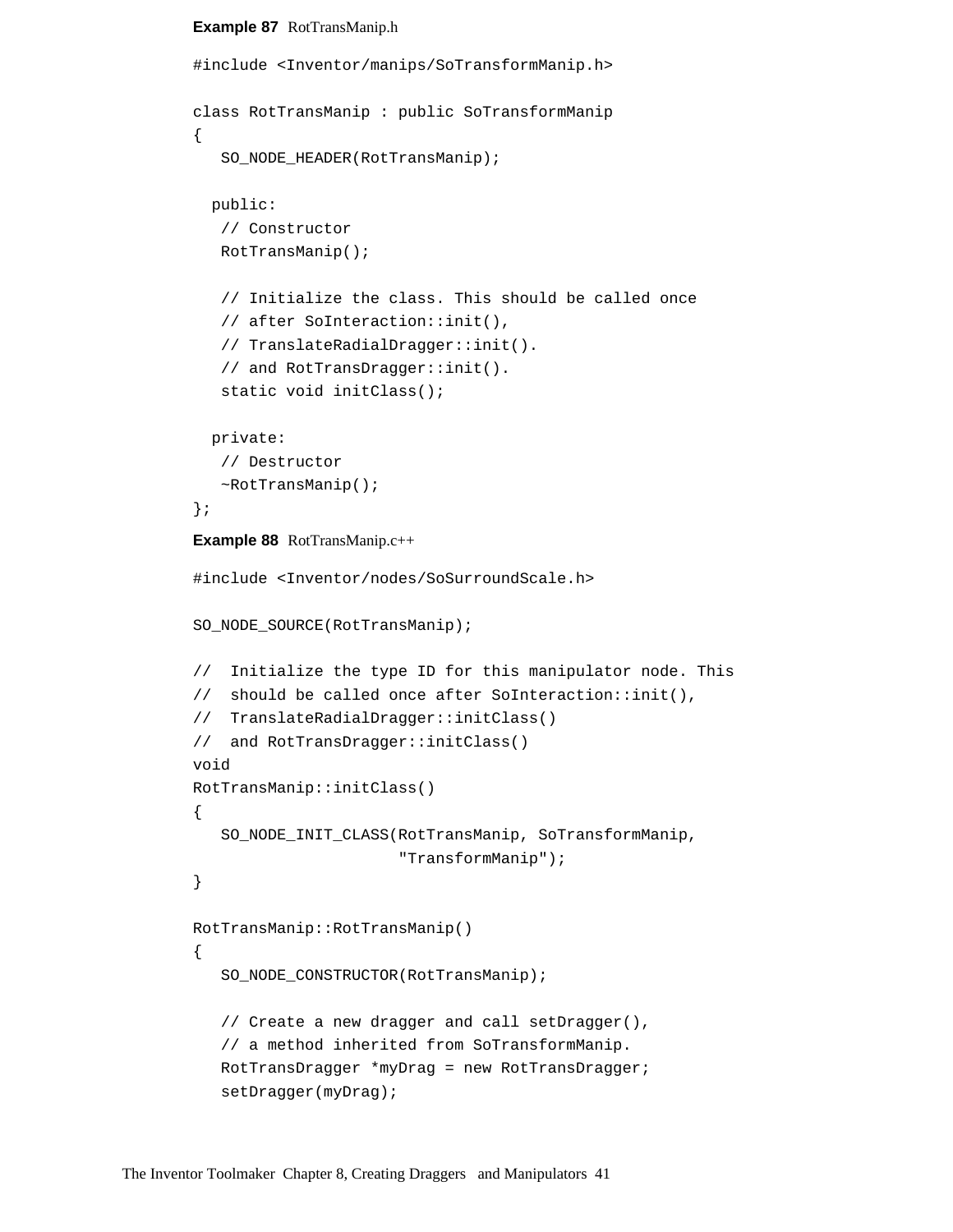**Example 87** RotTransManip.h

```
#include <Inventor/manips/SoTransformManip.h>

class RotTransManip : public SoTransformManip
{
   SO_NODE_HEADER(RotTransManip);

  public:
   // Constructor
   RotTransManip();

   // Initialize the class. This should be called once
   // after SoInteraction::init(),
   // TranslateRadialDragger::init().
   // and RotTransDragger::init().
   static void initClass();

  private:
   // Destructor
   ~RotTransManip();
};
```

**Example 88** RotTransManip.c++

```
#include <Inventor/nodes/SoSurroundScale.h>

SO_NODE_SOURCE(RotTransManip);

//  Initialize the type ID for this manipulator node. This
//  should be called once after SoInteraction::init(),
//  TranslateRadialDragger::initClass()
//  and RotTransDragger::initClass()
void
RotTransManip::initClass()
{
   SO_NODE_INIT_CLASS(RotTransManip, SoTransformManip,
                      "TransformManip");
}

RotTransManip::RotTransManip()
{
   SO_NODE_CONSTRUCTOR(RotTransManip);

   // Create a new dragger and call setDragger(),
   // a method inherited from SoTransformManip.
   RotTransDragger *myDrag = new RotTransDragger;
   setDragger(myDrag);
```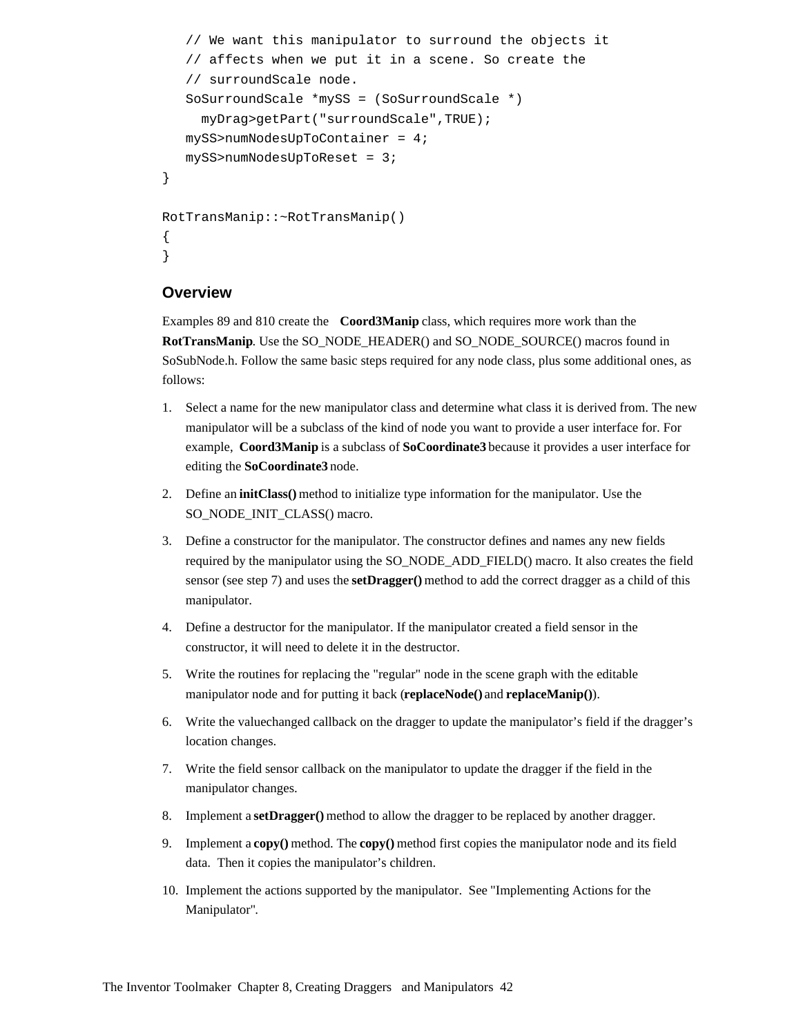```
   // We want this manipulator to surround the objects it
   // affects when we put it in a scene. So create the
   // surroundScale node.
   SoSurroundScale *mySS = (SoSurroundScale *)
     myDrag>getPart("surroundScale",TRUE);
   mySS>numNodesUpToContainer = 4;
   mySS>numNodesUpToReset = 3;
}

RotTransManip::~RotTransManip()
{
}
```

### Overview

Examples 89 and 810 create the **Coord3Manip** class, which requires more work than the **RotTransManip**. Use the SO_NODE_HEADER() and SO_NODE_SOURCE() macros found in SoSubNode.h. Follow the same basic steps required for any node class, plus some additional ones, as follows:

1. Select a name for the new manipulator class and determine what class it is derived from. The new manipulator will be a subclass of the kind of node you want to provide a user interface for. For example, **Coord3Manip** is a subclass of **SoCoordinate3** because it provides a user interface for editing the **SoCoordinate3** node.
2. Define an **initClass()** method to initialize type information for the manipulator. Use the SO_NODE_INIT_CLASS() macro.
3. Define a constructor for the manipulator. The constructor defines and names any new fields required by the manipulator using the SO_NODE_ADD_FIELD() macro. It also creates the field sensor (see step 7) and uses the **setDragger()** method to add the correct dragger as a child of this manipulator.
4. Define a destructor for the manipulator. If the manipulator created a field sensor in the constructor, it will need to delete it in the destructor.
5. Write the routines for replacing the "regular" node in the scene graph with the editable manipulator node and for putting it back (**replaceNode()** and **replaceManip()**).
6. Write the valuechanged callback on the dragger to update the manipulator's field if the dragger's location changes.
7. Write the field sensor callback on the manipulator to update the dragger if the field in the manipulator changes.
8. Implement a **setDragger()** method to allow the dragger to be replaced by another dragger.
9. Implement a **copy()** method. The **copy()** method first copies the manipulator node and its field data. Then it copies the manipulator's children.
10. Implement the actions supported by the manipulator. See "Implementing Actions for the Manipulator".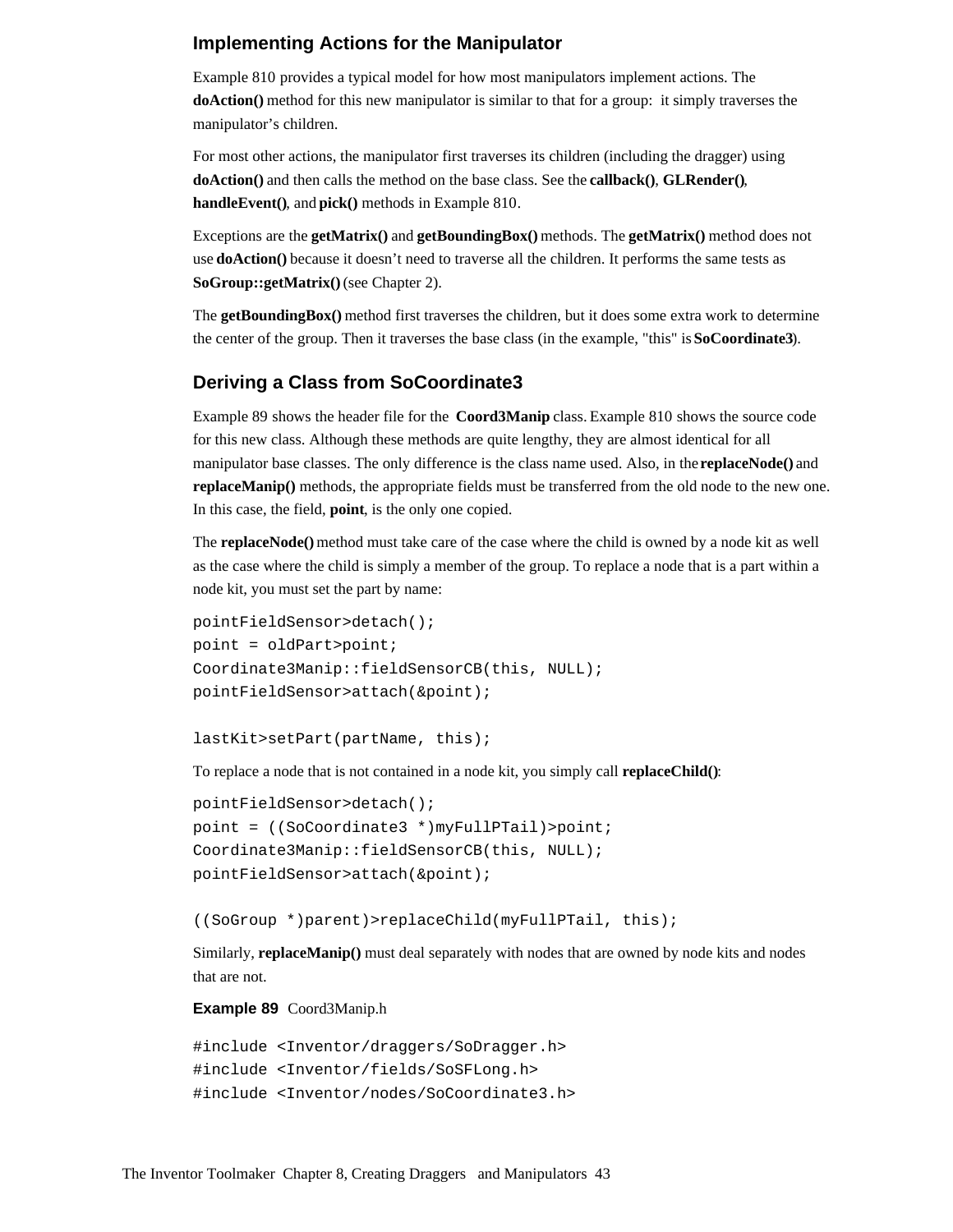### Implementing Actions for the Manipulator

Example 810 provides a typical model for how most manipulators implement actions. The **doAction()** method for this new manipulator is similar to that for a group: it simply traverses the manipulator's children.

For most other actions, the manipulator first traverses its children (including the dragger) using **doAction()** and then calls the method on the base class. See the **callback()**, **GLRender()**, **handleEvent()**, and **pick()** methods in Example 810.

Exceptions are the **getMatrix()** and **getBoundingBox()** methods. The **getMatrix()** method does not use **doAction()** because it doesn't need to traverse all the children. It performs the same tests as **SoGroup::getMatrix()** (see Chapter 2).

The **getBoundingBox()** method first traverses the children, but it does some extra work to determine the center of the group. Then it traverses the base class (in the example, "this" is **SoCoordinate3**).

### Deriving a Class from SoCoordinate3

Example 89 shows the header file for the **Coord3Manip** class. Example 810 shows the source code for this new class. Although these methods are quite lengthy, they are almost identical for all manipulator base classes. The only difference is the class name used. Also, in the **replaceNode()** and **replaceManip()** methods, the appropriate fields must be transferred from the old node to the new one. In this case, the field, **point**, is the only one copied.

The **replaceNode()** method must take care of the case where the child is owned by a node kit as well as the case where the child is simply a member of the group. To replace a node that is a part within a node kit, you must set the part by name:

```
pointFieldSensor>detach();
point = oldPart>point;
Coordinate3Manip::fieldSensorCB(this, NULL);
pointFieldSensor>attach(&point);

lastKit>setPart(partName, this);
```

To replace a node that is not contained in a node kit, you simply call **replaceChild()**:

```
pointFieldSensor>detach();
point = ((SoCoordinate3 *)myFullPTail)>point;
Coordinate3Manip::fieldSensorCB(this, NULL);
pointFieldSensor>attach(&point);

((SoGroup *)parent)>replaceChild(myFullPTail, this);
```

Similarly, **replaceManip()** must deal separately with nodes that are owned by node kits and nodes that are not.

**Example 89** Coord3Manip.h

```
#include <Inventor/draggers/SoDragger.h>
#include <Inventor/fields/SoSFLong.h>
#include <Inventor/nodes/SoCoordinate3.h>
```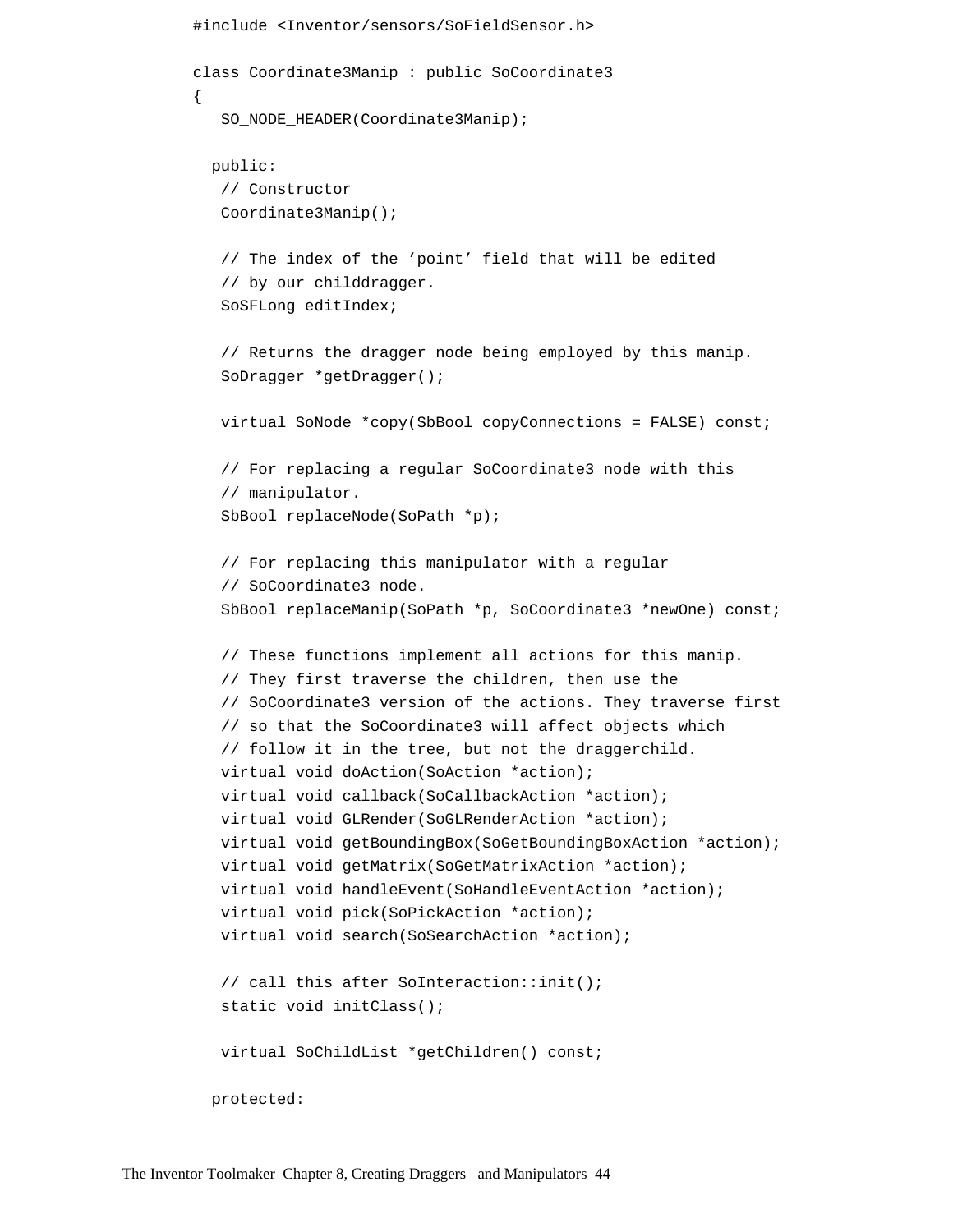```
#include <Inventor/sensors/SoFieldSensor.h>

class Coordinate3Manip : public SoCoordinate3
{
   SO_NODE_HEADER(Coordinate3Manip);

  public:
   // Constructor
   Coordinate3Manip();

   // The index of the 'point' field that will be edited
   // by our childdragger.
   SoSFLong editIndex;

   // Returns the dragger node being employed by this manip.
   SoDragger *getDragger();

   virtual SoNode *copy(SbBool copyConnections = FALSE) const;

   // For replacing a regular SoCoordinate3 node with this
   // manipulator.
   SbBool replaceNode(SoPath *p);

   // For replacing this manipulator with a regular
   // SoCoordinate3 node.
   SbBool replaceManip(SoPath *p, SoCoordinate3 *newOne) const;

   // These functions implement all actions for this manip.
   // They first traverse the children, then use the
   // SoCoordinate3 version of the actions. They traverse first
   // so that the SoCoordinate3 will affect objects which
   // follow it in the tree, but not the draggerchild.
   virtual void doAction(SoAction *action);
   virtual void callback(SoCallbackAction *action);
   virtual void GLRender(SoGLRenderAction *action);
   virtual void getBoundingBox(SoGetBoundingBoxAction *action);
   virtual void getMatrix(SoGetMatrixAction *action);
   virtual void handleEvent(SoHandleEventAction *action);
   virtual void pick(SoPickAction *action);
   virtual void search(SoSearchAction *action);

   // call this after SoInteraction::init();
   static void initClass();

   virtual SoChildList *getChildren() const;

  protected:
```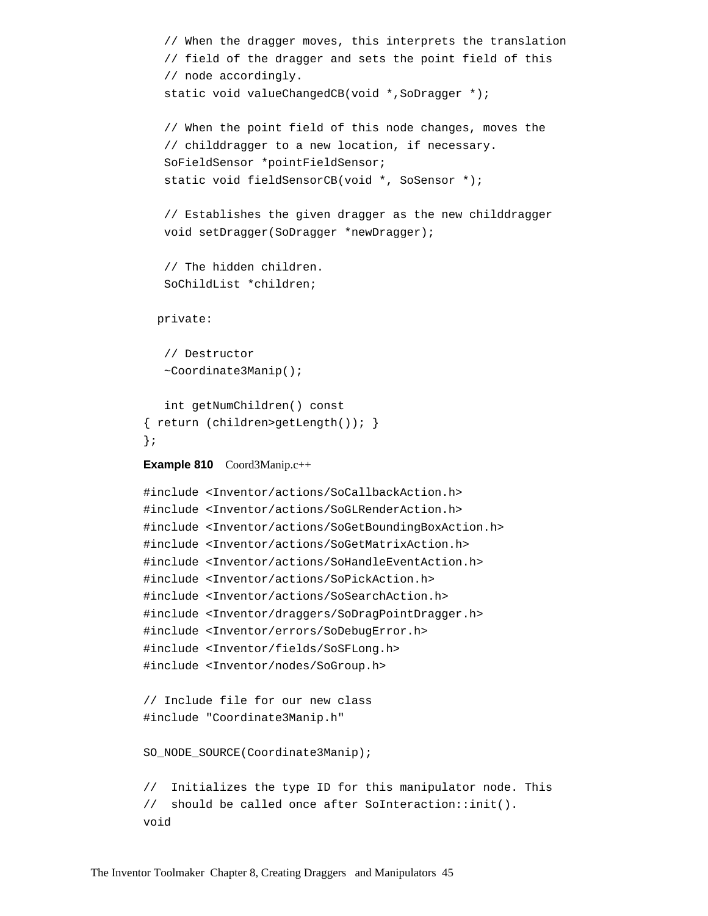```
   // When the dragger moves, this interprets the translation
   // field of the dragger and sets the point field of this
   // node accordingly.
   static void valueChangedCB(void *,SoDragger *);

   // When the point field of this node changes, moves the
   // childdragger to a new location, if necessary.
   SoFieldSensor *pointFieldSensor;
   static void fieldSensorCB(void *, SoSensor *);

   // Establishes the given dragger as the new childdragger
   void setDragger(SoDragger *newDragger);

   // The hidden children.
   SoChildList *children;

  private:

   // Destructor
   ~Coordinate3Manip();

   int getNumChildren() const
{ return (children>getLength()); }
};
```

**Example 810** Coord3Manip.c++

```
#include <Inventor/actions/SoCallbackAction.h>
#include <Inventor/actions/SoGLRenderAction.h>
#include <Inventor/actions/SoGetBoundingBoxAction.h>
#include <Inventor/actions/SoGetMatrixAction.h>
#include <Inventor/actions/SoHandleEventAction.h>
#include <Inventor/actions/SoPickAction.h>
#include <Inventor/actions/SoSearchAction.h>
#include <Inventor/draggers/SoDragPointDragger.h>
#include <Inventor/errors/SoDebugError.h>
#include <Inventor/fields/SoSFLong.h>
#include <Inventor/nodes/SoGroup.h>

// Include file for our new class
#include "Coordinate3Manip.h"

SO_NODE_SOURCE(Coordinate3Manip);

//  Initializes the type ID for this manipulator node. This
//  should be called once after SoInteraction::init().
void
```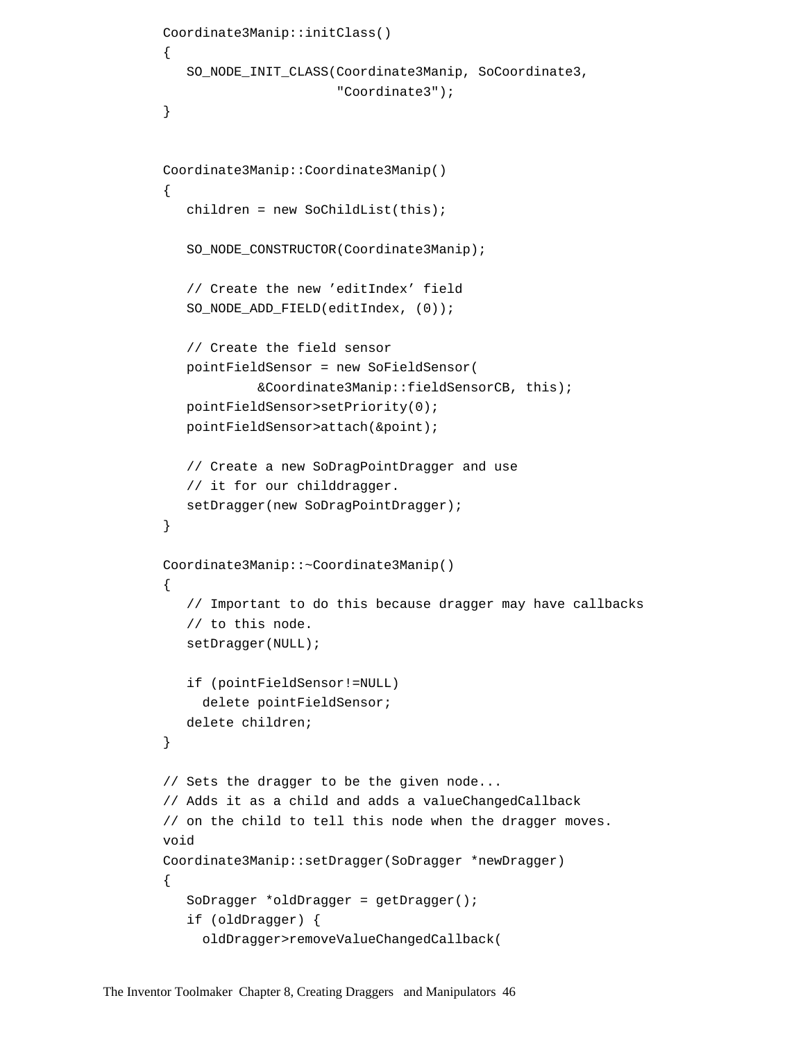```
Coordinate3Manip::initClass()
{
   SO_NODE_INIT_CLASS(Coordinate3Manip, SoCoordinate3,
                      "Coordinate3");
}


Coordinate3Manip::Coordinate3Manip()
{
   children = new SoChildList(this);

   SO_NODE_CONSTRUCTOR(Coordinate3Manip);

   // Create the new ’editIndex’ field
   SO_NODE_ADD_FIELD(editIndex, (0));

   // Create the field sensor
   pointFieldSensor = new SoFieldSensor(
            &Coordinate3Manip::fieldSensorCB, this);
   pointFieldSensor>setPriority(0);
   pointFieldSensor>attach(&point);

   // Create a new SoDragPointDragger and use
   // it for our childdragger.
   setDragger(new SoDragPointDragger);
}

Coordinate3Manip::~Coordinate3Manip()
{
   // Important to do this because dragger may have callbacks
   // to this node.
   setDragger(NULL);

   if (pointFieldSensor!=NULL)
     delete pointFieldSensor;
   delete children;
}

// Sets the dragger to be the given node...
// Adds it as a child and adds a valueChangedCallback
// on the child to tell this node when the dragger moves.
void
Coordinate3Manip::setDragger(SoDragger *newDragger)
{
   SoDragger *oldDragger = getDragger();
   if (oldDragger) {
     oldDragger>removeValueChangedCallback(
```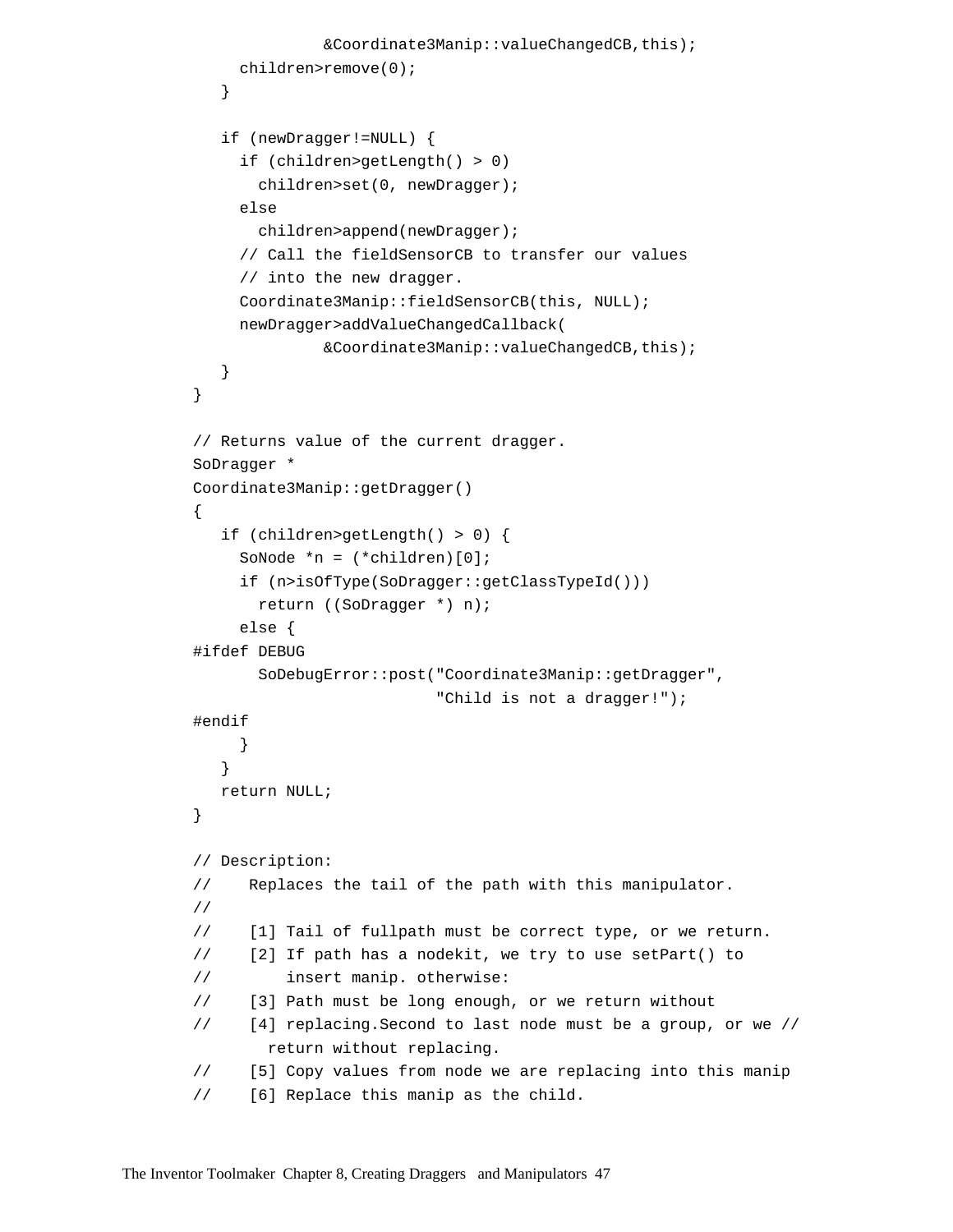```
            &Coordinate3Manip::valueChangedCB,this);
      children>remove(0);
   }

   if (newDragger!=NULL) {
      if (children>getLength() > 0)
         children>set(0, newDragger);
      else
         children>append(newDragger);
      // Call the fieldSensorCB to transfer our values
      // into the new dragger.
      Coordinate3Manip::fieldSensorCB(this, NULL);
      newDragger>addValueChangedCallback(
            &Coordinate3Manip::valueChangedCB,this);
   }
}

// Returns value of the current dragger.
SoDragger *
Coordinate3Manip::getDragger()
{
   if (children>getLength() > 0) {
      SoNode *n = (*children)[0];
      if (n>isOfType(SoDragger::getClassTypeId()))
         return ((SoDragger *) n);
      else {
#ifdef DEBUG
         SoDebugError::post("Coordinate3Manip::getDragger",
                           "Child is not a dragger!");
#endif
      }
   }
   return NULL;
}

// Description:
//    Replaces the tail of the path with this manipulator.
//
//    [1] Tail of fullpath must be correct type, or we return.
//    [2] If path has a nodekit, we try to use setPart() to
//        insert manip. otherwise:
//    [3] Path must be long enough, or we return without
//    [4] replacing.Second to last node must be a group, or we //
        return without replacing.
//    [5] Copy values from node we are replacing into this manip
//    [6] Replace this manip as the child.
```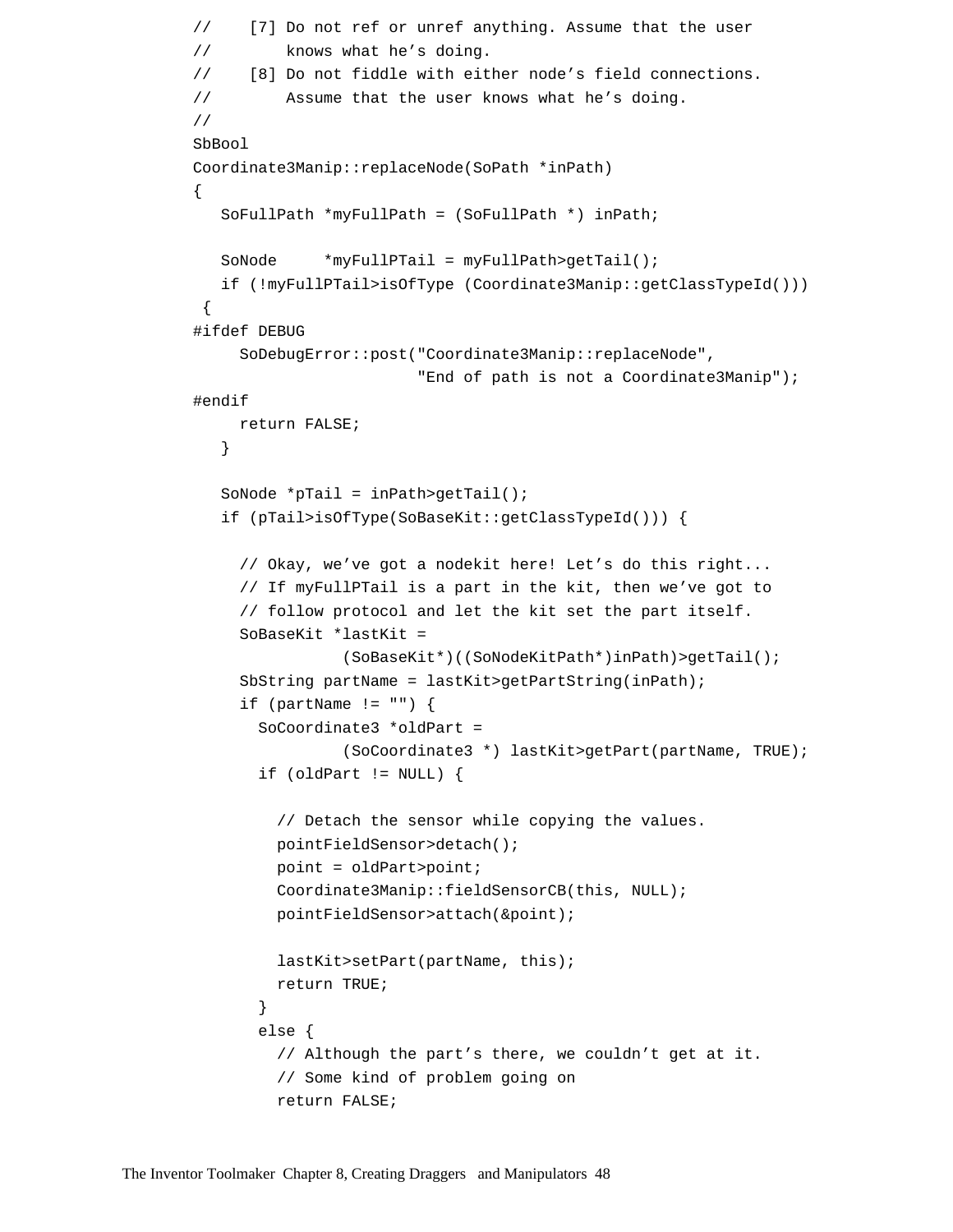```
//    [7] Do not ref or unref anything. Assume that the user
//        knows what he's doing.
//    [8] Do not fiddle with either node's field connections.
//        Assume that the user knows what he's doing.
//
SbBool
Coordinate3Manip::replaceNode(SoPath *inPath)
{
   SoFullPath *myFullPath = (SoFullPath *) inPath;

   SoNode     *myFullPTail = myFullPath>getTail();
   if (!myFullPTail>isOfType (Coordinate3Manip::getClassTypeId()))
 {
#ifdef DEBUG
     SoDebugError::post("Coordinate3Manip::replaceNode",
                        "End of path is not a Coordinate3Manip");
#endif
     return FALSE;
   }

   SoNode *pTail = inPath>getTail();
   if (pTail>isOfType(SoBaseKit::getClassTypeId())) {

     // Okay, we've got a nodekit here! Let's do this right...
     // If myFullPTail is a part in the kit, then we've got to
     // follow protocol and let the kit set the part itself.
     SoBaseKit *lastKit =
               (SoBaseKit*)((SoNodeKitPath*)inPath)>getTail();
     SbString partName = lastKit>getPartString(inPath);
     if (partName != "") {
       SoCoordinate3 *oldPart =
               (SoCoordinate3 *) lastKit>getPart(partName, TRUE);
       if (oldPart != NULL) {

         // Detach the sensor while copying the values.
         pointFieldSensor>detach();
         point = oldPart>point;
         Coordinate3Manip::fieldSensorCB(this, NULL);
         pointFieldSensor>attach(&point);

         lastKit>setPart(partName, this);
         return TRUE;
       }
       else {
         // Although the part's there, we couldn't get at it.
         // Some kind of problem going on
         return FALSE;
```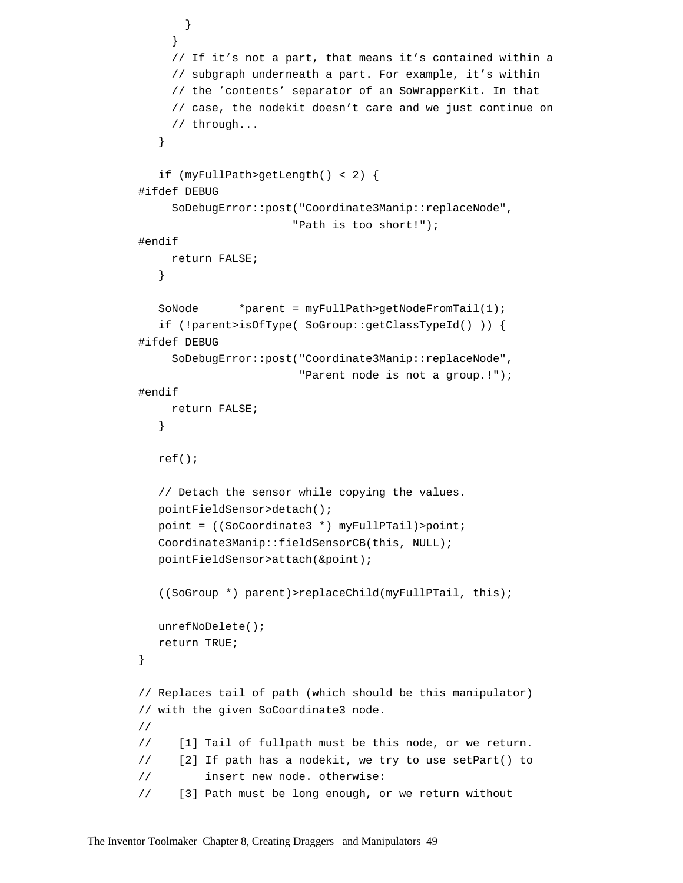```
        }
      }
      // If it’s not a part, that means it’s contained within a
      // subgraph underneath a part. For example, it’s within
      // the ’contents’ separator of an SoWrapperKit. In that
      // case, the nodekit doesn’t care and we just continue on
      // through...
   }

   if (myFullPath>getLength() < 2) {
#ifdef DEBUG
      SoDebugError::post("Coordinate3Manip::replaceNode",
                         "Path is too short!");
#endif
      return FALSE;
   }

   SoNode      *parent = myFullPath>getNodeFromTail(1);
   if (!parent>isOfType( SoGroup::getClassTypeId() )) {
#ifdef DEBUG
      SoDebugError::post("Coordinate3Manip::replaceNode",
                          "Parent node is not a group.!");
#endif
      return FALSE;
   }

   ref();

   // Detach the sensor while copying the values.
   pointFieldSensor>detach();
   point = ((SoCoordinate3 *) myFullPTail)>point;
   Coordinate3Manip::fieldSensorCB(this, NULL);
   pointFieldSensor>attach(&point);

   ((SoGroup *) parent)>replaceChild(myFullPTail, this);

   unrefNoDelete();
   return TRUE;
}

// Replaces tail of path (which should be this manipulator)
// with the given SoCoordinate3 node.
//
//    [1] Tail of fullpath must be this node, or we return.
//    [2] If path has a nodekit, we try to use setPart() to
//        insert new node. otherwise:
//    [3] Path must be long enough, or we return without
```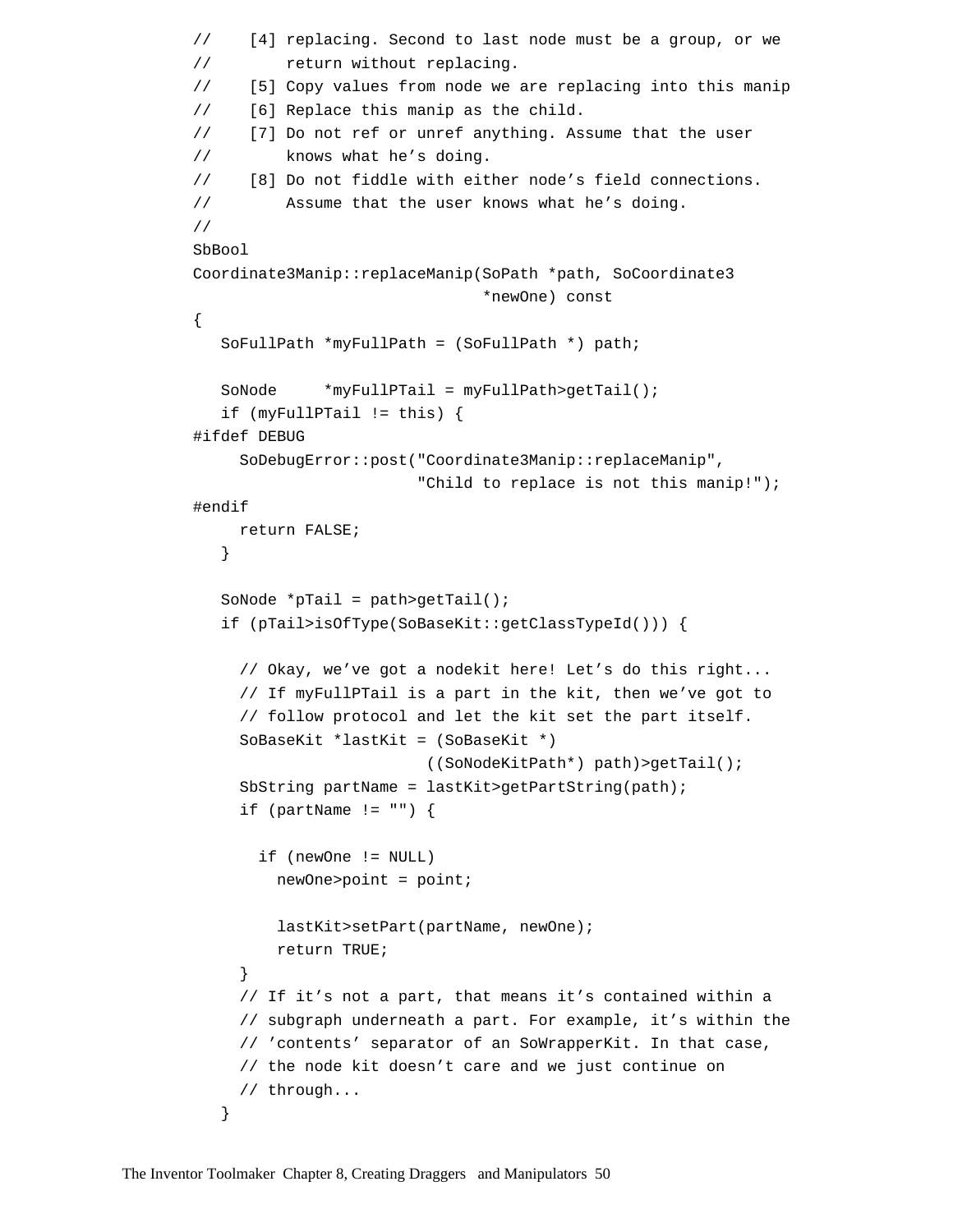```
//    [4] replacing. Second to last node must be a group, or we
//        return without replacing.
//    [5] Copy values from node we are replacing into this manip
//    [6] Replace this manip as the child.
//    [7] Do not ref or unref anything. Assume that the user
//        knows what he’s doing.
//    [8] Do not fiddle with either node’s field connections.
//        Assume that the user knows what he’s doing.
//
SbBool
Coordinate3Manip::replaceManip(SoPath *path, SoCoordinate3
                              *newOne) const
{
   SoFullPath *myFullPath = (SoFullPath *) path;

   SoNode     *myFullPTail = myFullPath>getTail();
   if (myFullPTail != this) {
#ifdef DEBUG
      SoDebugError::post("Coordinate3Manip::replaceManip",
                         "Child to replace is not this manip!");
#endif
      return FALSE;
   }

   SoNode *pTail = path>getTail();
   if (pTail>isOfType(SoBaseKit::getClassTypeId())) {

      // Okay, we’ve got a nodekit here! Let’s do this right...
      // If myFullPTail is a part in the kit, then we’ve got to
      // follow protocol and let the kit set the part itself.
      SoBaseKit *lastKit = (SoBaseKit *)
                          ((SoNodeKitPath*) path)>getTail();
      SbString partName = lastKit>getPartString(path);
      if (partName != "") {

        if (newOne != NULL)
          newOne>point = point;

          lastKit>setPart(partName, newOne);
          return TRUE;
      }
      // If it’s not a part, that means it’s contained within a
      // subgraph underneath a part. For example, it’s within the
      // ’contents’ separator of an SoWrapperKit. In that case,
      // the node kit doesn’t care and we just continue on
      // through...
   }
```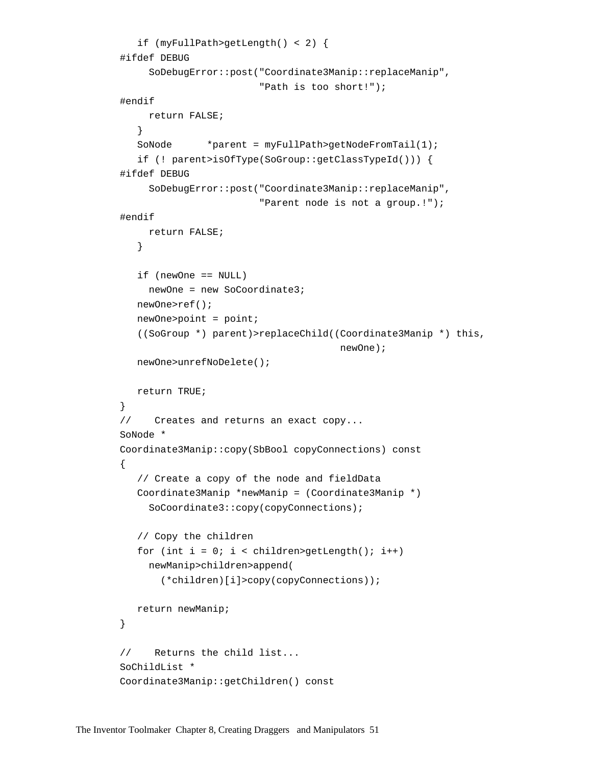```
   if (myFullPath>getLength() < 2) {
#ifdef DEBUG
     SoDebugError::post("Coordinate3Manip::replaceManip",
                        "Path is too short!");
#endif
     return FALSE;
   }
   SoNode      *parent = myFullPath>getNodeFromTail(1);
   if (! parent>isOfType(SoGroup::getClassTypeId())) {
#ifdef DEBUG
     SoDebugError::post("Coordinate3Manip::replaceManip",
                        "Parent node is not a group.!");
#endif
     return FALSE;
   }

   if (newOne == NULL)
     newOne = new SoCoordinate3;
   newOne>ref();
   newOne>point = point;
   ((SoGroup *) parent)>replaceChild((Coordinate3Manip *) this,
                                      newOne);
   newOne>unrefNoDelete();

   return TRUE;
}
//    Creates and returns an exact copy...
SoNode *
Coordinate3Manip::copy(SbBool copyConnections) const
{
   // Create a copy of the node and fieldData
   Coordinate3Manip *newManip = (Coordinate3Manip *)
     SoCoordinate3::copy(copyConnections);

   // Copy the children
   for (int i = 0; i < children>getLength(); i++)
     newManip>children>append(
       (*children)[i]>copy(copyConnections));

   return newManip;
}

//    Returns the child list...
SoChildList *
Coordinate3Manip::getChildren() const
```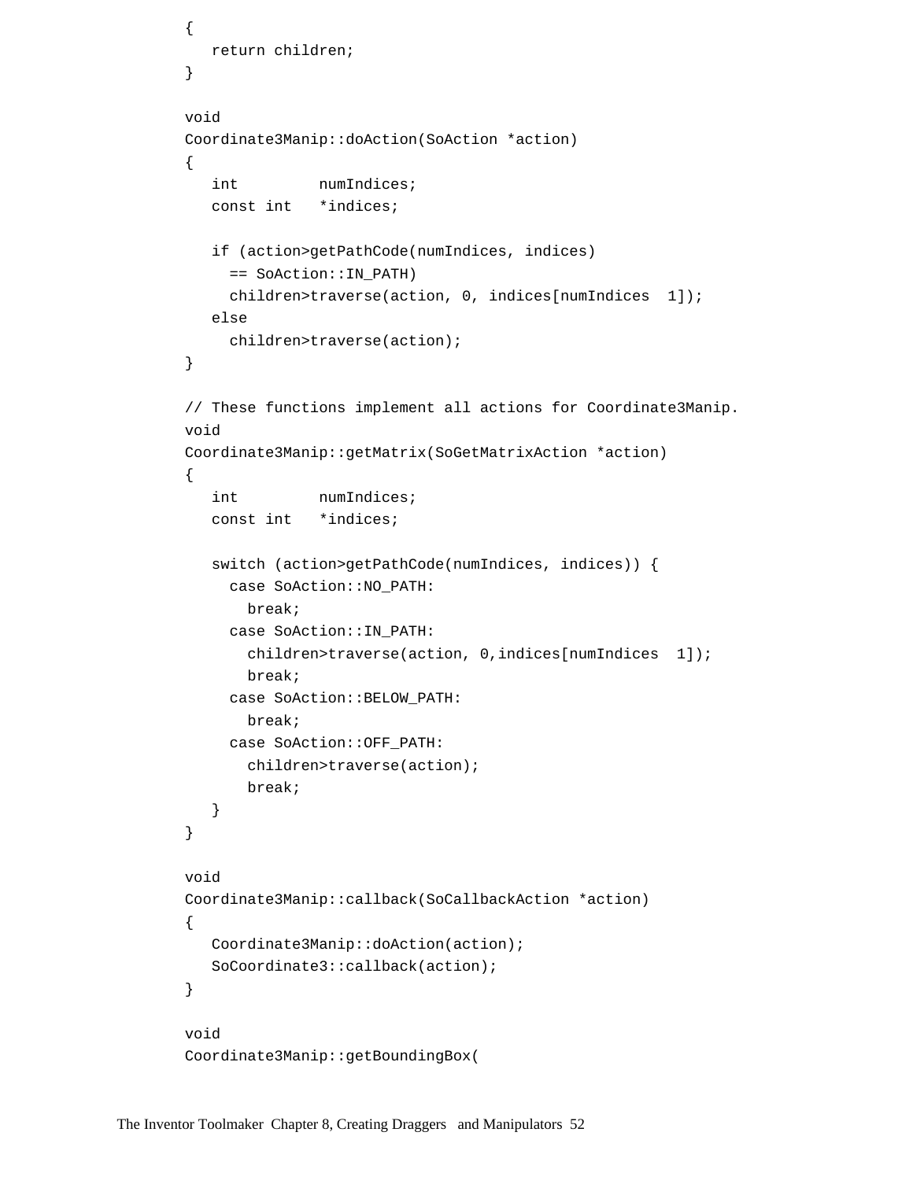```
{
   return children;
}

void
Coordinate3Manip::doAction(SoAction *action)
{
   int         numIndices;
   const int   *indices;

   if (action>getPathCode(numIndices, indices)
     == SoAction::IN_PATH)
     children>traverse(action, 0, indices[numIndices  1]);
   else
     children>traverse(action);
}

// These functions implement all actions for Coordinate3Manip.
void
Coordinate3Manip::getMatrix(SoGetMatrixAction *action)
{
   int         numIndices;
   const int   *indices;

   switch (action>getPathCode(numIndices, indices)) {
     case SoAction::NO_PATH:
       break;
     case SoAction::IN_PATH:
       children>traverse(action, 0,indices[numIndices  1]);
       break;
     case SoAction::BELOW_PATH:
       break;
     case SoAction::OFF_PATH:
       children>traverse(action);
       break;
   }
}

void
Coordinate3Manip::callback(SoCallbackAction *action)
{
   Coordinate3Manip::doAction(action);
   SoCoordinate3::callback(action);
}

void
Coordinate3Manip::getBoundingBox(
```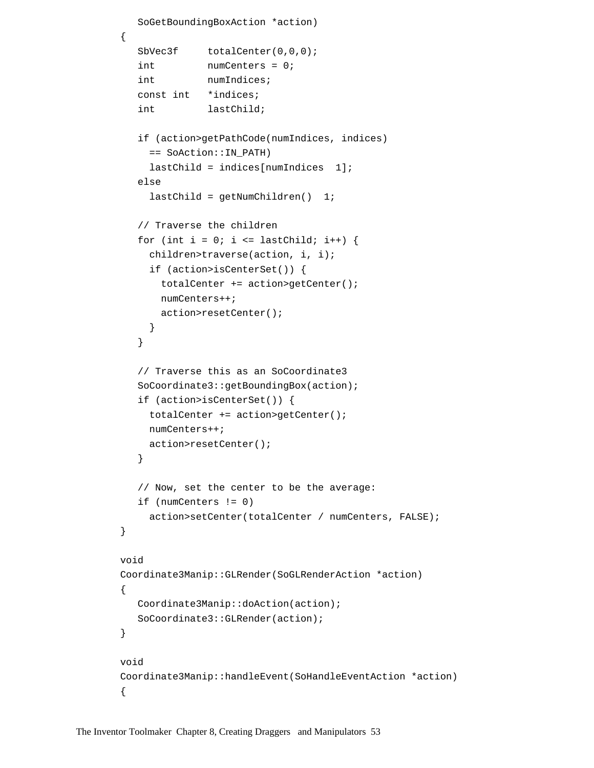```
   SoGetBoundingBoxAction *action)
{
   SbVec3f     totalCenter(0,0,0);
   int         numCenters = 0;
   int         numIndices;
   const int   *indices;
   int         lastChild;

   if (action>getPathCode(numIndices, indices)
     == SoAction::IN_PATH)
     lastChild = indices[numIndices  1];
   else
     lastChild = getNumChildren()  1;

   // Traverse the children
   for (int i = 0; i <= lastChild; i++) {
     children>traverse(action, i, i);
     if (action>isCenterSet()) {
       totalCenter += action>getCenter();
       numCenters++;
       action>resetCenter();
     }
   }

   // Traverse this as an SoCoordinate3
   SoCoordinate3::getBoundingBox(action);
   if (action>isCenterSet()) {
     totalCenter += action>getCenter();
     numCenters++;
     action>resetCenter();
   }

   // Now, set the center to be the average:
   if (numCenters != 0)
     action>setCenter(totalCenter / numCenters, FALSE);
}

void
Coordinate3Manip::GLRender(SoGLRenderAction *action)
{
   Coordinate3Manip::doAction(action);
   SoCoordinate3::GLRender(action);
}

void
Coordinate3Manip::handleEvent(SoHandleEventAction *action)
{
```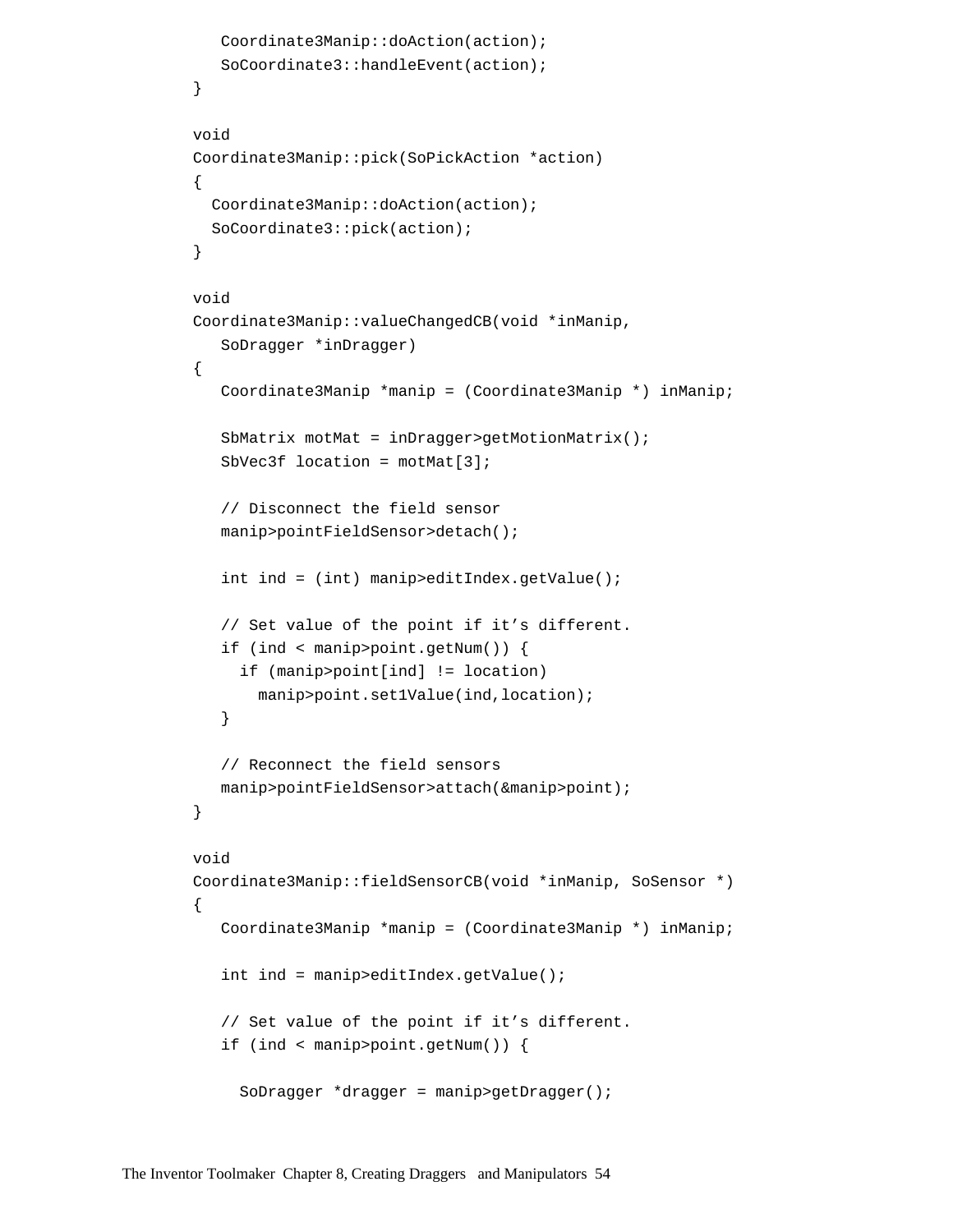```
   Coordinate3Manip::doAction(action);
   SoCoordinate3::handleEvent(action);
}

void
Coordinate3Manip::pick(SoPickAction *action)
{
  Coordinate3Manip::doAction(action);
  SoCoordinate3::pick(action);
}

void
Coordinate3Manip::valueChangedCB(void *inManip,
   SoDragger *inDragger)
{
   Coordinate3Manip *manip = (Coordinate3Manip *) inManip;

   SbMatrix motMat = inDragger>getMotionMatrix();
   SbVec3f location = motMat[3];

   // Disconnect the field sensor
   manip>pointFieldSensor>detach();

   int ind = (int) manip>editIndex.getValue();

   // Set value of the point if it’s different.
   if (ind < manip>point.getNum()) {
     if (manip>point[ind] != location)
       manip>point.set1Value(ind,location);
   }

   // Reconnect the field sensors
   manip>pointFieldSensor>attach(&manip>point);
}

void
Coordinate3Manip::fieldSensorCB(void *inManip, SoSensor *)
{
   Coordinate3Manip *manip = (Coordinate3Manip *) inManip;

   int ind = manip>editIndex.getValue();

   // Set value of the point if it’s different.
   if (ind < manip>point.getNum()) {

     SoDragger *dragger = manip>getDragger();
```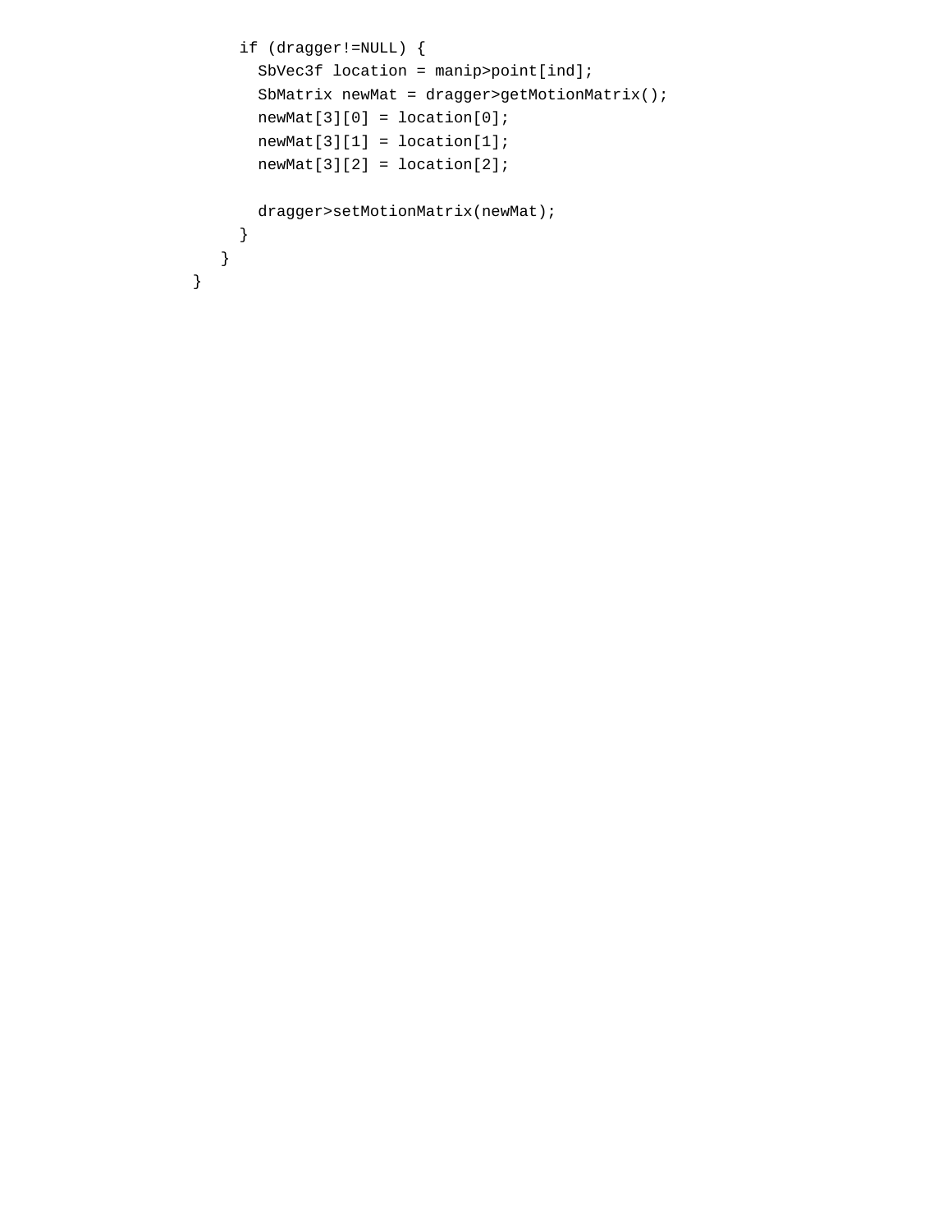```
      if (dragger!=NULL) {
        SbVec3f location = manip>point[ind];
        SbMatrix newMat = dragger>getMotionMatrix();
        newMat[3][0] = location[0];
        newMat[3][1] = location[1];
        newMat[3][2] = location[2];

        dragger>setMotionMatrix(newMat);
      }
    }
}
```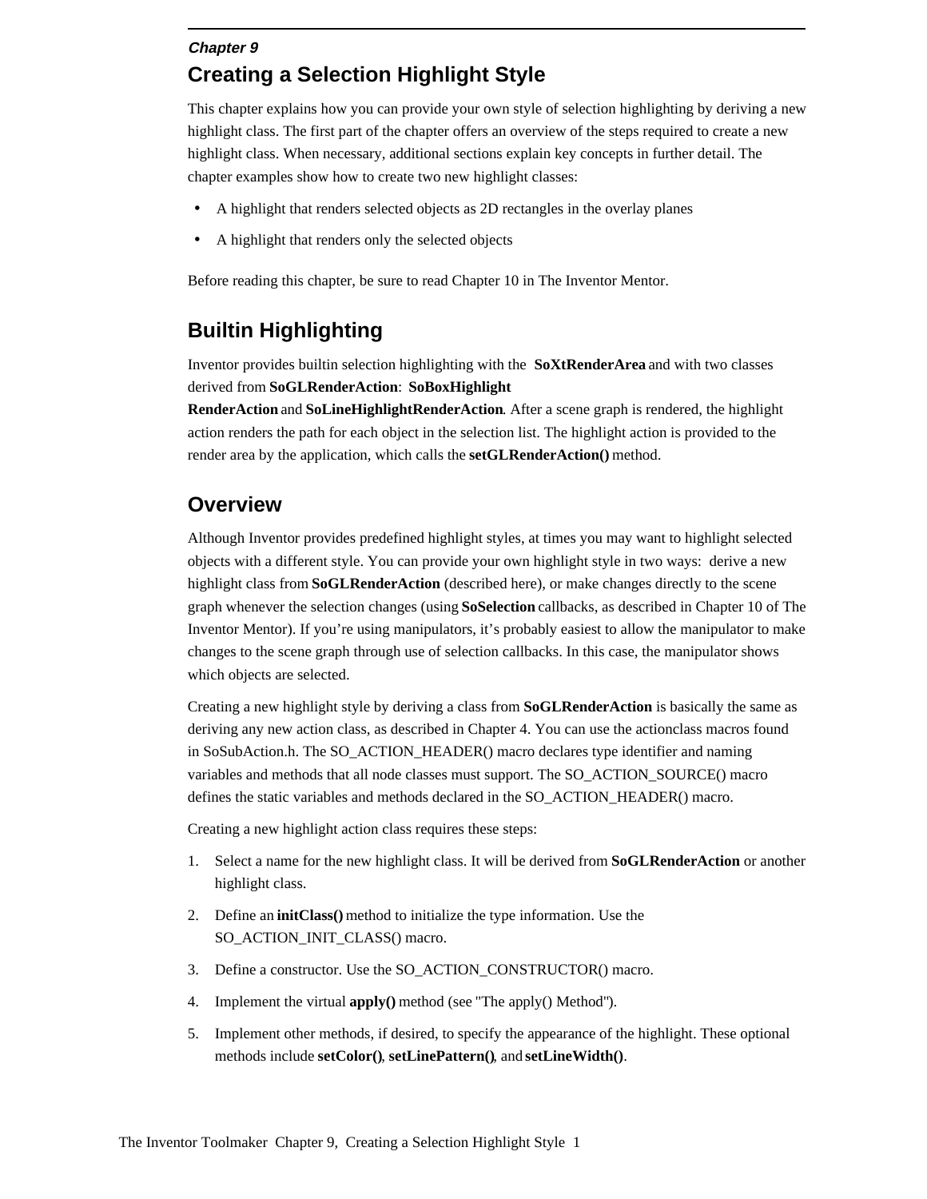*Chapter 9*

# Creating a Selection Highlight Style

This chapter explains how you can provide your own style of selection highlighting by deriving a new highlight class. The first part of the chapter offers an overview of the steps required to create a new highlight class. When necessary, additional sections explain key concepts in further detail. The chapter examples show how to create two new highlight classes:

- A highlight that renders selected objects as 2D rectangles in the overlay planes
- A highlight that renders only the selected objects

Before reading this chapter, be sure to read Chapter 10 in The Inventor Mentor.

## Builtin Highlighting

Inventor provides builtin selection highlighting with the **SoXtRenderArea** and with two classes derived from **SoGLRenderAction**: **SoBoxHighlightRenderAction** and **SoLineHighlightRenderAction**. After a scene graph is rendered, the highlight action renders the path for each object in the selection list. The highlight action is provided to the render area by the application, which calls the **setGLRenderAction()** method.

## Overview

Although Inventor provides predefined highlight styles, at times you may want to highlight selected objects with a different style. You can provide your own highlight style in two ways: derive a new highlight class from **SoGLRenderAction** (described here), or make changes directly to the scene graph whenever the selection changes (using **SoSelection** callbacks, as described in Chapter 10 of The Inventor Mentor). If you're using manipulators, it's probably easiest to allow the manipulator to make changes to the scene graph through use of selection callbacks. In this case, the manipulator shows which objects are selected.

Creating a new highlight style by deriving a class from **SoGLRenderAction** is basically the same as deriving any new action class, as described in Chapter 4. You can use the actionclass macros found in SoSubAction.h. The SO_ACTION_HEADER() macro declares type identifier and naming variables and methods that all node classes must support. The SO_ACTION_SOURCE() macro defines the static variables and methods declared in the SO_ACTION_HEADER() macro.

Creating a new highlight action class requires these steps:

1. Select a name for the new highlight class. It will be derived from **SoGLRenderAction** or another highlight class.
2. Define an **initClass()** method to initialize the type information. Use the SO_ACTION_INIT_CLASS() macro.
3. Define a constructor. Use the SO_ACTION_CONSTRUCTOR() macro.
4. Implement the virtual **apply()** method (see "The apply() Method").
5. Implement other methods, if desired, to specify the appearance of the highlight. These optional methods include **setColor()**, **setLinePattern()**, and **setLineWidth()**.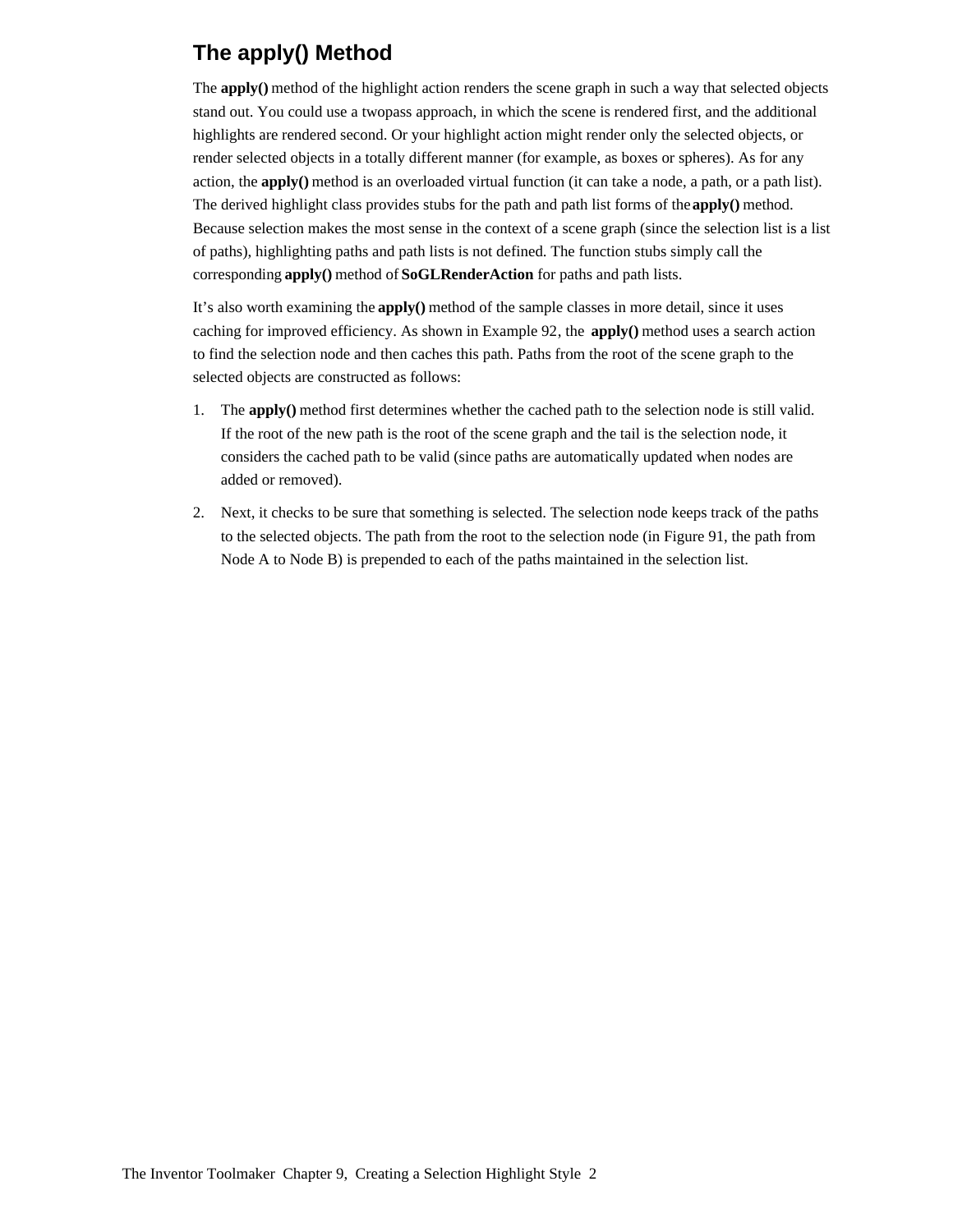## The apply() Method

The **apply()** method of the highlight action renders the scene graph in such a way that selected objects stand out. You could use a twopass approach, in which the scene is rendered first, and the additional highlights are rendered second. Or your highlight action might render only the selected objects, or render selected objects in a totally different manner (for example, as boxes or spheres). As for any action, the **apply()** method is an overloaded virtual function (it can take a node, a path, or a path list). The derived highlight class provides stubs for the path and path list forms of the **apply()** method. Because selection makes the most sense in the context of a scene graph (since the selection list is a list of paths), highlighting paths and path lists is not defined. The function stubs simply call the corresponding **apply()** method of **SoGLRenderAction** for paths and path lists.

It's also worth examining the **apply()** method of the sample classes in more detail, since it uses caching for improved efficiency. As shown in Example 92, the **apply()** method uses a search action to find the selection node and then caches this path. Paths from the root of the scene graph to the selected objects are constructed as follows:

1. The **apply()** method first determines whether the cached path to the selection node is still valid. If the root of the new path is the root of the scene graph and the tail is the selection node, it considers the cached path to be valid (since paths are automatically updated when nodes are added or removed).
2. Next, it checks to be sure that something is selected. The selection node keeps track of the paths to the selected objects. The path from the root to the selection node (in Figure 91, the path from Node A to Node B) is prepended to each of the paths maintained in the selection list.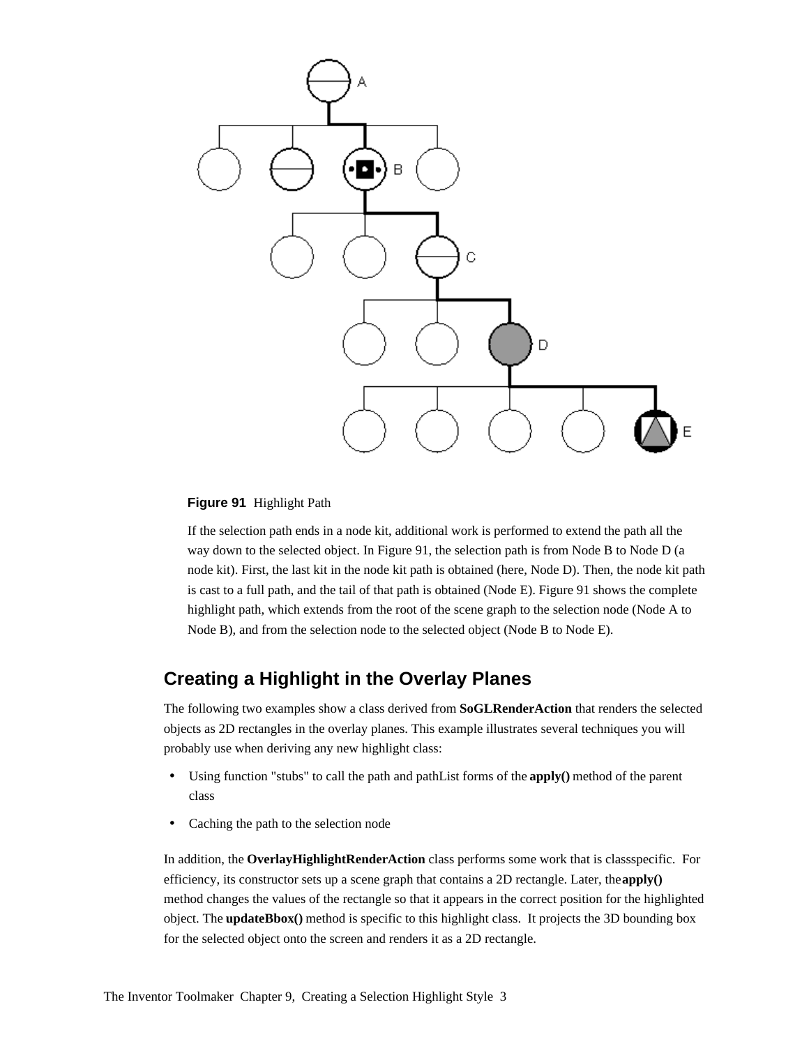**Figure 91** Highlight Path

If the selection path ends in a node kit, additional work is performed to extend the path all the way down to the selected object. In Figure 91, the selection path is from Node B to Node D (a node kit). First, the last kit in the node kit path is obtained (here, Node D). Then, the node kit path is cast to a full path, and the tail of that path is obtained (Node E). Figure 91 shows the complete highlight path, which extends from the root of the scene graph to the selection node (Node A to Node B), and from the selection node to the selected object (Node B to Node E).

## Creating a Highlight in the Overlay Planes

The following two examples show a class derived from **SoGLRenderAction** that renders the selected objects as 2D rectangles in the overlay planes. This example illustrates several techniques you will probably use when deriving any new highlight class:

- Using function "stubs" to call the path and pathList forms of the **apply()** method of the parent class
- Caching the path to the selection node

In addition, the **OverlayHighlightRenderAction** class performs some work that is classspecific. For efficiency, its constructor sets up a scene graph that contains a 2D rectangle. Later, the **apply()** method changes the values of the rectangle so that it appears in the correct position for the highlighted object. The **updateBbox()** method is specific to this highlight class. It projects the 3D bounding box for the selected object onto the screen and renders it as a 2D rectangle.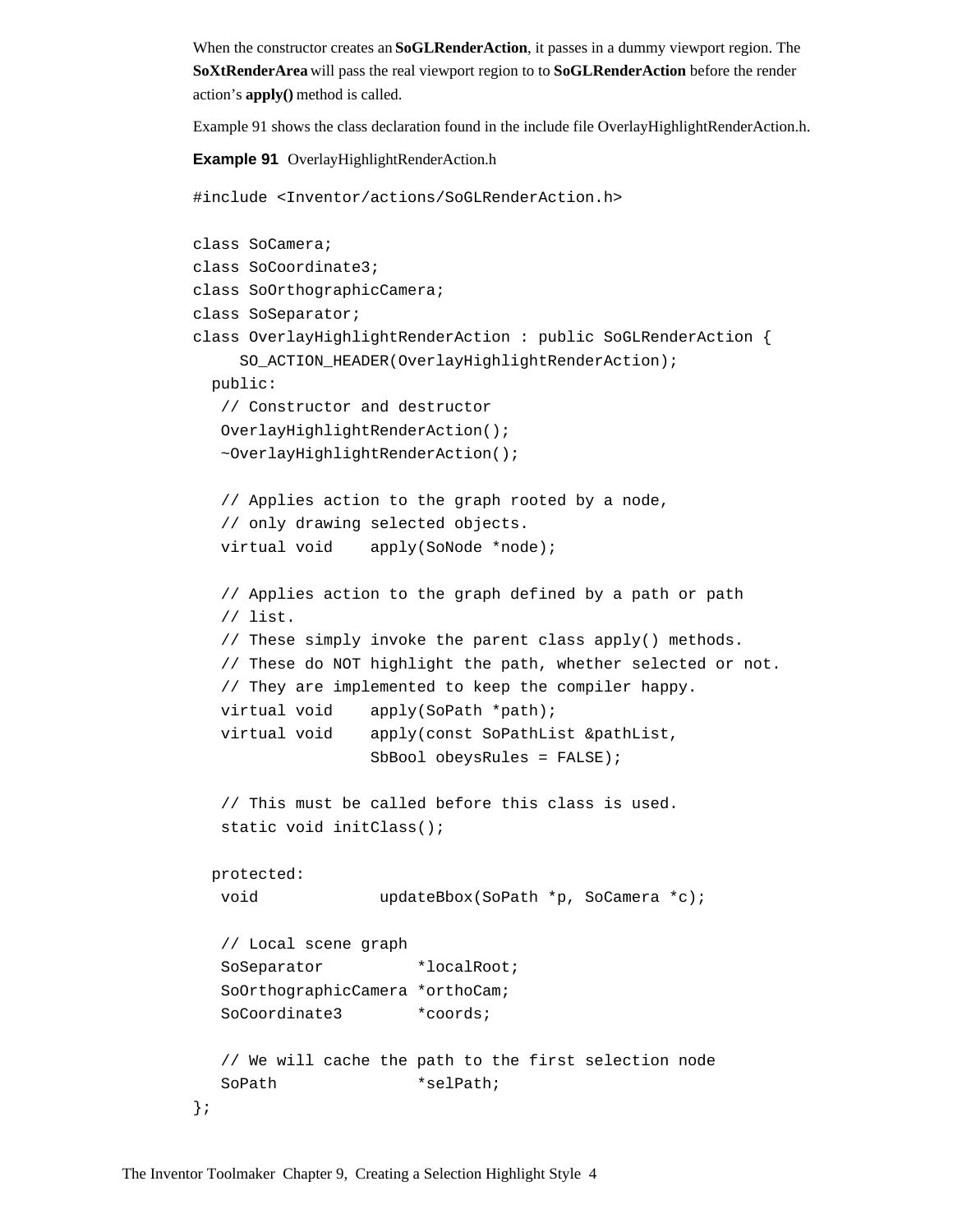When the constructor creates an **SoGLRenderAction**, it passes in a dummy viewport region. The **SoXtRenderArea** will pass the real viewport region to to **SoGLRenderAction** before the render action's **apply()** method is called.

Example 91 shows the class declaration found in the include file OverlayHighlightRenderAction.h.

**Example 91** OverlayHighlightRenderAction.h

```
#include <Inventor/actions/SoGLRenderAction.h>

class SoCamera;
class SoCoordinate3;
class SoOrthographicCamera;
class SoSeparator;
class OverlayHighlightRenderAction : public SoGLRenderAction {
     SO_ACTION_HEADER(OverlayHighlightRenderAction);
  public:
   // Constructor and destructor
   OverlayHighlightRenderAction();
   ~OverlayHighlightRenderAction();

   // Applies action to the graph rooted by a node,
   // only drawing selected objects.
   virtual void    apply(SoNode *node);

   // Applies action to the graph defined by a path or path
   // list.
   // These simply invoke the parent class apply() methods.
   // These do NOT highlight the path, whether selected or not.
   // They are implemented to keep the compiler happy.
   virtual void    apply(SoPath *path);
   virtual void    apply(const SoPathList &pathList,
                   SbBool obeysRules = FALSE);

   // This must be called before this class is used.
   static void initClass();

  protected:
   void             updateBbox(SoPath *p, SoCamera *c);

   // Local scene graph
   SoSeparator          *localRoot;
   SoOrthographicCamera *orthoCam;
   SoCoordinate3        *coords;

   // We will cache the path to the first selection node
   SoPath               *selPath;
};
```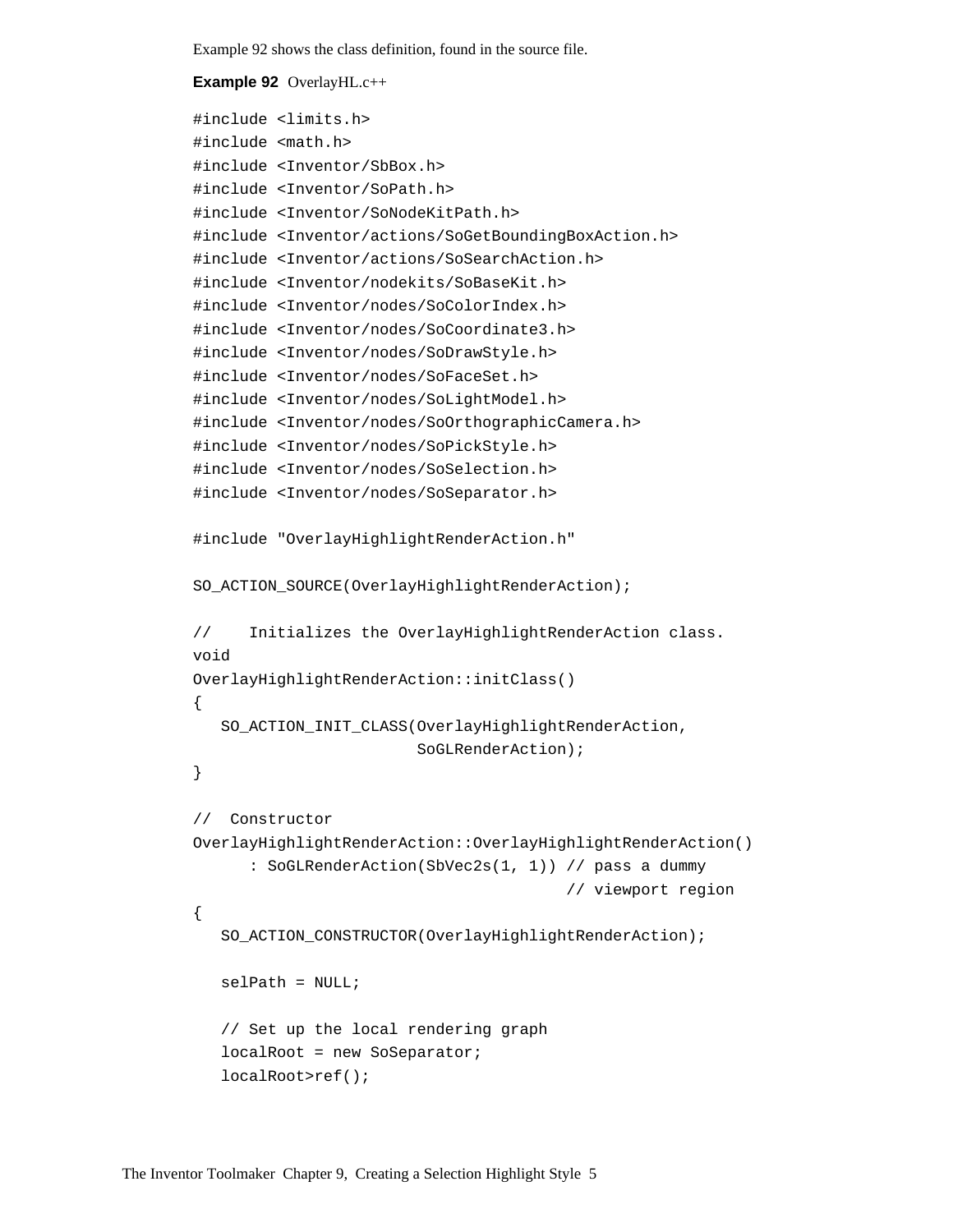Example 92 shows the class definition, found in the source file.

**Example 92** OverlayHL.c++

```
#include <limits.h>
#include <math.h>
#include <Inventor/SbBox.h>
#include <Inventor/SoPath.h>
#include <Inventor/SoNodeKitPath.h>
#include <Inventor/actions/SoGetBoundingBoxAction.h>
#include <Inventor/actions/SoSearchAction.h>
#include <Inventor/nodekits/SoBaseKit.h>
#include <Inventor/nodes/SoColorIndex.h>
#include <Inventor/nodes/SoCoordinate3.h>
#include <Inventor/nodes/SoDrawStyle.h>
#include <Inventor/nodes/SoFaceSet.h>
#include <Inventor/nodes/SoLightModel.h>
#include <Inventor/nodes/SoOrthographicCamera.h>
#include <Inventor/nodes/SoPickStyle.h>
#include <Inventor/nodes/SoSelection.h>
#include <Inventor/nodes/SoSeparator.h>

#include "OverlayHighlightRenderAction.h"

SO_ACTION_SOURCE(OverlayHighlightRenderAction);

//    Initializes the OverlayHighlightRenderAction class.
void
OverlayHighlightRenderAction::initClass()
{
   SO_ACTION_INIT_CLASS(OverlayHighlightRenderAction,
                        SoGLRenderAction);
}

//  Constructor
OverlayHighlightRenderAction::OverlayHighlightRenderAction()
      : SoGLRenderAction(SbVec2s(1, 1)) // pass a dummy
                                        // viewport region
{
   SO_ACTION_CONSTRUCTOR(OverlayHighlightRenderAction);

   selPath = NULL;

   // Set up the local rendering graph
   localRoot = new SoSeparator;
   localRoot>ref();
```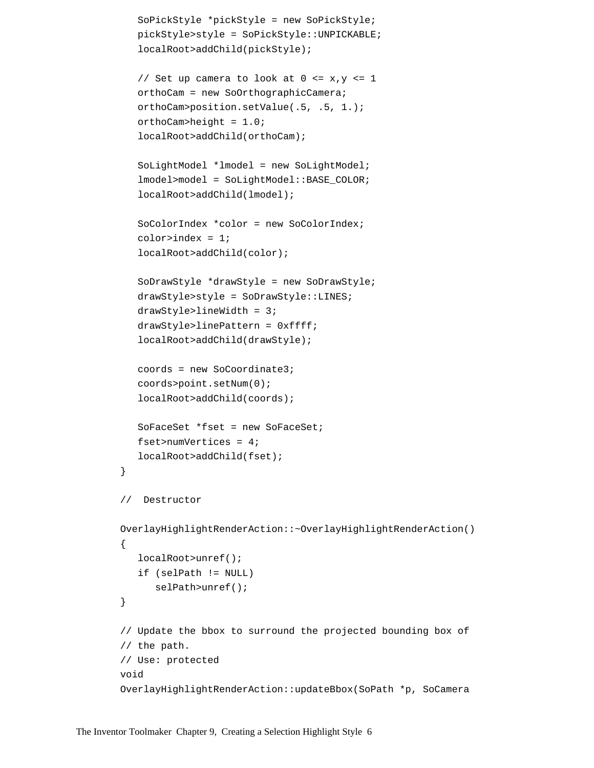```
   SoPickStyle *pickStyle = new SoPickStyle;
   pickStyle>style = SoPickStyle::UNPICKABLE;
   localRoot>addChild(pickStyle);

   // Set up camera to look at 0 <= x,y <= 1
   orthoCam = new SoOrthographicCamera;
   orthoCam>position.setValue(.5, .5, 1.);
   orthoCam>height = 1.0;
   localRoot>addChild(orthoCam);

   SoLightModel *lmodel = new SoLightModel;
   lmodel>model = SoLightModel::BASE_COLOR;
   localRoot>addChild(lmodel);

   SoColorIndex *color = new SoColorIndex;
   color>index = 1;
   localRoot>addChild(color);

   SoDrawStyle *drawStyle = new SoDrawStyle;
   drawStyle>style = SoDrawStyle::LINES;
   drawStyle>lineWidth = 3;
   drawStyle>linePattern = 0xffff;
   localRoot>addChild(drawStyle);

   coords = new SoCoordinate3;
   coords>point.setNum(0);
   localRoot>addChild(coords);

   SoFaceSet *fset = new SoFaceSet;
   fset>numVertices = 4;
   localRoot>addChild(fset);
}

//  Destructor

OverlayHighlightRenderAction::~OverlayHighlightRenderAction()
{
   localRoot>unref();
   if (selPath != NULL)
      selPath>unref();
}

// Update the bbox to surround the projected bounding box of
// the path.
// Use: protected
void
OverlayHighlightRenderAction::updateBbox(SoPath *p, SoCamera
```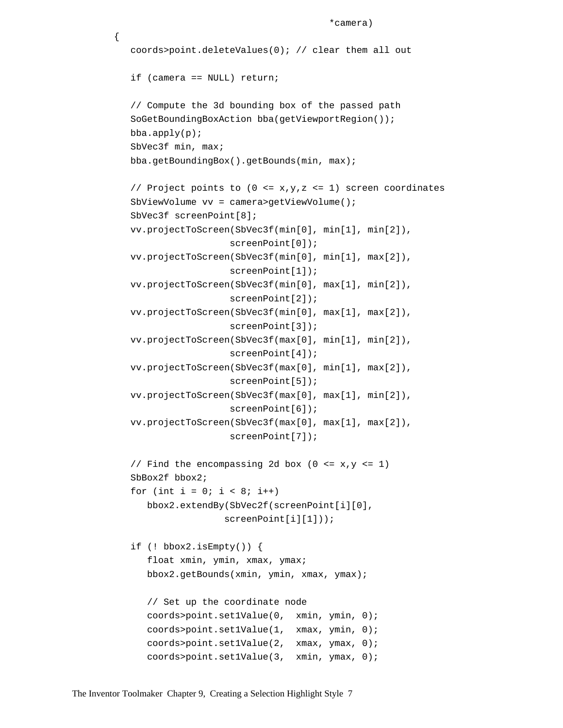```
                                        *camera)
{
   coords>point.deleteValues(0); // clear them all out

   if (camera == NULL) return;

   // Compute the 3d bounding box of the passed path
   SoGetBoundingBoxAction bba(getViewportRegion());
   bba.apply(p);
   SbVec3f min, max;
   bba.getBoundingBox().getBounds(min, max);

   // Project points to (0 <= x,y,z <= 1) screen coordinates
   SbViewVolume vv = camera>getViewVolume();
   SbVec3f screenPoint[8];
   vv.projectToScreen(SbVec3f(min[0], min[1], min[2]),
                  screenPoint[0]);
   vv.projectToScreen(SbVec3f(min[0], min[1], max[2]),
                  screenPoint[1]);
   vv.projectToScreen(SbVec3f(min[0], max[1], min[2]),
                  screenPoint[2]);
   vv.projectToScreen(SbVec3f(min[0], max[1], max[2]),
                  screenPoint[3]);
   vv.projectToScreen(SbVec3f(max[0], min[1], min[2]),
                  screenPoint[4]);
   vv.projectToScreen(SbVec3f(max[0], min[1], max[2]),
                  screenPoint[5]);
   vv.projectToScreen(SbVec3f(max[0], max[1], min[2]),
                  screenPoint[6]);
   vv.projectToScreen(SbVec3f(max[0], max[1], max[2]),
                  screenPoint[7]);

   // Find the encompassing 2d box (0 <= x,y <= 1)
   SbBox2f bbox2;
   for (int i = 0; i < 8; i++)
      bbox2.extendBy(SbVec2f(screenPoint[i][0],
                    screenPoint[i][1]));

   if (! bbox2.isEmpty()) {
      float xmin, ymin, xmax, ymax;
      bbox2.getBounds(xmin, ymin, xmax, ymax);

      // Set up the coordinate node
      coords>point.set1Value(0,  xmin, ymin, 0);
      coords>point.set1Value(1,  xmax, ymin, 0);
      coords>point.set1Value(2,  xmax, ymax, 0);
      coords>point.set1Value(3,  xmin, ymax, 0);
```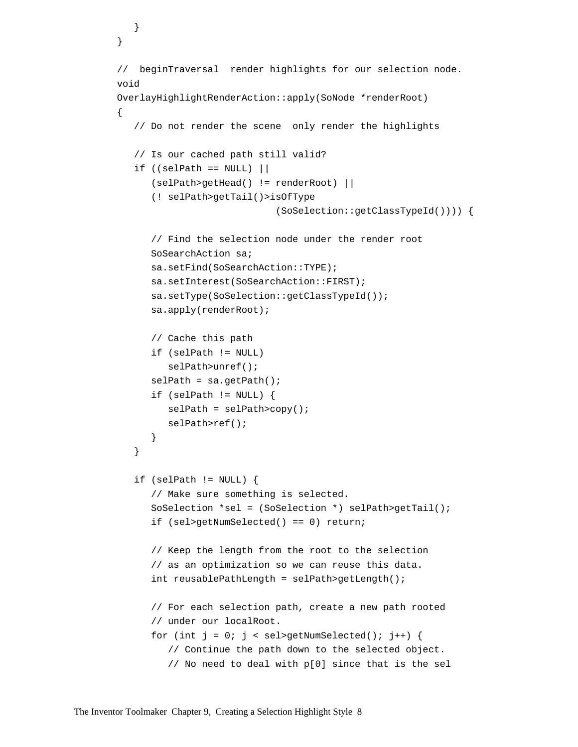```
   }
}

//  beginTraversal  render highlights for our selection node.
void
OverlayHighlightRenderAction::apply(SoNode *renderRoot)
{
   // Do not render the scene  only render the highlights

   // Is our cached path still valid?
   if ((selPath == NULL) ||
      (selPath>getHead() != renderRoot) ||
      (! selPath>getTail()>isOfType
                        (SoSelection::getClassTypeId()))) {

      // Find the selection node under the render root
      SoSearchAction sa;
      sa.setFind(SoSearchAction::TYPE);
      sa.setInterest(SoSearchAction::FIRST);
      sa.setType(SoSelection::getClassTypeId());
      sa.apply(renderRoot);

      // Cache this path
      if (selPath != NULL)
         selPath>unref();
      selPath = sa.getPath();
      if (selPath != NULL) {
         selPath = selPath>copy();
         selPath>ref();
      }
   }

   if (selPath != NULL) {
      // Make sure something is selected.
      SoSelection *sel = (SoSelection *) selPath>getTail();
      if (sel>getNumSelected() == 0) return;

      // Keep the length from the root to the selection
      // as an optimization so we can reuse this data.
      int reusablePathLength = selPath>getLength();

      // For each selection path, create a new path rooted
      // under our localRoot.
      for (int j = 0; j < sel>getNumSelected(); j++) {
         // Continue the path down to the selected object.
         // No need to deal with p[0] since that is the sel
```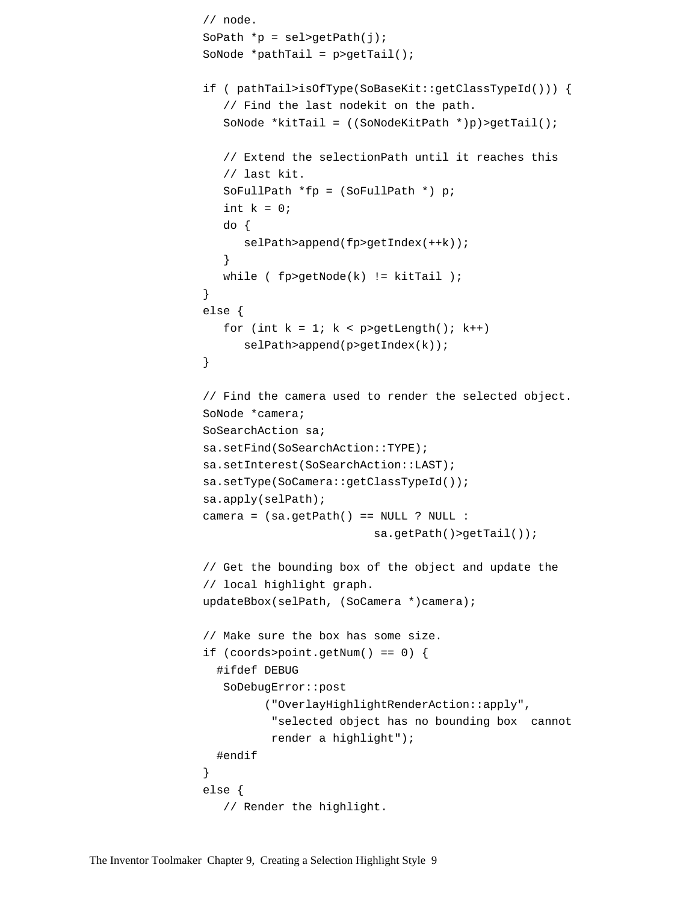```
      // node.
      SoPath *p = sel>getPath(j);
      SoNode *pathTail = p>getTail();

      if ( pathTail>isOfType(SoBaseKit::getClassTypeId())) {
         // Find the last nodekit on the path.
         SoNode *kitTail = ((SoNodeKitPath *)p)>getTail();

         // Extend the selectionPath until it reaches this
         // last kit.
         SoFullPath *fp = (SoFullPath *) p;
         int k = 0;
         do {
            selPath>append(fp>getIndex(++k));
         }
         while ( fp>getNode(k) != kitTail );
      }
      else {
         for (int k = 1; k < p>getLength(); k++)
            selPath>append(p>getIndex(k));
      }

      // Find the camera used to render the selected object.
      SoNode *camera;
      SoSearchAction sa;
      sa.setFind(SoSearchAction::TYPE);
      sa.setInterest(SoSearchAction::LAST);
      sa.setType(SoCamera::getClassTypeId());
      sa.apply(selPath);
      camera = (sa.getPath() == NULL ? NULL :
                           sa.getPath()>getTail());

      // Get the bounding box of the object and update the
      // local highlight graph.
      updateBbox(selPath, (SoCamera *)camera);

      // Make sure the box has some size.
      if (coords>point.getNum() == 0) {
        #ifdef DEBUG
         SoDebugError::post
               ("OverlayHighlightRenderAction::apply",
                "selected object has no bounding box  cannot
                render a highlight");
        #endif
      }
      else {
         // Render the highlight.
```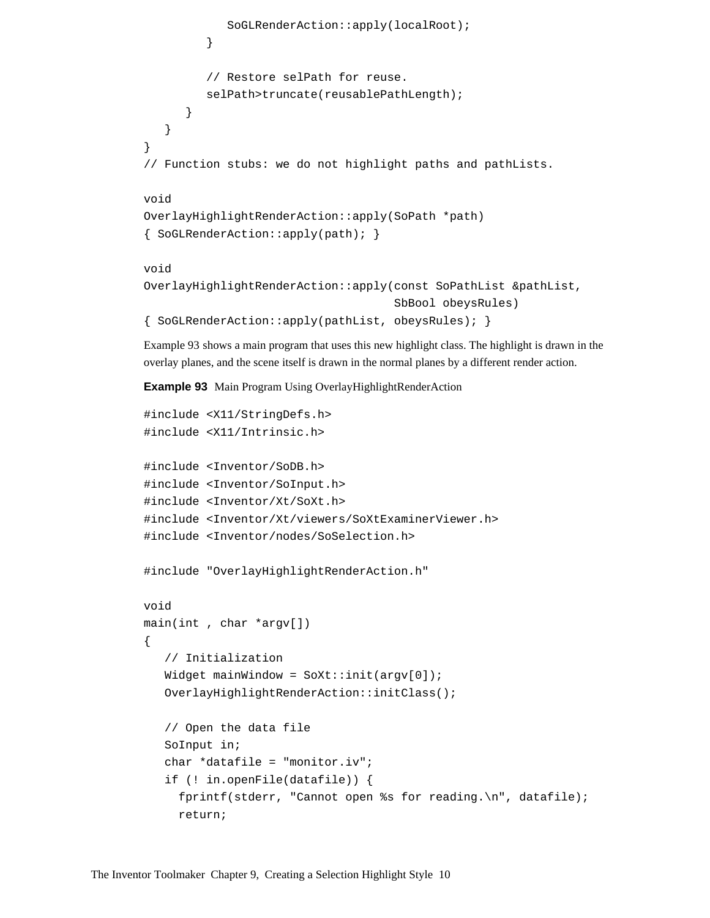```
            SoGLRenderAction::apply(localRoot);
         }

         // Restore selPath for reuse.
         selPath>truncate(reusablePathLength);
      }
   }
}
// Function stubs: we do not highlight paths and pathLists.

void
OverlayHighlightRenderAction::apply(SoPath *path)
{ SoGLRenderAction::apply(path); }

void
OverlayHighlightRenderAction::apply(const SoPathList &pathList,
                                    SbBool obeysRules)
{ SoGLRenderAction::apply(pathList, obeysRules); }
```

Example 93 shows a main program that uses this new highlight class. The highlight is drawn in the overlay planes, and the scene itself is drawn in the normal planes by a different render action.

**Example 93** Main Program Using OverlayHighlightRenderAction

```
#include <X11/StringDefs.h>
#include <X11/Intrinsic.h>

#include <Inventor/SoDB.h>
#include <Inventor/SoInput.h>
#include <Inventor/Xt/SoXt.h>
#include <Inventor/Xt/viewers/SoXtExaminerViewer.h>
#include <Inventor/nodes/SoSelection.h>

#include "OverlayHighlightRenderAction.h"

void
main(int , char *argv[])
{
   // Initialization
   Widget mainWindow = SoXt::init(argv[0]);
   OverlayHighlightRenderAction::initClass();

   // Open the data file
   SoInput in;
   char *datafile = "monitor.iv";
   if (! in.openFile(datafile)) {
     fprintf(stderr, "Cannot open %s for reading.\n", datafile);
     return;
```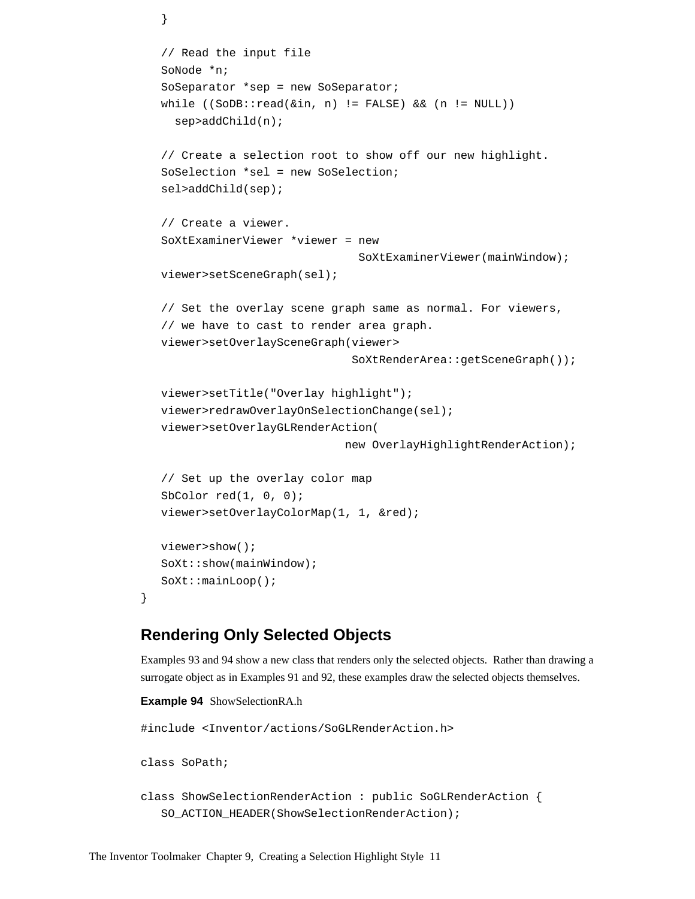```
   }

   // Read the input file
   SoNode *n;
   SoSeparator *sep = new SoSeparator;
   while ((SoDB::read(&in, n) != FALSE) && (n != NULL))
     sep>addChild(n);

   // Create a selection root to show off our new highlight.
   SoSelection *sel = new SoSelection;
   sel>addChild(sep);

   // Create a viewer.
   SoXtExaminerViewer *viewer = new
                             SoXtExaminerViewer(mainWindow);
   viewer>setSceneGraph(sel);

   // Set the overlay scene graph same as normal. For viewers,
   // we have to cast to render area graph.
   viewer>setOverlaySceneGraph(viewer>
                            SoXtRenderArea::getSceneGraph());

   viewer>setTitle("Overlay highlight");
   viewer>redrawOverlayOnSelectionChange(sel);
   viewer>setOverlayGLRenderAction(
                           new OverlayHighlightRenderAction);

   // Set up the overlay color map
   SbColor red(1, 0, 0);
   viewer>setOverlayColorMap(1, 1, &red);

   viewer>show();
   SoXt::show(mainWindow);
   SoXt::mainLoop();
}
```

## Rendering Only Selected Objects

Examples 93 and 94 show a new class that renders only the selected objects. Rather than drawing a surrogate object as in Examples 91 and 92, these examples draw the selected objects themselves.

**Example 94** ShowSelectionRA.h

```
#include <Inventor/actions/SoGLRenderAction.h>

class SoPath;

class ShowSelectionRenderAction : public SoGLRenderAction {
   SO_ACTION_HEADER(ShowSelectionRenderAction);
```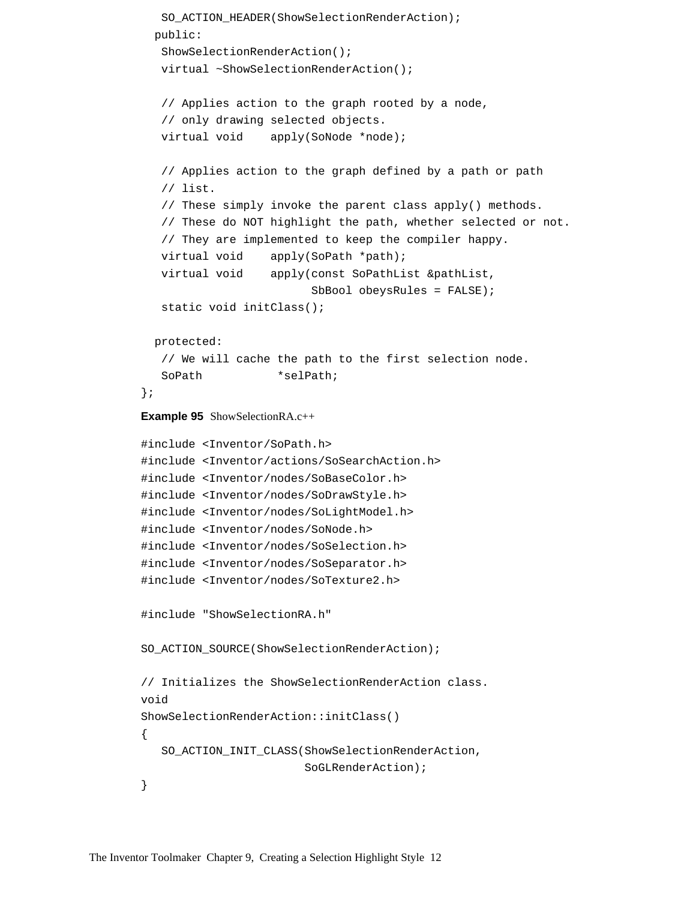```
   SO_ACTION_HEADER(ShowSelectionRenderAction);
  public:
   ShowSelectionRenderAction();
   virtual ~ShowSelectionRenderAction();

   // Applies action to the graph rooted by a node,
   // only drawing selected objects.
   virtual void    apply(SoNode *node);

   // Applies action to the graph defined by a path or path
   // list.
   // These simply invoke the parent class apply() methods.
   // These do NOT highlight the path, whether selected or not.
   // They are implemented to keep the compiler happy.
   virtual void    apply(SoPath *path);
   virtual void    apply(const SoPathList &pathList,
                         SbBool obeysRules = FALSE);
   static void initClass();

  protected:
   // We will cache the path to the first selection node.
   SoPath           *selPath;
};
```

**Example 95** ShowSelectionRA.c++

```
#include <Inventor/SoPath.h>
#include <Inventor/actions/SoSearchAction.h>
#include <Inventor/nodes/SoBaseColor.h>
#include <Inventor/nodes/SoDrawStyle.h>
#include <Inventor/nodes/SoLightModel.h>
#include <Inventor/nodes/SoNode.h>
#include <Inventor/nodes/SoSelection.h>
#include <Inventor/nodes/SoSeparator.h>
#include <Inventor/nodes/SoTexture2.h>

#include "ShowSelectionRA.h"

SO_ACTION_SOURCE(ShowSelectionRenderAction);

// Initializes the ShowSelectionRenderAction class.
void
ShowSelectionRenderAction::initClass()
{
   SO_ACTION_INIT_CLASS(ShowSelectionRenderAction,
                        SoGLRenderAction);
}
```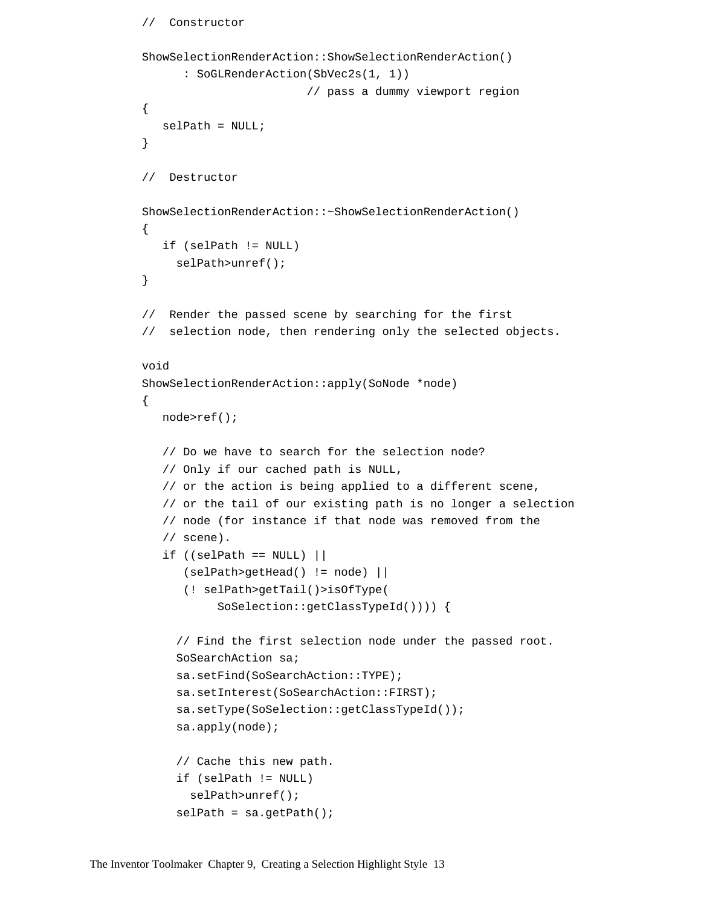```
//  Constructor

ShowSelectionRenderAction::ShowSelectionRenderAction()
      : SoGLRenderAction(SbVec2s(1, 1))
                        // pass a dummy viewport region
{
   selPath = NULL;
}

//  Destructor

ShowSelectionRenderAction::~ShowSelectionRenderAction()
{
   if (selPath != NULL)
     selPath>unref();
}

//  Render the passed scene by searching for the first
//  selection node, then rendering only the selected objects.

void
ShowSelectionRenderAction::apply(SoNode *node)
{
   node>ref();

   // Do we have to search for the selection node?
   // Only if our cached path is NULL,
   // or the action is being applied to a different scene,
   // or the tail of our existing path is no longer a selection
   // node (for instance if that node was removed from the
   // scene).
   if ((selPath == NULL) ||
      (selPath>getHead() != node) ||
      (! selPath>getTail()>isOfType(
           SoSelection::getClassTypeId()))) {

     // Find the first selection node under the passed root.
     SoSearchAction sa;
     sa.setFind(SoSearchAction::TYPE);
     sa.setInterest(SoSearchAction::FIRST);
     sa.setType(SoSelection::getClassTypeId());
     sa.apply(node);

     // Cache this new path.
     if (selPath != NULL)
       selPath>unref();
     selPath = sa.getPath();
```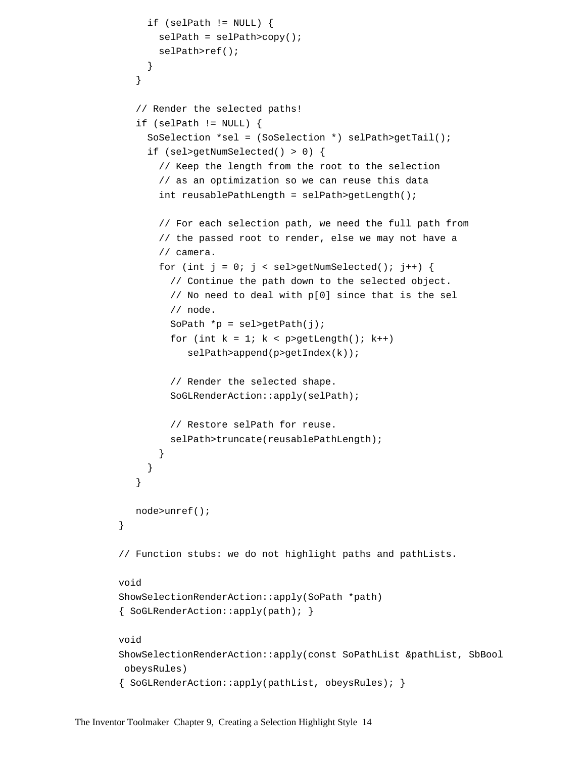```
      if (selPath != NULL) {
        selPath = selPath>copy();
        selPath>ref();
      }
    }

    // Render the selected paths!
    if (selPath != NULL) {
      SoSelection *sel = (SoSelection *) selPath>getTail();
      if (sel>getNumSelected() > 0) {
        // Keep the length from the root to the selection
        // as an optimization so we can reuse this data
        int reusablePathLength = selPath>getLength();

        // For each selection path, we need the full path from
        // the passed root to render, else we may not have a
        // camera.
        for (int j = 0; j < sel>getNumSelected(); j++) {
          // Continue the path down to the selected object.
          // No need to deal with p[0] since that is the sel
          // node.
          SoPath *p = sel>getPath(j);
          for (int k = 1; k < p>getLength(); k++)
             selPath>append(p>getIndex(k));

          // Render the selected shape.
          SoGLRenderAction::apply(selPath);

          // Restore selPath for reuse.
          selPath>truncate(reusablePathLength);
        }
      }
    }

    node>unref();
}

// Function stubs: we do not highlight paths and pathLists.

void
ShowSelectionRenderAction::apply(SoPath *path)
{ SoGLRenderAction::apply(path); }

void
ShowSelectionRenderAction::apply(const SoPathList &pathList, SbBool
 obeysRules)
{ SoGLRenderAction::apply(pathList, obeysRules); }
```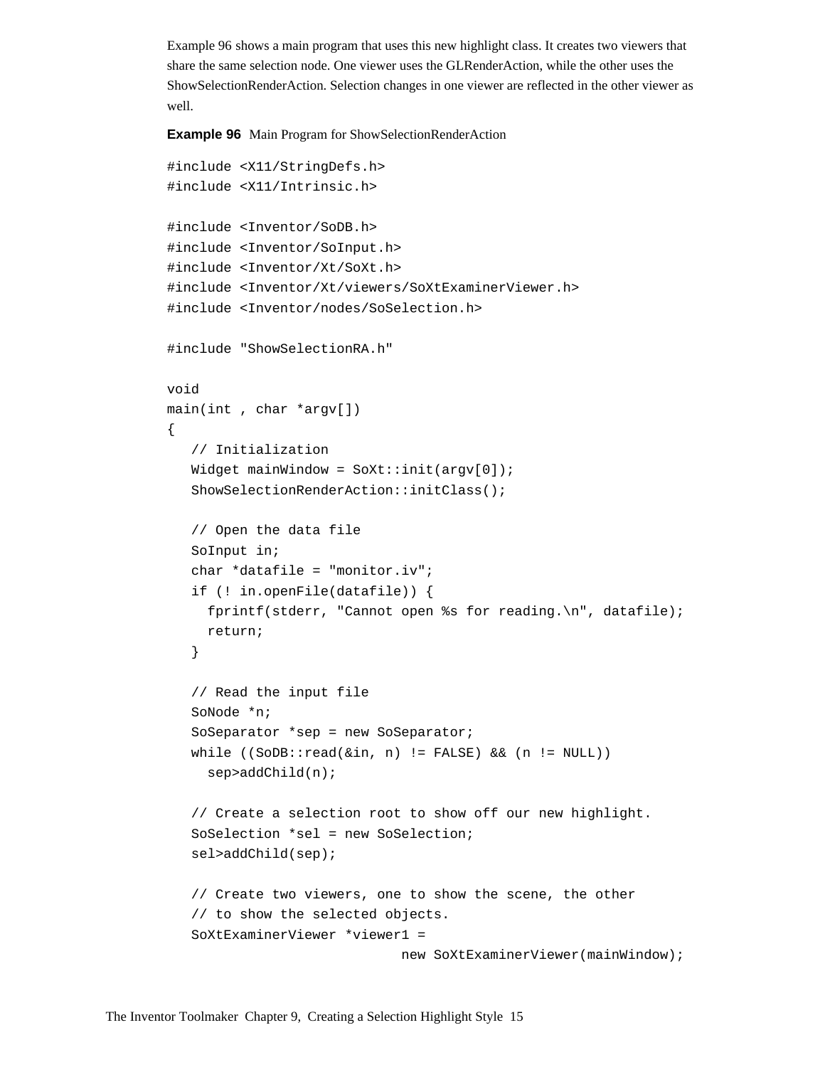Example 96 shows a main program that uses this new highlight class. It creates two viewers that share the same selection node. One viewer uses the GLRenderAction, while the other uses the ShowSelectionRenderAction. Selection changes in one viewer are reflected in the other viewer as well.

**Example 96** Main Program for ShowSelectionRenderAction

```
#include <X11/StringDefs.h>
#include <X11/Intrinsic.h>

#include <Inventor/SoDB.h>
#include <Inventor/SoInput.h>
#include <Inventor/Xt/SoXt.h>
#include <Inventor/Xt/viewers/SoXtExaminerViewer.h>
#include <Inventor/nodes/SoSelection.h>

#include "ShowSelectionRA.h"

void
main(int , char *argv[])
{
   // Initialization
   Widget mainWindow = SoXt::init(argv[0]);
   ShowSelectionRenderAction::initClass();

   // Open the data file
   SoInput in;
   char *datafile = "monitor.iv";
   if (! in.openFile(datafile)) {
     fprintf(stderr, "Cannot open %s for reading.\n", datafile);
     return;
   }

   // Read the input file
   SoNode *n;
   SoSeparator *sep = new SoSeparator;
   while ((SoDB::read(&in, n) != FALSE) && (n != NULL))
     sep>addChild(n);

   // Create a selection root to show off our new highlight.
   SoSelection *sel = new SoSelection;
   sel>addChild(sep);

   // Create two viewers, one to show the scene, the other
   // to show the selected objects.
   SoXtExaminerViewer *viewer1 =
                          new SoXtExaminerViewer(mainWindow);
```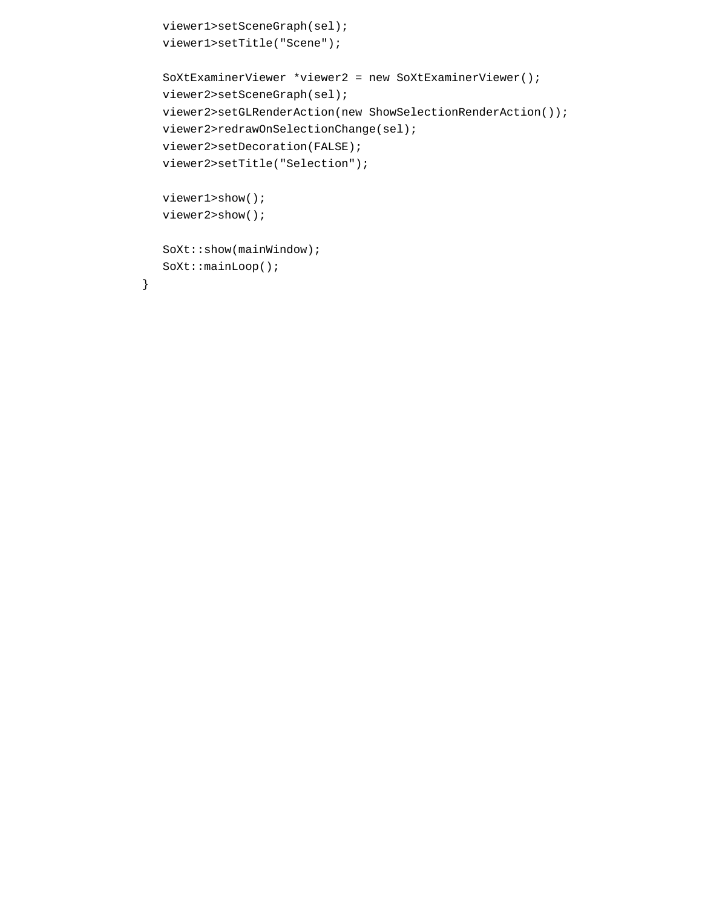```
   viewer1>setSceneGraph(sel);
   viewer1>setTitle("Scene");

   SoXtExaminerViewer *viewer2 = new SoXtExaminerViewer();
   viewer2>setSceneGraph(sel);
   viewer2>setGLRenderAction(new ShowSelectionRenderAction());
   viewer2>redrawOnSelectionChange(sel);
   viewer2>setDecoration(FALSE);
   viewer2>setTitle("Selection");

   viewer1>show();
   viewer2>show();

   SoXt::show(mainWindow);
   SoXt::mainLoop();
}
```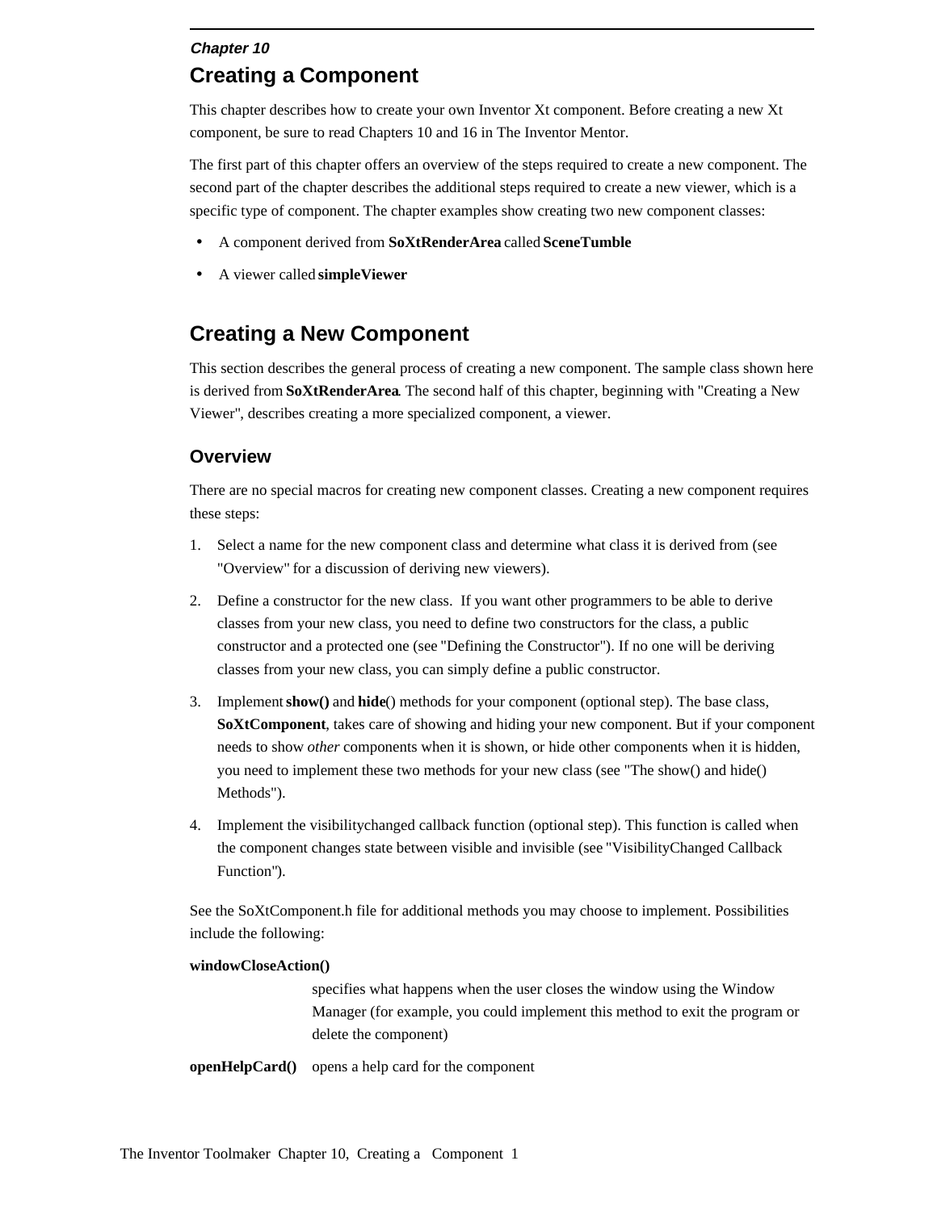*Chapter 10*

# Creating a Component

This chapter describes how to create your own Inventor Xt component. Before creating a new Xt component, be sure to read Chapters 10 and 16 in The Inventor Mentor.

The first part of this chapter offers an overview of the steps required to create a new component. The second part of the chapter describes the additional steps required to create a new viewer, which is a specific type of component. The chapter examples show creating two new component classes:

- A component derived from **SoXtRenderArea** called **SceneTumble**
- A viewer called **simpleViewer**

## Creating a New Component

This section describes the general process of creating a new component. The sample class shown here is derived from **SoXtRenderArea**. The second half of this chapter, beginning with "Creating a New Viewer", describes creating a more specialized component, a viewer.

### Overview

There are no special macros for creating new component classes. Creating a new component requires these steps:

1. Select a name for the new component class and determine what class it is derived from (see "Overview" for a discussion of deriving new viewers).
2. Define a constructor for the new class. If you want other programmers to be able to derive classes from your new class, you need to define two constructors for the class, a public constructor and a protected one (see "Defining the Constructor"). If no one will be deriving classes from your new class, you can simply define a public constructor.
3. Implement **show()** and **hide**() methods for your component (optional step). The base class, **SoXtComponent**, takes care of showing and hiding your new component. But if your component needs to show *other* components when it is shown, or hide other components when it is hidden, you need to implement these two methods for your new class (see "The show() and hide() Methods").
4. Implement the visibilitychanged callback function (optional step). This function is called when the component changes state between visible and invisible (see "VisibilityChanged Callback Function").

See the SoXtComponent.h file for additional methods you may choose to implement. Possibilities include the following:

**windowCloseAction()**
: specifies what happens when the user closes the window using the Window Manager (for example, you could implement this method to exit the program or delete the component)

**openHelpCard()**
: opens a help card for the component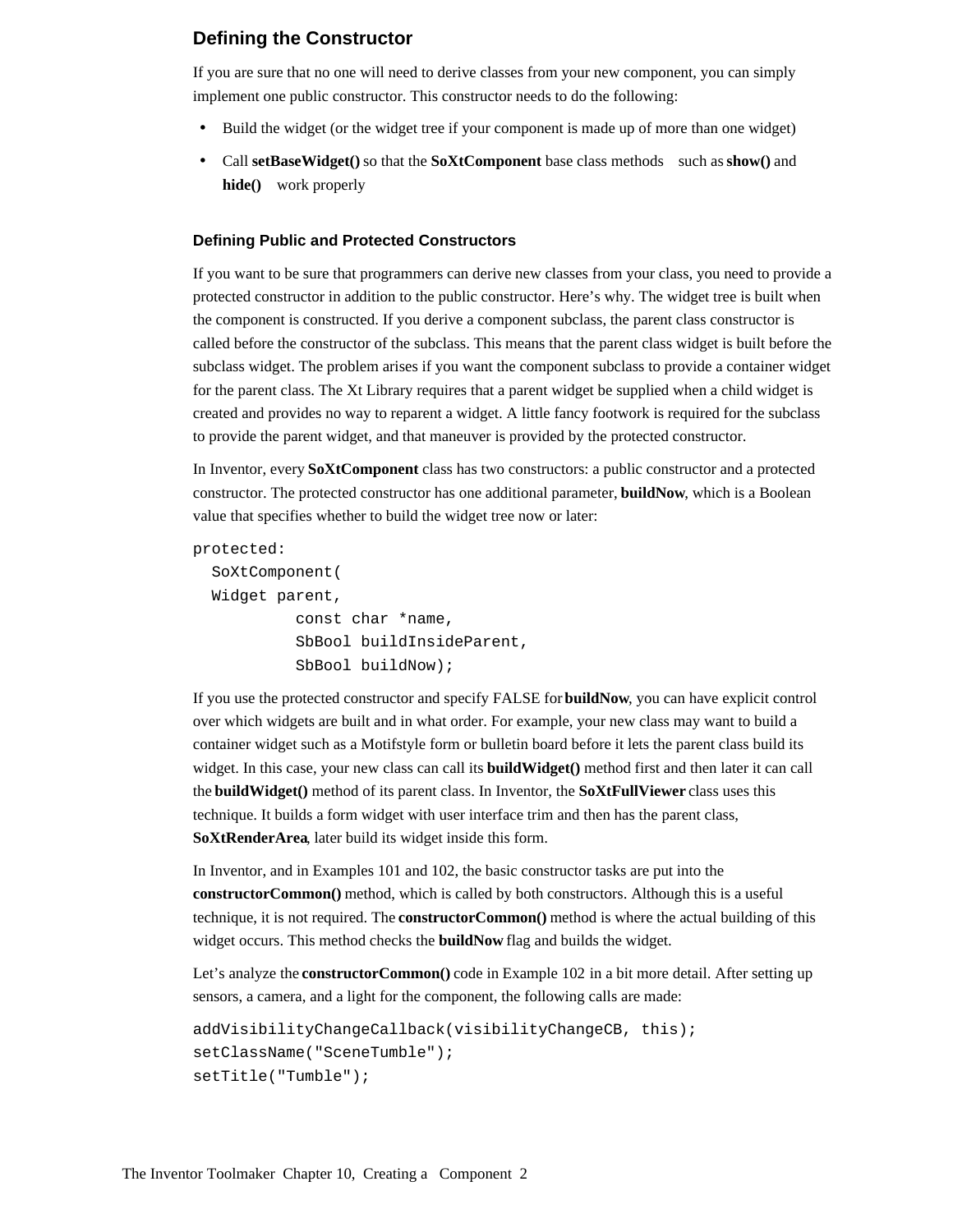## Defining the Constructor

If you are sure that no one will need to derive classes from your new component, you can simply implement one public constructor. This constructor needs to do the following:

- Build the widget (or the widget tree if your component is made up of more than one widget)
- Call **setBaseWidget()** so that the **SoXtComponent** base class methods such as **show()** and **hide()** work properly

### Defining Public and Protected Constructors

If you want to be sure that programmers can derive new classes from your class, you need to provide a protected constructor in addition to the public constructor. Here's why. The widget tree is built when the component is constructed. If you derive a component subclass, the parent class constructor is called before the constructor of the subclass. This means that the parent class widget is built before the subclass widget. The problem arises if you want the component subclass to provide a container widget for the parent class. The Xt Library requires that a parent widget be supplied when a child widget is created and provides no way to reparent a widget. A little fancy footwork is required for the subclass to provide the parent widget, and that maneuver is provided by the protected constructor.

In Inventor, every **SoXtComponent** class has two constructors: a public constructor and a protected constructor. The protected constructor has one additional parameter, **buildNow**, which is a Boolean value that specifies whether to build the widget tree now or later:

```
protected:
  SoXtComponent(
  Widget parent,
           const char *name,
           SbBool buildInsideParent,
           SbBool buildNow);
```

If you use the protected constructor and specify FALSE for **buildNow**, you can have explicit control over which widgets are built and in what order. For example, your new class may want to build a container widget such as a Motifstyle form or bulletin board before it lets the parent class build its widget. In this case, your new class can call its **buildWidget()** method first and then later it can call the **buildWidget()** method of its parent class. In Inventor, the **SoXtFullViewer** class uses this technique. It builds a form widget with user interface trim and then has the parent class, **SoXtRenderArea**, later build its widget inside this form.

In Inventor, and in Examples 101 and 102, the basic constructor tasks are put into the **constructorCommon()** method, which is called by both constructors. Although this is a useful technique, it is not required. The **constructorCommon()** method is where the actual building of this widget occurs. This method checks the **buildNow** flag and builds the widget.

Let's analyze the **constructorCommon()** code in Example 102 in a bit more detail. After setting up sensors, a camera, and a light for the component, the following calls are made:

```
addVisibilityChangeCallback(visibilityChangeCB, this);
setClassName("SceneTumble");
setTitle("Tumble");
```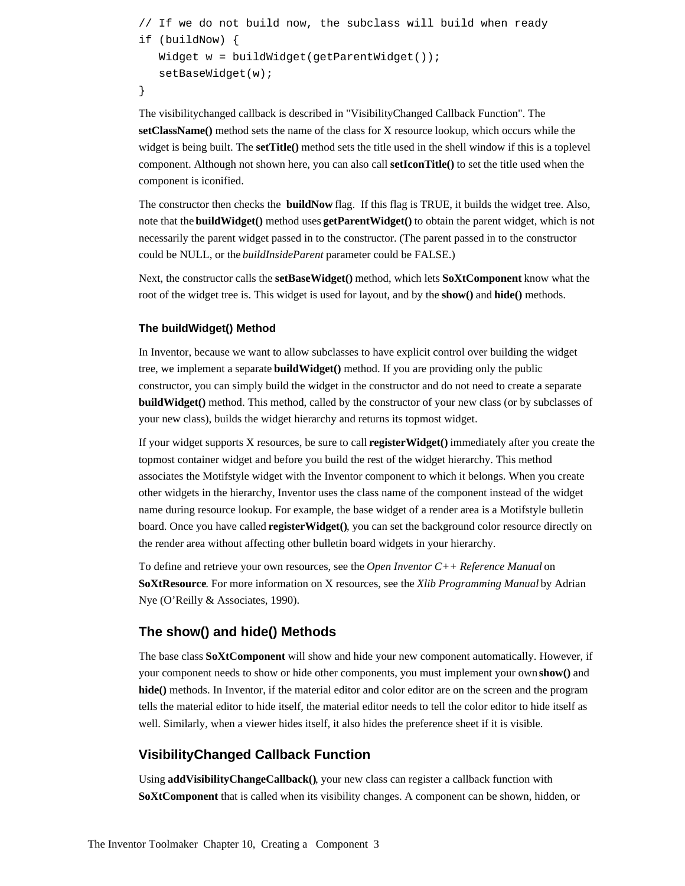```
// If we do not build now, the subclass will build when ready
if (buildNow) {
   Widget w = buildWidget(getParentWidget());
   setBaseWidget(w);
}
```

The visibilitychanged callback is described in "VisibilityChanged Callback Function". The **setClassName()** method sets the name of the class for X resource lookup, which occurs while the widget is being built. The **setTitle()** method sets the title used in the shell window if this is a toplevel component. Although not shown here, you can also call **setIconTitle()** to set the title used when the component is iconified.

The constructor then checks the **buildNow** flag. If this flag is TRUE, it builds the widget tree. Also, note that the **buildWidget()** method uses **getParentWidget()** to obtain the parent widget, which is not necessarily the parent widget passed in to the constructor. (The parent passed in to the constructor could be NULL, or the *buildInsideParent* parameter could be FALSE.)

Next, the constructor calls the **setBaseWidget()** method, which lets **SoXtComponent** know what the root of the widget tree is. This widget is used for layout, and by the **show()** and **hide()** methods.

### The buildWidget() Method

In Inventor, because we want to allow subclasses to have explicit control over building the widget tree, we implement a separate **buildWidget()** method. If you are providing only the public constructor, you can simply build the widget in the constructor and do not need to create a separate **buildWidget()** method. This method, called by the constructor of your new class (or by subclasses of your new class), builds the widget hierarchy and returns its topmost widget.

If your widget supports X resources, be sure to call **registerWidget()** immediately after you create the topmost container widget and before you build the rest of the widget hierarchy. This method associates the Motifstyle widget with the Inventor component to which it belongs. When you create other widgets in the hierarchy, Inventor uses the class name of the component instead of the widget name during resource lookup. For example, the base widget of a render area is a Motifstyle bulletin board. Once you have called **registerWidget()**, you can set the background color resource directly on the render area without affecting other bulletin board widgets in your hierarchy.

To define and retrieve your own resources, see the *Open Inventor C++ Reference Manual* on **SoXtResource**. For more information on X resources, see the *Xlib Programming Manual* by Adrian Nye (O'Reilly & Associates, 1990).

## The show() and hide() Methods

The base class **SoXtComponent** will show and hide your new component automatically. However, if your component needs to show or hide other components, you must implement your own **show()** and **hide()** methods. In Inventor, if the material editor and color editor are on the screen and the program tells the material editor to hide itself, the material editor needs to tell the color editor to hide itself as well. Similarly, when a viewer hides itself, it also hides the preference sheet if it is visible.

## VisibilityChanged Callback Function

Using **addVisibilityChangeCallback()**, your new class can register a callback function with **SoXtComponent** that is called when its visibility changes. A component can be shown, hidden, or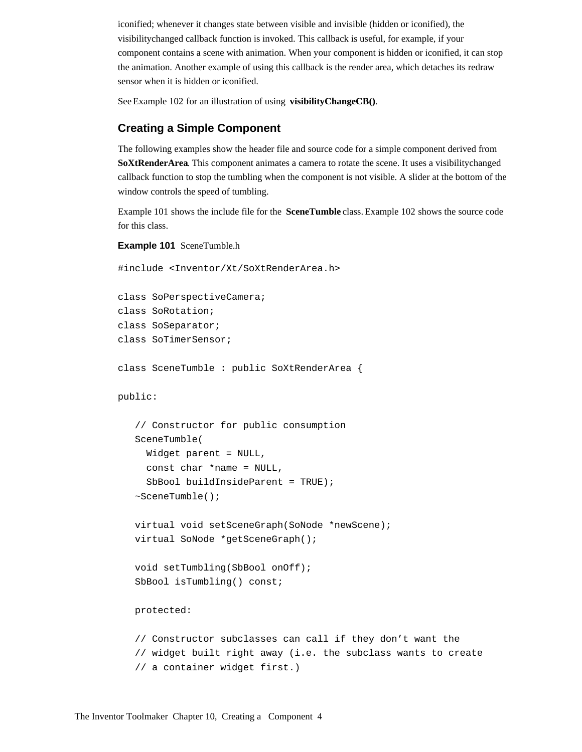iconified; whenever it changes state between visible and invisible (hidden or iconified), the visibilitychanged callback function is invoked. This callback is useful, for example, if your component contains a scene with animation. When your component is hidden or iconified, it can stop the animation. Another example of using this callback is the render area, which detaches its redraw sensor when it is hidden or iconified.

See Example 102 for an illustration of using **visibilityChangeCB()**.

## Creating a Simple Component

The following examples show the header file and source code for a simple component derived from **SoXtRenderArea**. This component animates a camera to rotate the scene. It uses a visibilitychanged callback function to stop the tumbling when the component is not visible. A slider at the bottom of the window controls the speed of tumbling.

Example 101 shows the include file for the **SceneTumble** class. Example 102 shows the source code for this class.

**Example 101** SceneTumble.h

```
#include <Inventor/Xt/SoXtRenderArea.h>

class SoPerspectiveCamera;
class SoRotation;
class SoSeparator;
class SoTimerSensor;

class SceneTumble : public SoXtRenderArea {

public:

   // Constructor for public consumption
   SceneTumble(
     Widget parent = NULL,
     const char *name = NULL,
     SbBool buildInsideParent = TRUE);
   ~SceneTumble();

   virtual void setSceneGraph(SoNode *newScene);
   virtual SoNode *getSceneGraph();

   void setTumbling(SbBool onOff);
   SbBool isTumbling() const;

   protected:

   // Constructor subclasses can call if they don't want the
   // widget built right away (i.e. the subclass wants to create
   // a container widget first.)
```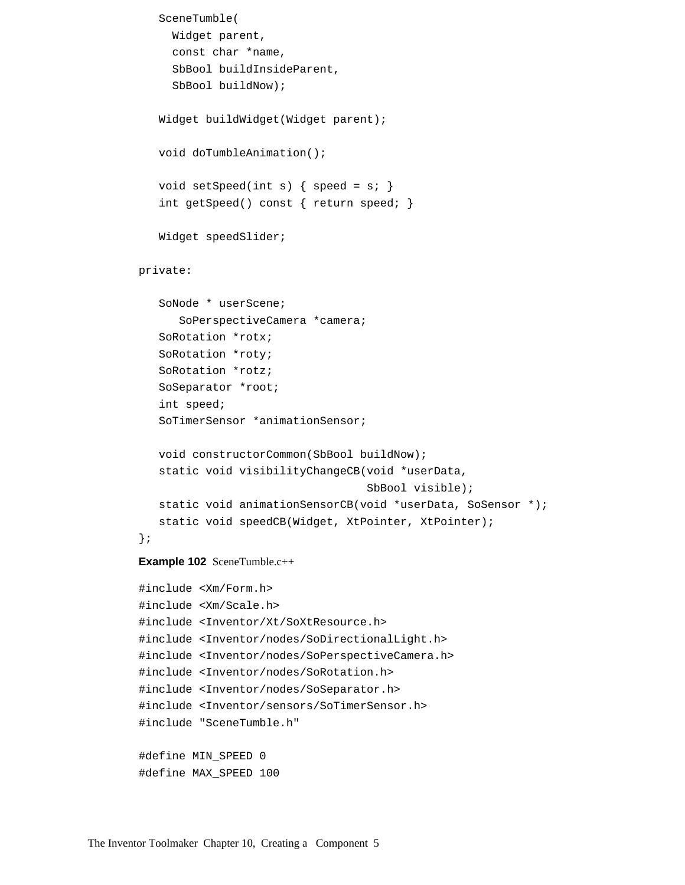```
   SceneTumble(
     Widget parent,
     const char *name,
     SbBool buildInsideParent,
     SbBool buildNow);

   Widget buildWidget(Widget parent);

   void doTumbleAnimation();

   void setSpeed(int s) { speed = s; }
   int getSpeed() const { return speed; }

   Widget speedSlider;

private:

   SoNode * userScene;
      SoPerspectiveCamera *camera;
   SoRotation *rotx;
   SoRotation *roty;
   SoRotation *rotz;
   SoSeparator *root;
   int speed;
   SoTimerSensor *animationSensor;

   void constructorCommon(SbBool buildNow);
   static void visibilityChangeCB(void *userData,
                                  SbBool visible);
   static void animationSensorCB(void *userData, SoSensor *);
   static void speedCB(Widget, XtPointer, XtPointer);
};
```

**Example 102** SceneTumble.c++

```
#include <Xm/Form.h>
#include <Xm/Scale.h>
#include <Inventor/Xt/SoXtResource.h>
#include <Inventor/nodes/SoDirectionalLight.h>
#include <Inventor/nodes/SoPerspectiveCamera.h>
#include <Inventor/nodes/SoRotation.h>
#include <Inventor/nodes/SoSeparator.h>
#include <Inventor/sensors/SoTimerSensor.h>
#include "SceneTumble.h"

#define MIN_SPEED 0
#define MAX_SPEED 100
```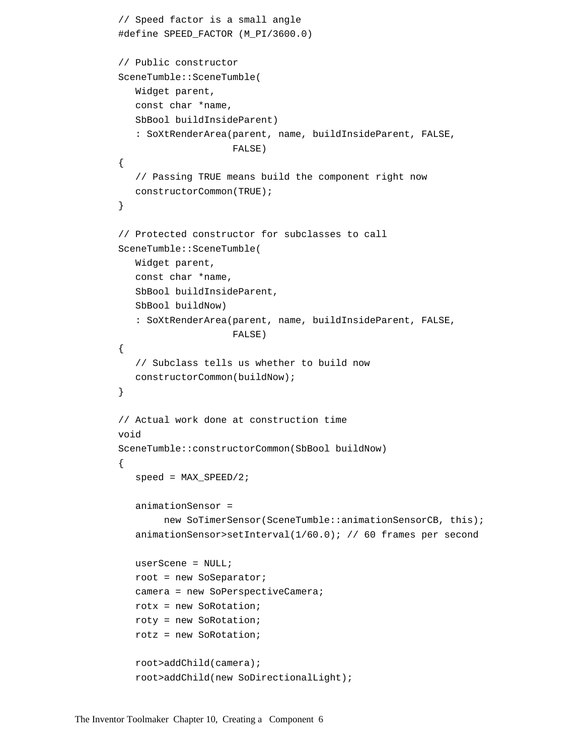```
// Speed factor is a small angle
#define SPEED_FACTOR (M_PI/3600.0)

// Public constructor
SceneTumble::SceneTumble(
   Widget parent,
   const char *name,
   SbBool buildInsideParent)
   : SoXtRenderArea(parent, name, buildInsideParent, FALSE,
                    FALSE)
{
   // Passing TRUE means build the component right now
   constructorCommon(TRUE);
}

// Protected constructor for subclasses to call
SceneTumble::SceneTumble(
   Widget parent,
   const char *name,
   SbBool buildInsideParent,
   SbBool buildNow)
   : SoXtRenderArea(parent, name, buildInsideParent, FALSE,
                    FALSE)
{
   // Subclass tells us whether to build now
   constructorCommon(buildNow);
}

// Actual work done at construction time
void
SceneTumble::constructorCommon(SbBool buildNow)
{
   speed = MAX_SPEED/2;

   animationSensor =
        new SoTimerSensor(SceneTumble::animationSensorCB, this);
   animationSensor>setInterval(1/60.0); // 60 frames per second

   userScene = NULL;
   root = new SoSeparator;
   camera = new SoPerspectiveCamera;
   rotx = new SoRotation;
   roty = new SoRotation;
   rotz = new SoRotation;

   root>addChild(camera);
   root>addChild(new SoDirectionalLight);
```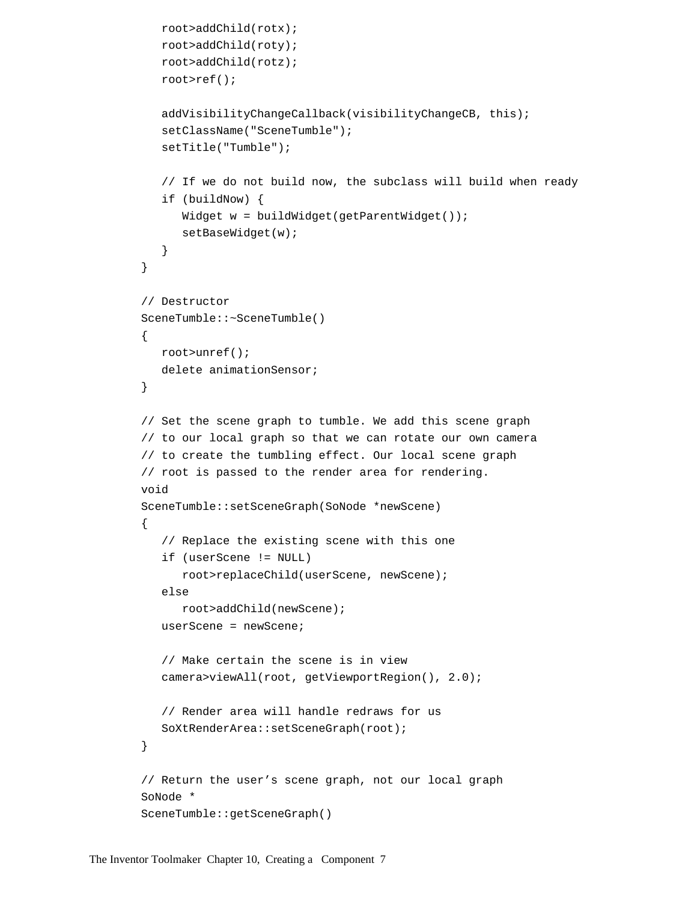```
   root>addChild(rotx);
   root>addChild(roty);
   root>addChild(rotz);
   root>ref();

   addVisibilityChangeCallback(visibilityChangeCB, this);
   setClassName("SceneTumble");
   setTitle("Tumble");

   // If we do not build now, the subclass will build when ready
   if (buildNow) {
      Widget w = buildWidget(getParentWidget());
      setBaseWidget(w);
   }
}

// Destructor
SceneTumble::~SceneTumble()
{
   root>unref();
   delete animationSensor;
}

// Set the scene graph to tumble. We add this scene graph
// to our local graph so that we can rotate our own camera
// to create the tumbling effect. Our local scene graph
// root is passed to the render area for rendering.
void
SceneTumble::setSceneGraph(SoNode *newScene)
{
   // Replace the existing scene with this one
   if (userScene != NULL)
      root>replaceChild(userScene, newScene);
   else
      root>addChild(newScene);
   userScene = newScene;

   // Make certain the scene is in view
   camera>viewAll(root, getViewportRegion(), 2.0);

   // Render area will handle redraws for us
   SoXtRenderArea::setSceneGraph(root);
}

// Return the user's scene graph, not our local graph
SoNode *
SceneTumble::getSceneGraph()
```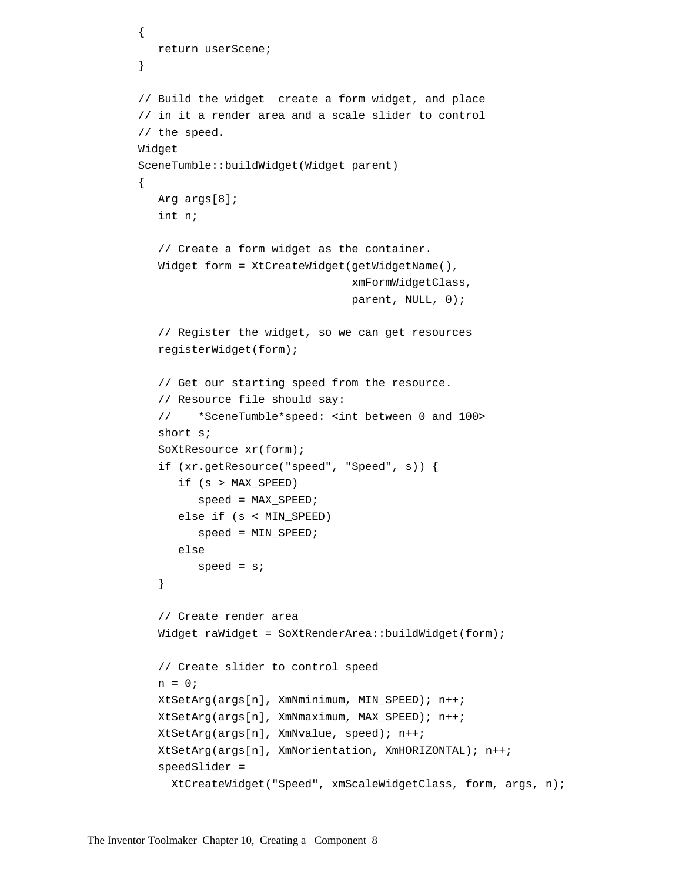```
{
   return userScene;
}

// Build the widget  create a form widget, and place
// in it a render area and a scale slider to control
// the speed.
Widget
SceneTumble::buildWidget(Widget parent)
{
   Arg args[8];
   int n;

   // Create a form widget as the container.
   Widget form = XtCreateWidget(getWidgetName(),
                                xmFormWidgetClass,
                                parent, NULL, 0);

   // Register the widget, so we can get resources
   registerWidget(form);

   // Get our starting speed from the resource.
   // Resource file should say:
   //    *SceneTumble*speed: <int between 0 and 100>
   short s;
   SoXtResource xr(form);
   if (xr.getResource("speed", "Speed", s)) {
      if (s > MAX_SPEED)
         speed = MAX_SPEED;
      else if (s < MIN_SPEED)
         speed = MIN_SPEED;
      else
         speed = s;
   }

   // Create render area
   Widget raWidget = SoXtRenderArea::buildWidget(form);

   // Create slider to control speed
   n = 0;
   XtSetArg(args[n], XmNminimum, MIN_SPEED); n++;
   XtSetArg(args[n], XmNmaximum, MAX_SPEED); n++;
   XtSetArg(args[n], XmNvalue, speed); n++;
   XtSetArg(args[n], XmNorientation, XmHORIZONTAL); n++;
   speedSlider =
     XtCreateWidget("Speed", xmScaleWidgetClass, form, args, n);
```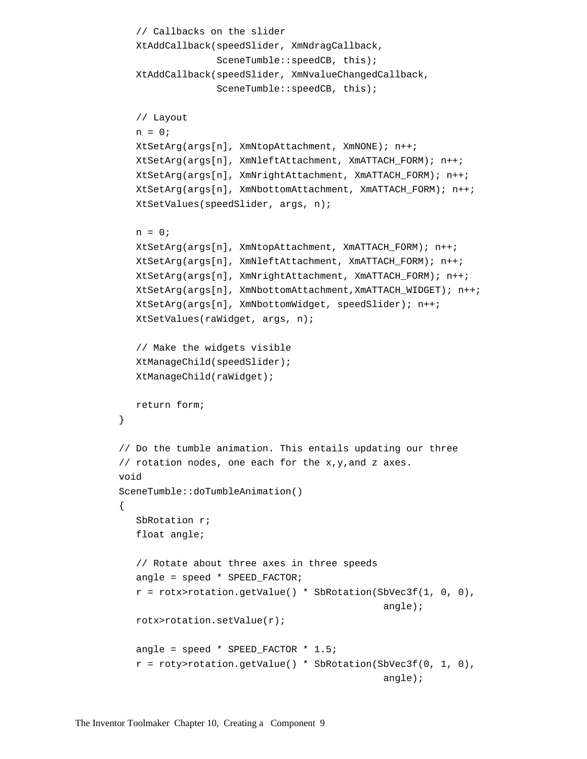```
   // Callbacks on the slider
   XtAddCallback(speedSlider, XmNdragCallback,
                 SceneTumble::speedCB, this);
   XtAddCallback(speedSlider, XmNvalueChangedCallback,
                 SceneTumble::speedCB, this);

   // Layout
   n = 0;
   XtSetArg(args[n], XmNtopAttachment, XmNONE); n++;
   XtSetArg(args[n], XmNleftAttachment, XmATTACH_FORM); n++;
   XtSetArg(args[n], XmNrightAttachment, XmATTACH_FORM); n++;
   XtSetArg(args[n], XmNbottomAttachment, XmATTACH_FORM); n++;
   XtSetValues(speedSlider, args, n);

   n = 0;
   XtSetArg(args[n], XmNtopAttachment, XmATTACH_FORM); n++;
   XtSetArg(args[n], XmNleftAttachment, XmATTACH_FORM); n++;
   XtSetArg(args[n], XmNrightAttachment, XmATTACH_FORM); n++;
   XtSetArg(args[n], XmNbottomAttachment,XmATTACH_WIDGET); n++;
   XtSetArg(args[n], XmNbottomWidget, speedSlider); n++;
   XtSetValues(raWidget, args, n);

   // Make the widgets visible
   XtManageChild(speedSlider);
   XtManageChild(raWidget);

   return form;
}

// Do the tumble animation. This entails updating our three
// rotation nodes, one each for the x,y,and z axes.
void
SceneTumble::doTumbleAnimation()
{
   SbRotation r;
   float angle;

   // Rotate about three axes in three speeds
   angle = speed * SPEED_FACTOR;
   r = rotx>rotation.getValue() * SbRotation(SbVec3f(1, 0, 0),
                                         angle);
   rotx>rotation.setValue(r);

   angle = speed * SPEED_FACTOR * 1.5;
   r = roty>rotation.getValue() * SbRotation(SbVec3f(0, 1, 0),
                                         angle);
```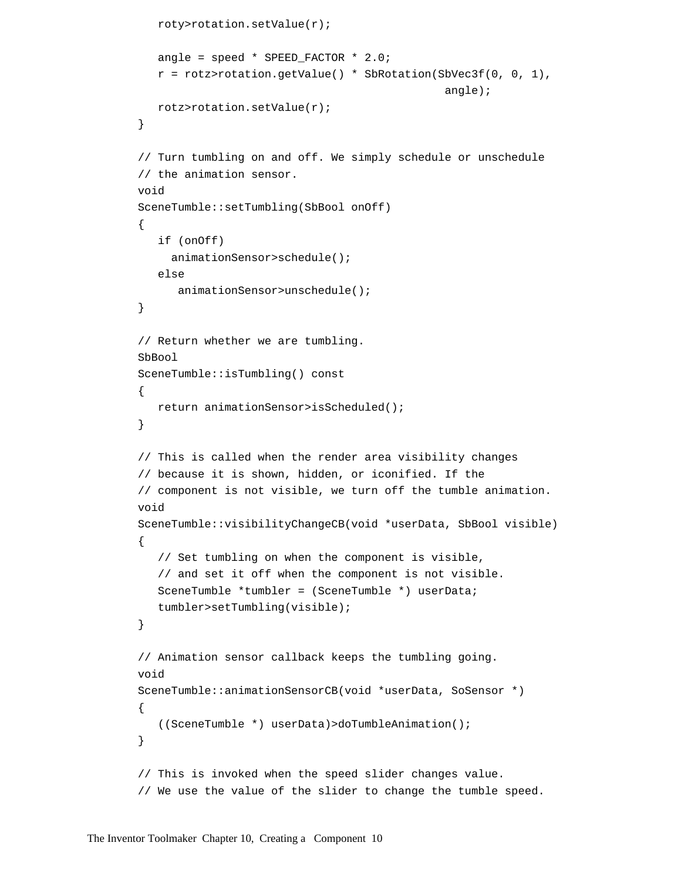```
   roty>rotation.setValue(r);

   angle = speed * SPEED_FACTOR * 2.0;
   r = rotz>rotation.getValue() * SbRotation(SbVec3f(0, 0, 1),
                                             angle);
   rotz>rotation.setValue(r);
}

// Turn tumbling on and off. We simply schedule or unschedule
// the animation sensor.
void
SceneTumble::setTumbling(SbBool onOff)
{
   if (onOff)
     animationSensor>schedule();
   else
      animationSensor>unschedule();
}

// Return whether we are tumbling.
SbBool
SceneTumble::isTumbling() const
{
   return animationSensor>isScheduled();
}

// This is called when the render area visibility changes
// because it is shown, hidden, or iconified. If the
// component is not visible, we turn off the tumble animation.
void
SceneTumble::visibilityChangeCB(void *userData, SbBool visible)
{
   // Set tumbling on when the component is visible,
   // and set it off when the component is not visible.
   SceneTumble *tumbler = (SceneTumble *) userData;
   tumbler>setTumbling(visible);
}

// Animation sensor callback keeps the tumbling going.
void
SceneTumble::animationSensorCB(void *userData, SoSensor *)
{
   ((SceneTumble *) userData)>doTumbleAnimation();
}

// This is invoked when the speed slider changes value.
// We use the value of the slider to change the tumble speed.
```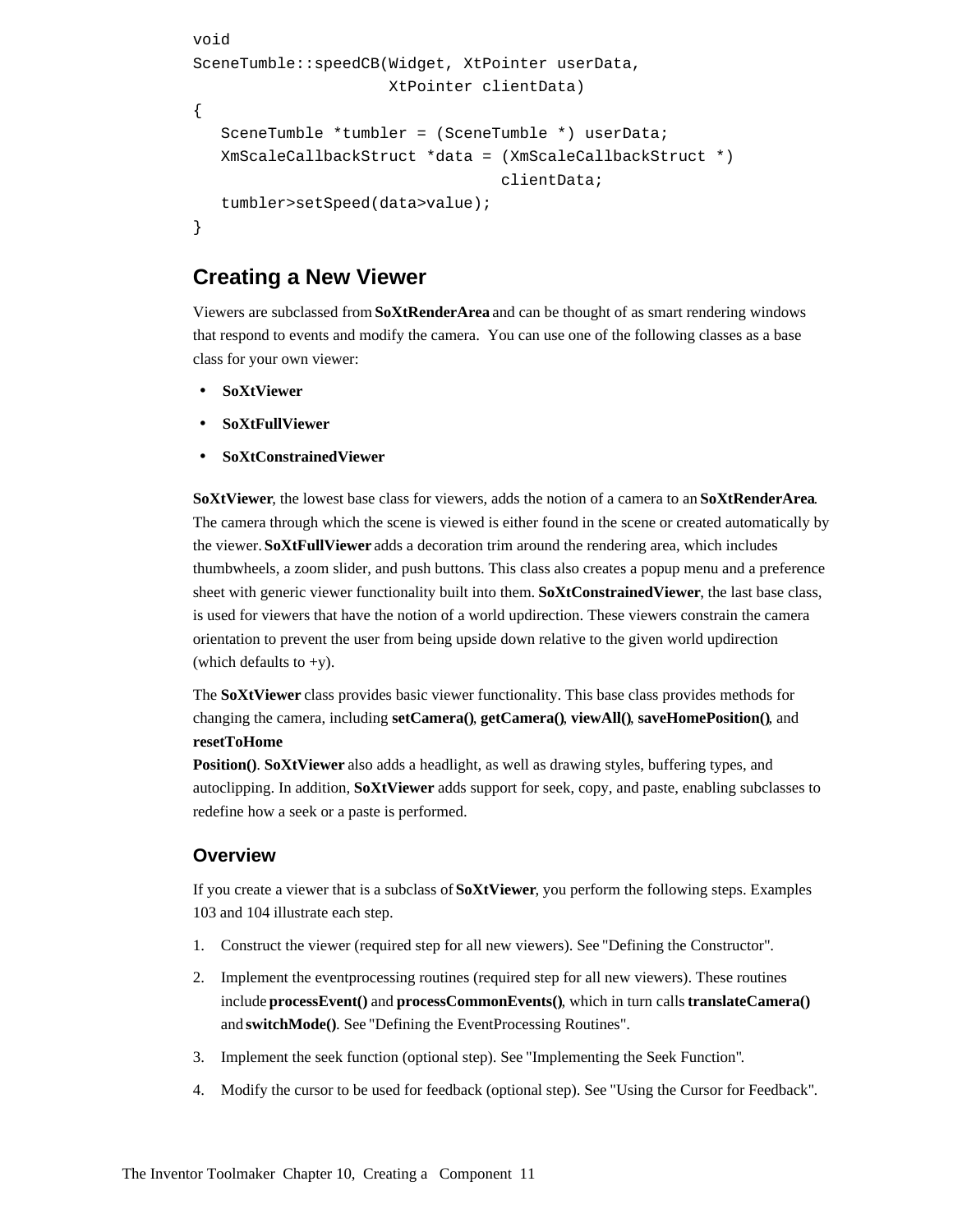```
void
SceneTumble::speedCB(Widget, XtPointer userData,
                     XtPointer clientData)
{
   SceneTumble *tumbler = (SceneTumble *) userData;
   XmScaleCallbackStruct *data = (XmScaleCallbackStruct *)
                                 clientData;
   tumbler>setSpeed(data>value);
}
```

## Creating a New Viewer

Viewers are subclassed from **SoXtRenderArea** and can be thought of as smart rendering windows that respond to events and modify the camera. You can use one of the following classes as a base class for your own viewer:

- **SoXtViewer**
- **SoXtFullViewer**
- **SoXtConstrainedViewer**

**SoXtViewer**, the lowest base class for viewers, adds the notion of a camera to an **SoXtRenderArea**. The camera through which the scene is viewed is either found in the scene or created automatically by the viewer. **SoXtFullViewer** adds a decoration trim around the rendering area, which includes thumbwheels, a zoom slider, and push buttons. This class also creates a popup menu and a preference sheet with generic viewer functionality built into them. **SoXtConstrainedViewer**, the last base class, is used for viewers that have the notion of a world updirection. These viewers constrain the camera orientation to prevent the user from being upside down relative to the given world updirection (which defaults to +y).

The **SoXtViewer** class provides basic viewer functionality. This base class provides methods for changing the camera, including **setCamera()**, **getCamera()**, **viewAll()**, **saveHomePosition()**, and **resetToHome Position()**. **SoXtViewer** also adds a headlight, as well as drawing styles, buffering types, and autoclipping. In addition, **SoXtViewer** adds support for seek, copy, and paste, enabling subclasses to redefine how a seek or a paste is performed.

### Overview

If you create a viewer that is a subclass of **SoXtViewer**, you perform the following steps. Examples 103 and 104 illustrate each step.

1. Construct the viewer (required step for all new viewers). See "Defining the Constructor".
2. Implement the eventprocessing routines (required step for all new viewers). These routines include **processEvent()** and **processCommonEvents()**, which in turn calls **translateCamera()** and **switchMode()**. See "Defining the EventProcessing Routines".
3. Implement the seek function (optional step). See "Implementing the Seek Function".
4. Modify the cursor to be used for feedback (optional step). See "Using the Cursor for Feedback".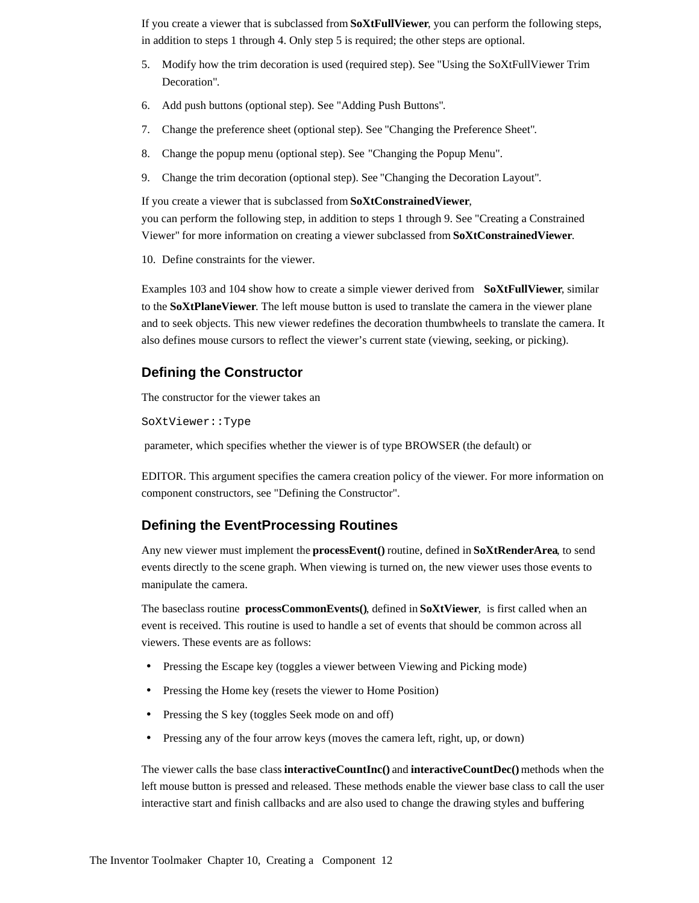If you create a viewer that is subclassed from **SoXtFullViewer**, you can perform the following steps, in addition to steps 1 through 4. Only step 5 is required; the other steps are optional.

5. Modify how the trim decoration is used (required step). See "Using the SoXtFullViewer Trim Decoration".
6. Add push buttons (optional step). See "Adding Push Buttons".
7. Change the preference sheet (optional step). See "Changing the Preference Sheet".
8. Change the popup menu (optional step). See "Changing the Popup Menu".
9. Change the trim decoration (optional step). See "Changing the Decoration Layout".

If you create a viewer that is subclassed from **SoXtConstrainedViewer**, you can perform the following step, in addition to steps 1 through 9. See "Creating a Constrained Viewer" for more information on creating a viewer subclassed from **SoXtConstrainedViewer**.

10. Define constraints for the viewer.

Examples 103 and 104 show how to create a simple viewer derived from **SoXtFullViewer**, similar to the **SoXtPlaneViewer**. The left mouse button is used to translate the camera in the viewer plane and to seek objects. This new viewer redefines the decoration thumbwheels to translate the camera. It also defines mouse cursors to reflect the viewer's current state (viewing, seeking, or picking).

## Defining the Constructor

The constructor for the viewer takes an

```
SoXtViewer::Type
```

parameter, which specifies whether the viewer is of type BROWSER (the default) or

EDITOR. This argument specifies the camera creation policy of the viewer. For more information on component constructors, see "Defining the Constructor".

## Defining the EventProcessing Routines

Any new viewer must implement the **processEvent()** routine, defined in **SoXtRenderArea**, to send events directly to the scene graph. When viewing is turned on, the new viewer uses those events to manipulate the camera.

The baseclass routine **processCommonEvents()**, defined in **SoXtViewer**, is first called when an event is received. This routine is used to handle a set of events that should be common across all viewers. These events are as follows:

- Pressing the Escape key (toggles a viewer between Viewing and Picking mode)
- Pressing the Home key (resets the viewer to Home Position)
- Pressing the S key (toggles Seek mode on and off)
- Pressing any of the four arrow keys (moves the camera left, right, up, or down)

The viewer calls the base class **interactiveCountInc()** and **interactiveCountDec()** methods when the left mouse button is pressed and released. These methods enable the viewer base class to call the user interactive start and finish callbacks and are also used to change the drawing styles and buffering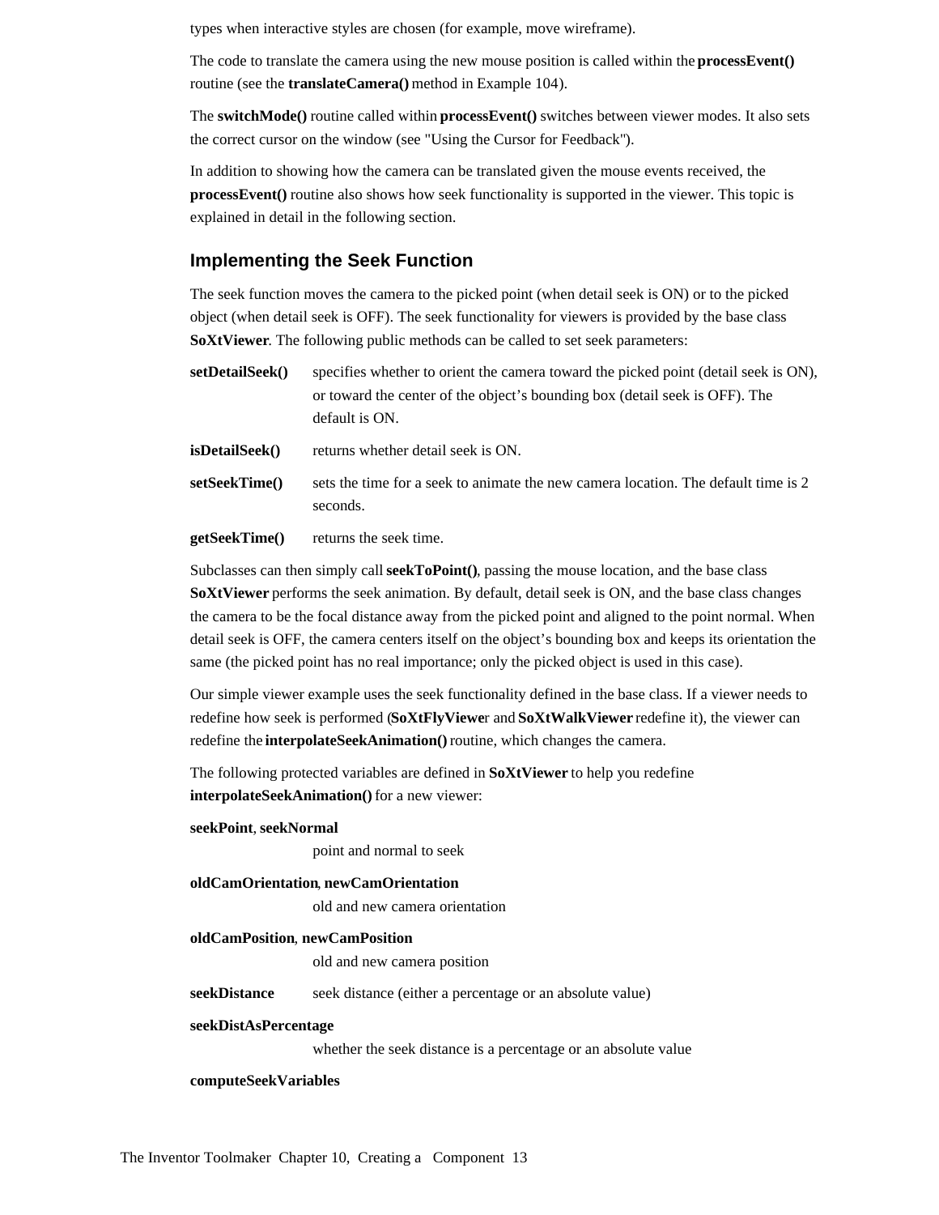types when interactive styles are chosen (for example, move wireframe).

The code to translate the camera using the new mouse position is called within the **processEvent()** routine (see the **translateCamera()** method in Example 104).

The **switchMode()** routine called within **processEvent()** switches between viewer modes. It also sets the correct cursor on the window (see "Using the Cursor for Feedback").

In addition to showing how the camera can be translated given the mouse events received, the **processEvent()** routine also shows how seek functionality is supported in the viewer. This topic is explained in detail in the following section.

## Implementing the Seek Function

The seek function moves the camera to the picked point (when detail seek is ON) or to the picked object (when detail seek is OFF). The seek functionality for viewers is provided by the base class **SoXtViewer**. The following public methods can be called to set seek parameters:

**setDetailSeek()**
: specifies whether to orient the camera toward the picked point (detail seek is ON), or toward the center of the object's bounding box (detail seek is OFF). The default is ON.

**isDetailSeek()**
: returns whether detail seek is ON.

**setSeekTime()**
: sets the time for a seek to animate the new camera location. The default time is 2 seconds.

**getSeekTime()**
: returns the seek time.

Subclasses can then simply call **seekToPoint()**, passing the mouse location, and the base class **SoXtViewer** performs the seek animation. By default, detail seek is ON, and the base class changes the camera to be the focal distance away from the picked point and aligned to the point normal. When detail seek is OFF, the camera centers itself on the object's bounding box and keeps its orientation the same (the picked point has no real importance; only the picked object is used in this case).

Our simple viewer example uses the seek functionality defined in the base class. If a viewer needs to redefine how seek is performed (**SoXtFlyViewer** and **SoXtWalkViewer** redefine it), the viewer can redefine the **interpolateSeekAnimation()** routine, which changes the camera.

The following protected variables are defined in **SoXtViewer** to help you redefine **interpolateSeekAnimation()** for a new viewer:

**seekPoint**, **seekNormal**
: point and normal to seek

**oldCamOrientation**, **newCamOrientation**
: old and new camera orientation

**oldCamPosition**, **newCamPosition**
: old and new camera position

**seekDistance**
: seek distance (either a percentage or an absolute value)

**seekDistAsPercentage**
: whether the seek distance is a percentage or an absolute value

**computeSeekVariables**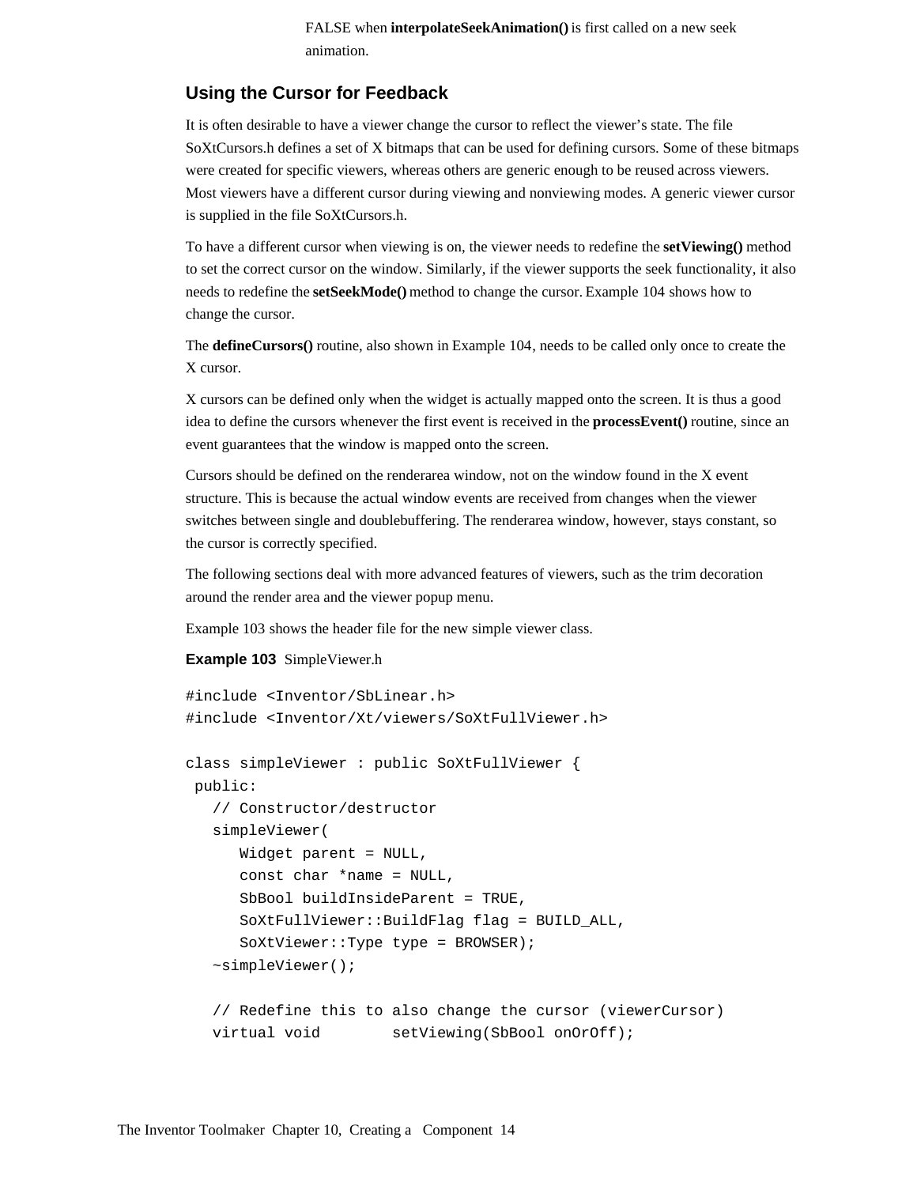FALSE when **interpolateSeekAnimation()** is first called on a new seek animation.

### Using the Cursor for Feedback

It is often desirable to have a viewer change the cursor to reflect the viewer's state. The file SoXtCursors.h defines a set of X bitmaps that can be used for defining cursors. Some of these bitmaps were created for specific viewers, whereas others are generic enough to be reused across viewers. Most viewers have a different cursor during viewing and nonviewing modes. A generic viewer cursor is supplied in the file SoXtCursors.h.

To have a different cursor when viewing is on, the viewer needs to redefine the **setViewing()** method to set the correct cursor on the window. Similarly, if the viewer supports the seek functionality, it also needs to redefine the **setSeekMode()** method to change the cursor. Example 104 shows how to change the cursor.

The **defineCursors()** routine, also shown in Example 104, needs to be called only once to create the X cursor.

X cursors can be defined only when the widget is actually mapped onto the screen. It is thus a good idea to define the cursors whenever the first event is received in the **processEvent()** routine, since an event guarantees that the window is mapped onto the screen.

Cursors should be defined on the renderarea window, not on the window found in the X event structure. This is because the actual window events are received from changes when the viewer switches between single and doublebuffering. The renderarea window, however, stays constant, so the cursor is correctly specified.

The following sections deal with more advanced features of viewers, such as the trim decoration around the render area and the viewer popup menu.

Example 103 shows the header file for the new simple viewer class.

**Example 103** SimpleViewer.h

```
#include <Inventor/SbLinear.h>
#include <Inventor/Xt/viewers/SoXtFullViewer.h>

class simpleViewer : public SoXtFullViewer {
 public:
   // Constructor/destructor
   simpleViewer(
      Widget parent = NULL,
      const char *name = NULL,
      SbBool buildInsideParent = TRUE,
      SoXtFullViewer::BuildFlag flag = BUILD_ALL,
      SoXtViewer::Type type = BROWSER);
   ~simpleViewer();

   // Redefine this to also change the cursor (viewerCursor)
   virtual void        setViewing(SbBool onOrOff);
```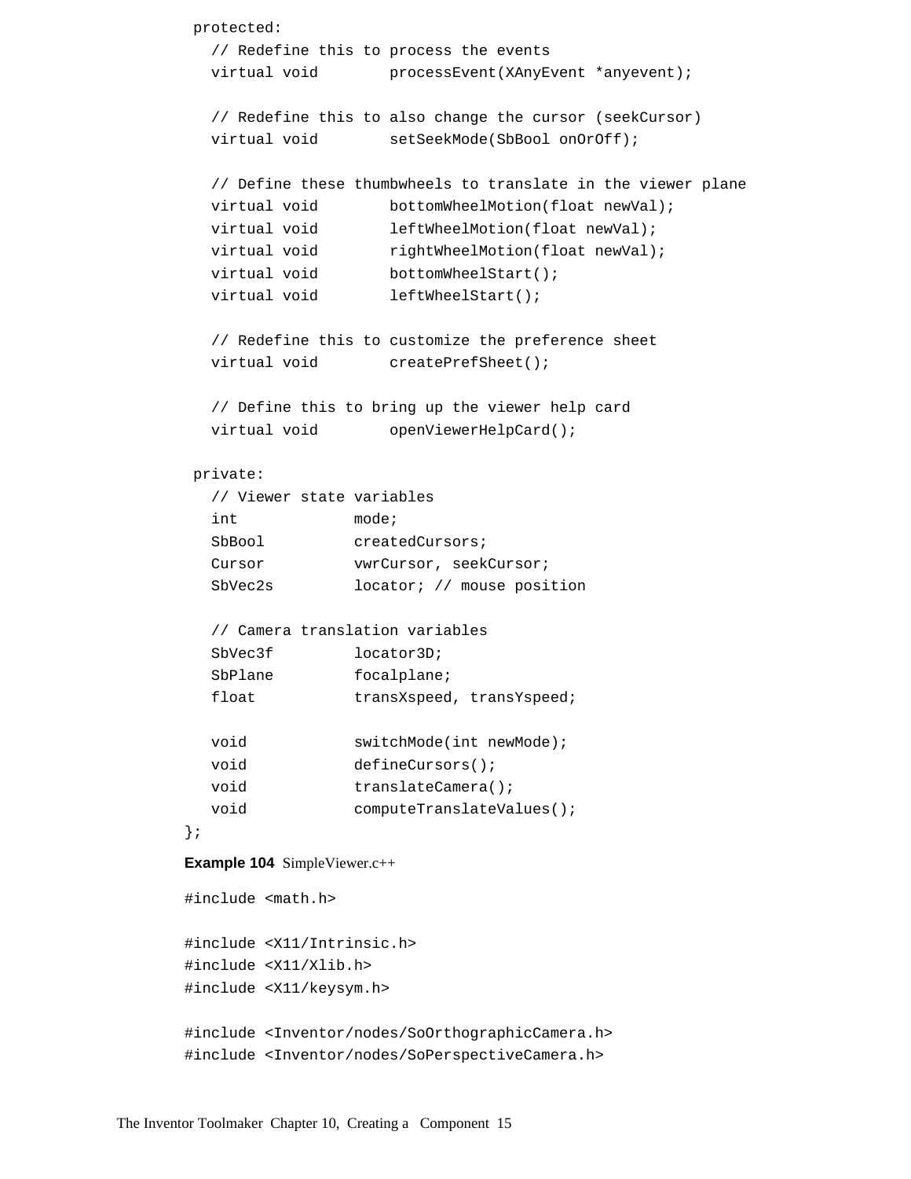```
 protected:
   // Redefine this to process the events
   virtual void        processEvent(XAnyEvent *anyevent);

   // Redefine this to also change the cursor (seekCursor)
   virtual void        setSeekMode(SbBool onOrOff);

   // Define these thumbwheels to translate in the viewer plane
   virtual void        bottomWheelMotion(float newVal);
   virtual void        leftWheelMotion(float newVal);
   virtual void        rightWheelMotion(float newVal);
   virtual void        bottomWheelStart();
   virtual void        leftWheelStart();

   // Redefine this to customize the preference sheet
   virtual void        createPrefSheet();

   // Define this to bring up the viewer help card
   virtual void        openViewerHelpCard();

 private:
   // Viewer state variables
   int             mode;
   SbBool          createdCursors;
   Cursor          vwrCursor, seekCursor;
   SbVec2s         locator; // mouse position

   // Camera translation variables
   SbVec3f         locator3D;
   SbPlane         focalplane;
   float           transXspeed, transYspeed;

   void            switchMode(int newMode);
   void            defineCursors();
   void            translateCamera();
   void            computeTranslateValues();
};
```

**Example 104** SimpleViewer.c++

```
#include <math.h>

#include <X11/Intrinsic.h>
#include <X11/Xlib.h>
#include <X11/keysym.h>

#include <Inventor/nodes/SoOrthographicCamera.h>
#include <Inventor/nodes/SoPerspectiveCamera.h>
```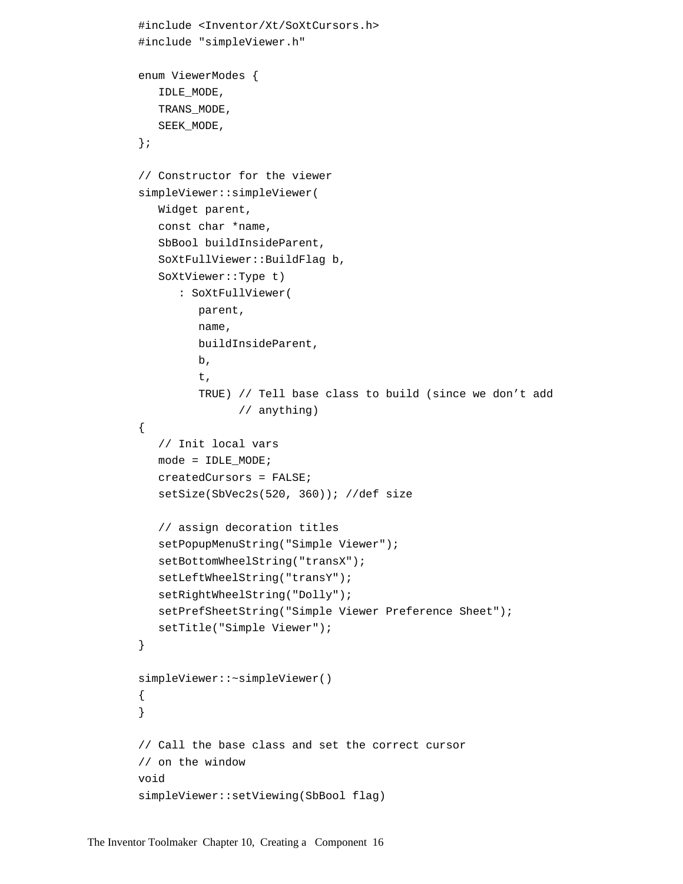```
#include <Inventor/Xt/SoXtCursors.h>
#include "simpleViewer.h"

enum ViewerModes {
   IDLE_MODE,
   TRANS_MODE,
   SEEK_MODE,
};

// Constructor for the viewer
simpleViewer::simpleViewer(
   Widget parent,
   const char *name,
   SbBool buildInsideParent,
   SoXtFullViewer::BuildFlag b,
   SoXtViewer::Type t)
      : SoXtFullViewer(
         parent,
         name,
         buildInsideParent,
         b,
         t,
         TRUE) // Tell base class to build (since we don't add
               // anything)
{
   // Init local vars
   mode = IDLE_MODE;
   createdCursors = FALSE;
   setSize(SbVec2s(520, 360)); //def size

   // assign decoration titles
   setPopupMenuString("Simple Viewer");
   setBottomWheelString("transX");
   setLeftWheelString("transY");
   setRightWheelString("Dolly");
   setPrefSheetString("Simple Viewer Preference Sheet");
   setTitle("Simple Viewer");
}

simpleViewer::~simpleViewer()
{
}

// Call the base class and set the correct cursor
// on the window
void
simpleViewer::setViewing(SbBool flag)
```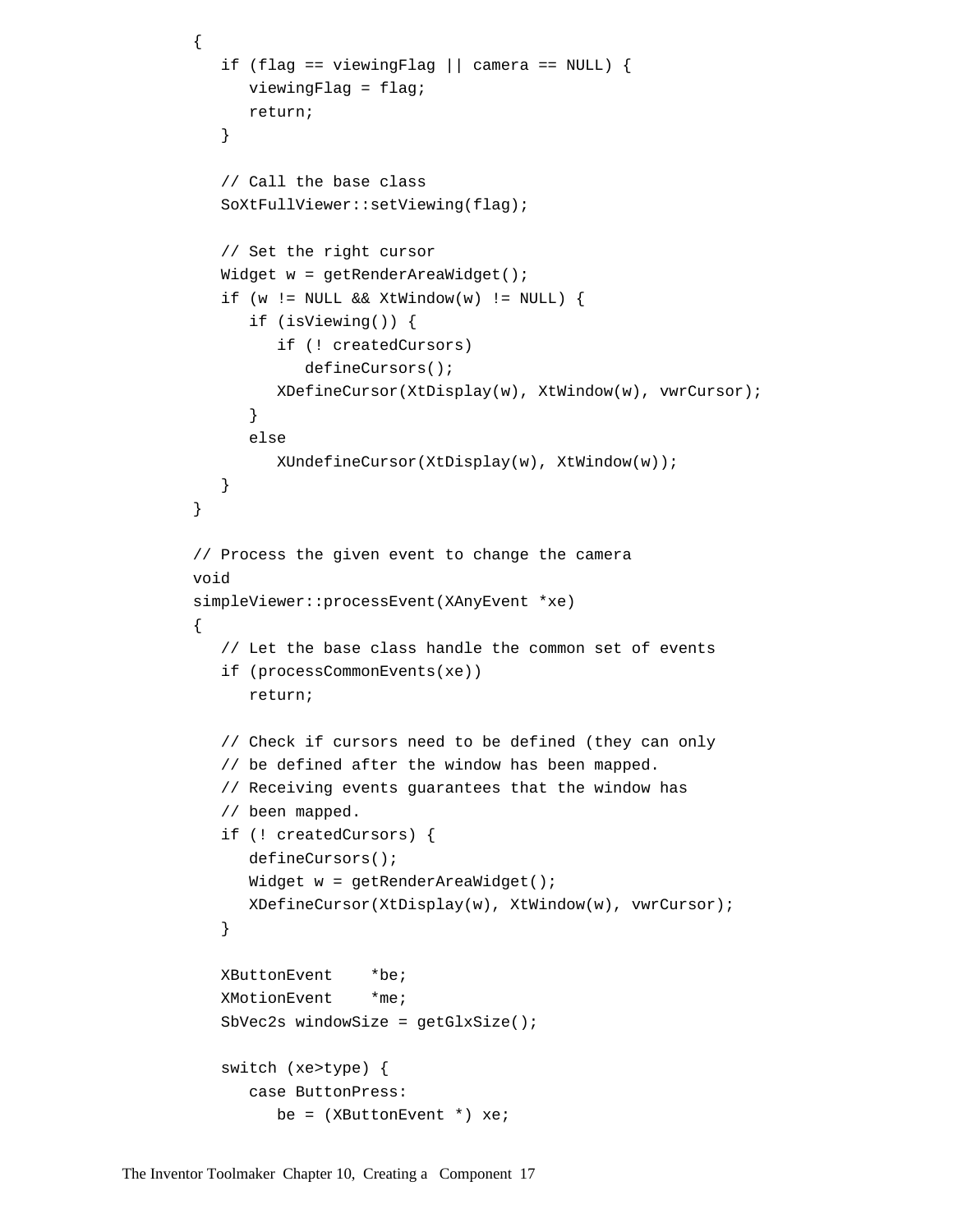```
{
   if (flag == viewingFlag || camera == NULL) {
      viewingFlag = flag;
      return;
   }

   // Call the base class
   SoXtFullViewer::setViewing(flag);

   // Set the right cursor
   Widget w = getRenderAreaWidget();
   if (w != NULL && XtWindow(w) != NULL) {
      if (isViewing()) {
         if (! createdCursors)
            defineCursors();
         XDefineCursor(XtDisplay(w), XtWindow(w), vwrCursor);
      }
      else
         XUndefineCursor(XtDisplay(w), XtWindow(w));
   }
}

// Process the given event to change the camera
void
simpleViewer::processEvent(XAnyEvent *xe)
{
   // Let the base class handle the common set of events
   if (processCommonEvents(xe))
      return;

   // Check if cursors need to be defined (they can only
   // be defined after the window has been mapped.
   // Receiving events guarantees that the window has
   // been mapped.
   if (! createdCursors) {
      defineCursors();
      Widget w = getRenderAreaWidget();
      XDefineCursor(XtDisplay(w), XtWindow(w), vwrCursor);
   }

   XButtonEvent    *be;
   XMotionEvent    *me;
   SbVec2s windowSize = getGlxSize();

   switch (xe>type) {
      case ButtonPress:
         be = (XButtonEvent *) xe;
```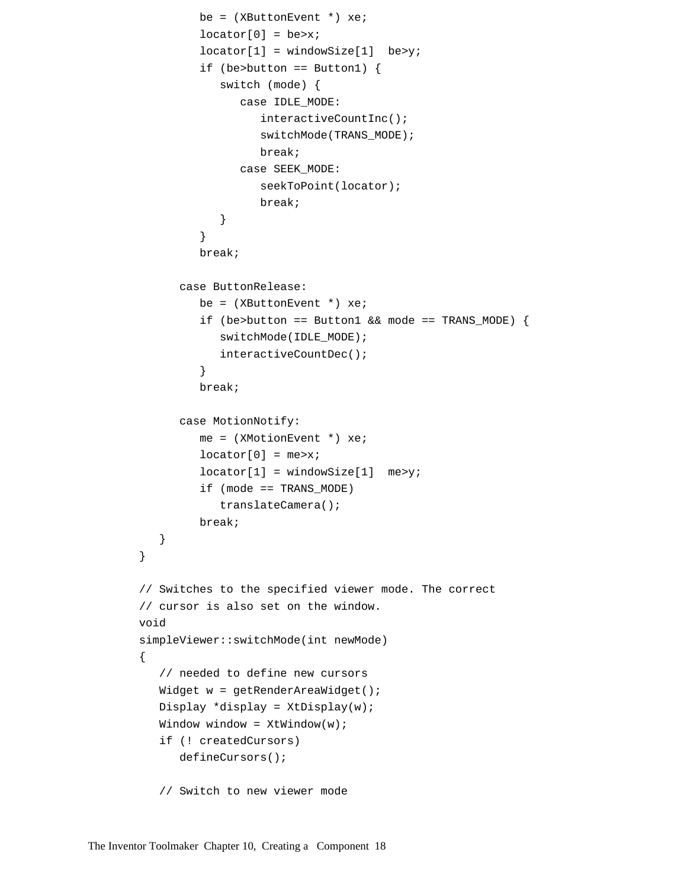```
            be = (XButtonEvent *) xe;
            locator[0] = be>x;
            locator[1] = windowSize[1]  be>y;
            if (be>button == Button1) {
               switch (mode) {
                  case IDLE_MODE:
                     interactiveCountInc();
                     switchMode(TRANS_MODE);
                     break;
                  case SEEK_MODE:
                     seekToPoint(locator);
                     break;
               }
            }
            break;

         case ButtonRelease:
            be = (XButtonEvent *) xe;
            if (be>button == Button1 && mode == TRANS_MODE) {
               switchMode(IDLE_MODE);
               interactiveCountDec();
            }
            break;

         case MotionNotify:
            me = (XMotionEvent *) xe;
            locator[0] = me>x;
            locator[1] = windowSize[1]  me>y;
            if (mode == TRANS_MODE)
               translateCamera();
            break;
      }
   }

   // Switches to the specified viewer mode. The correct
   // cursor is also set on the window.
   void
   simpleViewer::switchMode(int newMode)
   {
      // needed to define new cursors
      Widget w = getRenderAreaWidget();
      Display *display = XtDisplay(w);
      Window window = XtWindow(w);
      if (! createdCursors)
         defineCursors();

      // Switch to new viewer mode
```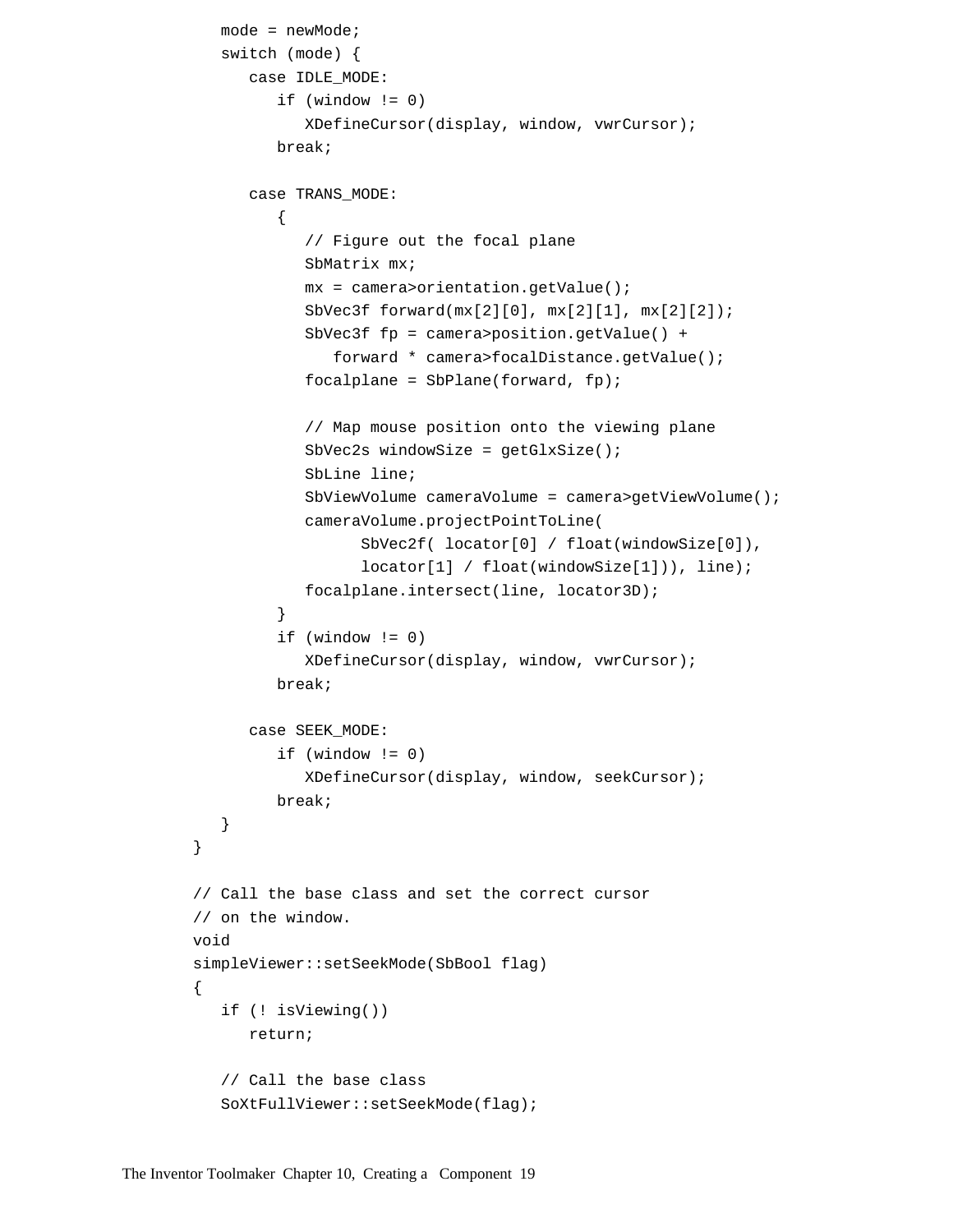```
    mode = newMode;
    switch (mode) {
       case IDLE_MODE:
          if (window != 0)
             XDefineCursor(display, window, vwrCursor);
          break;

       case TRANS_MODE:
          {
             // Figure out the focal plane
             SbMatrix mx;
             mx = camera>orientation.getValue();
             SbVec3f forward(mx[2][0], mx[2][1], mx[2][2]);
             SbVec3f fp = camera>position.getValue() +
                forward * camera>focalDistance.getValue();
             focalplane = SbPlane(forward, fp);

             // Map mouse position onto the viewing plane
             SbVec2s windowSize = getGlxSize();
             SbLine line;
             SbViewVolume cameraVolume = camera>getViewVolume();
             cameraVolume.projectPointToLine(
                   SbVec2f( locator[0] / float(windowSize[0]),
                   locator[1] / float(windowSize[1])), line);
             focalplane.intersect(line, locator3D);
          }
          if (window != 0)
             XDefineCursor(display, window, vwrCursor);
          break;

       case SEEK_MODE:
          if (window != 0)
             XDefineCursor(display, window, seekCursor);
          break;
    }
 }

 // Call the base class and set the correct cursor
 // on the window.
 void
 simpleViewer::setSeekMode(SbBool flag)
 {
    if (! isViewing())
       return;

    // Call the base class
    SoXtFullViewer::setSeekMode(flag);
```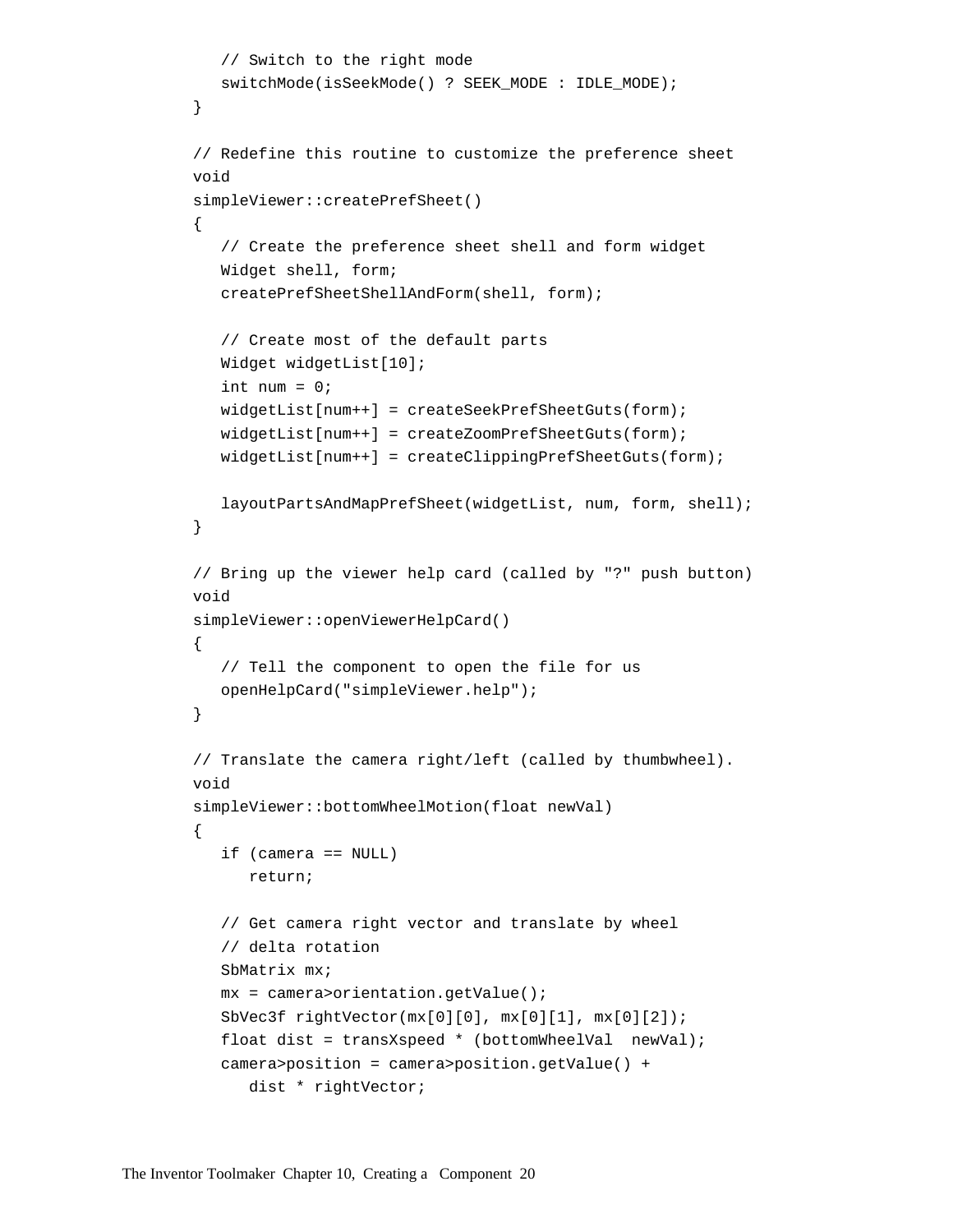```
   // Switch to the right mode
   switchMode(isSeekMode() ? SEEK_MODE : IDLE_MODE);
}

// Redefine this routine to customize the preference sheet
void
simpleViewer::createPrefSheet()
{
   // Create the preference sheet shell and form widget
   Widget shell, form;
   createPrefSheetShellAndForm(shell, form);

   // Create most of the default parts
   Widget widgetList[10];
   int num = 0;
   widgetList[num++] = createSeekPrefSheetGuts(form);
   widgetList[num++] = createZoomPrefSheetGuts(form);
   widgetList[num++] = createClippingPrefSheetGuts(form);

   layoutPartsAndMapPrefSheet(widgetList, num, form, shell);
}

// Bring up the viewer help card (called by "?" push button)
void
simpleViewer::openViewerHelpCard()
{
   // Tell the component to open the file for us
   openHelpCard("simpleViewer.help");
}

// Translate the camera right/left (called by thumbwheel).
void
simpleViewer::bottomWheelMotion(float newVal)
{
   if (camera == NULL)
      return;

   // Get camera right vector and translate by wheel
   // delta rotation
   SbMatrix mx;
   mx = camera>orientation.getValue();
   SbVec3f rightVector(mx[0][0], mx[0][1], mx[0][2]);
   float dist = transXspeed * (bottomWheelVal  newVal);
   camera>position = camera>position.getValue() +
      dist * rightVector;
```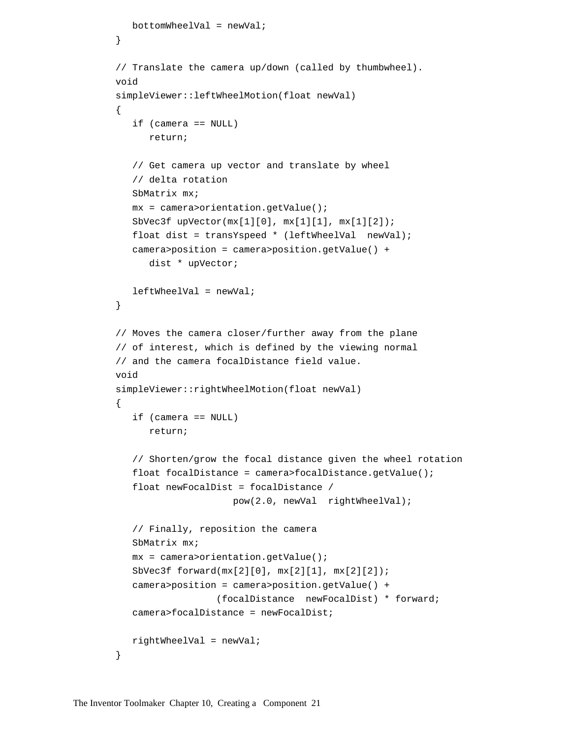```
   bottomWheelVal = newVal;
}

// Translate the camera up/down (called by thumbwheel).
void
simpleViewer::leftWheelMotion(float newVal)
{
   if (camera == NULL)
      return;

   // Get camera up vector and translate by wheel
   // delta rotation
   SbMatrix mx;
   mx = camera>orientation.getValue();
   SbVec3f upVector(mx[1][0], mx[1][1], mx[1][2]);
   float dist = transYspeed * (leftWheelVal  newVal);
   camera>position = camera>position.getValue() +
      dist * upVector;

   leftWheelVal = newVal;
}

// Moves the camera closer/further away from the plane
// of interest, which is defined by the viewing normal
// and the camera focalDistance field value.
void
simpleViewer::rightWheelMotion(float newVal)
{
   if (camera == NULL)
      return;

   // Shorten/grow the focal distance given the wheel rotation
   float focalDistance = camera>focalDistance.getValue();
   float newFocalDist = focalDistance /
                    pow(2.0, newVal  rightWheelVal);

   // Finally, reposition the camera
   SbMatrix mx;
   mx = camera>orientation.getValue();
   SbVec3f forward(mx[2][0], mx[2][1], mx[2][2]);
   camera>position = camera>position.getValue() +
                 (focalDistance  newFocalDist) * forward;
   camera>focalDistance = newFocalDist;

   rightWheelVal = newVal;
}
```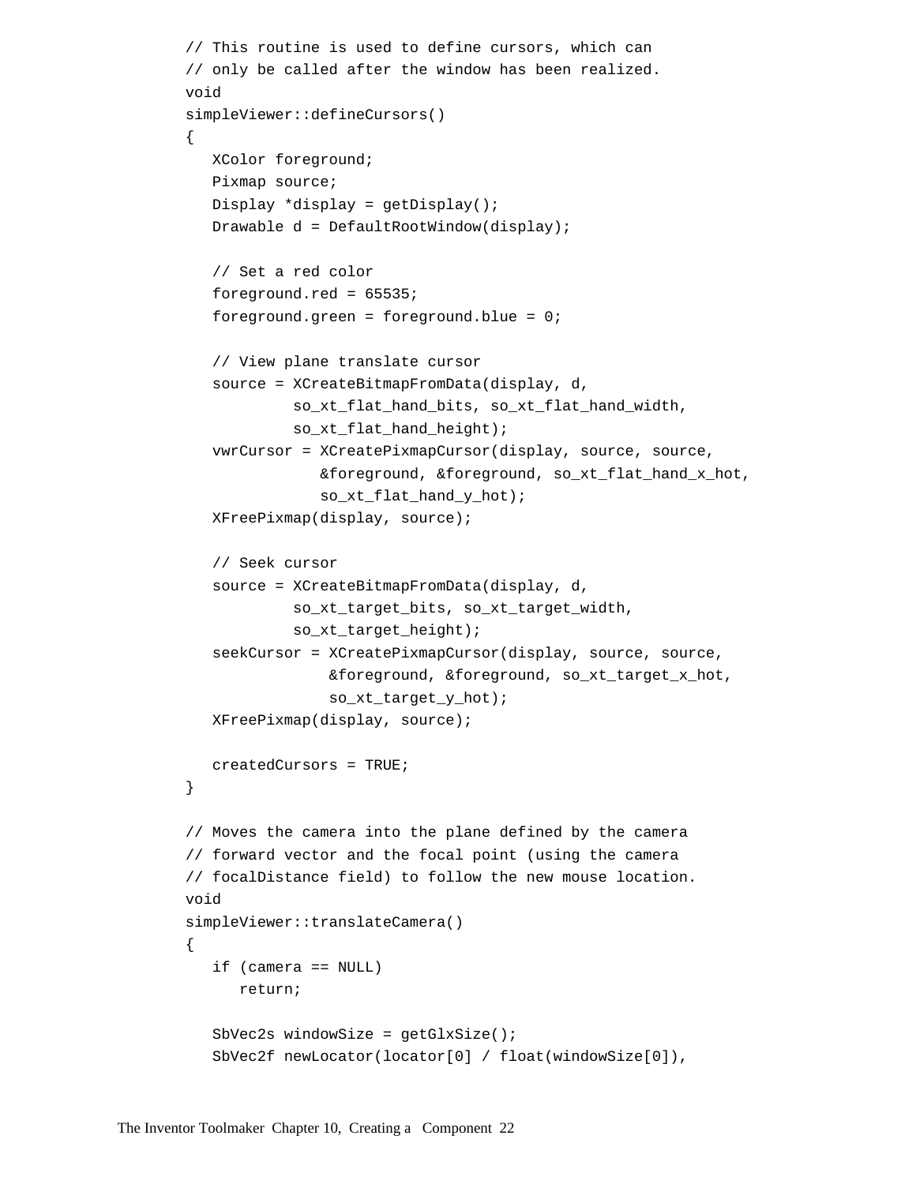```
// This routine is used to define cursors, which can
// only be called after the window has been realized.
void
simpleViewer::defineCursors()
{
   XColor foreground;
   Pixmap source;
   Display *display = getDisplay();
   Drawable d = DefaultRootWindow(display);

   // Set a red color
   foreground.red = 65535;
   foreground.green = foreground.blue = 0;

   // View plane translate cursor
   source = XCreateBitmapFromData(display, d,
            so_xt_flat_hand_bits, so_xt_flat_hand_width,
            so_xt_flat_hand_height);
   vwrCursor = XCreatePixmapCursor(display, source, source,
               &foreground, &foreground, so_xt_flat_hand_x_hot,
               so_xt_flat_hand_y_hot);
   XFreePixmap(display, source);

   // Seek cursor
   source = XCreateBitmapFromData(display, d,
            so_xt_target_bits, so_xt_target_width,
            so_xt_target_height);
   seekCursor = XCreatePixmapCursor(display, source, source,
                &foreground, &foreground, so_xt_target_x_hot,
                so_xt_target_y_hot);
   XFreePixmap(display, source);

   createdCursors = TRUE;
}

// Moves the camera into the plane defined by the camera
// forward vector and the focal point (using the camera
// focalDistance field) to follow the new mouse location.
void
simpleViewer::translateCamera()
{
   if (camera == NULL)
      return;

   SbVec2s windowSize = getGlxSize();
   SbVec2f newLocator(locator[0] / float(windowSize[0]),
```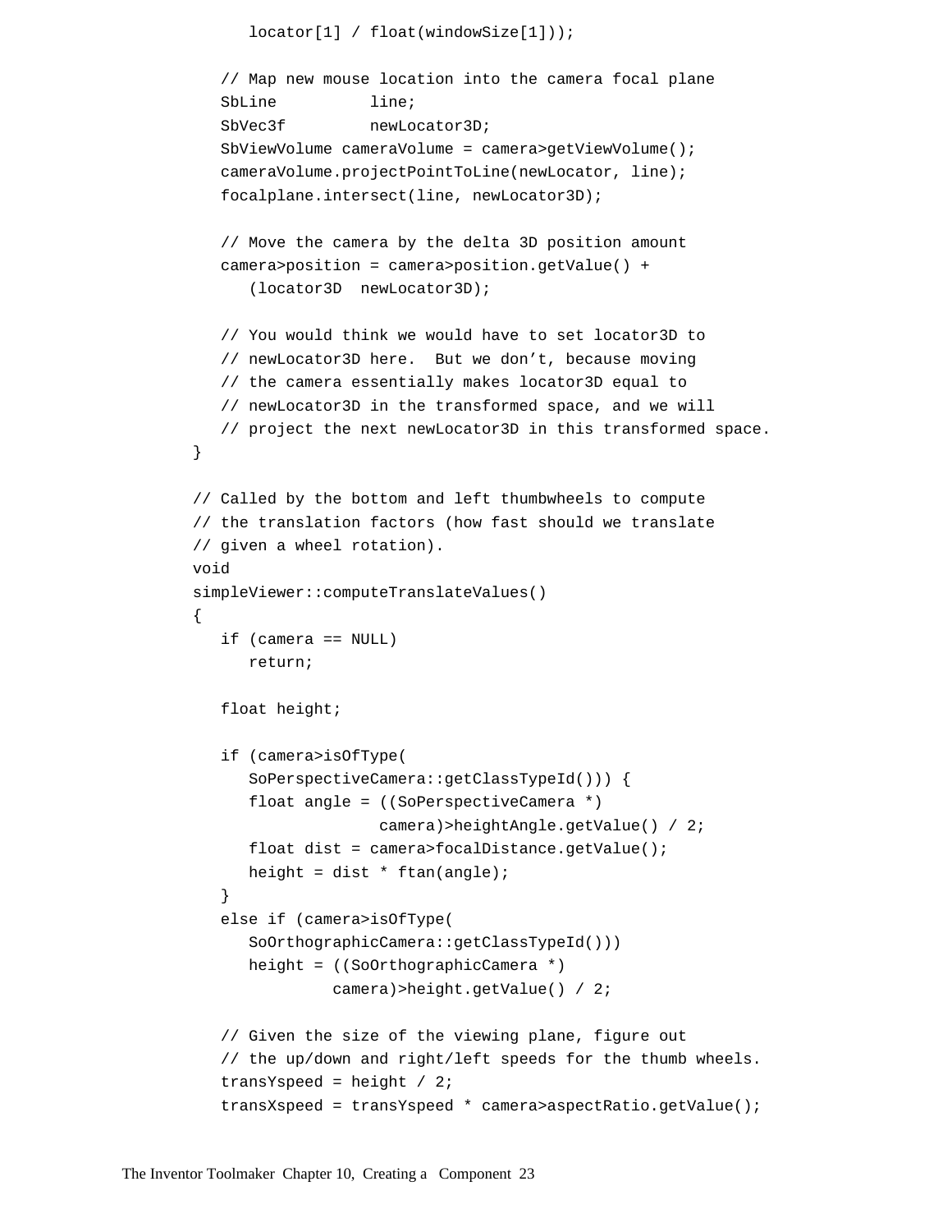```
         locator[1] / float(windowSize[1]));

      // Map new mouse location into the camera focal plane
      SbLine          line;
      SbVec3f         newLocator3D;
      SbViewVolume cameraVolume = camera>getViewVolume();
      cameraVolume.projectPointToLine(newLocator, line);
      focalplane.intersect(line, newLocator3D);

      // Move the camera by the delta 3D position amount
      camera>position = camera>position.getValue() +
         (locator3D  newLocator3D);

      // You would think we would have to set locator3D to
      // newLocator3D here.  But we don’t, because moving
      // the camera essentially makes locator3D equal to
      // newLocator3D in the transformed space, and we will
      // project the next newLocator3D in this transformed space.
   }

   // Called by the bottom and left thumbwheels to compute
   // the translation factors (how fast should we translate
   // given a wheel rotation).
   void
   simpleViewer::computeTranslateValues()
   {
      if (camera == NULL)
         return;

      float height;

      if (camera>isOfType(
         SoPerspectiveCamera::getClassTypeId())) {
         float angle = ((SoPerspectiveCamera *)
                        camera)>heightAngle.getValue() / 2;
         float dist = camera>focalDistance.getValue();
         height = dist * ftan(angle);
      }
      else if (camera>isOfType(
         SoOrthographicCamera::getClassTypeId()))
         height = ((SoOrthographicCamera *)
                  camera)>height.getValue() / 2;

      // Given the size of the viewing plane, figure out
      // the up/down and right/left speeds for the thumb wheels.
      transYspeed = height / 2;
      transXspeed = transYspeed * camera>aspectRatio.getValue();
```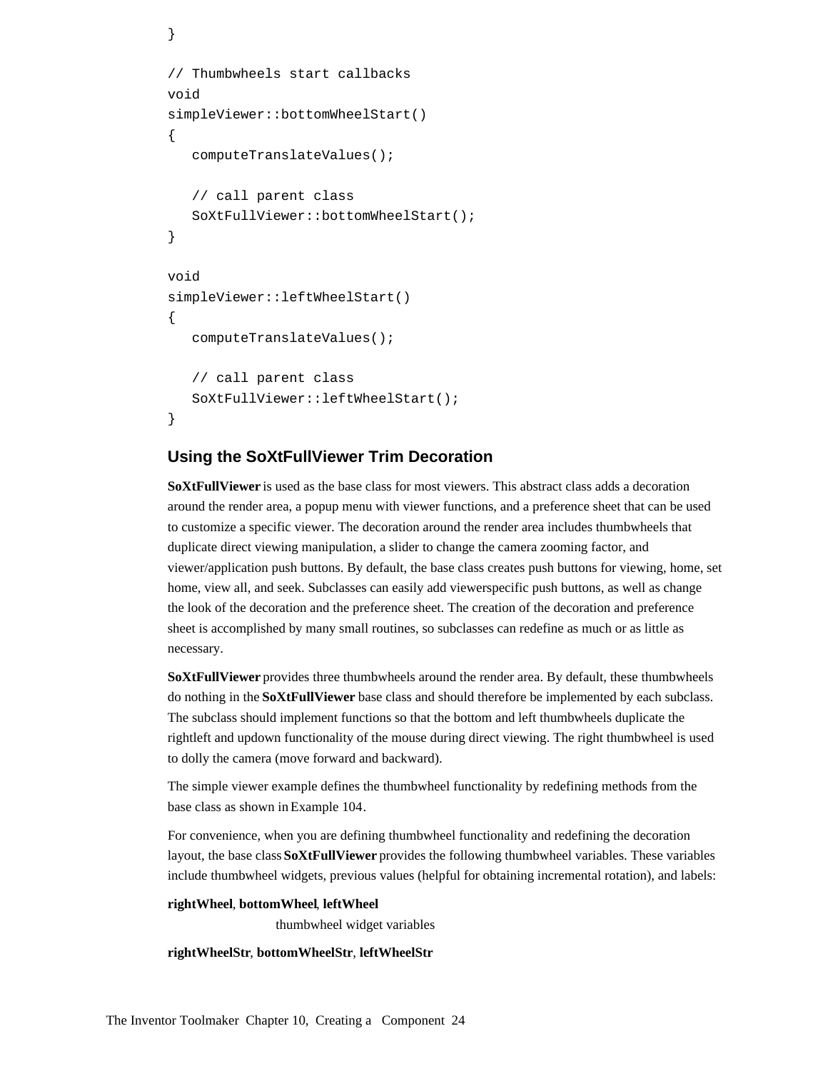```
}

// Thumbwheels start callbacks
void
simpleViewer::bottomWheelStart()
{
   computeTranslateValues();

   // call parent class
   SoXtFullViewer::bottomWheelStart();
}

void
simpleViewer::leftWheelStart()
{
   computeTranslateValues();

   // call parent class
   SoXtFullViewer::leftWheelStart();
}
```

### Using the SoXtFullViewer Trim Decoration

**SoXtFullViewer** is used as the base class for most viewers. This abstract class adds a decoration around the render area, a popup menu with viewer functions, and a preference sheet that can be used to customize a specific viewer. The decoration around the render area includes thumbwheels that duplicate direct viewing manipulation, a slider to change the camera zooming factor, and viewer/application push buttons. By default, the base class creates push buttons for viewing, home, set home, view all, and seek. Subclasses can easily add viewerspecific push buttons, as well as change the look of the decoration and the preference sheet. The creation of the decoration and preference sheet is accomplished by many small routines, so subclasses can redefine as much or as little as necessary.

**SoXtFullViewer** provides three thumbwheels around the render area. By default, these thumbwheels do nothing in the **SoXtFullViewer** base class and should therefore be implemented by each subclass. The subclass should implement functions so that the bottom and left thumbwheels duplicate the rightleft and updown functionality of the mouse during direct viewing. The right thumbwheel is used to dolly the camera (move forward and backward).

The simple viewer example defines the thumbwheel functionality by redefining methods from the base class as shown in Example 104.

For convenience, when you are defining thumbwheel functionality and redefining the decoration layout, the base class **SoXtFullViewer** provides the following thumbwheel variables. These variables include thumbwheel widgets, previous values (helpful for obtaining incremental rotation), and labels:

**rightWheel**, **bottomWheel**, **leftWheel**

thumbwheel widget variables

**rightWheelStr**, **bottomWheelStr**, **leftWheelStr**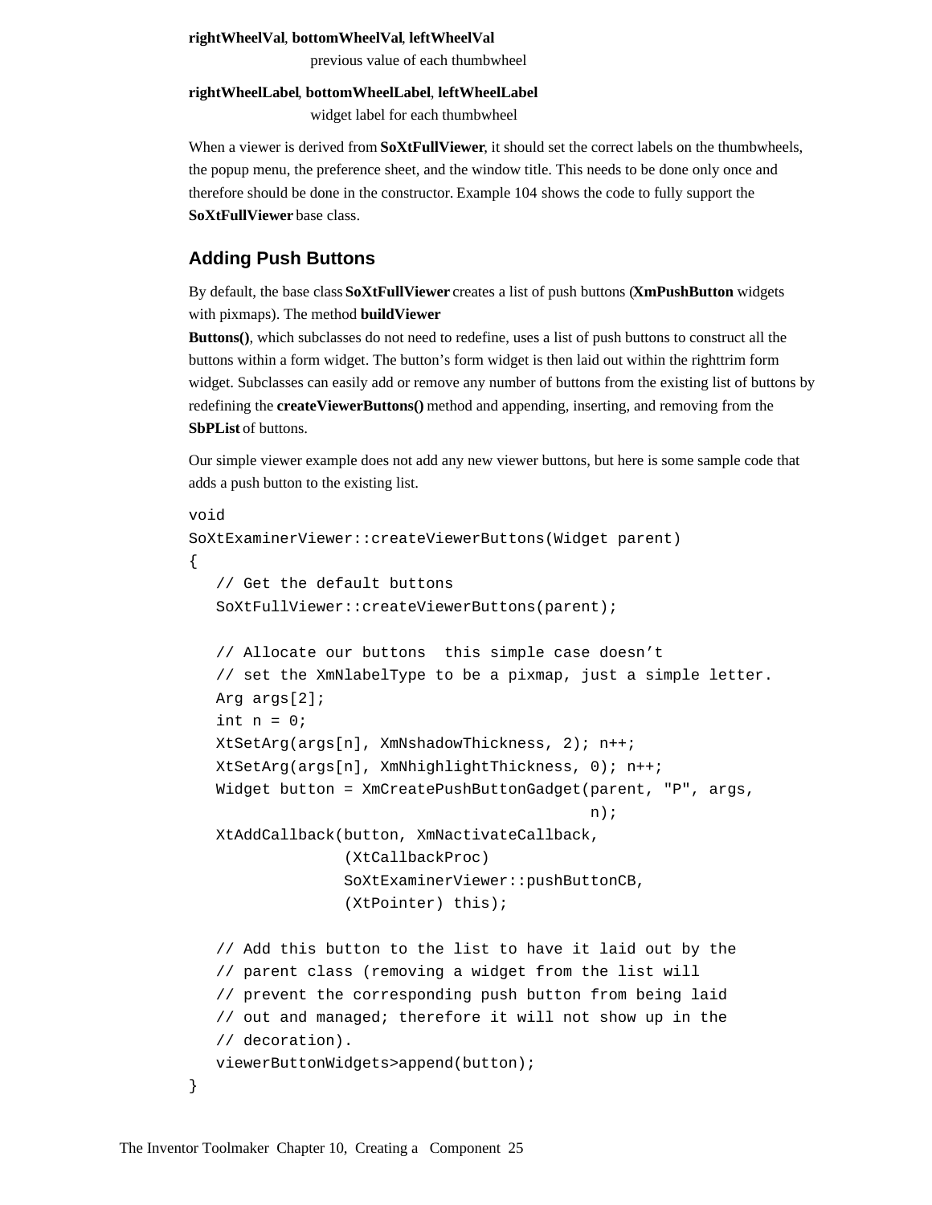**rightWheelVal**, **bottomWheelVal**, **leftWheelVal**

previous value of each thumbwheel

**rightWheelLabel**, **bottomWheelLabel**, **leftWheelLabel**

widget label for each thumbwheel

When a viewer is derived from **SoXtFullViewer**, it should set the correct labels on the thumbwheels, the popup menu, the preference sheet, and the window title. This needs to be done only once and therefore should be done in the constructor. Example 104 shows the code to fully support the **SoXtFullViewer** base class.

## Adding Push Buttons

By default, the base class **SoXtFullViewer** creates a list of push buttons (**XmPushButton** widgets with pixmaps). The method **buildViewer Buttons()**, which subclasses do not need to redefine, uses a list of push buttons to construct all the buttons within a form widget. The button's form widget is then laid out within the righttrim form widget. Subclasses can easily add or remove any number of buttons from the existing list of buttons by redefining the **createViewerButtons()** method and appending, inserting, and removing from the **SbPList** of buttons.

Our simple viewer example does not add any new viewer buttons, but here is some sample code that adds a push button to the existing list.

```
void
SoXtExaminerViewer::createViewerButtons(Widget parent)
{
   // Get the default buttons
   SoXtFullViewer::createViewerButtons(parent);

   // Allocate our buttons  this simple case doesn't
   // set the XmNlabelType to be a pixmap, just a simple letter.
   Arg args[2];
   int n = 0;
   XtSetArg(args[n], XmNshadowThickness, 2); n++;
   XtSetArg(args[n], XmNhighlightThickness, 0); n++;
   Widget button = XmCreatePushButtonGadget(parent, "P", args,
                                            n);
   XtAddCallback(button, XmNactivateCallback,
                 (XtCallbackProc)
                 SoXtExaminerViewer::pushButtonCB,
                 (XtPointer) this);

   // Add this button to the list to have it laid out by the
   // parent class (removing a widget from the list will
   // prevent the corresponding push button from being laid
   // out and managed; therefore it will not show up in the
   // decoration).
   viewerButtonWidgets>append(button);
}
```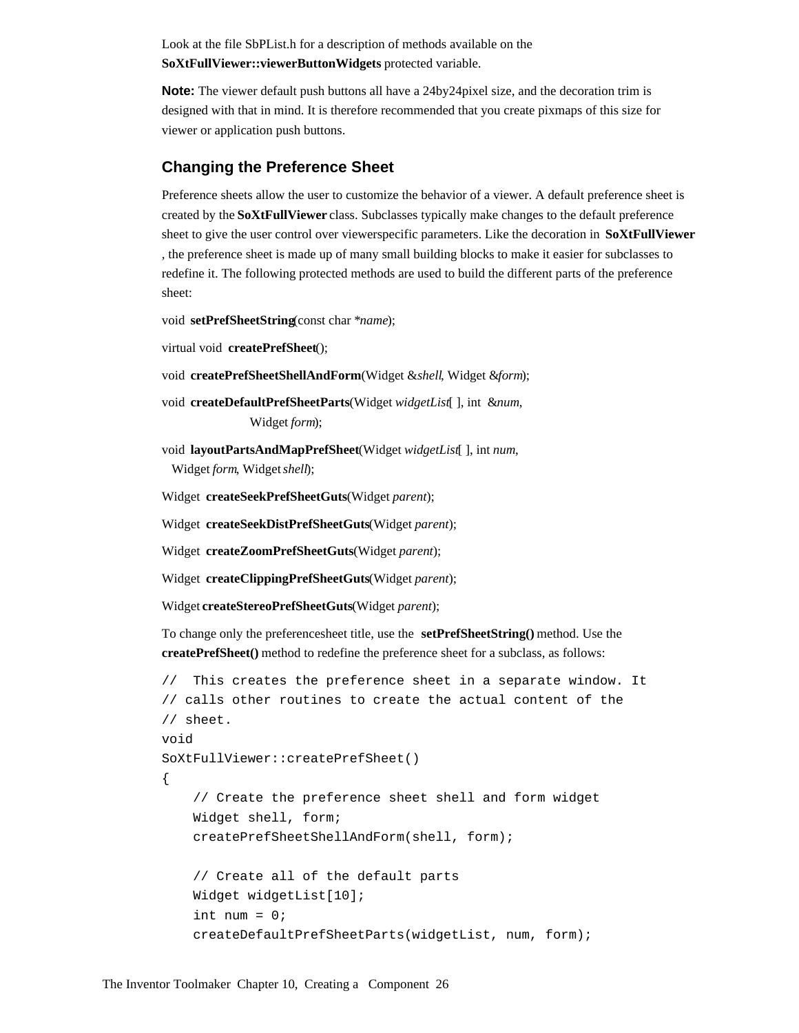Look at the file SbPList.h for a description of methods available on the **SoXtFullViewer::viewerButtonWidgets** protected variable.

**Note:** The viewer default push buttons all have a 24by24pixel size, and the decoration trim is designed with that in mind. It is therefore recommended that you create pixmaps of this size for viewer or application push buttons.

## Changing the Preference Sheet

Preference sheets allow the user to customize the behavior of a viewer. A default preference sheet is created by the **SoXtFullViewer** class. Subclasses typically make changes to the default preference sheet to give the user control over viewerspecific parameters. Like the decoration in **SoXtFullViewer** , the preference sheet is made up of many small building blocks to make it easier for subclasses to redefine it. The following protected methods are used to build the different parts of the preference sheet:

void **setPrefSheetString**(const char **name*);

virtual void **createPrefSheet**();

void **createPrefSheetShellAndForm**(Widget &*shell*, Widget &*form*);

void **createDefaultPrefSheetParts**(Widget *widgetList*[ ], int &*num*, Widget *form*);

void **layoutPartsAndMapPrefSheet**(Widget *widgetList*[ ], int *num*, Widget *form*, Widget *shell*);

Widget **createSeekPrefSheetGuts**(Widget *parent*);

Widget **createSeekDistPrefSheetGuts**(Widget *parent*);

Widget **createZoomPrefSheetGuts**(Widget *parent*);

Widget **createClippingPrefSheetGuts**(Widget *parent*);

Widget **createStereoPrefSheetGuts**(Widget *parent*);

To change only the preferencesheet title, use the **setPrefSheetString()** method. Use the **createPrefSheet()** method to redefine the preference sheet for a subclass, as follows:

```
//  This creates the preference sheet in a separate window. It
// calls other routines to create the actual content of the
// sheet.
void
SoXtFullViewer::createPrefSheet()
{
    // Create the preference sheet shell and form widget
    Widget shell, form;
    createPrefSheetShellAndForm(shell, form);

    // Create all of the default parts
    Widget widgetList[10];
    int num = 0;
    createDefaultPrefSheetParts(widgetList, num, form);
```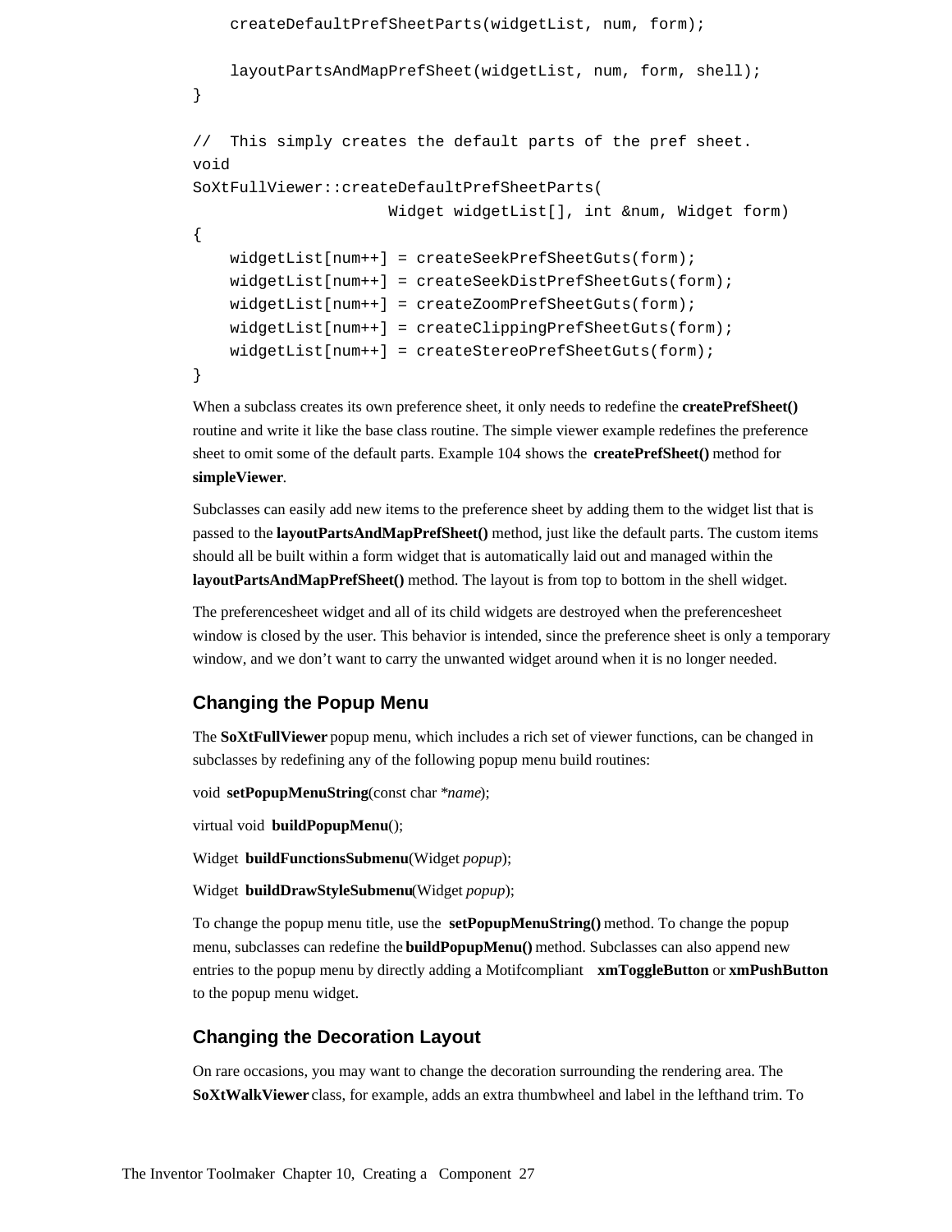```
    createDefaultPrefSheetParts(widgetList, num, form);

    layoutPartsAndMapPrefSheet(widgetList, num, form, shell);
}

//  This simply creates the default parts of the pref sheet.
void
SoXtFullViewer::createDefaultPrefSheetParts(
                     Widget widgetList[], int &num, Widget form)
{
    widgetList[num++] = createSeekPrefSheetGuts(form);
    widgetList[num++] = createSeekDistPrefSheetGuts(form);
    widgetList[num++] = createZoomPrefSheetGuts(form);
    widgetList[num++] = createClippingPrefSheetGuts(form);
    widgetList[num++] = createStereoPrefSheetGuts(form);
}
```

When a subclass creates its own preference sheet, it only needs to redefine the **createPrefSheet()** routine and write it like the base class routine. The simple viewer example redefines the preference sheet to omit some of the default parts. Example 104 shows the **createPrefSheet()** method for **simpleViewer**.

Subclasses can easily add new items to the preference sheet by adding them to the widget list that is passed to the **layoutPartsAndMapPrefSheet()** method, just like the default parts. The custom items should all be built within a form widget that is automatically laid out and managed within the **layoutPartsAndMapPrefSheet()** method. The layout is from top to bottom in the shell widget.

The preferencesheet widget and all of its child widgets are destroyed when the preferencesheet window is closed by the user. This behavior is intended, since the preference sheet is only a temporary window, and we don't want to carry the unwanted widget around when it is no longer needed.

## Changing the Popup Menu

The **SoXtFullViewer** popup menu, which includes a rich set of viewer functions, can be changed in subclasses by redefining any of the following popup menu build routines:

void **setPopupMenuString**(const char **name*);

virtual void **buildPopupMenu**();

Widget **buildFunctionsSubmenu**(Widget *popup*);

Widget **buildDrawStyleSubmenu**(Widget *popup*);

To change the popup menu title, use the **setPopupMenuString()** method. To change the popup menu, subclasses can redefine the **buildPopupMenu()** method. Subclasses can also append new entries to the popup menu by directly adding a Motifcompliant **xmToggleButton** or **xmPushButton** to the popup menu widget.

## Changing the Decoration Layout

On rare occasions, you may want to change the decoration surrounding the rendering area. The **SoXtWalkViewer** class, for example, adds an extra thumbwheel and label in the lefthand trim. To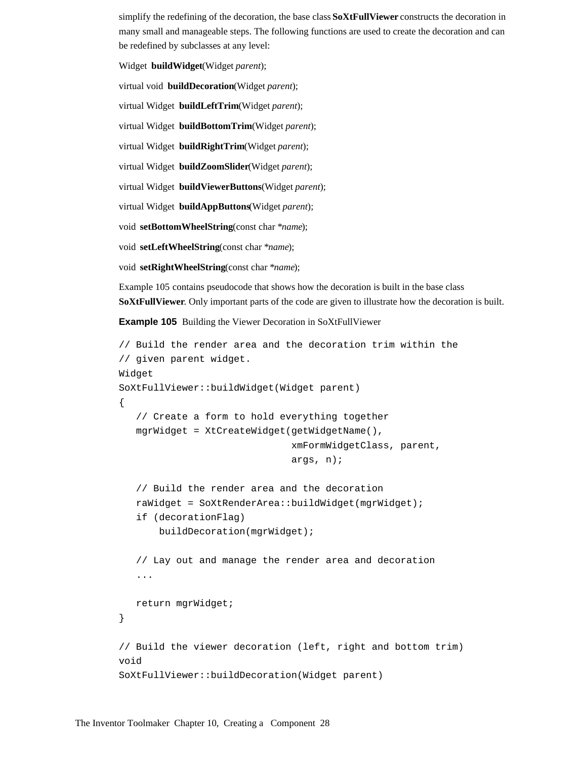simplify the redefining of the decoration, the base class **SoXtFullViewer** constructs the decoration in many small and manageable steps. The following functions are used to create the decoration and can be redefined by subclasses at any level:

Widget **buildWidget**(Widget *parent*);

virtual void **buildDecoration**(Widget *parent*);

virtual Widget **buildLeftTrim**(Widget *parent*);

virtual Widget **buildBottomTrim**(Widget *parent*);

virtual Widget **buildRightTrim**(Widget *parent*);

virtual Widget **buildZoomSlider**(Widget *parent*);

virtual Widget **buildViewerButtons**(Widget *parent*);

virtual Widget **buildAppButtons**(Widget *parent*);

void **setBottomWheelString**(const char **name*);

void **setLeftWheelString**(const char **name*);

void **setRightWheelString**(const char **name*);

Example 105 contains pseudocode that shows how the decoration is built in the base class **SoXtFullViewer**. Only important parts of the code are given to illustrate how the decoration is built.

**Example 105** Building the Viewer Decoration in SoXtFullViewer

```
// Build the render area and the decoration trim within the
// given parent widget.
Widget
SoXtFullViewer::buildWidget(Widget parent)
{
   // Create a form to hold everything together
   mgrWidget = XtCreateWidget(getWidgetName(),
                              xmFormWidgetClass, parent,
                              args, n);

   // Build the render area and the decoration
   raWidget = SoXtRenderArea::buildWidget(mgrWidget);
   if (decorationFlag)
       buildDecoration(mgrWidget);

   // Lay out and manage the render area and decoration
   ...

   return mgrWidget;
}

// Build the viewer decoration (left, right and bottom trim)
void
SoXtFullViewer::buildDecoration(Widget parent)
```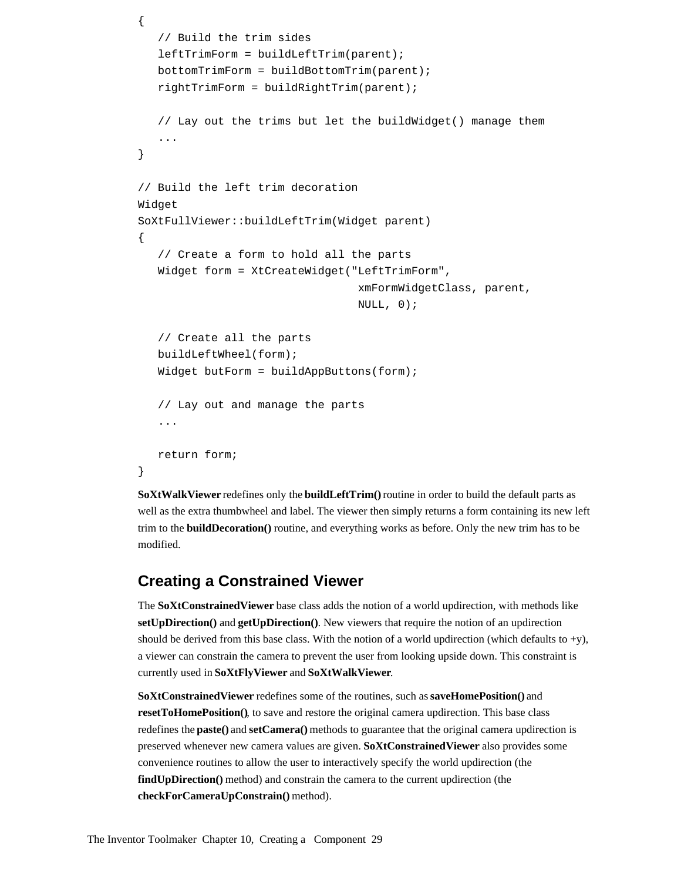```
{
   // Build the trim sides
   leftTrimForm = buildLeftTrim(parent);
   bottomTrimForm = buildBottomTrim(parent);
   rightTrimForm = buildRightTrim(parent);

   // Lay out the trims but let the buildWidget() manage them
   ...
}

// Build the left trim decoration
Widget
SoXtFullViewer::buildLeftTrim(Widget parent)
{
   // Create a form to hold all the parts
   Widget form = XtCreateWidget("LeftTrimForm",
                                xmFormWidgetClass, parent,
                                NULL, 0);

   // Create all the parts
   buildLeftWheel(form);
   Widget butForm = buildAppButtons(form);

   // Lay out and manage the parts
   ...

   return form;
}
```

**SoXtWalkViewer** redefines only the **buildLeftTrim()** routine in order to build the default parts as well as the extra thumbwheel and label. The viewer then simply returns a form containing its new left trim to the **buildDecoration()** routine, and everything works as before. Only the new trim has to be modified.

## Creating a Constrained Viewer

The **SoXtConstrainedViewer** base class adds the notion of a world updirection, with methods like **setUpDirection()** and **getUpDirection()**. New viewers that require the notion of an updirection should be derived from this base class. With the notion of a world updirection (which defaults to +y), a viewer can constrain the camera to prevent the user from looking upside down. This constraint is currently used in **SoXtFlyViewer** and **SoXtWalkViewer**.

**SoXtConstrainedViewer** redefines some of the routines, such as **saveHomePosition()** and **resetToHomePosition()**, to save and restore the original camera updirection. This base class redefines the **paste()** and **setCamera()** methods to guarantee that the original camera updirection is preserved whenever new camera values are given. **SoXtConstrainedViewer** also provides some convenience routines to allow the user to interactively specify the world updirection (the **findUpDirection()** method) and constrain the camera to the current updirection (the **checkForCameraUpConstrain()** method).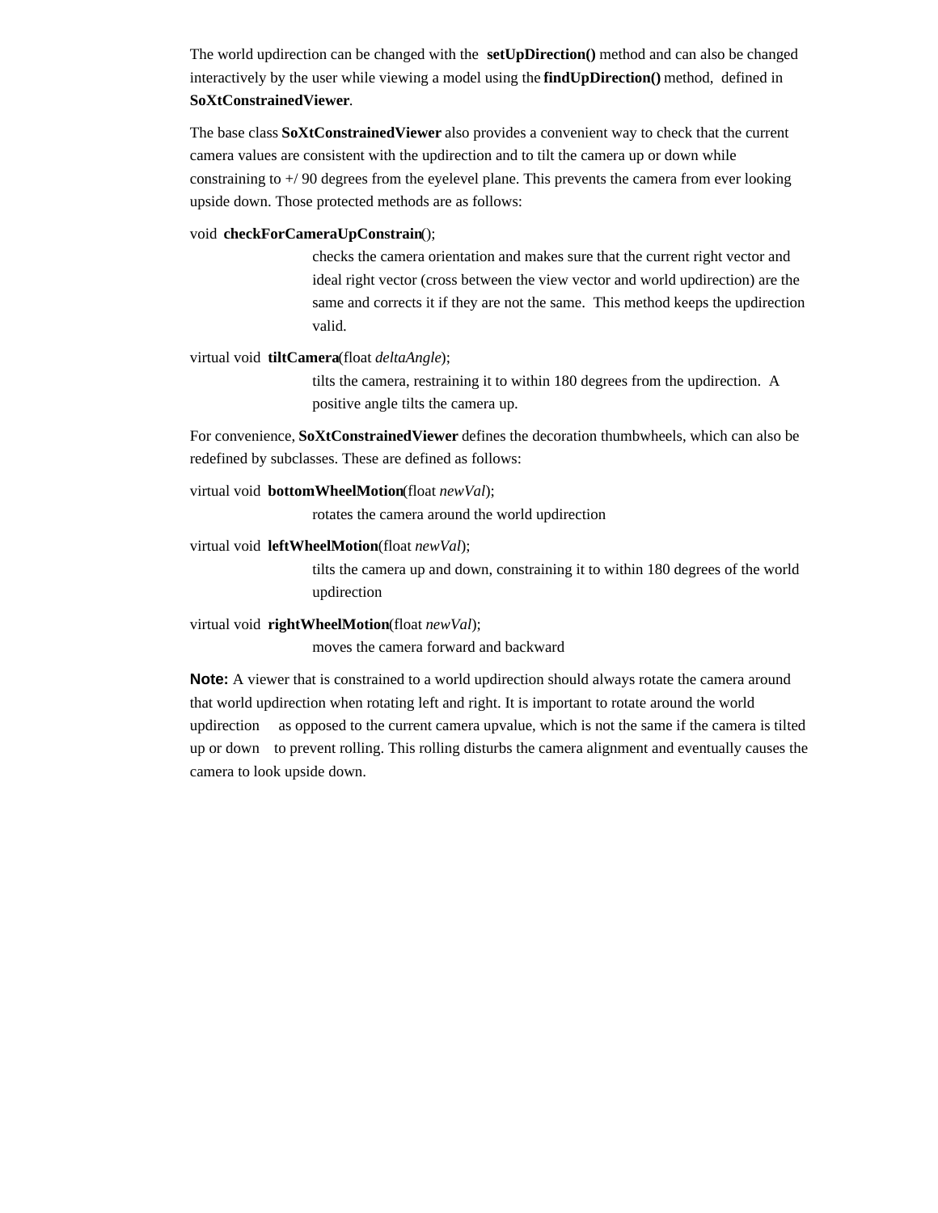The world updirection can be changed with the **setUpDirection()** method and can also be changed interactively by the user while viewing a model using the **findUpDirection()** method, defined in **SoXtConstrainedViewer**.

The base class **SoXtConstrainedViewer** also provides a convenient way to check that the current camera values are consistent with the updirection and to tilt the camera up or down while constraining to +/ 90 degrees from the eyelevel plane. This prevents the camera from ever looking upside down. Those protected methods are as follows:

void **checkForCameraUpConstrain**();

checks the camera orientation and makes sure that the current right vector and ideal right vector (cross between the view vector and world updirection) are the same and corrects it if they are not the same. This method keeps the updirection valid.

virtual void **tiltCamera**(float *deltaAngle*);

tilts the camera, restraining it to within 180 degrees from the updirection. A positive angle tilts the camera up.

For convenience, **SoXtConstrainedViewer** defines the decoration thumbwheels, which can also be redefined by subclasses. These are defined as follows:

virtual void **bottomWheelMotion**(float *newVal*);

rotates the camera around the world updirection

virtual void **leftWheelMotion**(float *newVal*);

tilts the camera up and down, constraining it to within 180 degrees of the world updirection

virtual void **rightWheelMotion**(float *newVal*);

moves the camera forward and backward

**Note:** A viewer that is constrained to a world updirection should always rotate the camera around that world updirection when rotating left and right. It is important to rotate around the world updirection as opposed to the current camera upvalue, which is not the same if the camera is tilted up or down to prevent rolling. This rolling disturbs the camera alignment and eventually causes the camera to look upside down.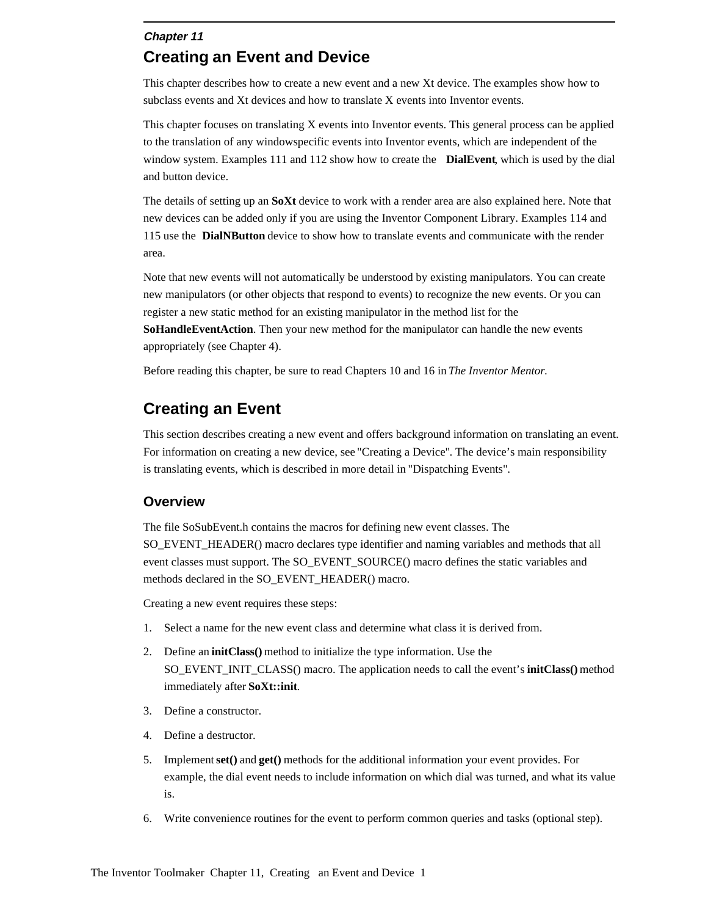*Chapter 11*

# Creating an Event and Device

This chapter describes how to create a new event and a new Xt device. The examples show how to subclass events and Xt devices and how to translate X events into Inventor events.

This chapter focuses on translating X events into Inventor events. This general process can be applied to the translation of any windowspecific events into Inventor events, which are independent of the window system. Examples 111 and 112 show how to create the **DialEvent**, which is used by the dial and button device.

The details of setting up an **SoXt** device to work with a render area are also explained here. Note that new devices can be added only if you are using the Inventor Component Library. Examples 114 and 115 use the **DialNButton** device to show how to translate events and communicate with the render area.

Note that new events will not automatically be understood by existing manipulators. You can create new manipulators (or other objects that respond to events) to recognize the new events. Or you can register a new static method for an existing manipulator in the method list for the **SoHandleEventAction**. Then your new method for the manipulator can handle the new events appropriately (see Chapter 4).

Before reading this chapter, be sure to read Chapters 10 and 16 in *The Inventor Mentor.*

## Creating an Event

This section describes creating a new event and offers background information on translating an event. For information on creating a new device, see "Creating a Device". The device's main responsibility is translating events, which is described in more detail in "Dispatching Events".

### Overview

The file SoSubEvent.h contains the macros for defining new event classes. The SO_EVENT_HEADER() macro declares type identifier and naming variables and methods that all event classes must support. The SO_EVENT_SOURCE() macro defines the static variables and methods declared in the SO_EVENT_HEADER() macro.

Creating a new event requires these steps:

1. Select a name for the new event class and determine what class it is derived from.
2. Define an **initClass()** method to initialize the type information. Use the SO_EVENT_INIT_CLASS() macro. The application needs to call the event's **initClass()** method immediately after **SoXt::init**.
3. Define a constructor.
4. Define a destructor.
5. Implement **set()** and **get()** methods for the additional information your event provides. For example, the dial event needs to include information on which dial was turned, and what its value is.
6. Write convenience routines for the event to perform common queries and tasks (optional step).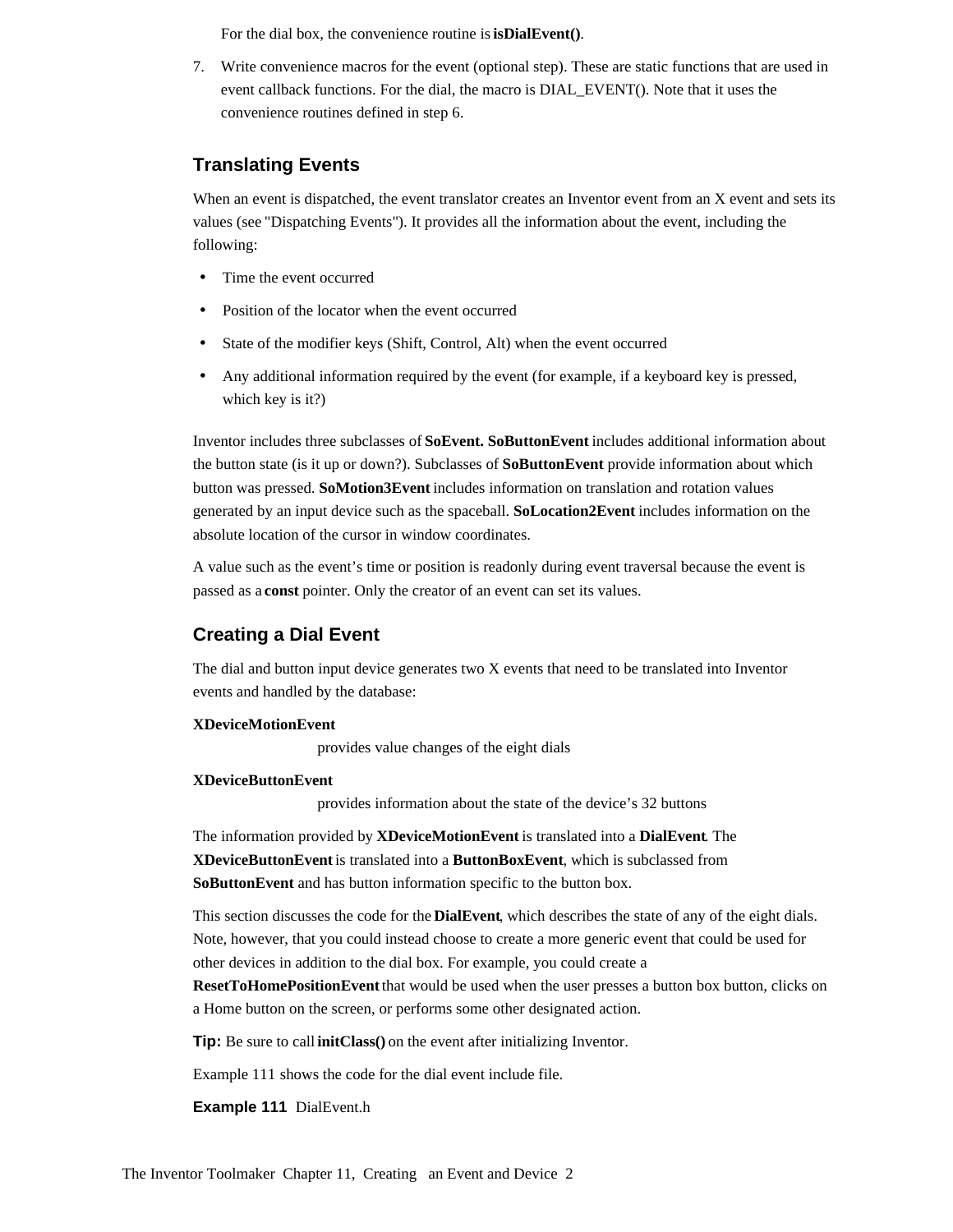For the dial box, the convenience routine is **isDialEvent()**.

7. Write convenience macros for the event (optional step). These are static functions that are used in event callback functions. For the dial, the macro is DIAL_EVENT(). Note that it uses the convenience routines defined in step 6.

## Translating Events

When an event is dispatched, the event translator creates an Inventor event from an X event and sets its values (see "Dispatching Events"). It provides all the information about the event, including the following:

- Time the event occurred
- Position of the locator when the event occurred
- State of the modifier keys (Shift, Control, Alt) when the event occurred
- Any additional information required by the event (for example, if a keyboard key is pressed, which key is it?)

Inventor includes three subclasses of **SoEvent. SoButtonEvent** includes additional information about the button state (is it up or down?). Subclasses of **SoButtonEvent** provide information about which button was pressed. **SoMotion3Event** includes information on translation and rotation values generated by an input device such as the spaceball. **SoLocation2Event** includes information on the absolute location of the cursor in window coordinates.

A value such as the event's time or position is readonly during event traversal because the event is passed as a **const** pointer. Only the creator of an event can set its values.

## Creating a Dial Event

The dial and button input device generates two X events that need to be translated into Inventor events and handled by the database:

**XDeviceMotionEvent**
: provides value changes of the eight dials

**XDeviceButtonEvent**
: provides information about the state of the device's 32 buttons

The information provided by **XDeviceMotionEvent** is translated into a **DialEvent**. The **XDeviceButtonEvent** is translated into a **ButtonBoxEvent**, which is subclassed from **SoButtonEvent** and has button information specific to the button box.

This section discusses the code for the **DialEvent**, which describes the state of any of the eight dials. Note, however, that you could instead choose to create a more generic event that could be used for other devices in addition to the dial box. For example, you could create a **ResetToHomePositionEvent** that would be used when the user presses a button box button, clicks on a Home button on the screen, or performs some other designated action.

**Tip:** Be sure to call **initClass()** on the event after initializing Inventor.

Example 111 shows the code for the dial event include file.

**Example 111** DialEvent.h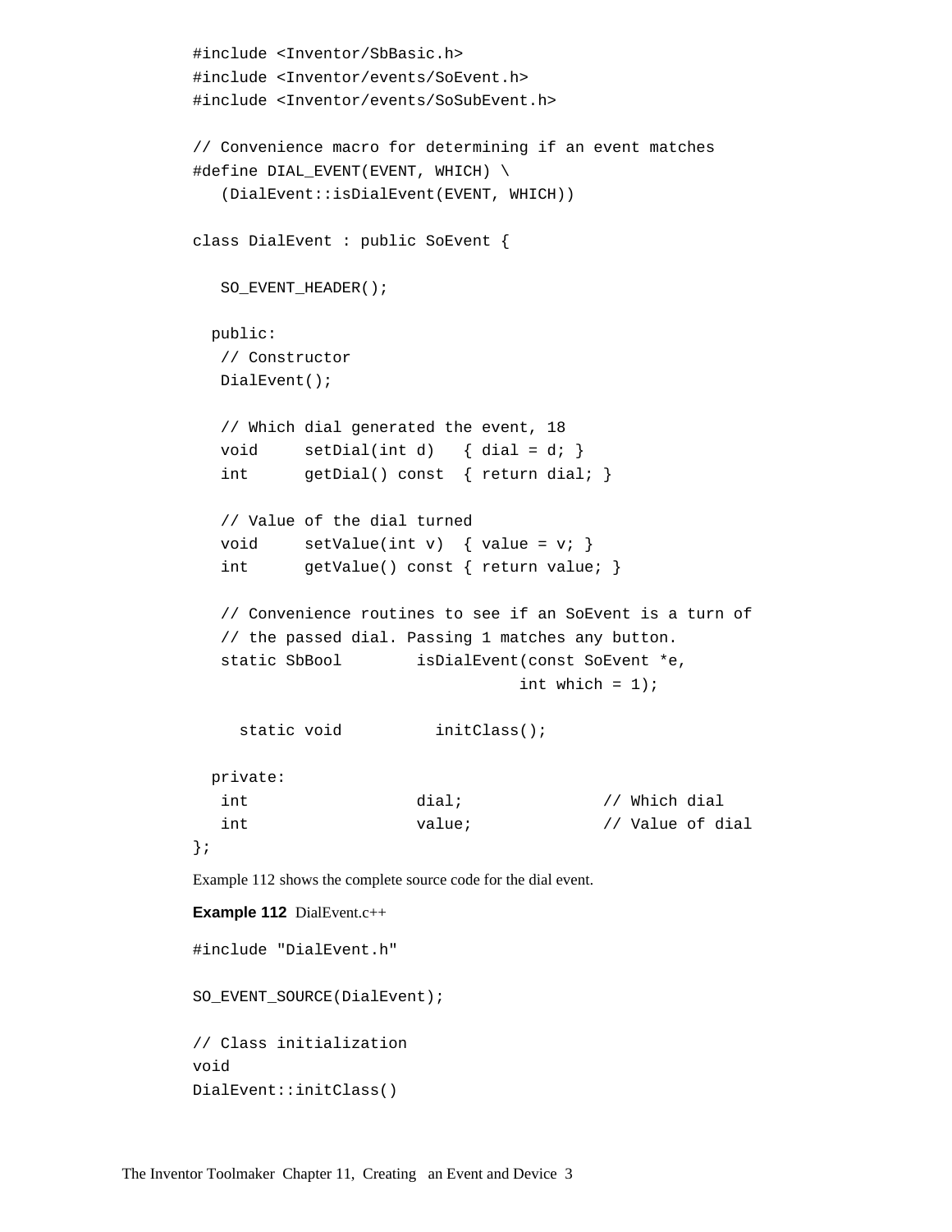```
#include <Inventor/SbBasic.h>
#include <Inventor/events/SoEvent.h>
#include <Inventor/events/SoSubEvent.h>

// Convenience macro for determining if an event matches
#define DIAL_EVENT(EVENT, WHICH) \
   (DialEvent::isDialEvent(EVENT, WHICH))

class DialEvent : public SoEvent {

   SO_EVENT_HEADER();

  public:
   // Constructor
   DialEvent();

   // Which dial generated the event, 18
   void     setDial(int d)   { dial = d; }
   int      getDial() const  { return dial; }

   // Value of the dial turned
   void     setValue(int v)  { value = v; }
   int      getValue() const { return value; }

   // Convenience routines to see if an SoEvent is a turn of
   // the passed dial. Passing 1 matches any button.
   static SbBool        isDialEvent(const SoEvent *e,
                                    int which = 1);

     static void          initClass();

  private:
   int                  dial;               // Which dial
   int                  value;              // Value of dial
};
```

Example 112 shows the complete source code for the dial event.

**Example 112** DialEvent.c++

```
#include "DialEvent.h"

SO_EVENT_SOURCE(DialEvent);

// Class initialization
void
DialEvent::initClass()
```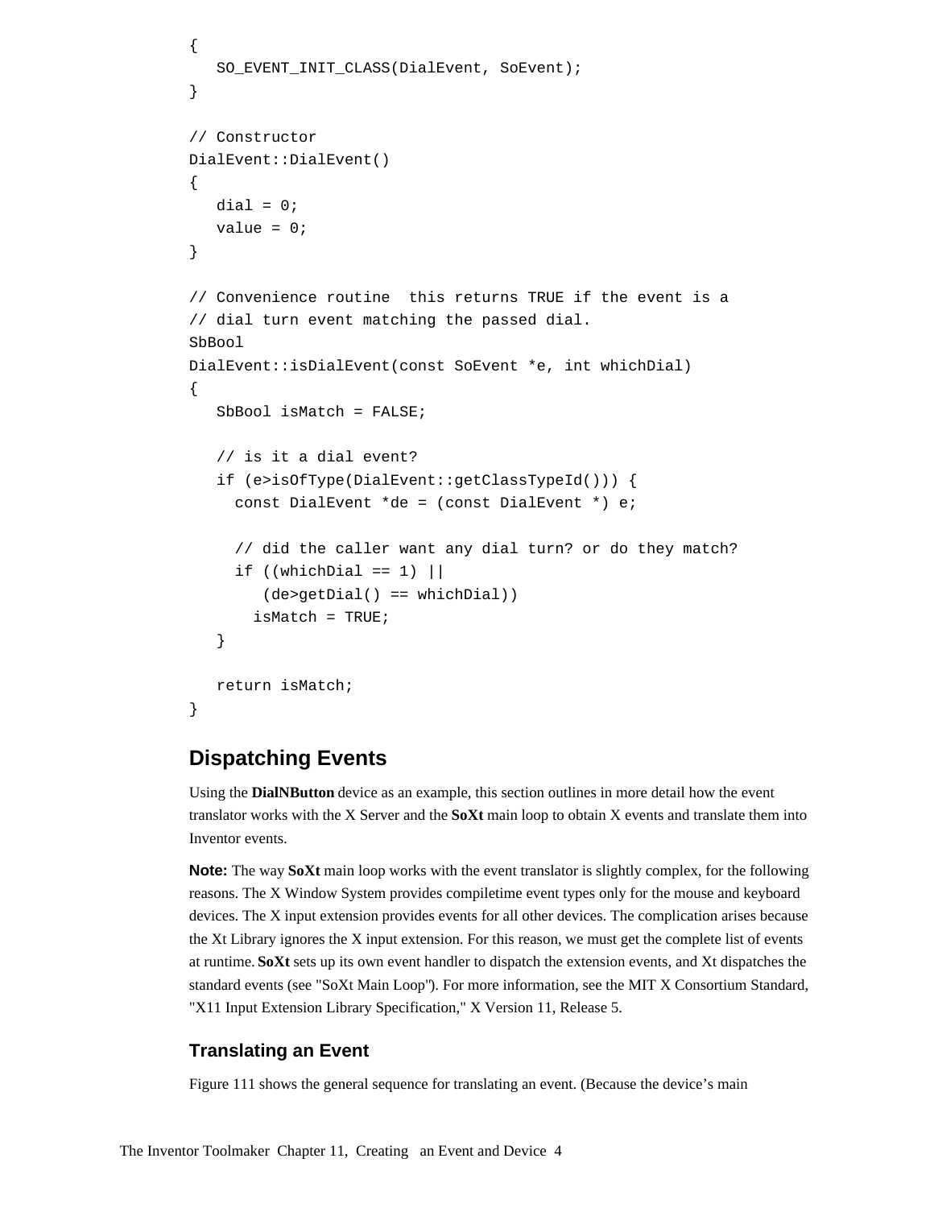```
{
   SO_EVENT_INIT_CLASS(DialEvent, SoEvent);
}

// Constructor
DialEvent::DialEvent()
{
   dial = 0;
   value = 0;
}

// Convenience routine  this returns TRUE if the event is a
// dial turn event matching the passed dial.
SbBool
DialEvent::isDialEvent(const SoEvent *e, int whichDial)
{
   SbBool isMatch = FALSE;

   // is it a dial event?
   if (e>isOfType(DialEvent::getClassTypeId())) {
     const DialEvent *de = (const DialEvent *) e;

     // did the caller want any dial turn? or do they match?
     if ((whichDial == 1) ||
        (de>getDial() == whichDial))
       isMatch = TRUE;
   }

   return isMatch;
}
```

## Dispatching Events

Using the **DialNButton** device as an example, this section outlines in more detail how the event translator works with the X Server and the **SoXt** main loop to obtain X events and translate them into Inventor events.

**Note:** The way **SoXt** main loop works with the event translator is slightly complex, for the following reasons. The X Window System provides compiletime event types only for the mouse and keyboard devices. The X input extension provides events for all other devices. The complication arises because the Xt Library ignores the X input extension. For this reason, we must get the complete list of events at runtime. **SoXt** sets up its own event handler to dispatch the extension events, and Xt dispatches the standard events (see "SoXt Main Loop"). For more information, see the MIT X Consortium Standard, "X11 Input Extension Library Specification," X Version 11, Release 5.

### Translating an Event

Figure 111 shows the general sequence for translating an event. (Because the device's main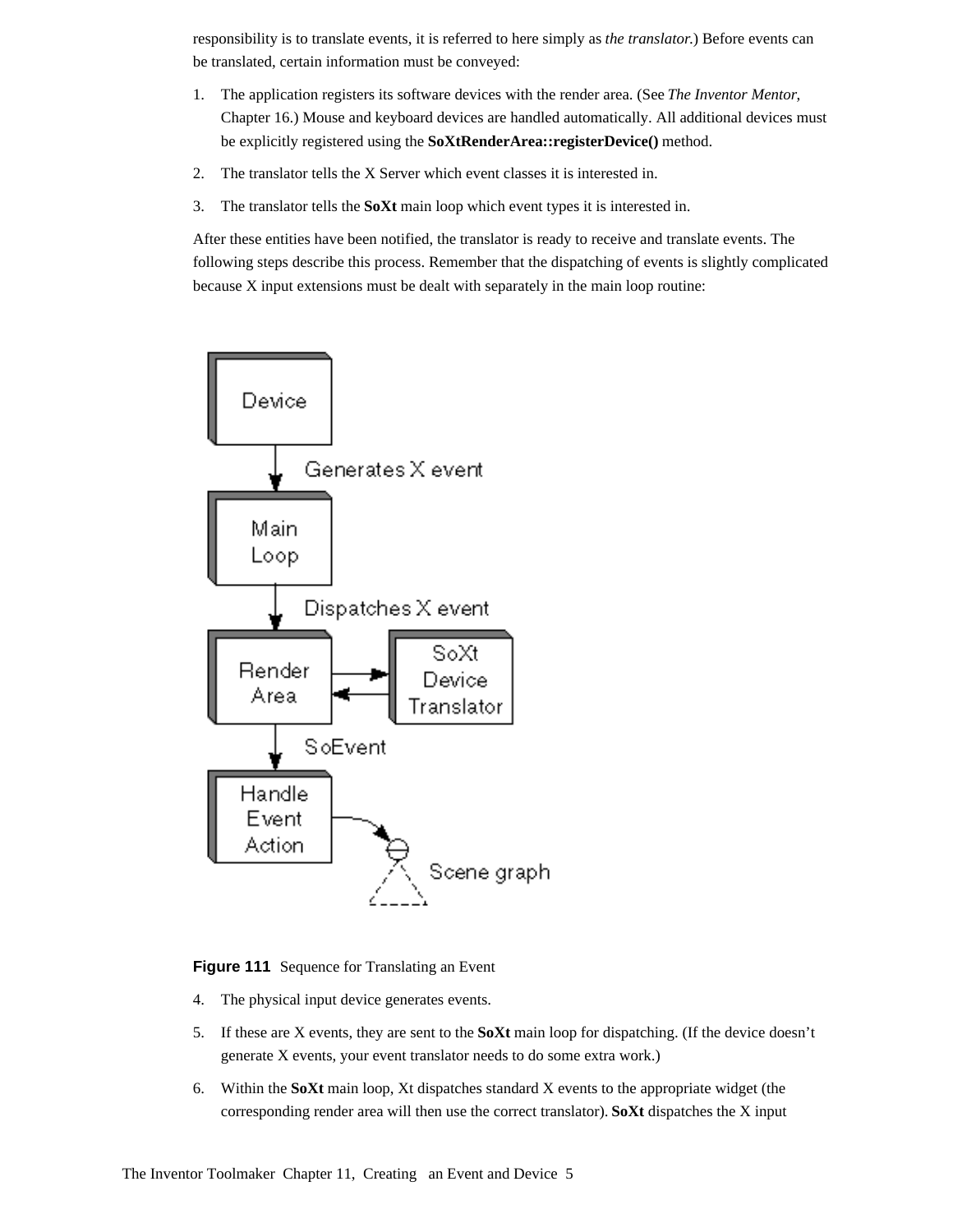responsibility is to translate events, it is referred to here simply as *the translator.*) Before events can be translated, certain information must be conveyed:

1. The application registers its software devices with the render area. (See *The Inventor Mentor*, Chapter 16.) Mouse and keyboard devices are handled automatically. All additional devices must be explicitly registered using the **SoXtRenderArea::registerDevice()** method.
2. The translator tells the X Server which event classes it is interested in.
3. The translator tells the **SoXt** main loop which event types it is interested in.

After these entities have been notified, the translator is ready to receive and translate events. The following steps describe this process. Remember that the dispatching of events is slightly complicated because X input extensions must be dealt with separately in the main loop routine:

**Figure 111** Sequence for Translating an Event

4. The physical input device generates events.
5. If these are X events, they are sent to the **SoXt** main loop for dispatching. (If the device doesn't generate X events, your event translator needs to do some extra work.)
6. Within the **SoXt** main loop, Xt dispatches standard X events to the appropriate widget (the corresponding render area will then use the correct translator). **SoXt** dispatches the X input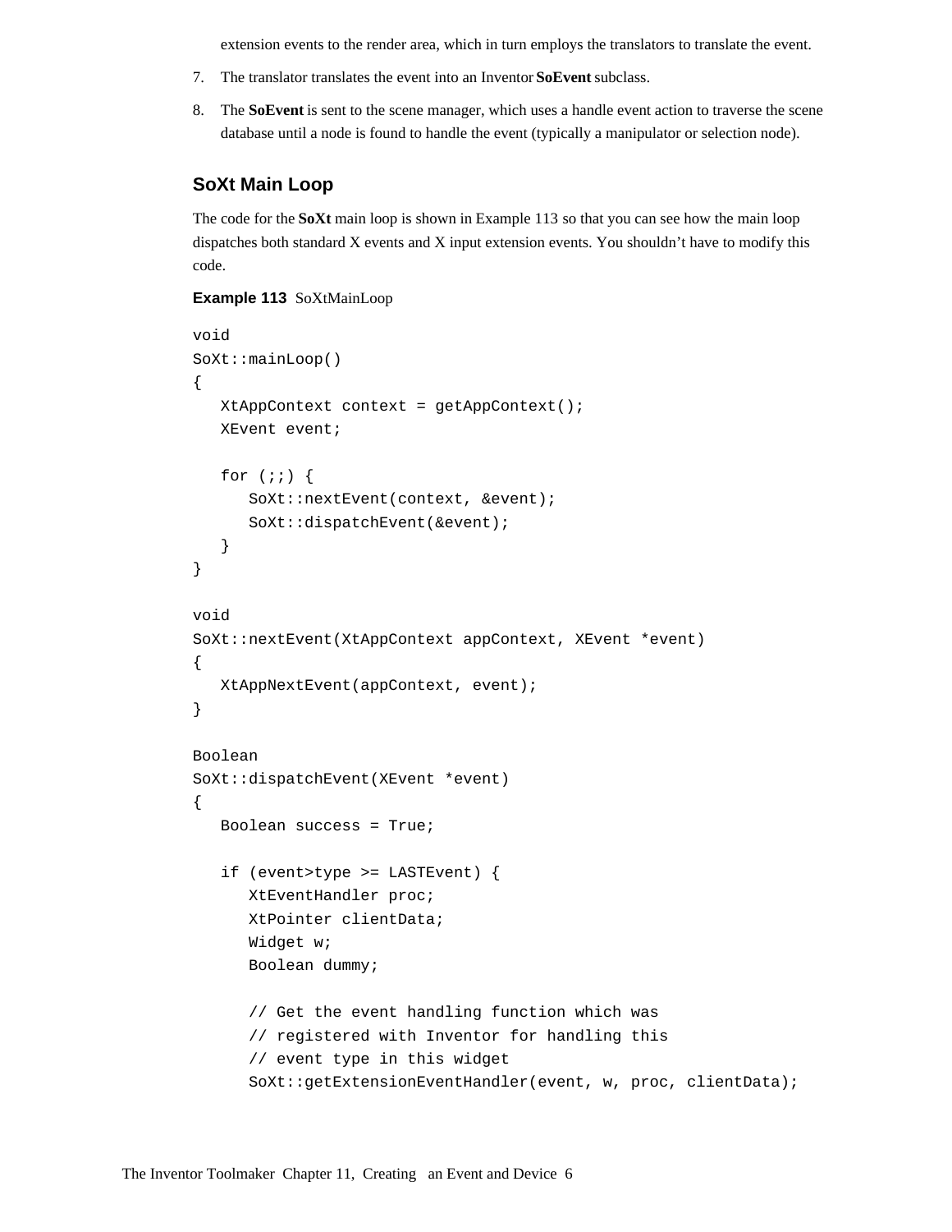extension events to the render area, which in turn employs the translators to translate the event.

7. The translator translates the event into an Inventor **SoEvent** subclass.
8. The **SoEvent** is sent to the scene manager, which uses a handle event action to traverse the scene database until a node is found to handle the event (typically a manipulator or selection node).

### SoXt Main Loop

The code for the **SoXt** main loop is shown in Example 113 so that you can see how the main loop dispatches both standard X events and X input extension events. You shouldn't have to modify this code.

**Example 113** SoXtMainLoop

```
void
SoXt::mainLoop()
{
   XtAppContext context = getAppContext();
   XEvent event;

   for (;;) {
      SoXt::nextEvent(context, &event);
      SoXt::dispatchEvent(&event);
   }
}

void
SoXt::nextEvent(XtAppContext appContext, XEvent *event)
{
   XtAppNextEvent(appContext, event);
}

Boolean
SoXt::dispatchEvent(XEvent *event)
{
   Boolean success = True;

   if (event>type >= LASTEvent) {
      XtEventHandler proc;
      XtPointer clientData;
      Widget w;
      Boolean dummy;

      // Get the event handling function which was
      // registered with Inventor for handling this
      // event type in this widget
      SoXt::getExtensionEventHandler(event, w, proc, clientData);
```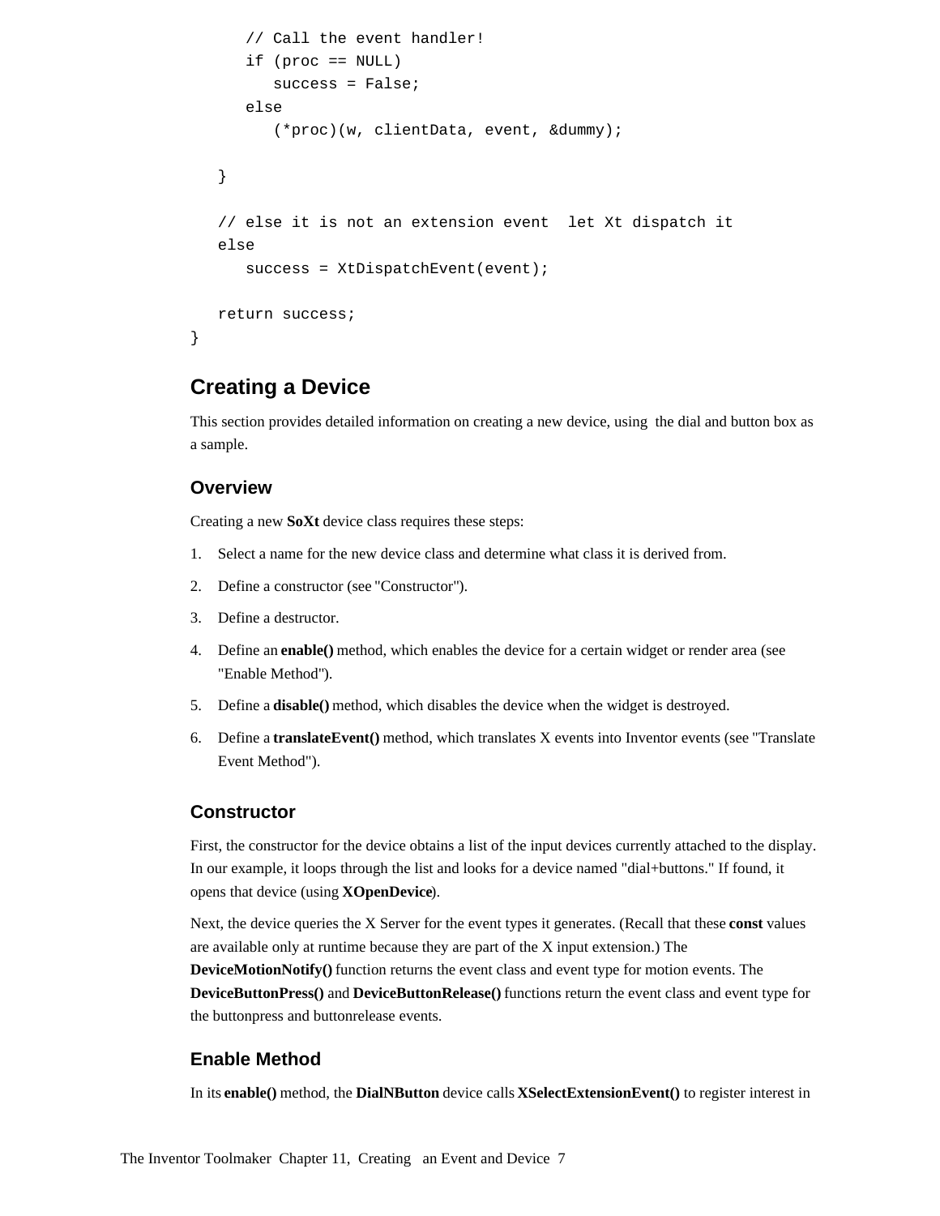```
      // Call the event handler!
      if (proc == NULL)
         success = False;
      else
         (*proc)(w, clientData, event, &dummy);

   }

   // else it is not an extension event  let Xt dispatch it
   else
      success = XtDispatchEvent(event);

   return success;
}
```

## Creating a Device

This section provides detailed information on creating a new device, using the dial and button box as a sample.

### Overview

Creating a new **SoXt** device class requires these steps:

1. Select a name for the new device class and determine what class it is derived from.
2. Define a constructor (see "Constructor").
3. Define a destructor.
4. Define an **enable()** method, which enables the device for a certain widget or render area (see "Enable Method").
5. Define a **disable()** method, which disables the device when the widget is destroyed.
6. Define a **translateEvent()** method, which translates X events into Inventor events (see "Translate Event Method").

### Constructor

First, the constructor for the device obtains a list of the input devices currently attached to the display. In our example, it loops through the list and looks for a device named "dial+buttons." If found, it opens that device (using **XOpenDevice**).

Next, the device queries the X Server for the event types it generates. (Recall that these **const** values are available only at runtime because they are part of the X input extension.) The **DeviceMotionNotify()** function returns the event class and event type for motion events. The **DeviceButtonPress()** and **DeviceButtonRelease()** functions return the event class and event type for the buttonpress and buttonrelease events.

### Enable Method

In its **enable()** method, the **DialNButton** device calls **XSelectExtensionEvent()** to register interest in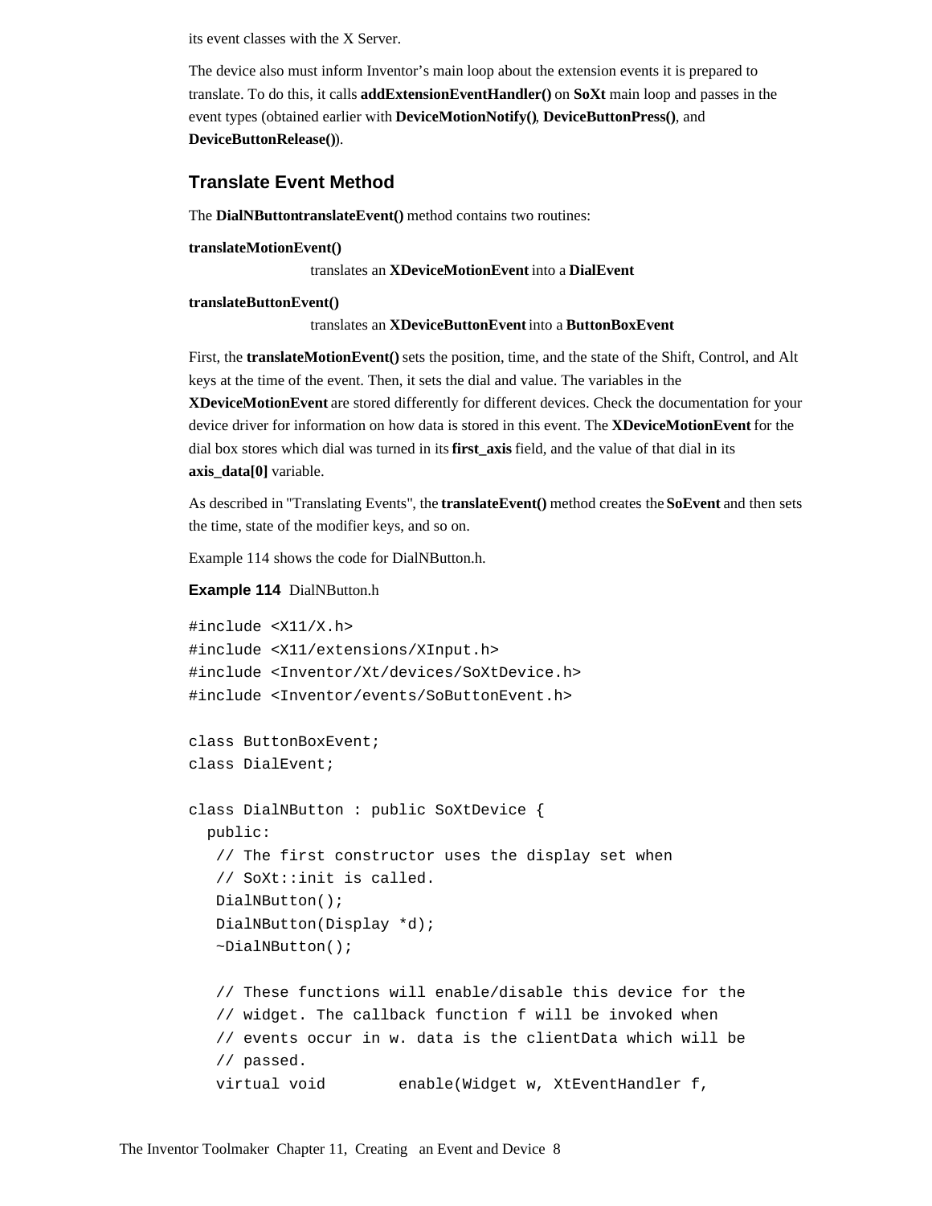its event classes with the X Server.

The device also must inform Inventor's main loop about the extension events it is prepared to translate. To do this, it calls **addExtensionEventHandler()** on **SoXt** main loop and passes in the event types (obtained earlier with **DeviceMotionNotify()**, **DeviceButtonPress()**, and **DeviceButtonRelease()**).

## Translate Event Method

The **DialNButtontranslateEvent()** method contains two routines:

**translateMotionEvent()**

translates an **XDeviceMotionEvent** into a **DialEvent**

**translateButtonEvent()**

translates an **XDeviceButtonEvent** into a **ButtonBoxEvent**

First, the **translateMotionEvent()** sets the position, time, and the state of the Shift, Control, and Alt keys at the time of the event. Then, it sets the dial and value. The variables in the **XDeviceMotionEvent** are stored differently for different devices. Check the documentation for your device driver for information on how data is stored in this event. The **XDeviceMotionEvent** for the dial box stores which dial was turned in its **first_axis** field, and the value of that dial in its **axis_data[0]** variable.

As described in "Translating Events", the **translateEvent()** method creates the **SoEvent** and then sets the time, state of the modifier keys, and so on.

Example 114 shows the code for DialNButton.h.

**Example 114** DialNButton.h

```
#include <X11/X.h>
#include <X11/extensions/XInput.h>
#include <Inventor/Xt/devices/SoXtDevice.h>
#include <Inventor/events/SoButtonEvent.h>

class ButtonBoxEvent;
class DialEvent;

class DialNButton : public SoXtDevice {
  public:
   // The first constructor uses the display set when
   // SoXt::init is called.
   DialNButton();
   DialNButton(Display *d);
   ~DialNButton();

   // These functions will enable/disable this device for the
   // widget. The callback function f will be invoked when
   // events occur in w. data is the clientData which will be
   // passed.
   virtual void        enable(Widget w, XtEventHandler f,
```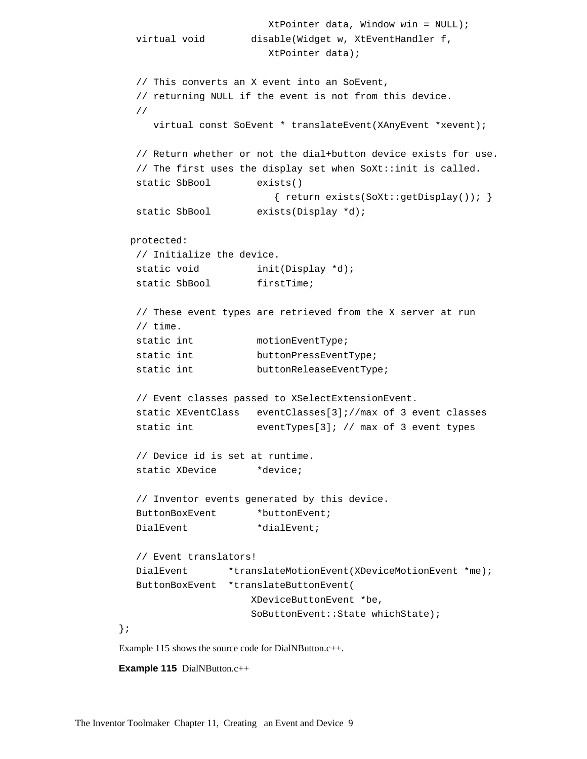```
                        XtPointer data, Window win = NULL);
   virtual void        disable(Widget w, XtEventHandler f,
                        XtPointer data);

   // This converts an X event into an SoEvent,
   // returning NULL if the event is not from this device.
   //
      virtual const SoEvent * translateEvent(XAnyEvent *xevent);

   // Return whether or not the dial+button device exists for use.
   // The first uses the display set when SoXt::init is called.
   static SbBool        exists()
                           { return exists(SoXt::getDisplay()); }
   static SbBool        exists(Display *d);

  protected:
   // Initialize the device.
   static void          init(Display *d);
   static SbBool        firstTime;

   // These event types are retrieved from the X server at run
   // time.
   static int           motionEventType;
   static int           buttonPressEventType;
   static int           buttonReleaseEventType;

   // Event classes passed to XSelectExtensionEvent.
   static XEventClass   eventClasses[3];//max of 3 event classes
   static int           eventTypes[3]; // max of 3 event types

   // Device id is set at runtime.
   static XDevice       *device;

   // Inventor events generated by this device.
   ButtonBoxEvent       *buttonEvent;
   DialEvent            *dialEvent;

   // Event translators!
   DialEvent       *translateMotionEvent(XDeviceMotionEvent *me);
   ButtonBoxEvent  *translateButtonEvent(
                       XDeviceButtonEvent *be,
                       SoButtonEvent::State whichState);
};
```

Example 115 shows the source code for DialNButton.c++.

**Example 115** DialNButton.c++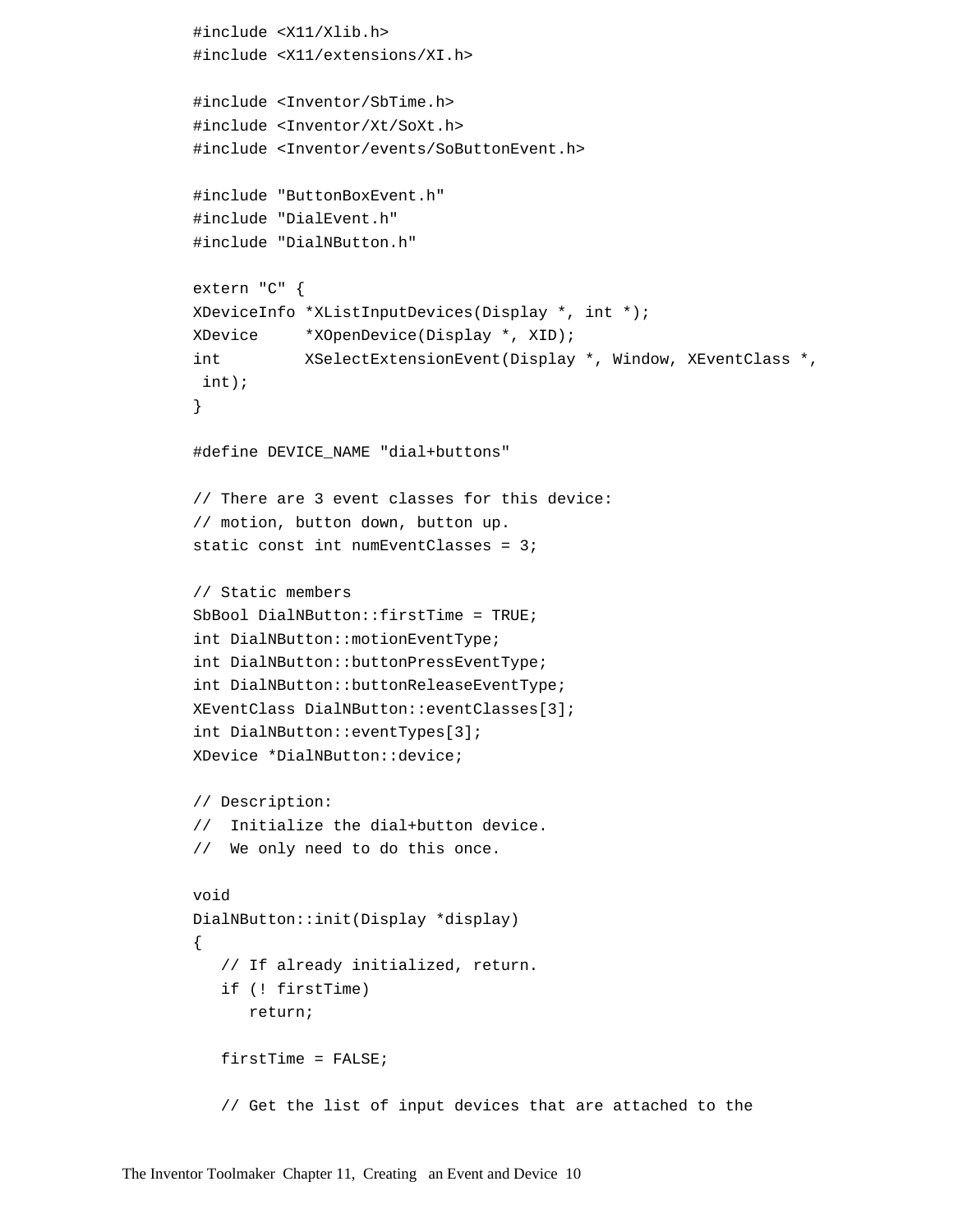```
#include <X11/Xlib.h>
#include <X11/extensions/XI.h>

#include <Inventor/SbTime.h>
#include <Inventor/Xt/SoXt.h>
#include <Inventor/events/SoButtonEvent.h>

#include "ButtonBoxEvent.h"
#include "DialEvent.h"
#include "DialNButton.h"

extern "C" {
XDeviceInfo *XListInputDevices(Display *, int *);
XDevice     *XOpenDevice(Display *, XID);
int         XSelectExtensionEvent(Display *, Window, XEventClass *,
 int);
}

#define DEVICE_NAME "dial+buttons"

// There are 3 event classes for this device:
// motion, button down, button up.
static const int numEventClasses = 3;

// Static members
SbBool DialNButton::firstTime = TRUE;
int DialNButton::motionEventType;
int DialNButton::buttonPressEventType;
int DialNButton::buttonReleaseEventType;
XEventClass DialNButton::eventClasses[3];
int DialNButton::eventTypes[3];
XDevice *DialNButton::device;

// Description:
//  Initialize the dial+button device.
//  We only need to do this once.

void
DialNButton::init(Display *display)
{
   // If already initialized, return.
   if (! firstTime)
      return;

   firstTime = FALSE;

   // Get the list of input devices that are attached to the
```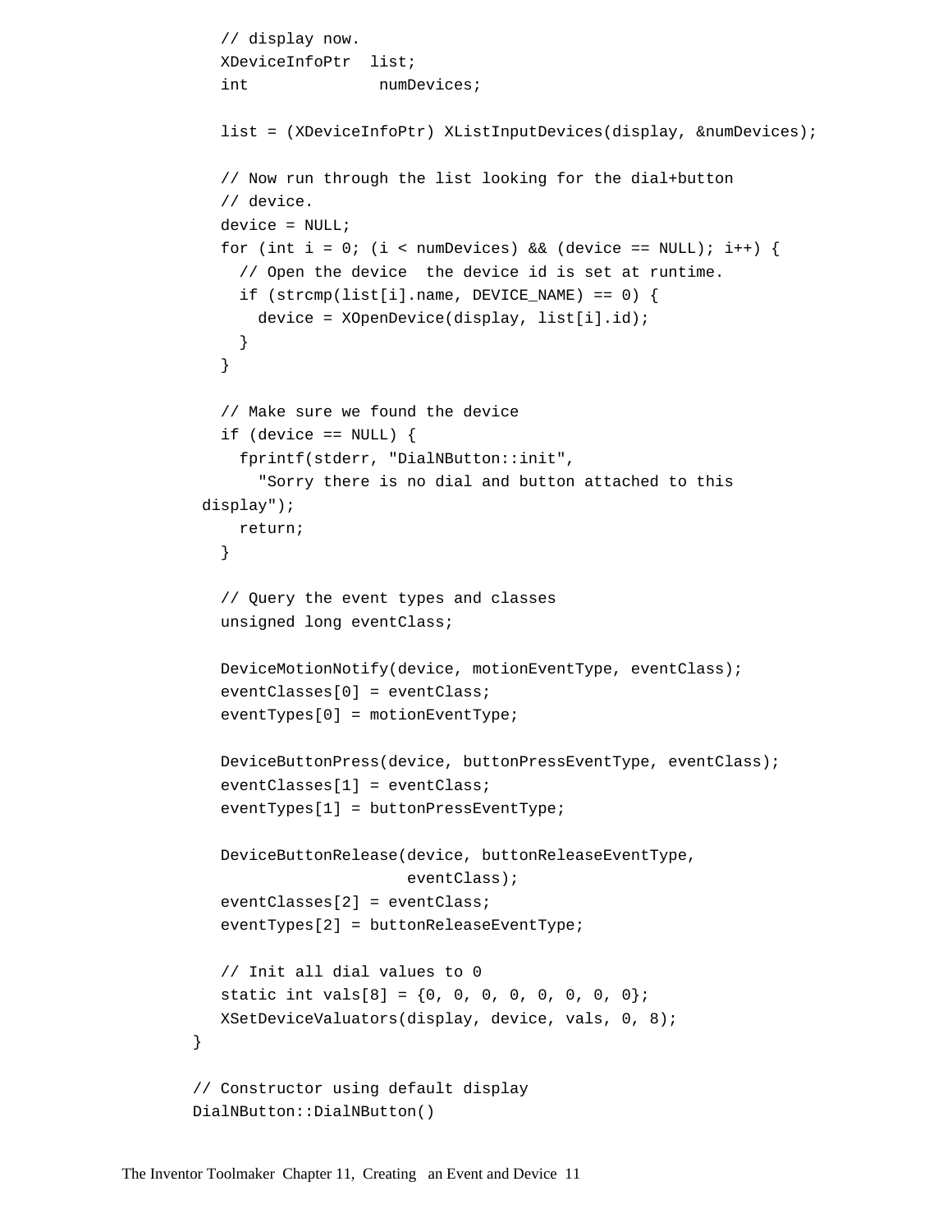```
   // display now.
   XDeviceInfoPtr  list;
   int              numDevices;

   list = (XDeviceInfoPtr) XListInputDevices(display, &numDevices);

   // Now run through the list looking for the dial+button
   // device.
   device = NULL;
   for (int i = 0; (i < numDevices) && (device == NULL); i++) {
     // Open the device  the device id is set at runtime.
     if (strcmp(list[i].name, DEVICE_NAME) == 0) {
       device = XOpenDevice(display, list[i].id);
     }
   }

   // Make sure we found the device
   if (device == NULL) {
     fprintf(stderr, "DialNButton::init",
       "Sorry there is no dial and button attached to this
 display");
     return;
   }

   // Query the event types and classes
   unsigned long eventClass;

   DeviceMotionNotify(device, motionEventType, eventClass);
   eventClasses[0] = eventClass;
   eventTypes[0] = motionEventType;

   DeviceButtonPress(device, buttonPressEventType, eventClass);
   eventClasses[1] = eventClass;
   eventTypes[1] = buttonPressEventType;

   DeviceButtonRelease(device, buttonReleaseEventType,
                       eventClass);
   eventClasses[2] = eventClass;
   eventTypes[2] = buttonReleaseEventType;

   // Init all dial values to 0
   static int vals[8] = {0, 0, 0, 0, 0, 0, 0, 0};
   XSetDeviceValuators(display, device, vals, 0, 8);
}

// Constructor using default display
DialNButton::DialNButton()
```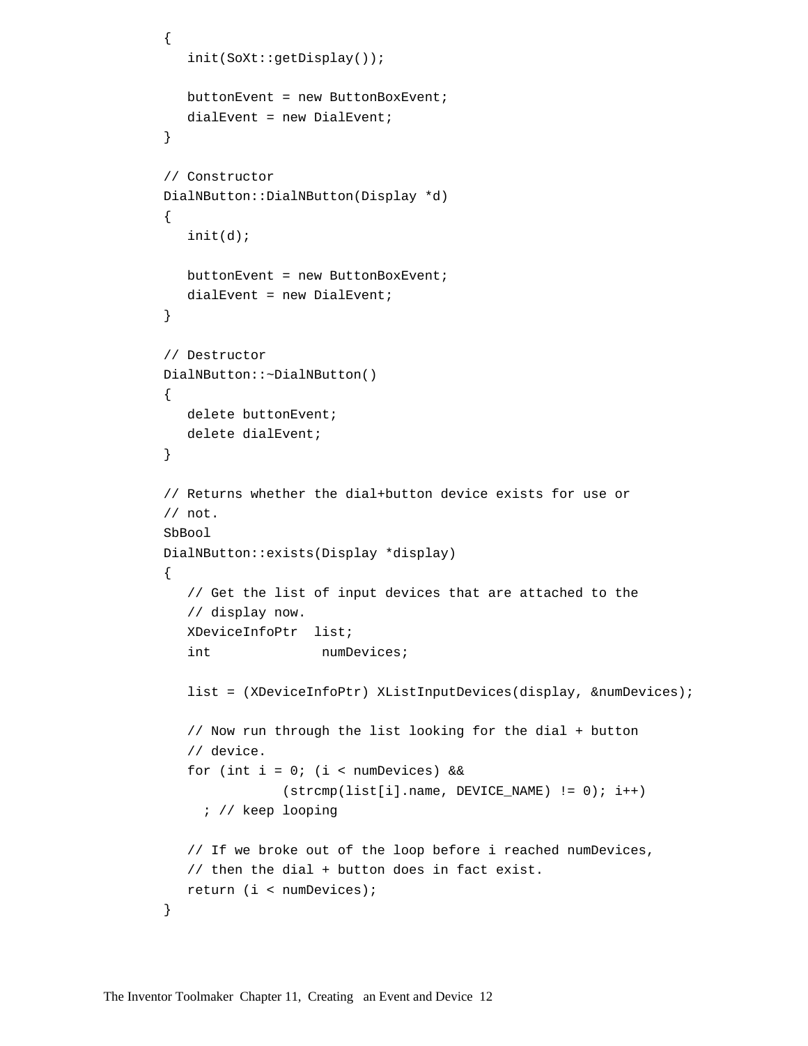```
{
   init(SoXt::getDisplay());

   buttonEvent = new ButtonBoxEvent;
   dialEvent = new DialEvent;
}

// Constructor
DialNButton::DialNButton(Display *d)
{
   init(d);

   buttonEvent = new ButtonBoxEvent;
   dialEvent = new DialEvent;
}

// Destructor
DialNButton::~DialNButton()
{
   delete buttonEvent;
   delete dialEvent;
}

// Returns whether the dial+button device exists for use or
// not.
SbBool
DialNButton::exists(Display *display)
{
   // Get the list of input devices that are attached to the
   // display now.
   XDeviceInfoPtr  list;
   int              numDevices;

   list = (XDeviceInfoPtr) XListInputDevices(display, &numDevices);

   // Now run through the list looking for the dial + button
   // device.
   for (int i = 0; (i < numDevices) &&
            (strcmp(list[i].name, DEVICE_NAME) != 0); i++)
     ; // keep looping

   // If we broke out of the loop before i reached numDevices,
   // then the dial + button does in fact exist.
   return (i < numDevices);
}
```